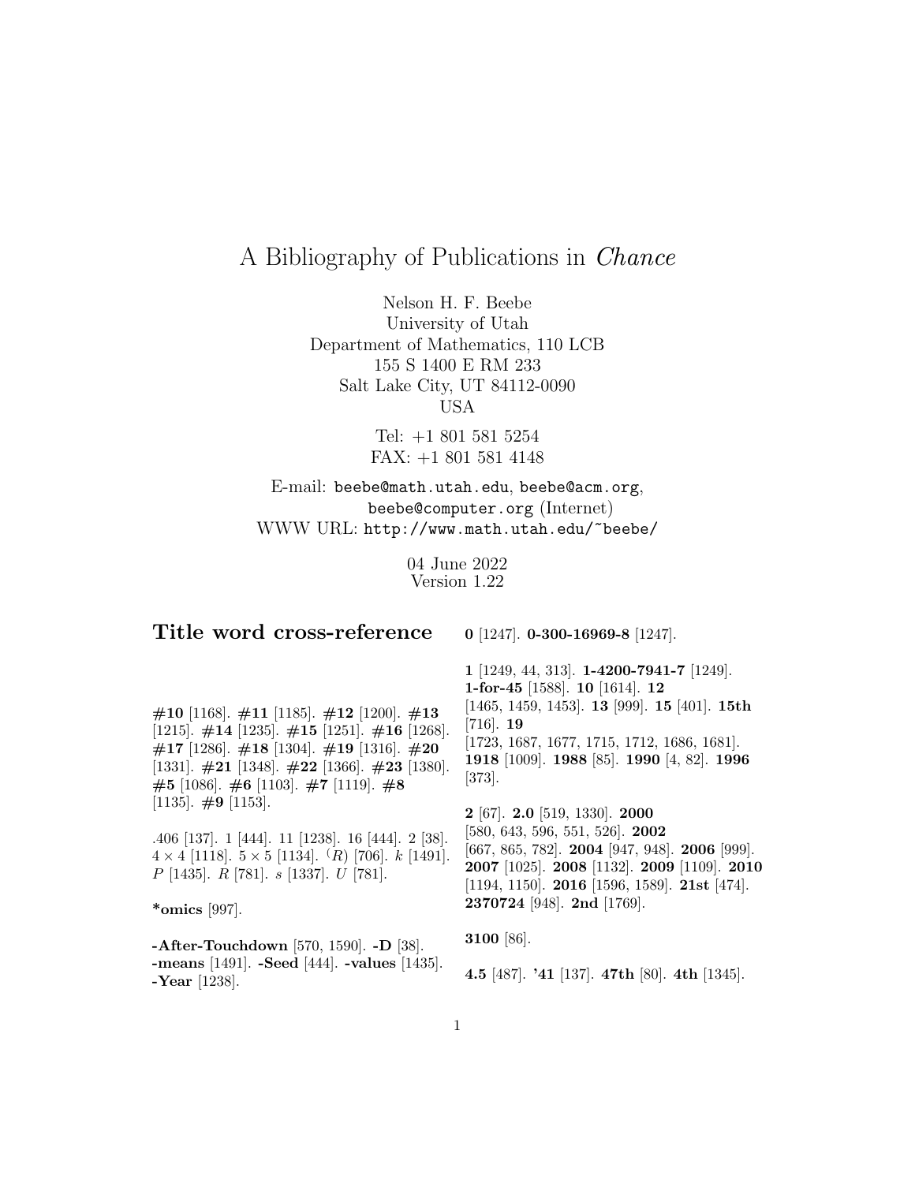# A Bibliography of Publications in *Chance*

Nelson H. F. Beebe
University of Utah
Department of Mathematics, 110 LCB
155 S 1400 E RM 233
Salt Lake City, UT 84112-0090
USA

Tel: +1 801 581 5254
FAX: +1 801 581 4148

E-mail: `beebe@math.utah.edu`, `beebe@acm.org`, `beebe@computer.org` (Internet)
WWW URL: `http://www.math.utah.edu/~beebe/`

04 June 2022
Version 1.22

## Title word cross-reference

**#10** [1168]. **#11** [1185]. **#12** [1200]. **#13** [1215]. **#14** [1235]. **#15** [1251]. **#16** [1268]. **#17** [1286]. **#18** [1304]. **#19** [1316]. **#20** [1331]. **#21** [1348]. **#22** [1366]. **#23** [1380]. **#5** [1086]. **#6** [1103]. **#7** [1119]. **#8** [1135]. **#9** [1153].

.406 [137]. 1 [444]. 11 [1238]. 16 [444]. 2 [38]. $4 \times 4$ [1118]. $5 \times 5$ [1134]. $^{(}R)$ [706]. $k$ [1491]. $P$ [1435]. $R$ [781]. $s$ [1337]. $U$ [781].

**\*omics** [997].

**-After-Touchdown** [570, 1590]. **-D** [38]. **-means** [1491]. **-Seed** [444]. **-values** [1435]. **-Year** [1238].

**0** [1247]. **0-300-16969-8** [1247].

**1** [1249, 44, 313]. **1-4200-7941-7** [1249]. **1-for-45** [1588]. **10** [1614]. **12** [1465, 1459, 1453]. **13** [999]. **15** [401]. **15th** [716]. **19** [1723, 1687, 1677, 1715, 1712, 1686, 1681]. **1918** [1009]. **1988** [85]. **1990** [4, 82]. **1996** [373].

**2** [67]. **2.0** [519, 1330]. **2000** [580, 643, 596, 551, 526]. **2002** [667, 865, 782]. **2004** [947, 948]. **2006** [999]. **2007** [1025]. **2008** [1132]. **2009** [1109]. **2010** [1194, 1150]. **2016** [1596, 1589]. **21st** [474]. **2370724** [948]. **2nd** [1769].

**3100** [86].

**4.5** [487]. **'41** [137]. **47th** [80]. **4th** [1345].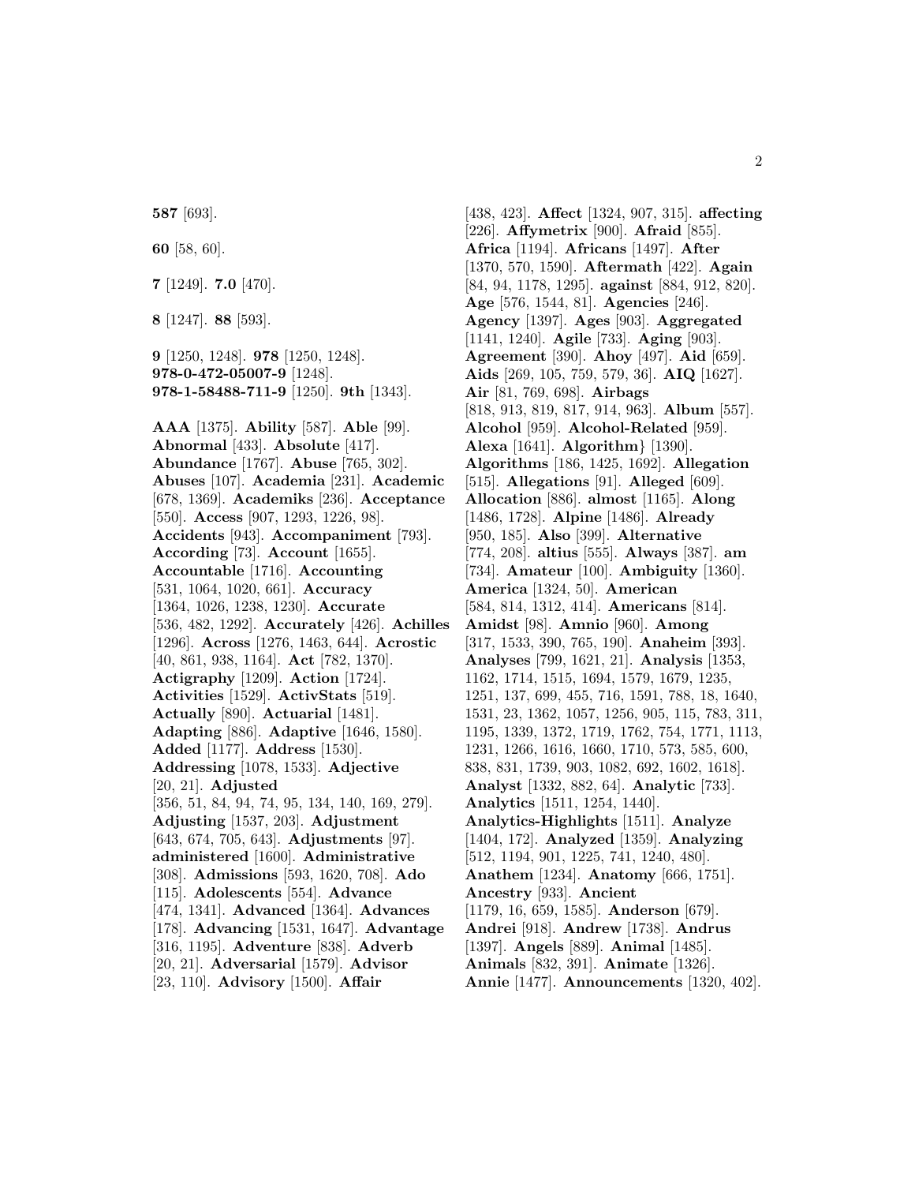**587** [693].

**60** [58, 60].

**7** [1249]. **7.0** [470].

**8** [1247]. **88** [593].

**9** [1250, 1248]. **978** [1250, 1248]. **978-0-472-05007-9** [1248]. **978-1-58488-711-9** [1250]. **9th** [1343].

**AAA** [1375]. **Ability** [587]. **Able** [99]. **Abnormal** [433]. **Absolute** [417]. **Abundance** [1767]. **Abuse** [765, 302]. **Abuses** [107]. **Academia** [231]. **Academic** [678, 1369]. **Academiks** [236]. **Acceptance** [550]. **Access** [907, 1293, 1226, 98]. **Accidents** [943]. **Accompaniment** [793]. **According** [73]. **Account** [1655]. **Accountable** [1716]. **Accounting** [531, 1064, 1020, 661]. **Accuracy** [1364, 1026, 1238, 1230]. **Accurate** [536, 482, 1292]. **Accurately** [426]. **Achilles** [1296]. **Across** [1276, 1463, 644]. **Acrostic** [40, 861, 938, 1164]. **Act** [782, 1370]. **Actigraphy** [1209]. **Action** [1724]. **Activities** [1529]. **ActivStats** [519]. **Actually** [890]. **Actuarial** [1481]. **Adapting** [886]. **Adaptive** [1646, 1580]. **Added** [1177]. **Address** [1530]. **Addressing** [1078, 1533]. **Adjective** [20, 21]. **Adjusted** [356, 51, 84, 94, 74, 95, 134, 140, 169, 279]. **Adjusting** [1537, 203]. **Adjustment** [643, 674, 705, 643]. **Adjustments** [97]. **administered** [1600]. **Administrative** [308]. **Admissions** [593, 1620, 708]. **Ado** [115]. **Adolescents** [554]. **Advance** [474, 1341]. **Advanced** [1364]. **Advances** [178]. **Advancing** [1531, 1647]. **Advantage** [316, 1195]. **Adventure** [838]. **Adverb** [20, 21]. **Adversarial** [1579]. **Advisor** [23, 110]. **Advisory** [1500]. **Affair** [438, 423]. **Affect** [1324, 907, 315]. **affecting** [226]. **Affymetrix** [900]. **Afraid** [855]. **Africa** [1194]. **Africans** [1497]. **After** [1370, 570, 1590]. **Aftermath** [422]. **Again** [84, 94, 1178, 1295]. **against** [884, 912, 820]. **Age** [576, 1544, 81]. **Agencies** [246]. **Agency** [1397]. **Ages** [903]. **Aggregated** [1141, 1240]. **Agile** [733]. **Aging** [903]. **Agreement** [390]. **Ahoy** [497]. **Aid** [659]. **Aids** [269, 105, 759, 579, 36]. **AIQ** [1627]. **Air** [81, 769, 698]. **Airbags** [818, 913, 819, 817, 914, 963]. **Album** [557]. **Alcohol** [959]. **Alcohol-Related** [959]. **Alexa** [1641]. **Algorithm}** [1390]. **Algorithms** [186, 1425, 1692]. **Allegation** [515]. **Allegations** [91]. **Alleged** [609]. **Allocation** [886]. **almost** [1165]. **Along** [1486, 1728]. **Alpine** [1486]. **Already** [950, 185]. **Also** [399]. **Alternative** [774, 208]. **altius** [555]. **Always** [387]. **am** [734]. **Amateur** [100]. **Ambiguity** [1360]. **America** [1324, 50]. **American** [584, 814, 1312, 414]. **Americans** [814]. **Amidst** [98]. **Amnio** [960]. **Among** [317, 1533, 390, 765, 190]. **Anaheim** [393]. **Analyses** [799, 1621, 21]. **Analysis** [1353, 1162, 1714, 1515, 1694, 1579, 1679, 1235, 1251, 137, 699, 455, 716, 1591, 788, 18, 1640, 1531, 23, 1362, 1057, 1256, 905, 115, 783, 311, 1195, 1339, 1372, 1719, 1762, 754, 1771, 1113, 1231, 1266, 1616, 1660, 1710, 573, 585, 600, 838, 831, 1739, 903, 1082, 692, 1602, 1618]. **Analyst** [1332, 882, 64]. **Analytic** [733]. **Analytics** [1511, 1254, 1440]. **Analytics-Highlights** [1511]. **Analyze** [1404, 172]. **Analyzed** [1359]. **Analyzing** [512, 1194, 901, 1225, 741, 1240, 480]. **Anathem** [1234]. **Anatomy** [666, 1751]. **Ancestry** [933]. **Ancient** [1179, 16, 659, 1585]. **Anderson** [679]. **Andrei** [918]. **Andrew** [1738]. **Andrus** [1397]. **Angels** [889]. **Animal** [1485]. **Animals** [832, 391]. **Animate** [1326]. **Annie** [1477]. **Announcements** [1320, 402].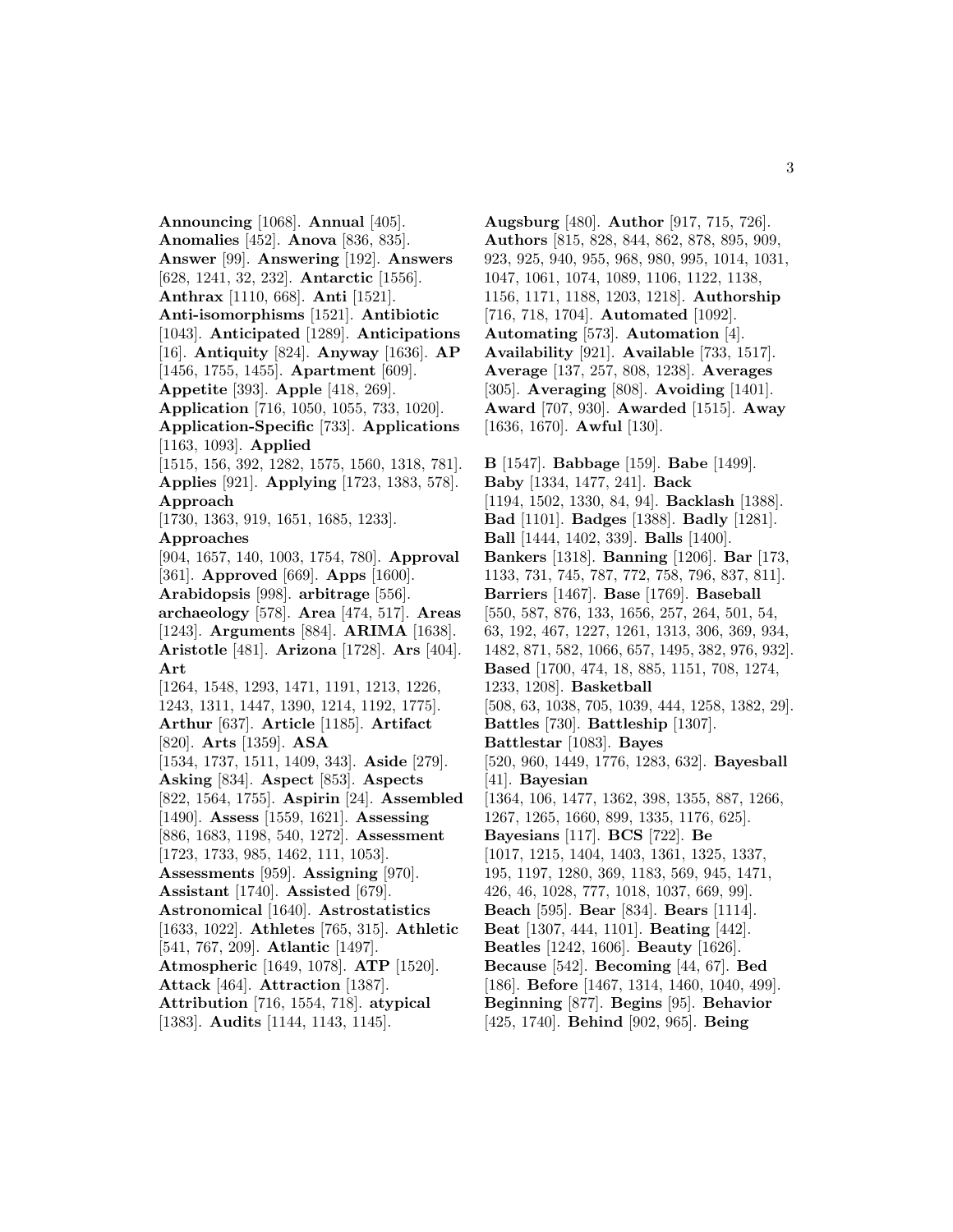**Announcing** [1068]. **Annual** [405]. **Anomalies** [452]. **Anova** [836, 835]. **Answer** [99]. **Answering** [192]. **Answers** [628, 1241, 32, 232]. **Antarctic** [1556]. **Anthrax** [1110, 668]. **Anti** [1521]. **Anti-isomorphisms** [1521]. **Antibiotic** [1043]. **Anticipated** [1289]. **Anticipations** [16]. **Antiquity** [824]. **Anyway** [1636]. **AP** [1456, 1755, 1455]. **Apartment** [609]. **Appetite** [393]. **Apple** [418, 269]. **Application** [716, 1050, 1055, 733, 1020]. **Application-Specific** [733]. **Applications** [1163, 1093]. **Applied** [1515, 156, 392, 1282, 1575, 1560, 1318, 781]. **Applies** [921]. **Applying** [1723, 1383, 578]. **Approach** [1730, 1363, 919, 1651, 1685, 1233]. **Approaches** [904, 1657, 140, 1003, 1754, 780]. **Approval** [361]. **Approved** [669]. **Apps** [1600]. **Arabidopsis** [998]. **arbitrage** [556]. **archaeology** [578]. **Area** [474, 517]. **Areas** [1243]. **Arguments** [884]. **ARIMA** [1638]. **Aristotle** [481]. **Arizona** [1728]. **Ars** [404]. **Art** [1264, 1548, 1293, 1471, 1191, 1213, 1226, 1243, 1311, 1447, 1390, 1214, 1192, 1775]. **Arthur** [637]. **Article** [1185]. **Artifact** [820]. **Arts** [1359]. **ASA** [1534, 1737, 1511, 1409, 343]. **Aside** [279]. **Asking** [834]. **Aspect** [853]. **Aspects** [822, 1564, 1755]. **Aspirin** [24]. **Assembled** [1490]. **Assess** [1559, 1621]. **Assessing** [886, 1683, 1198, 540, 1272]. **Assessment** [1723, 1733, 985, 1462, 111, 1053]. **Assessments** [959]. **Assigning** [970]. **Assistant** [1740]. **Assisted** [679]. **Astronomical** [1640]. **Astrostatistics** [1633, 1022]. **Athletes** [765, 315]. **Athletic** [541, 767, 209]. **Atlantic** [1497]. **Atmospheric** [1649, 1078]. **ATP** [1520]. **Attack** [464]. **Attraction** [1387]. **Attribution** [716, 1554, 718]. **atypical** [1383]. **Audits** [1144, 1143, 1145].

**Augsburg** [480]. **Author** [917, 715, 726]. **Authors** [815, 828, 844, 862, 878, 895, 909, 923, 925, 940, 955, 968, 980, 995, 1014, 1031, 1047, 1061, 1074, 1089, 1106, 1122, 1138, 1156, 1171, 1188, 1203, 1218]. **Authorship** [716, 718, 1704]. **Automated** [1092]. **Automating** [573]. **Automation** [4]. **Availability** [921]. **Available** [733, 1517]. **Average** [137, 257, 808, 1238]. **Averages** [305]. **Averaging** [808]. **Avoiding** [1401]. **Award** [707, 930]. **Awarded** [1515]. **Away** [1636, 1670]. **Awful** [130].

**B** [1547]. **Babbage** [159]. **Babe** [1499]. **Baby** [1334, 1477, 241]. **Back** [1194, 1502, 1330, 84, 94]. **Backlash** [1388]. **Bad** [1101]. **Badges** [1388]. **Badly** [1281]. **Ball** [1444, 1402, 339]. **Balls** [1400]. **Bankers** [1318]. **Banning** [1206]. **Bar** [173, 1133, 731, 745, 787, 772, 758, 796, 837, 811]. **Barriers** [1467]. **Base** [1769]. **Baseball** [550, 587, 876, 133, 1656, 257, 264, 501, 54, 63, 192, 467, 1227, 1261, 1313, 306, 369, 934, 1482, 871, 582, 1066, 657, 1495, 382, 976, 932]. **Based** [1700, 474, 18, 885, 1151, 708, 1274, 1233, 1208]. **Basketball** [508, 63, 1038, 705, 1039, 444, 1258, 1382, 29]. **Battles** [730]. **Battleship** [1307]. **Battlestar** [1083]. **Bayes** [520, 960, 1449, 1776, 1283, 632]. **Bayesball** [41]. **Bayesian** [1364, 106, 1477, 1362, 398, 1355, 887, 1266, 1267, 1265, 1660, 899, 1335, 1176, 625]. **Bayesians** [117]. **BCS** [722]. **Be** [1017, 1215, 1404, 1403, 1361, 1325, 1337, 195, 1197, 1280, 369, 1183, 569, 945, 1471, 426, 46, 1028, 777, 1018, 1037, 669, 99]. **Beach** [595]. **Bear** [834]. **Bears** [1114]. **Beat** [1307, 444, 1101]. **Beating** [442]. **Beatles** [1242, 1606]. **Beauty** [1626]. **Because** [542]. **Becoming** [44, 67]. **Bed** [186]. **Before** [1467, 1314, 1460, 1040, 499]. **Beginning** [877]. **Begins** [95]. **Behavior** [425, 1740]. **Behind** [902, 965]. **Being**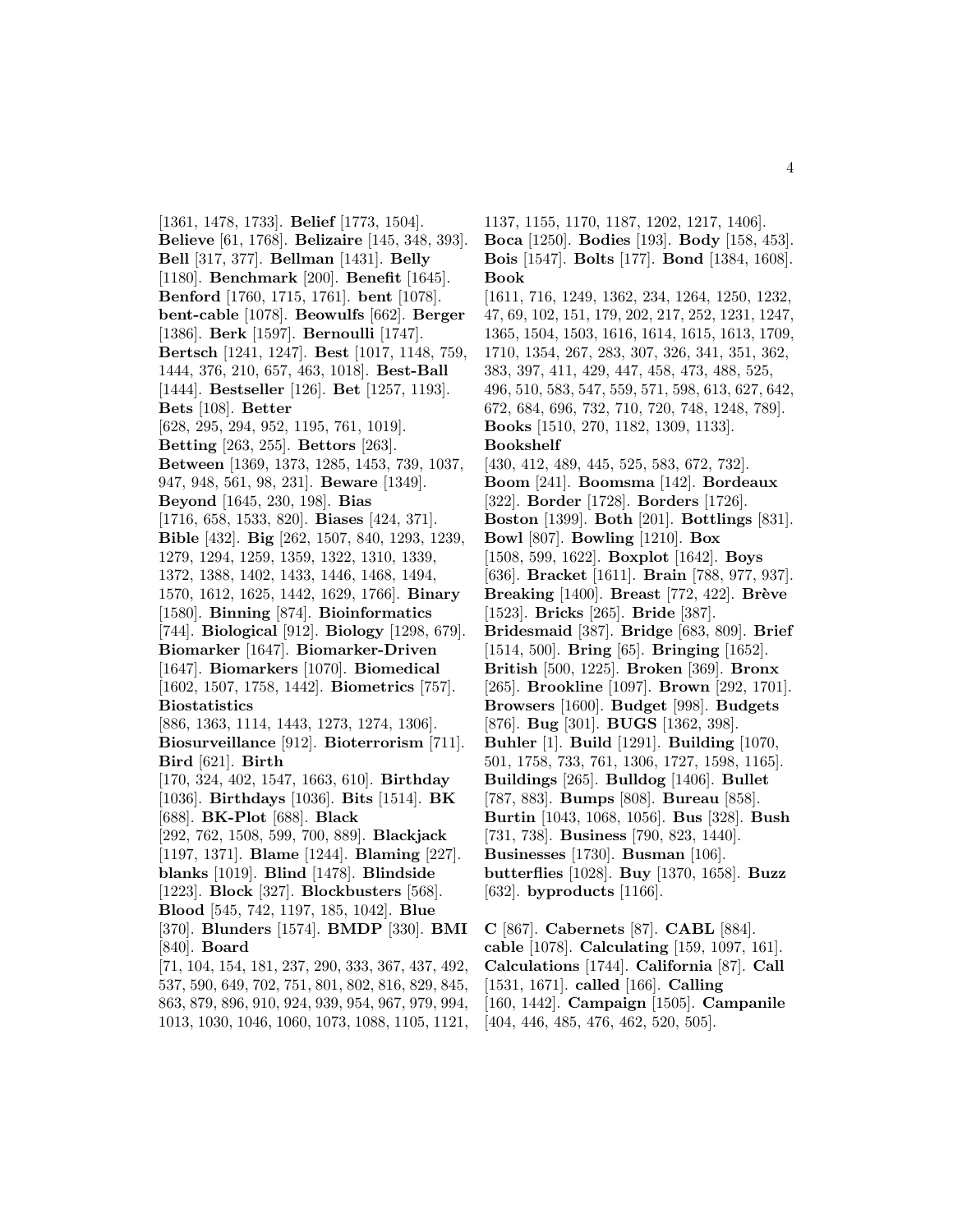[1361, 1478, 1733]. **Belief** [1773, 1504]. **Believe** [61, 1768]. **Belizaire** [145, 348, 393]. **Bell** [317, 377]. **Bellman** [1431]. **Belly** [1180]. **Benchmark** [200]. **Benefit** [1645]. **Benford** [1760, 1715, 1761]. **bent** [1078]. **bent-cable** [1078]. **Beowulfs** [662]. **Berger** [1386]. **Berk** [1597]. **Bernoulli** [1747]. **Bertsch** [1241, 1247]. **Best** [1017, 1148, 759, 1444, 376, 210, 657, 463, 1018]. **Best-Ball** [1444]. **Bestseller** [126]. **Bet** [1257, 1193]. **Bets** [108]. **Better** [628, 295, 294, 952, 1195, 761, 1019]. **Betting** [263, 255]. **Bettors** [263]. **Between** [1369, 1373, 1285, 1453, 739, 1037, 947, 948, 561, 98, 231]. **Beware** [1349]. **Beyond** [1645, 230, 198]. **Bias** [1716, 658, 1533, 820]. **Biases** [424, 371]. **Bible** [432]. **Big** [262, 1507, 840, 1293, 1239, 1279, 1294, 1259, 1359, 1322, 1310, 1339, 1372, 1388, 1402, 1433, 1446, 1468, 1494, 1570, 1612, 1625, 1442, 1629, 1766]. **Binary** [1580]. **Binning** [874]. **Bioinformatics** [744]. **Biological** [912]. **Biology** [1298, 679]. **Biomarker** [1647]. **Biomarker-Driven** [1647]. **Biomarkers** [1070]. **Biomedical** [1602, 1507, 1758, 1442]. **Biometrics** [757]. **Biostatistics** [886, 1363, 1114, 1443, 1273, 1274, 1306]. **Biosurveillance** [912]. **Bioterrorism** [711]. **Bird** [621]. **Birth** [170, 324, 402, 1547, 1663, 610]. **Birthday** [1036]. **Birthdays** [1036]. **Bits** [1514]. **BK** [688]. **BK-Plot** [688]. **Black** [292, 762, 1508, 599, 700, 889]. **Blackjack** [1197, 1371]. **Blame** [1244]. **Blaming** [227]. **blanks** [1019]. **Blind** [1478]. **Blindside** [1223]. **Block** [327]. **Blockbusters** [568]. **Blood** [545, 742, 1197, 185, 1042]. **Blue** [370]. **Blunders** [1574]. **BMDP** [330]. **BMI** [840]. **Board** [71, 104, 154, 181, 237, 290, 333, 367, 437, 492, 537, 590, 649, 702, 751, 801, 802, 816, 829, 845, 863, 879, 896, 910, 924, 939, 954, 967, 979, 994, 1013, 1030, 1046, 1060, 1073, 1088, 1105, 1121, 1137, 1155, 1170, 1187, 1202, 1217, 1406]. **Boca** [1250]. **Bodies** [193]. **Body** [158, 453]. **Bois** [1547]. **Bolts** [177]. **Bond** [1384, 1608]. **Book** [1611, 716, 1249, 1362, 234, 1264, 1250, 1232, 47, 69, 102, 151, 179, 202, 217, 252, 1231, 1247, 1365, 1504, 1503, 1616, 1614, 1615, 1613, 1709, 1710, 1354, 267, 283, 307, 326, 341, 351, 362, 383, 397, 411, 429, 447, 458, 473, 488, 525, 496, 510, 583, 547, 559, 571, 598, 613, 627, 642, 672, 684, 696, 732, 710, 720, 748, 1248, 789]. **Books** [1510, 270, 1182, 1309, 1133]. **Bookshelf** [430, 412, 489, 445, 525, 583, 672, 732]. **Boom** [241]. **Boomsma** [142]. **Bordeaux** [322]. **Border** [1728]. **Borders** [1726]. **Boston** [1399]. **Both** [201]. **Bottlings** [831]. **Bowl** [807]. **Bowling** [1210]. **Box** [1508, 599, 1622]. **Boxplot** [1642]. **Boys** [636]. **Bracket** [1611]. **Brain** [788, 977, 937]. **Breaking** [1400]. **Breast** [772, 422]. **Brève** [1523]. **Bricks** [265]. **Bride** [387]. **Bridesmaid** [387]. **Bridge** [683, 809]. **Brief** [1514, 500]. **Bring** [65]. **Bringing** [1652]. **British** [500, 1225]. **Broken** [369]. **Bronx** [265]. **Brookline** [1097]. **Brown** [292, 1701]. **Browsers** [1600]. **Budget** [998]. **Budgets** [876]. **Bug** [301]. **BUGS** [1362, 398]. **Buhler** [1]. **Build** [1291]. **Building** [1070, 501, 1758, 733, 761, 1306, 1727, 1598, 1165]. **Buildings** [265]. **Bulldog** [1406]. **Bullet** [787, 883]. **Bumps** [808]. **Bureau** [858]. **Burtin** [1043, 1068, 1056]. **Bus** [328]. **Bush** [731, 738]. **Business** [790, 823, 1440]. **Businesses** [1730]. **Busman** [106]. **butterflies** [1028]. **Buy** [1370, 1658]. **Buzz** [632]. **byproducts** [1166].

**C** [867]. **Cabernets** [87]. **CABL** [884]. **cable** [1078]. **Calculating** [159, 1097, 161]. **Calculations** [1744]. **California** [87]. **Call** [1531, 1671]. **called** [166]. **Calling** [160, 1442]. **Campaign** [1505]. **Campanile** [404, 446, 485, 476, 462, 520, 505].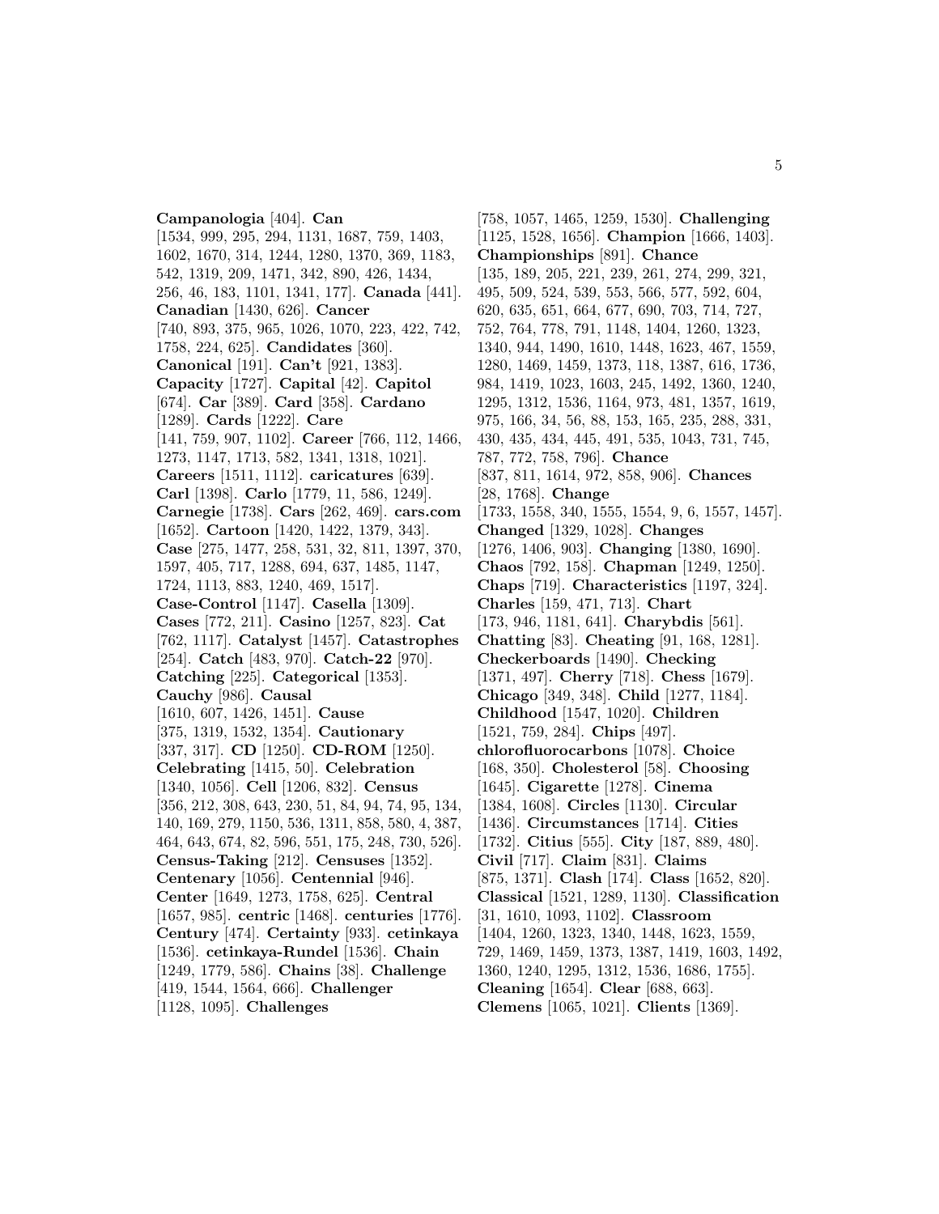**Campanologia** [404]. **Can** [1534, 999, 295, 294, 1131, 1687, 759, 1403, 1602, 1670, 314, 1244, 1280, 1370, 369, 1183, 542, 1319, 209, 1471, 342, 890, 426, 1434, 256, 46, 183, 1101, 1341, 177]. **Canada** [441]. **Canadian** [1430, 626]. **Cancer** [740, 893, 375, 965, 1026, 1070, 223, 422, 742, 1758, 224, 625]. **Candidates** [360]. **Canonical** [191]. **Can't** [921, 1383]. **Capacity** [1727]. **Capital** [42]. **Capitol** [674]. **Car** [389]. **Card** [358]. **Cardano** [1289]. **Cards** [1222]. **Care** [141, 759, 907, 1102]. **Career** [766, 112, 1466, 1273, 1147, 1713, 582, 1341, 1318, 1021]. **Careers** [1511, 1112]. **caricatures** [639]. **Carl** [1398]. **Carlo** [1779, 11, 586, 1249]. **Carnegie** [1738]. **Cars** [262, 469]. **cars.com** [1652]. **Cartoon** [1420, 1422, 1379, 343]. **Case** [275, 1477, 258, 531, 32, 811, 1397, 370, 1597, 405, 717, 1288, 694, 637, 1485, 1147, 1724, 1113, 883, 1240, 469, 1517]. **Case-Control** [1147]. **Casella** [1309]. **Cases** [772, 211]. **Casino** [1257, 823]. **Cat** [762, 1117]. **Catalyst** [1457]. **Catastrophes** [254]. **Catch** [483, 970]. **Catch-22** [970]. **Catching** [225]. **Categorical** [1353]. **Cauchy** [986]. **Causal** [1610, 607, 1426, 1451]. **Cause** [375, 1319, 1532, 1354]. **Cautionary** [337, 317]. **CD** [1250]. **CD-ROM** [1250]. **Celebrating** [1415, 50]. **Celebration** [1340, 1056]. **Cell** [1206, 832]. **Census** [356, 212, 308, 643, 230, 51, 84, 94, 74, 95, 134, 140, 169, 279, 1150, 536, 1311, 858, 580, 4, 387, 464, 643, 674, 82, 596, 551, 175, 248, 730, 526]. **Census-Taking** [212]. **Censuses** [1352]. **Centenary** [1056]. **Centennial** [946]. **Center** [1649, 1273, 1758, 625]. **Central** [1657, 985]. **centric** [1468]. **centuries** [1776]. **Century** [474]. **Certainty** [933]. **cetinkaya** [1536]. **cetinkaya-Rundel** [1536]. **Chain** [1249, 1779, 586]. **Chains** [38]. **Challenge** [419, 1544, 1564, 666]. **Challenger** [1128, 1095]. **Challenges** [758, 1057, 1465, 1259, 1530]. **Challenging** [1125, 1528, 1656]. **Champion** [1666, 1403]. **Championships** [891]. **Chance** [135, 189, 205, 221, 239, 261, 274, 299, 321, 495, 509, 524, 539, 553, 566, 577, 592, 604, 620, 635, 651, 664, 677, 690, 703, 714, 727, 752, 764, 778, 791, 1148, 1404, 1260, 1323, 1340, 944, 1490, 1610, 1448, 1623, 467, 1559, 1280, 1469, 1459, 1373, 118, 1387, 616, 1736, 984, 1419, 1023, 1603, 245, 1492, 1360, 1240, 1295, 1312, 1536, 1164, 973, 481, 1357, 1619, 975, 166, 34, 56, 88, 153, 165, 235, 288, 331, 430, 435, 434, 445, 491, 535, 1043, 731, 745, 787, 772, 758, 796]. **Chance** [837, 811, 1614, 972, 858, 906]. **Chances** [28, 1768]. **Change** [1733, 1558, 340, 1555, 1554, 9, 6, 1557, 1457]. **Changed** [1329, 1028]. **Changes** [1276, 1406, 903]. **Changing** [1380, 1690]. **Chaos** [792, 158]. **Chapman** [1249, 1250]. **Chaps** [719]. **Characteristics** [1197, 324]. **Charles** [159, 471, 713]. **Chart** [173, 946, 1181, 641]. **Charybdis** [561]. **Chatting** [83]. **Cheating** [91, 168, 1281]. **Checkerboards** [1490]. **Checking** [1371, 497]. **Cherry** [718]. **Chess** [1679]. **Chicago** [349, 348]. **Child** [1277, 1184]. **Childhood** [1547, 1020]. **Children** [1521, 759, 284]. **Chips** [497]. **chlorofluorocarbons** [1078]. **Choice** [168, 350]. **Cholesterol** [58]. **Choosing** [1645]. **Cigarette** [1278]. **Cinema** [1384, 1608]. **Circles** [1130]. **Circular** [1436]. **Circumstances** [1714]. **Cities** [1732]. **Citius** [555]. **City** [187, 889, 480]. **Civil** [717]. **Claim** [831]. **Claims** [875, 1371]. **Clash** [174]. **Class** [1652, 820]. **Classical** [1521, 1289, 1130]. **Classification** [31, 1610, 1093, 1102]. **Classroom** [1404, 1260, 1323, 1340, 1448, 1623, 1559, 729, 1469, 1459, 1373, 1387, 1419, 1603, 1492, 1360, 1240, 1295, 1312, 1536, 1686, 1755]. **Cleaning** [1654]. **Clear** [688, 663]. **Clemens** [1065, 1021]. **Clients** [1369].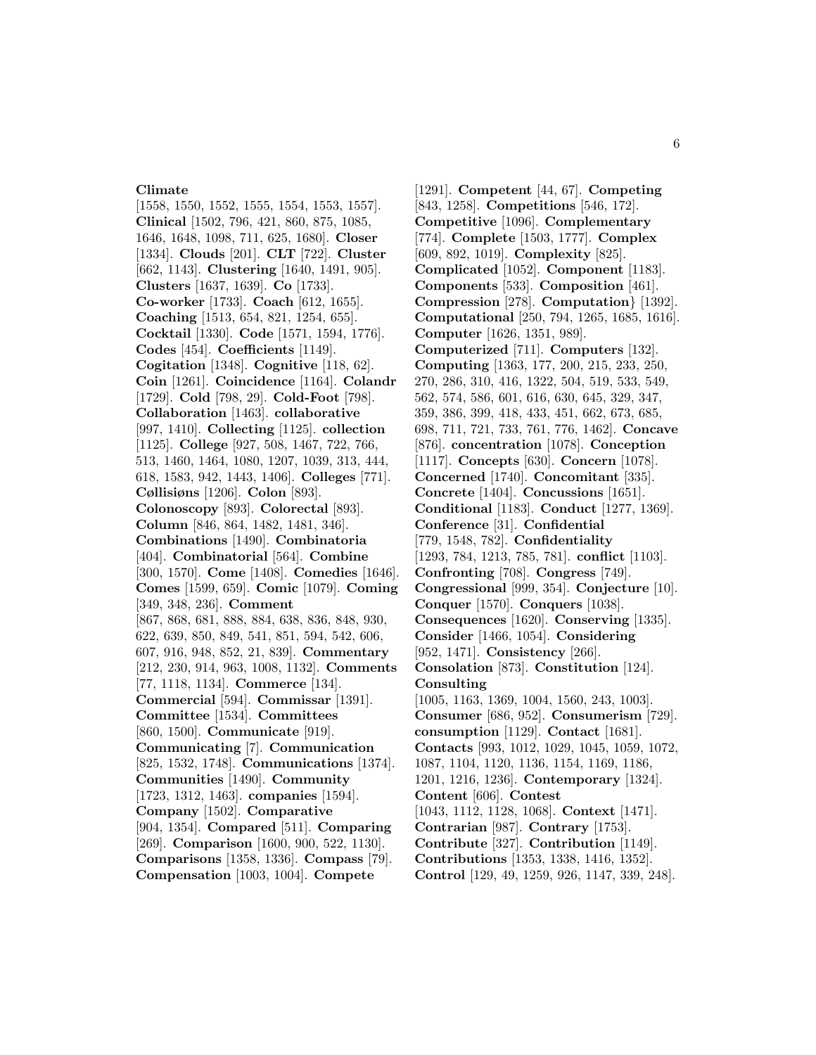**Climate** [1558, 1550, 1552, 1555, 1554, 1553, 1557]. **Clinical** [1502, 796, 421, 860, 875, 1085, 1646, 1648, 1098, 711, 625, 1680]. **Closer** [1334]. **Clouds** [201]. **CLT** [722]. **Cluster** [662, 1143]. **Clustering** [1640, 1491, 905]. **Clusters** [1637, 1639]. **Co** [1733]. **Co-worker** [1733]. **Coach** [612, 1655]. **Coaching** [1513, 654, 821, 1254, 655]. **Cocktail** [1330]. **Code** [1571, 1594, 1776]. **Codes** [454]. **Coefficients** [1149]. **Cogitation** [1348]. **Cognitive** [118, 62]. **Coin** [1261]. **Coincidence** [1164]. **Colandr** [1729]. **Cold** [798, 29]. **Cold-Foot** [798]. **Collaboration** [1463]. **collaborative** [997, 1410]. **Collecting** [1125]. **collection** [1125]. **College** [927, 508, 1467, 722, 766, 513, 1460, 1464, 1080, 1207, 1039, 313, 444, 618, 1583, 942, 1443, 1406]. **Colleges** [771]. **Cøllisiøns** [1206]. **Colon** [893]. **Colonoscopy** [893]. **Colorectal** [893]. **Column** [846, 864, 1482, 1481, 346]. **Combinations** [1490]. **Combinatoria** [404]. **Combinatorial** [564]. **Combine** [300, 1570]. **Come** [1408]. **Comedies** [1646]. **Comes** [1599, 659]. **Comic** [1079]. **Coming** [349, 348, 236]. **Comment** [867, 868, 681, 888, 884, 638, 836, 848, 930, 622, 639, 850, 849, 541, 851, 594, 542, 606, 607, 916, 948, 852, 21, 839]. **Commentary** [212, 230, 914, 963, 1008, 1132]. **Comments** [77, 1118, 1134]. **Commerce** [134]. **Commercial** [594]. **Commissar** [1391]. **Committee** [1534]. **Committees** [860, 1500]. **Communicate** [919]. **Communicating** [7]. **Communication** [825, 1532, 1748]. **Communications** [1374]. **Communities** [1490]. **Community** [1723, 1312, 1463]. **companies** [1594]. **Company** [1502]. **Comparative** [904, 1354]. **Compared** [511]. **Comparing** [269]. **Comparison** [1600, 900, 522, 1130]. **Comparisons** [1358, 1336]. **Compass** [79]. **Compensation** [1003, 1004]. **Compete** [1291]. **Competent** [44, 67]. **Competing** [843, 1258]. **Competitions** [546, 172]. **Competitive** [1096]. **Complementary** [774]. **Complete** [1503, 1777]. **Complex** [609, 892, 1019]. **Complexity** [825]. **Complicated** [1052]. **Component** [1183]. **Components** [533]. **Composition** [461]. **Compression** [278]. **Computation}** [1392]. **Computational** [250, 794, 1265, 1685, 1616]. **Computer** [1626, 1351, 989]. **Computerized** [711]. **Computers** [132]. **Computing** [1363, 177, 200, 215, 233, 250, 270, 286, 310, 416, 1322, 504, 519, 533, 549, 562, 574, 586, 601, 616, 630, 645, 329, 347, 359, 386, 399, 418, 433, 451, 662, 673, 685, 698, 711, 721, 733, 761, 776, 1462]. **Concave** [876]. **concentration** [1078]. **Conception** [1117]. **Concepts** [630]. **Concern** [1078]. **Concerned** [1740]. **Concomitant** [335]. **Concrete** [1404]. **Concussions** [1651]. **Conditional** [1183]. **Conduct** [1277, 1369]. **Conference** [31]. **Confidential** [779, 1548, 782]. **Confidentiality** [1293, 784, 1213, 785, 781]. **conflict** [1103]. **Confronting** [708]. **Congress** [749]. **Congressional** [999, 354]. **Conjecture** [10]. **Conquer** [1570]. **Conquers** [1038]. **Consequences** [1620]. **Conserving** [1335]. **Consider** [1466, 1054]. **Considering** [952, 1471]. **Consistency** [266]. **Consolation** [873]. **Constitution** [124]. **Consulting** [1005, 1163, 1369, 1004, 1560, 243, 1003]. **Consumer** [686, 952]. **Consumerism** [729]. **consumption** [1129]. **Contact** [1681]. **Contacts** [993, 1012, 1029, 1045, 1059, 1072, 1087, 1104, 1120, 1136, 1154, 1169, 1186, 1201, 1216, 1236]. **Contemporary** [1324]. **Content** [606]. **Contest** [1043, 1112, 1128, 1068]. **Context** [1471]. **Contrarian** [987]. **Contrary** [1753]. **Contribute** [327]. **Contribution** [1149]. **Contributions** [1353, 1338, 1416, 1352]. **Control** [129, 49, 1259, 926, 1147, 339, 248].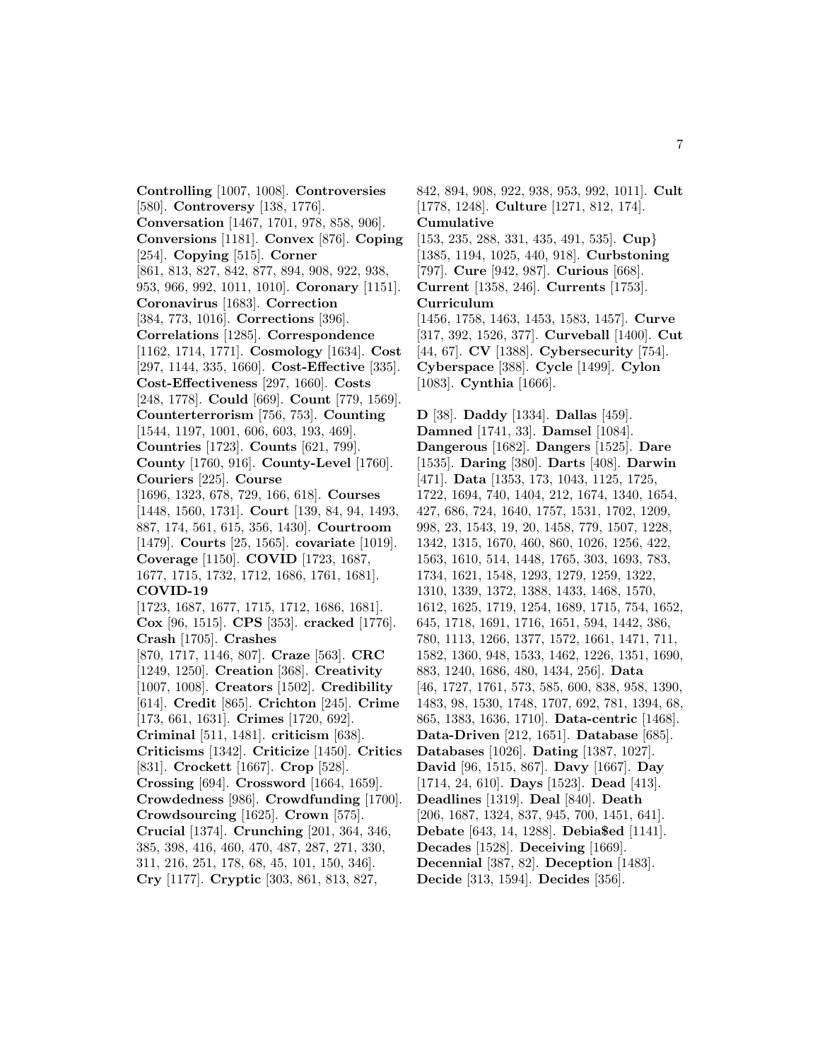**Controlling** [1007, 1008]. **Controversies** [580]. **Controversy** [138, 1776]. **Conversation** [1467, 1701, 978, 858, 906]. **Conversions** [1181]. **Convex** [876]. **Coping** [254]. **Copying** [515]. **Corner** [861, 813, 827, 842, 877, 894, 908, 922, 938, 953, 966, 992, 1011, 1010]. **Coronary** [1151]. **Coronavirus** [1683]. **Correction** [384, 773, 1016]. **Corrections** [396]. **Correlations** [1285]. **Correspondence** [1162, 1714, 1771]. **Cosmology** [1634]. **Cost** [297, 1144, 335, 1660]. **Cost-Effective** [335]. **Cost-Effectiveness** [297, 1660]. **Costs** [248, 1778]. **Could** [669]. **Count** [779, 1569]. **Counterterrorism** [756, 753]. **Counting** [1544, 1197, 1001, 606, 603, 193, 469]. **Countries** [1723]. **Counts** [621, 799]. **County** [1760, 916]. **County-Level** [1760]. **Couriers** [225]. **Course** [1696, 1323, 678, 729, 166, 618]. **Courses** [1448, 1560, 1731]. **Court** [139, 84, 94, 1493, 887, 174, 561, 615, 356, 1430]. **Courtroom** [1479]. **Courts** [25, 1565]. **covariate** [1019]. **Coverage** [1150]. **COVID** [1723, 1687, 1677, 1715, 1732, 1712, 1686, 1761, 1681]. **COVID-19** [1723, 1687, 1677, 1715, 1712, 1686, 1681]. **Cox** [96, 1515]. **CPS** [353]. **cracked** [1776]. **Crash** [1705]. **Crashes** [870, 1717, 1146, 807]. **Craze** [563]. **CRC** [1249, 1250]. **Creation** [368]. **Creativity** [1007, 1008]. **Creators** [1502]. **Credibility** [614]. **Credit** [865]. **Crichton** [245]. **Crime** [173, 661, 1631]. **Crimes** [1720, 692]. **Criminal** [511, 1481]. **criticism** [638]. **Criticisms** [1342]. **Criticize** [1450]. **Critics** [831]. **Crockett** [1667]. **Crop** [528]. **Crossing** [694]. **Crossword** [1664, 1659]. **Crowdedness** [986]. **Crowdfunding** [1700]. **Crowdsourcing** [1625]. **Crown** [575]. **Crucial** [1374]. **Crunching** [201, 364, 346, 385, 398, 416, 460, 470, 487, 287, 271, 330, 311, 216, 251, 178, 68, 45, 101, 150, 346]. **Cry** [1177]. **Cryptic** [303, 861, 813, 827, 842, 894, 908, 922, 938, 953, 992, 1011]. **Cult** [1778, 1248]. **Culture** [1271, 812, 174]. **Cumulative** [153, 235, 288, 331, 435, 491, 535]. **Cup}** [1385, 1194, 1025, 440, 918]. **Curbstoning** [797]. **Cure** [942, 987]. **Curious** [668]. **Current** [1358, 246]. **Currents** [1753]. **Curriculum** [1456, 1758, 1463, 1453, 1583, 1457]. **Curve** [317, 392, 1526, 377]. **Curveball** [1400]. **Cut** [44, 67]. **CV** [1388]. **Cybersecurity** [754]. **Cyberspace** [388]. **Cycle** [1499]. **Cylon** [1083]. **Cynthia** [1666].

**D** [38]. **Daddy** [1334]. **Dallas** [459]. **Damned** [1741, 33]. **Damsel** [1084]. **Dangerous** [1682]. **Dangers** [1525]. **Dare** [1535]. **Daring** [380]. **Darts** [408]. **Darwin** [471]. **Data** [1353, 173, 1043, 1125, 1725, 1722, 1694, 740, 1404, 212, 1674, 1340, 1654, 427, 686, 724, 1640, 1757, 1531, 1702, 1209, 998, 23, 1543, 19, 20, 1458, 779, 1507, 1228, 1342, 1315, 1670, 460, 860, 1026, 1256, 422, 1563, 1610, 514, 1448, 1765, 303, 1693, 783, 1734, 1621, 1548, 1293, 1279, 1259, 1322, 1310, 1339, 1372, 1388, 1433, 1468, 1570, 1612, 1625, 1719, 1254, 1689, 1715, 754, 1652, 645, 1718, 1691, 1716, 1651, 594, 1442, 386, 780, 1113, 1266, 1377, 1572, 1661, 1471, 711, 1582, 1360, 948, 1533, 1462, 1226, 1351, 1690, 883, 1240, 1686, 480, 1434, 256]. **Data** [46, 1727, 1761, 573, 585, 600, 838, 958, 1390, 1483, 98, 1530, 1748, 1707, 692, 781, 1394, 68, 865, 1383, 1636, 1710]. **Data-centric** [1468]. **Data-Driven** [212, 1651]. **Database** [685]. **Databases** [1026]. **Dating** [1387, 1027]. **David** [96, 1515, 867]. **Davy** [1667]. **Day** [1714, 24, 610]. **Days** [1523]. **Dead** [413]. **Deadlines** [1319]. **Deal** [840]. **Death** [206, 1687, 1324, 837, 945, 700, 1451, 641]. **Debate** [643, 14, 1288]. **Debia$ed** [1141]. **Decades** [1528]. **Deceiving** [1669]. **Decennial** [387, 82]. **Deception** [1483]. **Decide** [313, 1594]. **Decides** [356].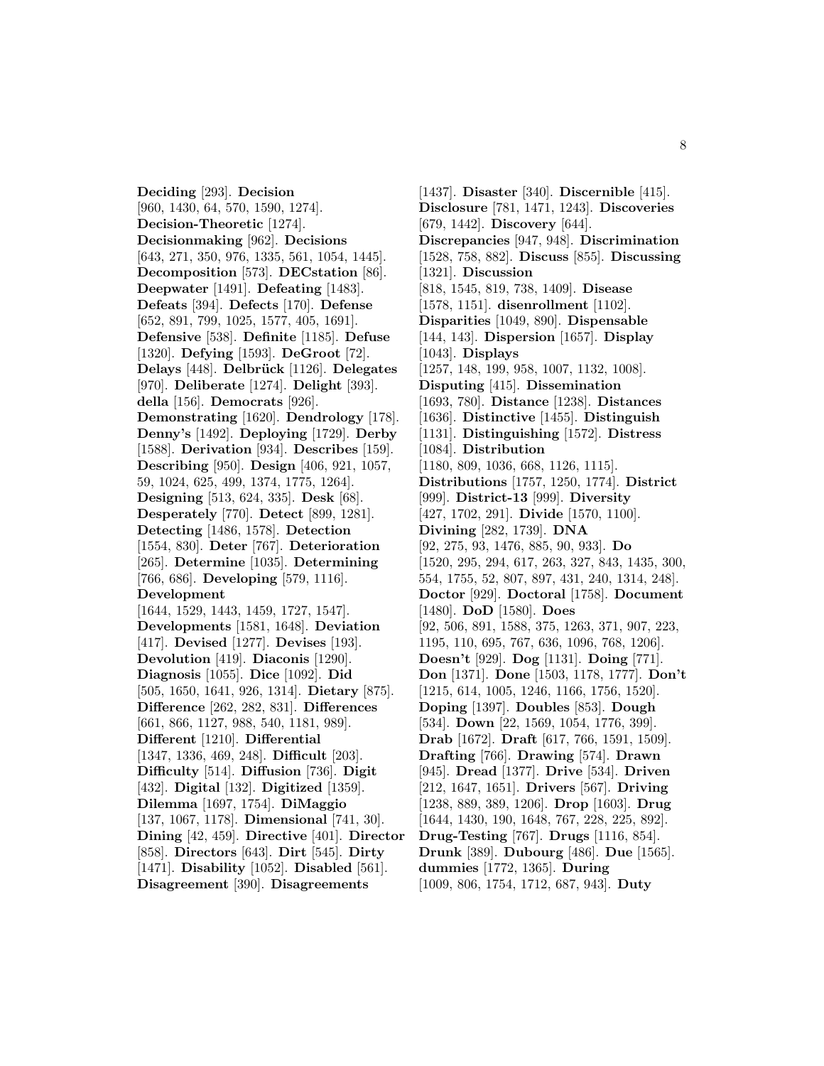**Deciding** [293]. **Decision** [960, 1430, 64, 570, 1590, 1274]. **Decision-Theoretic** [1274]. **Decisionmaking** [962]. **Decisions** [643, 271, 350, 976, 1335, 561, 1054, 1445]. **Decomposition** [573]. **DECstation** [86]. **Deepwater** [1491]. **Defeating** [1483]. **Defeats** [394]. **Defects** [170]. **Defense** [652, 891, 799, 1025, 1577, 405, 1691]. **Defensive** [538]. **Definite** [1185]. **Defuse** [1320]. **Defying** [1593]. **DeGroot** [72]. **Delays** [448]. **Delbrück** [1126]. **Delegates** [970]. **Deliberate** [1274]. **Delight** [393]. **della** [156]. **Democrats** [926]. **Demonstrating** [1620]. **Dendrology** [178]. **Denny's** [1492]. **Deploying** [1729]. **Derby** [1588]. **Derivation** [934]. **Describes** [159]. **Describing** [950]. **Design** [406, 921, 1057, 59, 1024, 625, 499, 1374, 1775, 1264]. **Designing** [513, 624, 335]. **Desk** [68]. **Desperately** [770]. **Detect** [899, 1281]. **Detecting** [1486, 1578]. **Detection** [1554, 830]. **Deter** [767]. **Deterioration** [265]. **Determine** [1035]. **Determining** [766, 686]. **Developing** [579, 1116]. **Development** [1644, 1529, 1443, 1459, 1727, 1547]. **Developments** [1581, 1648]. **Deviation** [417]. **Devised** [1277]. **Devises** [193]. **Devolution** [419]. **Diaconis** [1290]. **Diagnosis** [1055]. **Dice** [1092]. **Did** [505, 1650, 1641, 926, 1314]. **Dietary** [875]. **Difference** [262, 282, 831]. **Differences** [661, 866, 1127, 988, 540, 1181, 989]. **Different** [1210]. **Differential** [1347, 1336, 469, 248]. **Difficult** [203]. **Difficulty** [514]. **Diffusion** [736]. **Digit** [432]. **Digital** [132]. **Digitized** [1359]. **Dilemma** [1697, 1754]. **DiMaggio** [137, 1067, 1178]. **Dimensional** [741, 30]. **Dining** [42, 459]. **Directive** [401]. **Director** [858]. **Directors** [643]. **Dirt** [545]. **Dirty** [1471]. **Disability** [1052]. **Disabled** [561]. **Disagreement** [390]. **Disagreements** [1437]. **Disaster** [340]. **Discernible** [415]. **Disclosure** [781, 1471, 1243]. **Discoveries** [679, 1442]. **Discovery** [644]. **Discrepancies** [947, 948]. **Discrimination** [1528, 758, 882]. **Discuss** [855]. **Discussing** [1321]. **Discussion** [818, 1545, 819, 738, 1409]. **Disease** [1578, 1151]. **disenrollment** [1102]. **Disparities** [1049, 890]. **Dispensable** [144, 143]. **Dispersion** [1657]. **Display** [1043]. **Displays** [1257, 148, 199, 958, 1007, 1132, 1008]. **Disputing** [415]. **Dissemination** [1693, 780]. **Distance** [1238]. **Distances** [1636]. **Distinctive** [1455]. **Distinguish** [1131]. **Distinguishing** [1572]. **Distress** [1084]. **Distribution** [1180, 809, 1036, 668, 1126, 1115]. **Distributions** [1757, 1250, 1774]. **District** [999]. **District-13** [999]. **Diversity** [427, 1702, 291]. **Divide** [1570, 1100]. **Divining** [282, 1739]. **DNA** [92, 275, 93, 1476, 885, 90, 933]. **Do** [1520, 295, 294, 617, 263, 327, 843, 1435, 300, 554, 1755, 52, 807, 897, 431, 240, 1314, 248]. **Doctor** [929]. **Doctoral** [1758]. **Document** [1480]. **DoD** [1580]. **Does** [92, 506, 891, 1588, 375, 1263, 371, 907, 223, 1195, 110, 695, 767, 636, 1096, 768, 1206]. **Doesn't** [929]. **Dog** [1131]. **Doing** [771]. **Don** [1371]. **Done** [1503, 1178, 1777]. **Don't** [1215, 614, 1005, 1246, 1166, 1756, 1520]. **Doping** [1397]. **Doubles** [853]. **Dough** [534]. **Down** [22, 1569, 1054, 1776, 399]. **Drab** [1672]. **Draft** [617, 766, 1591, 1509]. **Drafting** [766]. **Drawing** [574]. **Drawn** [945]. **Dread** [1377]. **Drive** [534]. **Driven** [212, 1647, 1651]. **Drivers** [567]. **Driving** [1238, 889, 389, 1206]. **Drop** [1603]. **Drug** [1644, 1430, 190, 1648, 767, 228, 225, 892]. **Drug-Testing** [767]. **Drugs** [1116, 854]. **Drunk** [389]. **Dubourg** [486]. **Due** [1565]. **dummies** [1772, 1365]. **During** [1009, 806, 1754, 1712, 687, 943]. **Duty**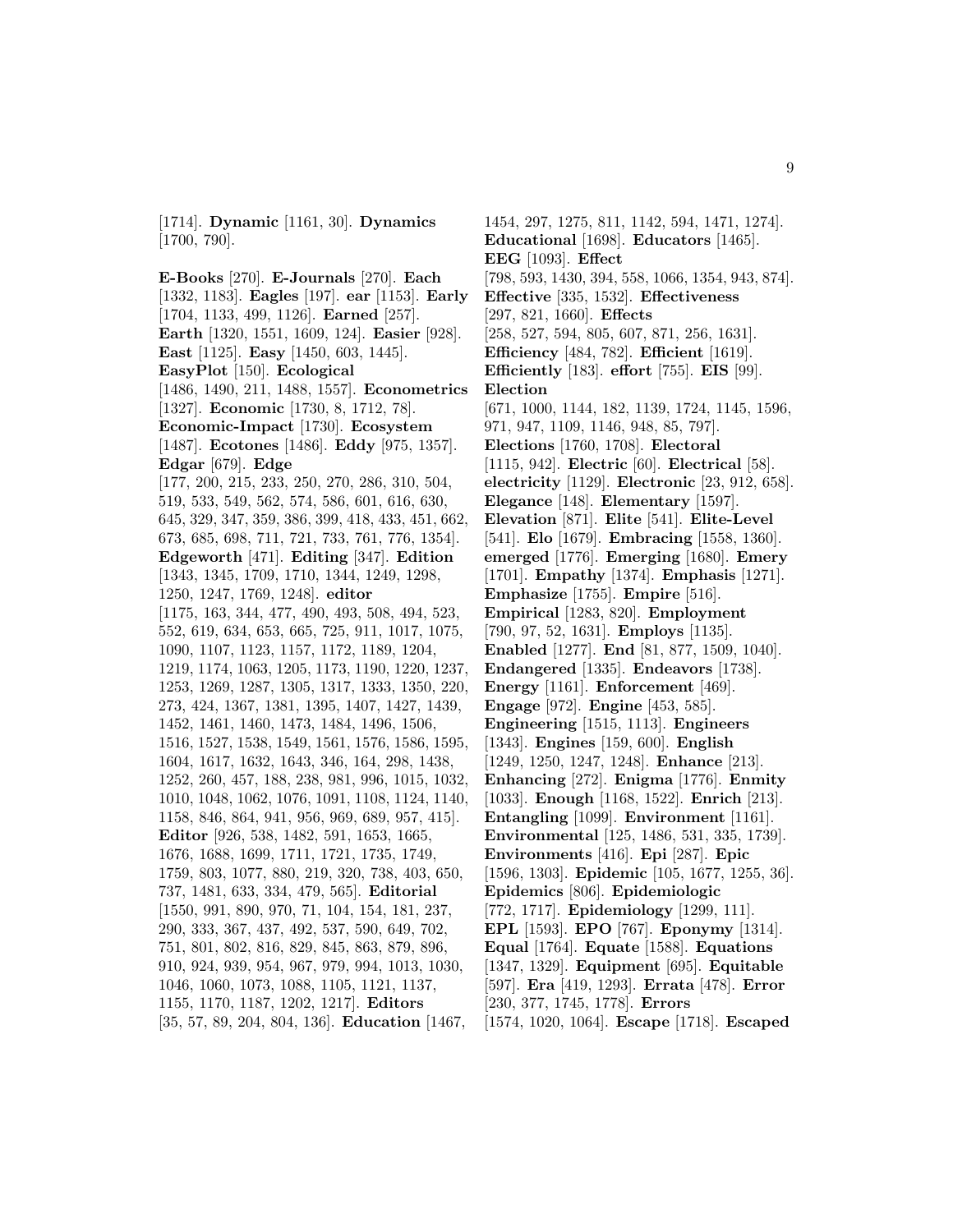[1714]. **Dynamic** [1161, 30]. **Dynamics** [1700, 790].

**E-Books** [270]. **E-Journals** [270]. **Each** [1332, 1183]. **Eagles** [197]. **ear** [1153]. **Early** [1704, 1133, 499, 1126]. **Earned** [257]. **Earth** [1320, 1551, 1609, 124]. **Easier** [928]. **East** [1125]. **Easy** [1450, 603, 1445]. **EasyPlot** [150]. **Ecological** [1486, 1490, 211, 1488, 1557]. **Econometrics** [1327]. **Economic** [1730, 8, 1712, 78]. **Economic-Impact** [1730]. **Ecosystem** [1487]. **Ecotones** [1486]. **Eddy** [975, 1357]. **Edgar** [679]. **Edge** [177, 200, 215, 233, 250, 270, 286, 310, 504, 519, 533, 549, 562, 574, 586, 601, 616, 630, 645, 329, 347, 359, 386, 399, 418, 433, 451, 662, 673, 685, 698, 711, 721, 733, 761, 776, 1354]. **Edgeworth** [471]. **Editing** [347]. **Edition** [1343, 1345, 1709, 1710, 1344, 1249, 1298, 1250, 1247, 1769, 1248]. **editor** [1175, 163, 344, 477, 490, 493, 508, 494, 523, 552, 619, 634, 653, 665, 725, 911, 1017, 1075, 1090, 1107, 1123, 1157, 1172, 1189, 1204, 1219, 1174, 1063, 1205, 1173, 1190, 1220, 1237, 1253, 1269, 1287, 1305, 1317, 1333, 1350, 220, 273, 424, 1367, 1381, 1395, 1407, 1427, 1439, 1452, 1461, 1460, 1473, 1484, 1496, 1506, 1516, 1527, 1538, 1549, 1561, 1576, 1586, 1595, 1604, 1617, 1632, 1643, 346, 164, 298, 1438, 1252, 260, 457, 188, 238, 981, 996, 1015, 1032, 1010, 1048, 1062, 1076, 1091, 1108, 1124, 1140, 1158, 846, 864, 941, 956, 969, 689, 957, 415]. **Editor** [926, 538, 1482, 591, 1653, 1665, 1676, 1688, 1699, 1711, 1721, 1735, 1749, 1759, 803, 1077, 880, 219, 320, 738, 403, 650, 737, 1481, 633, 334, 479, 565]. **Editorial** [1550, 991, 890, 970, 71, 104, 154, 181, 237, 290, 333, 367, 437, 492, 537, 590, 649, 702, 751, 801, 802, 816, 829, 845, 863, 879, 896, 910, 924, 939, 954, 967, 979, 994, 1013, 1030, 1046, 1060, 1073, 1088, 1105, 1121, 1137, 1155, 1170, 1187, 1202, 1217]. **Editors** [35, 57, 89, 204, 804, 136]. **Education** [1467, 1454, 297, 1275, 811, 1142, 594, 1471, 1274]. **Educational** [1698]. **Educators** [1465]. **EEG** [1093]. **Effect** [798, 593, 1430, 394, 558, 1066, 1354, 943, 874]. **Effective** [335, 1532]. **Effectiveness** [297, 821, 1660]. **Effects** [258, 527, 594, 805, 607, 871, 256, 1631]. **Efficiency** [484, 782]. **Efficient** [1619]. **Efficiently** [183]. **effort** [755]. **EIS** [99]. **Election** [671, 1000, 1144, 182, 1139, 1724, 1145, 1596, 971, 947, 1109, 1146, 948, 85, 797]. **Elections** [1760, 1708]. **Electoral** [1115, 942]. **Electric** [60]. **Electrical** [58]. **electricity** [1129]. **Electronic** [23, 912, 658]. **Elegance** [148]. **Elementary** [1597]. **Elevation** [871]. **Elite** [541]. **Elite-Level** [541]. **Elo** [1679]. **Embracing** [1558, 1360]. **emerged** [1776]. **Emerging** [1680]. **Emery** [1701]. **Empathy** [1374]. **Emphasis** [1271]. **Emphasize** [1755]. **Empire** [516]. **Empirical** [1283, 820]. **Employment** [790, 97, 52, 1631]. **Employs** [1135]. **Enabled** [1277]. **End** [81, 877, 1509, 1040]. **Endangered** [1335]. **Endeavors** [1738]. **Energy** [1161]. **Enforcement** [469]. **Engage** [972]. **Engine** [453, 585]. **Engineering** [1515, 1113]. **Engineers** [1343]. **Engines** [159, 600]. **English** [1249, 1250, 1247, 1248]. **Enhance** [213]. **Enhancing** [272]. **Enigma** [1776]. **Enmity** [1033]. **Enough** [1168, 1522]. **Enrich** [213]. **Entangling** [1099]. **Environment** [1161]. **Environmental** [125, 1486, 531, 335, 1739]. **Environments** [416]. **Epi** [287]. **Epic** [1596, 1303]. **Epidemic** [105, 1677, 1255, 36]. **Epidemics** [806]. **Epidemiologic** [772, 1717]. **Epidemiology** [1299, 111]. **EPL** [1593]. **EPO** [767]. **Eponymy** [1314]. **Equal** [1764]. **Equate** [1588]. **Equations** [1347, 1329]. **Equipment** [695]. **Equitable** [597]. **Era** [419, 1293]. **Errata** [478]. **Error** [230, 377, 1745, 1778]. **Errors** [1574, 1020, 1064]. **Escape** [1718]. **Escaped**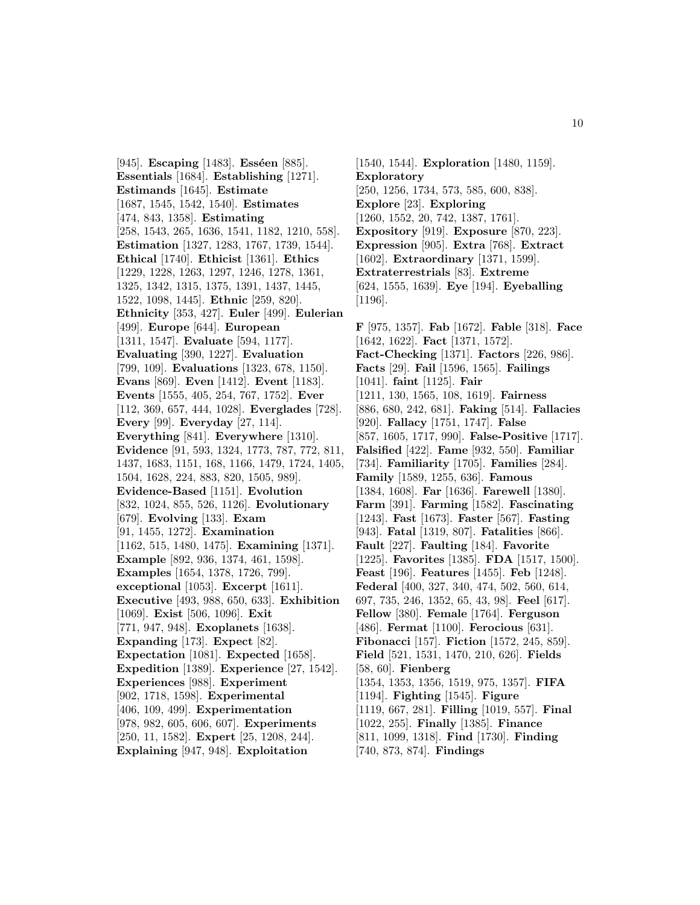[945]. **Escaping** [1483]. **Esséen** [885]. **Essentials** [1684]. **Establishing** [1271]. **Estimands** [1645]. **Estimate** [1687, 1545, 1542, 1540]. **Estimates** [474, 843, 1358]. **Estimating** [258, 1543, 265, 1636, 1541, 1182, 1210, 558]. **Estimation** [1327, 1283, 1767, 1739, 1544]. **Ethical** [1740]. **Ethicist** [1361]. **Ethics** [1229, 1228, 1263, 1297, 1246, 1278, 1361, 1325, 1342, 1315, 1375, 1391, 1437, 1445, 1522, 1098, 1445]. **Ethnic** [259, 820]. **Ethnicity** [353, 427]. **Euler** [499]. **Eulerian** [499]. **Europe** [644]. **European** [1311, 1547]. **Evaluate** [594, 1177]. **Evaluating** [390, 1227]. **Evaluation** [799, 109]. **Evaluations** [1323, 678, 1150]. **Evans** [869]. **Even** [1412]. **Event** [1183]. **Events** [1555, 405, 254, 767, 1752]. **Ever** [112, 369, 657, 444, 1028]. **Everglades** [728]. **Every** [99]. **Everyday** [27, 114]. **Everything** [841]. **Everywhere** [1310]. **Evidence** [91, 593, 1324, 1773, 787, 772, 811, 1437, 1683, 1151, 168, 1166, 1479, 1724, 1405, 1504, 1628, 224, 883, 820, 1505, 989]. **Evidence-Based** [1151]. **Evolution** [832, 1024, 855, 526, 1126]. **Evolutionary** [679]. **Evolving** [133]. **Exam** [91, 1455, 1272]. **Examination** [1162, 515, 1480, 1475]. **Examining** [1371]. **Example** [892, 936, 1374, 461, 1598]. **Examples** [1654, 1378, 1726, 799]. **exceptional** [1053]. **Excerpt** [1611]. **Executive** [493, 988, 650, 633]. **Exhibition** [1069]. **Exist** [506, 1096]. **Exit** [771, 947, 948]. **Exoplanets** [1638]. **Expanding** [173]. **Expect** [82]. **Expectation** [1081]. **Expected** [1658]. **Expedition** [1389]. **Experience** [27, 1542]. **Experiences** [988]. **Experiment** [902, 1718, 1598]. **Experimental** [406, 109, 499]. **Experimentation** [978, 982, 605, 606, 607]. **Experiments** [250, 11, 1582]. **Expert** [25, 1208, 244]. **Explaining** [947, 948]. **Exploitation** [1540, 1544]. **Exploration** [1480, 1159]. **Exploratory** [250, 1256, 1734, 573, 585, 600, 838]. **Explore** [23]. **Exploring** [1260, 1552, 20, 742, 1387, 1761]. **Expository** [919]. **Exposure** [870, 223]. **Expression** [905]. **Extra** [768]. **Extract** [1602]. **Extraordinary** [1371, 1599]. **Extraterrestrials** [83]. **Extreme** [624, 1555, 1639]. **Eye** [194]. **Eyeballing** [1196].

**F** [975, 1357]. **Fab** [1672]. **Fable** [318]. **Face** [1642, 1622]. **Fact** [1371, 1572]. **Fact-Checking** [1371]. **Factors** [226, 986]. **Facts** [29]. **Fail** [1596, 1565]. **Failings** [1041]. **faint** [1125]. **Fair** [1211, 130, 1565, 108, 1619]. **Fairness** [886, 680, 242, 681]. **Faking** [514]. **Fallacies** [920]. **Fallacy** [1751, 1747]. **False** [857, 1605, 1717, 990]. **False-Positive** [1717]. **Falsified** [422]. **Fame** [932, 550]. **Familiar** [734]. **Familiarity** [1705]. **Families** [284]. **Family** [1589, 1255, 636]. **Famous** [1384, 1608]. **Far** [1636]. **Farewell** [1380]. **Farm** [391]. **Farming** [1582]. **Fascinating** [1243]. **Fast** [1673]. **Faster** [567]. **Fasting** [943]. **Fatal** [1319, 807]. **Fatalities** [866]. **Fault** [227]. **Faulting** [184]. **Favorite** [1225]. **Favorites** [1385]. **FDA** [1517, 1500]. **Feast** [196]. **Features** [1455]. **Feb** [1248]. **Federal** [400, 327, 340, 474, 502, 560, 614, 697, 735, 246, 1352, 65, 43, 98]. **Feel** [617]. **Fellow** [380]. **Female** [1764]. **Ferguson** [486]. **Fermat** [1100]. **Ferocious** [631]. **Fibonacci** [157]. **Fiction** [1572, 245, 859]. **Field** [521, 1531, 1470, 210, 626]. **Fields** [58, 60]. **Fienberg** [1354, 1353, 1356, 1519, 975, 1357]. **FIFA** [1194]. **Fighting** [1545]. **Figure** [1119, 667, 281]. **Filling** [1019, 557]. **Final** [1022, 255]. **Finally** [1385]. **Finance** [811, 1099, 1318]. **Find** [1730]. **Finding** [740, 873, 874]. **Findings**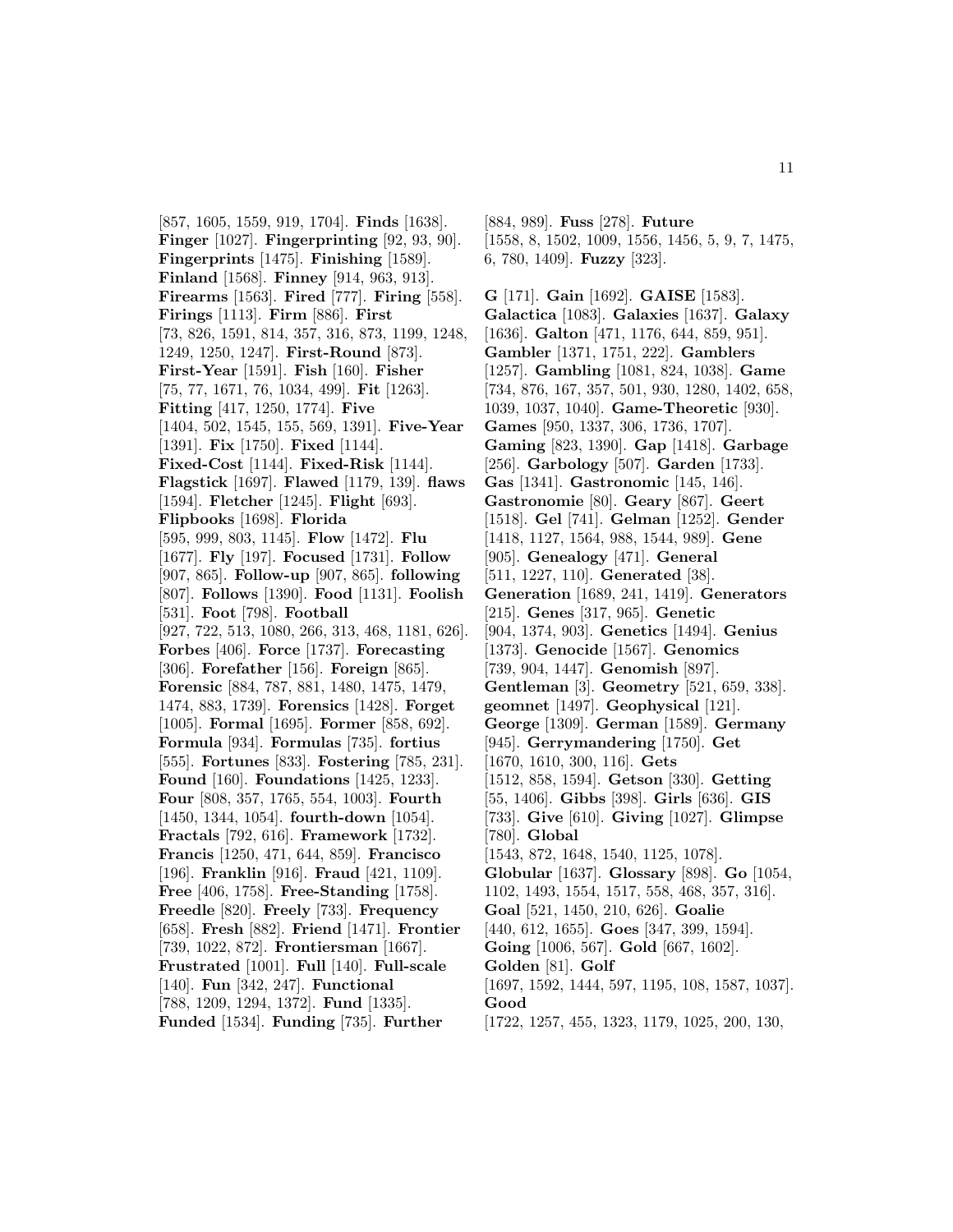[857, 1605, 1559, 919, 1704]. **Finds** [1638]. **Finger** [1027]. **Fingerprinting** [92, 93, 90]. **Fingerprints** [1475]. **Finishing** [1589]. **Finland** [1568]. **Finney** [914, 963, 913]. **Firearms** [1563]. **Fired** [777]. **Firing** [558]. **Firings** [1113]. **Firm** [886]. **First** [73, 826, 1591, 814, 357, 316, 873, 1199, 1248, 1249, 1250, 1247]. **First-Round** [873]. **First-Year** [1591]. **Fish** [160]. **Fisher** [75, 77, 1671, 76, 1034, 499]. **Fit** [1263]. **Fitting** [417, 1250, 1774]. **Five** [1404, 502, 1545, 155, 569, 1391]. **Five-Year** [1391]. **Fix** [1750]. **Fixed** [1144]. **Fixed-Cost** [1144]. **Fixed-Risk** [1144]. **Flagstick** [1697]. **Flawed** [1179, 139]. **flaws** [1594]. **Fletcher** [1245]. **Flight** [693]. **Flipbooks** [1698]. **Florida** [595, 999, 803, 1145]. **Flow** [1472]. **Flu** [1677]. **Fly** [197]. **Focused** [1731]. **Follow** [907, 865]. **Follow-up** [907, 865]. **following** [807]. **Follows** [1390]. **Food** [1131]. **Foolish** [531]. **Foot** [798]. **Football** [927, 722, 513, 1080, 266, 313, 468, 1181, 626]. **Forbes** [406]. **Force** [1737]. **Forecasting** [306]. **Forefather** [156]. **Foreign** [865]. **Forensic** [884, 787, 881, 1480, 1475, 1479, 1474, 883, 1739]. **Forensics** [1428]. **Forget** [1005]. **Formal** [1695]. **Former** [858, 692]. **Formula** [934]. **Formulas** [735]. **fortius** [555]. **Fortunes** [833]. **Fostering** [785, 231]. **Found** [160]. **Foundations** [1425, 1233]. **Four** [808, 357, 1765, 554, 1003]. **Fourth** [1450, 1344, 1054]. **fourth-down** [1054]. **Fractals** [792, 616]. **Framework** [1732]. **Francis** [1250, 471, 644, 859]. **Francisco** [196]. **Franklin** [916]. **Fraud** [421, 1109]. **Free** [406, 1758]. **Free-Standing** [1758]. **Freedle** [820]. **Freely** [733]. **Frequency** [658]. **Fresh** [882]. **Friend** [1471]. **Frontier** [739, 1022, 872]. **Frontiersman** [1667]. **Frustrated** [1001]. **Full** [140]. **Full-scale** [140]. **Fun** [342, 247]. **Functional** [788, 1209, 1294, 1372]. **Fund** [1335]. **Funded** [1534]. **Funding** [735]. **Further** [884, 989]. **Fuss** [278]. **Future** [1558, 8, 1502, 1009, 1556, 1456, 5, 9, 7, 1475, 6, 780, 1409]. **Fuzzy** [323].

**G** [171]. **Gain** [1692]. **GAISE** [1583]. **Galactica** [1083]. **Galaxies** [1637]. **Galaxy** [1636]. **Galton** [471, 1176, 644, 859, 951]. **Gambler** [1371, 1751, 222]. **Gamblers** [1257]. **Gambling** [1081, 824, 1038]. **Game** [734, 876, 167, 357, 501, 930, 1280, 1402, 658, 1039, 1037, 1040]. **Game-Theoretic** [930]. **Games** [950, 1337, 306, 1736, 1707]. **Gaming** [823, 1390]. **Gap** [1418]. **Garbage** [256]. **Garbology** [507]. **Garden** [1733]. **Gas** [1341]. **Gastronomic** [145, 146]. **Gastronomie** [80]. **Geary** [867]. **Geert** [1518]. **Gel** [741]. **Gelman** [1252]. **Gender** [1418, 1127, 1564, 988, 1544, 989]. **Gene** [905]. **Genealogy** [471]. **General** [511, 1227, 110]. **Generated** [38]. **Generation** [1689, 241, 1419]. **Generators** [215]. **Genes** [317, 965]. **Genetic** [904, 1374, 903]. **Genetics** [1494]. **Genius** [1373]. **Genocide** [1567]. **Genomics** [739, 904, 1447]. **Genomish** [897]. **Gentleman** [3]. **Geometry** [521, 659, 338]. **geomnet** [1497]. **Geophysical** [121]. **George** [1309]. **German** [1589]. **Germany** [945]. **Gerrymandering** [1750]. **Get** [1670, 1610, 300, 116]. **Gets** [1512, 858, 1594]. **Getson** [330]. **Getting** [55, 1406]. **Gibbs** [398]. **Girls** [636]. **GIS** [733]. **Give** [610]. **Giving** [1027]. **Glimpse** [780]. **Global** [1543, 872, 1648, 1540, 1125, 1078]. **Globular** [1637]. **Glossary** [898]. **Go** [1054, 1102, 1493, 1554, 1517, 558, 468, 357, 316]. **Goal** [521, 1450, 210, 626]. **Goalie** [440, 612, 1655]. **Goes** [347, 399, 1594]. **Going** [1006, 567]. **Gold** [667, 1602]. **Golden** [81]. **Golf** [1697, 1592, 1444, 597, 1195, 108, 1587, 1037]. **Good** [1722, 1257, 455, 1323, 1179, 1025, 200, 130,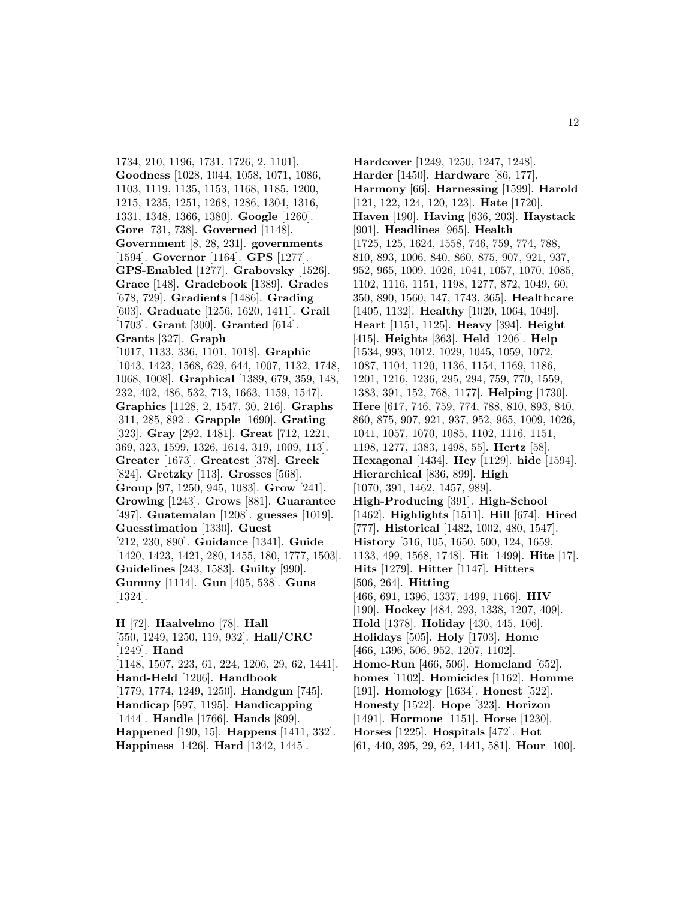1734, 210, 1196, 1731, 1726, 2, 1101]. **Goodness** [1028, 1044, 1058, 1071, 1086, 1103, 1119, 1135, 1153, 1168, 1185, 1200, 1215, 1235, 1251, 1268, 1286, 1304, 1316, 1331, 1348, 1366, 1380]. **Google** [1260]. **Gore** [731, 738]. **Governed** [1148]. **Government** [8, 28, 231]. **governments** [1594]. **Governor** [1164]. **GPS** [1277]. **GPS-Enabled** [1277]. **Grabovsky** [1526]. **Grace** [148]. **Gradebook** [1389]. **Grades** [678, 729]. **Gradients** [1486]. **Grading** [603]. **Graduate** [1256, 1620, 1411]. **Grail** [1703]. **Grant** [300]. **Granted** [614]. **Grants** [327]. **Graph** [1017, 1133, 336, 1101, 1018]. **Graphic** [1043, 1423, 1568, 629, 644, 1007, 1132, 1748, 1068, 1008]. **Graphical** [1389, 679, 359, 148, 232, 402, 486, 532, 713, 1663, 1159, 1547]. **Graphics** [1128, 2, 1547, 30, 216]. **Graphs** [311, 285, 892]. **Grapple** [1690]. **Grating** [323]. **Gray** [292, 1481]. **Great** [712, 1221, 369, 323, 1599, 1326, 1614, 319, 1009, 113]. **Greater** [1673]. **Greatest** [378]. **Greek** [824]. **Gretzky** [113]. **Grosses** [568]. **Group** [97, 1250, 945, 1083]. **Grow** [241]. **Growing** [1243]. **Grows** [881]. **Guarantee** [497]. **Guatemalan** [1208]. **guesses** [1019]. **Guesstimation** [1330]. **Guest** [212, 230, 890]. **Guidance** [1341]. **Guide** [1420, 1423, 1421, 280, 1455, 180, 1777, 1503]. **Guidelines** [243, 1583]. **Guilty** [990]. **Gummy** [1114]. **Gun** [405, 538]. **Guns** [1324].

**H** [72]. **Haalvelmo** [78]. **Hall** [550, 1249, 1250, 119, 932]. **Hall/CRC** [1249]. **Hand** [1148, 1507, 223, 61, 224, 1206, 29, 62, 1441]. **Hand-Held** [1206]. **Handbook** [1779, 1774, 1249, 1250]. **Handgun** [745]. **Handicap** [597, 1195]. **Handicapping** [1444]. **Handle** [1766]. **Hands** [809]. **Happened** [190, 15]. **Happens** [1411, 332]. **Happiness** [1426]. **Hard** [1342, 1445].

**Hardcover** [1249, 1250, 1247, 1248]. **Harder** [1450]. **Hardware** [86, 177]. **Harmony** [66]. **Harnessing** [1599]. **Harold** [121, 122, 124, 120, 123]. **Hate** [1720]. **Haven** [190]. **Having** [636, 203]. **Haystack** [901]. **Headlines** [965]. **Health** [1725, 125, 1624, 1558, 746, 759, 774, 788, 810, 893, 1006, 840, 860, 875, 907, 921, 937, 952, 965, 1009, 1026, 1041, 1057, 1070, 1085, 1102, 1116, 1151, 1198, 1277, 872, 1049, 60, 350, 890, 1560, 147, 1743, 365]. **Healthcare** [1405, 1132]. **Healthy** [1020, 1064, 1049]. **Heart** [1151, 1125]. **Heavy** [394]. **Height** [415]. **Heights** [363]. **Held** [1206]. **Help** [1534, 993, 1012, 1029, 1045, 1059, 1072, 1087, 1104, 1120, 1136, 1154, 1169, 1186, 1201, 1216, 1236, 295, 294, 759, 770, 1559, 1383, 391, 152, 768, 1177]. **Helping** [1730]. **Here** [617, 746, 759, 774, 788, 810, 893, 840, 860, 875, 907, 921, 937, 952, 965, 1009, 1026, 1041, 1057, 1070, 1085, 1102, 1116, 1151, 1198, 1277, 1383, 1498, 55]. **Hertz** [58]. **Hexagonal** [1434]. **Hey** [1129]. **hide** [1594]. **Hierarchical** [836, 899]. **High** [1070, 391, 1462, 1457, 989]. **High-Producing** [391]. **High-School** [1462]. **Highlights** [1511]. **Hill** [674]. **Hired** [777]. **Historical** [1482, 1002, 480, 1547]. **History** [516, 105, 1650, 500, 124, 1659, 1133, 499, 1568, 1748]. **Hit** [1499]. **Hite** [17]. **Hits** [1279]. **Hitter** [1147]. **Hitters** [506, 264]. **Hitting** [466, 691, 1396, 1337, 1499, 1166]. **HIV** [190]. **Hockey** [484, 293, 1338, 1207, 409]. **Hold** [1378]. **Holiday** [430, 445, 106]. **Holidays** [505]. **Holy** [1703]. **Home** [466, 1396, 506, 952, 1207, 1102]. **Home-Run** [466, 506]. **Homeland** [652]. **homes** [1102]. **Homicides** [1162]. **Homme** [191]. **Homology** [1634]. **Honest** [522]. **Honesty** [1522]. **Hope** [323]. **Horizon** [1491]. **Hormone** [1151]. **Horse** [1230]. **Horses** [1225]. **Hospitals** [472]. **Hot** [61, 440, 395, 29, 62, 1441, 581]. **Hour** [100].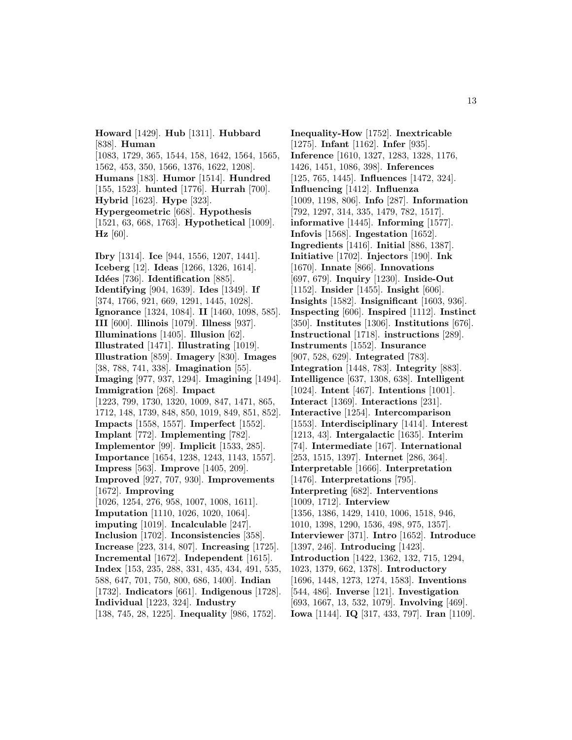**Howard** [1429]. **Hub** [1311]. **Hubbard** [838]. **Human** [1083, 1729, 365, 1544, 158, 1642, 1564, 1565, 1562, 453, 350, 1566, 1376, 1622, 1208]. **Humans** [183]. **Humor** [1514]. **Hundred** [155, 1523]. **hunted** [1776]. **Hurrah** [700]. **Hybrid** [1623]. **Hype** [323]. **Hypergeometric** [668]. **Hypothesis** [1521, 63, 668, 1763]. **Hypothetical** [1009]. **Hz** [60].

**Ibry** [1314]. **Ice** [944, 1556, 1207, 1441]. **Iceberg** [12]. **Ideas** [1266, 1326, 1614]. **Idées** [736]. **Identification** [885]. **Identifying** [904, 1639]. **Ides** [1349]. **If** [374, 1766, 921, 669, 1291, 1445, 1028]. **Ignorance** [1324, 1084]. **II** [1460, 1098, 585]. **III** [600]. **Illinois** [1079]. **Illness** [937]. **Illuminations** [1405]. **Illusion** [62]. **Illustrated** [1471]. **Illustrating** [1019]. **Illustration** [859]. **Imagery** [830]. **Images** [38, 788, 741, 338]. **Imagination** [55]. **Imaging** [977, 937, 1294]. **Imagining** [1494]. **Immigration** [268]. **Impact** [1223, 799, 1730, 1320, 1009, 847, 1471, 865, 1712, 148, 1739, 848, 850, 1019, 849, 851, 852]. **Impacts** [1558, 1557]. **Imperfect** [1552]. **Implant** [772]. **Implementing** [782]. **Implementor** [99]. **Implicit** [1533, 285]. **Importance** [1654, 1238, 1243, 1143, 1557]. **Impress** [563]. **Improve** [1405, 209]. **Improved** [927, 707, 930]. **Improvements** [1672]. **Improving** [1026, 1254, 276, 958, 1007, 1008, 1611]. **Imputation** [1110, 1026, 1020, 1064]. **imputing** [1019]. **Incalculable** [247]. **Inclusion** [1702]. **Inconsistencies** [358]. **Increase** [223, 314, 807]. **Increasing** [1725]. **Incremental** [1672]. **Independent** [1615]. **Index** [153, 235, 288, 331, 435, 434, 491, 535, 588, 647, 701, 750, 800, 686, 1400]. **Indian** [1732]. **Indicators** [661]. **Indigenous** [1728]. **Individual** [1223, 324]. **Industry** [138, 745, 28, 1225]. **Inequality** [986, 1752]. **Inequality-How** [1752]. **Inextricable** [1275]. **Infant** [1162]. **Infer** [935]. **Inference** [1610, 1327, 1283, 1328, 1176, 1426, 1451, 1086, 398]. **Inferences** [125, 765, 1445]. **Influences** [1472, 324]. **Influencing** [1412]. **Influenza** [1009, 1198, 806]. **Info** [287]. **Information** [792, 1297, 314, 335, 1479, 782, 1517]. **informative** [1445]. **Informing** [1577]. **Infovis** [1568]. **Ingestation** [1652]. **Ingredients** [1416]. **Initial** [886, 1387]. **Initiative** [1702]. **Injectors** [190]. **Ink** [1670]. **Innate** [866]. **Innovations** [697, 679]. **Inquiry** [1230]. **Inside-Out** [1152]. **Insider** [1455]. **Insight** [606]. **Insights** [1582]. **Insignificant** [1603, 936]. **Inspecting** [606]. **Inspired** [1112]. **Instinct** [350]. **Institutes** [1306]. **Institutions** [676]. **Instructional** [1718]. **instructions** [289]. **Instruments** [1552]. **Insurance** [907, 528, 629]. **Integrated** [783]. **Integration** [1448, 783]. **Integrity** [883]. **Intelligence** [637, 1308, 638]. **Intelligent** [1024]. **Intent** [467]. **Intentions** [1001]. **Interact** [1369]. **Interactions** [231]. **Interactive** [1254]. **Intercomparison** [1553]. **Interdisciplinary** [1414]. **Interest** [1213, 43]. **Intergalactic** [1635]. **Interim** [74]. **Intermediate** [167]. **International** [253, 1515, 1397]. **Internet** [286, 364]. **Interpretable** [1666]. **Interpretation** [1476]. **Interpretations** [795]. **Interpreting** [682]. **Interventions** [1009, 1712]. **Interview** [1356, 1386, 1429, 1410, 1006, 1518, 946, 1010, 1398, 1290, 1536, 498, 975, 1357]. **Interviewer** [371]. **Intro** [1652]. **Introduce** [1397, 246]. **Introducing** [1423]. **Introduction** [1422, 1362, 132, 715, 1294, 1023, 1379, 662, 1378]. **Introductory** [1696, 1448, 1273, 1274, 1583]. **Inventions** [544, 486]. **Inverse** [121]. **Investigation** [693, 1667, 13, 532, 1079]. **Involving** [469]. **Iowa** [1144]. **IQ** [317, 433, 797]. **Iran** [1109].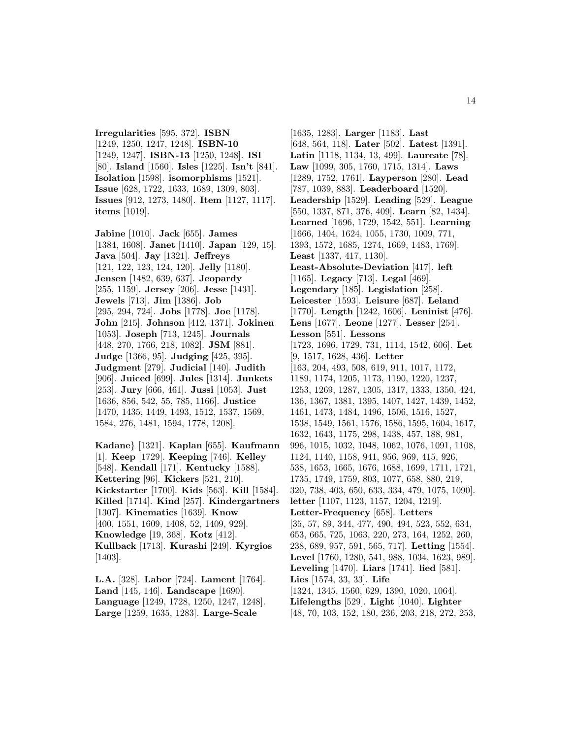**Irregularities** [595, 372]. **ISBN** [1249, 1250, 1247, 1248]. **ISBN-10** [1249, 1247]. **ISBN-13** [1250, 1248]. **ISI** [80]. **Island** [1560]. **Isles** [1225]. **Isn't** [841]. **Isolation** [1598]. **isomorphisms** [1521]. **Issue** [628, 1722, 1633, 1689, 1309, 803]. **Issues** [912, 1273, 1480]. **Item** [1127, 1117]. **items** [1019].

**Jabine** [1010]. **Jack** [655]. **James** [1384, 1608]. **Janet** [1410]. **Japan** [129, 15]. **Java** [504]. **Jay** [1321]. **Jeffreys** [121, 122, 123, 124, 120]. **Jelly** [1180]. **Jensen** [1482, 639, 637]. **Jeopardy** [255, 1159]. **Jersey** [206]. **Jesse** [1431]. **Jewels** [713]. **Jim** [1386]. **Job** [295, 294, 724]. **Jobs** [1778]. **Joe** [1178]. **John** [215]. **Johnson** [412, 1371]. **Jokinen** [1053]. **Joseph** [713, 1245]. **Journals** [448, 270, 1766, 218, 1082]. **JSM** [881]. **Judge** [1366, 95]. **Judging** [425, 395]. **Judgment** [279]. **Judicial** [140]. **Judith** [906]. **Juiced** [699]. **Jules** [1314]. **Junkets** [253]. **Jury** [666, 461]. **Jussi** [1053]. **Just** [1636, 856, 542, 55, 785, 1166]. **Justice** [1470, 1435, 1449, 1493, 1512, 1537, 1569, 1584, 276, 1481, 1594, 1778, 1208].

**Kadane}** [1321]. **Kaplan** [655]. **Kaufmann** [1]. **Keep** [1729]. **Keeping** [746]. **Kelley** [548]. **Kendall** [171]. **Kentucky** [1588]. **Kettering** [96]. **Kickers** [521, 210]. **Kickstarter** [1700]. **Kids** [563]. **Kill** [1584]. **Killed** [1714]. **Kind** [257]. **Kindergartners** [1307]. **Kinematics** [1639]. **Know** [400, 1551, 1609, 1408, 52, 1409, 929]. **Knowledge** [19, 368]. **Kotz** [412]. **Kullback** [1713]. **Kurashi** [249]. **Kyrgios** [1403].

**L.A.** [328]. **Labor** [724]. **Lament** [1764]. **Land** [145, 146]. **Landscape** [1690]. **Language** [1249, 1728, 1250, 1247, 1248]. **Large** [1259, 1635, 1283]. **Large-Scale** [1635, 1283]. **Larger** [1183]. **Last** [648, 564, 118]. **Later** [502]. **Latest** [1391]. **Latin** [1118, 1134, 13, 499]. **Laureate** [78]. **Law** [1099, 305, 1760, 1715, 1314]. **Laws** [1289, 1752, 1761]. **Layperson** [280]. **Lead** [787, 1039, 883]. **Leaderboard** [1520]. **Leadership** [1529]. **Leading** [529]. **League** [550, 1337, 871, 376, 409]. **Learn** [82, 1434]. **Learned** [1696, 1729, 1542, 551]. **Learning** [1666, 1404, 1624, 1055, 1730, 1009, 771, 1393, 1572, 1685, 1274, 1669, 1483, 1769]. **Least** [1337, 417, 1130]. **Least-Absolute-Deviation** [417]. **left** [1165]. **Legacy** [713]. **Legal** [469]. **Legendary** [185]. **Legislation** [258]. **Leicester** [1593]. **Leisure** [687]. **Leland** [1770]. **Length** [1242, 1606]. **Leninist** [476]. **Lens** [1677]. **Leone** [1277]. **Lesser** [254]. **Lesson** [551]. **Lessons** [1723, 1696, 1729, 731, 1114, 1542, 606]. **Let** [9, 1517, 1628, 436]. **Letter** [163, 204, 493, 508, 619, 911, 1017, 1172, 1189, 1174, 1205, 1173, 1190, 1220, 1237, 1253, 1269, 1287, 1305, 1317, 1333, 1350, 424, 136, 1367, 1381, 1395, 1407, 1427, 1439, 1452, 1461, 1473, 1484, 1496, 1506, 1516, 1527, 1538, 1549, 1561, 1576, 1586, 1595, 1604, 1617, 1632, 1643, 1175, 298, 1438, 457, 188, 981, 996, 1015, 1032, 1048, 1062, 1076, 1091, 1108, 1124, 1140, 1158, 941, 956, 969, 415, 926, 538, 1653, 1665, 1676, 1688, 1699, 1711, 1721, 1735, 1749, 1759, 803, 1077, 658, 880, 219, 320, 738, 403, 650, 633, 334, 479, 1075, 1090]. **letter** [1107, 1123, 1157, 1204, 1219]. **Letter-Frequency** [658]. **Letters** [35, 57, 89, 344, 477, 490, 494, 523, 552, 634, 653, 665, 725, 1063, 220, 273, 164, 1252, 260, 238, 689, 957, 591, 565, 717]. **Letting** [1554]. **Level** [1760, 1280, 541, 988, 1034, 1623, 989]. **Leveling** [1470]. **Liars** [1741]. **lied** [581]. **Lies** [1574, 33, 33]. **Life** [1324, 1345, 1560, 629, 1390, 1020, 1064]. **Lifelengths** [529]. **Light** [1040]. **Lighter** [48, 70, 103, 152, 180, 236, 203, 218, 272, 253,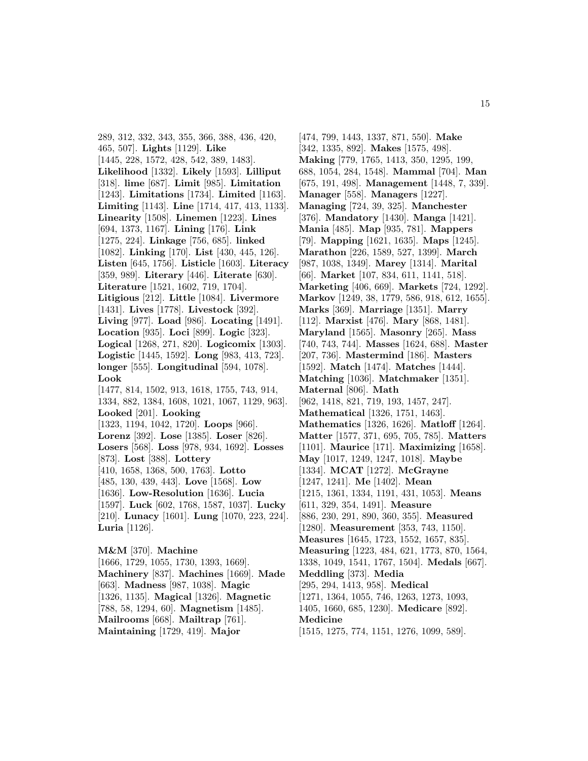289, 312, 332, 343, 355, 366, 388, 436, 420, 465, 507]. **Lights** [1129]. **Like** [1445, 228, 1572, 428, 542, 389, 1483]. **Likelihood** [1332]. **Likely** [1593]. **Lilliput** [318]. **lime** [687]. **Limit** [985]. **Limitation** [1243]. **Limitations** [1734]. **Limited** [1163]. **Limiting** [1143]. **Line** [1714, 417, 413, 1133]. **Linearity** [1508]. **Linemen** [1223]. **Lines** [694, 1373, 1167]. **Lining** [176]. **Link** [1275, 224]. **Linkage** [756, 685]. **linked** [1082]. **Linking** [170]. **List** [430, 445, 126]. **Listen** [645, 1756]. **Listicle** [1603]. **Literacy** [359, 989]. **Literary** [446]. **Literate** [630]. **Literature** [1521, 1602, 719, 1704]. **Litigious** [212]. **Little** [1084]. **Livermore** [1431]. **Lives** [1778]. **Livestock** [392]. **Living** [977]. **Load** [986]. **Locating** [1491]. **Location** [935]. **Loci** [899]. **Logic** [323]. **Logical** [1268, 271, 820]. **Logicomix** [1303]. **Logistic** [1445, 1592]. **Long** [983, 413, 723]. **longer** [555]. **Longitudinal** [594, 1078]. **Look** [1477, 814, 1502, 913, 1618, 1755, 743, 914, 1334, 882, 1384, 1608, 1021, 1067, 1129, 963]. **Looked** [201]. **Looking** [1323, 1194, 1042, 1720]. **Loops** [966]. **Lorenz** [392]. **Lose** [1385]. **Loser** [826]. **Losers** [568]. **Loss** [978, 934, 1692]. **Losses** [873]. **Lost** [388]. **Lottery** [410, 1658, 1368, 500, 1763]. **Lotto** [485, 130, 439, 443]. **Love** [1568]. **Low** [1636]. **Low-Resolution** [1636]. **Lucia** [1597]. **Luck** [602, 1768, 1587, 1037]. **Lucky** [210]. **Lunacy** [1601]. **Lung** [1070, 223, 224]. **Luria** [1126].

**M&M** [370]. **Machine** [1666, 1729, 1055, 1730, 1393, 1669]. **Machinery** [837]. **Machines** [1669]. **Made** [663]. **Madness** [987, 1038]. **Magic** [1326, 1135]. **Magical** [1326]. **Magnetic** [788, 58, 1294, 60]. **Magnetism** [1485]. **Mailrooms** [668]. **Mailtrap** [761]. **Maintaining** [1729, 419]. **Major** [474, 799, 1443, 1337, 871, 550]. **Make** [342, 1335, 892]. **Makes** [1575, 498]. **Making** [779, 1765, 1413, 350, 1295, 199, 688, 1054, 284, 1548]. **Mammal** [704]. **Man** [675, 191, 498]. **Management** [1448, 7, 339]. **Manager** [558]. **Managers** [1227]. **Managing** [724, 39, 325]. **Manchester** [376]. **Mandatory** [1430]. **Manga** [1421]. **Mania** [485]. **Map** [935, 781]. **Mappers** [79]. **Mapping** [1621, 1635]. **Maps** [1245]. **Marathon** [226, 1589, 527, 1399]. **March** [987, 1038, 1349]. **Marey** [1314]. **Marital** [66]. **Market** [107, 834, 611, 1141, 518]. **Marketing** [406, 669]. **Markets** [724, 1292]. **Markov** [1249, 38, 1779, 586, 918, 612, 1655]. **Marks** [369]. **Marriage** [1351]. **Marry** [112]. **Marxist** [476]. **Mary** [868, 1481]. **Maryland** [1565]. **Masonry** [265]. **Mass** [740, 743, 744]. **Masses** [1624, 688]. **Master** [207, 736]. **Mastermind** [186]. **Masters** [1592]. **Match** [1474]. **Matches** [1444]. **Matching** [1036]. **Matchmaker** [1351]. **Maternal** [806]. **Math** [962, 1418, 821, 719, 193, 1457, 247]. **Mathematical** [1326, 1751, 1463]. **Mathematics** [1326, 1626]. **Matloff** [1264]. **Matter** [1577, 371, 695, 705, 785]. **Matters** [1101]. **Maurice** [171]. **Maximizing** [1658]. **May** [1017, 1249, 1247, 1018]. **Maybe** [1334]. **MCAT** [1272]. **McGrayne** [1247, 1241]. **Me** [1402]. **Mean** [1215, 1361, 1334, 1191, 431, 1053]. **Means** [611, 329, 354, 1491]. **Measure** [886, 230, 291, 890, 360, 355]. **Measured** [1280]. **Measurement** [353, 743, 1150]. **Measures** [1645, 1723, 1552, 1657, 835]. **Measuring** [1223, 484, 621, 1773, 870, 1564, 1338, 1049, 1541, 1767, 1504]. **Medals** [667]. **Meddling** [373]. **Media** [295, 294, 1413, 958]. **Medical** [1271, 1364, 1055, 746, 1263, 1273, 1093, 1405, 1660, 685, 1230]. **Medicare** [892]. **Medicine** [1515, 1275, 774, 1151, 1276, 1099, 589].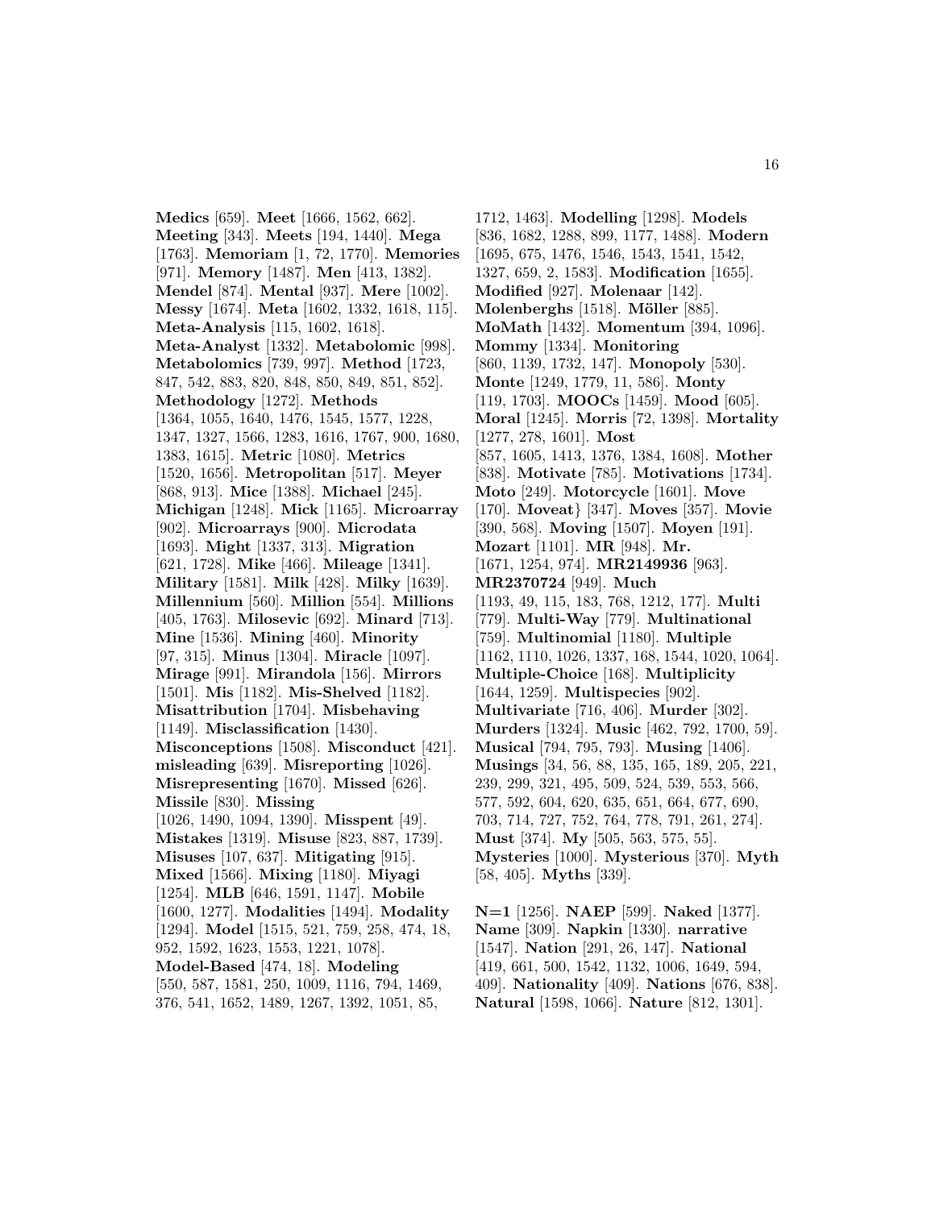**Medics** [659]. **Meet** [1666, 1562, 662]. **Meeting** [343]. **Meets** [194, 1440]. **Mega** [1763]. **Memoriam** [1, 72, 1770]. **Memories** [971]. **Memory** [1487]. **Men** [413, 1382]. **Mendel** [874]. **Mental** [937]. **Mere** [1002]. **Messy** [1674]. **Meta** [1602, 1332, 1618, 115]. **Meta-Analysis** [115, 1602, 1618]. **Meta-Analyst** [1332]. **Metabolomic** [998]. **Metabolomics** [739, 997]. **Method** [1723, 847, 542, 883, 820, 848, 850, 849, 851, 852]. **Methodology** [1272]. **Methods** [1364, 1055, 1640, 1476, 1545, 1577, 1228, 1347, 1327, 1566, 1283, 1616, 1767, 900, 1680, 1383, 1615]. **Metric** [1080]. **Metrics** [1520, 1656]. **Metropolitan** [517]. **Meyer** [868, 913]. **Mice** [1388]. **Michael** [245]. **Michigan** [1248]. **Mick** [1165]. **Microarray** [902]. **Microarrays** [900]. **Microdata** [1693]. **Might** [1337, 313]. **Migration** [621, 1728]. **Mike** [466]. **Mileage** [1341]. **Military** [1581]. **Milk** [428]. **Milky** [1639]. **Millennium** [560]. **Million** [554]. **Millions** [405, 1763]. **Milosevic** [692]. **Minard** [713]. **Mine** [1536]. **Mining** [460]. **Minority** [97, 315]. **Minus** [1304]. **Miracle** [1097]. **Mirage** [991]. **Mirandola** [156]. **Mirrors** [1501]. **Mis** [1182]. **Mis-Shelved** [1182]. **Misattribution** [1704]. **Misbehaving** [1149]. **Misclassification** [1430]. **Misconceptions** [1508]. **Misconduct** [421]. **misleading** [639]. **Misreporting** [1026]. **Misrepresenting** [1670]. **Missed** [626]. **Missile** [830]. **Missing** [1026, 1490, 1094, 1390]. **Misspent** [49]. **Mistakes** [1319]. **Misuse** [823, 887, 1739]. **Misuses** [107, 637]. **Mitigating** [915]. **Mixed** [1566]. **Mixing** [1180]. **Miyagi** [1254]. **MLB** [646, 1591, 1147]. **Mobile** [1600, 1277]. **Modalities** [1494]. **Modality** [1294]. **Model** [1515, 521, 759, 258, 474, 18, 952, 1592, 1623, 1553, 1221, 1078]. **Model-Based** [474, 18]. **Modeling** [550, 587, 1581, 250, 1009, 1116, 794, 1469, 376, 541, 1652, 1489, 1267, 1392, 1051, 85, 1712, 1463]. **Modelling** [1298]. **Models** [836, 1682, 1288, 899, 1177, 1488]. **Modern** [1695, 675, 1476, 1546, 1543, 1541, 1542, 1327, 659, 2, 1583]. **Modification** [1655]. **Modified** [927]. **Molenaar** [142]. **Molenberghs** [1518]. **Möller** [885]. **MoMath** [1432]. **Momentum** [394, 1096]. **Mommy** [1334]. **Monitoring** [860, 1139, 1732, 147]. **Monopoly** [530]. **Monte** [1249, 1779, 11, 586]. **Monty** [119, 1703]. **MOOCs** [1459]. **Mood** [605]. **Moral** [1245]. **Morris** [72, 1398]. **Mortality** [1277, 278, 1601]. **Most** [857, 1605, 1413, 1376, 1384, 1608]. **Mother** [838]. **Motivate** [785]. **Motivations** [1734]. **Moto** [249]. **Motorcycle** [1601]. **Move** [170]. **Moveat}** [347]. **Moves** [357]. **Movie** [390, 568]. **Moving** [1507]. **Moyen** [191]. **Mozart** [1101]. **MR** [948]. **Mr.** [1671, 1254, 974]. **MR2149936** [963]. **MR2370724** [949]. **Much** [1193, 49, 115, 183, 768, 1212, 177]. **Multi** [779]. **Multi-Way** [779]. **Multinational** [759]. **Multinomial** [1180]. **Multiple** [1162, 1110, 1026, 1337, 168, 1544, 1020, 1064]. **Multiple-Choice** [168]. **Multiplicity** [1644, 1259]. **Multispecies** [902]. **Multivariate** [716, 406]. **Murder** [302]. **Murders** [1324]. **Music** [462, 792, 1700, 59]. **Musical** [794, 795, 793]. **Musing** [1406]. **Musings** [34, 56, 88, 135, 165, 189, 205, 221, 239, 299, 321, 495, 509, 524, 539, 553, 566, 577, 592, 604, 620, 635, 651, 664, 677, 690, 703, 714, 727, 752, 764, 778, 791, 261, 274]. **Must** [374]. **My** [505, 563, 575, 55]. **Mysteries** [1000]. **Mysterious** [370]. **Myth** [58, 405]. **Myths** [339].

**N=1** [1256]. **NAEP** [599]. **Naked** [1377]. **Name** [309]. **Napkin** [1330]. **narrative** [1547]. **Nation** [291, 26, 147]. **National** [419, 661, 500, 1542, 1132, 1006, 1649, 594, 409]. **Nationality** [409]. **Nations** [676, 838]. **Natural** [1598, 1066]. **Nature** [812, 1301].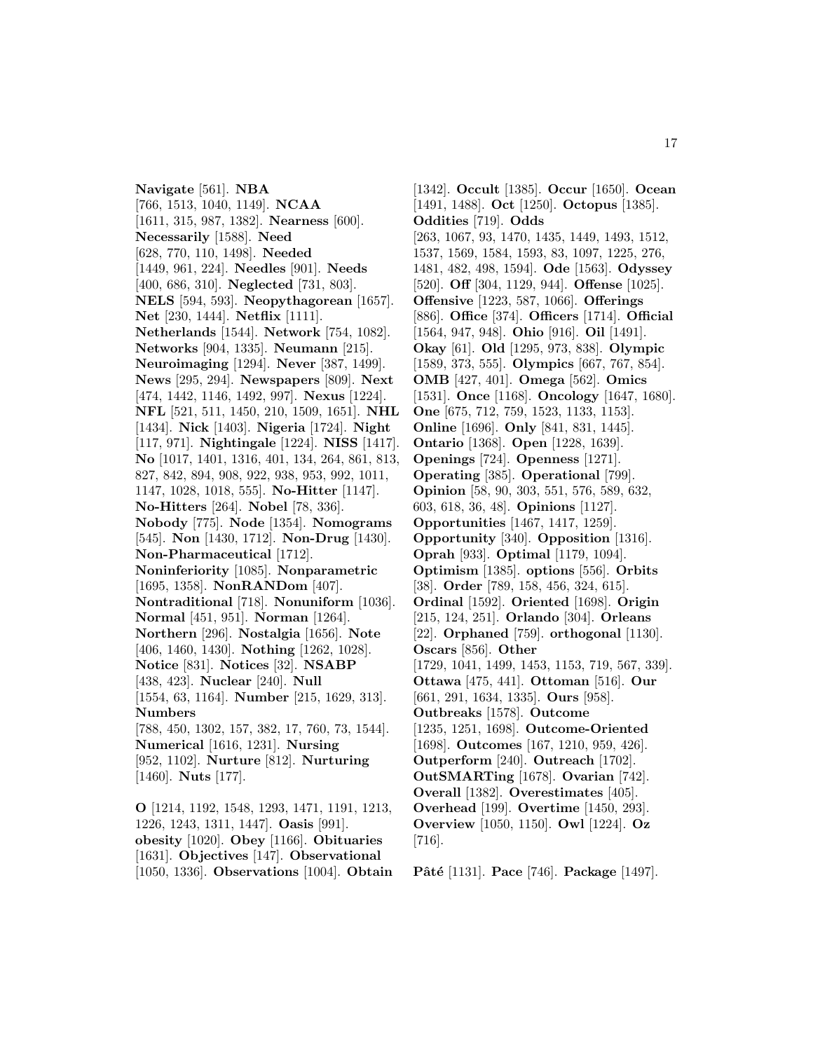**Navigate** [561]. **NBA** [766, 1513, 1040, 1149]. **NCAA** [1611, 315, 987, 1382]. **Nearness** [600]. **Necessarily** [1588]. **Need** [628, 770, 110, 1498]. **Needed** [1449, 961, 224]. **Needles** [901]. **Needs** [400, 686, 310]. **Neglected** [731, 803]. **NELS** [594, 593]. **Neopythagorean** [1657]. **Net** [230, 1444]. **Netflix** [1111]. **Netherlands** [1544]. **Network** [754, 1082]. **Networks** [904, 1335]. **Neumann** [215]. **Neuroimaging** [1294]. **Never** [387, 1499]. **News** [295, 294]. **Newspapers** [809]. **Next** [474, 1442, 1146, 1492, 997]. **Nexus** [1224]. **NFL** [521, 511, 1450, 210, 1509, 1651]. **NHL** [1434]. **Nick** [1403]. **Nigeria** [1724]. **Night** [117, 971]. **Nightingale** [1224]. **NISS** [1417]. **No** [1017, 1401, 1316, 401, 134, 264, 861, 813, 827, 842, 894, 908, 922, 938, 953, 992, 1011, 1147, 1028, 1018, 555]. **No-Hitter** [1147]. **No-Hitters** [264]. **Nobel** [78, 336]. **Nobody** [775]. **Node** [1354]. **Nomograms** [545]. **Non** [1430, 1712]. **Non-Drug** [1430]. **Non-Pharmaceutical** [1712]. **Noninferiority** [1085]. **Nonparametric** [1695, 1358]. **NonRANDom** [407]. **Nontraditional** [718]. **Nonuniform** [1036]. **Normal** [451, 951]. **Norman** [1264]. **Northern** [296]. **Nostalgia** [1656]. **Note** [406, 1460, 1430]. **Nothing** [1262, 1028]. **Notice** [831]. **Notices** [32]. **NSABP** [438, 423]. **Nuclear** [240]. **Null** [1554, 63, 1164]. **Number** [215, 1629, 313]. **Numbers** [788, 450, 1302, 157, 382, 17, 760, 73, 1544]. **Numerical** [1616, 1231]. **Nursing** [952, 1102]. **Nurture** [812]. **Nurturing** [1460]. **Nuts** [177].

**O** [1214, 1192, 1548, 1293, 1471, 1191, 1213, 1226, 1243, 1311, 1447]. **Oasis** [991]. **obesity** [1020]. **Obey** [1166]. **Obituaries** [1631]. **Objectives** [147]. **Observational** [1050, 1336]. **Observations** [1004]. **Obtain** [1342]. **Occult** [1385]. **Occur** [1650]. **Ocean** [1491, 1488]. **Oct** [1250]. **Octopus** [1385]. **Oddities** [719]. **Odds** [263, 1067, 93, 1470, 1435, 1449, 1493, 1512, 1537, 1569, 1584, 1593, 83, 1097, 1225, 276, 1481, 482, 498, 1594]. **Ode** [1563]. **Odyssey** [520]. **Off** [304, 1129, 944]. **Offense** [1025]. **Offensive** [1223, 587, 1066]. **Offerings** [886]. **Office** [374]. **Officers** [1714]. **Official** [1564, 947, 948]. **Ohio** [916]. **Oil** [1491]. **Okay** [61]. **Old** [1295, 973, 838]. **Olympic** [1589, 373, 555]. **Olympics** [667, 767, 854]. **OMB** [427, 401]. **Omega** [562]. **Omics** [1531]. **Once** [1168]. **Oncology** [1647, 1680]. **One** [675, 712, 759, 1523, 1133, 1153]. **Online** [1696]. **Only** [841, 831, 1445]. **Ontario** [1368]. **Open** [1228, 1639]. **Openings** [724]. **Openness** [1271]. **Operating** [385]. **Operational** [799]. **Opinion** [58, 90, 303, 551, 576, 589, 632, 603, 618, 36, 48]. **Opinions** [1127]. **Opportunities** [1467, 1417, 1259]. **Opportunity** [340]. **Opposition** [1316]. **Oprah** [933]. **Optimal** [1179, 1094]. **Optimism** [1385]. **options** [556]. **Orbits** [38]. **Order** [789, 158, 456, 324, 615]. **Ordinal** [1592]. **Oriented** [1698]. **Origin** [215, 124, 251]. **Orlando** [304]. **Orleans** [22]. **Orphaned** [759]. **orthogonal** [1130]. **Oscars** [856]. **Other** [1729, 1041, 1499, 1453, 1153, 719, 567, 339]. **Ottawa** [475, 441]. **Ottoman** [516]. **Our** [661, 291, 1634, 1335]. **Ours** [958]. **Outbreaks** [1578]. **Outcome** [1235, 1251, 1698]. **Outcome-Oriented** [1698]. **Outcomes** [167, 1210, 959, 426]. **Outperform** [240]. **Outreach** [1702]. **OutSMARTing** [1678]. **Ovarian** [742]. **Overall** [1382]. **Overestimates** [405]. **Overhead** [199]. **Overtime** [1450, 293]. **Overview** [1050, 1150]. **Owl** [1224]. **Oz** [716].

**Pâté** [1131]. **Pace** [746]. **Package** [1497].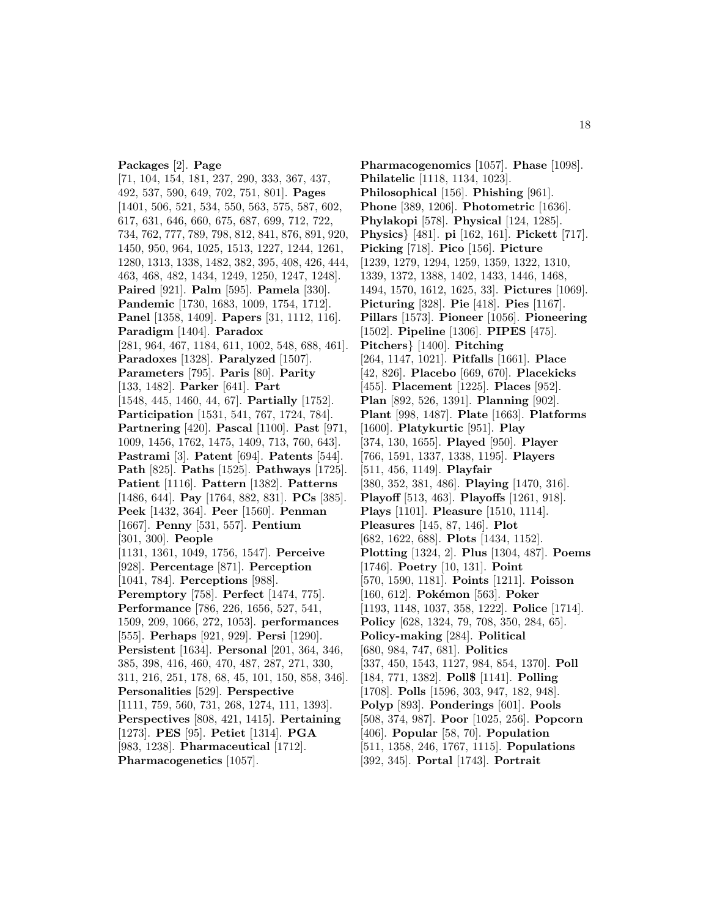**Packages** [2]. **Page** [71, 104, 154, 181, 237, 290, 333, 367, 437, 492, 537, 590, 649, 702, 751, 801]. **Pages** [1401, 506, 521, 534, 550, 563, 575, 587, 602, 617, 631, 646, 660, 675, 687, 699, 712, 722, 734, 762, 777, 789, 798, 812, 841, 876, 891, 920, 1450, 950, 964, 1025, 1513, 1227, 1244, 1261, 1280, 1313, 1338, 1482, 382, 395, 408, 426, 444, 463, 468, 482, 1434, 1249, 1250, 1247, 1248]. **Paired** [921]. **Palm** [595]. **Pamela** [330]. **Pandemic** [1730, 1683, 1009, 1754, 1712]. **Panel** [1358, 1409]. **Papers** [31, 1112, 116]. **Paradigm** [1404]. **Paradox** [281, 964, 467, 1184, 611, 1002, 548, 688, 461]. **Paradoxes** [1328]. **Paralyzed** [1507]. **Parameters** [795]. **Paris** [80]. **Parity** [133, 1482]. **Parker** [641]. **Part** [1548, 445, 1460, 44, 67]. **Partially** [1752]. **Participation** [1531, 541, 767, 1724, 784]. **Partnering** [420]. **Pascal** [1100]. **Past** [971, 1009, 1456, 1762, 1475, 1409, 713, 760, 643]. **Pastrami** [3]. **Patent** [694]. **Patents** [544]. **Path** [825]. **Paths** [1525]. **Pathways** [1725]. **Patient** [1116]. **Pattern** [1382]. **Patterns** [1486, 644]. **Pay** [1764, 882, 831]. **PCs** [385]. **Peek** [1432, 364]. **Peer** [1560]. **Penman** [1667]. **Penny** [531, 557]. **Pentium** [301, 300]. **People** [1131, 1361, 1049, 1756, 1547]. **Perceive** [928]. **Percentage** [871]. **Perception** [1041, 784]. **Perceptions** [988]. **Peremptory** [758]. **Perfect** [1474, 775]. **Performance** [786, 226, 1656, 527, 541, 1509, 209, 1066, 272, 1053]. **performances** [555]. **Perhaps** [921, 929]. **Persi** [1290]. **Persistent** [1634]. **Personal** [201, 364, 346, 385, 398, 416, 460, 470, 487, 287, 271, 330, 311, 216, 251, 178, 68, 45, 101, 150, 858, 346]. **Personalities** [529]. **Perspective** [1111, 759, 560, 731, 268, 1274, 111, 1393]. **Perspectives** [808, 421, 1415]. **Pertaining** [1273]. **PES** [95]. **Petiet** [1314]. **PGA** [983, 1238]. **Pharmaceutical** [1712]. **Pharmacogenetics** [1057].

**Pharmacogenomics** [1057]. **Phase** [1098]. **Philatelic** [1118, 1134, 1023]. **Philosophical** [156]. **Phishing** [961]. **Phone** [389, 1206]. **Photometric** [1636]. **Phylakopi** [578]. **Physical** [124, 1285]. **Physics**} [481]. **pi** [162, 161]. **Pickett** [717]. **Picking** [718]. **Pico** [156]. **Picture** [1239, 1279, 1294, 1259, 1359, 1322, 1310, 1339, 1372, 1388, 1402, 1433, 1446, 1468, 1494, 1570, 1612, 1625, 33]. **Pictures** [1069]. **Picturing** [328]. **Pie** [418]. **Pies** [1167]. **Pillars** [1573]. **Pioneer** [1056]. **Pioneering** [1502]. **Pipeline** [1306]. **PIPES** [475]. **Pitchers**} [1400]. **Pitching** [264, 1147, 1021]. **Pitfalls** [1661]. **Place** [42, 826]. **Placebo** [669, 670]. **Placekicks** [455]. **Placement** [1225]. **Places** [952]. **Plan** [892, 526, 1391]. **Planning** [902]. **Plant** [998, 1487]. **Plate** [1663]. **Platforms** [1600]. **Platykurtic** [951]. **Play** [374, 130, 1655]. **Played** [950]. **Player** [766, 1591, 1337, 1338, 1195]. **Players** [511, 456, 1149]. **Playfair** [380, 352, 381, 486]. **Playing** [1470, 316]. **Playoff** [513, 463]. **Playoffs** [1261, 918]. **Plays** [1101]. **Pleasure** [1510, 1114]. **Pleasures** [145, 87, 146]. **Plot** [682, 1622, 688]. **Plots** [1434, 1152]. **Plotting** [1324, 2]. **Plus** [1304, 487]. **Poems** [1746]. **Poetry** [10, 131]. **Point** [570, 1590, 1181]. **Points** [1211]. **Poisson** [160, 612]. **Pokémon** [563]. **Poker** [1193, 1148, 1037, 358, 1222]. **Police** [1714]. **Policy** [628, 1324, 79, 708, 350, 284, 65]. **Policy-making** [284]. **Political** [680, 984, 747, 681]. **Politics** [337, 450, 1543, 1127, 984, 854, 1370]. **Poll** [184, 771, 1382]. **Poll$** [1141]. **Polling** [1708]. **Polls** [1596, 303, 947, 182, 948]. **Polyp** [893]. **Ponderings** [601]. **Pools** [508, 374, 987]. **Poor** [1025, 256]. **Popcorn** [406]. **Popular** [58, 70]. **Population** [511, 1358, 246, 1767, 1115]. **Populations** [392, 345]. **Portal** [1743]. **Portrait**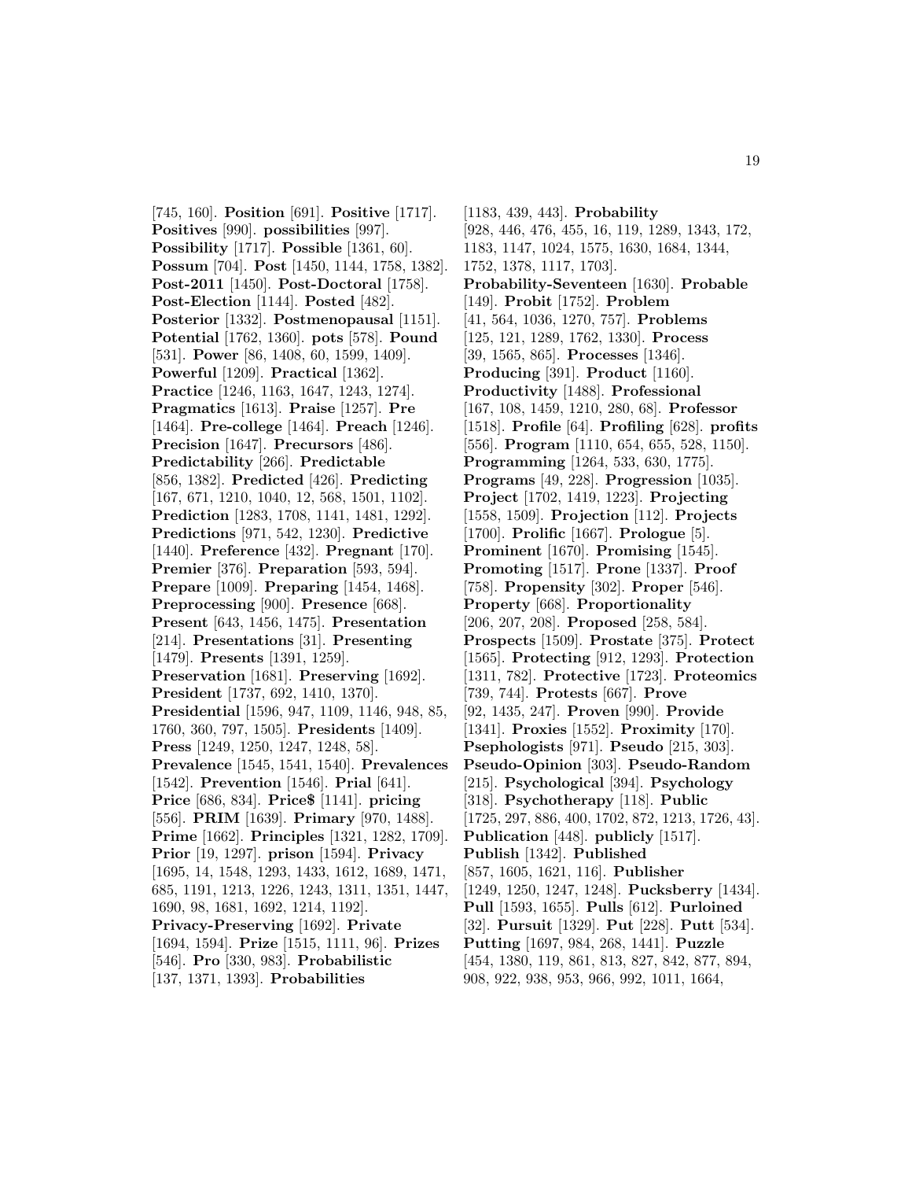[745, 160]. **Position** [691]. **Positive** [1717]. **Positives** [990]. **possibilities** [997]. **Possibility** [1717]. **Possible** [1361, 60]. **Possum** [704]. **Post** [1450, 1144, 1758, 1382]. **Post-2011** [1450]. **Post-Doctoral** [1758]. **Post-Election** [1144]. **Posted** [482]. **Posterior** [1332]. **Postmenopausal** [1151]. **Potential** [1762, 1360]. **pots** [578]. **Pound** [531]. **Power** [86, 1408, 60, 1599, 1409]. **Powerful** [1209]. **Practical** [1362]. **Practice** [1246, 1163, 1647, 1243, 1274]. **Pragmatics** [1613]. **Praise** [1257]. **Pre** [1464]. **Pre-college** [1464]. **Preach** [1246]. **Precision** [1647]. **Precursors** [486]. **Predictability** [266]. **Predictable** [856, 1382]. **Predicted** [426]. **Predicting** [167, 671, 1210, 1040, 12, 568, 1501, 1102]. **Prediction** [1283, 1708, 1141, 1481, 1292]. **Predictions** [971, 542, 1230]. **Predictive** [1440]. **Preference** [432]. **Pregnant** [170]. **Premier** [376]. **Preparation** [593, 594]. **Prepare** [1009]. **Preparing** [1454, 1468]. **Preprocessing** [900]. **Presence** [668]. **Present** [643, 1456, 1475]. **Presentation** [214]. **Presentations** [31]. **Presenting** [1479]. **Presents** [1391, 1259]. **Preservation** [1681]. **Preserving** [1692]. **President** [1737, 692, 1410, 1370]. **Presidential** [1596, 947, 1109, 1146, 948, 85, 1760, 360, 797, 1505]. **Presidents** [1409]. **Press** [1249, 1250, 1247, 1248, 58]. **Prevalence** [1545, 1541, 1540]. **Prevalences** [1542]. **Prevention** [1546]. **Prial** [641]. **Price** [686, 834]. **Price$** [1141]. **pricing** [556]. **PRIM** [1639]. **Primary** [970, 1488]. **Prime** [1662]. **Principles** [1321, 1282, 1709]. **Prior** [19, 1297]. **prison** [1594]. **Privacy** [1695, 14, 1548, 1293, 1433, 1612, 1689, 1471, 685, 1191, 1213, 1226, 1243, 1311, 1351, 1447, 1690, 98, 1681, 1692, 1214, 1192]. **Privacy-Preserving** [1692]. **Private** [1694, 1594]. **Prize** [1515, 1111, 96]. **Prizes** [546]. **Pro** [330, 983]. **Probabilistic** [137, 1371, 1393]. **Probabilities** [1183, 439, 443]. **Probability** [928, 446, 476, 455, 16, 119, 1289, 1343, 172, 1183, 1147, 1024, 1575, 1630, 1684, 1344, 1752, 1378, 1117, 1703]. **Probability-Seventeen** [1630]. **Probable** [149]. **Probit** [1752]. **Problem** [41, 564, 1036, 1270, 757]. **Problems** [125, 121, 1289, 1762, 1330]. **Process** [39, 1565, 865]. **Processes** [1346]. **Producing** [391]. **Product** [1160]. **Productivity** [1488]. **Professional** [167, 108, 1459, 1210, 280, 68]. **Professor** [1518]. **Profile** [64]. **Profiling** [628]. **profits** [556]. **Program** [1110, 654, 655, 528, 1150]. **Programming** [1264, 533, 630, 1775]. **Programs** [49, 228]. **Progression** [1035]. **Project** [1702, 1419, 1223]. **Projecting** [1558, 1509]. **Projection** [112]. **Projects** [1700]. **Prolific** [1667]. **Prologue** [5]. **Prominent** [1670]. **Promising** [1545]. **Promoting** [1517]. **Prone** [1337]. **Proof** [758]. **Propensity** [302]. **Proper** [546]. **Property** [668]. **Proportionality** [206, 207, 208]. **Proposed** [258, 584]. **Prospects** [1509]. **Prostate** [375]. **Protect** [1565]. **Protecting** [912, 1293]. **Protection** [1311, 782]. **Protective** [1723]. **Proteomics** [739, 744]. **Protests** [667]. **Prove** [92, 1435, 247]. **Proven** [990]. **Provide** [1341]. **Proxies** [1552]. **Proximity** [170]. **Psephologists** [971]. **Pseudo** [215, 303]. **Pseudo-Opinion** [303]. **Pseudo-Random** [215]. **Psychological** [394]. **Psychology** [318]. **Psychotherapy** [118]. **Public** [1725, 297, 886, 400, 1702, 872, 1213, 1726, 43]. **Publication** [448]. **publicly** [1517]. **Publish** [1342]. **Published** [857, 1605, 1621, 116]. **Publisher** [1249, 1250, 1247, 1248]. **Pucksberry** [1434]. **Pull** [1593, 1655]. **Pulls** [612]. **Purloined** [32]. **Pursuit** [1329]. **Put** [228]. **Putt** [534]. **Putting** [1697, 984, 268, 1441]. **Puzzle** [454, 1380, 119, 861, 813, 827, 842, 877, 894, 908, 922, 938, 953, 966, 992, 1011, 1664,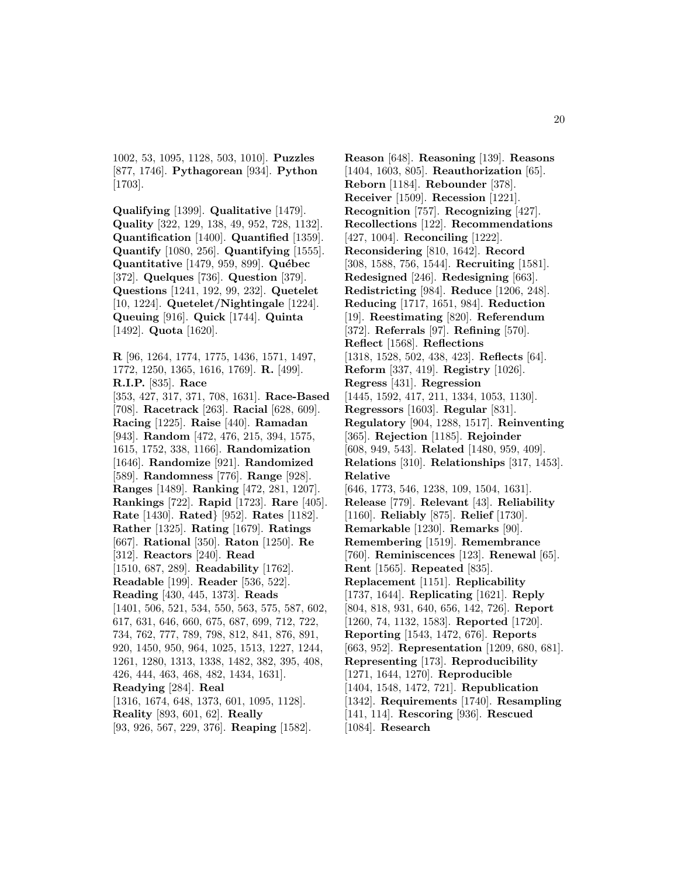1002, 53, 1095, 1128, 503, 1010]. **Puzzles** [877, 1746]. **Pythagorean** [934]. **Python** [1703].

**Qualifying** [1399]. **Qualitative** [1479]. **Quality** [322, 129, 138, 49, 952, 728, 1132]. **Quantification** [1400]. **Quantified** [1359]. **Quantify** [1080, 256]. **Quantifying** [1555]. **Quantitative** [1479, 959, 899]. **Québec** [372]. **Quelques** [736]. **Question** [379]. **Questions** [1241, 192, 99, 232]. **Quetelet** [10, 1224]. **Quetelet/Nightingale** [1224]. **Queuing** [916]. **Quick** [1744]. **Quinta** [1492]. **Quota** [1620].

**R** [96, 1264, 1774, 1775, 1436, 1571, 1497, 1772, 1250, 1365, 1616, 1769]. **R.** [499]. **R.I.P.** [835]. **Race** [353, 427, 317, 371, 708, 1631]. **Race-Based** [708]. **Racetrack** [263]. **Racial** [628, 609]. **Racing** [1225]. **Raise** [440]. **Ramadan** [943]. **Random** [472, 476, 215, 394, 1575, 1615, 1752, 338, 1166]. **Randomization** [1646]. **Randomize** [921]. **Randomized** [589]. **Randomness** [776]. **Range** [928]. **Ranges** [1489]. **Ranking** [472, 281, 1207]. **Rankings** [722]. **Rapid** [1723]. **Rare** [405]. **Rate** [1430]. **Rated}** [952]. **Rates** [1182]. **Rather** [1325]. **Rating** [1679]. **Ratings** [667]. **Rational** [350]. **Raton** [1250]. **Re** [312]. **Reactors** [240]. **Read** [1510, 687, 289]. **Readability** [1762]. **Readable** [199]. **Reader** [536, 522]. **Reading** [430, 445, 1373]. **Reads** [1401, 506, 521, 534, 550, 563, 575, 587, 602, 617, 631, 646, 660, 675, 687, 699, 712, 722, 734, 762, 777, 789, 798, 812, 841, 876, 891, 920, 1450, 950, 964, 1025, 1513, 1227, 1244, 1261, 1280, 1313, 1338, 1482, 382, 395, 408, 426, 444, 463, 468, 482, 1434, 1631]. **Readying** [284]. **Real** [1316, 1674, 648, 1373, 601, 1095, 1128]. **Reality** [893, 601, 62]. **Really** [93, 926, 567, 229, 376]. **Reaping** [1582].

**Reason** [648]. **Reasoning** [139]. **Reasons** [1404, 1603, 805]. **Reauthorization** [65]. **Reborn** [1184]. **Rebounder** [378]. **Receiver** [1509]. **Recession** [1221]. **Recognition** [757]. **Recognizing** [427]. **Recollections** [122]. **Recommendations** [427, 1004]. **Reconciling** [1222]. **Reconsidering** [810, 1642]. **Record** [308, 1588, 756, 1544]. **Recruiting** [1581]. **Redesigned** [246]. **Redesigning** [663]. **Redistricting** [984]. **Reduce** [1206, 248]. **Reducing** [1717, 1651, 984]. **Reduction** [19]. **Reestimating** [820]. **Referendum** [372]. **Referrals** [97]. **Refining** [570]. **Reflect** [1568]. **Reflections** [1318, 1528, 502, 438, 423]. **Reflects** [64]. **Reform** [337, 419]. **Registry** [1026]. **Regress** [431]. **Regression** [1445, 1592, 417, 211, 1334, 1053, 1130]. **Regressors** [1603]. **Regular** [831]. **Regulatory** [904, 1288, 1517]. **Reinventing** [365]. **Rejection** [1185]. **Rejoinder** [608, 949, 543]. **Related** [1480, 959, 409]. **Relations** [310]. **Relationships** [317, 1453]. **Relative** [646, 1773, 546, 1238, 109, 1504, 1631]. **Release** [779]. **Relevant** [43]. **Reliability** [1160]. **Reliably** [875]. **Relief** [1730]. **Remarkable** [1230]. **Remarks** [90]. **Remembering** [1519]. **Remembrance** [760]. **Reminiscences** [123]. **Renewal** [65]. **Rent** [1565]. **Repeated** [835]. **Replacement** [1151]. **Replicability** [1737, 1644]. **Replicating** [1621]. **Reply** [804, 818, 931, 640, 656, 142, 726]. **Report** [1260, 74, 1132, 1583]. **Reported** [1720]. **Reporting** [1543, 1472, 676]. **Reports** [663, 952]. **Representation** [1209, 680, 681]. **Representing** [173]. **Reproducibility** [1271, 1644, 1270]. **Reproducible** [1404, 1548, 1472, 721]. **Republication** [1342]. **Requirements** [1740]. **Resampling** [141, 114]. **Rescoring** [936]. **Rescued** [1084]. **Research**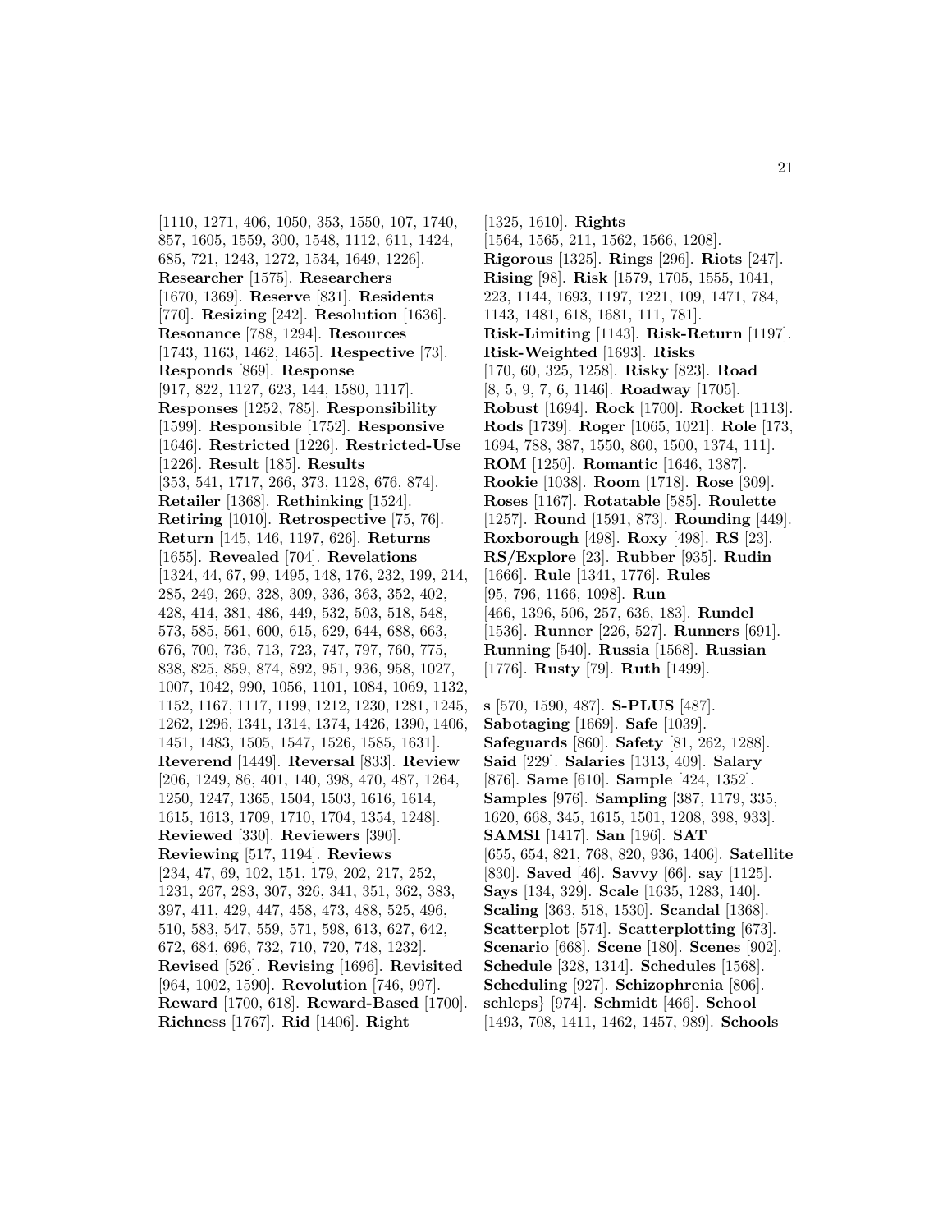[1110, 1271, 406, 1050, 353, 1550, 107, 1740, 857, 1605, 1559, 300, 1548, 1112, 611, 1424, 685, 721, 1243, 1272, 1534, 1649, 1226]. **Researcher** [1575]. **Researchers** [1670, 1369]. **Reserve** [831]. **Residents** [770]. **Resizing** [242]. **Resolution** [1636]. **Resonance** [788, 1294]. **Resources** [1743, 1163, 1462, 1465]. **Respective** [73]. **Responds** [869]. **Response** [917, 822, 1127, 623, 144, 1580, 1117]. **Responses** [1252, 785]. **Responsibility** [1599]. **Responsible** [1752]. **Responsive** [1646]. **Restricted** [1226]. **Restricted-Use** [1226]. **Result** [185]. **Results** [353, 541, 1717, 266, 373, 1128, 676, 874]. **Retailer** [1368]. **Rethinking** [1524]. **Retiring** [1010]. **Retrospective** [75, 76]. **Return** [145, 146, 1197, 626]. **Returns** [1655]. **Revealed** [704]. **Revelations** [1324, 44, 67, 99, 1495, 148, 176, 232, 199, 214, 285, 249, 269, 328, 309, 336, 363, 352, 402, 428, 414, 381, 486, 449, 532, 503, 518, 548, 573, 585, 561, 600, 615, 629, 644, 688, 663, 676, 700, 736, 713, 723, 747, 797, 760, 775, 838, 825, 859, 874, 892, 951, 936, 958, 1027, 1007, 1042, 990, 1056, 1101, 1084, 1069, 1132, 1152, 1167, 1117, 1199, 1212, 1230, 1281, 1245, 1262, 1296, 1341, 1314, 1374, 1426, 1390, 1406, 1451, 1483, 1505, 1547, 1526, 1585, 1631]. **Reverend** [1449]. **Reversal** [833]. **Review** [206, 1249, 86, 401, 140, 398, 470, 487, 1264, 1250, 1247, 1365, 1504, 1503, 1616, 1614, 1615, 1613, 1709, 1710, 1704, 1354, 1248]. **Reviewed** [330]. **Reviewers** [390]. **Reviewing** [517, 1194]. **Reviews** [234, 47, 69, 102, 151, 179, 202, 217, 252, 1231, 267, 283, 307, 326, 341, 351, 362, 383, 397, 411, 429, 447, 458, 473, 488, 525, 496, 510, 583, 547, 559, 571, 598, 613, 627, 642, 672, 684, 696, 732, 710, 720, 748, 1232]. **Revised** [526]. **Revising** [1696]. **Revisited** [964, 1002, 1590]. **Revolution** [746, 997]. **Reward** [1700, 618]. **Reward-Based** [1700]. **Richness** [1767]. **Rid** [1406]. **Right** [1325, 1610]. **Rights** [1564, 1565, 211, 1562, 1566, 1208]. **Rigorous** [1325]. **Rings** [296]. **Riots** [247]. **Rising** [98]. **Risk** [1579, 1705, 1555, 1041, 223, 1144, 1693, 1197, 1221, 109, 1471, 784, 1143, 1481, 618, 1681, 111, 781]. **Risk-Limiting** [1143]. **Risk-Return** [1197]. **Risk-Weighted** [1693]. **Risks** [170, 60, 325, 1258]. **Risky** [823]. **Road** [8, 5, 9, 7, 6, 1146]. **Roadway** [1705]. **Robust** [1694]. **Rock** [1700]. **Rocket** [1113]. **Rods** [1739]. **Roger** [1065, 1021]. **Role** [173, 1694, 788, 387, 1550, 860, 1500, 1374, 111]. **ROM** [1250]. **Romantic** [1646, 1387]. **Rookie** [1038]. **Room** [1718]. **Rose** [309]. **Roses** [1167]. **Rotatable** [585]. **Roulette** [1257]. **Round** [1591, 873]. **Rounding** [449]. **Roxborough** [498]. **Roxy** [498]. **RS** [23]. **RS/Explore** [23]. **Rubber** [935]. **Rudin** [1666]. **Rule** [1341, 1776]. **Rules** [95, 796, 1166, 1098]. **Run** [466, 1396, 506, 257, 636, 183]. **Rundel** [1536]. **Runner** [226, 527]. **Runners** [691]. **Running** [540]. **Russia** [1568]. **Russian** [1776]. **Rusty** [79]. **Ruth** [1499].

**s** [570, 1590, 487]. **S-PLUS** [487]. **Sabotaging** [1669]. **Safe** [1039]. **Safeguards** [860]. **Safety** [81, 262, 1288]. **Said** [229]. **Salaries** [1313, 409]. **Salary** [876]. **Same** [610]. **Sample** [424, 1352]. **Samples** [976]. **Sampling** [387, 1179, 335, 1620, 668, 345, 1615, 1501, 1208, 398, 933]. **SAMSI** [1417]. **San** [196]. **SAT** [655, 654, 821, 768, 820, 936, 1406]. **Satellite** [830]. **Saved** [46]. **Savvy** [66]. **say** [1125]. **Says** [134, 329]. **Scale** [1635, 1283, 140]. **Scaling** [363, 518, 1530]. **Scandal** [1368]. **Scatterplot** [574]. **Scatterplotting** [673]. **Scenario** [668]. **Scene** [180]. **Scenes** [902]. **Schedule** [328, 1314]. **Schedules** [1568]. **Scheduling** [927]. **Schizophrenia** [806]. **schleps}** [974]. **Schmidt** [466]. **School** [1493, 708, 1411, 1462, 1457, 989]. **Schools**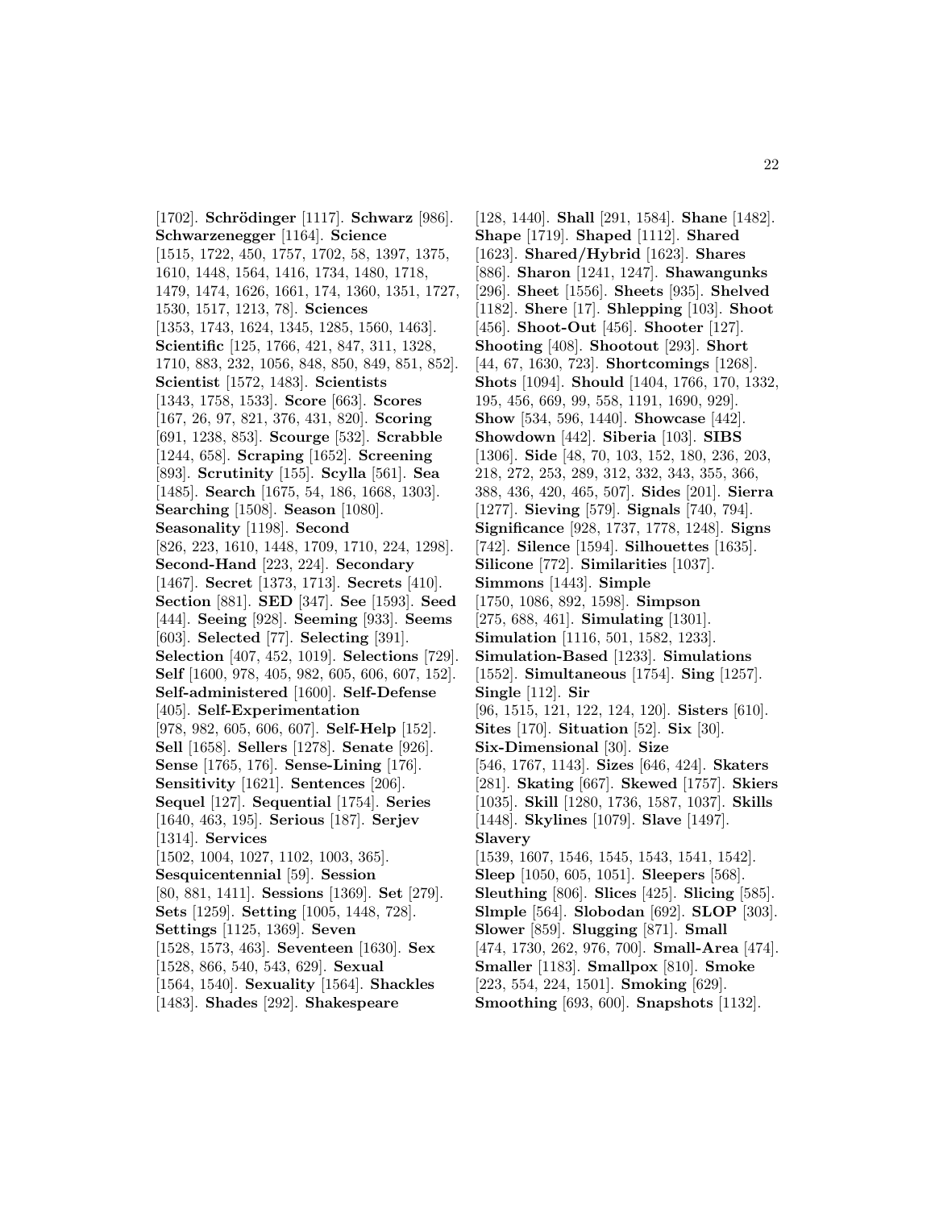[1702]. **Schrödinger** [1117]. **Schwarz** [986]. **Schwarzenegger** [1164]. **Science** [1515, 1722, 450, 1757, 1702, 58, 1397, 1375, 1610, 1448, 1564, 1416, 1734, 1480, 1718, 1479, 1474, 1626, 1661, 174, 1360, 1351, 1727, 1530, 1517, 1213, 78]. **Sciences** [1353, 1743, 1624, 1345, 1285, 1560, 1463]. **Scientific** [125, 1766, 421, 847, 311, 1328, 1710, 883, 232, 1056, 848, 850, 849, 851, 852]. **Scientist** [1572, 1483]. **Scientists** [1343, 1758, 1533]. **Score** [663]. **Scores** [167, 26, 97, 821, 376, 431, 820]. **Scoring** [691, 1238, 853]. **Scourge** [532]. **Scrabble** [1244, 658]. **Scraping** [1652]. **Screening** [893]. **Scrutinity** [155]. **Scylla** [561]. **Sea** [1485]. **Search** [1675, 54, 186, 1668, 1303]. **Searching** [1508]. **Season** [1080]. **Seasonality** [1198]. **Second** [826, 223, 1610, 1448, 1709, 1710, 224, 1298]. **Second-Hand** [223, 224]. **Secondary** [1467]. **Secret** [1373, 1713]. **Secrets** [410]. **Section** [881]. **SED** [347]. **See** [1593]. **Seed** [444]. **Seeing** [928]. **Seeming** [933]. **Seems** [603]. **Selected** [77]. **Selecting** [391]. **Selection** [407, 452, 1019]. **Selections** [729]. **Self** [1600, 978, 405, 982, 605, 606, 607, 152]. **Self-administered** [1600]. **Self-Defense** [405]. **Self-Experimentation** [978, 982, 605, 606, 607]. **Self-Help** [152]. **Sell** [1658]. **Sellers** [1278]. **Senate** [926]. **Sense** [1765, 176]. **Sense-Lining** [176]. **Sensitivity** [1621]. **Sentences** [206]. **Sequel** [127]. **Sequential** [1754]. **Series** [1640, 463, 195]. **Serious** [187]. **Serjev** [1314]. **Services** [1502, 1004, 1027, 1102, 1003, 365]. **Sesquicentennial** [59]. **Session** [80, 881, 1411]. **Sessions** [1369]. **Set** [279]. **Sets** [1259]. **Setting** [1005, 1448, 728]. **Settings** [1125, 1369]. **Seven** [1528, 1573, 463]. **Seventeen** [1630]. **Sex** [1528, 866, 540, 543, 629]. **Sexual** [1564, 1540]. **Sexuality** [1564]. **Shackles** [1483]. **Shades** [292]. **Shakespeare** [128, 1440]. **Shall** [291, 1584]. **Shane** [1482]. **Shape** [1719]. **Shaped** [1112]. **Shared** [1623]. **Shared/Hybrid** [1623]. **Shares** [886]. **Sharon** [1241, 1247]. **Shawangunks** [296]. **Sheet** [1556]. **Sheets** [935]. **Shelved** [1182]. **Shere** [17]. **Shlepping** [103]. **Shoot** [456]. **Shoot-Out** [456]. **Shooter** [127]. **Shooting** [408]. **Shootout** [293]. **Short** [44, 67, 1630, 723]. **Shortcomings** [1268]. **Shots** [1094]. **Should** [1404, 1766, 170, 1332, 195, 456, 669, 99, 558, 1191, 1690, 929]. **Show** [534, 596, 1440]. **Showcase** [442]. **Showdown** [442]. **Siberia** [103]. **SIBS** [1306]. **Side** [48, 70, 103, 152, 180, 236, 203, 218, 272, 253, 289, 312, 332, 343, 355, 366, 388, 436, 420, 465, 507]. **Sides** [201]. **Sierra** [1277]. **Sieving** [579]. **Signals** [740, 794]. **Significance** [928, 1737, 1778, 1248]. **Signs** [742]. **Silence** [1594]. **Silhouettes** [1635]. **Silicone** [772]. **Similarities** [1037]. **Simmons** [1443]. **Simple** [1750, 1086, 892, 1598]. **Simpson** [275, 688, 461]. **Simulating** [1301]. **Simulation** [1116, 501, 1582, 1233]. **Simulation-Based** [1233]. **Simulations** [1552]. **Simultaneous** [1754]. **Sing** [1257]. **Single** [112]. **Sir** [96, 1515, 121, 122, 124, 120]. **Sisters** [610]. **Sites** [170]. **Situation** [52]. **Six** [30]. **Six-Dimensional** [30]. **Size** [546, 1767, 1143]. **Sizes** [646, 424]. **Skaters** [281]. **Skating** [667]. **Skewed** [1757]. **Skiers** [1035]. **Skill** [1280, 1736, 1587, 1037]. **Skills** [1448]. **Skylines** [1079]. **Slave** [1497]. **Slavery** [1539, 1607, 1546, 1545, 1543, 1541, 1542]. **Sleep** [1050, 605, 1051]. **Sleepers** [568]. **Sleuthing** [806]. **Slices** [425]. **Slicing** [585]. **Slmple** [564]. **Slobodan** [692]. **SLOP** [303]. **Slower** [859]. **Slugging** [871]. **Small** [474, 1730, 262, 976, 700]. **Small-Area** [474]. **Smaller** [1183]. **Smallpox** [810]. **Smoke** [223, 554, 224, 1501]. **Smoking** [629]. **Smoothing** [693, 600]. **Snapshots** [1132].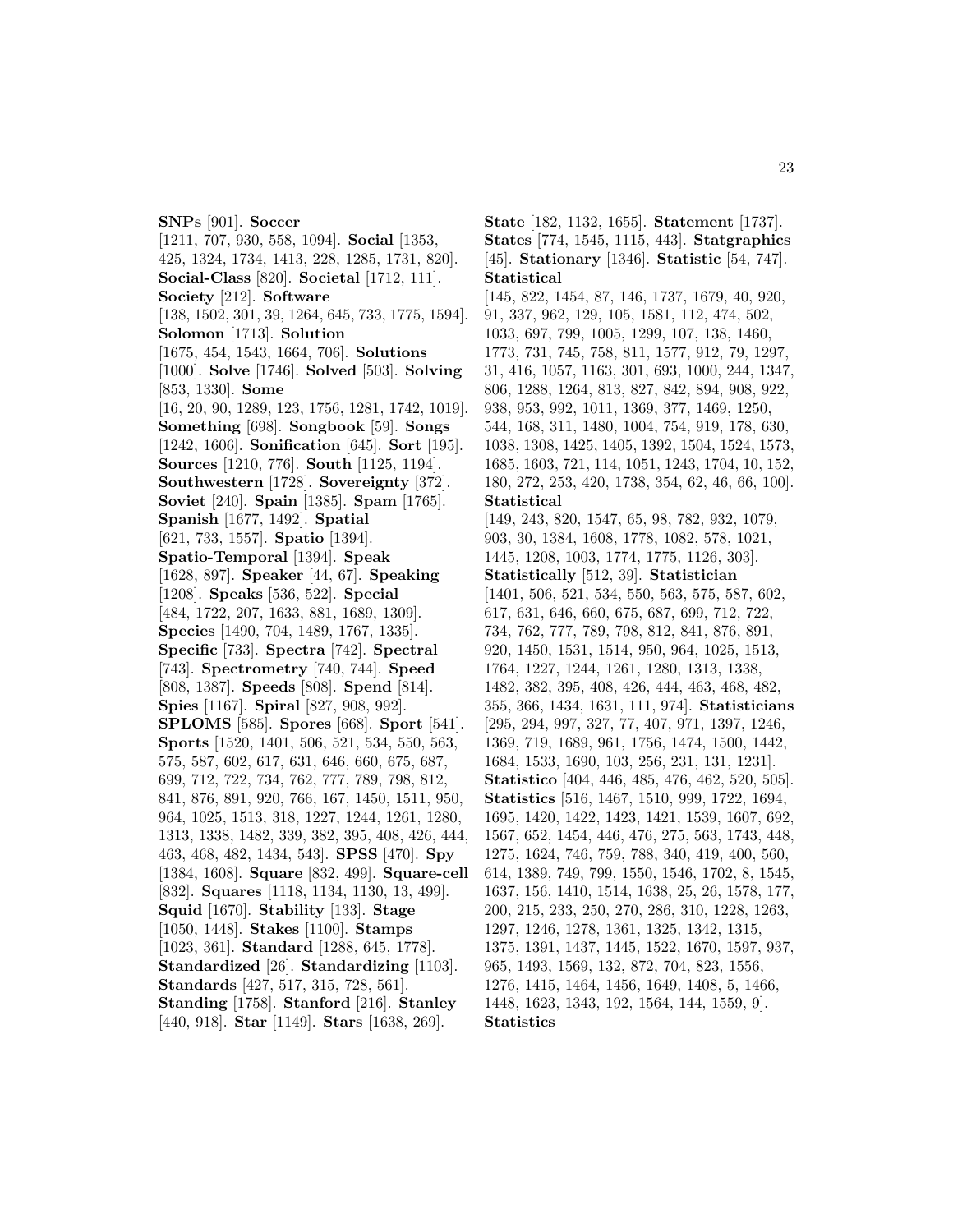**SNPs** [901]. **Soccer** [1211, 707, 930, 558, 1094]. **Social** [1353, 425, 1324, 1734, 1413, 228, 1285, 1731, 820]. **Social-Class** [820]. **Societal** [1712, 111]. **Society** [212]. **Software** [138, 1502, 301, 39, 1264, 645, 733, 1775, 1594]. **Solomon** [1713]. **Solution** [1675, 454, 1543, 1664, 706]. **Solutions** [1000]. **Solve** [1746]. **Solved** [503]. **Solving** [853, 1330]. **Some** [16, 20, 90, 1289, 123, 1756, 1281, 1742, 1019]. **Something** [698]. **Songbook** [59]. **Songs** [1242, 1606]. **Sonification** [645]. **Sort** [195]. **Sources** [1210, 776]. **South** [1125, 1194]. **Southwestern** [1728]. **Sovereignty** [372]. **Soviet** [240]. **Spain** [1385]. **Spam** [1765]. **Spanish** [1677, 1492]. **Spatial** [621, 733, 1557]. **Spatio** [1394]. **Spatio-Temporal** [1394]. **Speak** [1628, 897]. **Speaker** [44, 67]. **Speaking** [1208]. **Speaks** [536, 522]. **Special** [484, 1722, 207, 1633, 881, 1689, 1309]. **Species** [1490, 704, 1489, 1767, 1335]. **Specific** [733]. **Spectra** [742]. **Spectral** [743]. **Spectrometry** [740, 744]. **Speed** [808, 1387]. **Speeds** [808]. **Spend** [814]. **Spies** [1167]. **Spiral** [827, 908, 992]. **SPLOMS** [585]. **Spores** [668]. **Sport** [541]. **Sports** [1520, 1401, 506, 521, 534, 550, 563, 575, 587, 602, 617, 631, 646, 660, 675, 687, 699, 712, 722, 734, 762, 777, 789, 798, 812, 841, 876, 891, 920, 766, 167, 1450, 1511, 950, 964, 1025, 1513, 318, 1227, 1244, 1261, 1280, 1313, 1338, 1482, 339, 382, 395, 408, 426, 444, 463, 468, 482, 1434, 543]. **SPSS** [470]. **Spy** [1384, 1608]. **Square** [832, 499]. **Square-cell** [832]. **Squares** [1118, 1134, 1130, 13, 499]. **Squid** [1670]. **Stability** [133]. **Stage** [1050, 1448]. **Stakes** [1100]. **Stamps** [1023, 361]. **Standard** [1288, 645, 1778]. **Standardized** [26]. **Standardizing** [1103]. **Standards** [427, 517, 315, 728, 561]. **Standing** [1758]. **Stanford** [216]. **Stanley** [440, 918]. **Star** [1149]. **Stars** [1638, 269].

**State** [182, 1132, 1655]. **Statement** [1737]. **States** [774, 1545, 1115, 443]. **Statgraphics** [45]. **Stationary** [1346]. **Statistic** [54, 747]. **Statistical** [145, 822, 1454, 87, 146, 1737, 1679, 40, 920, 91, 337, 962, 129, 105, 1581, 112, 474, 502, 1033, 697, 799, 1005, 1299, 107, 138, 1460, 1773, 731, 745, 758, 811, 1577, 912, 79, 1297, 31, 416, 1057, 1163, 301, 693, 1000, 244, 1347, 806, 1288, 1264, 813, 827, 842, 894, 908, 922, 938, 953, 992, 1011, 1369, 377, 1469, 1250, 544, 168, 311, 1480, 1004, 754, 919, 178, 630, 1038, 1308, 1425, 1405, 1392, 1504, 1524, 1573, 1685, 1603, 721, 114, 1051, 1243, 1704, 10, 152, 180, 272, 253, 420, 1738, 354, 62, 46, 66, 100]. **Statistical** [149, 243, 820, 1547, 65, 98, 782, 932, 1079, 903, 30, 1384, 1608, 1778, 1082, 578, 1021, 1445, 1208, 1003, 1774, 1775, 1126, 303]. **Statistically** [512, 39]. **Statistician** [1401, 506, 521, 534, 550, 563, 575, 587, 602, 617, 631, 646, 660, 675, 687, 699, 712, 722, 734, 762, 777, 789, 798, 812, 841, 876, 891, 920, 1450, 1531, 1514, 950, 964, 1025, 1513, 1764, 1227, 1244, 1261, 1280, 1313, 1338, 1482, 382, 395, 408, 426, 444, 463, 468, 482, 355, 366, 1434, 1631, 111, 974]. **Statisticians** [295, 294, 997, 327, 77, 407, 971, 1397, 1246, 1369, 719, 1689, 961, 1756, 1474, 1500, 1442, 1684, 1533, 1690, 103, 256, 231, 131, 1231]. **Statistico** [404, 446, 485, 476, 462, 520, 505]. **Statistics** [516, 1467, 1510, 999, 1722, 1694, 1695, 1420, 1422, 1423, 1421, 1539, 1607, 692, 1567, 652, 1454, 446, 476, 275, 563, 1743, 448, 1275, 1624, 746, 759, 788, 340, 419, 400, 560, 614, 1389, 749, 799, 1550, 1546, 1702, 8, 1545, 1637, 156, 1410, 1514, 1638, 25, 26, 1578, 177, 200, 215, 233, 250, 270, 286, 310, 1228, 1263, 1297, 1246, 1278, 1361, 1325, 1342, 1315, 1375, 1391, 1437, 1445, 1522, 1670, 1597, 937, 965, 1493, 1569, 132, 872, 704, 823, 1556, 1276, 1415, 1464, 1456, 1649, 1408, 5, 1466, 1448, 1623, 1343, 192, 1564, 144, 1559, 9]. **Statistics**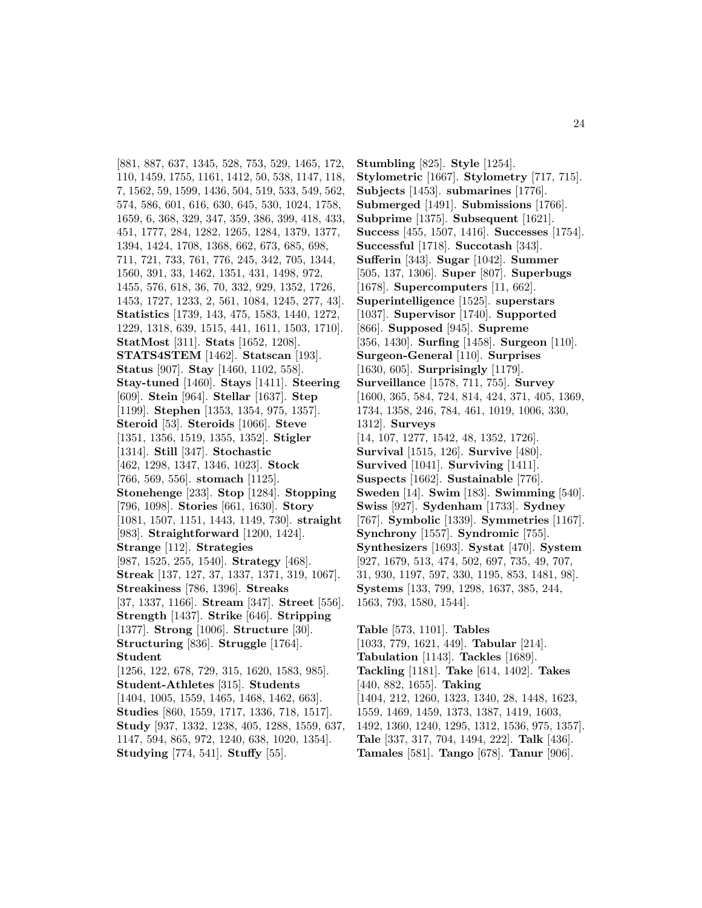[881, 887, 637, 1345, 528, 753, 529, 1465, 172, 110, 1459, 1755, 1161, 1412, 50, 538, 1147, 118, 7, 1562, 59, 1599, 1436, 504, 519, 533, 549, 562, 574, 586, 601, 616, 630, 645, 530, 1024, 1758, 1659, 6, 368, 329, 347, 359, 386, 399, 418, 433, 451, 1777, 284, 1282, 1265, 1284, 1379, 1377, 1394, 1424, 1708, 1368, 662, 673, 685, 698, 711, 721, 733, 761, 776, 245, 342, 705, 1344, 1560, 391, 33, 1462, 1351, 431, 1498, 972, 1455, 576, 618, 36, 70, 332, 929, 1352, 1726, 1453, 1727, 1233, 2, 561, 1084, 1245, 277, 43]. **Statistics** [1739, 143, 475, 1583, 1440, 1272, 1229, 1318, 639, 1515, 441, 1611, 1503, 1710]. **StatMost** [311]. **Stats** [1652, 1208]. **STATS4STEM** [1462]. **Statscan** [193]. **Status** [907]. **Stay** [1460, 1102, 558]. **Stay-tuned** [1460]. **Stays** [1411]. **Steering** [609]. **Stein** [964]. **Stellar** [1637]. **Step** [1199]. **Stephen** [1353, 1354, 975, 1357]. **Steroid** [53]. **Steroids** [1066]. **Steve** [1351, 1356, 1519, 1355, 1352]. **Stigler** [1314]. **Still** [347]. **Stochastic** [462, 1298, 1347, 1346, 1023]. **Stock** [766, 569, 556]. **stomach** [1125]. **Stonehenge** [233]. **Stop** [1284]. **Stopping** [796, 1098]. **Stories** [661, 1630]. **Story** [1081, 1507, 1151, 1443, 1149, 730]. **straight** [983]. **Straightforward** [1200, 1424]. **Strange** [112]. **Strategies** [987, 1525, 255, 1540]. **Strategy** [468]. **Streak** [137, 127, 37, 1337, 1371, 319, 1067]. **Streakiness** [786, 1396]. **Streaks** [37, 1337, 1166]. **Stream** [347]. **Street** [556]. **Strength** [1437]. **Strike** [646]. **Stripping** [1377]. **Strong** [1006]. **Structure** [30]. **Structuring** [836]. **Struggle** [1764]. **Student** [1256, 122, 678, 729, 315, 1620, 1583, 985]. **Student-Athletes** [315]. **Students** [1404, 1005, 1559, 1465, 1468, 1462, 663]. **Studies** [860, 1559, 1717, 1336, 718, 1517]. **Study** [937, 1332, 1238, 405, 1288, 1559, 637, 1147, 594, 865, 972, 1240, 638, 1020, 1354]. **Studying** [774, 541]. **Stuffy** [55].

**Stumbling** [825]. **Style** [1254]. **Stylometric** [1667]. **Stylometry** [717, 715]. **Subjects** [1453]. **submarines** [1776]. **Submerged** [1491]. **Submissions** [1766]. **Subprime** [1375]. **Subsequent** [1621]. **Success** [455, 1507, 1416]. **Successes** [1754]. **Successful** [1718]. **Succotash** [343]. **Sufferin** [343]. **Sugar** [1042]. **Summer** [505, 137, 1306]. **Super** [807]. **Superbugs** [1678]. **Supercomputers** [11, 662]. **Superintelligence** [1525]. **superstars** [1037]. **Supervisor** [1740]. **Supported** [866]. **Supposed** [945]. **Supreme** [356, 1430]. **Surfing** [1458]. **Surgeon** [110]. **Surgeon-General** [110]. **Surprises** [1630, 605]. **Surprisingly** [1179]. **Surveillance** [1578, 711, 755]. **Survey** [1600, 365, 584, 724, 814, 424, 371, 405, 1369, 1734, 1358, 246, 784, 461, 1019, 1006, 330, 1312]. **Surveys** [14, 107, 1277, 1542, 48, 1352, 1726]. **Survival** [1515, 126]. **Survive** [480]. **Survived** [1041]. **Surviving** [1411]. **Suspects** [1662]. **Sustainable** [776]. **Sweden** [14]. **Swim** [183]. **Swimming** [540]. **Swiss** [927]. **Sydenham** [1733]. **Sydney** [767]. **Symbolic** [1339]. **Symmetries** [1167]. **Synchrony** [1557]. **Syndromic** [755]. **Synthesizers** [1693]. **Systat** [470]. **System** [927, 1679, 513, 474, 502, 697, 735, 49, 707, 31, 930, 1197, 597, 330, 1195, 853, 1481, 98]. **Systems** [133, 799, 1298, 1637, 385, 244, 1563, 793, 1580, 1544].

**Table** [573, 1101]. **Tables** [1033, 779, 1621, 449]. **Tabular** [214]. **Tabulation** [1143]. **Tackles** [1689]. **Tackling** [1181]. **Take** [614, 1402]. **Takes** [440, 882, 1655]. **Taking** [1404, 212, 1260, 1323, 1340, 28, 1448, 1623, 1559, 1469, 1459, 1373, 1387, 1419, 1603, 1492, 1360, 1240, 1295, 1312, 1536, 975, 1357]. **Tale** [337, 317, 704, 1494, 222]. **Talk** [436]. **Tamales** [581]. **Tango** [678]. **Tanur** [906].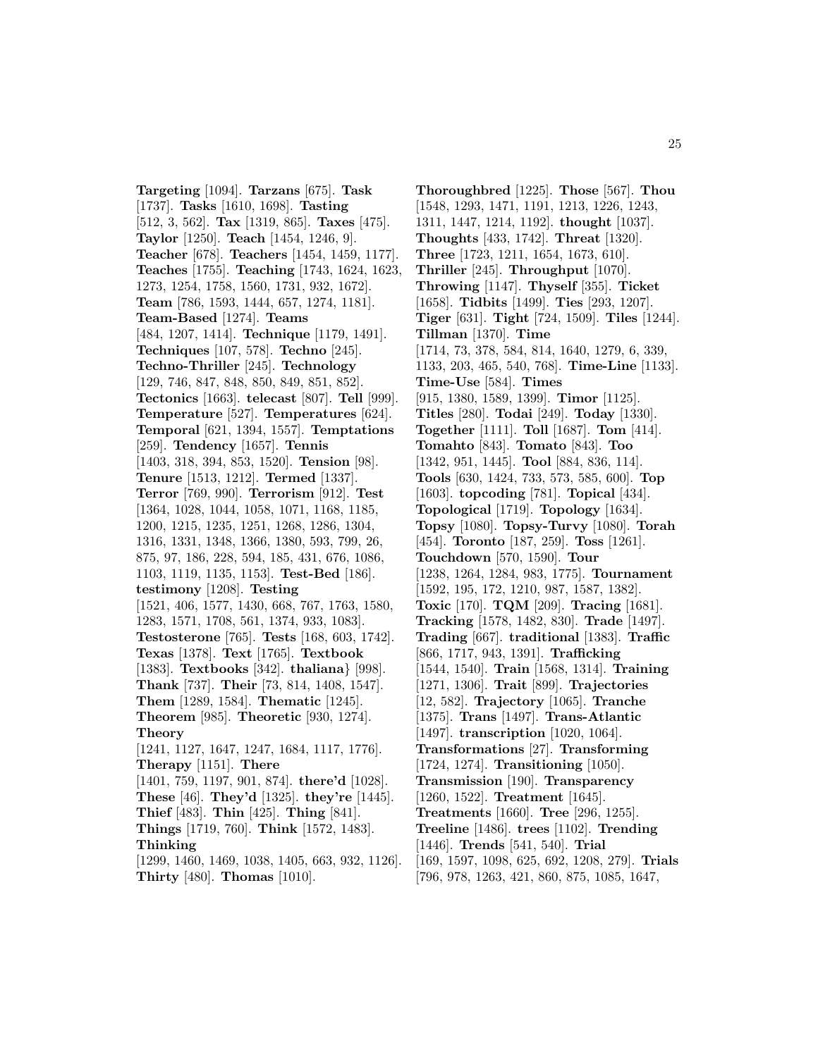**Targeting** [1094]. **Tarzans** [675]. **Task** [1737]. **Tasks** [1610, 1698]. **Tasting** [512, 3, 562]. **Tax** [1319, 865]. **Taxes** [475]. **Taylor** [1250]. **Teach** [1454, 1246, 9]. **Teacher** [678]. **Teachers** [1454, 1459, 1177]. **Teaches** [1755]. **Teaching** [1743, 1624, 1623, 1273, 1254, 1758, 1560, 1731, 932, 1672]. **Team** [786, 1593, 1444, 657, 1274, 1181]. **Team-Based** [1274]. **Teams** [484, 1207, 1414]. **Technique** [1179, 1491]. **Techniques** [107, 578]. **Techno** [245]. **Techno-Thriller** [245]. **Technology** [129, 746, 847, 848, 850, 849, 851, 852]. **Tectonics** [1663]. **telecast** [807]. **Tell** [999]. **Temperature** [527]. **Temperatures** [624]. **Temporal** [621, 1394, 1557]. **Temptations** [259]. **Tendency** [1657]. **Tennis** [1403, 318, 394, 853, 1520]. **Tension** [98]. **Tenure** [1513, 1212]. **Termed** [1337]. **Terror** [769, 990]. **Terrorism** [912]. **Test** [1364, 1028, 1044, 1058, 1071, 1168, 1185, 1200, 1215, 1235, 1251, 1268, 1286, 1304, 1316, 1331, 1348, 1366, 1380, 593, 799, 26, 875, 97, 186, 228, 594, 185, 431, 676, 1086, 1103, 1119, 1135, 1153]. **Test-Bed** [186]. **testimony** [1208]. **Testing** [1521, 406, 1577, 1430, 668, 767, 1763, 1580, 1283, 1571, 1708, 561, 1374, 933, 1083]. **Testosterone** [765]. **Tests** [168, 603, 1742]. **Texas** [1378]. **Text** [1765]. **Textbook** [1383]. **Textbooks** [342]. **thaliana}** [998]. **Thank** [737]. **Their** [73, 814, 1408, 1547]. **Them** [1289, 1584]. **Thematic** [1245]. **Theorem** [985]. **Theoretic** [930, 1274]. **Theory** [1241, 1127, 1647, 1247, 1684, 1117, 1776]. **Therapy** [1151]. **There** [1401, 759, 1197, 901, 874]. **there'd** [1028]. **These** [46]. **They'd** [1325]. **they're** [1445]. **Thief** [483]. **Thin** [425]. **Thing** [841]. **Things** [1719, 760]. **Think** [1572, 1483]. **Thinking** [1299, 1460, 1469, 1038, 1405, 663, 932, 1126]. **Thirty** [480]. **Thomas** [1010].

**Thoroughbred** [1225]. **Those** [567]. **Thou** [1548, 1293, 1471, 1191, 1213, 1226, 1243, 1311, 1447, 1214, 1192]. **thought** [1037]. **Thoughts** [433, 1742]. **Threat** [1320]. **Three** [1723, 1211, 1654, 1673, 610]. **Thriller** [245]. **Throughput** [1070]. **Throwing** [1147]. **Thyself** [355]. **Ticket** [1658]. **Tidbits** [1499]. **Ties** [293, 1207]. **Tiger** [631]. **Tight** [724, 1509]. **Tiles** [1244]. **Tillman** [1370]. **Time** [1714, 73, 378, 584, 814, 1640, 1279, 6, 339, 1133, 203, 465, 540, 768]. **Time-Line** [1133]. **Time-Use** [584]. **Times** [915, 1380, 1589, 1399]. **Timor** [1125]. **Titles** [280]. **Todai** [249]. **Today** [1330]. **Together** [1111]. **Toll** [1687]. **Tom** [414]. **Tomahto** [843]. **Tomato** [843]. **Too** [1342, 951, 1445]. **Tool** [884, 836, 114]. **Tools** [630, 1424, 733, 573, 585, 600]. **Top** [1603]. **topcoding** [781]. **Topical** [434]. **Topological** [1719]. **Topology** [1634]. **Topsy** [1080]. **Topsy-Turvy** [1080]. **Torah** [454]. **Toronto** [187, 259]. **Toss** [1261]. **Touchdown** [570, 1590]. **Tour** [1238, 1264, 1284, 983, 1775]. **Tournament** [1592, 195, 172, 1210, 987, 1587, 1382]. **Toxic** [170]. **TQM** [209]. **Tracing** [1681]. **Tracking** [1578, 1482, 830]. **Trade** [1497]. **Trading** [667]. **traditional** [1383]. **Traffic** [866, 1717, 943, 1391]. **Trafficking** [1544, 1540]. **Train** [1568, 1314]. **Training** [1271, 1306]. **Trait** [899]. **Trajectories** [12, 582]. **Trajectory** [1065]. **Tranche** [1375]. **Trans** [1497]. **Trans-Atlantic** [1497]. **transcription** [1020, 1064]. **Transformations** [27]. **Transforming** [1724, 1274]. **Transitioning** [1050]. **Transmission** [190]. **Transparency** [1260, 1522]. **Treatment** [1645]. **Treatments** [1660]. **Tree** [296, 1255]. **Treeline** [1486]. **trees** [1102]. **Trending** [1446]. **Trends** [541, 540]. **Trial** [169, 1597, 1098, 625, 692, 1208, 279]. **Trials** [796, 978, 1263, 421, 860, 875, 1085, 1647,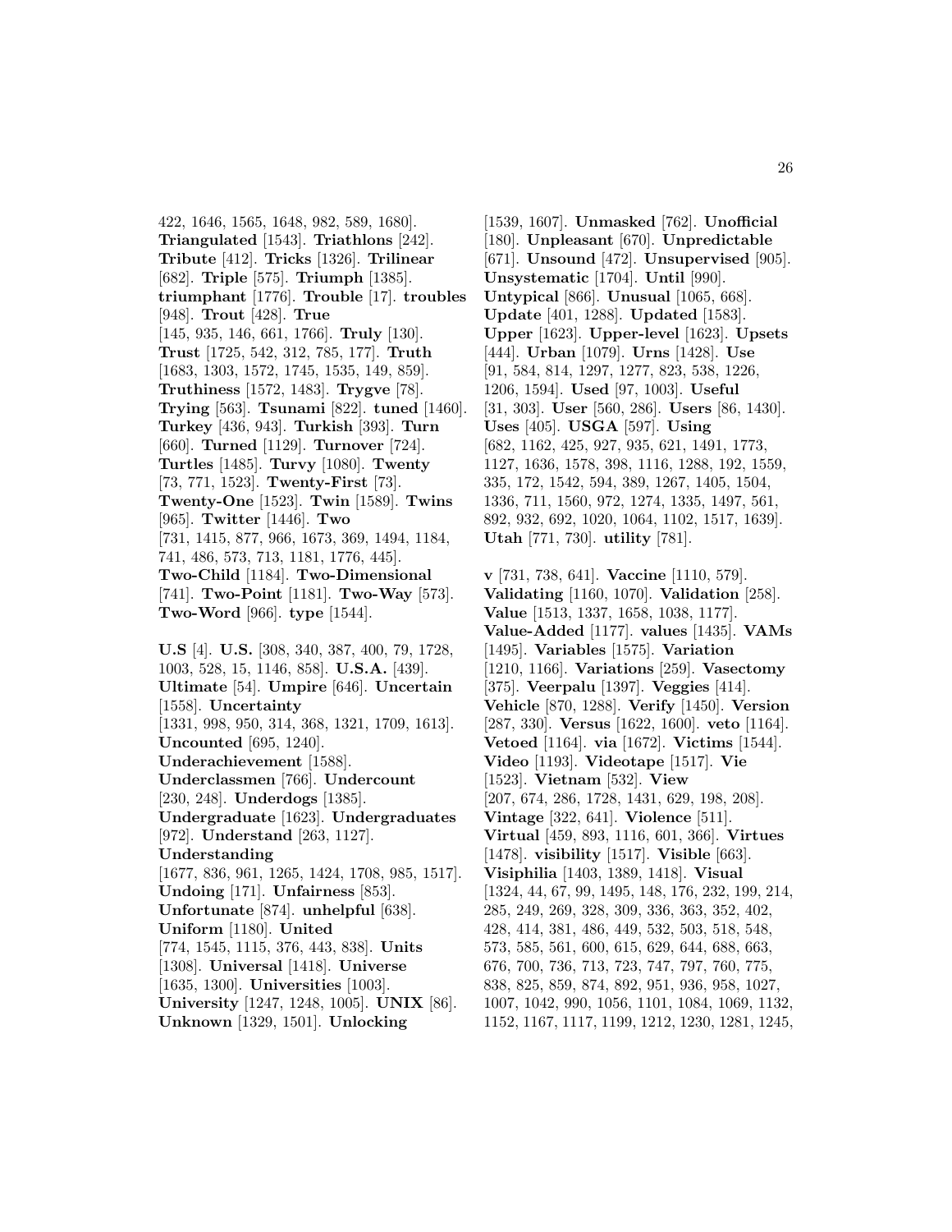422, 1646, 1565, 1648, 982, 589, 1680]. **Triangulated** [1543]. **Triathlons** [242]. **Tribute** [412]. **Tricks** [1326]. **Trilinear** [682]. **Triple** [575]. **Triumph** [1385]. **triumphant** [1776]. **Trouble** [17]. **troubles** [948]. **Trout** [428]. **True** [145, 935, 146, 661, 1766]. **Truly** [130]. **Trust** [1725, 542, 312, 785, 177]. **Truth** [1683, 1303, 1572, 1745, 1535, 149, 859]. **Truthiness** [1572, 1483]. **Trygve** [78]. **Trying** [563]. **Tsunami** [822]. **tuned** [1460]. **Turkey** [436, 943]. **Turkish** [393]. **Turn** [660]. **Turned** [1129]. **Turnover** [724]. **Turtles** [1485]. **Turvy** [1080]. **Twenty** [73, 771, 1523]. **Twenty-First** [73]. **Twenty-One** [1523]. **Twin** [1589]. **Twins** [965]. **Twitter** [1446]. **Two** [731, 1415, 877, 966, 1673, 369, 1494, 1184, 741, 486, 573, 713, 1181, 1776, 445]. **Two-Child** [1184]. **Two-Dimensional** [741]. **Two-Point** [1181]. **Two-Way** [573]. **Two-Word** [966]. **type** [1544].

**U.S** [4]. **U.S.** [308, 340, 387, 400, 79, 1728, 1003, 528, 15, 1146, 858]. **U.S.A.** [439]. **Ultimate** [54]. **Umpire** [646]. **Uncertain** [1558]. **Uncertainty** [1331, 998, 950, 314, 368, 1321, 1709, 1613]. **Uncounted** [695, 1240]. **Underachievement** [1588]. **Underclassmen** [766]. **Undercount** [230, 248]. **Underdogs** [1385]. **Undergraduate** [1623]. **Undergraduates** [972]. **Understand** [263, 1127]. **Understanding** [1677, 836, 961, 1265, 1424, 1708, 985, 1517]. **Undoing** [171]. **Unfairness** [853]. **Unfortunate** [874]. **unhelpful** [638]. **Uniform** [1180]. **United** [774, 1545, 1115, 376, 443, 838]. **Units** [1308]. **Universal** [1418]. **Universe** [1635, 1300]. **Universities** [1003]. **University** [1247, 1248, 1005]. **UNIX** [86]. **Unknown** [1329, 1501]. **Unlocking** [1539, 1607]. **Unmasked** [762]. **Unofficial** [180]. **Unpleasant** [670]. **Unpredictable** [671]. **Unsound** [472]. **Unsupervised** [905]. **Unsystematic** [1704]. **Until** [990]. **Untypical** [866]. **Unusual** [1065, 668]. **Update** [401, 1288]. **Updated** [1583]. **Upper** [1623]. **Upper-level** [1623]. **Upsets** [444]. **Urban** [1079]. **Urns** [1428]. **Use** [91, 584, 814, 1297, 1277, 823, 538, 1226, 1206, 1594]. **Used** [97, 1003]. **Useful** [31, 303]. **User** [560, 286]. **Users** [86, 1430]. **Uses** [405]. **USGA** [597]. **Using** [682, 1162, 425, 927, 935, 621, 1491, 1773, 1127, 1636, 1578, 398, 1116, 1288, 192, 1559, 335, 172, 1542, 594, 389, 1267, 1405, 1504, 1336, 711, 1560, 972, 1274, 1335, 1497, 561, 892, 932, 692, 1020, 1064, 1102, 1517, 1639]. **Utah** [771, 730]. **utility** [781].

**v** [731, 738, 641]. **Vaccine** [1110, 579]. **Validating** [1160, 1070]. **Validation** [258]. **Value** [1513, 1337, 1658, 1038, 1177]. **Value-Added** [1177]. **values** [1435]. **VAMs** [1495]. **Variables** [1575]. **Variation** [1210, 1166]. **Variations** [259]. **Vasectomy** [375]. **Veerpalu** [1397]. **Veggies** [414]. **Vehicle** [870, 1288]. **Verify** [1450]. **Version** [287, 330]. **Versus** [1622, 1600]. **veto** [1164]. **Vetoed** [1164]. **via** [1672]. **Victims** [1544]. **Video** [1193]. **Videotape** [1517]. **Vie** [1523]. **Vietnam** [532]. **View** [207, 674, 286, 1728, 1431, 629, 198, 208]. **Vintage** [322, 641]. **Violence** [511]. **Virtual** [459, 893, 1116, 601, 366]. **Virtues** [1478]. **visibility** [1517]. **Visible** [663]. **Visiphilia** [1403, 1389, 1418]. **Visual** [1324, 44, 67, 99, 1495, 148, 176, 232, 199, 214, 285, 249, 269, 328, 309, 336, 363, 352, 402, 428, 414, 381, 486, 449, 532, 503, 518, 548, 573, 585, 561, 600, 615, 629, 644, 688, 663, 676, 700, 736, 713, 723, 747, 797, 760, 775, 838, 825, 859, 874, 892, 951, 936, 958, 1027, 1007, 1042, 990, 1056, 1101, 1084, 1069, 1132, 1152, 1167, 1117, 1199, 1212, 1230, 1281, 1245,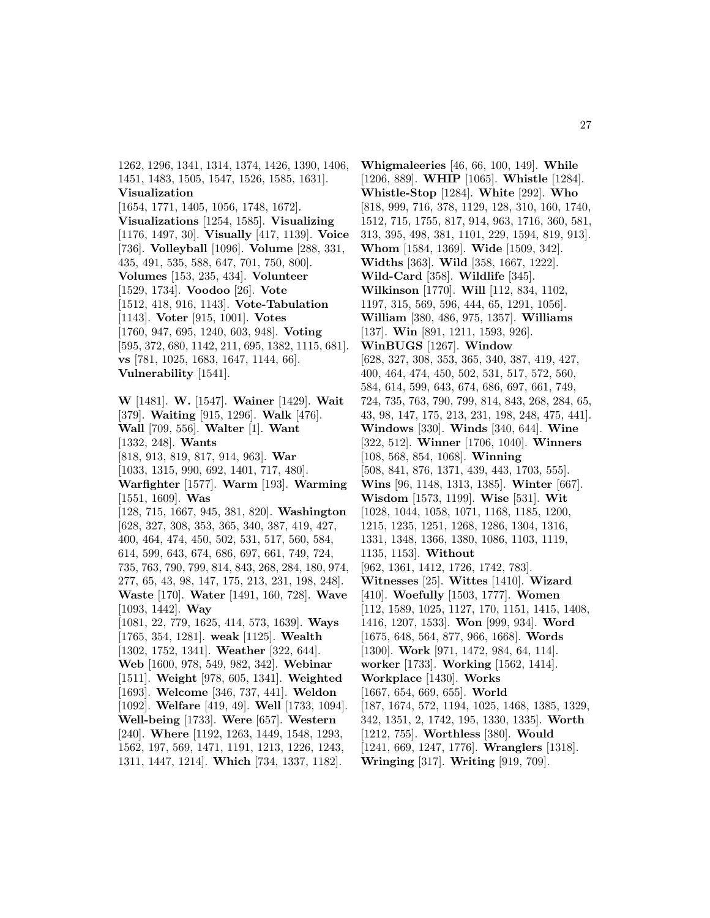1262, 1296, 1341, 1314, 1374, 1426, 1390, 1406, 1451, 1483, 1505, 1547, 1526, 1585, 1631]. **Visualization** [1654, 1771, 1405, 1056, 1748, 1672]. **Visualizations** [1254, 1585]. **Visualizing** [1176, 1497, 30]. **Visually** [417, 1139]. **Voice** [736]. **Volleyball** [1096]. **Volume** [288, 331, 435, 491, 535, 588, 647, 701, 750, 800]. **Volumes** [153, 235, 434]. **Volunteer** [1529, 1734]. **Voodoo** [26]. **Vote** [1512, 418, 916, 1143]. **Vote-Tabulation** [1143]. **Voter** [915, 1001]. **Votes** [1760, 947, 695, 1240, 603, 948]. **Voting** [595, 372, 680, 1142, 211, 695, 1382, 1115, 681]. **vs** [781, 1025, 1683, 1647, 1144, 66]. **Vulnerability** [1541].

**W** [1481]. **W.** [1547]. **Wainer** [1429]. **Wait** [379]. **Waiting** [915, 1296]. **Walk** [476]. **Wall** [709, 556]. **Walter** [1]. **Want** [1332, 248]. **Wants** [818, 913, 819, 817, 914, 963]. **War** [1033, 1315, 990, 692, 1401, 717, 480]. **Warfighter** [1577]. **Warm** [193]. **Warming** [1551, 1609]. **Was** [128, 715, 1667, 945, 381, 820]. **Washington** [628, 327, 308, 353, 365, 340, 387, 419, 427, 400, 464, 474, 450, 502, 531, 517, 560, 584, 614, 599, 643, 674, 686, 697, 661, 749, 724, 735, 763, 790, 799, 814, 843, 268, 284, 180, 974, 277, 65, 43, 98, 147, 175, 213, 231, 198, 248]. **Waste** [170]. **Water** [1491, 160, 728]. **Wave** [1093, 1442]. **Way** [1081, 22, 779, 1625, 414, 573, 1639]. **Ways** [1765, 354, 1281]. **weak** [1125]. **Wealth** [1302, 1752, 1341]. **Weather** [322, 644]. **Web** [1600, 978, 549, 982, 342]. **Webinar** [1511]. **Weight** [978, 605, 1341]. **Weighted** [1693]. **Welcome** [346, 737, 441]. **Weldon** [1092]. **Welfare** [419, 49]. **Well** [1733, 1094]. **Well-being** [1733]. **Were** [657]. **Western** [240]. **Where** [1192, 1263, 1449, 1548, 1293, 1562, 197, 569, 1471, 1191, 1213, 1226, 1243, 1311, 1447, 1214]. **Which** [734, 1337, 1182]. **Whigmaleeries** [46, 66, 100, 149]. **While** [1206, 889]. **WHIP** [1065]. **Whistle** [1284]. **Whistle-Stop** [1284]. **White** [292]. **Who** [818, 999, 716, 378, 1129, 128, 310, 160, 1740, 1512, 715, 1755, 817, 914, 963, 1716, 360, 581, 313, 395, 498, 381, 1101, 229, 1594, 819, 913]. **Whom** [1584, 1369]. **Wide** [1509, 342]. **Widths** [363]. **Wild** [358, 1667, 1222]. **Wild-Card** [358]. **Wildlife** [345]. **Wilkinson** [1770]. **Will** [112, 834, 1102, 1197, 315, 569, 596, 444, 65, 1291, 1056]. **William** [380, 486, 975, 1357]. **Williams** [137]. **Win** [891, 1211, 1593, 926]. **WinBUGS** [1267]. **Window** [628, 327, 308, 353, 365, 340, 387, 419, 427, 400, 464, 474, 450, 502, 531, 517, 572, 560, 584, 614, 599, 643, 674, 686, 697, 661, 749, 724, 735, 763, 790, 799, 814, 843, 268, 284, 65, 43, 98, 147, 175, 213, 231, 198, 248, 475, 441]. **Windows** [330]. **Winds** [340, 644]. **Wine** [322, 512]. **Winner** [1706, 1040]. **Winners** [108, 568, 854, 1068]. **Winning** [508, 841, 876, 1371, 439, 443, 1703, 555]. **Wins** [96, 1148, 1313, 1385]. **Winter** [667]. **Wisdom** [1573, 1199]. **Wise** [531]. **Wit** [1028, 1044, 1058, 1071, 1168, 1185, 1200, 1215, 1235, 1251, 1268, 1286, 1304, 1316, 1331, 1348, 1366, 1380, 1086, 1103, 1119, 1135, 1153]. **Without** [962, 1361, 1412, 1726, 1742, 783]. **Witnesses** [25]. **Wittes** [1410]. **Wizard** [410]. **Woefully** [1503, 1777]. **Women** [112, 1589, 1025, 1127, 170, 1151, 1415, 1408, 1416, 1207, 1533]. **Won** [999, 934]. **Word** [1675, 648, 564, 877, 966, 1668]. **Words** [1300]. **Work** [971, 1472, 984, 64, 114]. **worker** [1733]. **Working** [1562, 1414]. **Workplace** [1430]. **Works** [1667, 654, 669, 655]. **World** [187, 1674, 572, 1194, 1025, 1468, 1385, 1329, 342, 1351, 2, 1742, 195, 1330, 1335]. **Worth** [1212, 755]. **Worthless** [380]. **Would** [1241, 669, 1247, 1776]. **Wranglers** [1318]. **Wringing** [317]. **Writing** [919, 709].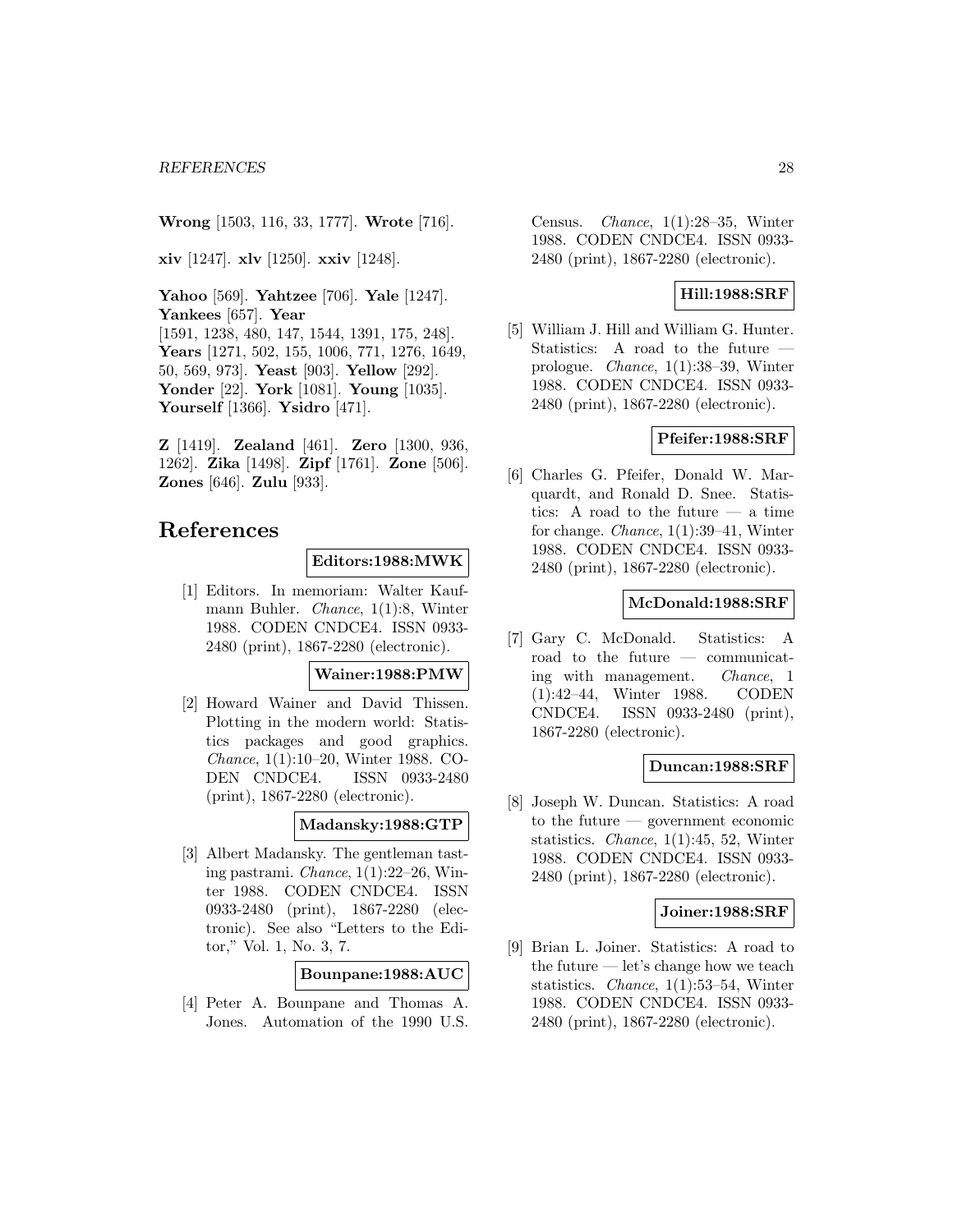**Wrong** [1503, 116, 33, 1777]. **Wrote** [716].

**xiv** [1247]. **xlv** [1250]. **xxiv** [1248].

**Yahoo** [569]. **Yahtzee** [706]. **Yale** [1247]. **Yankees** [657]. **Year** [1591, 1238, 480, 147, 1544, 1391, 175, 248]. **Years** [1271, 502, 155, 1006, 771, 1276, 1649, 50, 569, 973]. **Yeast** [903]. **Yellow** [292]. **Yonder** [22]. **York** [1081]. **Young** [1035]. **Yourself** [1366]. **Ysidro** [471].

**Z** [1419]. **Zealand** [461]. **Zero** [1300, 936, 1262]. **Zika** [1498]. **Zipf** [1761]. **Zone** [506]. **Zones** [646]. **Zulu** [933].

# References

**Editors:1988:MWK**

[1] Editors. In memoriam: Walter Kaufmann Buhler. *Chance*, 1(1):8, Winter 1988. CODEN CNDCE4. ISSN 0933-2480 (print), 1867-2280 (electronic).

**Wainer:1988:PMW**

[2] Howard Wainer and David Thissen. Plotting in the modern world: Statistics packages and good graphics. *Chance*, 1(1):10–20, Winter 1988. CODEN CNDCE4. ISSN 0933-2480 (print), 1867-2280 (electronic).

**Madansky:1988:GTP**

[3] Albert Madansky. The gentleman tasting pastrami. *Chance*, 1(1):22–26, Winter 1988. CODEN CNDCE4. ISSN 0933-2480 (print), 1867-2280 (electronic). See also "Letters to the Editor," Vol. 1, No. 3, 7.

**Bounpane:1988:AUC**

[4] Peter A. Bounpane and Thomas A. Jones. Automation of the 1990 U.S. Census. *Chance*, 1(1):28–35, Winter 1988. CODEN CNDCE4. ISSN 0933-2480 (print), 1867-2280 (electronic).

**Hill:1988:SRF**

[5] William J. Hill and William G. Hunter. Statistics: A road to the future — prologue. *Chance*, 1(1):38–39, Winter 1988. CODEN CNDCE4. ISSN 0933-2480 (print), 1867-2280 (electronic).

**Pfeifer:1988:SRF**

[6] Charles G. Pfeifer, Donald W. Marquardt, and Ronald D. Snee. Statistics: A road to the future — a time for change. *Chance*, 1(1):39–41, Winter 1988. CODEN CNDCE4. ISSN 0933-2480 (print), 1867-2280 (electronic).

**McDonald:1988:SRF**

[7] Gary C. McDonald. Statistics: A road to the future — communicating with management. *Chance*, 1 (1):42–44, Winter 1988. CODEN CNDCE4. ISSN 0933-2480 (print), 1867-2280 (electronic).

**Duncan:1988:SRF**

[8] Joseph W. Duncan. Statistics: A road to the future — government economic statistics. *Chance*, 1(1):45, 52, Winter 1988. CODEN CNDCE4. ISSN 0933-2480 (print), 1867-2280 (electronic).

**Joiner:1988:SRF**

[9] Brian L. Joiner. Statistics: A road to the future — let's change how we teach statistics. *Chance*, 1(1):53–54, Winter 1988. CODEN CNDCE4. ISSN 0933-2480 (print), 1867-2280 (electronic).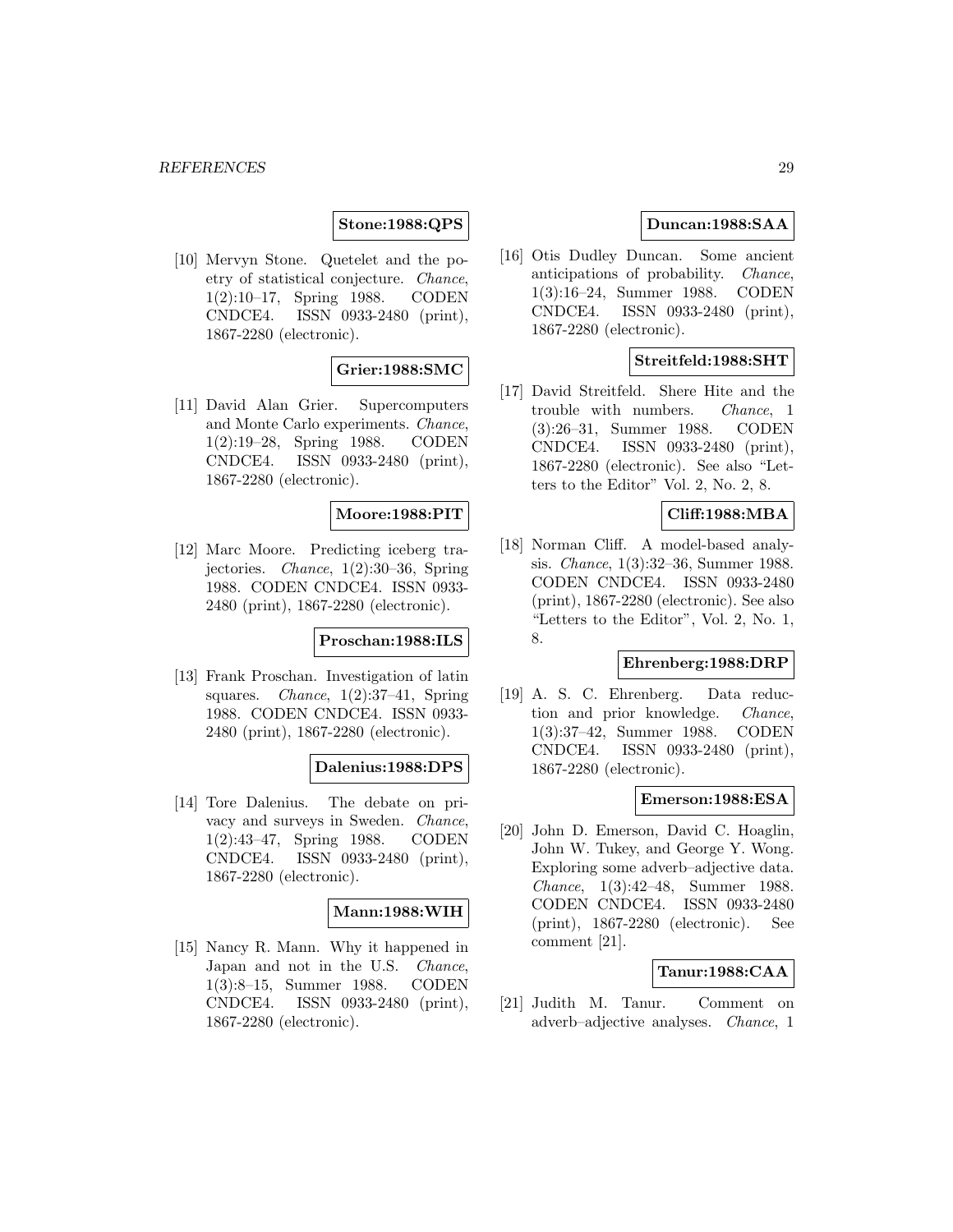**Stone:1988:QPS**

[10] Mervyn Stone. Quetelet and the poetry of statistical conjecture. *Chance*, 1(2):10–17, Spring 1988. CODEN CNDCE4. ISSN 0933-2480 (print), 1867-2280 (electronic).

**Grier:1988:SMC**

[11] David Alan Grier. Supercomputers and Monte Carlo experiments. *Chance*, 1(2):19–28, Spring 1988. CODEN CNDCE4. ISSN 0933-2480 (print), 1867-2280 (electronic).

**Moore:1988:PIT**

[12] Marc Moore. Predicting iceberg trajectories. *Chance*, 1(2):30–36, Spring 1988. CODEN CNDCE4. ISSN 0933-2480 (print), 1867-2280 (electronic).

**Proschan:1988:ILS**

[13] Frank Proschan. Investigation of latin squares. *Chance*, 1(2):37–41, Spring 1988. CODEN CNDCE4. ISSN 0933-2480 (print), 1867-2280 (electronic).

**Dalenius:1988:DPS**

[14] Tore Dalenius. The debate on privacy and surveys in Sweden. *Chance*, 1(2):43–47, Spring 1988. CODEN CNDCE4. ISSN 0933-2480 (print), 1867-2280 (electronic).

**Mann:1988:WIH**

[15] Nancy R. Mann. Why it happened in Japan and not in the U.S. *Chance*, 1(3):8–15, Summer 1988. CODEN CNDCE4. ISSN 0933-2480 (print), 1867-2280 (electronic).

**Duncan:1988:SAA**

[16] Otis Dudley Duncan. Some ancient anticipations of probability. *Chance*, 1(3):16–24, Summer 1988. CODEN CNDCE4. ISSN 0933-2480 (print), 1867-2280 (electronic).

**Streitfeld:1988:SHT**

[17] David Streitfeld. Shere Hite and the trouble with numbers. *Chance*, 1 (3):26–31, Summer 1988. CODEN CNDCE4. ISSN 0933-2480 (print), 1867-2280 (electronic). See also "Letters to the Editor" Vol. 2, No. 2, 8.

**Cliff:1988:MBA**

[18] Norman Cliff. A model-based analysis. *Chance*, 1(3):32–36, Summer 1988. CODEN CNDCE4. ISSN 0933-2480 (print), 1867-2280 (electronic). See also "Letters to the Editor", Vol. 2, No. 1, 8.

**Ehrenberg:1988:DRP**

[19] A. S. C. Ehrenberg. Data reduction and prior knowledge. *Chance*, 1(3):37–42, Summer 1988. CODEN CNDCE4. ISSN 0933-2480 (print), 1867-2280 (electronic).

**Emerson:1988:ESA**

[20] John D. Emerson, David C. Hoaglin, John W. Tukey, and George Y. Wong. Exploring some adverb–adjective data. *Chance*, 1(3):42–48, Summer 1988. CODEN CNDCE4. ISSN 0933-2480 (print), 1867-2280 (electronic). See comment [21].

**Tanur:1988:CAA**

[21] Judith M. Tanur. Comment on adverb–adjective analyses. *Chance*, 1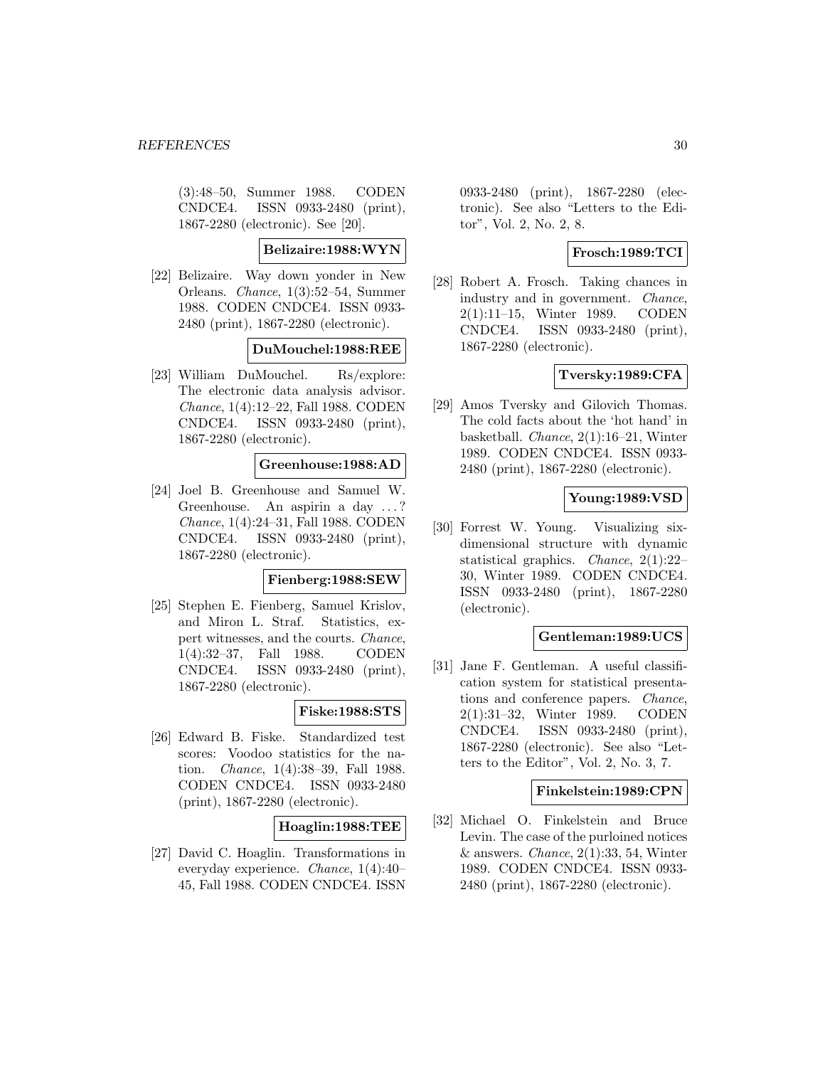(3):48–50, Summer 1988. CODEN CNDCE4. ISSN 0933-2480 (print), 1867-2280 (electronic). See [20].

**Belizaire:1988:WYN**

[22] Belizaire. Way down yonder in New Orleans. *Chance*, 1(3):52–54, Summer 1988. CODEN CNDCE4. ISSN 0933-2480 (print), 1867-2280 (electronic).

**DuMouchel:1988:REE**

[23] William DuMouchel. Rs/explore: The electronic data analysis advisor. *Chance*, 1(4):12–22, Fall 1988. CODEN CNDCE4. ISSN 0933-2480 (print), 1867-2280 (electronic).

**Greenhouse:1988:AD**

[24] Joel B. Greenhouse and Samuel W. Greenhouse. An aspirin a day ...? *Chance*, 1(4):24–31, Fall 1988. CODEN CNDCE4. ISSN 0933-2480 (print), 1867-2280 (electronic).

**Fienberg:1988:SEW**

[25] Stephen E. Fienberg, Samuel Krislov, and Miron L. Straf. Statistics, expert witnesses, and the courts. *Chance*, 1(4):32–37, Fall 1988. CODEN CNDCE4. ISSN 0933-2480 (print), 1867-2280 (electronic).

**Fiske:1988:STS**

[26] Edward B. Fiske. Standardized test scores: Voodoo statistics for the nation. *Chance*, 1(4):38–39, Fall 1988. CODEN CNDCE4. ISSN 0933-2480 (print), 1867-2280 (electronic).

**Hoaglin:1988:TEE**

[27] David C. Hoaglin. Transformations in everyday experience. *Chance*, 1(4):40–45, Fall 1988. CODEN CNDCE4. ISSN 0933-2480 (print), 1867-2280 (electronic). See also "Letters to the Editor", Vol. 2, No. 2, 8.

**Frosch:1989:TCI**

[28] Robert A. Frosch. Taking chances in industry and in government. *Chance*, 2(1):11–15, Winter 1989. CODEN CNDCE4. ISSN 0933-2480 (print), 1867-2280 (electronic).

**Tversky:1989:CFA**

[29] Amos Tversky and Gilovich Thomas. The cold facts about the 'hot hand' in basketball. *Chance*, 2(1):16–21, Winter 1989. CODEN CNDCE4. ISSN 0933-2480 (print), 1867-2280 (electronic).

**Young:1989:VSD**

[30] Forrest W. Young. Visualizing six-dimensional structure with dynamic statistical graphics. *Chance*, 2(1):22–30, Winter 1989. CODEN CNDCE4. ISSN 0933-2480 (print), 1867-2280 (electronic).

**Gentleman:1989:UCS**

[31] Jane F. Gentleman. A useful classification system for statistical presentations and conference papers. *Chance*, 2(1):31–32, Winter 1989. CODEN CNDCE4. ISSN 0933-2480 (print), 1867-2280 (electronic). See also "Letters to the Editor", Vol. 2, No. 3, 7.

**Finkelstein:1989:CPN**

[32] Michael O. Finkelstein and Bruce Levin. The case of the purloined notices & answers. *Chance*, 2(1):33, 54, Winter 1989. CODEN CNDCE4. ISSN 0933-2480 (print), 1867-2280 (electronic).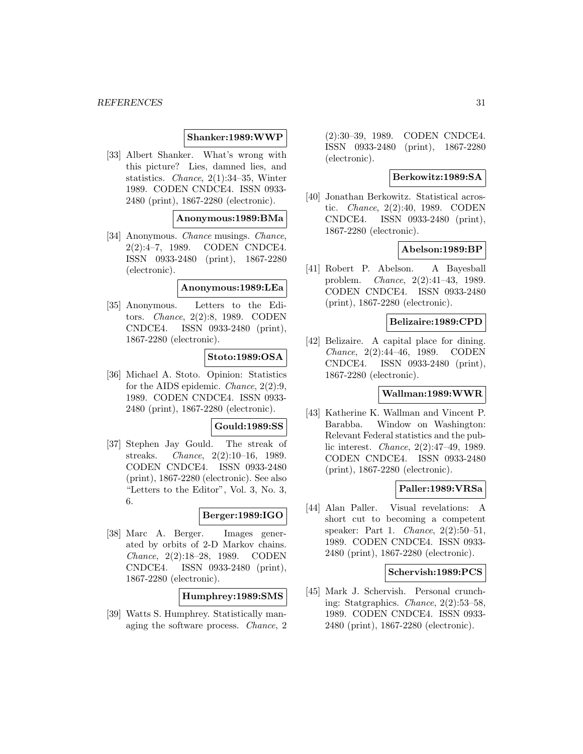**Shanker:1989:WWP**

[33] Albert Shanker. What's wrong with this picture? Lies, damned lies, and statistics. *Chance*, 2(1):34–35, Winter 1989. CODEN CNDCE4. ISSN 0933-2480 (print), 1867-2280 (electronic).

**Anonymous:1989:BMa**

[34] Anonymous. *Chance* musings. *Chance*, 2(2):4–7, 1989. CODEN CNDCE4. ISSN 0933-2480 (print), 1867-2280 (electronic).

**Anonymous:1989:LEa**

[35] Anonymous. Letters to the Editors. *Chance*, 2(2):8, 1989. CODEN CNDCE4. ISSN 0933-2480 (print), 1867-2280 (electronic).

**Stoto:1989:OSA**

[36] Michael A. Stoto. Opinion: Statistics for the AIDS epidemic. *Chance*, 2(2):9, 1989. CODEN CNDCE4. ISSN 0933-2480 (print), 1867-2280 (electronic).

**Gould:1989:SS**

[37] Stephen Jay Gould. The streak of streaks. *Chance*, 2(2):10–16, 1989. CODEN CNDCE4. ISSN 0933-2480 (print), 1867-2280 (electronic). See also "Letters to the Editor", Vol. 3, No. 3, 6.

**Berger:1989:IGO**

[38] Marc A. Berger. Images generated by orbits of 2-D Markov chains. *Chance*, 2(2):18–28, 1989. CODEN CNDCE4. ISSN 0933-2480 (print), 1867-2280 (electronic).

**Humphrey:1989:SMS**

[39] Watts S. Humphrey. Statistically managing the software process. *Chance*, 2(2):30–39, 1989. CODEN CNDCE4. ISSN 0933-2480 (print), 1867-2280 (electronic).

**Berkowitz:1989:SA**

[40] Jonathan Berkowitz. Statistical acrostic. *Chance*, 2(2):40, 1989. CODEN CNDCE4. ISSN 0933-2480 (print), 1867-2280 (electronic).

**Abelson:1989:BP**

[41] Robert P. Abelson. A Bayesball problem. *Chance*, 2(2):41–43, 1989. CODEN CNDCE4. ISSN 0933-2480 (print), 1867-2280 (electronic).

**Belizaire:1989:CPD**

[42] Belizaire. A capital place for dining. *Chance*, 2(2):44–46, 1989. CODEN CNDCE4. ISSN 0933-2480 (print), 1867-2280 (electronic).

**Wallman:1989:WWR**

[43] Katherine K. Wallman and Vincent P. Barabba. Window on Washington: Relevant Federal statistics and the public interest. *Chance*, 2(2):47–49, 1989. CODEN CNDCE4. ISSN 0933-2480 (print), 1867-2280 (electronic).

**Paller:1989:VRSa**

[44] Alan Paller. Visual revelations: A short cut to becoming a competent speaker: Part 1. *Chance*, 2(2):50–51, 1989. CODEN CNDCE4. ISSN 0933-2480 (print), 1867-2280 (electronic).

**Schervish:1989:PCS**

[45] Mark J. Schervish. Personal crunching: Statgraphics. *Chance*, 2(2):53–58, 1989. CODEN CNDCE4. ISSN 0933-2480 (print), 1867-2280 (electronic).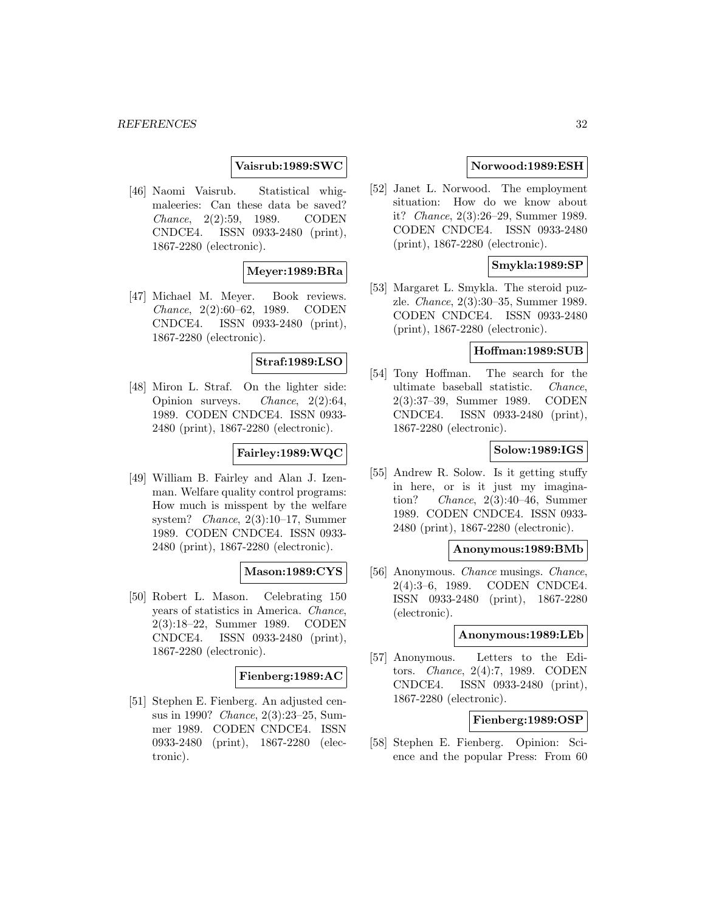**Vaisrub:1989:SWC**

[46] Naomi Vaisrub. Statistical whigmaleeries: Can these data be saved? *Chance*, 2(2):59, 1989. CODEN CNDCE4. ISSN 0933-2480 (print), 1867-2280 (electronic).

**Meyer:1989:BRa**

[47] Michael M. Meyer. Book reviews. *Chance*, 2(2):60–62, 1989. CODEN CNDCE4. ISSN 0933-2480 (print), 1867-2280 (electronic).

**Straf:1989:LSO**

[48] Miron L. Straf. On the lighter side: Opinion surveys. *Chance*, 2(2):64, 1989. CODEN CNDCE4. ISSN 0933-2480 (print), 1867-2280 (electronic).

**Fairley:1989:WQC**

[49] William B. Fairley and Alan J. Izenman. Welfare quality control programs: How much is misspent by the welfare system? *Chance*, 2(3):10–17, Summer 1989. CODEN CNDCE4. ISSN 0933-2480 (print), 1867-2280 (electronic).

**Mason:1989:CYS**

[50] Robert L. Mason. Celebrating 150 years of statistics in America. *Chance*, 2(3):18–22, Summer 1989. CODEN CNDCE4. ISSN 0933-2480 (print), 1867-2280 (electronic).

**Fienberg:1989:AC**

[51] Stephen E. Fienberg. An adjusted census in 1990? *Chance*, 2(3):23–25, Summer 1989. CODEN CNDCE4. ISSN 0933-2480 (print), 1867-2280 (electronic).

**Norwood:1989:ESH**

[52] Janet L. Norwood. The employment situation: How do we know about it? *Chance*, 2(3):26–29, Summer 1989. CODEN CNDCE4. ISSN 0933-2480 (print), 1867-2280 (electronic).

**Smykla:1989:SP**

[53] Margaret L. Smykla. The steroid puzzle. *Chance*, 2(3):30–35, Summer 1989. CODEN CNDCE4. ISSN 0933-2480 (print), 1867-2280 (electronic).

**Hoffman:1989:SUB**

[54] Tony Hoffman. The search for the ultimate baseball statistic. *Chance*, 2(3):37–39, Summer 1989. CODEN CNDCE4. ISSN 0933-2480 (print), 1867-2280 (electronic).

**Solow:1989:IGS**

[55] Andrew R. Solow. Is it getting stuffy in here, or is it just my imagination? *Chance*, 2(3):40–46, Summer 1989. CODEN CNDCE4. ISSN 0933-2480 (print), 1867-2280 (electronic).

**Anonymous:1989:BMb**

[56] Anonymous. *Chance* musings. *Chance*, 2(4):3–6, 1989. CODEN CNDCE4. ISSN 0933-2480 (print), 1867-2280 (electronic).

**Anonymous:1989:LEb**

[57] Anonymous. Letters to the Editors. *Chance*, 2(4):7, 1989. CODEN CNDCE4. ISSN 0933-2480 (print), 1867-2280 (electronic).

**Fienberg:1989:OSP**

[58] Stephen E. Fienberg. Opinion: Science and the popular Press: From 60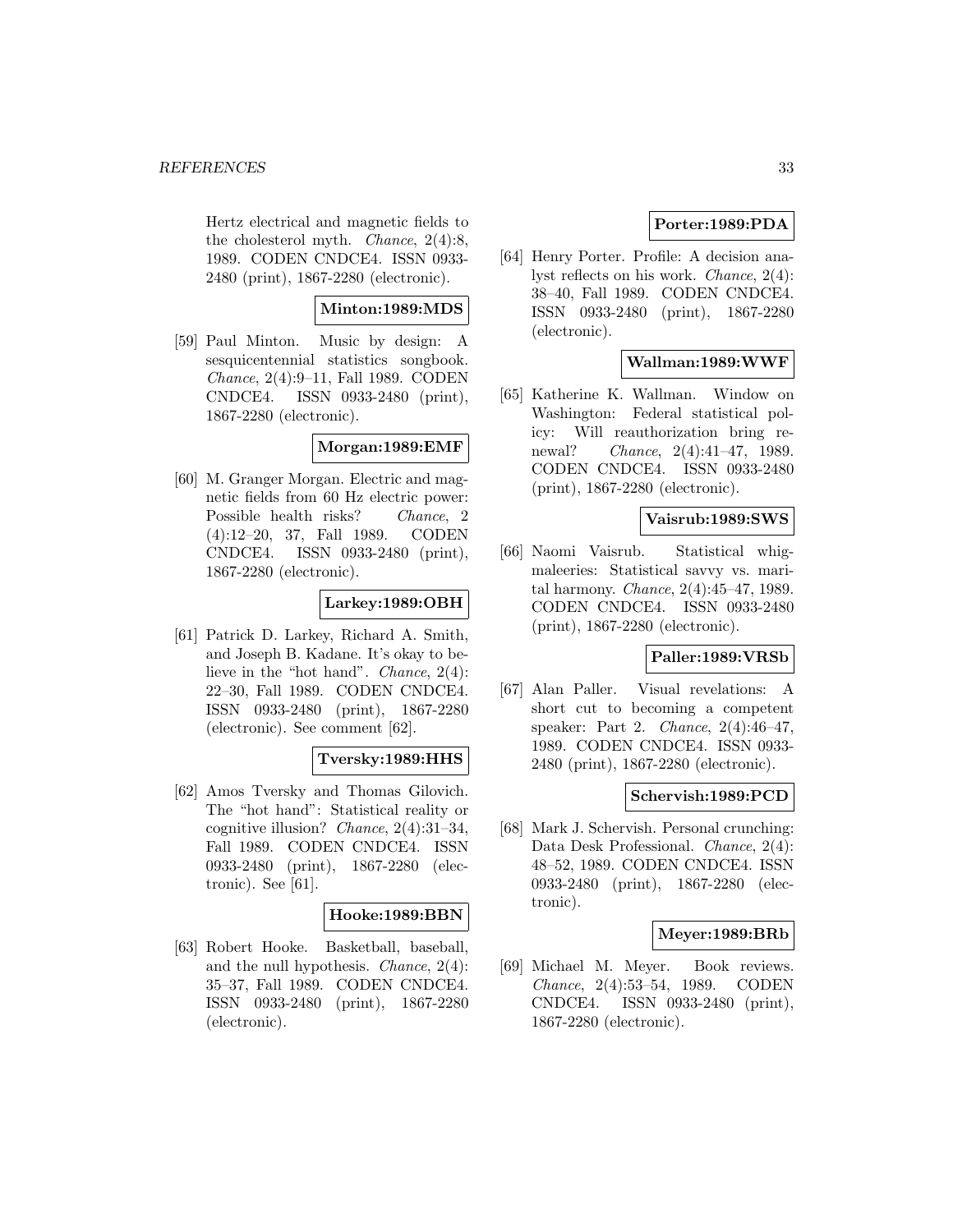Hertz electrical and magnetic fields to the cholesterol myth. *Chance*, 2(4):8, 1989. CODEN CNDCE4. ISSN 0933-2480 (print), 1867-2280 (electronic).

**Minton:1989:MDS**

[59] Paul Minton. Music by design: A sesquicentennial statistics songbook. *Chance*, 2(4):9–11, Fall 1989. CODEN CNDCE4. ISSN 0933-2480 (print), 1867-2280 (electronic).

**Morgan:1989:EMF**

[60] M. Granger Morgan. Electric and magnetic fields from 60 Hz electric power: Possible health risks? *Chance*, 2 (4):12–20, 37, Fall 1989. CODEN CNDCE4. ISSN 0933-2480 (print), 1867-2280 (electronic).

**Larkey:1989:OBH**

[61] Patrick D. Larkey, Richard A. Smith, and Joseph B. Kadane. It's okay to believe in the "hot hand". *Chance*, 2(4): 22–30, Fall 1989. CODEN CNDCE4. ISSN 0933-2480 (print), 1867-2280 (electronic). See comment [62].

**Tversky:1989:HHS**

[62] Amos Tversky and Thomas Gilovich. The "hot hand": Statistical reality or cognitive illusion? *Chance*, 2(4):31–34, Fall 1989. CODEN CNDCE4. ISSN 0933-2480 (print), 1867-2280 (electronic). See [61].

**Hooke:1989:BBN**

[63] Robert Hooke. Basketball, baseball, and the null hypothesis. *Chance*, 2(4): 35–37, Fall 1989. CODEN CNDCE4. ISSN 0933-2480 (print), 1867-2280 (electronic).

**Porter:1989:PDA**

[64] Henry Porter. Profile: A decision analyst reflects on his work. *Chance*, 2(4): 38–40, Fall 1989. CODEN CNDCE4. ISSN 0933-2480 (print), 1867-2280 (electronic).

**Wallman:1989:WWF**

[65] Katherine K. Wallman. Window on Washington: Federal statistical policy: Will reauthorization bring renewal? *Chance*, 2(4):41–47, 1989. CODEN CNDCE4. ISSN 0933-2480 (print), 1867-2280 (electronic).

**Vaisrub:1989:SWS**

[66] Naomi Vaisrub. Statistical whigmaleeries: Statistical savvy vs. marital harmony. *Chance*, 2(4):45–47, 1989. CODEN CNDCE4. ISSN 0933-2480 (print), 1867-2280 (electronic).

**Paller:1989:VRSb**

[67] Alan Paller. Visual revelations: A short cut to becoming a competent speaker: Part 2. *Chance*, 2(4):46–47, 1989. CODEN CNDCE4. ISSN 0933-2480 (print), 1867-2280 (electronic).

**Schervish:1989:PCD**

[68] Mark J. Schervish. Personal crunching: Data Desk Professional. *Chance*, 2(4): 48–52, 1989. CODEN CNDCE4. ISSN 0933-2480 (print), 1867-2280 (electronic).

**Meyer:1989:BRb**

[69] Michael M. Meyer. Book reviews. *Chance*, 2(4):53–54, 1989. CODEN CNDCE4. ISSN 0933-2480 (print), 1867-2280 (electronic).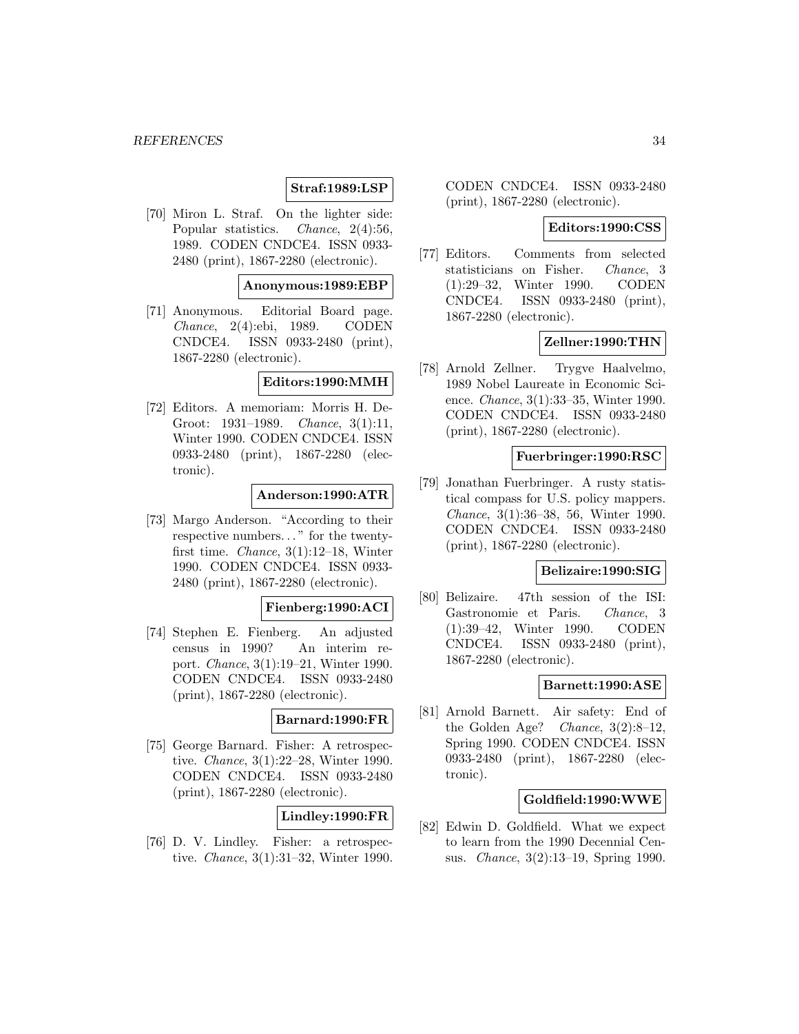**Straf:1989:LSP**

[70] Miron L. Straf. On the lighter side: Popular statistics. *Chance*, 2(4):56, 1989. CODEN CNDCE4. ISSN 0933-2480 (print), 1867-2280 (electronic).

**Anonymous:1989:EBP**

[71] Anonymous. Editorial Board page. *Chance*, 2(4):ebi, 1989. CODEN CNDCE4. ISSN 0933-2480 (print), 1867-2280 (electronic).

**Editors:1990:MMH**

[72] Editors. A memoriam: Morris H. De-Groot: 1931–1989. *Chance*, 3(1):11, Winter 1990. CODEN CNDCE4. ISSN 0933-2480 (print), 1867-2280 (electronic).

**Anderson:1990:ATR**

[73] Margo Anderson. "According to their respective numbers. . . " for the twenty-first time. *Chance*, 3(1):12–18, Winter 1990. CODEN CNDCE4. ISSN 0933-2480 (print), 1867-2280 (electronic).

**Fienberg:1990:ACI**

[74] Stephen E. Fienberg. An adjusted census in 1990? An interim report. *Chance*, 3(1):19–21, Winter 1990. CODEN CNDCE4. ISSN 0933-2480 (print), 1867-2280 (electronic).

**Barnard:1990:FR**

[75] George Barnard. Fisher: A retrospective. *Chance*, 3(1):22–28, Winter 1990. CODEN CNDCE4. ISSN 0933-2480 (print), 1867-2280 (electronic).

**Lindley:1990:FR**

[76] D. V. Lindley. Fisher: a retrospective. *Chance*, 3(1):31–32, Winter 1990. CODEN CNDCE4. ISSN 0933-2480 (print), 1867-2280 (electronic).

**Editors:1990:CSS**

[77] Editors. Comments from selected statisticians on Fisher. *Chance*, 3 (1):29–32, Winter 1990. CODEN CNDCE4. ISSN 0933-2480 (print), 1867-2280 (electronic).

**Zellner:1990:THN**

[78] Arnold Zellner. Trygve Haalvelmo, 1989 Nobel Laureate in Economic Science. *Chance*, 3(1):33–35, Winter 1990. CODEN CNDCE4. ISSN 0933-2480 (print), 1867-2280 (electronic).

**Fuerbringer:1990:RSC**

[79] Jonathan Fuerbringer. A rusty statistical compass for U.S. policy mappers. *Chance*, 3(1):36–38, 56, Winter 1990. CODEN CNDCE4. ISSN 0933-2480 (print), 1867-2280 (electronic).

**Belizaire:1990:SIG**

[80] Belizaire. 47th session of the ISI: Gastronomie et Paris. *Chance*, 3 (1):39–42, Winter 1990. CODEN CNDCE4. ISSN 0933-2480 (print), 1867-2280 (electronic).

**Barnett:1990:ASE**

[81] Arnold Barnett. Air safety: End of the Golden Age? *Chance*, 3(2):8–12, Spring 1990. CODEN CNDCE4. ISSN 0933-2480 (print), 1867-2280 (electronic).

**Goldfield:1990:WWE**

[82] Edwin D. Goldfield. What we expect to learn from the 1990 Decennial Census. *Chance*, 3(2):13–19, Spring 1990.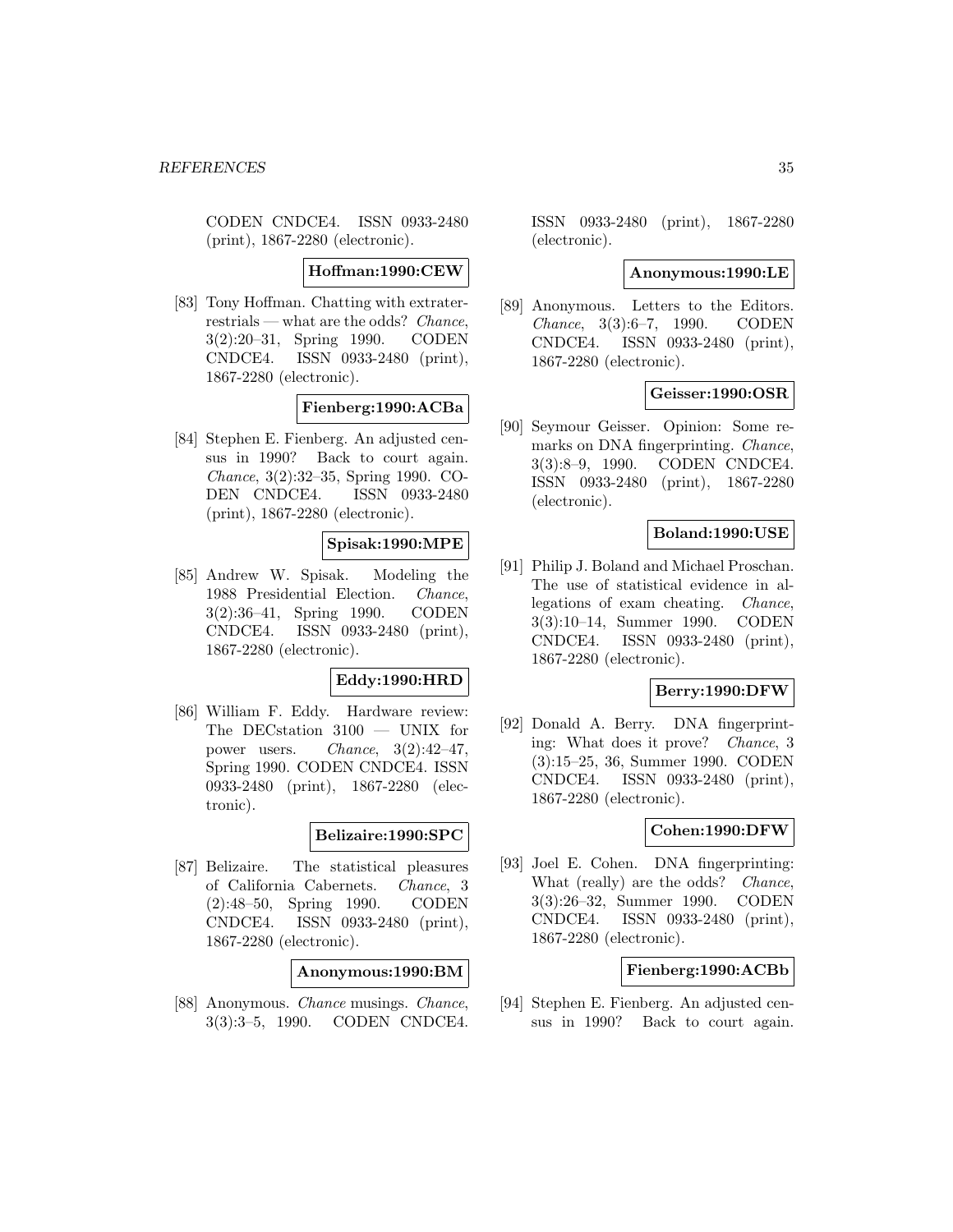CODEN CNDCE4. ISSN 0933-2480 (print), 1867-2280 (electronic).

**Hoffman:1990:CEW**

[83] Tony Hoffman. Chatting with extraterrestrials — what are the odds? *Chance*, 3(2):20–31, Spring 1990. CODEN CNDCE4. ISSN 0933-2480 (print), 1867-2280 (electronic).

**Fienberg:1990:ACBa**

[84] Stephen E. Fienberg. An adjusted census in 1990? Back to court again. *Chance*, 3(2):32–35, Spring 1990. CODEN CNDCE4. ISSN 0933-2480 (print), 1867-2280 (electronic).

**Spisak:1990:MPE**

[85] Andrew W. Spisak. Modeling the 1988 Presidential Election. *Chance*, 3(2):36–41, Spring 1990. CODEN CNDCE4. ISSN 0933-2480 (print), 1867-2280 (electronic).

**Eddy:1990:HRD**

[86] William F. Eddy. Hardware review: The DECstation 3100 — UNIX for power users. *Chance*, 3(2):42–47, Spring 1990. CODEN CNDCE4. ISSN 0933-2480 (print), 1867-2280 (electronic).

**Belizaire:1990:SPC**

[87] Belizaire. The statistical pleasures of California Cabernets. *Chance*, 3 (2):48–50, Spring 1990. CODEN CNDCE4. ISSN 0933-2480 (print), 1867-2280 (electronic).

**Anonymous:1990:BM**

[88] Anonymous. *Chance* musings. *Chance*, 3(3):3–5, 1990. CODEN CNDCE4. ISSN 0933-2480 (print), 1867-2280 (electronic).

**Anonymous:1990:LE**

[89] Anonymous. Letters to the Editors. *Chance*, 3(3):6–7, 1990. CODEN CNDCE4. ISSN 0933-2480 (print), 1867-2280 (electronic).

**Geisser:1990:OSR**

[90] Seymour Geisser. Opinion: Some remarks on DNA fingerprinting. *Chance*, 3(3):8–9, 1990. CODEN CNDCE4. ISSN 0933-2480 (print), 1867-2280 (electronic).

**Boland:1990:USE**

[91] Philip J. Boland and Michael Proschan. The use of statistical evidence in allegations of exam cheating. *Chance*, 3(3):10–14, Summer 1990. CODEN CNDCE4. ISSN 0933-2480 (print), 1867-2280 (electronic).

**Berry:1990:DFW**

[92] Donald A. Berry. DNA fingerprinting: What does it prove? *Chance*, 3 (3):15–25, 36, Summer 1990. CODEN CNDCE4. ISSN 0933-2480 (print), 1867-2280 (electronic).

**Cohen:1990:DFW**

[93] Joel E. Cohen. DNA fingerprinting: What (really) are the odds? *Chance*, 3(3):26–32, Summer 1990. CODEN CNDCE4. ISSN 0933-2480 (print), 1867-2280 (electronic).

**Fienberg:1990:ACBb**

[94] Stephen E. Fienberg. An adjusted census in 1990? Back to court again.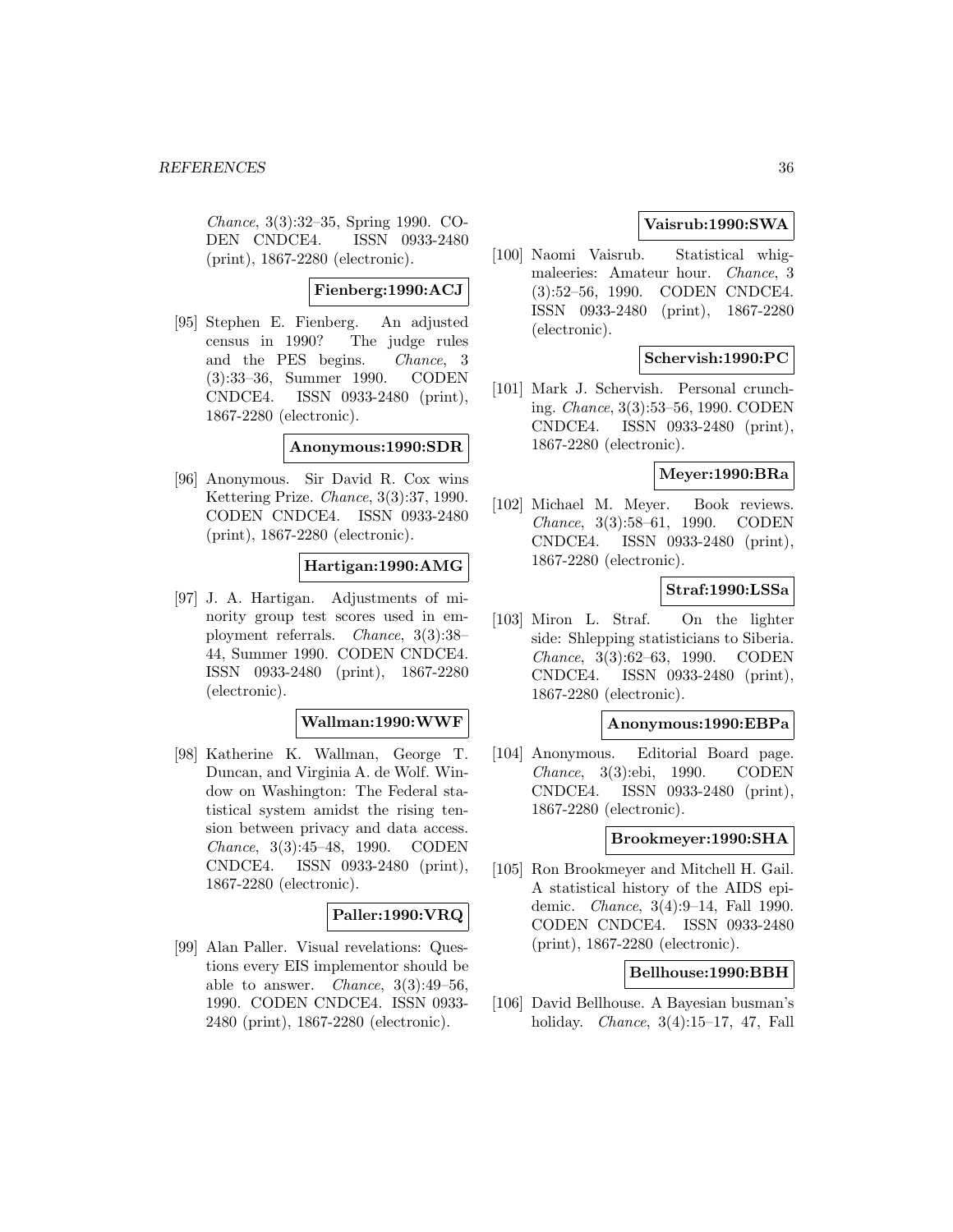*Chance*, 3(3):32–35, Spring 1990. CODEN CNDCE4. ISSN 0933-2480 (print), 1867-2280 (electronic).

**Fienberg:1990:ACJ**

[95] Stephen E. Fienberg. An adjusted census in 1990? The judge rules and the PES begins. *Chance*, 3 (3):33–36, Summer 1990. CODEN CNDCE4. ISSN 0933-2480 (print), 1867-2280 (electronic).

**Anonymous:1990:SDR**

[96] Anonymous. Sir David R. Cox wins Kettering Prize. *Chance*, 3(3):37, 1990. CODEN CNDCE4. ISSN 0933-2480 (print), 1867-2280 (electronic).

**Hartigan:1990:AMG**

[97] J. A. Hartigan. Adjustments of minority group test scores used in employment referrals. *Chance*, 3(3):38–44, Summer 1990. CODEN CNDCE4. ISSN 0933-2480 (print), 1867-2280 (electronic).

**Wallman:1990:WWF**

[98] Katherine K. Wallman, George T. Duncan, and Virginia A. de Wolf. Window on Washington: The Federal statistical system amidst the rising tension between privacy and data access. *Chance*, 3(3):45–48, 1990. CODEN CNDCE4. ISSN 0933-2480 (print), 1867-2280 (electronic).

**Paller:1990:VRQ**

[99] Alan Paller. Visual revelations: Questions every EIS implementor should be able to answer. *Chance*, 3(3):49–56, 1990. CODEN CNDCE4. ISSN 0933-2480 (print), 1867-2280 (electronic).

**Vaisrub:1990:SWA**

[100] Naomi Vaisrub. Statistical whigmaleeries: Amateur hour. *Chance*, 3 (3):52–56, 1990. CODEN CNDCE4. ISSN 0933-2480 (print), 1867-2280 (electronic).

**Schervish:1990:PC**

[101] Mark J. Schervish. Personal crunching. *Chance*, 3(3):53–56, 1990. CODEN CNDCE4. ISSN 0933-2480 (print), 1867-2280 (electronic).

**Meyer:1990:BRa**

[102] Michael M. Meyer. Book reviews. *Chance*, 3(3):58–61, 1990. CODEN CNDCE4. ISSN 0933-2480 (print), 1867-2280 (electronic).

**Straf:1990:LSSa**

[103] Miron L. Straf. On the lighter side: Shlepping statisticians to Siberia. *Chance*, 3(3):62–63, 1990. CODEN CNDCE4. ISSN 0933-2480 (print), 1867-2280 (electronic).

**Anonymous:1990:EBPa**

[104] Anonymous. Editorial Board page. *Chance*, 3(3):ebi, 1990. CODEN CNDCE4. ISSN 0933-2480 (print), 1867-2280 (electronic).

**Brookmeyer:1990:SHA**

[105] Ron Brookmeyer and Mitchell H. Gail. A statistical history of the AIDS epidemic. *Chance*, 3(4):9–14, Fall 1990. CODEN CNDCE4. ISSN 0933-2480 (print), 1867-2280 (electronic).

**Bellhouse:1990:BBH**

[106] David Bellhouse. A Bayesian busman's holiday. *Chance*, 3(4):15–17, 47, Fall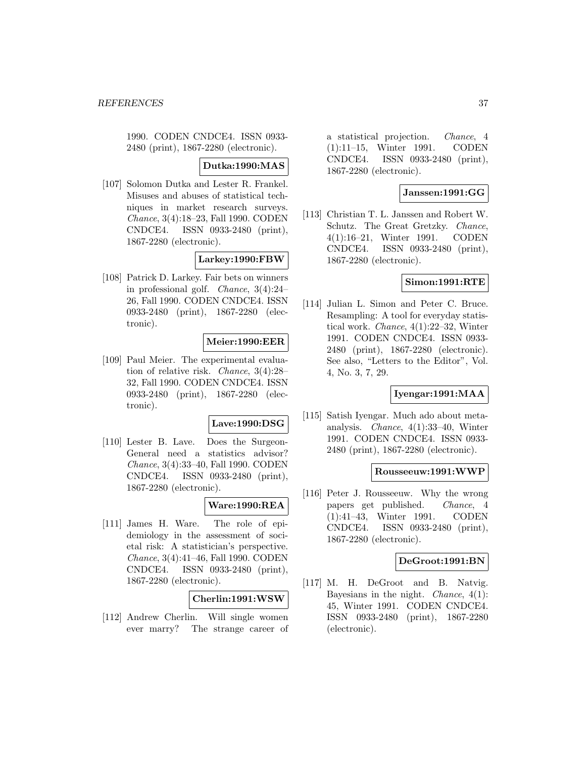1990. CODEN CNDCE4. ISSN 0933-2480 (print), 1867-2280 (electronic).

**Dutka:1990:MAS**

[107] Solomon Dutka and Lester R. Frankel. Misuses and abuses of statistical techniques in market research surveys. *Chance*, 3(4):18–23, Fall 1990. CODEN CNDCE4. ISSN 0933-2480 (print), 1867-2280 (electronic).

**Larkey:1990:FBW**

[108] Patrick D. Larkey. Fair bets on winners in professional golf. *Chance*, 3(4):24–26, Fall 1990. CODEN CNDCE4. ISSN 0933-2480 (print), 1867-2280 (electronic).

**Meier:1990:EER**

[109] Paul Meier. The experimental evaluation of relative risk. *Chance*, 3(4):28–32, Fall 1990. CODEN CNDCE4. ISSN 0933-2480 (print), 1867-2280 (electronic).

**Lave:1990:DSG**

[110] Lester B. Lave. Does the Surgeon-General need a statistics advisor? *Chance*, 3(4):33–40, Fall 1990. CODEN CNDCE4. ISSN 0933-2480 (print), 1867-2280 (electronic).

**Ware:1990:REA**

[111] James H. Ware. The role of epidemiology in the assessment of societal risk: A statistician's perspective. *Chance*, 3(4):41–46, Fall 1990. CODEN CNDCE4. ISSN 0933-2480 (print), 1867-2280 (electronic).

**Cherlin:1991:WSW**

[112] Andrew Cherlin. Will single women ever marry? The strange career of a statistical projection. *Chance*, 4(1):11–15, Winter 1991. CODEN CNDCE4. ISSN 0933-2480 (print), 1867-2280 (electronic).

**Janssen:1991:GG**

[113] Christian T. L. Janssen and Robert W. Schutz. The Great Gretzky. *Chance*, 4(1):16–21, Winter 1991. CODEN CNDCE4. ISSN 0933-2480 (print), 1867-2280 (electronic).

**Simon:1991:RTE**

[114] Julian L. Simon and Peter C. Bruce. Resampling: A tool for everyday statistical work. *Chance*, 4(1):22–32, Winter 1991. CODEN CNDCE4. ISSN 0933-2480 (print), 1867-2280 (electronic). See also, "Letters to the Editor", Vol. 4, No. 3, 7, 29.

**Iyengar:1991:MAA**

[115] Satish Iyengar. Much ado about meta-analysis. *Chance*, 4(1):33–40, Winter 1991. CODEN CNDCE4. ISSN 0933-2480 (print), 1867-2280 (electronic).

**Rousseeuw:1991:WWP**

[116] Peter J. Rousseeuw. Why the wrong papers get published. *Chance*, 4(1):41–43, Winter 1991. CODEN CNDCE4. ISSN 0933-2480 (print), 1867-2280 (electronic).

**DeGroot:1991:BN**

[117] M. H. DeGroot and B. Natvig. Bayesians in the night. *Chance*, 4(1):45, Winter 1991. CODEN CNDCE4. ISSN 0933-2480 (print), 1867-2280 (electronic).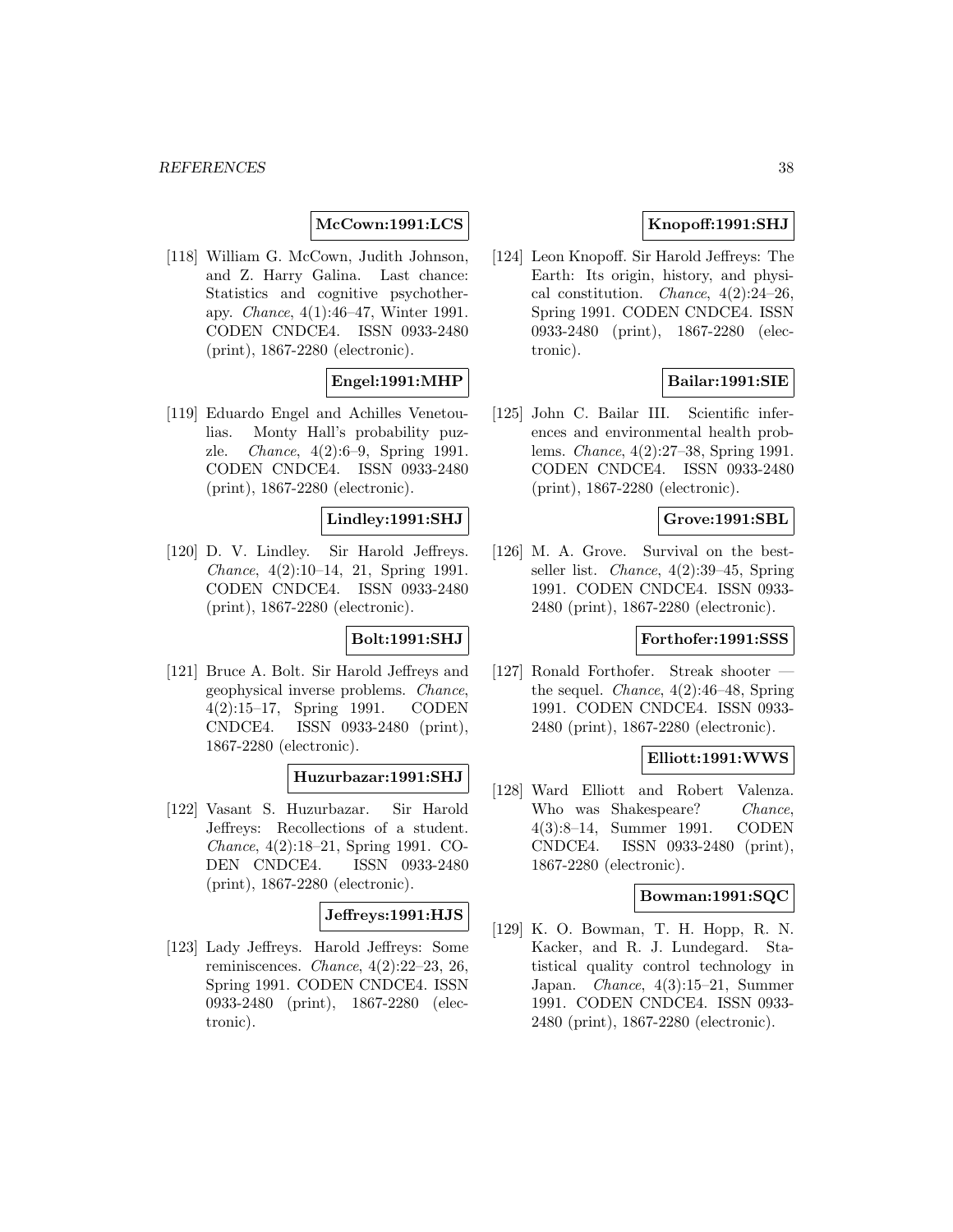**McCown:1991:LCS**

[118] William G. McCown, Judith Johnson, and Z. Harry Galina. Last chance: Statistics and cognitive psychotherapy. *Chance*, 4(1):46–47, Winter 1991. CODEN CNDCE4. ISSN 0933-2480 (print), 1867-2280 (electronic).

**Engel:1991:MHP**

[119] Eduardo Engel and Achilles Venetoulias. Monty Hall's probability puzzle. *Chance*, 4(2):6–9, Spring 1991. CODEN CNDCE4. ISSN 0933-2480 (print), 1867-2280 (electronic).

**Lindley:1991:SHJ**

[120] D. V. Lindley. Sir Harold Jeffreys. *Chance*, 4(2):10–14, 21, Spring 1991. CODEN CNDCE4. ISSN 0933-2480 (print), 1867-2280 (electronic).

**Bolt:1991:SHJ**

[121] Bruce A. Bolt. Sir Harold Jeffreys and geophysical inverse problems. *Chance*, 4(2):15–17, Spring 1991. CODEN CNDCE4. ISSN 0933-2480 (print), 1867-2280 (electronic).

**Huzurbazar:1991:SHJ**

[122] Vasant S. Huzurbazar. Sir Harold Jeffreys: Recollections of a student. *Chance*, 4(2):18–21, Spring 1991. CODEN CNDCE4. ISSN 0933-2480 (print), 1867-2280 (electronic).

**Jeffreys:1991:HJS**

[123] Lady Jeffreys. Harold Jeffreys: Some reminiscences. *Chance*, 4(2):22–23, 26, Spring 1991. CODEN CNDCE4. ISSN 0933-2480 (print), 1867-2280 (electronic).

**Knopoff:1991:SHJ**

[124] Leon Knopoff. Sir Harold Jeffreys: The Earth: Its origin, history, and physical constitution. *Chance*, 4(2):24–26, Spring 1991. CODEN CNDCE4. ISSN 0933-2480 (print), 1867-2280 (electronic).

**Bailar:1991:SIE**

[125] John C. Bailar III. Scientific inferences and environmental health problems. *Chance*, 4(2):27–38, Spring 1991. CODEN CNDCE4. ISSN 0933-2480 (print), 1867-2280 (electronic).

**Grove:1991:SBL**

[126] M. A. Grove. Survival on the bestseller list. *Chance*, 4(2):39–45, Spring 1991. CODEN CNDCE4. ISSN 0933-2480 (print), 1867-2280 (electronic).

**Forthofer:1991:SSS**

[127] Ronald Forthofer. Streak shooter — the sequel. *Chance*, 4(2):46–48, Spring 1991. CODEN CNDCE4. ISSN 0933-2480 (print), 1867-2280 (electronic).

**Elliott:1991:WWS**

[128] Ward Elliott and Robert Valenza. Who was Shakespeare? *Chance*, 4(3):8–14, Summer 1991. CODEN CNDCE4. ISSN 0933-2480 (print), 1867-2280 (electronic).

**Bowman:1991:SQC**

[129] K. O. Bowman, T. H. Hopp, R. N. Kacker, and R. J. Lundegard. Statistical quality control technology in Japan. *Chance*, 4(3):15–21, Summer 1991. CODEN CNDCE4. ISSN 0933-2480 (print), 1867-2280 (electronic).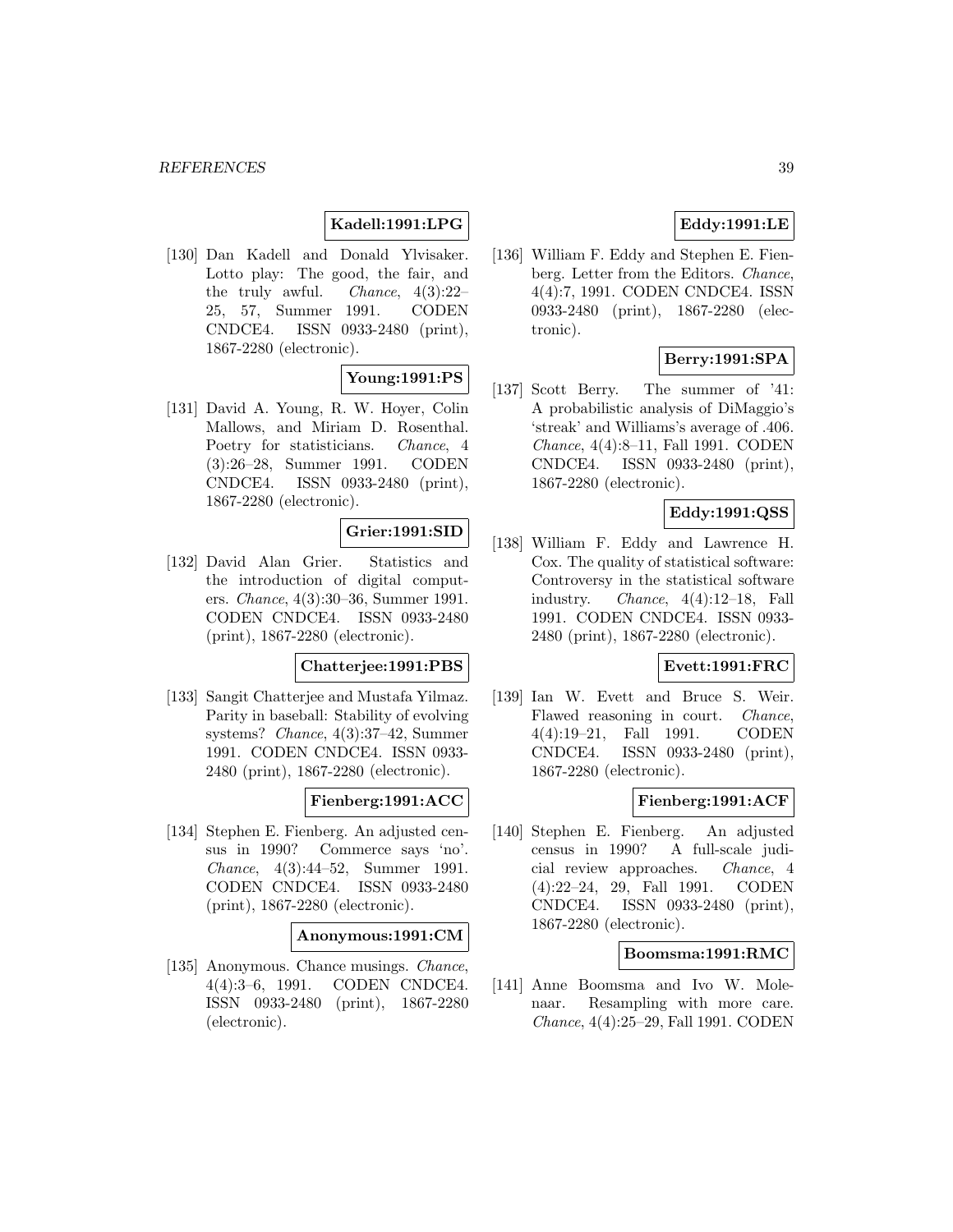**Kadell:1991:LPG**

[130] Dan Kadell and Donald Ylvisaker. Lotto play: The good, the fair, and the truly awful. *Chance*, 4(3):22–25, 57, Summer 1991. CODEN CNDCE4. ISSN 0933-2480 (print), 1867-2280 (electronic).

**Young:1991:PS**

[131] David A. Young, R. W. Hoyer, Colin Mallows, and Miriam D. Rosenthal. Poetry for statisticians. *Chance*, 4 (3):26–28, Summer 1991. CODEN CNDCE4. ISSN 0933-2480 (print), 1867-2280 (electronic).

**Grier:1991:SID**

[132] David Alan Grier. Statistics and the introduction of digital computers. *Chance*, 4(3):30–36, Summer 1991. CODEN CNDCE4. ISSN 0933-2480 (print), 1867-2280 (electronic).

**Chatterjee:1991:PBS**

[133] Sangit Chatterjee and Mustafa Yilmaz. Parity in baseball: Stability of evolving systems? *Chance*, 4(3):37–42, Summer 1991. CODEN CNDCE4. ISSN 0933-2480 (print), 1867-2280 (electronic).

**Fienberg:1991:ACC**

[134] Stephen E. Fienberg. An adjusted census in 1990? Commerce says 'no'. *Chance*, 4(3):44–52, Summer 1991. CODEN CNDCE4. ISSN 0933-2480 (print), 1867-2280 (electronic).

**Anonymous:1991:CM**

[135] Anonymous. Chance musings. *Chance*, 4(4):3–6, 1991. CODEN CNDCE4. ISSN 0933-2480 (print), 1867-2280 (electronic).

**Eddy:1991:LE**

[136] William F. Eddy and Stephen E. Fienberg. Letter from the Editors. *Chance*, 4(4):7, 1991. CODEN CNDCE4. ISSN 0933-2480 (print), 1867-2280 (electronic).

**Berry:1991:SPA**

[137] Scott Berry. The summer of '41: A probabilistic analysis of DiMaggio's 'streak' and Williams's average of .406. *Chance*, 4(4):8–11, Fall 1991. CODEN CNDCE4. ISSN 0933-2480 (print), 1867-2280 (electronic).

**Eddy:1991:QSS**

[138] William F. Eddy and Lawrence H. Cox. The quality of statistical software: Controversy in the statistical software industry. *Chance*, 4(4):12–18, Fall 1991. CODEN CNDCE4. ISSN 0933-2480 (print), 1867-2280 (electronic).

**Evett:1991:FRC**

[139] Ian W. Evett and Bruce S. Weir. Flawed reasoning in court. *Chance*, 4(4):19–21, Fall 1991. CODEN CNDCE4. ISSN 0933-2480 (print), 1867-2280 (electronic).

**Fienberg:1991:ACF**

[140] Stephen E. Fienberg. An adjusted census in 1990? A full-scale judicial review approaches. *Chance*, 4 (4):22–24, 29, Fall 1991. CODEN CNDCE4. ISSN 0933-2480 (print), 1867-2280 (electronic).

**Boomsma:1991:RMC**

[141] Anne Boomsma and Ivo W. Molenaar. Resampling with more care. *Chance*, 4(4):25–29, Fall 1991. CODEN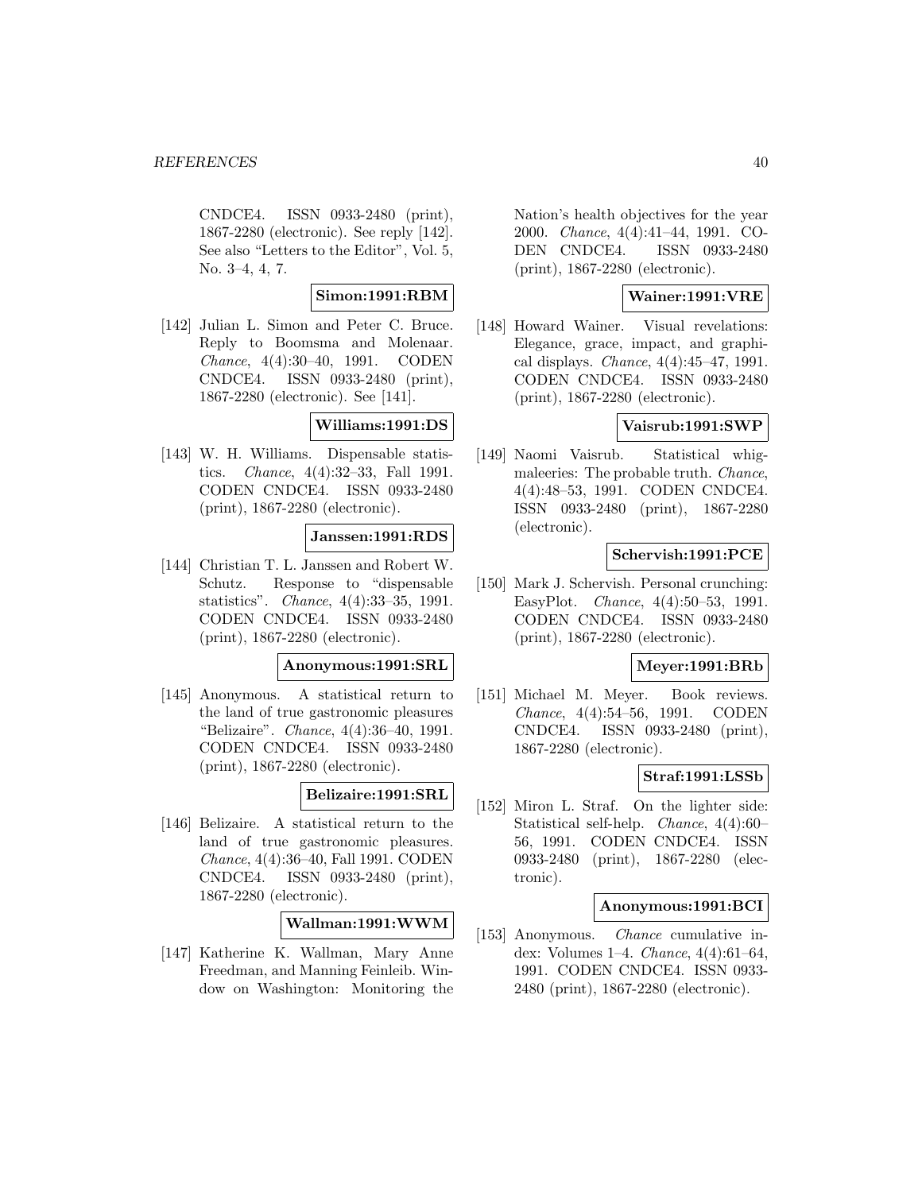CNDCE4. ISSN 0933-2480 (print), 1867-2280 (electronic). See reply [142]. See also "Letters to the Editor", Vol. 5, No. 3–4, 4, 7.

**Simon:1991:RBM**

[142] Julian L. Simon and Peter C. Bruce. Reply to Boomsma and Molenaar. *Chance*, 4(4):30–40, 1991. CODEN CNDCE4. ISSN 0933-2480 (print), 1867-2280 (electronic). See [141].

**Williams:1991:DS**

[143] W. H. Williams. Dispensable statistics. *Chance*, 4(4):32–33, Fall 1991. CODEN CNDCE4. ISSN 0933-2480 (print), 1867-2280 (electronic).

**Janssen:1991:RDS**

[144] Christian T. L. Janssen and Robert W. Schutz. Response to "dispensable statistics". *Chance*, 4(4):33–35, 1991. CODEN CNDCE4. ISSN 0933-2480 (print), 1867-2280 (electronic).

**Anonymous:1991:SRL**

[145] Anonymous. A statistical return to the land of true gastronomic pleasures "Belizaire". *Chance*, 4(4):36–40, 1991. CODEN CNDCE4. ISSN 0933-2480 (print), 1867-2280 (electronic).

**Belizaire:1991:SRL**

[146] Belizaire. A statistical return to the land of true gastronomic pleasures. *Chance*, 4(4):36–40, Fall 1991. CODEN CNDCE4. ISSN 0933-2480 (print), 1867-2280 (electronic).

**Wallman:1991:WWM**

[147] Katherine K. Wallman, Mary Anne Freedman, and Manning Feinleib. Window on Washington: Monitoring the Nation's health objectives for the year 2000. *Chance*, 4(4):41–44, 1991. CODEN CNDCE4. ISSN 0933-2480 (print), 1867-2280 (electronic).

**Wainer:1991:VRE**

[148] Howard Wainer. Visual revelations: Elegance, grace, impact, and graphical displays. *Chance*, 4(4):45–47, 1991. CODEN CNDCE4. ISSN 0933-2480 (print), 1867-2280 (electronic).

**Vaisrub:1991:SWP**

[149] Naomi Vaisrub. Statistical whigmaleeries: The probable truth. *Chance*, 4(4):48–53, 1991. CODEN CNDCE4. ISSN 0933-2480 (print), 1867-2280 (electronic).

**Schervish:1991:PCE**

[150] Mark J. Schervish. Personal crunching: EasyPlot. *Chance*, 4(4):50–53, 1991. CODEN CNDCE4. ISSN 0933-2480 (print), 1867-2280 (electronic).

**Meyer:1991:BRb**

[151] Michael M. Meyer. Book reviews. *Chance*, 4(4):54–56, 1991. CODEN CNDCE4. ISSN 0933-2480 (print), 1867-2280 (electronic).

**Straf:1991:LSSb**

[152] Miron L. Straf. On the lighter side: Statistical self-help. *Chance*, 4(4):60–56, 1991. CODEN CNDCE4. ISSN 0933-2480 (print), 1867-2280 (electronic).

**Anonymous:1991:BCI**

[153] Anonymous. *Chance* cumulative index: Volumes 1–4. *Chance*, 4(4):61–64, 1991. CODEN CNDCE4. ISSN 0933-2480 (print), 1867-2280 (electronic).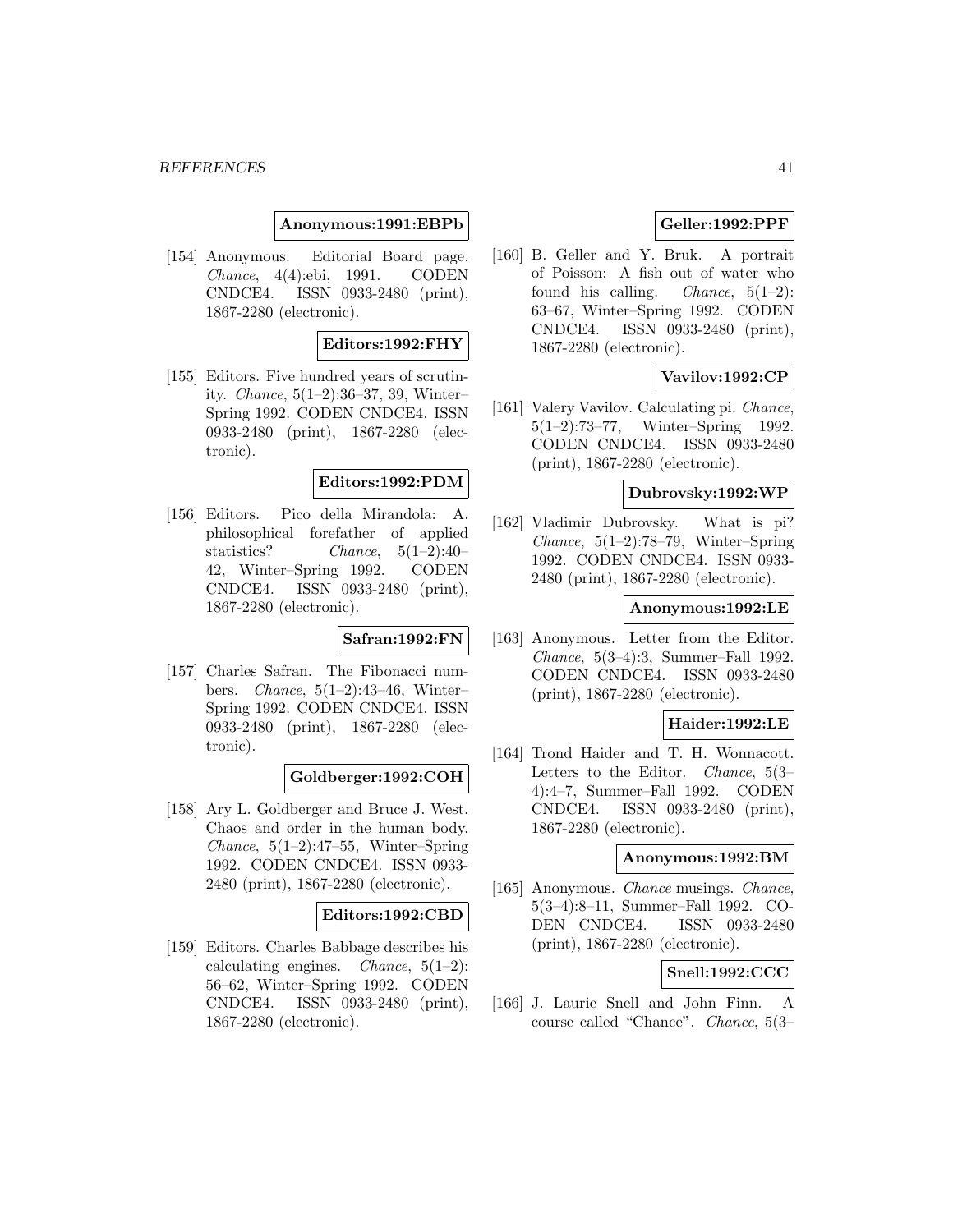**Anonymous:1991:EBPb**

[154] Anonymous. Editorial Board page. *Chance*, 4(4):ebi, 1991. CODEN CNDCE4. ISSN 0933-2480 (print), 1867-2280 (electronic).

**Editors:1992:FHY**

[155] Editors. Five hundred years of scrutinity. *Chance*, 5(1–2):36–37, 39, Winter–Spring 1992. CODEN CNDCE4. ISSN 0933-2480 (print), 1867-2280 (electronic).

**Editors:1992:PDM**

[156] Editors. Pico della Mirandola: A. philosophical forefather of applied statistics? *Chance*, 5(1–2):40–42, Winter–Spring 1992. CODEN CNDCE4. ISSN 0933-2480 (print), 1867-2280 (electronic).

**Safran:1992:FN**

[157] Charles Safran. The Fibonacci numbers. *Chance*, 5(1–2):43–46, Winter–Spring 1992. CODEN CNDCE4. ISSN 0933-2480 (print), 1867-2280 (electronic).

**Goldberger:1992:COH**

[158] Ary L. Goldberger and Bruce J. West. Chaos and order in the human body. *Chance*, 5(1–2):47–55, Winter–Spring 1992. CODEN CNDCE4. ISSN 0933-2480 (print), 1867-2280 (electronic).

**Editors:1992:CBD**

[159] Editors. Charles Babbage describes his calculating engines. *Chance*, 5(1–2):56–62, Winter–Spring 1992. CODEN CNDCE4. ISSN 0933-2480 (print), 1867-2280 (electronic).

**Geller:1992:PPF**

[160] B. Geller and Y. Bruk. A portrait of Poisson: A fish out of water who found his calling. *Chance*, 5(1–2):63–67, Winter–Spring 1992. CODEN CNDCE4. ISSN 0933-2480 (print), 1867-2280 (electronic).

**Vavilov:1992:CP**

[161] Valery Vavilov. Calculating pi. *Chance*, 5(1–2):73–77, Winter–Spring 1992. CODEN CNDCE4. ISSN 0933-2480 (print), 1867-2280 (electronic).

**Dubrovsky:1992:WP**

[162] Vladimir Dubrovsky. What is pi? *Chance*, 5(1–2):78–79, Winter–Spring 1992. CODEN CNDCE4. ISSN 0933-2480 (print), 1867-2280 (electronic).

**Anonymous:1992:LE**

[163] Anonymous. Letter from the Editor. *Chance*, 5(3–4):3, Summer–Fall 1992. CODEN CNDCE4. ISSN 0933-2480 (print), 1867-2280 (electronic).

**Haider:1992:LE**

[164] Trond Haider and T. H. Wonnacott. Letters to the Editor. *Chance*, 5(3–4):4–7, Summer–Fall 1992. CODEN CNDCE4. ISSN 0933-2480 (print), 1867-2280 (electronic).

**Anonymous:1992:BM**

[165] Anonymous. *Chance* musings. *Chance*, 5(3–4):8–11, Summer–Fall 1992. CODEN CNDCE4. ISSN 0933-2480 (print), 1867-2280 (electronic).

**Snell:1992:CCC**

[166] J. Laurie Snell and John Finn. A course called "Chance". *Chance*, 5(3–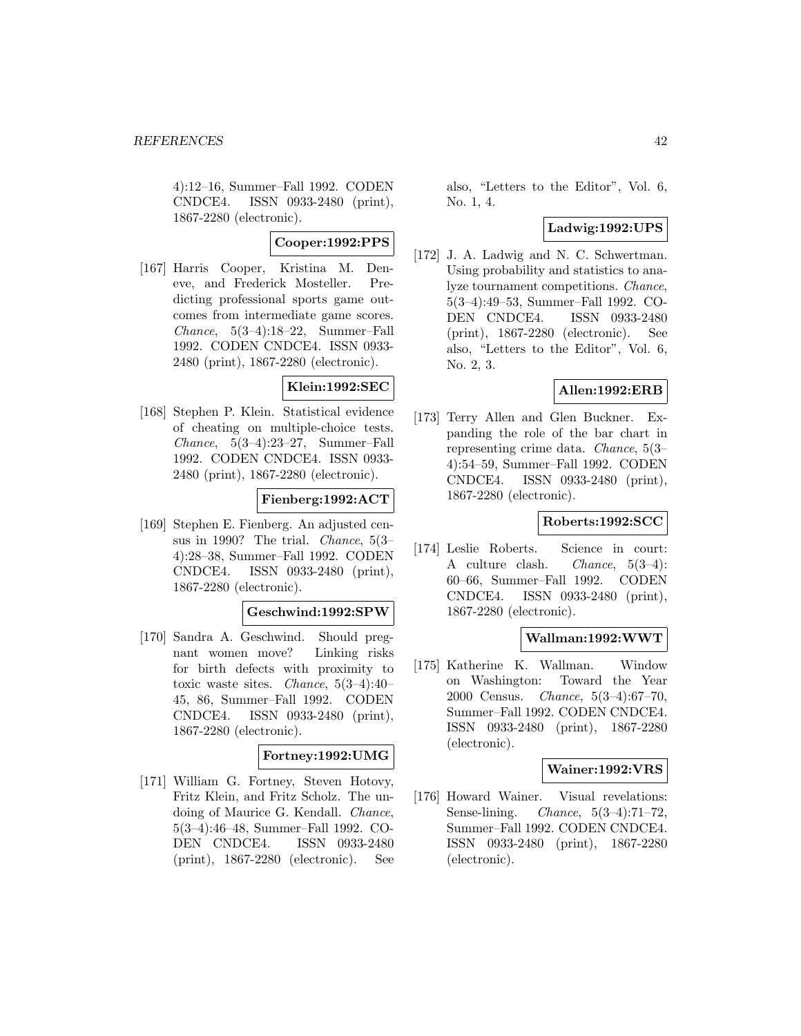4):12–16, Summer–Fall 1992. CODEN CNDCE4. ISSN 0933-2480 (print), 1867-2280 (electronic).

**Cooper:1992:PPS**

[167] Harris Cooper, Kristina M. Deneve, and Frederick Mosteller. Predicting professional sports game outcomes from intermediate game scores. *Chance*, 5(3–4):18–22, Summer–Fall 1992. CODEN CNDCE4. ISSN 0933-2480 (print), 1867-2280 (electronic).

**Klein:1992:SEC**

[168] Stephen P. Klein. Statistical evidence of cheating on multiple-choice tests. *Chance*, 5(3–4):23–27, Summer–Fall 1992. CODEN CNDCE4. ISSN 0933-2480 (print), 1867-2280 (electronic).

**Fienberg:1992:ACT**

[169] Stephen E. Fienberg. An adjusted census in 1990? The trial. *Chance*, 5(3–4):28–38, Summer–Fall 1992. CODEN CNDCE4. ISSN 0933-2480 (print), 1867-2280 (electronic).

**Geschwind:1992:SPW**

[170] Sandra A. Geschwind. Should pregnant women move? Linking risks for birth defects with proximity to toxic waste sites. *Chance*, 5(3–4):40–45, 86, Summer–Fall 1992. CODEN CNDCE4. ISSN 0933-2480 (print), 1867-2280 (electronic).

**Fortney:1992:UMG**

[171] William G. Fortney, Steven Hotovy, Fritz Klein, and Fritz Scholz. The undoing of Maurice G. Kendall. *Chance*, 5(3–4):46–48, Summer–Fall 1992. CODEN CNDCE4. ISSN 0933-2480 (print), 1867-2280 (electronic). See also, "Letters to the Editor", Vol. 6, No. 1, 4.

**Ladwig:1992:UPS**

[172] J. A. Ladwig and N. C. Schwertman. Using probability and statistics to analyze tournament competitions. *Chance*, 5(3–4):49–53, Summer–Fall 1992. CODEN CNDCE4. ISSN 0933-2480 (print), 1867-2280 (electronic). See also, "Letters to the Editor", Vol. 6, No. 2, 3.

**Allen:1992:ERB**

[173] Terry Allen and Glen Buckner. Expanding the role of the bar chart in representing crime data. *Chance*, 5(3–4):54–59, Summer–Fall 1992. CODEN CNDCE4. ISSN 0933-2480 (print), 1867-2280 (electronic).

**Roberts:1992:SCC**

[174] Leslie Roberts. Science in court: A culture clash. *Chance*, 5(3–4):60–66, Summer–Fall 1992. CODEN CNDCE4. ISSN 0933-2480 (print), 1867-2280 (electronic).

**Wallman:1992:WWT**

[175] Katherine K. Wallman. Window on Washington: Toward the Year 2000 Census. *Chance*, 5(3–4):67–70, Summer–Fall 1992. CODEN CNDCE4. ISSN 0933-2480 (print), 1867-2280 (electronic).

**Wainer:1992:VRS**

[176] Howard Wainer. Visual revelations: Sense-lining. *Chance*, 5(3–4):71–72, Summer–Fall 1992. CODEN CNDCE4. ISSN 0933-2480 (print), 1867-2280 (electronic).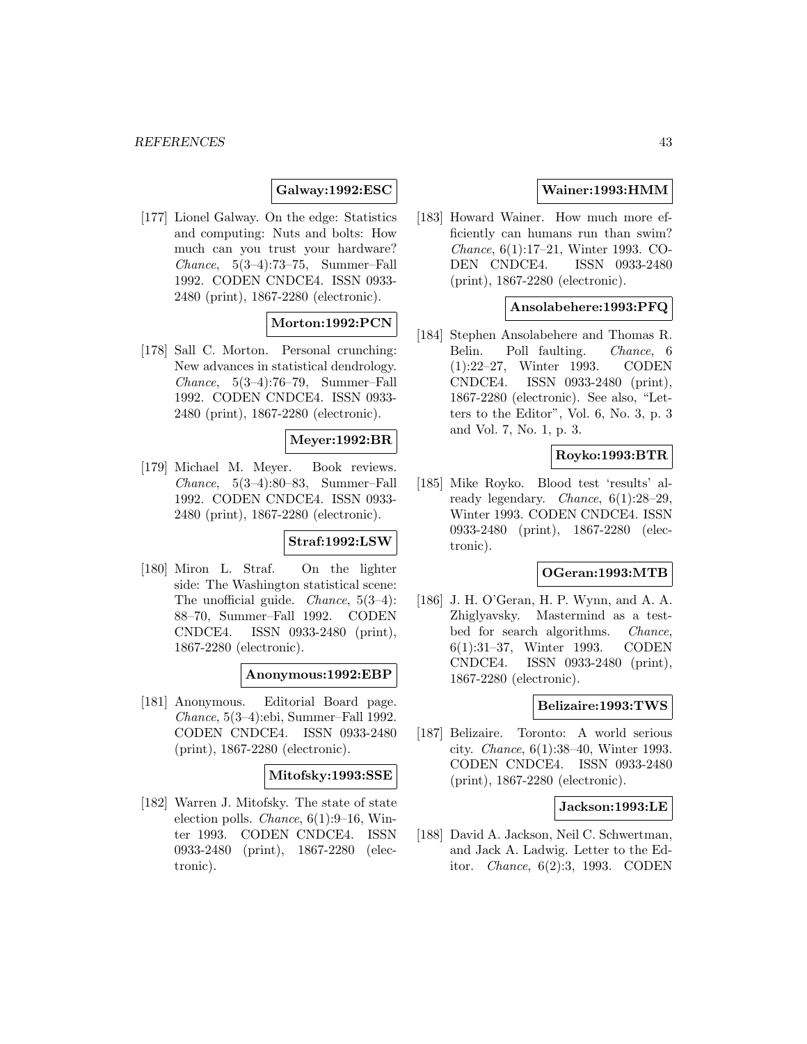**Galway:1992:ESC**

[177] Lionel Galway. On the edge: Statistics and computing: Nuts and bolts: How much can you trust your hardware? *Chance*, 5(3–4):73–75, Summer–Fall 1992. CODEN CNDCE4. ISSN 0933-2480 (print), 1867-2280 (electronic).

**Morton:1992:PCN**

[178] Sall C. Morton. Personal crunching: New advances in statistical dendrology. *Chance*, 5(3–4):76–79, Summer–Fall 1992. CODEN CNDCE4. ISSN 0933-2480 (print), 1867-2280 (electronic).

**Meyer:1992:BR**

[179] Michael M. Meyer. Book reviews. *Chance*, 5(3–4):80–83, Summer–Fall 1992. CODEN CNDCE4. ISSN 0933-2480 (print), 1867-2280 (electronic).

**Straf:1992:LSW**

[180] Miron L. Straf. On the lighter side: The Washington statistical scene: The unofficial guide. *Chance*, 5(3–4): 88–70, Summer–Fall 1992. CODEN CNDCE4. ISSN 0933-2480 (print), 1867-2280 (electronic).

**Anonymous:1992:EBP**

[181] Anonymous. Editorial Board page. *Chance*, 5(3–4):ebi, Summer–Fall 1992. CODEN CNDCE4. ISSN 0933-2480 (print), 1867-2280 (electronic).

**Mitofsky:1993:SSE**

[182] Warren J. Mitofsky. The state of state election polls. *Chance*, 6(1):9–16, Winter 1993. CODEN CNDCE4. ISSN 0933-2480 (print), 1867-2280 (electronic).

**Wainer:1993:HMM**

[183] Howard Wainer. How much more efficiently can humans run than swim? *Chance*, 6(1):17–21, Winter 1993. CODEN CNDCE4. ISSN 0933-2480 (print), 1867-2280 (electronic).

**Ansolabehere:1993:PFQ**

[184] Stephen Ansolabehere and Thomas R. Belin. Poll faulting. *Chance*, 6 (1):22–27, Winter 1993. CODEN CNDCE4. ISSN 0933-2480 (print), 1867-2280 (electronic). See also, "Letters to the Editor", Vol. 6, No. 3, p. 3 and Vol. 7, No. 1, p. 3.

**Royko:1993:BTR**

[185] Mike Royko. Blood test 'results' already legendary. *Chance*, 6(1):28–29, Winter 1993. CODEN CNDCE4. ISSN 0933-2480 (print), 1867-2280 (electronic).

**OGeran:1993:MTB**

[186] J. H. O'Geran, H. P. Wynn, and A. A. Zhiglyavsky. Mastermind as a testbed for search algorithms. *Chance*, 6(1):31–37, Winter 1993. CODEN CNDCE4. ISSN 0933-2480 (print), 1867-2280 (electronic).

**Belizaire:1993:TWS**

[187] Belizaire. Toronto: A world serious city. *Chance*, 6(1):38–40, Winter 1993. CODEN CNDCE4. ISSN 0933-2480 (print), 1867-2280 (electronic).

**Jackson:1993:LE**

[188] David A. Jackson, Neil C. Schwertman, and Jack A. Ladwig. Letter to the Editor. *Chance*, 6(2):3, 1993. CODEN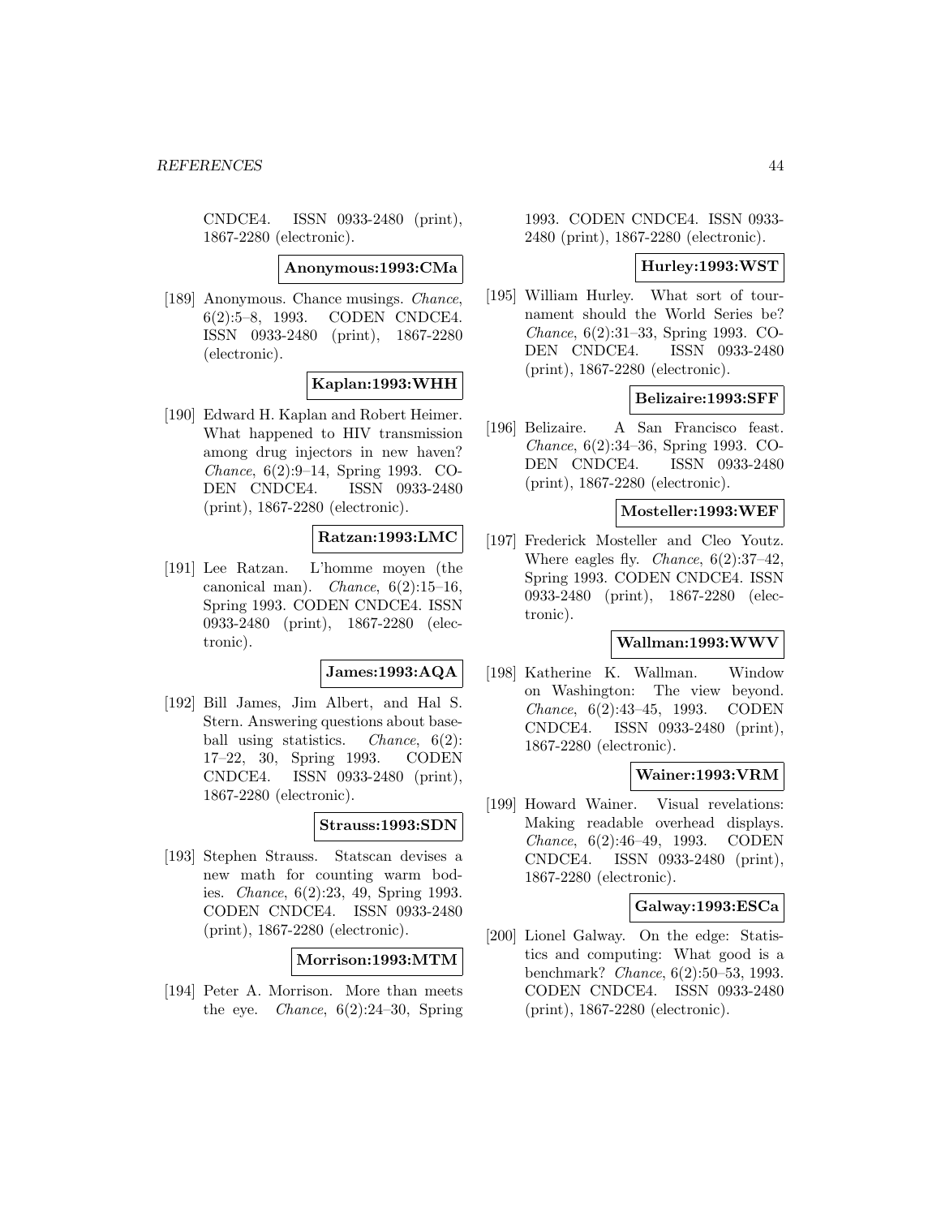CNDCE4. ISSN 0933-2480 (print), 1867-2280 (electronic).

**Anonymous:1993:CMa**

[189] Anonymous. Chance musings. *Chance*, 6(2):5–8, 1993. CODEN CNDCE4. ISSN 0933-2480 (print), 1867-2280 (electronic).

**Kaplan:1993:WHH**

[190] Edward H. Kaplan and Robert Heimer. What happened to HIV transmission among drug injectors in new haven? *Chance*, 6(2):9–14, Spring 1993. CODEN CNDCE4. ISSN 0933-2480 (print), 1867-2280 (electronic).

**Ratzan:1993:LMC**

[191] Lee Ratzan. L'homme moyen (the canonical man). *Chance*, 6(2):15–16, Spring 1993. CODEN CNDCE4. ISSN 0933-2480 (print), 1867-2280 (electronic).

**James:1993:AQA**

[192] Bill James, Jim Albert, and Hal S. Stern. Answering questions about baseball using statistics. *Chance*, 6(2): 17–22, 30, Spring 1993. CODEN CNDCE4. ISSN 0933-2480 (print), 1867-2280 (electronic).

**Strauss:1993:SDN**

[193] Stephen Strauss. Statscan devises a new math for counting warm bodies. *Chance*, 6(2):23, 49, Spring 1993. CODEN CNDCE4. ISSN 0933-2480 (print), 1867-2280 (electronic).

**Morrison:1993:MTM**

[194] Peter A. Morrison. More than meets the eye. *Chance*, 6(2):24–30, Spring 1993. CODEN CNDCE4. ISSN 0933-2480 (print), 1867-2280 (electronic).

**Hurley:1993:WST**

[195] William Hurley. What sort of tournament should the World Series be? *Chance*, 6(2):31–33, Spring 1993. CODEN CNDCE4. ISSN 0933-2480 (print), 1867-2280 (electronic).

**Belizaire:1993:SFF**

[196] Belizaire. A San Francisco feast. *Chance*, 6(2):34–36, Spring 1993. CODEN CNDCE4. ISSN 0933-2480 (print), 1867-2280 (electronic).

**Mosteller:1993:WEF**

[197] Frederick Mosteller and Cleo Youtz. Where eagles fly. *Chance*, 6(2):37–42, Spring 1993. CODEN CNDCE4. ISSN 0933-2480 (print), 1867-2280 (electronic).

**Wallman:1993:WWV**

[198] Katherine K. Wallman. Window on Washington: The view beyond. *Chance*, 6(2):43–45, 1993. CODEN CNDCE4. ISSN 0933-2480 (print), 1867-2280 (electronic).

**Wainer:1993:VRM**

[199] Howard Wainer. Visual revelations: Making readable overhead displays. *Chance*, 6(2):46–49, 1993. CODEN CNDCE4. ISSN 0933-2480 (print), 1867-2280 (electronic).

**Galway:1993:ESCa**

[200] Lionel Galway. On the edge: Statistics and computing: What good is a benchmark? *Chance*, 6(2):50–53, 1993. CODEN CNDCE4. ISSN 0933-2480 (print), 1867-2280 (electronic).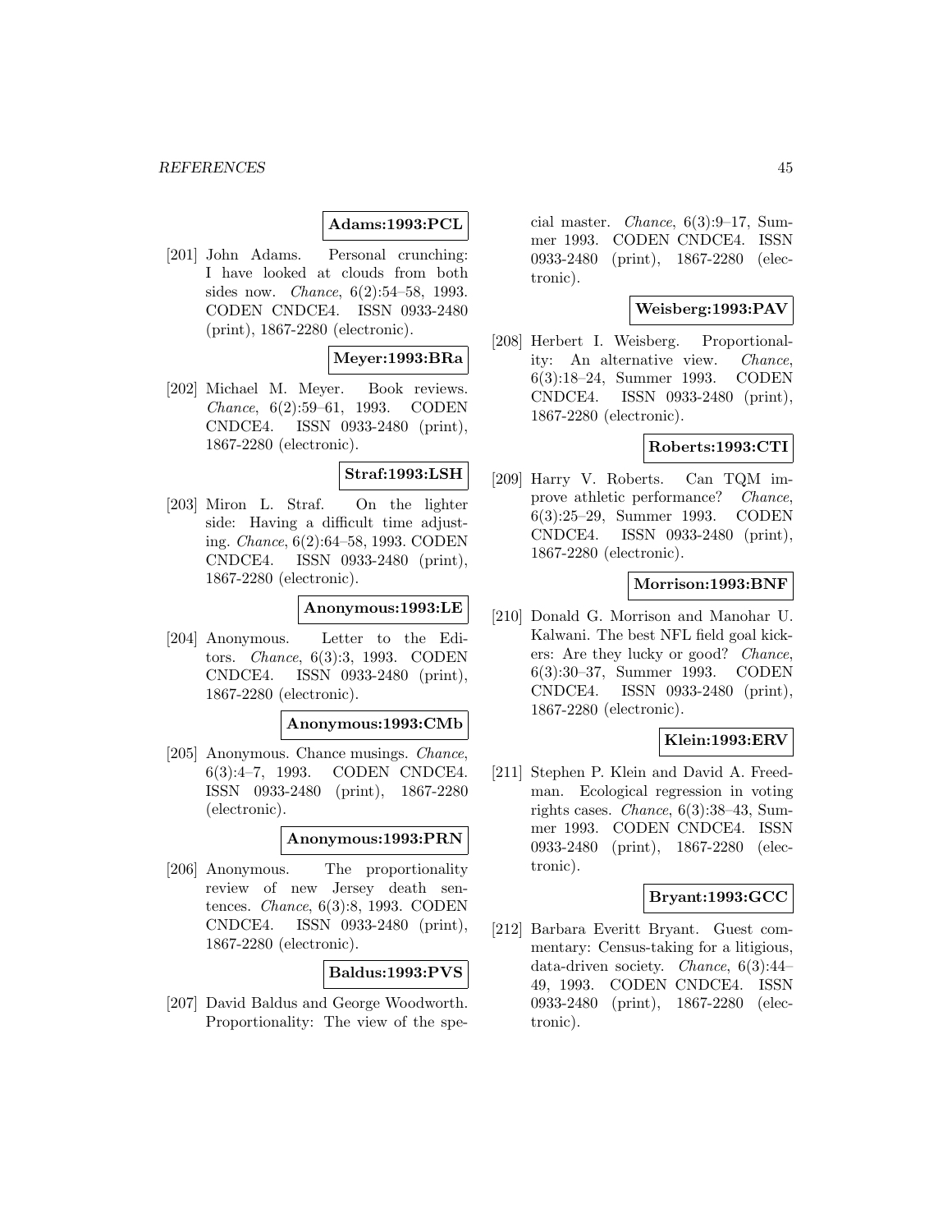**Adams:1993:PCL**

[201] John Adams. Personal crunching: I have looked at clouds from both sides now. *Chance*, 6(2):54–58, 1993. CODEN CNDCE4. ISSN 0933-2480 (print), 1867-2280 (electronic).

**Meyer:1993:BRa**

[202] Michael M. Meyer. Book reviews. *Chance*, 6(2):59–61, 1993. CODEN CNDCE4. ISSN 0933-2480 (print), 1867-2280 (electronic).

**Straf:1993:LSH**

[203] Miron L. Straf. On the lighter side: Having a difficult time adjusting. *Chance*, 6(2):64–58, 1993. CODEN CNDCE4. ISSN 0933-2480 (print), 1867-2280 (electronic).

**Anonymous:1993:LE**

[204] Anonymous. Letter to the Editors. *Chance*, 6(3):3, 1993. CODEN CNDCE4. ISSN 0933-2480 (print), 1867-2280 (electronic).

**Anonymous:1993:CMb**

[205] Anonymous. Chance musings. *Chance*, 6(3):4–7, 1993. CODEN CNDCE4. ISSN 0933-2480 (print), 1867-2280 (electronic).

**Anonymous:1993:PRN**

[206] Anonymous. The proportionality review of new Jersey death sentences. *Chance*, 6(3):8, 1993. CODEN CNDCE4. ISSN 0933-2480 (print), 1867-2280 (electronic).

**Baldus:1993:PVS**

[207] David Baldus and George Woodworth. Proportionality: The view of the special master. *Chance*, 6(3):9–17, Summer 1993. CODEN CNDCE4. ISSN 0933-2480 (print), 1867-2280 (electronic).

**Weisberg:1993:PAV**

[208] Herbert I. Weisberg. Proportionality: An alternative view. *Chance*, 6(3):18–24, Summer 1993. CODEN CNDCE4. ISSN 0933-2480 (print), 1867-2280 (electronic).

**Roberts:1993:CTI**

[209] Harry V. Roberts. Can TQM improve athletic performance? *Chance*, 6(3):25–29, Summer 1993. CODEN CNDCE4. ISSN 0933-2480 (print), 1867-2280 (electronic).

**Morrison:1993:BNF**

[210] Donald G. Morrison and Manohar U. Kalwani. The best NFL field goal kickers: Are they lucky or good? *Chance*, 6(3):30–37, Summer 1993. CODEN CNDCE4. ISSN 0933-2480 (print), 1867-2280 (electronic).

**Klein:1993:ERV**

[211] Stephen P. Klein and David A. Freedman. Ecological regression in voting rights cases. *Chance*, 6(3):38–43, Summer 1993. CODEN CNDCE4. ISSN 0933-2480 (print), 1867-2280 (electronic).

**Bryant:1993:GCC**

[212] Barbara Everitt Bryant. Guest commentary: Census-taking for a litigious, data-driven society. *Chance*, 6(3):44–49, 1993. CODEN CNDCE4. ISSN 0933-2480 (print), 1867-2280 (electronic).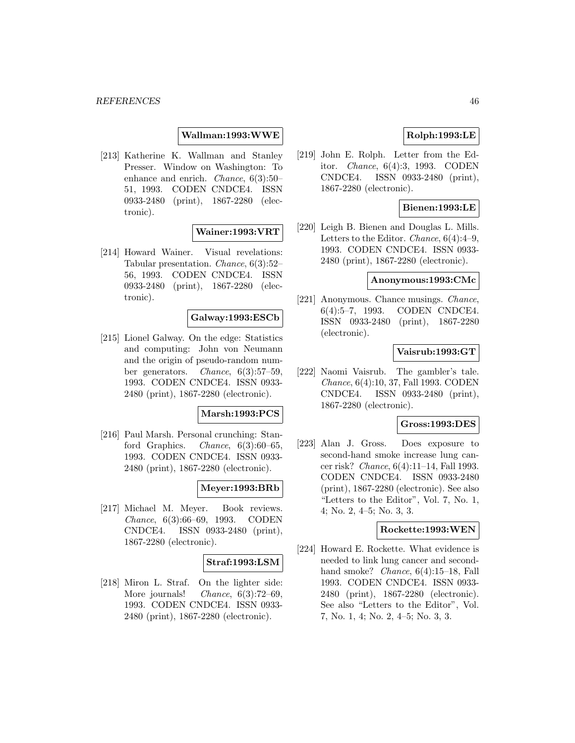**Wallman:1993:WWE**

[213] Katherine K. Wallman and Stanley Presser. Window on Washington: To enhance and enrich. *Chance*, 6(3):50–51, 1993. CODEN CNDCE4. ISSN 0933-2480 (print), 1867-2280 (electronic).

**Wainer:1993:VRT**

[214] Howard Wainer. Visual revelations: Tabular presentation. *Chance*, 6(3):52–56, 1993. CODEN CNDCE4. ISSN 0933-2480 (print), 1867-2280 (electronic).

**Galway:1993:ESCb**

[215] Lionel Galway. On the edge: Statistics and computing: John von Neumann and the origin of pseudo-random number generators. *Chance*, 6(3):57–59, 1993. CODEN CNDCE4. ISSN 0933-2480 (print), 1867-2280 (electronic).

**Marsh:1993:PCS**

[216] Paul Marsh. Personal crunching: Stanford Graphics. *Chance*, 6(3):60–65, 1993. CODEN CNDCE4. ISSN 0933-2480 (print), 1867-2280 (electronic).

**Meyer:1993:BRb**

[217] Michael M. Meyer. Book reviews. *Chance*, 6(3):66–69, 1993. CODEN CNDCE4. ISSN 0933-2480 (print), 1867-2280 (electronic).

**Straf:1993:LSM**

[218] Miron L. Straf. On the lighter side: More journals! *Chance*, 6(3):72–69, 1993. CODEN CNDCE4. ISSN 0933-2480 (print), 1867-2280 (electronic).

**Rolph:1993:LE**

[219] John E. Rolph. Letter from the Editor. *Chance*, 6(4):3, 1993. CODEN CNDCE4. ISSN 0933-2480 (print), 1867-2280 (electronic).

**Bienen:1993:LE**

[220] Leigh B. Bienen and Douglas L. Mills. Letters to the Editor. *Chance*, 6(4):4–9, 1993. CODEN CNDCE4. ISSN 0933-2480 (print), 1867-2280 (electronic).

**Anonymous:1993:CMc**

[221] Anonymous. Chance musings. *Chance*, 6(4):5–7, 1993. CODEN CNDCE4. ISSN 0933-2480 (print), 1867-2280 (electronic).

**Vaisrub:1993:GT**

[222] Naomi Vaisrub. The gambler's tale. *Chance*, 6(4):10, 37, Fall 1993. CODEN CNDCE4. ISSN 0933-2480 (print), 1867-2280 (electronic).

**Gross:1993:DES**

[223] Alan J. Gross. Does exposure to second-hand smoke increase lung cancer risk? *Chance*, 6(4):11–14, Fall 1993. CODEN CNDCE4. ISSN 0933-2480 (print), 1867-2280 (electronic). See also "Letters to the Editor", Vol. 7, No. 1, 4; No. 2, 4–5; No. 3, 3.

**Rockette:1993:WEN**

[224] Howard E. Rockette. What evidence is needed to link lung cancer and second-hand smoke? *Chance*, 6(4):15–18, Fall 1993. CODEN CNDCE4. ISSN 0933-2480 (print), 1867-2280 (electronic). See also "Letters to the Editor", Vol. 7, No. 1, 4; No. 2, 4–5; No. 3, 3.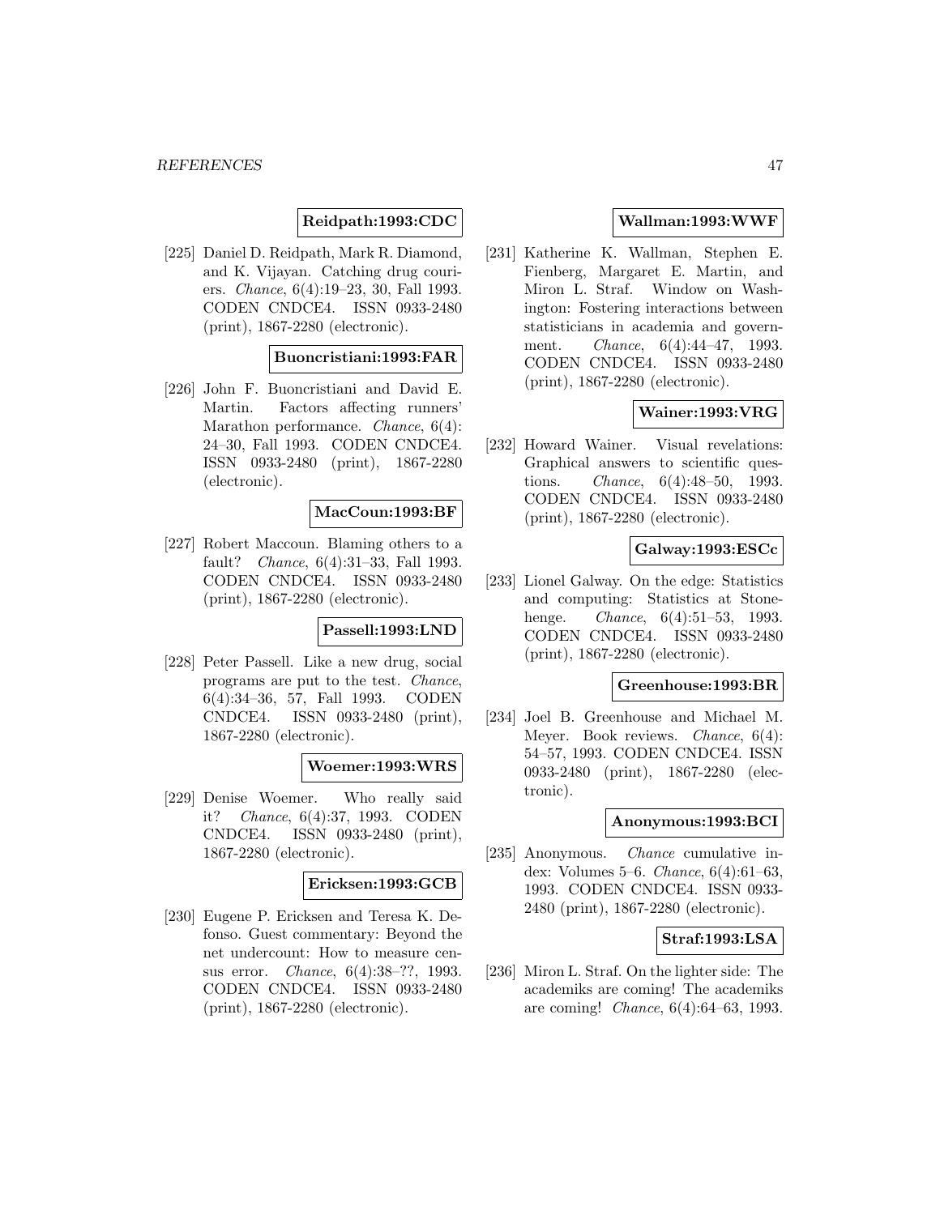**Reidpath:1993:CDC**

[225] Daniel D. Reidpath, Mark R. Diamond, and K. Vijayan. Catching drug couriers. *Chance*, 6(4):19–23, 30, Fall 1993. CODEN CNDCE4. ISSN 0933-2480 (print), 1867-2280 (electronic).

**Buoncristiani:1993:FAR**

[226] John F. Buoncristiani and David E. Martin. Factors affecting runners' Marathon performance. *Chance*, 6(4): 24–30, Fall 1993. CODEN CNDCE4. ISSN 0933-2480 (print), 1867-2280 (electronic).

**MacCoun:1993:BF**

[227] Robert Maccoun. Blaming others to a fault? *Chance*, 6(4):31–33, Fall 1993. CODEN CNDCE4. ISSN 0933-2480 (print), 1867-2280 (electronic).

**Passell:1993:LND**

[228] Peter Passell. Like a new drug, social programs are put to the test. *Chance*, 6(4):34–36, 57, Fall 1993. CODEN CNDCE4. ISSN 0933-2480 (print), 1867-2280 (electronic).

**Woemer:1993:WRS**

[229] Denise Woemer. Who really said it? *Chance*, 6(4):37, 1993. CODEN CNDCE4. ISSN 0933-2480 (print), 1867-2280 (electronic).

**Ericksen:1993:GCB**

[230] Eugene P. Ericksen and Teresa K. Defonso. Guest commentary: Beyond the net undercount: How to measure census error. *Chance*, 6(4):38–??, 1993. CODEN CNDCE4. ISSN 0933-2480 (print), 1867-2280 (electronic).

**Wallman:1993:WWF**

[231] Katherine K. Wallman, Stephen E. Fienberg, Margaret E. Martin, and Miron L. Straf. Window on Washington: Fostering interactions between statisticians in academia and government. *Chance*, 6(4):44–47, 1993. CODEN CNDCE4. ISSN 0933-2480 (print), 1867-2280 (electronic).

**Wainer:1993:VRG**

[232] Howard Wainer. Visual revelations: Graphical answers to scientific questions. *Chance*, 6(4):48–50, 1993. CODEN CNDCE4. ISSN 0933-2480 (print), 1867-2280 (electronic).

**Galway:1993:ESCc**

[233] Lionel Galway. On the edge: Statistics and computing: Statistics at Stonehenge. *Chance*, 6(4):51–53, 1993. CODEN CNDCE4. ISSN 0933-2480 (print), 1867-2280 (electronic).

**Greenhouse:1993:BR**

[234] Joel B. Greenhouse and Michael M. Meyer. Book reviews. *Chance*, 6(4): 54–57, 1993. CODEN CNDCE4. ISSN 0933-2480 (print), 1867-2280 (electronic).

**Anonymous:1993:BCI**

[235] Anonymous. *Chance* cumulative index: Volumes 5–6. *Chance*, 6(4):61–63, 1993. CODEN CNDCE4. ISSN 0933-2480 (print), 1867-2280 (electronic).

**Straf:1993:LSA**

[236] Miron L. Straf. On the lighter side: The academiks are coming! The academiks are coming! *Chance*, 6(4):64–63, 1993.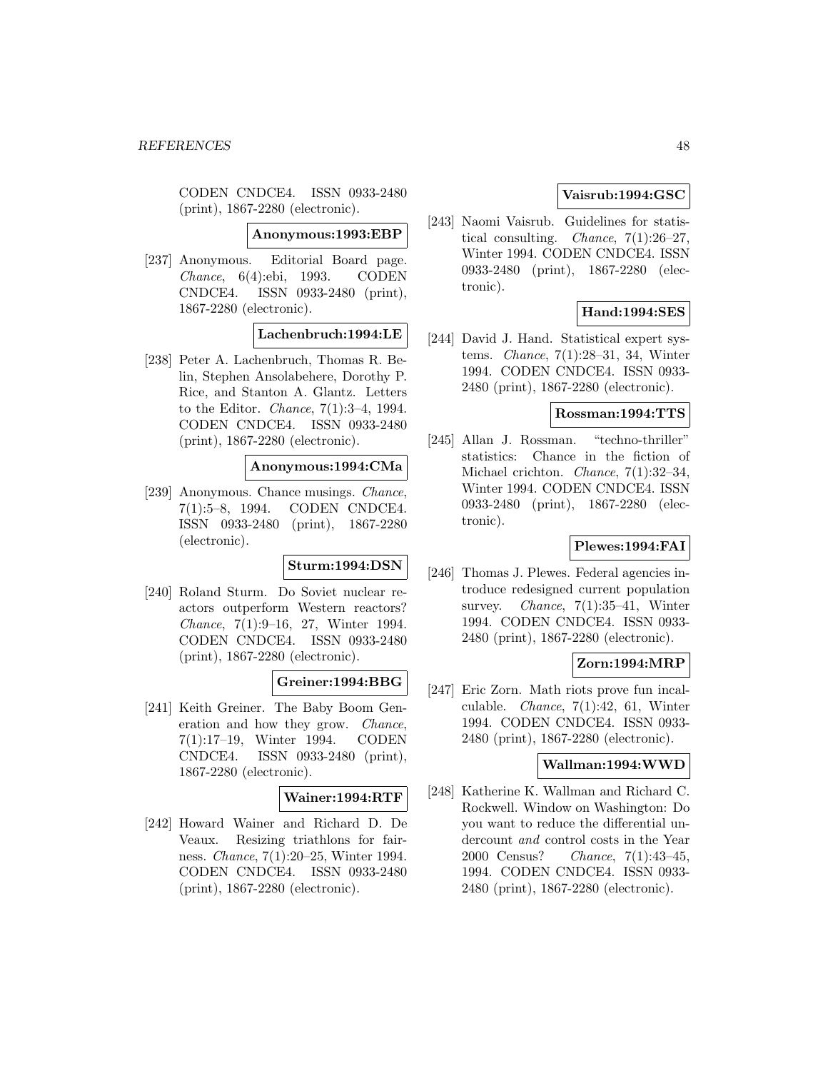CODEN CNDCE4. ISSN 0933-2480 (print), 1867-2280 (electronic).

**Anonymous:1993:EBP**

[237] Anonymous. Editorial Board page. *Chance*, 6(4):ebi, 1993. CODEN CNDCE4. ISSN 0933-2480 (print), 1867-2280 (electronic).

**Lachenbruch:1994:LE**

[238] Peter A. Lachenbruch, Thomas R. Belin, Stephen Ansolabehere, Dorothy P. Rice, and Stanton A. Glantz. Letters to the Editor. *Chance*, 7(1):3–4, 1994. CODEN CNDCE4. ISSN 0933-2480 (print), 1867-2280 (electronic).

**Anonymous:1994:CMa**

[239] Anonymous. Chance musings. *Chance*, 7(1):5–8, 1994. CODEN CNDCE4. ISSN 0933-2480 (print), 1867-2280 (electronic).

**Sturm:1994:DSN**

[240] Roland Sturm. Do Soviet nuclear reactors outperform Western reactors? *Chance*, 7(1):9–16, 27, Winter 1994. CODEN CNDCE4. ISSN 0933-2480 (print), 1867-2280 (electronic).

**Greiner:1994:BBG**

[241] Keith Greiner. The Baby Boom Generation and how they grow. *Chance*, 7(1):17–19, Winter 1994. CODEN CNDCE4. ISSN 0933-2480 (print), 1867-2280 (electronic).

**Wainer:1994:RTF**

[242] Howard Wainer and Richard D. De Veaux. Resizing triathlons for fairness. *Chance*, 7(1):20–25, Winter 1994. CODEN CNDCE4. ISSN 0933-2480 (print), 1867-2280 (electronic).

**Vaisrub:1994:GSC**

[243] Naomi Vaisrub. Guidelines for statistical consulting. *Chance*, 7(1):26–27, Winter 1994. CODEN CNDCE4. ISSN 0933-2480 (print), 1867-2280 (electronic).

**Hand:1994:SES**

[244] David J. Hand. Statistical expert systems. *Chance*, 7(1):28–31, 34, Winter 1994. CODEN CNDCE4. ISSN 0933-2480 (print), 1867-2280 (electronic).

**Rossman:1994:TTS**

[245] Allan J. Rossman. "techno-thriller" statistics: Chance in the fiction of Michael crichton. *Chance*, 7(1):32–34, Winter 1994. CODEN CNDCE4. ISSN 0933-2480 (print), 1867-2280 (electronic).

**Plewes:1994:FAI**

[246] Thomas J. Plewes. Federal agencies introduce redesigned current population survey. *Chance*, 7(1):35–41, Winter 1994. CODEN CNDCE4. ISSN 0933-2480 (print), 1867-2280 (electronic).

**Zorn:1994:MRP**

[247] Eric Zorn. Math riots prove fun incalculable. *Chance*, 7(1):42, 61, Winter 1994. CODEN CNDCE4. ISSN 0933-2480 (print), 1867-2280 (electronic).

**Wallman:1994:WWD**

[248] Katherine K. Wallman and Richard C. Rockwell. Window on Washington: Do you want to reduce the differential undercount *and* control costs in the Year 2000 Census? *Chance*, 7(1):43–45, 1994. CODEN CNDCE4. ISSN 0933-2480 (print), 1867-2280 (electronic).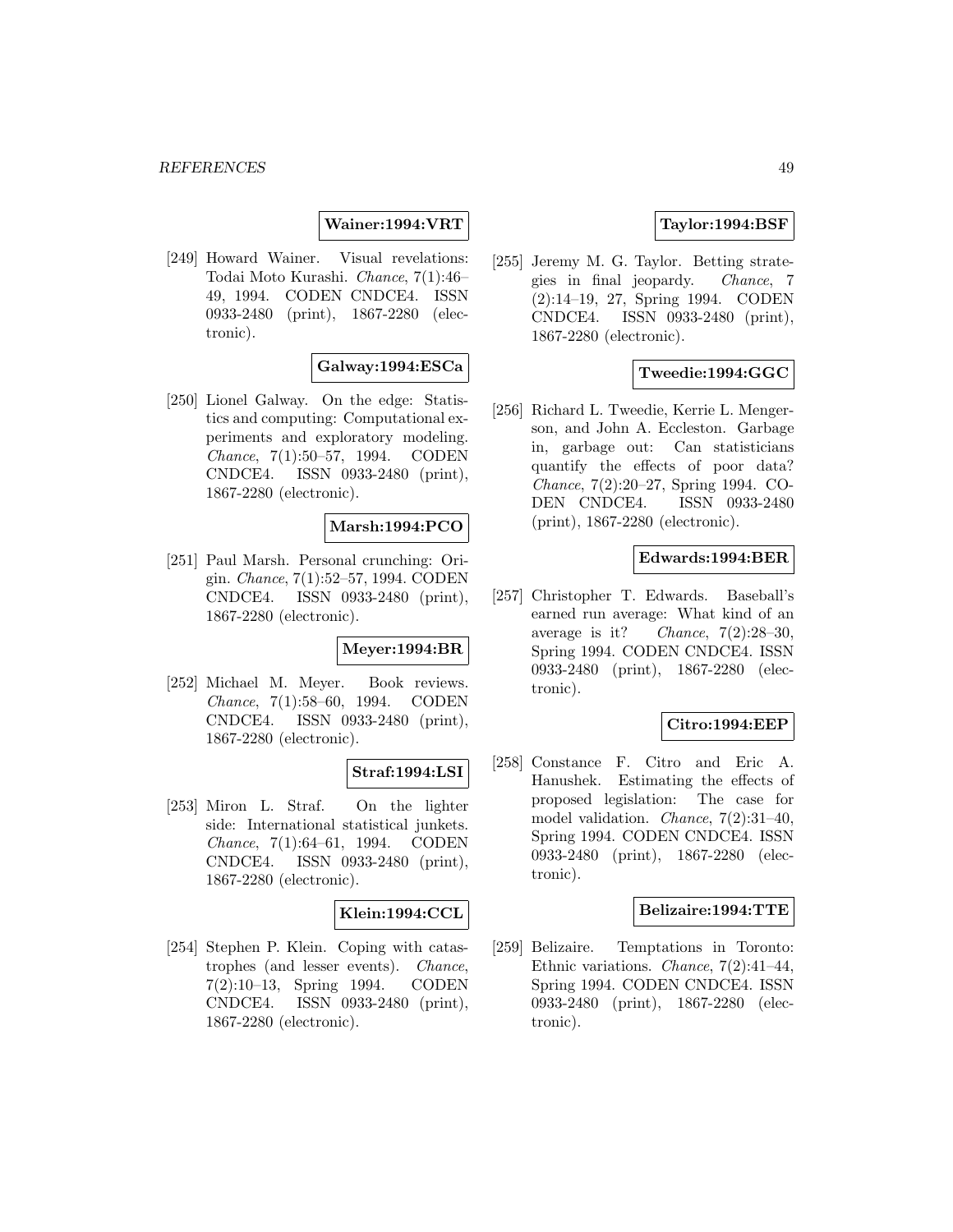**Wainer:1994:VRT**

[249] Howard Wainer. Visual revelations: Todai Moto Kurashi. *Chance*, 7(1):46–49, 1994. CODEN CNDCE4. ISSN 0933-2480 (print), 1867-2280 (electronic).

**Galway:1994:ESCa**

[250] Lionel Galway. On the edge: Statistics and computing: Computational experiments and exploratory modeling. *Chance*, 7(1):50–57, 1994. CODEN CNDCE4. ISSN 0933-2480 (print), 1867-2280 (electronic).

**Marsh:1994:PCO**

[251] Paul Marsh. Personal crunching: Origin. *Chance*, 7(1):52–57, 1994. CODEN CNDCE4. ISSN 0933-2480 (print), 1867-2280 (electronic).

**Meyer:1994:BR**

[252] Michael M. Meyer. Book reviews. *Chance*, 7(1):58–60, 1994. CODEN CNDCE4. ISSN 0933-2480 (print), 1867-2280 (electronic).

**Straf:1994:LSI**

[253] Miron L. Straf. On the lighter side: International statistical junkets. *Chance*, 7(1):64–61, 1994. CODEN CNDCE4. ISSN 0933-2480 (print), 1867-2280 (electronic).

**Klein:1994:CCL**

[254] Stephen P. Klein. Coping with catastrophes (and lesser events). *Chance*, 7(2):10–13, Spring 1994. CODEN CNDCE4. ISSN 0933-2480 (print), 1867-2280 (electronic).

**Taylor:1994:BSF**

[255] Jeremy M. G. Taylor. Betting strategies in final jeopardy. *Chance*, 7 (2):14–19, 27, Spring 1994. CODEN CNDCE4. ISSN 0933-2480 (print), 1867-2280 (electronic).

**Tweedie:1994:GGC**

[256] Richard L. Tweedie, Kerrie L. Mengerson, and John A. Eccleston. Garbage in, garbage out: Can statisticians quantify the effects of poor data? *Chance*, 7(2):20–27, Spring 1994. CODEN CNDCE4. ISSN 0933-2480 (print), 1867-2280 (electronic).

**Edwards:1994:BER**

[257] Christopher T. Edwards. Baseball's earned run average: What kind of an average is it? *Chance*, 7(2):28–30, Spring 1994. CODEN CNDCE4. ISSN 0933-2480 (print), 1867-2280 (electronic).

**Citro:1994:EEP**

[258] Constance F. Citro and Eric A. Hanushek. Estimating the effects of proposed legislation: The case for model validation. *Chance*, 7(2):31–40, Spring 1994. CODEN CNDCE4. ISSN 0933-2480 (print), 1867-2280 (electronic).

**Belizaire:1994:TTE**

[259] Belizaire. Temptations in Toronto: Ethnic variations. *Chance*, 7(2):41–44, Spring 1994. CODEN CNDCE4. ISSN 0933-2480 (print), 1867-2280 (electronic).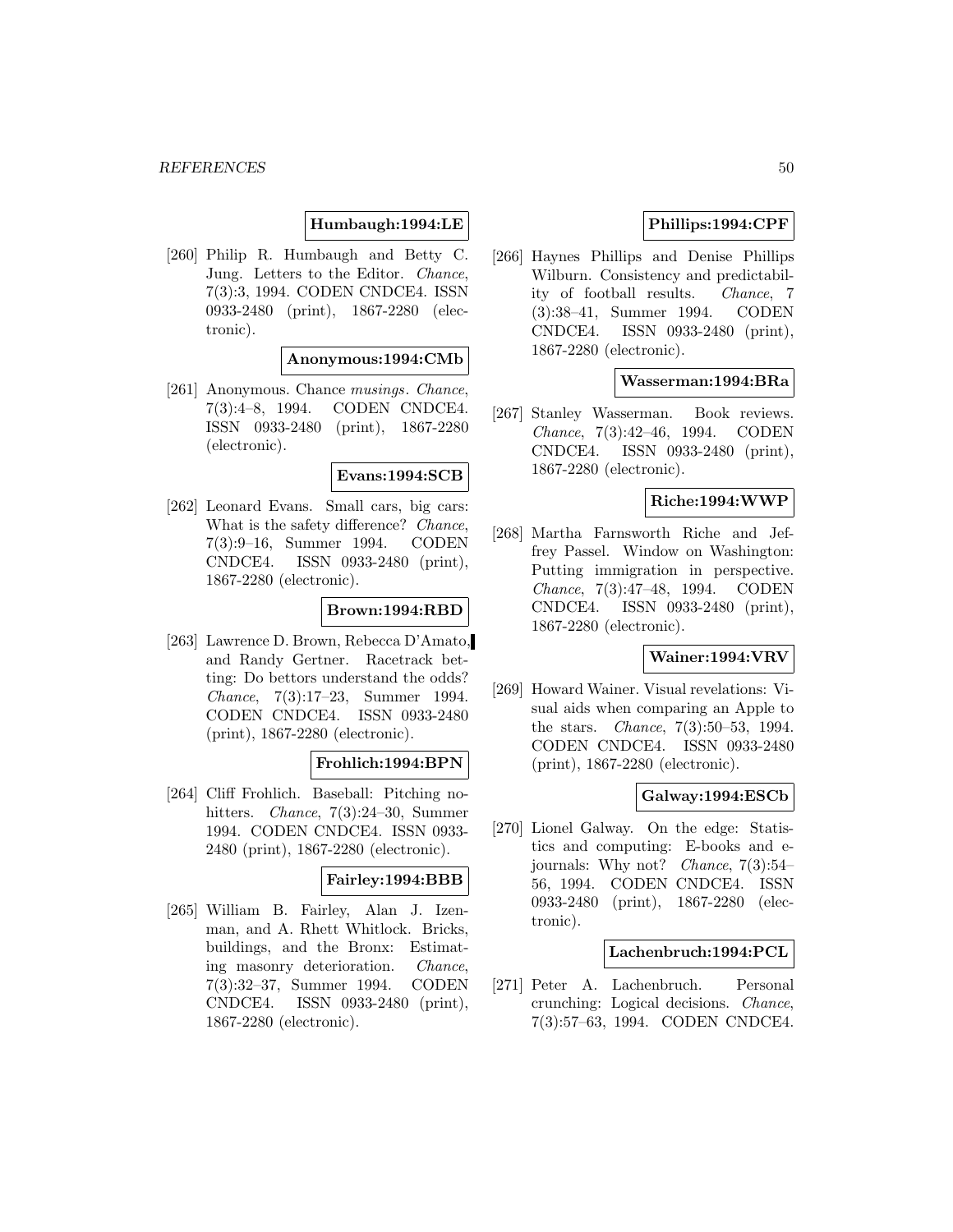**Humbaugh:1994:LE**

[260] Philip R. Humbaugh and Betty C. Jung. Letters to the Editor. *Chance*, 7(3):3, 1994. CODEN CNDCE4. ISSN 0933-2480 (print), 1867-2280 (electronic).

**Anonymous:1994:CMb**

[261] Anonymous. Chance *musings*. *Chance*, 7(3):4–8, 1994. CODEN CNDCE4. ISSN 0933-2480 (print), 1867-2280 (electronic).

**Evans:1994:SCB**

[262] Leonard Evans. Small cars, big cars: What is the safety difference? *Chance*, 7(3):9–16, Summer 1994. CODEN CNDCE4. ISSN 0933-2480 (print), 1867-2280 (electronic).

**Brown:1994:RBD**

[263] Lawrence D. Brown, Rebecca D'Amato, and Randy Gertner. Racetrack betting: Do bettors understand the odds? *Chance*, 7(3):17–23, Summer 1994. CODEN CNDCE4. ISSN 0933-2480 (print), 1867-2280 (electronic).

**Frohlich:1994:BPN**

[264] Cliff Frohlich. Baseball: Pitching no-hitters. *Chance*, 7(3):24–30, Summer 1994. CODEN CNDCE4. ISSN 0933-2480 (print), 1867-2280 (electronic).

**Fairley:1994:BBB**

[265] William B. Fairley, Alan J. Izenman, and A. Rhett Whitlock. Bricks, buildings, and the Bronx: Estimating masonry deterioration. *Chance*, 7(3):32–37, Summer 1994. CODEN CNDCE4. ISSN 0933-2480 (print), 1867-2280 (electronic).

**Phillips:1994:CPF**

[266] Haynes Phillips and Denise Phillips Wilburn. Consistency and predictability of football results. *Chance*, 7 (3):38–41, Summer 1994. CODEN CNDCE4. ISSN 0933-2480 (print), 1867-2280 (electronic).

**Wasserman:1994:BRa**

[267] Stanley Wasserman. Book reviews. *Chance*, 7(3):42–46, 1994. CODEN CNDCE4. ISSN 0933-2480 (print), 1867-2280 (electronic).

**Riche:1994:WWP**

[268] Martha Farnsworth Riche and Jeffrey Passel. Window on Washington: Putting immigration in perspective. *Chance*, 7(3):47–48, 1994. CODEN CNDCE4. ISSN 0933-2480 (print), 1867-2280 (electronic).

**Wainer:1994:VRV**

[269] Howard Wainer. Visual revelations: Visual aids when comparing an Apple to the stars. *Chance*, 7(3):50–53, 1994. CODEN CNDCE4. ISSN 0933-2480 (print), 1867-2280 (electronic).

**Galway:1994:ESCb**

[270] Lionel Galway. On the edge: Statistics and computing: E-books and e-journals: Why not? *Chance*, 7(3):54–56, 1994. CODEN CNDCE4. ISSN 0933-2480 (print), 1867-2280 (electronic).

**Lachenbruch:1994:PCL**

[271] Peter A. Lachenbruch. Personal crunching: Logical decisions. *Chance*, 7(3):57–63, 1994. CODEN CNDCE4.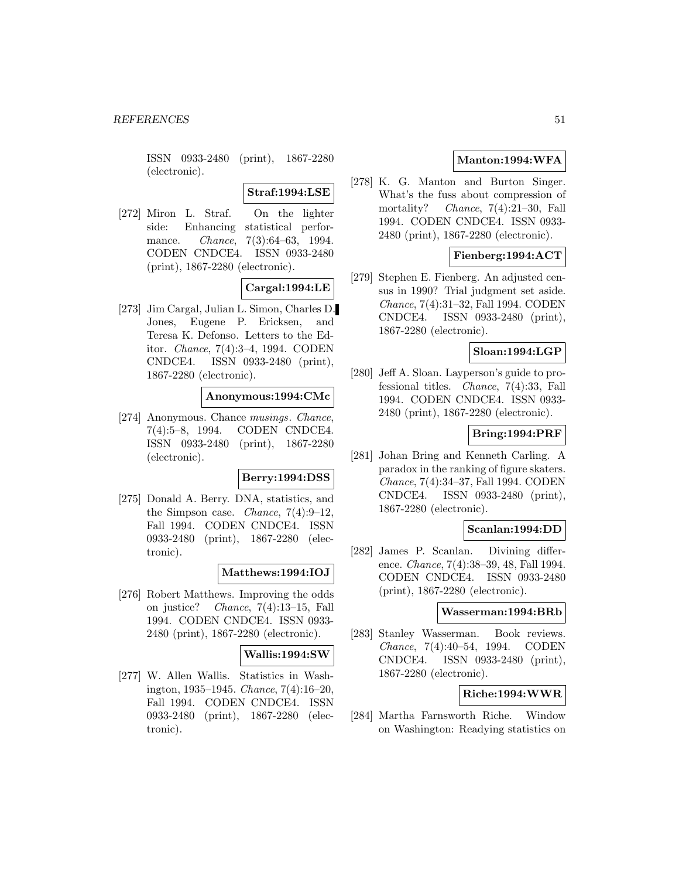ISSN 0933-2480 (print), 1867-2280 (electronic).

**Straf:1994:LSE**

[272] Miron L. Straf. On the lighter side: Enhancing statistical performance. *Chance*, 7(3):64–63, 1994. CODEN CNDCE4. ISSN 0933-2480 (print), 1867-2280 (electronic).

**Cargal:1994:LE**

[273] Jim Cargal, Julian L. Simon, Charles D. Jones, Eugene P. Ericksen, and Teresa K. Defonso. Letters to the Editor. *Chance*, 7(4):3–4, 1994. CODEN CNDCE4. ISSN 0933-2480 (print), 1867-2280 (electronic).

**Anonymous:1994:CMc**

[274] Anonymous. Chance *musings*. *Chance*, 7(4):5–8, 1994. CODEN CNDCE4. ISSN 0933-2480 (print), 1867-2280 (electronic).

**Berry:1994:DSS**

[275] Donald A. Berry. DNA, statistics, and the Simpson case. *Chance*, 7(4):9–12, Fall 1994. CODEN CNDCE4. ISSN 0933-2480 (print), 1867-2280 (electronic).

**Matthews:1994:IOJ**

[276] Robert Matthews. Improving the odds on justice? *Chance*, 7(4):13–15, Fall 1994. CODEN CNDCE4. ISSN 0933-2480 (print), 1867-2280 (electronic).

**Wallis:1994:SW**

[277] W. Allen Wallis. Statistics in Washington, 1935–1945. *Chance*, 7(4):16–20, Fall 1994. CODEN CNDCE4. ISSN 0933-2480 (print), 1867-2280 (electronic).

**Manton:1994:WFA**

[278] K. G. Manton and Burton Singer. What's the fuss about compression of mortality? *Chance*, 7(4):21–30, Fall 1994. CODEN CNDCE4. ISSN 0933-2480 (print), 1867-2280 (electronic).

**Fienberg:1994:ACT**

[279] Stephen E. Fienberg. An adjusted census in 1990? Trial judgment set aside. *Chance*, 7(4):31–32, Fall 1994. CODEN CNDCE4. ISSN 0933-2480 (print), 1867-2280 (electronic).

**Sloan:1994:LGP**

[280] Jeff A. Sloan. Layperson's guide to professional titles. *Chance*, 7(4):33, Fall 1994. CODEN CNDCE4. ISSN 0933-2480 (print), 1867-2280 (electronic).

**Bring:1994:PRF**

[281] Johan Bring and Kenneth Carling. A paradox in the ranking of figure skaters. *Chance*, 7(4):34–37, Fall 1994. CODEN CNDCE4. ISSN 0933-2480 (print), 1867-2280 (electronic).

**Scanlan:1994:DD**

[282] James P. Scanlan. Divining difference. *Chance*, 7(4):38–39, 48, Fall 1994. CODEN CNDCE4. ISSN 0933-2480 (print), 1867-2280 (electronic).

**Wasserman:1994:BRb**

[283] Stanley Wasserman. Book reviews. *Chance*, 7(4):40–54, 1994. CODEN CNDCE4. ISSN 0933-2480 (print), 1867-2280 (electronic).

**Riche:1994:WWR**

[284] Martha Farnsworth Riche. Window on Washington: Readying statistics on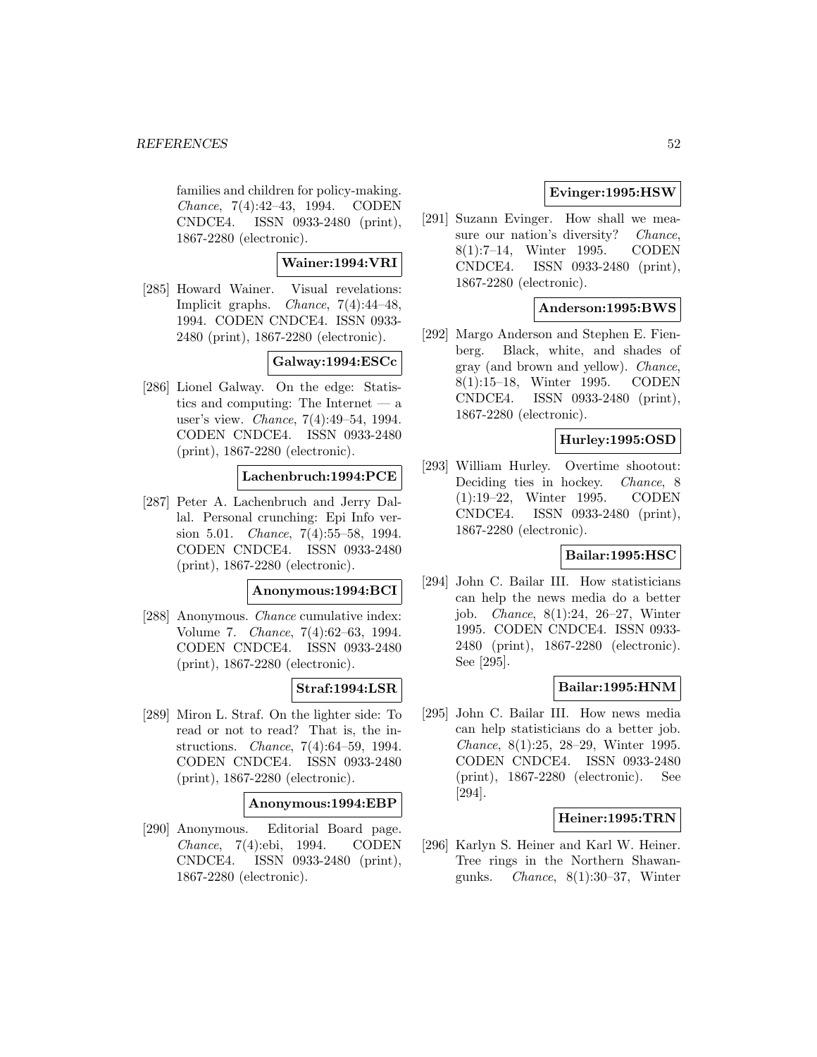families and children for policy-making. *Chance*, 7(4):42–43, 1994. CODEN CNDCE4. ISSN 0933-2480 (print), 1867-2280 (electronic).

**Wainer:1994:VRI**

[285] Howard Wainer. Visual revelations: Implicit graphs. *Chance*, 7(4):44–48, 1994. CODEN CNDCE4. ISSN 0933-2480 (print), 1867-2280 (electronic).

**Galway:1994:ESCc**

[286] Lionel Galway. On the edge: Statistics and computing: The Internet — a user's view. *Chance*, 7(4):49–54, 1994. CODEN CNDCE4. ISSN 0933-2480 (print), 1867-2280 (electronic).

**Lachenbruch:1994:PCE**

[287] Peter A. Lachenbruch and Jerry Dallal. Personal crunching: Epi Info version 5.01. *Chance*, 7(4):55–58, 1994. CODEN CNDCE4. ISSN 0933-2480 (print), 1867-2280 (electronic).

**Anonymous:1994:BCI**

[288] Anonymous. *Chance* cumulative index: Volume 7. *Chance*, 7(4):62–63, 1994. CODEN CNDCE4. ISSN 0933-2480 (print), 1867-2280 (electronic).

**Straf:1994:LSR**

[289] Miron L. Straf. On the lighter side: To read or not to read? That is, the instructions. *Chance*, 7(4):64–59, 1994. CODEN CNDCE4. ISSN 0933-2480 (print), 1867-2280 (electronic).

**Anonymous:1994:EBP**

[290] Anonymous. Editorial Board page. *Chance*, 7(4):ebi, 1994. CODEN CNDCE4. ISSN 0933-2480 (print), 1867-2280 (electronic).

**Evinger:1995:HSW**

[291] Suzann Evinger. How shall we measure our nation's diversity? *Chance*, 8(1):7–14, Winter 1995. CODEN CNDCE4. ISSN 0933-2480 (print), 1867-2280 (electronic).

**Anderson:1995:BWS**

[292] Margo Anderson and Stephen E. Fienberg. Black, white, and shades of gray (and brown and yellow). *Chance*, 8(1):15–18, Winter 1995. CODEN CNDCE4. ISSN 0933-2480 (print), 1867-2280 (electronic).

**Hurley:1995:OSD**

[293] William Hurley. Overtime shootout: Deciding ties in hockey. *Chance*, 8 (1):19–22, Winter 1995. CODEN CNDCE4. ISSN 0933-2480 (print), 1867-2280 (electronic).

**Bailar:1995:HSC**

[294] John C. Bailar III. How statisticians can help the news media do a better job. *Chance*, 8(1):24, 26–27, Winter 1995. CODEN CNDCE4. ISSN 0933-2480 (print), 1867-2280 (electronic). See [295].

**Bailar:1995:HNM**

[295] John C. Bailar III. How news media can help statisticians do a better job. *Chance*, 8(1):25, 28–29, Winter 1995. CODEN CNDCE4. ISSN 0933-2480 (print), 1867-2280 (electronic). See [294].

**Heiner:1995:TRN**

[296] Karlyn S. Heiner and Karl W. Heiner. Tree rings in the Northern Shawangunks. *Chance*, 8(1):30–37, Winter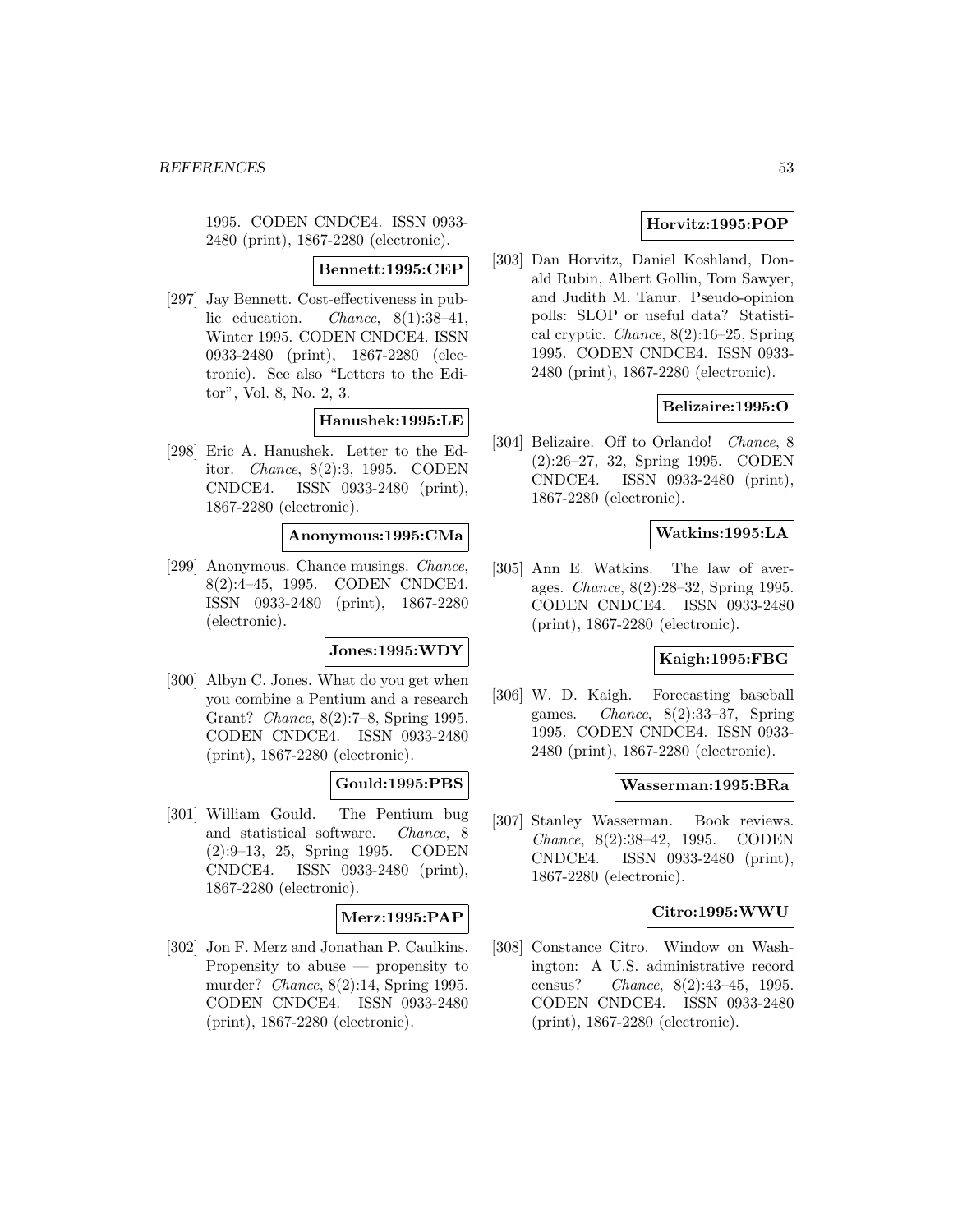1995. CODEN CNDCE4. ISSN 0933-2480 (print), 1867-2280 (electronic).

**Bennett:1995:CEP**

[297] Jay Bennett. Cost-effectiveness in public education. *Chance*, 8(1):38–41, Winter 1995. CODEN CNDCE4. ISSN 0933-2480 (print), 1867-2280 (electronic). See also "Letters to the Editor", Vol. 8, No. 2, 3.

**Hanushek:1995:LE**

[298] Eric A. Hanushek. Letter to the Editor. *Chance*, 8(2):3, 1995. CODEN CNDCE4. ISSN 0933-2480 (print), 1867-2280 (electronic).

**Anonymous:1995:CMa**

[299] Anonymous. Chance musings. *Chance*, 8(2):4–45, 1995. CODEN CNDCE4. ISSN 0933-2480 (print), 1867-2280 (electronic).

**Jones:1995:WDY**

[300] Albyn C. Jones. What do you get when you combine a Pentium and a research Grant? *Chance*, 8(2):7–8, Spring 1995. CODEN CNDCE4. ISSN 0933-2480 (print), 1867-2280 (electronic).

**Gould:1995:PBS**

[301] William Gould. The Pentium bug and statistical software. *Chance*, 8(2):9–13, 25, Spring 1995. CODEN CNDCE4. ISSN 0933-2480 (print), 1867-2280 (electronic).

**Merz:1995:PAP**

[302] Jon F. Merz and Jonathan P. Caulkins. Propensity to abuse — propensity to murder? *Chance*, 8(2):14, Spring 1995. CODEN CNDCE4. ISSN 0933-2480 (print), 1867-2280 (electronic).

**Horvitz:1995:POP**

[303] Dan Horvitz, Daniel Koshland, Donald Rubin, Albert Gollin, Tom Sawyer, and Judith M. Tanur. Pseudo-opinion polls: SLOP or useful data? Statistical cryptic. *Chance*, 8(2):16–25, Spring 1995. CODEN CNDCE4. ISSN 0933-2480 (print), 1867-2280 (electronic).

**Belizaire:1995:O**

[304] Belizaire. Off to Orlando! *Chance*, 8(2):26–27, 32, Spring 1995. CODEN CNDCE4. ISSN 0933-2480 (print), 1867-2280 (electronic).

**Watkins:1995:LA**

[305] Ann E. Watkins. The law of averages. *Chance*, 8(2):28–32, Spring 1995. CODEN CNDCE4. ISSN 0933-2480 (print), 1867-2280 (electronic).

**Kaigh:1995:FBG**

[306] W. D. Kaigh. Forecasting baseball games. *Chance*, 8(2):33–37, Spring 1995. CODEN CNDCE4. ISSN 0933-2480 (print), 1867-2280 (electronic).

**Wasserman:1995:BRa**

[307] Stanley Wasserman. Book reviews. *Chance*, 8(2):38–42, 1995. CODEN CNDCE4. ISSN 0933-2480 (print), 1867-2280 (electronic).

**Citro:1995:WWU**

[308] Constance Citro. Window on Washington: A U.S. administrative record census? *Chance*, 8(2):43–45, 1995. CODEN CNDCE4. ISSN 0933-2480 (print), 1867-2280 (electronic).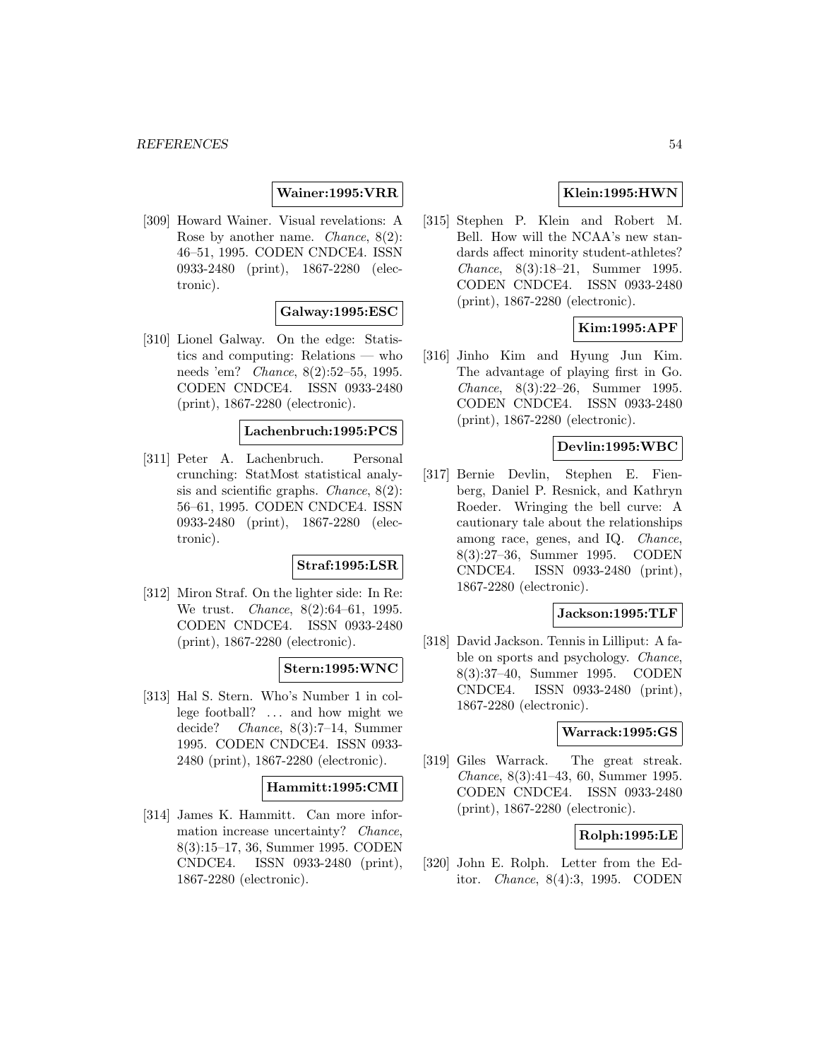**Wainer:1995:VRR**

[309] Howard Wainer. Visual revelations: A Rose by another name. *Chance*, 8(2): 46–51, 1995. CODEN CNDCE4. ISSN 0933-2480 (print), 1867-2280 (electronic).

**Galway:1995:ESC**

[310] Lionel Galway. On the edge: Statistics and computing: Relations — who needs 'em? *Chance*, 8(2):52–55, 1995. CODEN CNDCE4. ISSN 0933-2480 (print), 1867-2280 (electronic).

**Lachenbruch:1995:PCS**

[311] Peter A. Lachenbruch. Personal crunching: StatMost statistical analysis and scientific graphs. *Chance*, 8(2): 56–61, 1995. CODEN CNDCE4. ISSN 0933-2480 (print), 1867-2280 (electronic).

**Straf:1995:LSR**

[312] Miron Straf. On the lighter side: In Re: We trust. *Chance*, 8(2):64–61, 1995. CODEN CNDCE4. ISSN 0933-2480 (print), 1867-2280 (electronic).

**Stern:1995:WNC**

[313] Hal S. Stern. Who's Number 1 in college football? ... and how might we decide? *Chance*, 8(3):7–14, Summer 1995. CODEN CNDCE4. ISSN 0933-2480 (print), 1867-2280 (electronic).

**Hammitt:1995:CMI**

[314] James K. Hammitt. Can more information increase uncertainty? *Chance*, 8(3):15–17, 36, Summer 1995. CODEN CNDCE4. ISSN 0933-2480 (print), 1867-2280 (electronic).

**Klein:1995:HWN**

[315] Stephen P. Klein and Robert M. Bell. How will the NCAA's new standards affect minority student-athletes? *Chance*, 8(3):18–21, Summer 1995. CODEN CNDCE4. ISSN 0933-2480 (print), 1867-2280 (electronic).

**Kim:1995:APF**

[316] Jinho Kim and Hyung Jun Kim. The advantage of playing first in Go. *Chance*, 8(3):22–26, Summer 1995. CODEN CNDCE4. ISSN 0933-2480 (print), 1867-2280 (electronic).

**Devlin:1995:WBC**

[317] Bernie Devlin, Stephen E. Fienberg, Daniel P. Resnick, and Kathryn Roeder. Wringing the bell curve: A cautionary tale about the relationships among race, genes, and IQ. *Chance*, 8(3):27–36, Summer 1995. CODEN CNDCE4. ISSN 0933-2480 (print), 1867-2280 (electronic).

**Jackson:1995:TLF**

[318] David Jackson. Tennis in Lilliput: A fable on sports and psychology. *Chance*, 8(3):37–40, Summer 1995. CODEN CNDCE4. ISSN 0933-2480 (print), 1867-2280 (electronic).

**Warrack:1995:GS**

[319] Giles Warrack. The great streak. *Chance*, 8(3):41–43, 60, Summer 1995. CODEN CNDCE4. ISSN 0933-2480 (print), 1867-2280 (electronic).

**Rolph:1995:LE**

[320] John E. Rolph. Letter from the Editor. *Chance*, 8(4):3, 1995. CODEN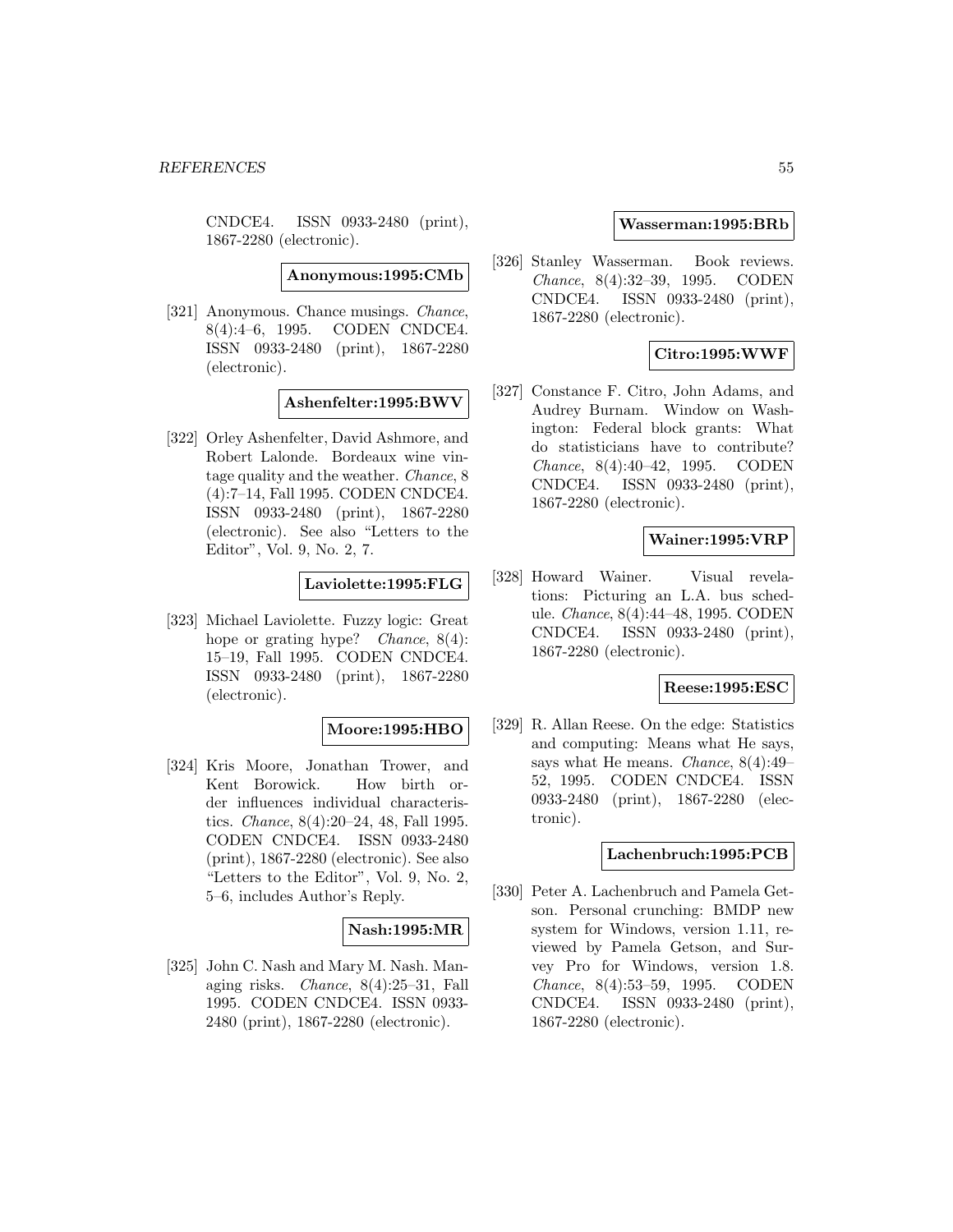CNDCE4. ISSN 0933-2480 (print), 1867-2280 (electronic).

**Anonymous:1995:CMb**

[321] Anonymous. Chance musings. *Chance*, 8(4):4–6, 1995. CODEN CNDCE4. ISSN 0933-2480 (print), 1867-2280 (electronic).

**Ashenfelter:1995:BWV**

[322] Orley Ashenfelter, David Ashmore, and Robert Lalonde. Bordeaux wine vintage quality and the weather. *Chance*, 8 (4):7–14, Fall 1995. CODEN CNDCE4. ISSN 0933-2480 (print), 1867-2280 (electronic). See also "Letters to the Editor", Vol. 9, No. 2, 7.

**Laviolette:1995:FLG**

[323] Michael Laviolette. Fuzzy logic: Great hope or grating hype? *Chance*, 8(4): 15–19, Fall 1995. CODEN CNDCE4. ISSN 0933-2480 (print), 1867-2280 (electronic).

**Moore:1995:HBO**

[324] Kris Moore, Jonathan Trower, and Kent Borowick. How birth order influences individual characteristics. *Chance*, 8(4):20–24, 48, Fall 1995. CODEN CNDCE4. ISSN 0933-2480 (print), 1867-2280 (electronic). See also "Letters to the Editor", Vol. 9, No. 2, 5–6, includes Author's Reply.

**Nash:1995:MR**

[325] John C. Nash and Mary M. Nash. Managing risks. *Chance*, 8(4):25–31, Fall 1995. CODEN CNDCE4. ISSN 0933-2480 (print), 1867-2280 (electronic).

**Wasserman:1995:BRb**

[326] Stanley Wasserman. Book reviews. *Chance*, 8(4):32–39, 1995. CODEN CNDCE4. ISSN 0933-2480 (print), 1867-2280 (electronic).

**Citro:1995:WWF**

[327] Constance F. Citro, John Adams, and Audrey Burnam. Window on Washington: Federal block grants: What do statisticians have to contribute? *Chance*, 8(4):40–42, 1995. CODEN CNDCE4. ISSN 0933-2480 (print), 1867-2280 (electronic).

**Wainer:1995:VRP**

[328] Howard Wainer. Visual revelations: Picturing an L.A. bus schedule. *Chance*, 8(4):44–48, 1995. CODEN CNDCE4. ISSN 0933-2480 (print), 1867-2280 (electronic).

**Reese:1995:ESC**

[329] R. Allan Reese. On the edge: Statistics and computing: Means what He says, says what He means. *Chance*, 8(4):49–52, 1995. CODEN CNDCE4. ISSN 0933-2480 (print), 1867-2280 (electronic).

**Lachenbruch:1995:PCB**

[330] Peter A. Lachenbruch and Pamela Getson. Personal crunching: BMDP new system for Windows, version 1.11, reviewed by Pamela Getson, and Survey Pro for Windows, version 1.8. *Chance*, 8(4):53–59, 1995. CODEN CNDCE4. ISSN 0933-2480 (print), 1867-2280 (electronic).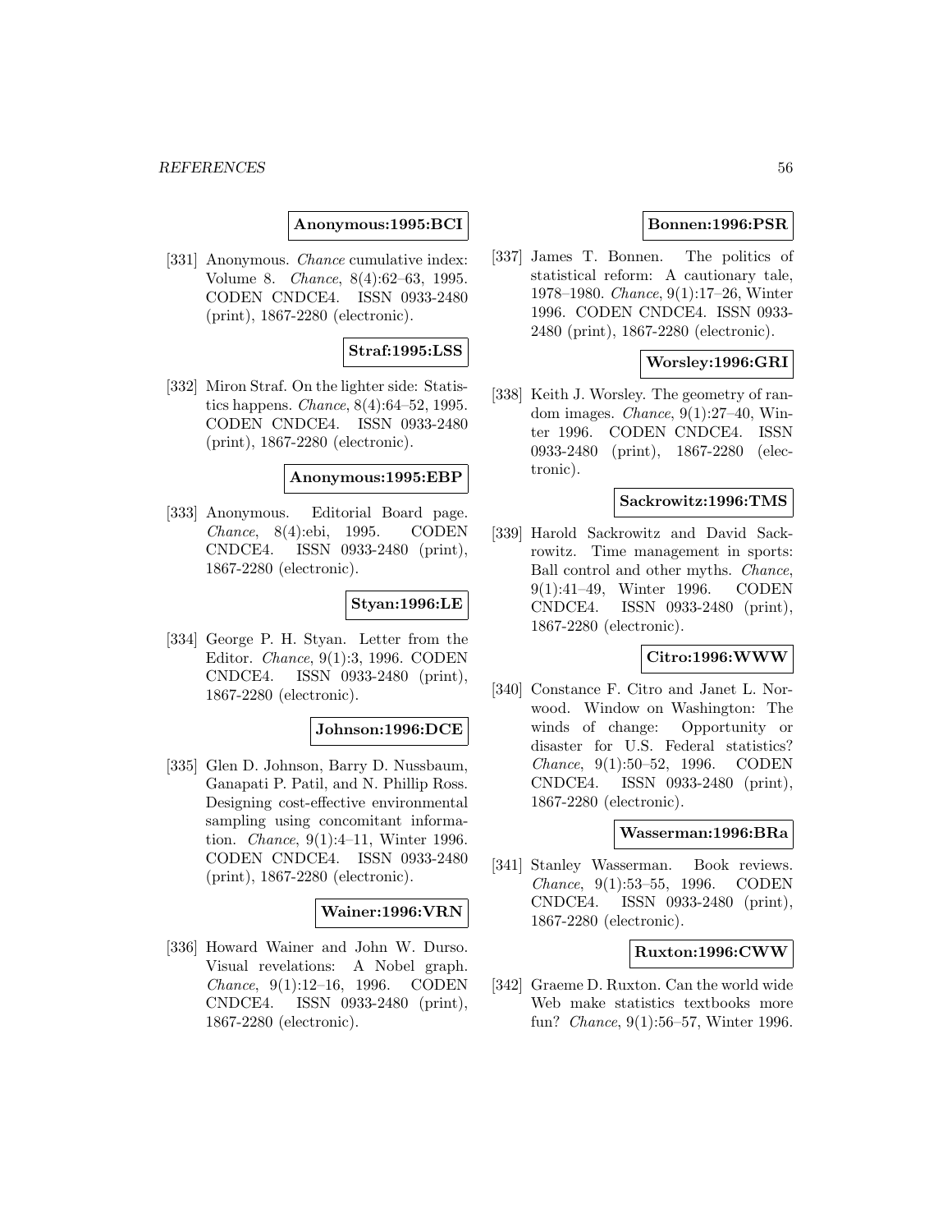**Anonymous:1995:BCI**

[331] Anonymous. *Chance* cumulative index: Volume 8. *Chance*, 8(4):62–63, 1995. CODEN CNDCE4. ISSN 0933-2480 (print), 1867-2280 (electronic).

**Straf:1995:LSS**

[332] Miron Straf. On the lighter side: Statistics happens. *Chance*, 8(4):64–52, 1995. CODEN CNDCE4. ISSN 0933-2480 (print), 1867-2280 (electronic).

**Anonymous:1995:EBP**

[333] Anonymous. Editorial Board page. *Chance*, 8(4):ebi, 1995. CODEN CNDCE4. ISSN 0933-2480 (print), 1867-2280 (electronic).

**Styan:1996:LE**

[334] George P. H. Styan. Letter from the Editor. *Chance*, 9(1):3, 1996. CODEN CNDCE4. ISSN 0933-2480 (print), 1867-2280 (electronic).

**Johnson:1996:DCE**

[335] Glen D. Johnson, Barry D. Nussbaum, Ganapati P. Patil, and N. Phillip Ross. Designing cost-effective environmental sampling using concomitant information. *Chance*, 9(1):4–11, Winter 1996. CODEN CNDCE4. ISSN 0933-2480 (print), 1867-2280 (electronic).

**Wainer:1996:VRN**

[336] Howard Wainer and John W. Durso. Visual revelations: A Nobel graph. *Chance*, 9(1):12–16, 1996. CODEN CNDCE4. ISSN 0933-2480 (print), 1867-2280 (electronic).

**Bonnen:1996:PSR**

[337] James T. Bonnen. The politics of statistical reform: A cautionary tale, 1978–1980. *Chance*, 9(1):17–26, Winter 1996. CODEN CNDCE4. ISSN 0933-2480 (print), 1867-2280 (electronic).

**Worsley:1996:GRI**

[338] Keith J. Worsley. The geometry of random images. *Chance*, 9(1):27–40, Winter 1996. CODEN CNDCE4. ISSN 0933-2480 (print), 1867-2280 (electronic).

**Sackrowitz:1996:TMS**

[339] Harold Sackrowitz and David Sackrowitz. Time management in sports: Ball control and other myths. *Chance*, 9(1):41–49, Winter 1996. CODEN CNDCE4. ISSN 0933-2480 (print), 1867-2280 (electronic).

**Citro:1996:WWW**

[340] Constance F. Citro and Janet L. Norwood. Window on Washington: The winds of change: Opportunity or disaster for U.S. Federal statistics? *Chance*, 9(1):50–52, 1996. CODEN CNDCE4. ISSN 0933-2480 (print), 1867-2280 (electronic).

**Wasserman:1996:BRa**

[341] Stanley Wasserman. Book reviews. *Chance*, 9(1):53–55, 1996. CODEN CNDCE4. ISSN 0933-2480 (print), 1867-2280 (electronic).

**Ruxton:1996:CWW**

[342] Graeme D. Ruxton. Can the world wide Web make statistics textbooks more fun? *Chance*, 9(1):56–57, Winter 1996.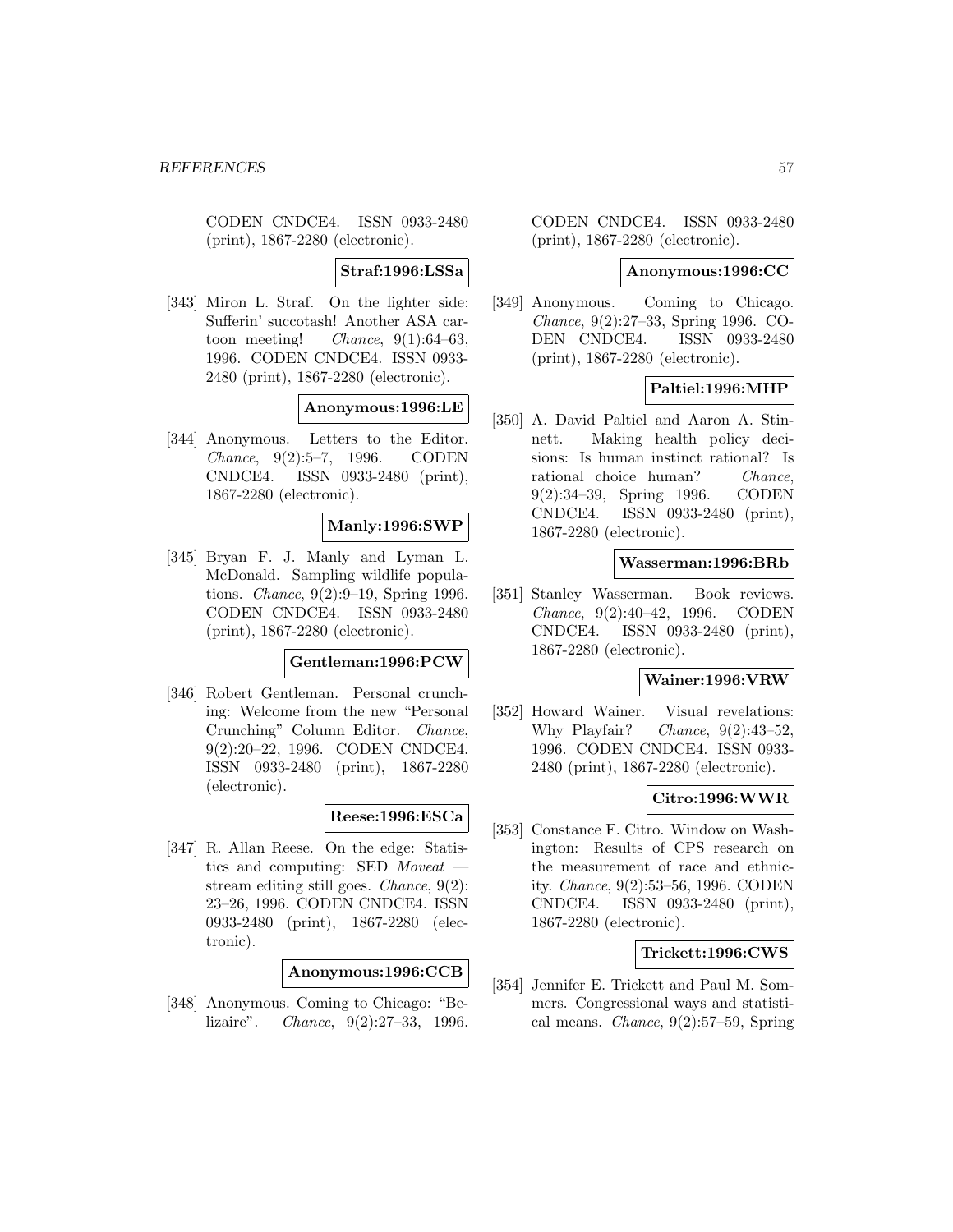CODEN CNDCE4. ISSN 0933-2480 (print), 1867-2280 (electronic).

**Straf:1996:LSSa**

[343] Miron L. Straf. On the lighter side: Sufferin' succotash! Another ASA cartoon meeting! *Chance*, 9(1):64–63, 1996. CODEN CNDCE4. ISSN 0933-2480 (print), 1867-2280 (electronic).

**Anonymous:1996:LE**

[344] Anonymous. Letters to the Editor. *Chance*, 9(2):5–7, 1996. CODEN CNDCE4. ISSN 0933-2480 (print), 1867-2280 (electronic).

**Manly:1996:SWP**

[345] Bryan F. J. Manly and Lyman L. McDonald. Sampling wildlife populations. *Chance*, 9(2):9–19, Spring 1996. CODEN CNDCE4. ISSN 0933-2480 (print), 1867-2280 (electronic).

**Gentleman:1996:PCW**

[346] Robert Gentleman. Personal crunching: Welcome from the new "Personal Crunching" Column Editor. *Chance*, 9(2):20–22, 1996. CODEN CNDCE4. ISSN 0933-2480 (print), 1867-2280 (electronic).

**Reese:1996:ESCa**

[347] R. Allan Reese. On the edge: Statistics and computing: SED *Moveat* — stream editing still goes. *Chance*, 9(2): 23–26, 1996. CODEN CNDCE4. ISSN 0933-2480 (print), 1867-2280 (electronic).

**Anonymous:1996:CCB**

[348] Anonymous. Coming to Chicago: "Belizaire". *Chance*, 9(2):27–33, 1996. CODEN CNDCE4. ISSN 0933-2480 (print), 1867-2280 (electronic).

**Anonymous:1996:CC**

[349] Anonymous. Coming to Chicago. *Chance*, 9(2):27–33, Spring 1996. CODEN CNDCE4. ISSN 0933-2480 (print), 1867-2280 (electronic).

**Paltiel:1996:MHP**

[350] A. David Paltiel and Aaron A. Stinnett. Making health policy decisions: Is human instinct rational? Is rational choice human? *Chance*, 9(2):34–39, Spring 1996. CODEN CNDCE4. ISSN 0933-2480 (print), 1867-2280 (electronic).

**Wasserman:1996:BRb**

[351] Stanley Wasserman. Book reviews. *Chance*, 9(2):40–42, 1996. CODEN CNDCE4. ISSN 0933-2480 (print), 1867-2280 (electronic).

**Wainer:1996:VRW**

[352] Howard Wainer. Visual revelations: Why Playfair? *Chance*, 9(2):43–52, 1996. CODEN CNDCE4. ISSN 0933-2480 (print), 1867-2280 (electronic).

**Citro:1996:WWR**

[353] Constance F. Citro. Window on Washington: Results of CPS research on the measurement of race and ethnicity. *Chance*, 9(2):53–56, 1996. CODEN CNDCE4. ISSN 0933-2480 (print), 1867-2280 (electronic).

**Trickett:1996:CWS**

[354] Jennifer E. Trickett and Paul M. Sommers. Congressional ways and statistical means. *Chance*, 9(2):57–59, Spring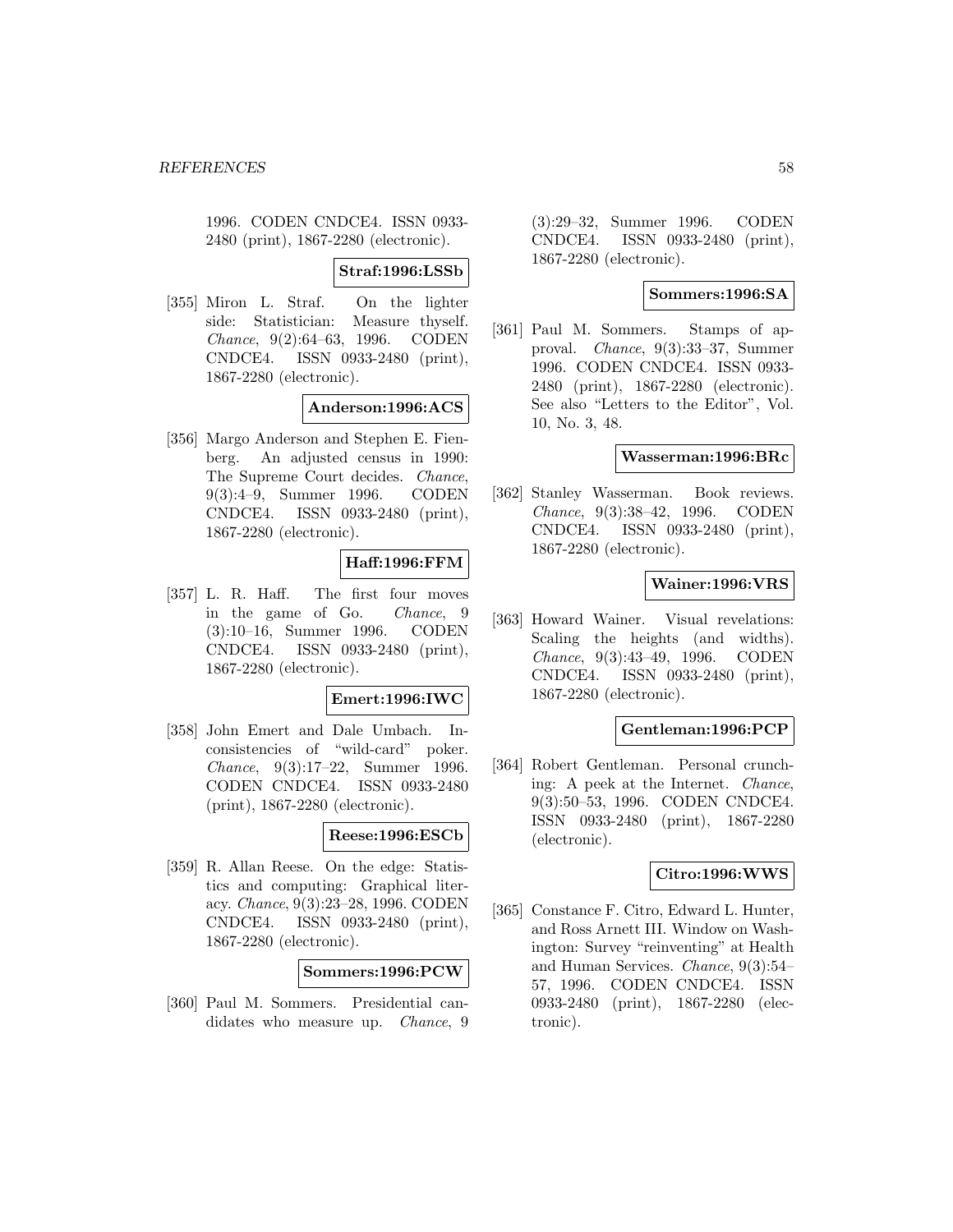1996. CODEN CNDCE4. ISSN 0933-2480 (print), 1867-2280 (electronic).

**Straf:1996:LSSb**

[355] Miron L. Straf. On the lighter side: Statistician: Measure thyself. *Chance*, 9(2):64–63, 1996. CODEN CNDCE4. ISSN 0933-2480 (print), 1867-2280 (electronic).

**Anderson:1996:ACS**

[356] Margo Anderson and Stephen E. Fienberg. An adjusted census in 1990: The Supreme Court decides. *Chance*, 9(3):4–9, Summer 1996. CODEN CNDCE4. ISSN 0933-2480 (print), 1867-2280 (electronic).

**Haff:1996:FFM**

[357] L. R. Haff. The first four moves in the game of Go. *Chance*, 9 (3):10–16, Summer 1996. CODEN CNDCE4. ISSN 0933-2480 (print), 1867-2280 (electronic).

**Emert:1996:IWC**

[358] John Emert and Dale Umbach. Inconsistencies of "wild-card" poker. *Chance*, 9(3):17–22, Summer 1996. CODEN CNDCE4. ISSN 0933-2480 (print), 1867-2280 (electronic).

**Reese:1996:ESCb**

[359] R. Allan Reese. On the edge: Statistics and computing: Graphical literacy. *Chance*, 9(3):23–28, 1996. CODEN CNDCE4. ISSN 0933-2480 (print), 1867-2280 (electronic).

**Sommers:1996:PCW**

[360] Paul M. Sommers. Presidential candidates who measure up. *Chance*, 9 (3):29–32, Summer 1996. CODEN CNDCE4. ISSN 0933-2480 (print), 1867-2280 (electronic).

**Sommers:1996:SA**

[361] Paul M. Sommers. Stamps of approval. *Chance*, 9(3):33–37, Summer 1996. CODEN CNDCE4. ISSN 0933-2480 (print), 1867-2280 (electronic). See also "Letters to the Editor", Vol. 10, No. 3, 48.

**Wasserman:1996:BRc**

[362] Stanley Wasserman. Book reviews. *Chance*, 9(3):38–42, 1996. CODEN CNDCE4. ISSN 0933-2480 (print), 1867-2280 (electronic).

**Wainer:1996:VRS**

[363] Howard Wainer. Visual revelations: Scaling the heights (and widths). *Chance*, 9(3):43–49, 1996. CODEN CNDCE4. ISSN 0933-2480 (print), 1867-2280 (electronic).

**Gentleman:1996:PCP**

[364] Robert Gentleman. Personal crunching: A peek at the Internet. *Chance*, 9(3):50–53, 1996. CODEN CNDCE4. ISSN 0933-2480 (print), 1867-2280 (electronic).

**Citro:1996:WWS**

[365] Constance F. Citro, Edward L. Hunter, and Ross Arnett III. Window on Washington: Survey "reinventing" at Health and Human Services. *Chance*, 9(3):54–57, 1996. CODEN CNDCE4. ISSN 0933-2480 (print), 1867-2280 (electronic).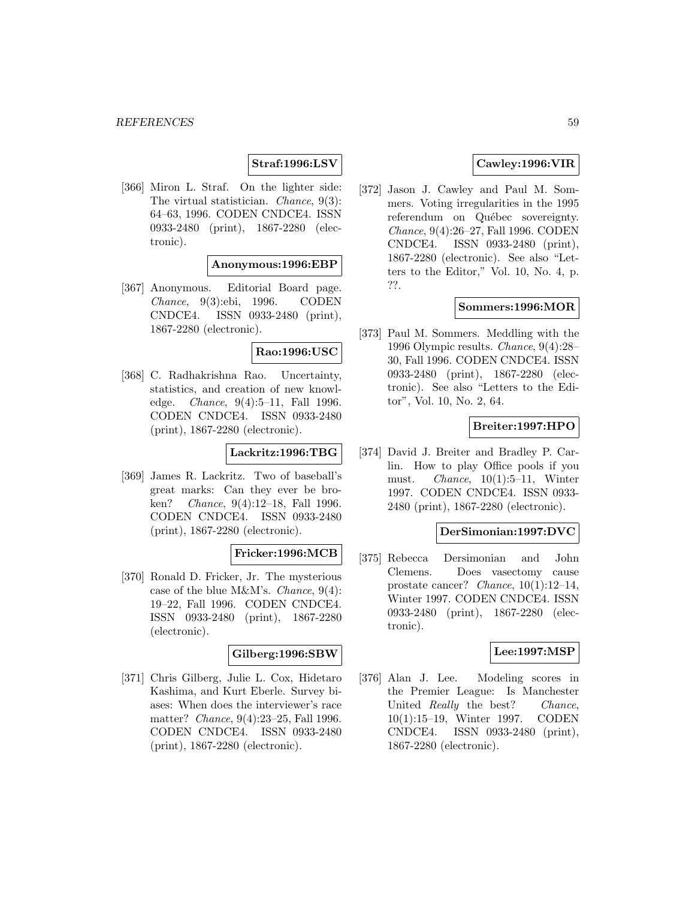**Straf:1996:LSV**

[366] Miron L. Straf. On the lighter side: The virtual statistician. *Chance*, 9(3): 64–63, 1996. CODEN CNDCE4. ISSN 0933-2480 (print), 1867-2280 (electronic).

**Anonymous:1996:EBP**

[367] Anonymous. Editorial Board page. *Chance*, 9(3):ebi, 1996. CODEN CNDCE4. ISSN 0933-2480 (print), 1867-2280 (electronic).

**Rao:1996:USC**

[368] C. Radhakrishna Rao. Uncertainty, statistics, and creation of new knowledge. *Chance*, 9(4):5–11, Fall 1996. CODEN CNDCE4. ISSN 0933-2480 (print), 1867-2280 (electronic).

**Lackritz:1996:TBG**

[369] James R. Lackritz. Two of baseball's great marks: Can they ever be broken? *Chance*, 9(4):12–18, Fall 1996. CODEN CNDCE4. ISSN 0933-2480 (print), 1867-2280 (electronic).

**Fricker:1996:MCB**

[370] Ronald D. Fricker, Jr. The mysterious case of the blue M&M's. *Chance*, 9(4): 19–22, Fall 1996. CODEN CNDCE4. ISSN 0933-2480 (print), 1867-2280 (electronic).

**Gilberg:1996:SBW**

[371] Chris Gilberg, Julie L. Cox, Hidetaro Kashima, and Kurt Eberle. Survey biases: When does the interviewer's race matter? *Chance*, 9(4):23–25, Fall 1996. CODEN CNDCE4. ISSN 0933-2480 (print), 1867-2280 (electronic).

**Cawley:1996:VIR**

[372] Jason J. Cawley and Paul M. Sommers. Voting irregularities in the 1995 referendum on Québec sovereignty. *Chance*, 9(4):26–27, Fall 1996. CODEN CNDCE4. ISSN 0933-2480 (print), 1867-2280 (electronic). See also "Letters to the Editor," Vol. 10, No. 4, p. ??.

**Sommers:1996:MOR**

[373] Paul M. Sommers. Meddling with the 1996 Olympic results. *Chance*, 9(4):28–30, Fall 1996. CODEN CNDCE4. ISSN 0933-2480 (print), 1867-2280 (electronic). See also "Letters to the Editor", Vol. 10, No. 2, 64.

**Breiter:1997:HPO**

[374] David J. Breiter and Bradley P. Carlin. How to play Office pools if you must. *Chance*, 10(1):5–11, Winter 1997. CODEN CNDCE4. ISSN 0933-2480 (print), 1867-2280 (electronic).

**DerSimonian:1997:DVC**

[375] Rebecca Dersimonian and John Clemens. Does vasectomy cause prostate cancer? *Chance*, 10(1):12–14, Winter 1997. CODEN CNDCE4. ISSN 0933-2480 (print), 1867-2280 (electronic).

**Lee:1997:MSP**

[376] Alan J. Lee. Modeling scores in the Premier League: Is Manchester United *Really* the best? *Chance*, 10(1):15–19, Winter 1997. CODEN CNDCE4. ISSN 0933-2480 (print), 1867-2280 (electronic).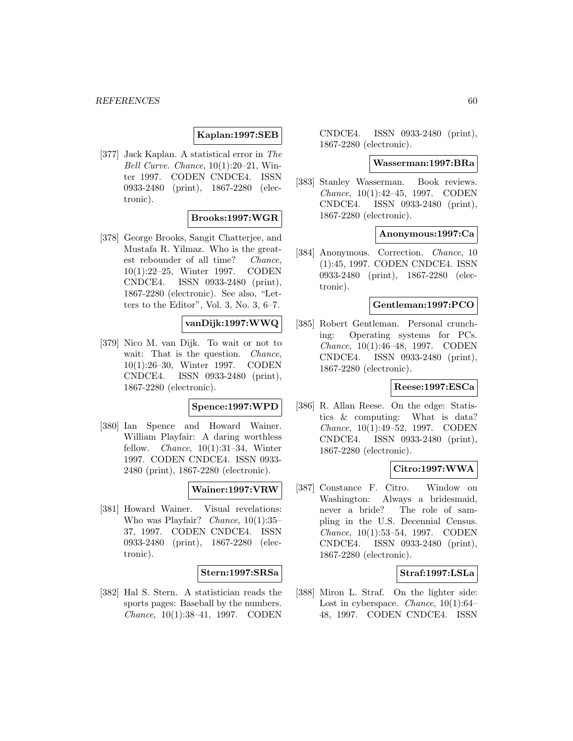**Kaplan:1997:SEB**

[377] Jack Kaplan. A statistical error in *The Bell Curve*. *Chance*, 10(1):20–21, Winter 1997. CODEN CNDCE4. ISSN 0933-2480 (print), 1867-2280 (electronic).

**Brooks:1997:WGR**

[378] George Brooks, Sangit Chatterjee, and Mustafa R. Yilmaz. Who is the greatest rebounder of all time? *Chance*, 10(1):22–25, Winter 1997. CODEN CNDCE4. ISSN 0933-2480 (print), 1867-2280 (electronic). See also, "Letters to the Editor", Vol. 3, No. 3, 6–7.

**vanDijk:1997:WWQ**

[379] Nico M. van Dijk. To wait or not to wait: That is the question. *Chance*, 10(1):26–30, Winter 1997. CODEN CNDCE4. ISSN 0933-2480 (print), 1867-2280 (electronic).

**Spence:1997:WPD**

[380] Ian Spence and Howard Wainer. William Playfair: A daring worthless fellow. *Chance*, 10(1):31–34, Winter 1997. CODEN CNDCE4. ISSN 0933-2480 (print), 1867-2280 (electronic).

**Wainer:1997:VRW**

[381] Howard Wainer. Visual revelations: Who was Playfair? *Chance*, 10(1):35–37, 1997. CODEN CNDCE4. ISSN 0933-2480 (print), 1867-2280 (electronic).

**Stern:1997:SRSa**

[382] Hal S. Stern. A statistician reads the sports pages: Baseball by the numbers. *Chance*, 10(1):38–41, 1997. CODEN CNDCE4. ISSN 0933-2480 (print), 1867-2280 (electronic).

**Wasserman:1997:BRa**

[383] Stanley Wasserman. Book reviews. *Chance*, 10(1):42–45, 1997. CODEN CNDCE4. ISSN 0933-2480 (print), 1867-2280 (electronic).

**Anonymous:1997:Ca**

[384] Anonymous. Correction. *Chance*, 10 (1):45, 1997. CODEN CNDCE4. ISSN 0933-2480 (print), 1867-2280 (electronic).

**Gentleman:1997:PCO**

[385] Robert Gentleman. Personal crunching: Operating systems for PCs. *Chance*, 10(1):46–48, 1997. CODEN CNDCE4. ISSN 0933-2480 (print), 1867-2280 (electronic).

**Reese:1997:ESCa**

[386] R. Allan Reese. On the edge: Statistics & computing: What is data? *Chance*, 10(1):49–52, 1997. CODEN CNDCE4. ISSN 0933-2480 (print), 1867-2280 (electronic).

**Citro:1997:WWA**

[387] Constance F. Citro. Window on Washington: Always a bridesmaid, never a bride? The role of sampling in the U.S. Decennial Census. *Chance*, 10(1):53–54, 1997. CODEN CNDCE4. ISSN 0933-2480 (print), 1867-2280 (electronic).

**Straf:1997:LSLa**

[388] Miron L. Straf. On the lighter side: Lost in cyberspace. *Chance*, 10(1):64–48, 1997. CODEN CNDCE4. ISSN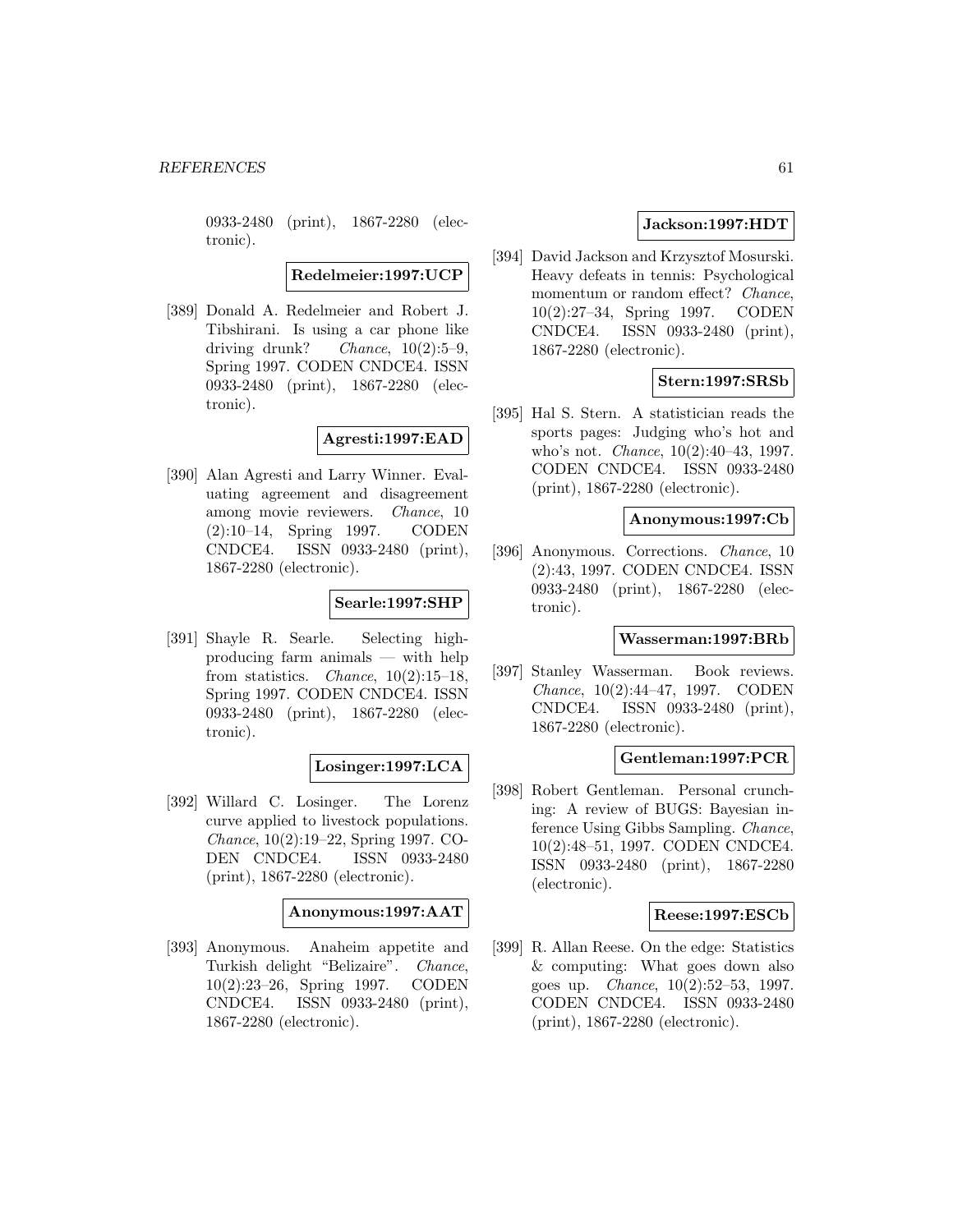0933-2480 (print), 1867-2280 (electronic).

**Redelmeier:1997:UCP**

[389] Donald A. Redelmeier and Robert J. Tibshirani. Is using a car phone like driving drunk? *Chance*, 10(2):5–9, Spring 1997. CODEN CNDCE4. ISSN 0933-2480 (print), 1867-2280 (electronic).

**Agresti:1997:EAD**

[390] Alan Agresti and Larry Winner. Evaluating agreement and disagreement among movie reviewers. *Chance*, 10 (2):10–14, Spring 1997. CODEN CNDCE4. ISSN 0933-2480 (print), 1867-2280 (electronic).

**Searle:1997:SHP**

[391] Shayle R. Searle. Selecting high-producing farm animals — with help from statistics. *Chance*, 10(2):15–18, Spring 1997. CODEN CNDCE4. ISSN 0933-2480 (print), 1867-2280 (electronic).

**Losinger:1997:LCA**

[392] Willard C. Losinger. The Lorenz curve applied to livestock populations. *Chance*, 10(2):19–22, Spring 1997. CODEN CNDCE4. ISSN 0933-2480 (print), 1867-2280 (electronic).

**Anonymous:1997:AAT**

[393] Anonymous. Anaheim appetite and Turkish delight "Belizaire". *Chance*, 10(2):23–26, Spring 1997. CODEN CNDCE4. ISSN 0933-2480 (print), 1867-2280 (electronic).

**Jackson:1997:HDT**

[394] David Jackson and Krzysztof Mosurski. Heavy defeats in tennis: Psychological momentum or random effect? *Chance*, 10(2):27–34, Spring 1997. CODEN CNDCE4. ISSN 0933-2480 (print), 1867-2280 (electronic).

**Stern:1997:SRSb**

[395] Hal S. Stern. A statistician reads the sports pages: Judging who's hot and who's not. *Chance*, 10(2):40–43, 1997. CODEN CNDCE4. ISSN 0933-2480 (print), 1867-2280 (electronic).

**Anonymous:1997:Cb**

[396] Anonymous. Corrections. *Chance*, 10 (2):43, 1997. CODEN CNDCE4. ISSN 0933-2480 (print), 1867-2280 (electronic).

**Wasserman:1997:BRb**

[397] Stanley Wasserman. Book reviews. *Chance*, 10(2):44–47, 1997. CODEN CNDCE4. ISSN 0933-2480 (print), 1867-2280 (electronic).

**Gentleman:1997:PCR**

[398] Robert Gentleman. Personal crunching: A review of BUGS: Bayesian inference Using Gibbs Sampling. *Chance*, 10(2):48–51, 1997. CODEN CNDCE4. ISSN 0933-2480 (print), 1867-2280 (electronic).

**Reese:1997:ESCb**

[399] R. Allan Reese. On the edge: Statistics & computing: What goes down also goes up. *Chance*, 10(2):52–53, 1997. CODEN CNDCE4. ISSN 0933-2480 (print), 1867-2280 (electronic).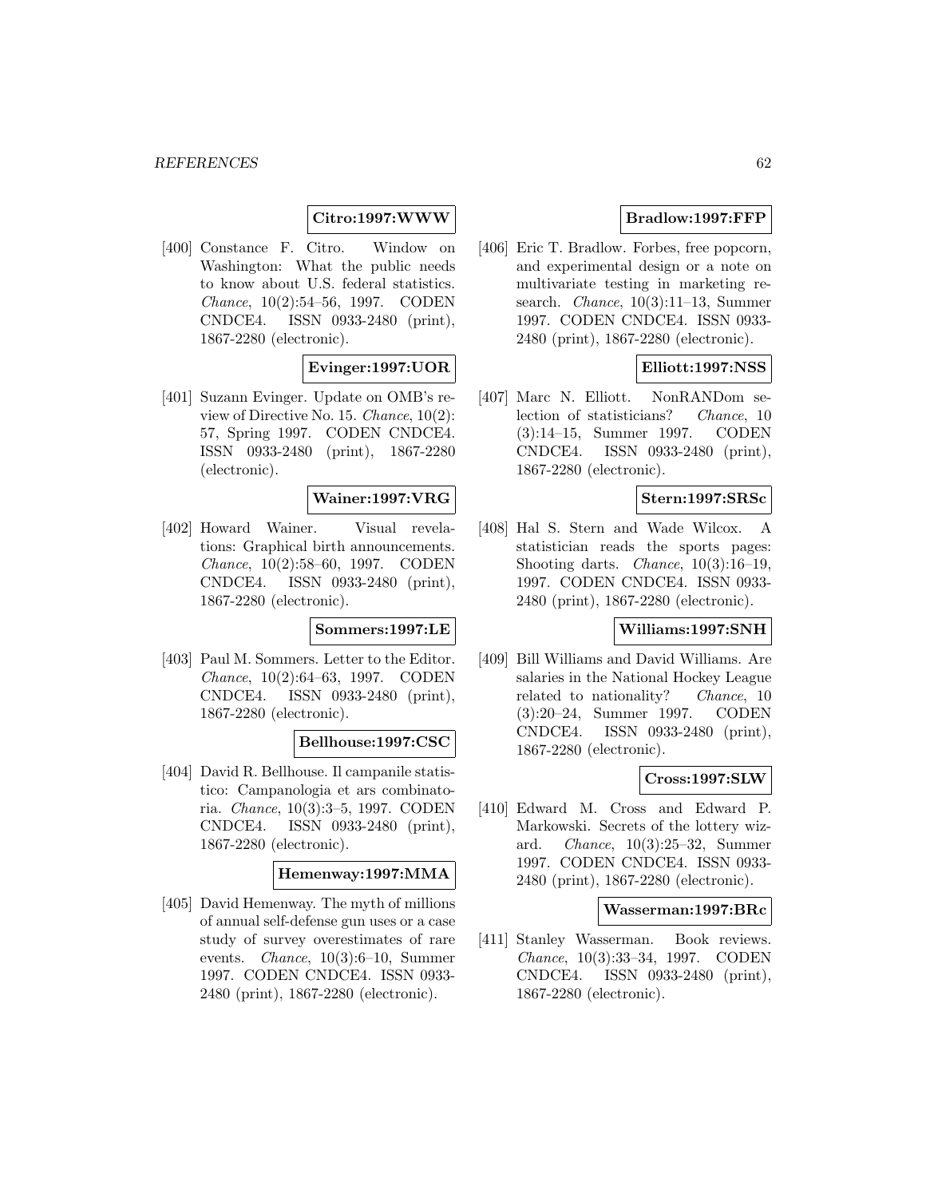**Citro:1997:WWW**

[400] Constance F. Citro. Window on Washington: What the public needs to know about U.S. federal statistics. *Chance*, 10(2):54–56, 1997. CODEN CNDCE4. ISSN 0933-2480 (print), 1867-2280 (electronic).

**Evinger:1997:UOR**

[401] Suzann Evinger. Update on OMB's review of Directive No. 15. *Chance*, 10(2): 57, Spring 1997. CODEN CNDCE4. ISSN 0933-2480 (print), 1867-2280 (electronic).

**Wainer:1997:VRG**

[402] Howard Wainer. Visual revelations: Graphical birth announcements. *Chance*, 10(2):58–60, 1997. CODEN CNDCE4. ISSN 0933-2480 (print), 1867-2280 (electronic).

**Sommers:1997:LE**

[403] Paul M. Sommers. Letter to the Editor. *Chance*, 10(2):64–63, 1997. CODEN CNDCE4. ISSN 0933-2480 (print), 1867-2280 (electronic).

**Bellhouse:1997:CSC**

[404] David R. Bellhouse. Il campanile statistico: Campanologia et ars combinatoria. *Chance*, 10(3):3–5, 1997. CODEN CNDCE4. ISSN 0933-2480 (print), 1867-2280 (electronic).

**Hemenway:1997:MMA**

[405] David Hemenway. The myth of millions of annual self-defense gun uses or a case study of survey overestimates of rare events. *Chance*, 10(3):6–10, Summer 1997. CODEN CNDCE4. ISSN 0933-2480 (print), 1867-2280 (electronic).

**Bradlow:1997:FFP**

[406] Eric T. Bradlow. Forbes, free popcorn, and experimental design or a note on multivariate testing in marketing research. *Chance*, 10(3):11–13, Summer 1997. CODEN CNDCE4. ISSN 0933-2480 (print), 1867-2280 (electronic).

**Elliott:1997:NSS**

[407] Marc N. Elliott. NonRANDom selection of statisticians? *Chance*, 10 (3):14–15, Summer 1997. CODEN CNDCE4. ISSN 0933-2480 (print), 1867-2280 (electronic).

**Stern:1997:SRSc**

[408] Hal S. Stern and Wade Wilcox. A statistician reads the sports pages: Shooting darts. *Chance*, 10(3):16–19, 1997. CODEN CNDCE4. ISSN 0933-2480 (print), 1867-2280 (electronic).

**Williams:1997:SNH**

[409] Bill Williams and David Williams. Are salaries in the National Hockey League related to nationality? *Chance*, 10 (3):20–24, Summer 1997. CODEN CNDCE4. ISSN 0933-2480 (print), 1867-2280 (electronic).

**Cross:1997:SLW**

[410] Edward M. Cross and Edward P. Markowski. Secrets of the lottery wizard. *Chance*, 10(3):25–32, Summer 1997. CODEN CNDCE4. ISSN 0933-2480 (print), 1867-2280 (electronic).

**Wasserman:1997:BRc**

[411] Stanley Wasserman. Book reviews. *Chance*, 10(3):33–34, 1997. CODEN CNDCE4. ISSN 0933-2480 (print), 1867-2280 (electronic).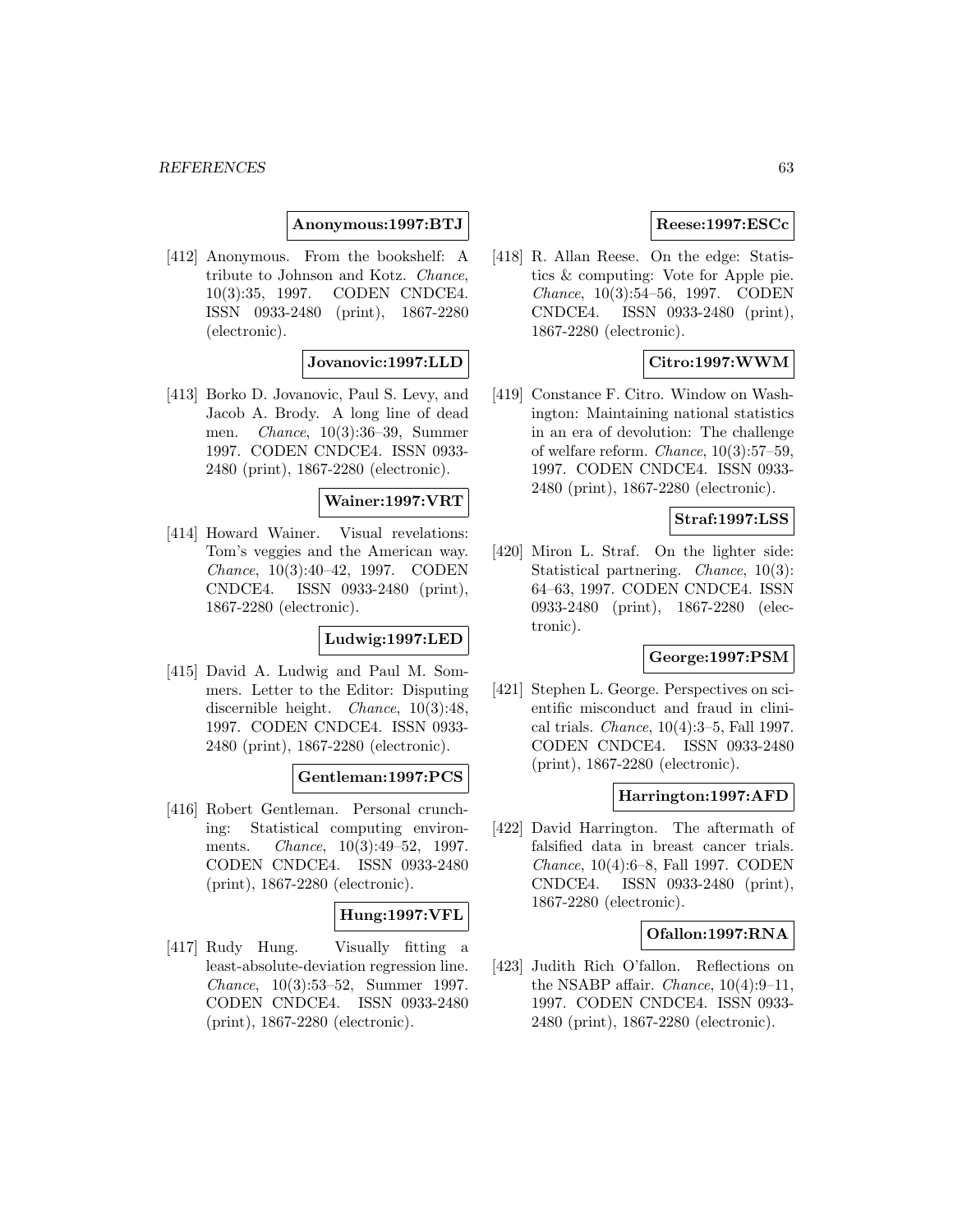**Anonymous:1997:BTJ**

[412] Anonymous. From the bookshelf: A tribute to Johnson and Kotz. *Chance*, 10(3):35, 1997. CODEN CNDCE4. ISSN 0933-2480 (print), 1867-2280 (electronic).

**Jovanovic:1997:LLD**

[413] Borko D. Jovanovic, Paul S. Levy, and Jacob A. Brody. A long line of dead men. *Chance*, 10(3):36–39, Summer 1997. CODEN CNDCE4. ISSN 0933-2480 (print), 1867-2280 (electronic).

**Wainer:1997:VRT**

[414] Howard Wainer. Visual revelations: Tom's veggies and the American way. *Chance*, 10(3):40–42, 1997. CODEN CNDCE4. ISSN 0933-2480 (print), 1867-2280 (electronic).

**Ludwig:1997:LED**

[415] David A. Ludwig and Paul M. Sommers. Letter to the Editor: Disputing discernible height. *Chance*, 10(3):48, 1997. CODEN CNDCE4. ISSN 0933-2480 (print), 1867-2280 (electronic).

**Gentleman:1997:PCS**

[416] Robert Gentleman. Personal crunching: Statistical computing environments. *Chance*, 10(3):49–52, 1997. CODEN CNDCE4. ISSN 0933-2480 (print), 1867-2280 (electronic).

**Hung:1997:VFL**

[417] Rudy Hung. Visually fitting a least-absolute-deviation regression line. *Chance*, 10(3):53–52, Summer 1997. CODEN CNDCE4. ISSN 0933-2480 (print), 1867-2280 (electronic).

**Reese:1997:ESCc**

[418] R. Allan Reese. On the edge: Statistics & computing: Vote for Apple pie. *Chance*, 10(3):54–56, 1997. CODEN CNDCE4. ISSN 0933-2480 (print), 1867-2280 (electronic).

**Citro:1997:WWM**

[419] Constance F. Citro. Window on Washington: Maintaining national statistics in an era of devolution: The challenge of welfare reform. *Chance*, 10(3):57–59, 1997. CODEN CNDCE4. ISSN 0933-2480 (print), 1867-2280 (electronic).

**Straf:1997:LSS**

[420] Miron L. Straf. On the lighter side: Statistical partnering. *Chance*, 10(3): 64–63, 1997. CODEN CNDCE4. ISSN 0933-2480 (print), 1867-2280 (electronic).

**George:1997:PSM**

[421] Stephen L. George. Perspectives on scientific misconduct and fraud in clinical trials. *Chance*, 10(4):3–5, Fall 1997. CODEN CNDCE4. ISSN 0933-2480 (print), 1867-2280 (electronic).

**Harrington:1997:AFD**

[422] David Harrington. The aftermath of falsified data in breast cancer trials. *Chance*, 10(4):6–8, Fall 1997. CODEN CNDCE4. ISSN 0933-2480 (print), 1867-2280 (electronic).

**Ofallon:1997:RNA**

[423] Judith Rich O'fallon. Reflections on the NSABP affair. *Chance*, 10(4):9–11, 1997. CODEN CNDCE4. ISSN 0933-2480 (print), 1867-2280 (electronic).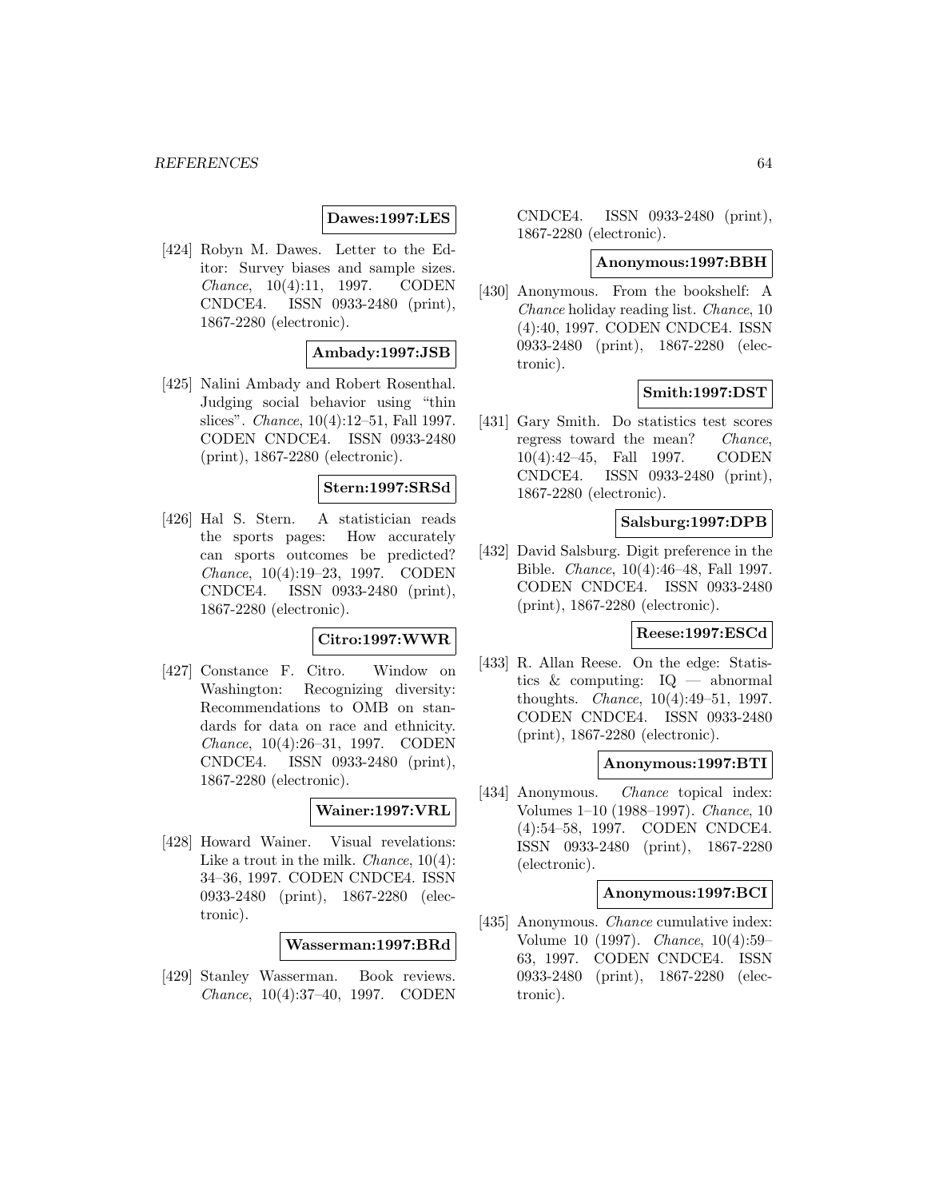**Dawes:1997:LES**

[424] Robyn M. Dawes. Letter to the Editor: Survey biases and sample sizes. *Chance*, 10(4):11, 1997. CODEN CNDCE4. ISSN 0933-2480 (print), 1867-2280 (electronic).

**Ambady:1997:JSB**

[425] Nalini Ambady and Robert Rosenthal. Judging social behavior using "thin slices". *Chance*, 10(4):12–51, Fall 1997. CODEN CNDCE4. ISSN 0933-2480 (print), 1867-2280 (electronic).

**Stern:1997:SRSd**

[426] Hal S. Stern. A statistician reads the sports pages: How accurately can sports outcomes be predicted? *Chance*, 10(4):19–23, 1997. CODEN CNDCE4. ISSN 0933-2480 (print), 1867-2280 (electronic).

**Citro:1997:WWR**

[427] Constance F. Citro. Window on Washington: Recognizing diversity: Recommendations to OMB on standards for data on race and ethnicity. *Chance*, 10(4):26–31, 1997. CODEN CNDCE4. ISSN 0933-2480 (print), 1867-2280 (electronic).

**Wainer:1997:VRL**

[428] Howard Wainer. Visual revelations: Like a trout in the milk. *Chance*, 10(4): 34–36, 1997. CODEN CNDCE4. ISSN 0933-2480 (print), 1867-2280 (electronic).

**Wasserman:1997:BRd**

[429] Stanley Wasserman. Book reviews. *Chance*, 10(4):37–40, 1997. CODEN CNDCE4. ISSN 0933-2480 (print), 1867-2280 (electronic).

**Anonymous:1997:BBH**

[430] Anonymous. From the bookshelf: A *Chance* holiday reading list. *Chance*, 10 (4):40, 1997. CODEN CNDCE4. ISSN 0933-2480 (print), 1867-2280 (electronic).

**Smith:1997:DST**

[431] Gary Smith. Do statistics test scores regress toward the mean? *Chance*, 10(4):42–45, Fall 1997. CODEN CNDCE4. ISSN 0933-2480 (print), 1867-2280 (electronic).

**Salsburg:1997:DPB**

[432] David Salsburg. Digit preference in the Bible. *Chance*, 10(4):46–48, Fall 1997. CODEN CNDCE4. ISSN 0933-2480 (print), 1867-2280 (electronic).

**Reese:1997:ESCd**

[433] R. Allan Reese. On the edge: Statistics & computing: IQ — abnormal thoughts. *Chance*, 10(4):49–51, 1997. CODEN CNDCE4. ISSN 0933-2480 (print), 1867-2280 (electronic).

**Anonymous:1997:BTI**

[434] Anonymous. *Chance* topical index: Volumes 1–10 (1988–1997). *Chance*, 10 (4):54–58, 1997. CODEN CNDCE4. ISSN 0933-2480 (print), 1867-2280 (electronic).

**Anonymous:1997:BCI**

[435] Anonymous. *Chance* cumulative index: Volume 10 (1997). *Chance*, 10(4):59–63, 1997. CODEN CNDCE4. ISSN 0933-2480 (print), 1867-2280 (electronic).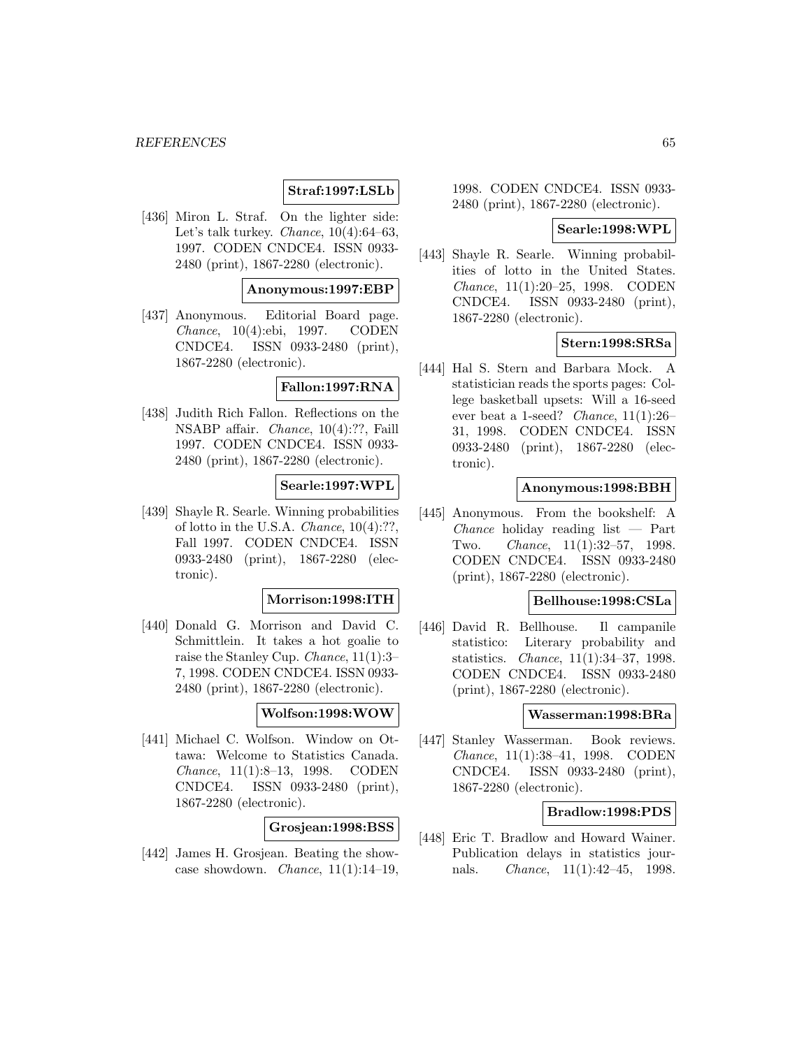**Straf:1997:LSLb**

[436] Miron L. Straf. On the lighter side: Let's talk turkey. *Chance*, 10(4):64–63, 1997. CODEN CNDCE4. ISSN 0933-2480 (print), 1867-2280 (electronic).

**Anonymous:1997:EBP**

[437] Anonymous. Editorial Board page. *Chance*, 10(4):ebi, 1997. CODEN CNDCE4. ISSN 0933-2480 (print), 1867-2280 (electronic).

**Fallon:1997:RNA**

[438] Judith Rich Fallon. Reflections on the NSABP affair. *Chance*, 10(4):??, Faill 1997. CODEN CNDCE4. ISSN 0933-2480 (print), 1867-2280 (electronic).

**Searle:1997:WPL**

[439] Shayle R. Searle. Winning probabilities of lotto in the U.S.A. *Chance*, 10(4):??, Fall 1997. CODEN CNDCE4. ISSN 0933-2480 (print), 1867-2280 (electronic).

**Morrison:1998:ITH**

[440] Donald G. Morrison and David C. Schmittlein. It takes a hot goalie to raise the Stanley Cup. *Chance*, 11(1):3–7, 1998. CODEN CNDCE4. ISSN 0933-2480 (print), 1867-2280 (electronic).

**Wolfson:1998:WOW**

[441] Michael C. Wolfson. Window on Ottawa: Welcome to Statistics Canada. *Chance*, 11(1):8–13, 1998. CODEN CNDCE4. ISSN 0933-2480 (print), 1867-2280 (electronic).

**Grosjean:1998:BSS**

[442] James H. Grosjean. Beating the showcase showdown. *Chance*, 11(1):14–19, 1998. CODEN CNDCE4. ISSN 0933-2480 (print), 1867-2280 (electronic).

**Searle:1998:WPL**

[443] Shayle R. Searle. Winning probabilities of lotto in the United States. *Chance*, 11(1):20–25, 1998. CODEN CNDCE4. ISSN 0933-2480 (print), 1867-2280 (electronic).

**Stern:1998:SRSa**

[444] Hal S. Stern and Barbara Mock. A statistician reads the sports pages: College basketball upsets: Will a 16-seed ever beat a 1-seed? *Chance*, 11(1):26–31, 1998. CODEN CNDCE4. ISSN 0933-2480 (print), 1867-2280 (electronic).

**Anonymous:1998:BBH**

[445] Anonymous. From the bookshelf: A *Chance* holiday reading list — Part Two. *Chance*, 11(1):32–57, 1998. CODEN CNDCE4. ISSN 0933-2480 (print), 1867-2280 (electronic).

**Bellhouse:1998:CSLa**

[446] David R. Bellhouse. Il campanile statistico: Literary probability and statistics. *Chance*, 11(1):34–37, 1998. CODEN CNDCE4. ISSN 0933-2480 (print), 1867-2280 (electronic).

**Wasserman:1998:BRa**

[447] Stanley Wasserman. Book reviews. *Chance*, 11(1):38–41, 1998. CODEN CNDCE4. ISSN 0933-2480 (print), 1867-2280 (electronic).

**Bradlow:1998:PDS**

[448] Eric T. Bradlow and Howard Wainer. Publication delays in statistics journals. *Chance*, 11(1):42–45, 1998.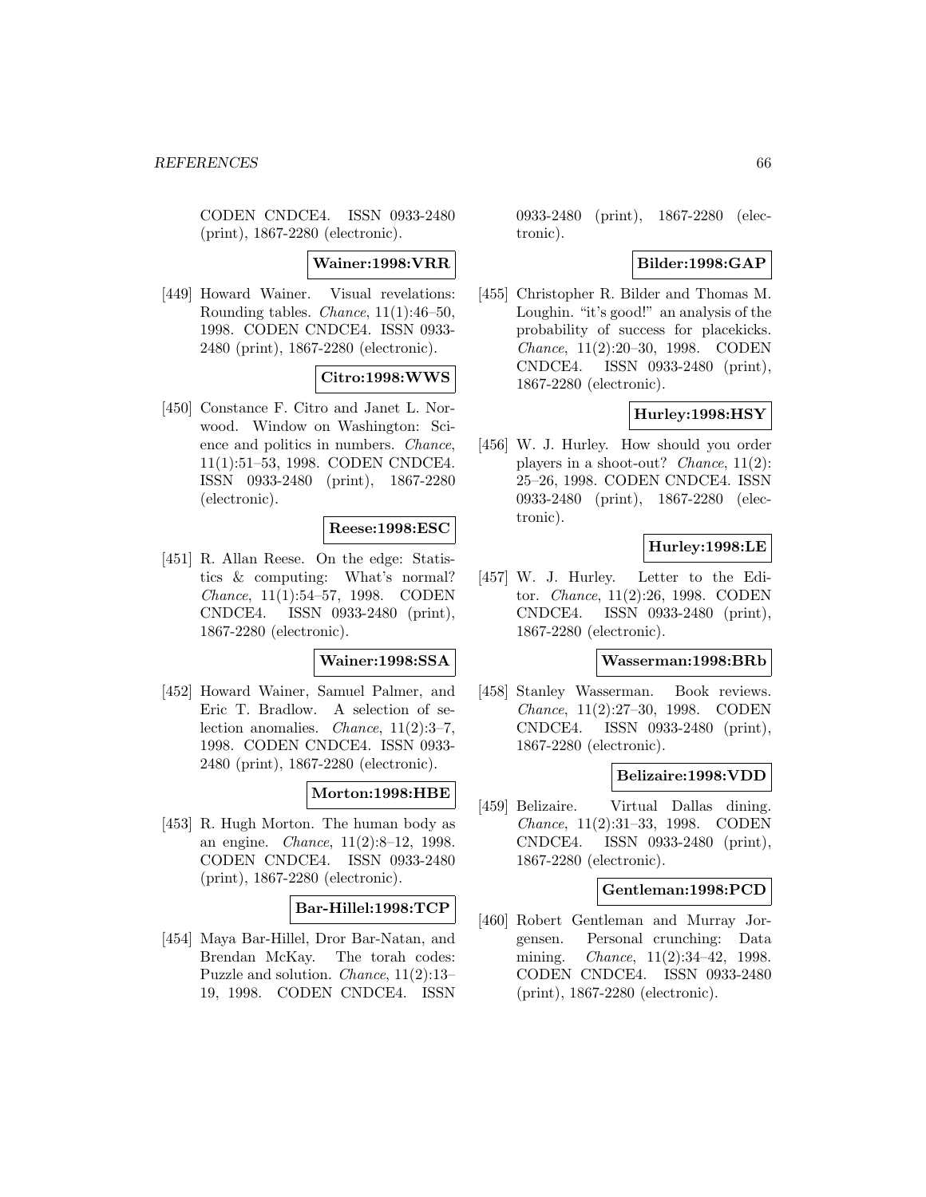CODEN CNDCE4. ISSN 0933-2480 (print), 1867-2280 (electronic).

**Wainer:1998:VRR**

[449] Howard Wainer. Visual revelations: Rounding tables. *Chance*, 11(1):46–50, 1998. CODEN CNDCE4. ISSN 0933-2480 (print), 1867-2280 (electronic).

**Citro:1998:WWS**

[450] Constance F. Citro and Janet L. Norwood. Window on Washington: Science and politics in numbers. *Chance*, 11(1):51–53, 1998. CODEN CNDCE4. ISSN 0933-2480 (print), 1867-2280 (electronic).

**Reese:1998:ESC**

[451] R. Allan Reese. On the edge: Statistics & computing: What's normal? *Chance*, 11(1):54–57, 1998. CODEN CNDCE4. ISSN 0933-2480 (print), 1867-2280 (electronic).

**Wainer:1998:SSA**

[452] Howard Wainer, Samuel Palmer, and Eric T. Bradlow. A selection of selection anomalies. *Chance*, 11(2):3–7, 1998. CODEN CNDCE4. ISSN 0933-2480 (print), 1867-2280 (electronic).

**Morton:1998:HBE**

[453] R. Hugh Morton. The human body as an engine. *Chance*, 11(2):8–12, 1998. CODEN CNDCE4. ISSN 0933-2480 (print), 1867-2280 (electronic).

**Bar-Hillel:1998:TCP**

[454] Maya Bar-Hillel, Dror Bar-Natan, and Brendan McKay. The torah codes: Puzzle and solution. *Chance*, 11(2):13–19, 1998. CODEN CNDCE4. ISSN 0933-2480 (print), 1867-2280 (electronic).

**Bilder:1998:GAP**

[455] Christopher R. Bilder and Thomas M. Loughin. "it's good!" an analysis of the probability of success for placekicks. *Chance*, 11(2):20–30, 1998. CODEN CNDCE4. ISSN 0933-2480 (print), 1867-2280 (electronic).

**Hurley:1998:HSY**

[456] W. J. Hurley. How should you order players in a shoot-out? *Chance*, 11(2): 25–26, 1998. CODEN CNDCE4. ISSN 0933-2480 (print), 1867-2280 (electronic).

**Hurley:1998:LE**

[457] W. J. Hurley. Letter to the Editor. *Chance*, 11(2):26, 1998. CODEN CNDCE4. ISSN 0933-2480 (print), 1867-2280 (electronic).

**Wasserman:1998:BRb**

[458] Stanley Wasserman. Book reviews. *Chance*, 11(2):27–30, 1998. CODEN CNDCE4. ISSN 0933-2480 (print), 1867-2280 (electronic).

**Belizaire:1998:VDD**

[459] Belizaire. Virtual Dallas dining. *Chance*, 11(2):31–33, 1998. CODEN CNDCE4. ISSN 0933-2480 (print), 1867-2280 (electronic).

**Gentleman:1998:PCD**

[460] Robert Gentleman and Murray Jorgensen. Personal crunching: Data mining. *Chance*, 11(2):34–42, 1998. CODEN CNDCE4. ISSN 0933-2480 (print), 1867-2280 (electronic).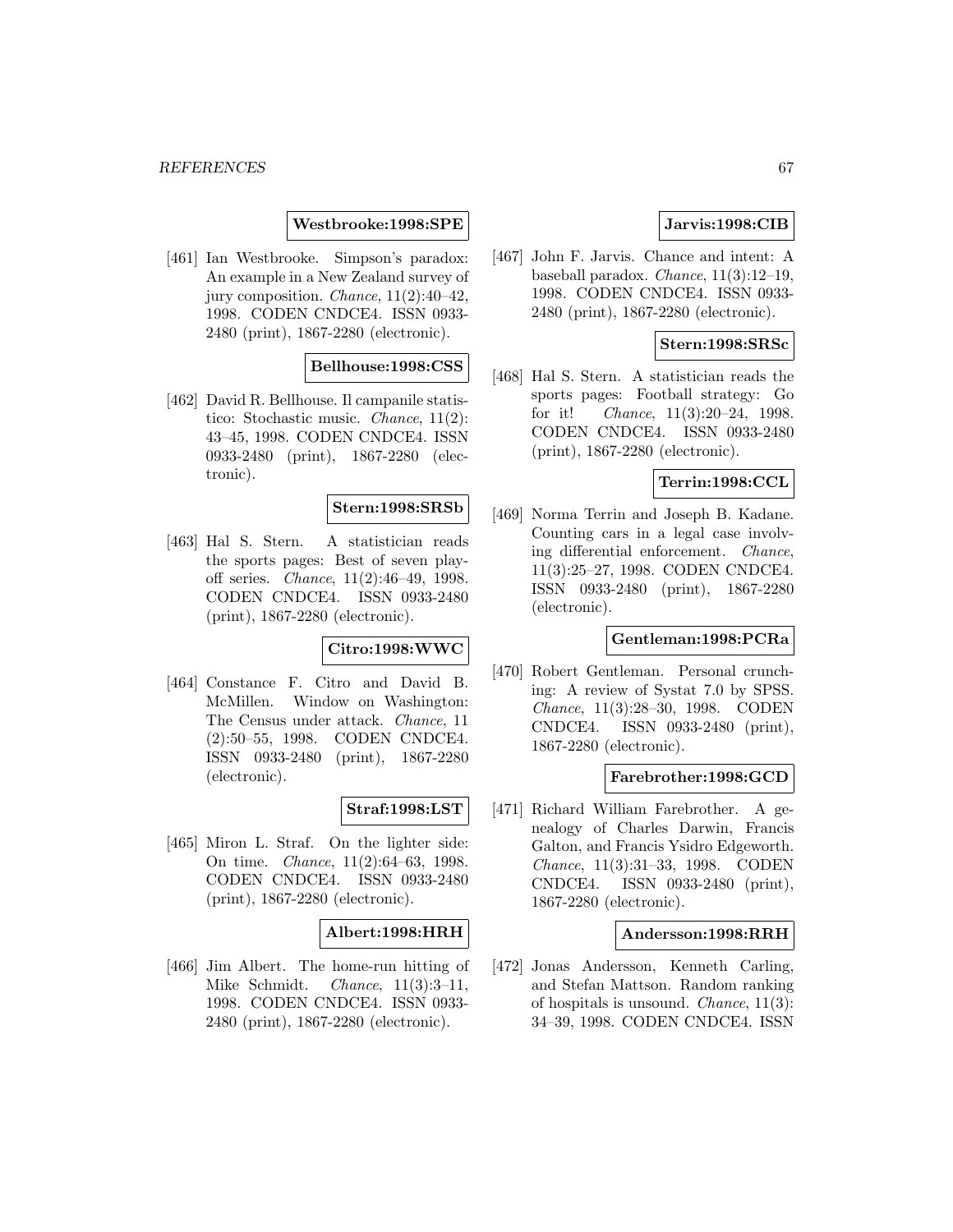**Westbrooke:1998:SPE**

[461] Ian Westbrooke. Simpson's paradox: An example in a New Zealand survey of jury composition. *Chance*, 11(2):40–42, 1998. CODEN CNDCE4. ISSN 0933-2480 (print), 1867-2280 (electronic).

**Bellhouse:1998:CSS**

[462] David R. Bellhouse. Il campanile statistico: Stochastic music. *Chance*, 11(2): 43–45, 1998. CODEN CNDCE4. ISSN 0933-2480 (print), 1867-2280 (electronic).

**Stern:1998:SRSb**

[463] Hal S. Stern. A statistician reads the sports pages: Best of seven playoff series. *Chance*, 11(2):46–49, 1998. CODEN CNDCE4. ISSN 0933-2480 (print), 1867-2280 (electronic).

**Citro:1998:WWC**

[464] Constance F. Citro and David B. McMillen. Window on Washington: The Census under attack. *Chance*, 11 (2):50–55, 1998. CODEN CNDCE4. ISSN 0933-2480 (print), 1867-2280 (electronic).

**Straf:1998:LST**

[465] Miron L. Straf. On the lighter side: On time. *Chance*, 11(2):64–63, 1998. CODEN CNDCE4. ISSN 0933-2480 (print), 1867-2280 (electronic).

**Albert:1998:HRH**

[466] Jim Albert. The home-run hitting of Mike Schmidt. *Chance*, 11(3):3–11, 1998. CODEN CNDCE4. ISSN 0933-2480 (print), 1867-2280 (electronic).

**Jarvis:1998:CIB**

[467] John F. Jarvis. Chance and intent: A baseball paradox. *Chance*, 11(3):12–19, 1998. CODEN CNDCE4. ISSN 0933-2480 (print), 1867-2280 (electronic).

**Stern:1998:SRSc**

[468] Hal S. Stern. A statistician reads the sports pages: Football strategy: Go for it! *Chance*, 11(3):20–24, 1998. CODEN CNDCE4. ISSN 0933-2480 (print), 1867-2280 (electronic).

**Terrin:1998:CCL**

[469] Norma Terrin and Joseph B. Kadane. Counting cars in a legal case involving differential enforcement. *Chance*, 11(3):25–27, 1998. CODEN CNDCE4. ISSN 0933-2480 (print), 1867-2280 (electronic).

**Gentleman:1998:PCRa**

[470] Robert Gentleman. Personal crunching: A review of Systat 7.0 by SPSS. *Chance*, 11(3):28–30, 1998. CODEN CNDCE4. ISSN 0933-2480 (print), 1867-2280 (electronic).

**Farebrother:1998:GCD**

[471] Richard William Farebrother. A genealogy of Charles Darwin, Francis Galton, and Francis Ysidro Edgeworth. *Chance*, 11(3):31–33, 1998. CODEN CNDCE4. ISSN 0933-2480 (print), 1867-2280 (electronic).

**Andersson:1998:RRH**

[472] Jonas Andersson, Kenneth Carling, and Stefan Mattson. Random ranking of hospitals is unsound. *Chance*, 11(3): 34–39, 1998. CODEN CNDCE4. ISSN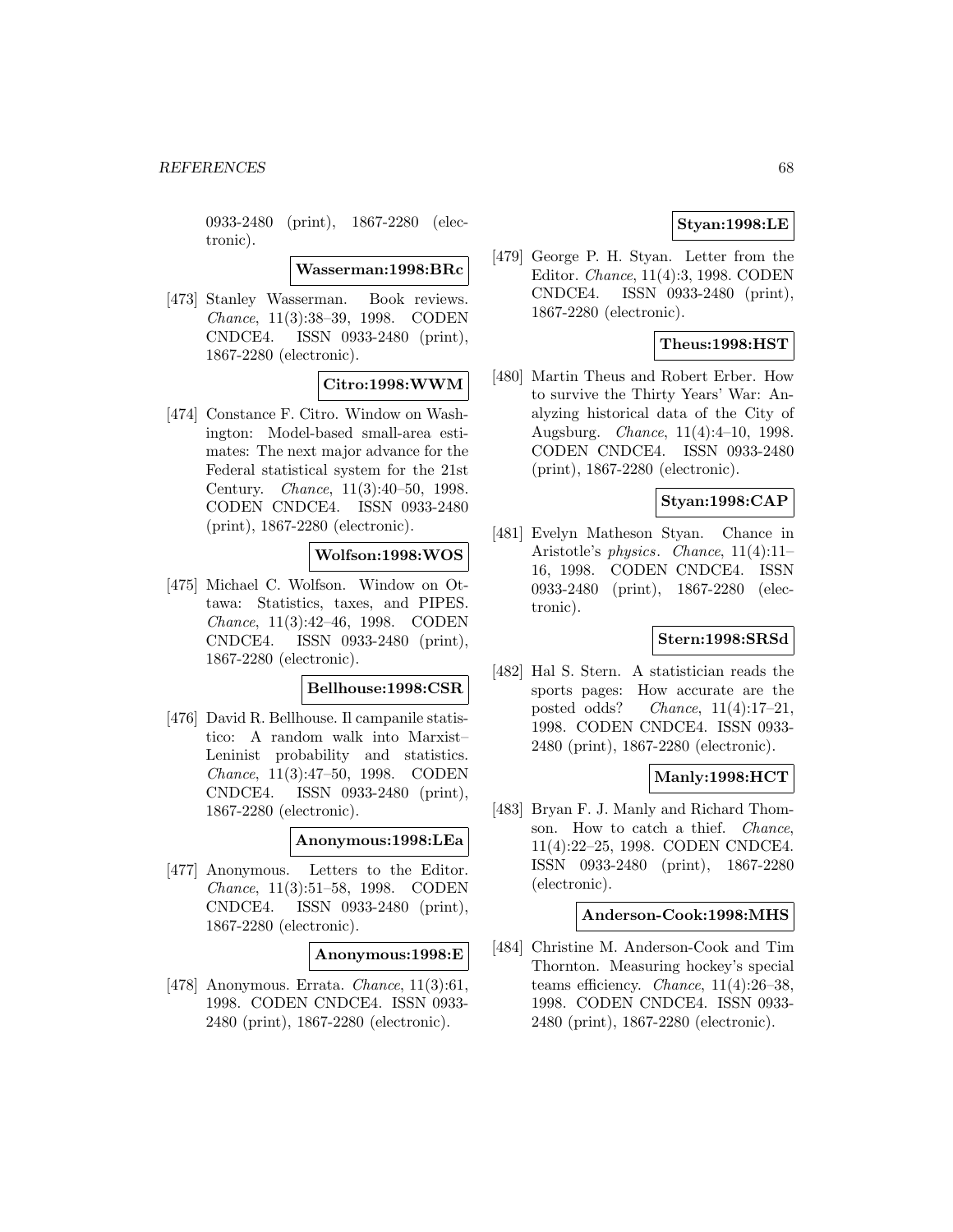0933-2480 (print), 1867-2280 (electronic).

**Wasserman:1998:BRc**

[473] Stanley Wasserman. Book reviews. *Chance*, 11(3):38–39, 1998. CODEN CNDCE4. ISSN 0933-2480 (print), 1867-2280 (electronic).

**Citro:1998:WWM**

[474] Constance F. Citro. Window on Washington: Model-based small-area estimates: The next major advance for the Federal statistical system for the 21st Century. *Chance*, 11(3):40–50, 1998. CODEN CNDCE4. ISSN 0933-2480 (print), 1867-2280 (electronic).

**Wolfson:1998:WOS**

[475] Michael C. Wolfson. Window on Ottawa: Statistics, taxes, and PIPES. *Chance*, 11(3):42–46, 1998. CODEN CNDCE4. ISSN 0933-2480 (print), 1867-2280 (electronic).

**Bellhouse:1998:CSR**

[476] David R. Bellhouse. Il campanile statistico: A random walk into Marxist–Leninist probability and statistics. *Chance*, 11(3):47–50, 1998. CODEN CNDCE4. ISSN 0933-2480 (print), 1867-2280 (electronic).

**Anonymous:1998:LEa**

[477] Anonymous. Letters to the Editor. *Chance*, 11(3):51–58, 1998. CODEN CNDCE4. ISSN 0933-2480 (print), 1867-2280 (electronic).

**Anonymous:1998:E**

[478] Anonymous. Errata. *Chance*, 11(3):61, 1998. CODEN CNDCE4. ISSN 0933-2480 (print), 1867-2280 (electronic).

**Styan:1998:LE**

[479] George P. H. Styan. Letter from the Editor. *Chance*, 11(4):3, 1998. CODEN CNDCE4. ISSN 0933-2480 (print), 1867-2280 (electronic).

**Theus:1998:HST**

[480] Martin Theus and Robert Erber. How to survive the Thirty Years' War: Analyzing historical data of the City of Augsburg. *Chance*, 11(4):4–10, 1998. CODEN CNDCE4. ISSN 0933-2480 (print), 1867-2280 (electronic).

**Styan:1998:CAP**

[481] Evelyn Matheson Styan. Chance in Aristotle's *physics*. *Chance*, 11(4):11–16, 1998. CODEN CNDCE4. ISSN 0933-2480 (print), 1867-2280 (electronic).

**Stern:1998:SRSd**

[482] Hal S. Stern. A statistician reads the sports pages: How accurate are the posted odds? *Chance*, 11(4):17–21, 1998. CODEN CNDCE4. ISSN 0933-2480 (print), 1867-2280 (electronic).

**Manly:1998:HCT**

[483] Bryan F. J. Manly and Richard Thomson. How to catch a thief. *Chance*, 11(4):22–25, 1998. CODEN CNDCE4. ISSN 0933-2480 (print), 1867-2280 (electronic).

**Anderson-Cook:1998:MHS**

[484] Christine M. Anderson-Cook and Tim Thornton. Measuring hockey's special teams efficiency. *Chance*, 11(4):26–38, 1998. CODEN CNDCE4. ISSN 0933-2480 (print), 1867-2280 (electronic).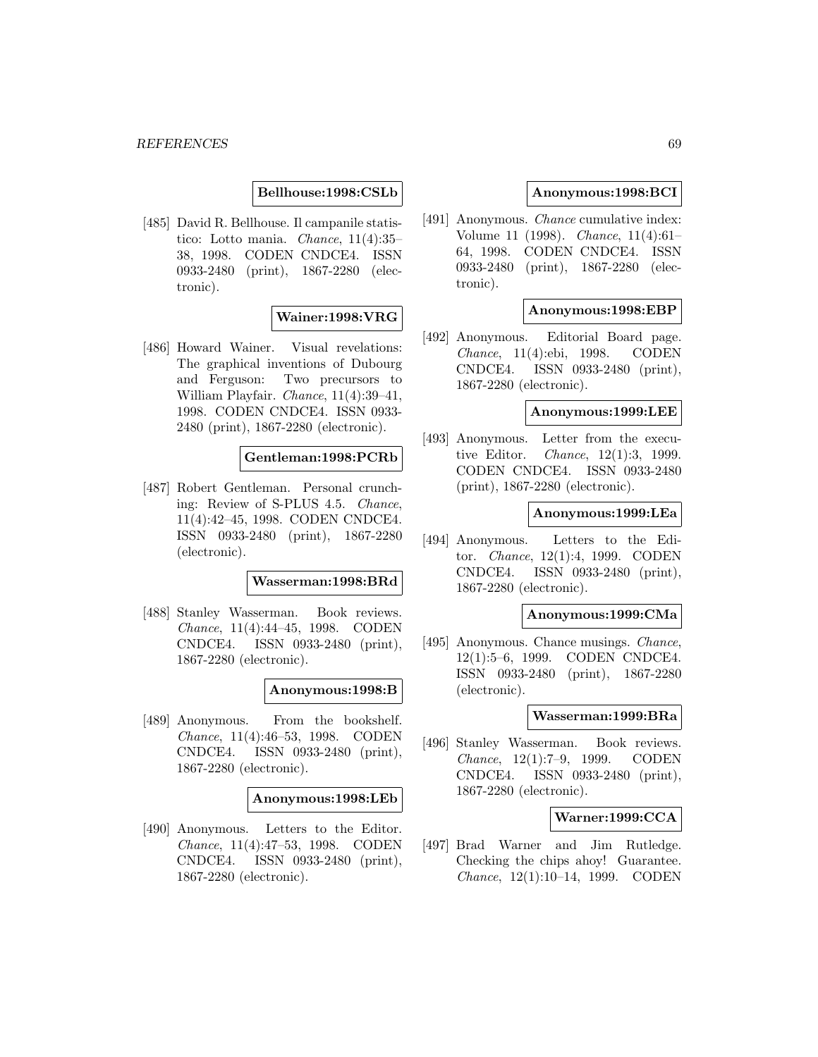**Bellhouse:1998:CSLb**

[485] David R. Bellhouse. Il campanile statistico: Lotto mania. *Chance*, 11(4):35–38, 1998. CODEN CNDCE4. ISSN 0933-2480 (print), 1867-2280 (electronic).

**Wainer:1998:VRG**

[486] Howard Wainer. Visual revelations: The graphical inventions of Dubourg and Ferguson: Two precursors to William Playfair. *Chance*, 11(4):39–41, 1998. CODEN CNDCE4. ISSN 0933-2480 (print), 1867-2280 (electronic).

**Gentleman:1998:PCRb**

[487] Robert Gentleman. Personal crunching: Review of S-PLUS 4.5. *Chance*, 11(4):42–45, 1998. CODEN CNDCE4. ISSN 0933-2480 (print), 1867-2280 (electronic).

**Wasserman:1998:BRd**

[488] Stanley Wasserman. Book reviews. *Chance*, 11(4):44–45, 1998. CODEN CNDCE4. ISSN 0933-2480 (print), 1867-2280 (electronic).

**Anonymous:1998:B**

[489] Anonymous. From the bookshelf. *Chance*, 11(4):46–53, 1998. CODEN CNDCE4. ISSN 0933-2480 (print), 1867-2280 (electronic).

**Anonymous:1998:LEb**

[490] Anonymous. Letters to the Editor. *Chance*, 11(4):47–53, 1998. CODEN CNDCE4. ISSN 0933-2480 (print), 1867-2280 (electronic).

**Anonymous:1998:BCI**

[491] Anonymous. *Chance* cumulative index: Volume 11 (1998). *Chance*, 11(4):61–64, 1998. CODEN CNDCE4. ISSN 0933-2480 (print), 1867-2280 (electronic).

**Anonymous:1998:EBP**

[492] Anonymous. Editorial Board page. *Chance*, 11(4):ebi, 1998. CODEN CNDCE4. ISSN 0933-2480 (print), 1867-2280 (electronic).

**Anonymous:1999:LEE**

[493] Anonymous. Letter from the executive Editor. *Chance*, 12(1):3, 1999. CODEN CNDCE4. ISSN 0933-2480 (print), 1867-2280 (electronic).

**Anonymous:1999:LEa**

[494] Anonymous. Letters to the Editor. *Chance*, 12(1):4, 1999. CODEN CNDCE4. ISSN 0933-2480 (print), 1867-2280 (electronic).

**Anonymous:1999:CMa**

[495] Anonymous. Chance musings. *Chance*, 12(1):5–6, 1999. CODEN CNDCE4. ISSN 0933-2480 (print), 1867-2280 (electronic).

**Wasserman:1999:BRa**

[496] Stanley Wasserman. Book reviews. *Chance*, 12(1):7–9, 1999. CODEN CNDCE4. ISSN 0933-2480 (print), 1867-2280 (electronic).

**Warner:1999:CCA**

[497] Brad Warner and Jim Rutledge. Checking the chips ahoy! Guarantee. *Chance*, 12(1):10–14, 1999. CODEN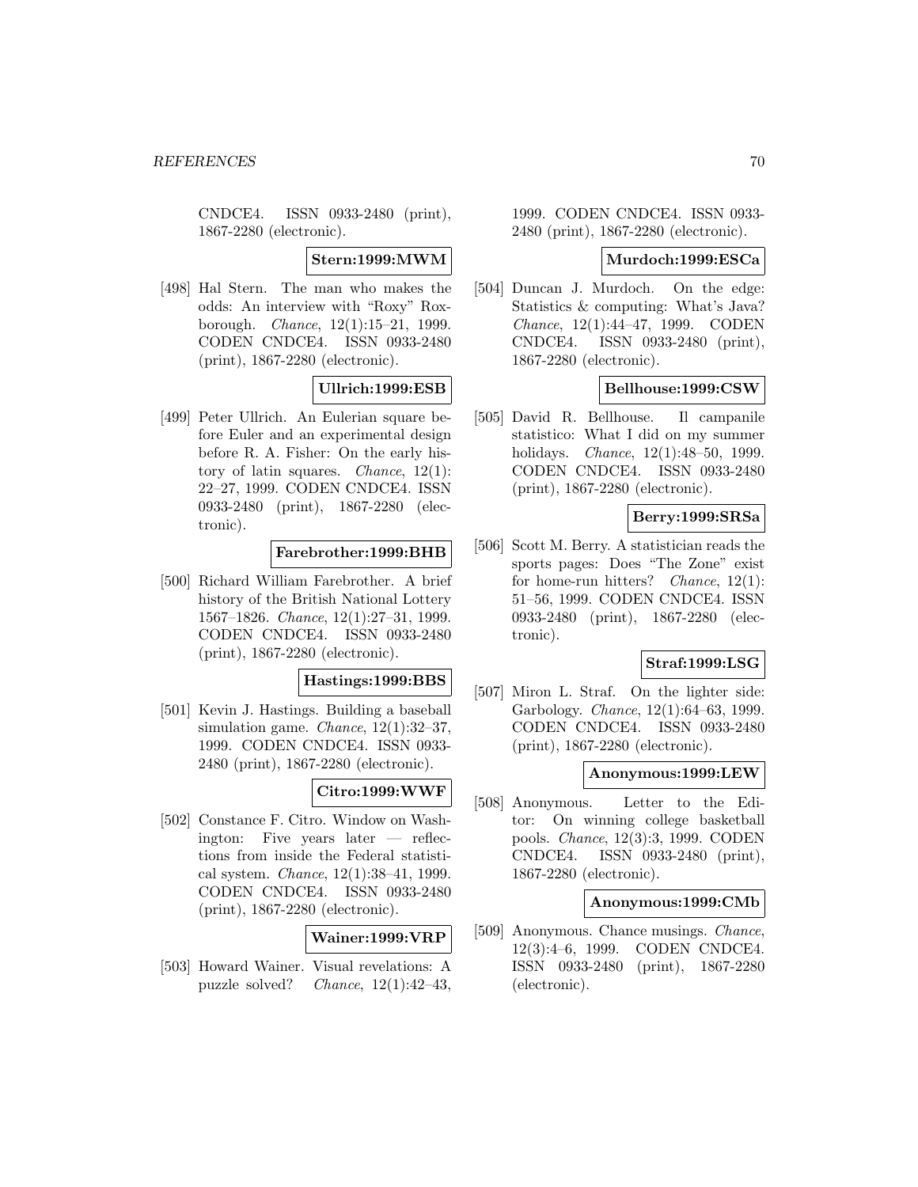CNDCE4. ISSN 0933-2480 (print), 1867-2280 (electronic).

**Stern:1999:MWM**

[498] Hal Stern. The man who makes the odds: An interview with "Roxy" Roxborough. *Chance*, 12(1):15–21, 1999. CODEN CNDCE4. ISSN 0933-2480 (print), 1867-2280 (electronic).

**Ullrich:1999:ESB**

[499] Peter Ullrich. An Eulerian square before Euler and an experimental design before R. A. Fisher: On the early history of latin squares. *Chance*, 12(1): 22–27, 1999. CODEN CNDCE4. ISSN 0933-2480 (print), 1867-2280 (electronic).

**Farebrother:1999:BHB**

[500] Richard William Farebrother. A brief history of the British National Lottery 1567–1826. *Chance*, 12(1):27–31, 1999. CODEN CNDCE4. ISSN 0933-2480 (print), 1867-2280 (electronic).

**Hastings:1999:BBS**

[501] Kevin J. Hastings. Building a baseball simulation game. *Chance*, 12(1):32–37, 1999. CODEN CNDCE4. ISSN 0933-2480 (print), 1867-2280 (electronic).

**Citro:1999:WWF**

[502] Constance F. Citro. Window on Washington: Five years later — reflections from inside the Federal statistical system. *Chance*, 12(1):38–41, 1999. CODEN CNDCE4. ISSN 0933-2480 (print), 1867-2280 (electronic).

**Wainer:1999:VRP**

[503] Howard Wainer. Visual revelations: A puzzle solved? *Chance*, 12(1):42–43, 1999. CODEN CNDCE4. ISSN 0933-2480 (print), 1867-2280 (electronic).

**Murdoch:1999:ESCa**

[504] Duncan J. Murdoch. On the edge: Statistics & computing: What's Java? *Chance*, 12(1):44–47, 1999. CODEN CNDCE4. ISSN 0933-2480 (print), 1867-2280 (electronic).

**Bellhouse:1999:CSW**

[505] David R. Bellhouse. Il campanile statistico: What I did on my summer holidays. *Chance*, 12(1):48–50, 1999. CODEN CNDCE4. ISSN 0933-2480 (print), 1867-2280 (electronic).

**Berry:1999:SRSa**

[506] Scott M. Berry. A statistician reads the sports pages: Does "The Zone" exist for home-run hitters? *Chance*, 12(1): 51–56, 1999. CODEN CNDCE4. ISSN 0933-2480 (print), 1867-2280 (electronic).

**Straf:1999:LSG**

[507] Miron L. Straf. On the lighter side: Garbology. *Chance*, 12(1):64–63, 1999. CODEN CNDCE4. ISSN 0933-2480 (print), 1867-2280 (electronic).

**Anonymous:1999:LEW**

[508] Anonymous. Letter to the Editor: On winning college basketball pools. *Chance*, 12(3):3, 1999. CODEN CNDCE4. ISSN 0933-2480 (print), 1867-2280 (electronic).

**Anonymous:1999:CMb**

[509] Anonymous. Chance musings. *Chance*, 12(3):4–6, 1999. CODEN CNDCE4. ISSN 0933-2480 (print), 1867-2280 (electronic).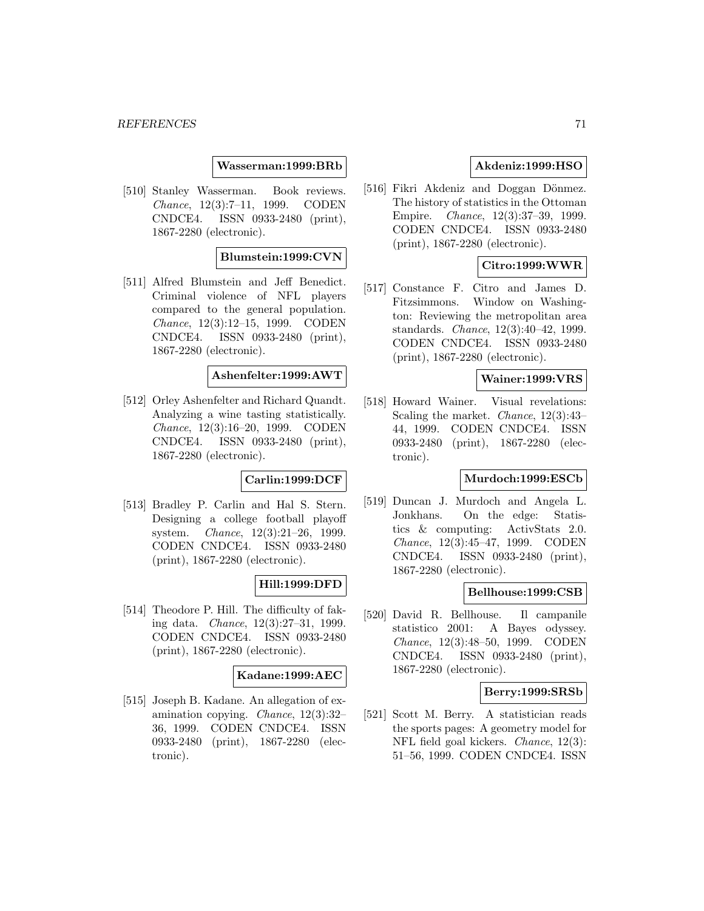**Wasserman:1999:BRb**

[510] Stanley Wasserman. Book reviews. *Chance*, 12(3):7–11, 1999. CODEN CNDCE4. ISSN 0933-2480 (print), 1867-2280 (electronic).

**Blumstein:1999:CVN**

[511] Alfred Blumstein and Jeff Benedict. Criminal violence of NFL players compared to the general population. *Chance*, 12(3):12–15, 1999. CODEN CNDCE4. ISSN 0933-2480 (print), 1867-2280 (electronic).

**Ashenfelter:1999:AWT**

[512] Orley Ashenfelter and Richard Quandt. Analyzing a wine tasting statistically. *Chance*, 12(3):16–20, 1999. CODEN CNDCE4. ISSN 0933-2480 (print), 1867-2280 (electronic).

**Carlin:1999:DCF**

[513] Bradley P. Carlin and Hal S. Stern. Designing a college football playoff system. *Chance*, 12(3):21–26, 1999. CODEN CNDCE4. ISSN 0933-2480 (print), 1867-2280 (electronic).

**Hill:1999:DFD**

[514] Theodore P. Hill. The difficulty of faking data. *Chance*, 12(3):27–31, 1999. CODEN CNDCE4. ISSN 0933-2480 (print), 1867-2280 (electronic).

**Kadane:1999:AEC**

[515] Joseph B. Kadane. An allegation of examination copying. *Chance*, 12(3):32–36, 1999. CODEN CNDCE4. ISSN 0933-2480 (print), 1867-2280 (electronic).

**Akdeniz:1999:HSO**

[516] Fikri Akdeniz and Doggan Dönmez. The history of statistics in the Ottoman Empire. *Chance*, 12(3):37–39, 1999. CODEN CNDCE4. ISSN 0933-2480 (print), 1867-2280 (electronic).

**Citro:1999:WWR**

[517] Constance F. Citro and James D. Fitzsimmons. Window on Washington: Reviewing the metropolitan area standards. *Chance*, 12(3):40–42, 1999. CODEN CNDCE4. ISSN 0933-2480 (print), 1867-2280 (electronic).

**Wainer:1999:VRS**

[518] Howard Wainer. Visual revelations: Scaling the market. *Chance*, 12(3):43–44, 1999. CODEN CNDCE4. ISSN 0933-2480 (print), 1867-2280 (electronic).

**Murdoch:1999:ESCb**

[519] Duncan J. Murdoch and Angela L. Jonkhans. On the edge: Statistics & computing: ActivStats 2.0. *Chance*, 12(3):45–47, 1999. CODEN CNDCE4. ISSN 0933-2480 (print), 1867-2280 (electronic).

**Bellhouse:1999:CSB**

[520] David R. Bellhouse. Il campanile statistico 2001: A Bayes odyssey. *Chance*, 12(3):48–50, 1999. CODEN CNDCE4. ISSN 0933-2480 (print), 1867-2280 (electronic).

**Berry:1999:SRSb**

[521] Scott M. Berry. A statistician reads the sports pages: A geometry model for NFL field goal kickers. *Chance*, 12(3): 51–56, 1999. CODEN CNDCE4. ISSN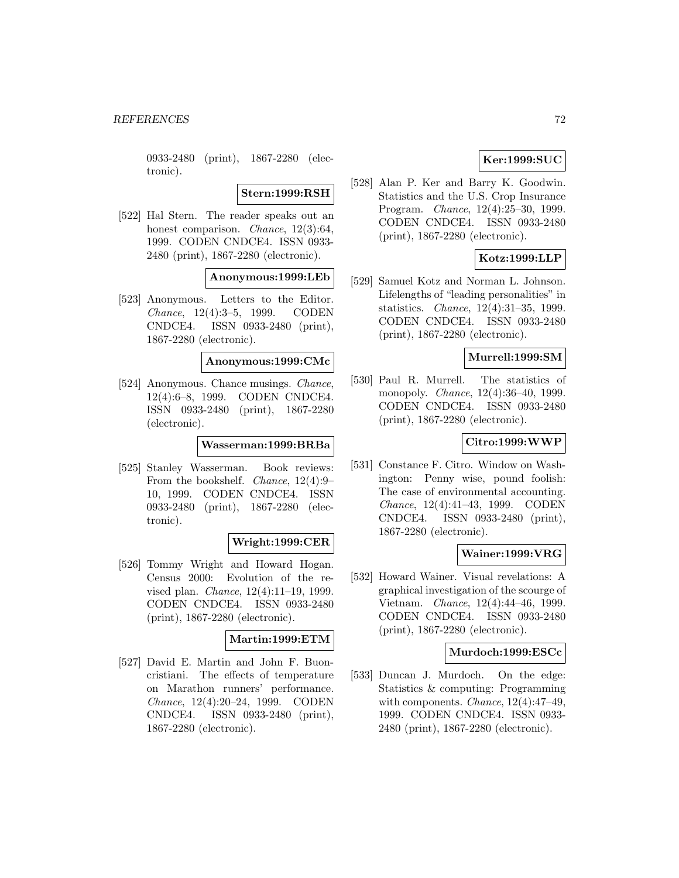0933-2480 (print), 1867-2280 (electronic).

**Stern:1999:RSH**

[522] Hal Stern. The reader speaks out an honest comparison. *Chance*, 12(3):64, 1999. CODEN CNDCE4. ISSN 0933-2480 (print), 1867-2280 (electronic).

**Anonymous:1999:LEb**

[523] Anonymous. Letters to the Editor. *Chance*, 12(4):3–5, 1999. CODEN CNDCE4. ISSN 0933-2480 (print), 1867-2280 (electronic).

**Anonymous:1999:CMc**

[524] Anonymous. Chance musings. *Chance*, 12(4):6–8, 1999. CODEN CNDCE4. ISSN 0933-2480 (print), 1867-2280 (electronic).

**Wasserman:1999:BRBa**

[525] Stanley Wasserman. Book reviews: From the bookshelf. *Chance*, 12(4):9–10, 1999. CODEN CNDCE4. ISSN 0933-2480 (print), 1867-2280 (electronic).

**Wright:1999:CER**

[526] Tommy Wright and Howard Hogan. Census 2000: Evolution of the revised plan. *Chance*, 12(4):11–19, 1999. CODEN CNDCE4. ISSN 0933-2480 (print), 1867-2280 (electronic).

**Martin:1999:ETM**

[527] David E. Martin and John F. Buoncristiani. The effects of temperature on Marathon runners' performance. *Chance*, 12(4):20–24, 1999. CODEN CNDCE4. ISSN 0933-2480 (print), 1867-2280 (electronic).

**Ker:1999:SUC**

[528] Alan P. Ker and Barry K. Goodwin. Statistics and the U.S. Crop Insurance Program. *Chance*, 12(4):25–30, 1999. CODEN CNDCE4. ISSN 0933-2480 (print), 1867-2280 (electronic).

**Kotz:1999:LLP**

[529] Samuel Kotz and Norman L. Johnson. Lifelengths of "leading personalities" in statistics. *Chance*, 12(4):31–35, 1999. CODEN CNDCE4. ISSN 0933-2480 (print), 1867-2280 (electronic).

**Murrell:1999:SM**

[530] Paul R. Murrell. The statistics of monopoly. *Chance*, 12(4):36–40, 1999. CODEN CNDCE4. ISSN 0933-2480 (print), 1867-2280 (electronic).

**Citro:1999:WWP**

[531] Constance F. Citro. Window on Washington: Penny wise, pound foolish: The case of environmental accounting. *Chance*, 12(4):41–43, 1999. CODEN CNDCE4. ISSN 0933-2480 (print), 1867-2280 (electronic).

**Wainer:1999:VRG**

[532] Howard Wainer. Visual revelations: A graphical investigation of the scourge of Vietnam. *Chance*, 12(4):44–46, 1999. CODEN CNDCE4. ISSN 0933-2480 (print), 1867-2280 (electronic).

**Murdoch:1999:ESCc**

[533] Duncan J. Murdoch. On the edge: Statistics & computing: Programming with components. *Chance*, 12(4):47–49, 1999. CODEN CNDCE4. ISSN 0933-2480 (print), 1867-2280 (electronic).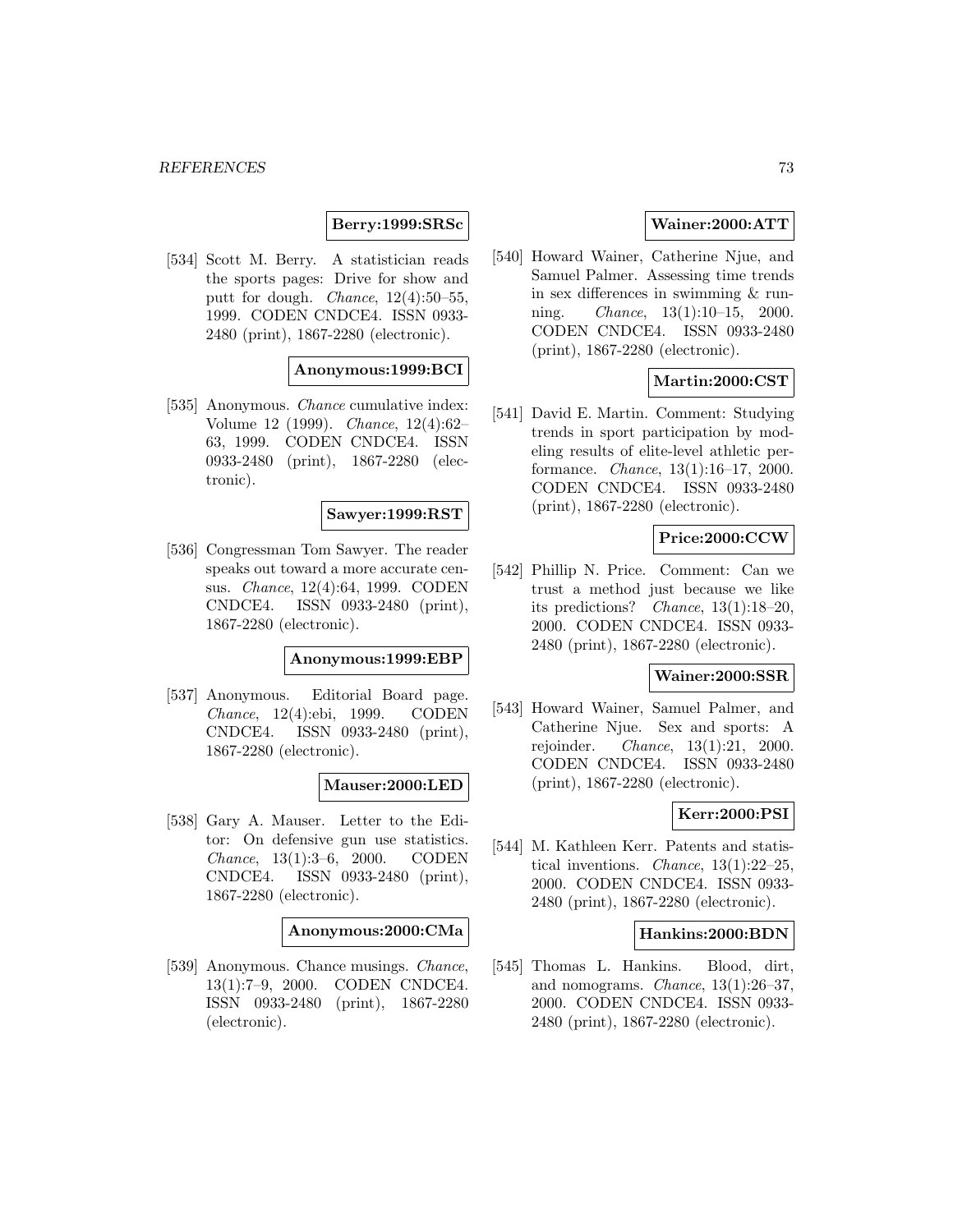**Berry:1999:SRSc**

[534] Scott M. Berry. A statistician reads the sports pages: Drive for show and putt for dough. *Chance*, 12(4):50–55, 1999. CODEN CNDCE4. ISSN 0933-2480 (print), 1867-2280 (electronic).

**Anonymous:1999:BCI**

[535] Anonymous. *Chance* cumulative index: Volume 12 (1999). *Chance*, 12(4):62–63, 1999. CODEN CNDCE4. ISSN 0933-2480 (print), 1867-2280 (electronic).

**Sawyer:1999:RST**

[536] Congressman Tom Sawyer. The reader speaks out toward a more accurate census. *Chance*, 12(4):64, 1999. CODEN CNDCE4. ISSN 0933-2480 (print), 1867-2280 (electronic).

**Anonymous:1999:EBP**

[537] Anonymous. Editorial Board page. *Chance*, 12(4):ebi, 1999. CODEN CNDCE4. ISSN 0933-2480 (print), 1867-2280 (electronic).

**Mauser:2000:LED**

[538] Gary A. Mauser. Letter to the Editor: On defensive gun use statistics. *Chance*, 13(1):3–6, 2000. CODEN CNDCE4. ISSN 0933-2480 (print), 1867-2280 (electronic).

**Anonymous:2000:CMa**

[539] Anonymous. Chance musings. *Chance*, 13(1):7–9, 2000. CODEN CNDCE4. ISSN 0933-2480 (print), 1867-2280 (electronic).

**Wainer:2000:ATT**

[540] Howard Wainer, Catherine Njue, and Samuel Palmer. Assessing time trends in sex differences in swimming & running. *Chance*, 13(1):10–15, 2000. CODEN CNDCE4. ISSN 0933-2480 (print), 1867-2280 (electronic).

**Martin:2000:CST**

[541] David E. Martin. Comment: Studying trends in sport participation by modeling results of elite-level athletic performance. *Chance*, 13(1):16–17, 2000. CODEN CNDCE4. ISSN 0933-2480 (print), 1867-2280 (electronic).

**Price:2000:CCW**

[542] Phillip N. Price. Comment: Can we trust a method just because we like its predictions? *Chance*, 13(1):18–20, 2000. CODEN CNDCE4. ISSN 0933-2480 (print), 1867-2280 (electronic).

**Wainer:2000:SSR**

[543] Howard Wainer, Samuel Palmer, and Catherine Njue. Sex and sports: A rejoinder. *Chance*, 13(1):21, 2000. CODEN CNDCE4. ISSN 0933-2480 (print), 1867-2280 (electronic).

**Kerr:2000:PSI**

[544] M. Kathleen Kerr. Patents and statistical inventions. *Chance*, 13(1):22–25, 2000. CODEN CNDCE4. ISSN 0933-2480 (print), 1867-2280 (electronic).

**Hankins:2000:BDN**

[545] Thomas L. Hankins. Blood, dirt, and nomograms. *Chance*, 13(1):26–37, 2000. CODEN CNDCE4. ISSN 0933-2480 (print), 1867-2280 (electronic).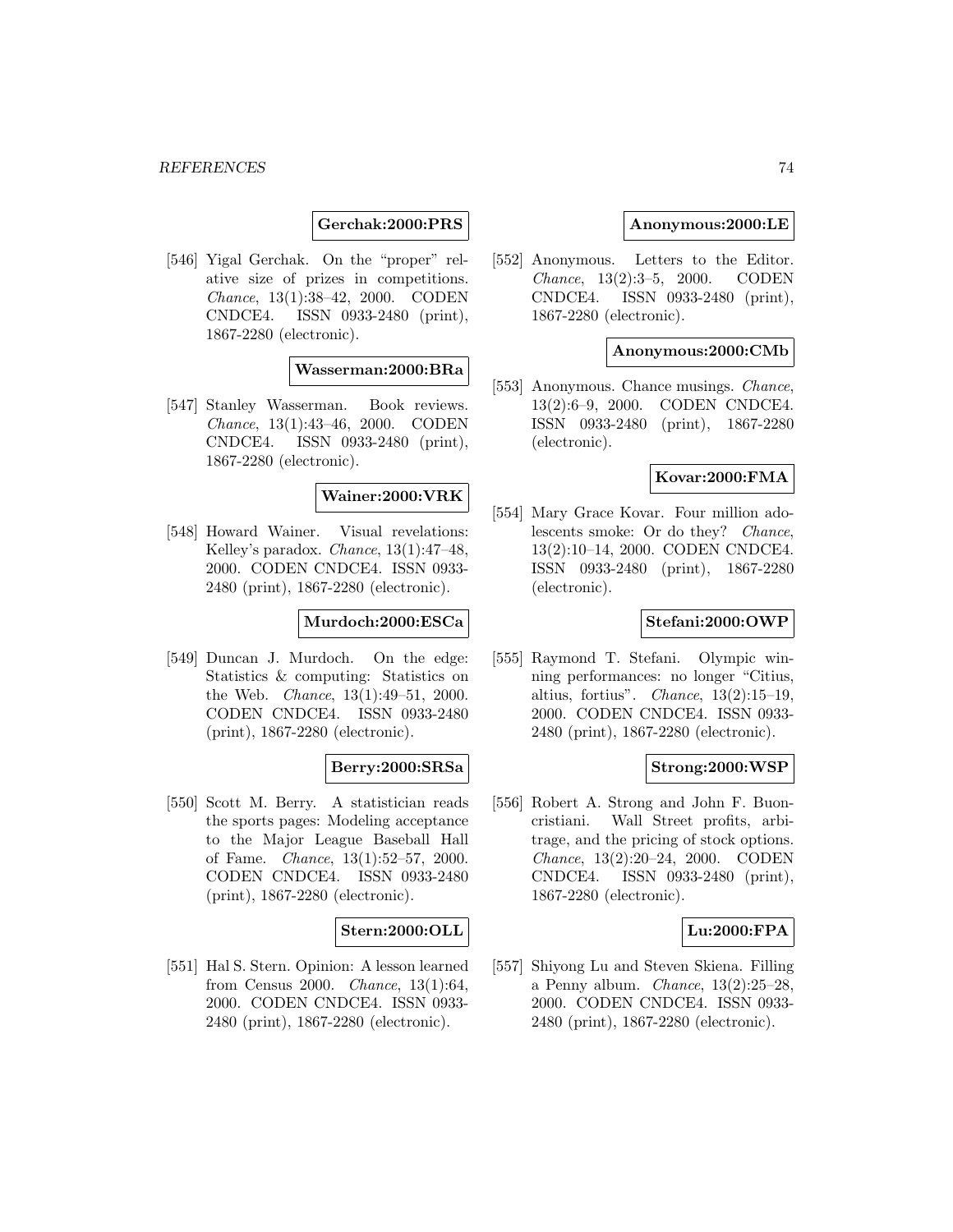**Gerchak:2000:PRS**

[546] Yigal Gerchak. On the "proper" relative size of prizes in competitions. *Chance*, 13(1):38–42, 2000. CODEN CNDCE4. ISSN 0933-2480 (print), 1867-2280 (electronic).

**Wasserman:2000:BRa**

[547] Stanley Wasserman. Book reviews. *Chance*, 13(1):43–46, 2000. CODEN CNDCE4. ISSN 0933-2480 (print), 1867-2280 (electronic).

**Wainer:2000:VRK**

[548] Howard Wainer. Visual revelations: Kelley's paradox. *Chance*, 13(1):47–48, 2000. CODEN CNDCE4. ISSN 0933-2480 (print), 1867-2280 (electronic).

**Murdoch:2000:ESCa**

[549] Duncan J. Murdoch. On the edge: Statistics & computing: Statistics on the Web. *Chance*, 13(1):49–51, 2000. CODEN CNDCE4. ISSN 0933-2480 (print), 1867-2280 (electronic).

**Berry:2000:SRSa**

[550] Scott M. Berry. A statistician reads the sports pages: Modeling acceptance to the Major League Baseball Hall of Fame. *Chance*, 13(1):52–57, 2000. CODEN CNDCE4. ISSN 0933-2480 (print), 1867-2280 (electronic).

**Stern:2000:OLL**

[551] Hal S. Stern. Opinion: A lesson learned from Census 2000. *Chance*, 13(1):64, 2000. CODEN CNDCE4. ISSN 0933-2480 (print), 1867-2280 (electronic).

**Anonymous:2000:LE**

[552] Anonymous. Letters to the Editor. *Chance*, 13(2):3–5, 2000. CODEN CNDCE4. ISSN 0933-2480 (print), 1867-2280 (electronic).

**Anonymous:2000:CMb**

[553] Anonymous. Chance musings. *Chance*, 13(2):6–9, 2000. CODEN CNDCE4. ISSN 0933-2480 (print), 1867-2280 (electronic).

**Kovar:2000:FMA**

[554] Mary Grace Kovar. Four million adolescents smoke: Or do they? *Chance*, 13(2):10–14, 2000. CODEN CNDCE4. ISSN 0933-2480 (print), 1867-2280 (electronic).

**Stefani:2000:OWP**

[555] Raymond T. Stefani. Olympic winning performances: no longer "Citius, altius, fortius". *Chance*, 13(2):15–19, 2000. CODEN CNDCE4. ISSN 0933-2480 (print), 1867-2280 (electronic).

**Strong:2000:WSP**

[556] Robert A. Strong and John F. Buoncristiani. Wall Street profits, arbitrage, and the pricing of stock options. *Chance*, 13(2):20–24, 2000. CODEN CNDCE4. ISSN 0933-2480 (print), 1867-2280 (electronic).

**Lu:2000:FPA**

[557] Shiyong Lu and Steven Skiena. Filling a Penny album. *Chance*, 13(2):25–28, 2000. CODEN CNDCE4. ISSN 0933-2480 (print), 1867-2280 (electronic).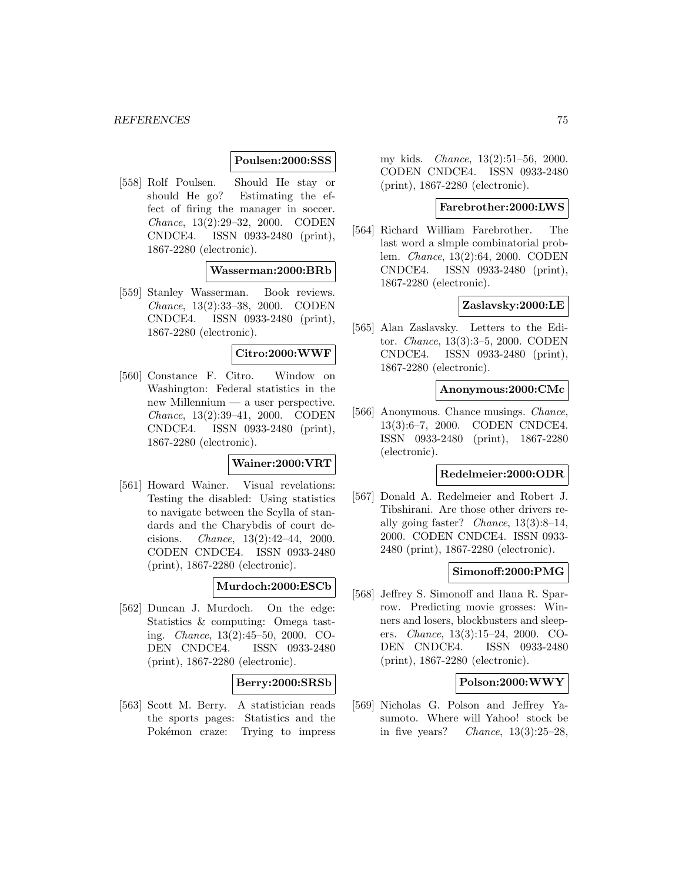**Poulsen:2000:SSS**

[558] Rolf Poulsen. Should He stay or should He go? Estimating the effect of firing the manager in soccer. *Chance*, 13(2):29–32, 2000. CODEN CNDCE4. ISSN 0933-2480 (print), 1867-2280 (electronic).

**Wasserman:2000:BRb**

[559] Stanley Wasserman. Book reviews. *Chance*, 13(2):33–38, 2000. CODEN CNDCE4. ISSN 0933-2480 (print), 1867-2280 (electronic).

**Citro:2000:WWF**

[560] Constance F. Citro. Window on Washington: Federal statistics in the new Millennium — a user perspective. *Chance*, 13(2):39–41, 2000. CODEN CNDCE4. ISSN 0933-2480 (print), 1867-2280 (electronic).

**Wainer:2000:VRT**

[561] Howard Wainer. Visual revelations: Testing the disabled: Using statistics to navigate between the Scylla of standards and the Charybdis of court decisions. *Chance*, 13(2):42–44, 2000. CODEN CNDCE4. ISSN 0933-2480 (print), 1867-2280 (electronic).

**Murdoch:2000:ESCb**

[562] Duncan J. Murdoch. On the edge: Statistics & computing: Omega tasting. *Chance*, 13(2):45–50, 2000. CODEN CNDCE4. ISSN 0933-2480 (print), 1867-2280 (electronic).

**Berry:2000:SRSb**

[563] Scott M. Berry. A statistician reads the sports pages: Statistics and the Pokémon craze: Trying to impress my kids. *Chance*, 13(2):51–56, 2000. CODEN CNDCE4. ISSN 0933-2480 (print), 1867-2280 (electronic).

**Farebrother:2000:LWS**

[564] Richard William Farebrother. The last word a slmple combinatorial problem. *Chance*, 13(2):64, 2000. CODEN CNDCE4. ISSN 0933-2480 (print), 1867-2280 (electronic).

**Zaslavsky:2000:LE**

[565] Alan Zaslavsky. Letters to the Editor. *Chance*, 13(3):3–5, 2000. CODEN CNDCE4. ISSN 0933-2480 (print), 1867-2280 (electronic).

**Anonymous:2000:CMc**

[566] Anonymous. Chance musings. *Chance*, 13(3):6–7, 2000. CODEN CNDCE4. ISSN 0933-2480 (print), 1867-2280 (electronic).

**Redelmeier:2000:ODR**

[567] Donald A. Redelmeier and Robert J. Tibshirani. Are those other drivers really going faster? *Chance*, 13(3):8–14, 2000. CODEN CNDCE4. ISSN 0933-2480 (print), 1867-2280 (electronic).

**Simonoff:2000:PMG**

[568] Jeffrey S. Simonoff and Ilana R. Sparrow. Predicting movie grosses: Winners and losers, blockbusters and sleepers. *Chance*, 13(3):15–24, 2000. CODEN CNDCE4. ISSN 0933-2480 (print), 1867-2280 (electronic).

**Polson:2000:WWY**

[569] Nicholas G. Polson and Jeffrey Yasumoto. Where will Yahoo! stock be in five years? *Chance*, 13(3):25–28,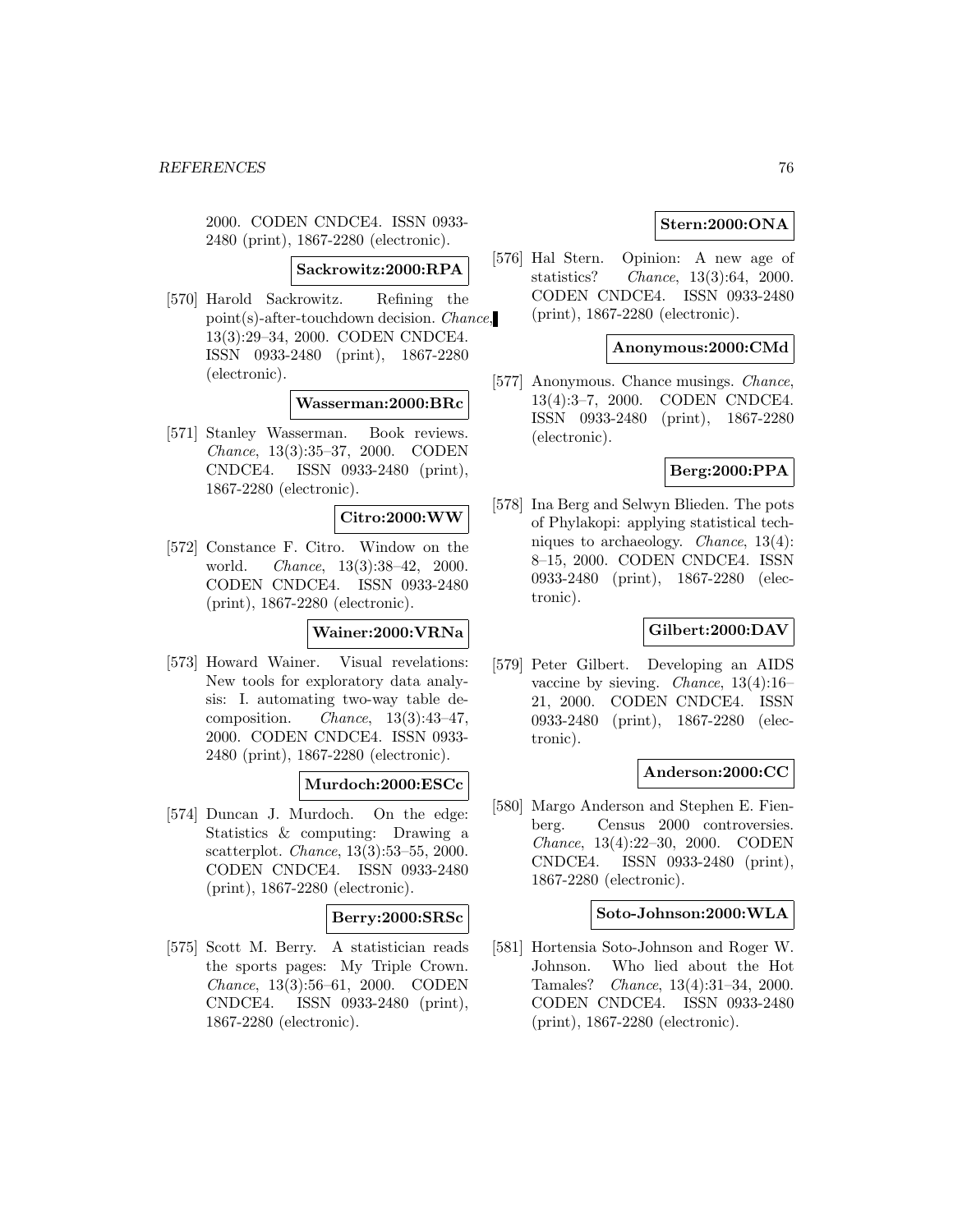2000. CODEN CNDCE4. ISSN 0933-2480 (print), 1867-2280 (electronic).

**Sackrowitz:2000:RPA**

[570] Harold Sackrowitz. Refining the point(s)-after-touchdown decision. *Chance*, 13(3):29–34, 2000. CODEN CNDCE4. ISSN 0933-2480 (print), 1867-2280 (electronic).

**Wasserman:2000:BRc**

[571] Stanley Wasserman. Book reviews. *Chance*, 13(3):35–37, 2000. CODEN CNDCE4. ISSN 0933-2480 (print), 1867-2280 (electronic).

**Citro:2000:WW**

[572] Constance F. Citro. Window on the world. *Chance*, 13(3):38–42, 2000. CODEN CNDCE4. ISSN 0933-2480 (print), 1867-2280 (electronic).

**Wainer:2000:VRNa**

[573] Howard Wainer. Visual revelations: New tools for exploratory data analysis: I. automating two-way table decomposition. *Chance*, 13(3):43–47, 2000. CODEN CNDCE4. ISSN 0933-2480 (print), 1867-2280 (electronic).

**Murdoch:2000:ESCc**

[574] Duncan J. Murdoch. On the edge: Statistics & computing: Drawing a scatterplot. *Chance*, 13(3):53–55, 2000. CODEN CNDCE4. ISSN 0933-2480 (print), 1867-2280 (electronic).

**Berry:2000:SRSc**

[575] Scott M. Berry. A statistician reads the sports pages: My Triple Crown. *Chance*, 13(3):56–61, 2000. CODEN CNDCE4. ISSN 0933-2480 (print), 1867-2280 (electronic).

**Stern:2000:ONA**

[576] Hal Stern. Opinion: A new age of statistics? *Chance*, 13(3):64, 2000. CODEN CNDCE4. ISSN 0933-2480 (print), 1867-2280 (electronic).

**Anonymous:2000:CMd**

[577] Anonymous. Chance musings. *Chance*, 13(4):3–7, 2000. CODEN CNDCE4. ISSN 0933-2480 (print), 1867-2280 (electronic).

**Berg:2000:PPA**

[578] Ina Berg and Selwyn Blieden. The pots of Phylakopi: applying statistical techniques to archaeology. *Chance*, 13(4): 8–15, 2000. CODEN CNDCE4. ISSN 0933-2480 (print), 1867-2280 (electronic).

**Gilbert:2000:DAV**

[579] Peter Gilbert. Developing an AIDS vaccine by sieving. *Chance*, 13(4):16–21, 2000. CODEN CNDCE4. ISSN 0933-2480 (print), 1867-2280 (electronic).

**Anderson:2000:CC**

[580] Margo Anderson and Stephen E. Fienberg. Census 2000 controversies. *Chance*, 13(4):22–30, 2000. CODEN CNDCE4. ISSN 0933-2480 (print), 1867-2280 (electronic).

**Soto-Johnson:2000:WLA**

[581] Hortensia Soto-Johnson and Roger W. Johnson. Who lied about the Hot Tamales? *Chance*, 13(4):31–34, 2000. CODEN CNDCE4. ISSN 0933-2480 (print), 1867-2280 (electronic).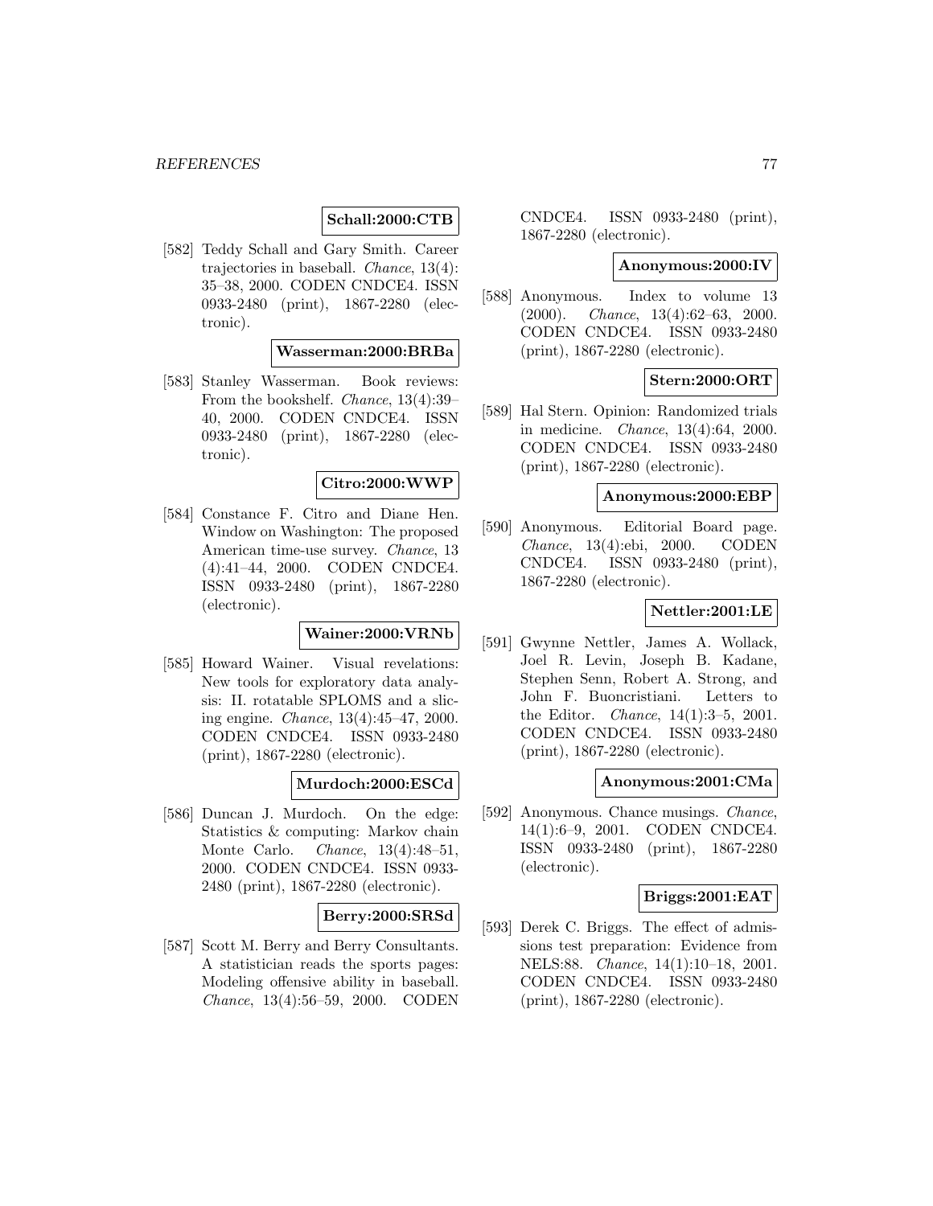**Schall:2000:CTB**

[582] Teddy Schall and Gary Smith. Career trajectories in baseball. *Chance*, 13(4): 35–38, 2000. CODEN CNDCE4. ISSN 0933-2480 (print), 1867-2280 (electronic).

**Wasserman:2000:BRBa**

[583] Stanley Wasserman. Book reviews: From the bookshelf. *Chance*, 13(4):39–40, 2000. CODEN CNDCE4. ISSN 0933-2480 (print), 1867-2280 (electronic).

**Citro:2000:WWP**

[584] Constance F. Citro and Diane Hen. Window on Washington: The proposed American time-use survey. *Chance*, 13 (4):41–44, 2000. CODEN CNDCE4. ISSN 0933-2480 (print), 1867-2280 (electronic).

**Wainer:2000:VRNb**

[585] Howard Wainer. Visual revelations: New tools for exploratory data analysis: II. rotatable SPLOMS and a slicing engine. *Chance*, 13(4):45–47, 2000. CODEN CNDCE4. ISSN 0933-2480 (print), 1867-2280 (electronic).

**Murdoch:2000:ESCd**

[586] Duncan J. Murdoch. On the edge: Statistics & computing: Markov chain Monte Carlo. *Chance*, 13(4):48–51, 2000. CODEN CNDCE4. ISSN 0933-2480 (print), 1867-2280 (electronic).

**Berry:2000:SRSd**

[587] Scott M. Berry and Berry Consultants. A statistician reads the sports pages: Modeling offensive ability in baseball. *Chance*, 13(4):56–59, 2000. CODEN CNDCE4. ISSN 0933-2480 (print), 1867-2280 (electronic).

**Anonymous:2000:IV**

[588] Anonymous. Index to volume 13 (2000). *Chance*, 13(4):62–63, 2000. CODEN CNDCE4. ISSN 0933-2480 (print), 1867-2280 (electronic).

**Stern:2000:ORT**

[589] Hal Stern. Opinion: Randomized trials in medicine. *Chance*, 13(4):64, 2000. CODEN CNDCE4. ISSN 0933-2480 (print), 1867-2280 (electronic).

**Anonymous:2000:EBP**

[590] Anonymous. Editorial Board page. *Chance*, 13(4):ebi, 2000. CODEN CNDCE4. ISSN 0933-2480 (print), 1867-2280 (electronic).

**Nettler:2001:LE**

[591] Gwynne Nettler, James A. Wollack, Joel R. Levin, Joseph B. Kadane, Stephen Senn, Robert A. Strong, and John F. Buoncristiani. Letters to the Editor. *Chance*, 14(1):3–5, 2001. CODEN CNDCE4. ISSN 0933-2480 (print), 1867-2280 (electronic).

**Anonymous:2001:CMa**

[592] Anonymous. Chance musings. *Chance*, 14(1):6–9, 2001. CODEN CNDCE4. ISSN 0933-2480 (print), 1867-2280 (electronic).

**Briggs:2001:EAT**

[593] Derek C. Briggs. The effect of admissions test preparation: Evidence from NELS:88. *Chance*, 14(1):10–18, 2001. CODEN CNDCE4. ISSN 0933-2480 (print), 1867-2280 (electronic).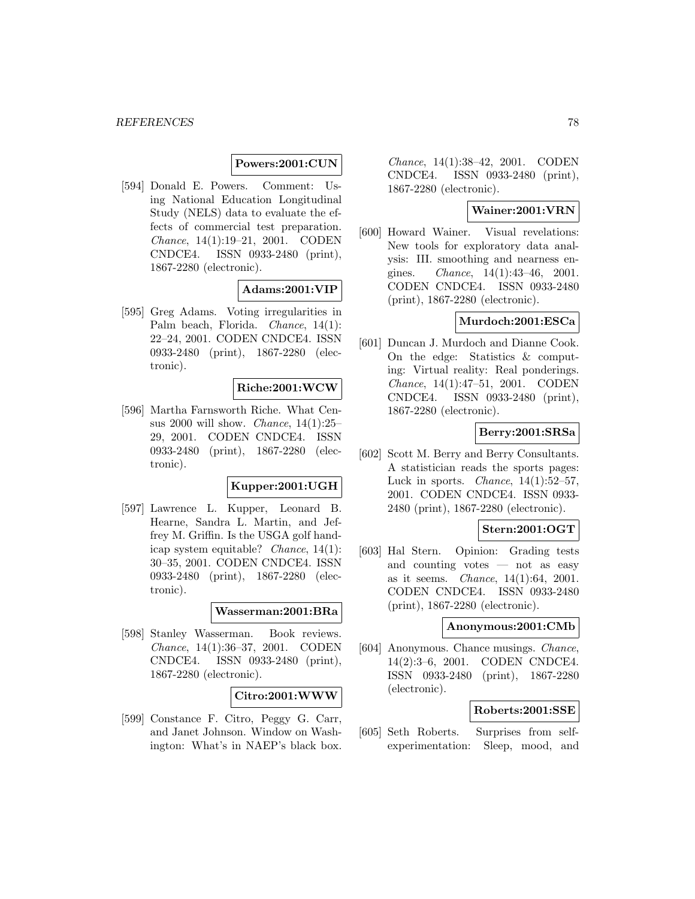**Powers:2001:CUN**

[594] Donald E. Powers. Comment: Using National Education Longitudinal Study (NELS) data to evaluate the effects of commercial test preparation. *Chance*, 14(1):19–21, 2001. CODEN CNDCE4. ISSN 0933-2480 (print), 1867-2280 (electronic).

**Adams:2001:VIP**

[595] Greg Adams. Voting irregularities in Palm beach, Florida. *Chance*, 14(1): 22–24, 2001. CODEN CNDCE4. ISSN 0933-2480 (print), 1867-2280 (electronic).

**Riche:2001:WCW**

[596] Martha Farnsworth Riche. What Census 2000 will show. *Chance*, 14(1):25–29, 2001. CODEN CNDCE4. ISSN 0933-2480 (print), 1867-2280 (electronic).

**Kupper:2001:UGH**

[597] Lawrence L. Kupper, Leonard B. Hearne, Sandra L. Martin, and Jeffrey M. Griffin. Is the USGA golf handicap system equitable? *Chance*, 14(1): 30–35, 2001. CODEN CNDCE4. ISSN 0933-2480 (print), 1867-2280 (electronic).

**Wasserman:2001:BRa**

[598] Stanley Wasserman. Book reviews. *Chance*, 14(1):36–37, 2001. CODEN CNDCE4. ISSN 0933-2480 (print), 1867-2280 (electronic).

**Citro:2001:WWW**

[599] Constance F. Citro, Peggy G. Carr, and Janet Johnson. Window on Washington: What's in NAEP's black box. *Chance*, 14(1):38–42, 2001. CODEN CNDCE4. ISSN 0933-2480 (print), 1867-2280 (electronic).

**Wainer:2001:VRN**

[600] Howard Wainer. Visual revelations: New tools for exploratory data analysis: III. smoothing and nearness engines. *Chance*, 14(1):43–46, 2001. CODEN CNDCE4. ISSN 0933-2480 (print), 1867-2280 (electronic).

**Murdoch:2001:ESCa**

[601] Duncan J. Murdoch and Dianne Cook. On the edge: Statistics & computing: Virtual reality: Real ponderings. *Chance*, 14(1):47–51, 2001. CODEN CNDCE4. ISSN 0933-2480 (print), 1867-2280 (electronic).

**Berry:2001:SRSa**

[602] Scott M. Berry and Berry Consultants. A statistician reads the sports pages: Luck in sports. *Chance*, 14(1):52–57, 2001. CODEN CNDCE4. ISSN 0933-2480 (print), 1867-2280 (electronic).

**Stern:2001:OGT**

[603] Hal Stern. Opinion: Grading tests and counting votes — not as easy as it seems. *Chance*, 14(1):64, 2001. CODEN CNDCE4. ISSN 0933-2480 (print), 1867-2280 (electronic).

**Anonymous:2001:CMb**

[604] Anonymous. Chance musings. *Chance*, 14(2):3–6, 2001. CODEN CNDCE4. ISSN 0933-2480 (print), 1867-2280 (electronic).

**Roberts:2001:SSE**

[605] Seth Roberts. Surprises from self-experimentation: Sleep, mood, and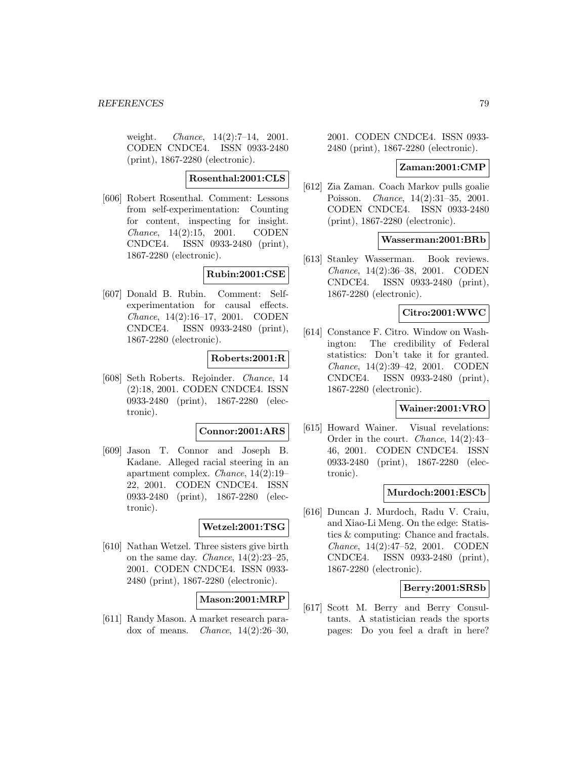weight. *Chance*, 14(2):7–14, 2001. CODEN CNDCE4. ISSN 0933-2480 (print), 1867-2280 (electronic).

**Rosenthal:2001:CLS**

[606] Robert Rosenthal. Comment: Lessons from self-experimentation: Counting for content, inspecting for insight. *Chance*, 14(2):15, 2001. CODEN CNDCE4. ISSN 0933-2480 (print), 1867-2280 (electronic).

**Rubin:2001:CSE**

[607] Donald B. Rubin. Comment: Self-experimentation for causal effects. *Chance*, 14(2):16–17, 2001. CODEN CNDCE4. ISSN 0933-2480 (print), 1867-2280 (electronic).

**Roberts:2001:R**

[608] Seth Roberts. Rejoinder. *Chance*, 14 (2):18, 2001. CODEN CNDCE4. ISSN 0933-2480 (print), 1867-2280 (electronic).

**Connor:2001:ARS**

[609] Jason T. Connor and Joseph B. Kadane. Alleged racial steering in an apartment complex. *Chance*, 14(2):19–22, 2001. CODEN CNDCE4. ISSN 0933-2480 (print), 1867-2280 (electronic).

**Wetzel:2001:TSG**

[610] Nathan Wetzel. Three sisters give birth on the same day. *Chance*, 14(2):23–25, 2001. CODEN CNDCE4. ISSN 0933-2480 (print), 1867-2280 (electronic).

**Mason:2001:MRP**

[611] Randy Mason. A market research paradox of means. *Chance*, 14(2):26–30, 2001. CODEN CNDCE4. ISSN 0933-2480 (print), 1867-2280 (electronic).

**Zaman:2001:CMP**

[612] Zia Zaman. Coach Markov pulls goalie Poisson. *Chance*, 14(2):31–35, 2001. CODEN CNDCE4. ISSN 0933-2480 (print), 1867-2280 (electronic).

**Wasserman:2001:BRb**

[613] Stanley Wasserman. Book reviews. *Chance*, 14(2):36–38, 2001. CODEN CNDCE4. ISSN 0933-2480 (print), 1867-2280 (electronic).

**Citro:2001:WWC**

[614] Constance F. Citro. Window on Washington: The credibility of Federal statistics: Don't take it for granted. *Chance*, 14(2):39–42, 2001. CODEN CNDCE4. ISSN 0933-2480 (print), 1867-2280 (electronic).

**Wainer:2001:VRO**

[615] Howard Wainer. Visual revelations: Order in the court. *Chance*, 14(2):43–46, 2001. CODEN CNDCE4. ISSN 0933-2480 (print), 1867-2280 (electronic).

**Murdoch:2001:ESCb**

[616] Duncan J. Murdoch, Radu V. Craiu, and Xiao-Li Meng. On the edge: Statistics & computing: Chance and fractals. *Chance*, 14(2):47–52, 2001. CODEN CNDCE4. ISSN 0933-2480 (print), 1867-2280 (electronic).

**Berry:2001:SRSb**

[617] Scott M. Berry and Berry Consultants. A statistician reads the sports pages: Do you feel a draft in here?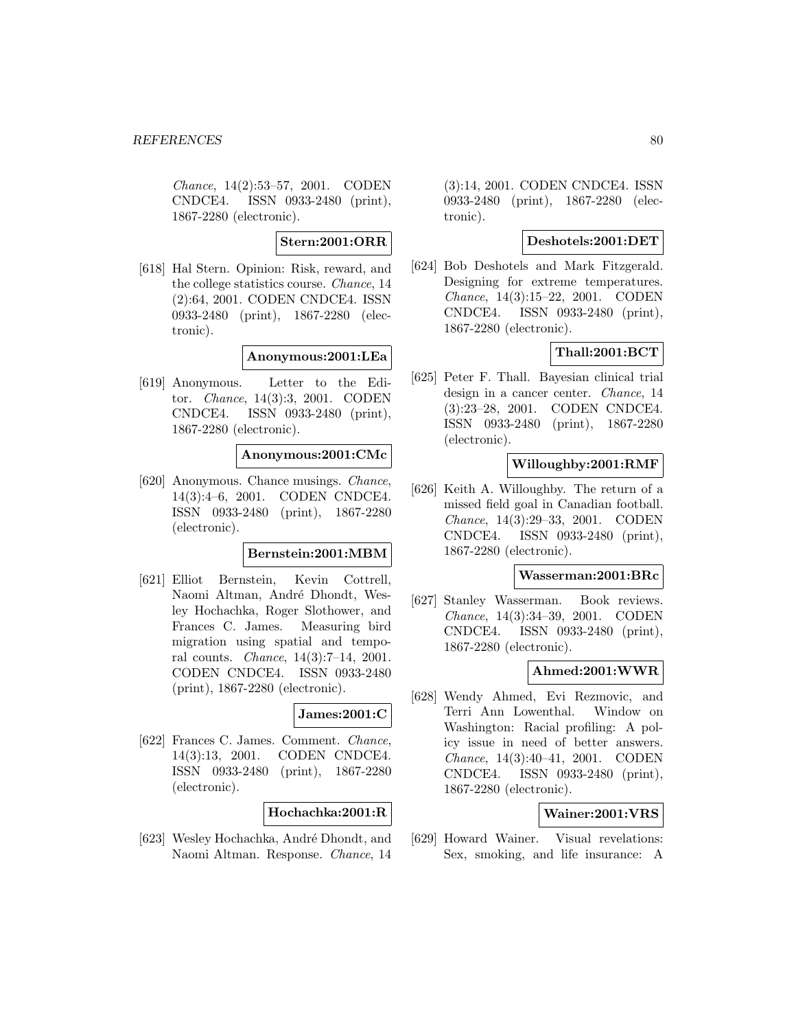*Chance*, 14(2):53–57, 2001. CODEN CNDCE4. ISSN 0933-2480 (print), 1867-2280 (electronic).

**Stern:2001:ORR**

[618] Hal Stern. Opinion: Risk, reward, and the college statistics course. *Chance*, 14 (2):64, 2001. CODEN CNDCE4. ISSN 0933-2480 (print), 1867-2280 (electronic).

**Anonymous:2001:LEa**

[619] Anonymous. Letter to the Editor. *Chance*, 14(3):3, 2001. CODEN CNDCE4. ISSN 0933-2480 (print), 1867-2280 (electronic).

**Anonymous:2001:CMc**

[620] Anonymous. Chance musings. *Chance*, 14(3):4–6, 2001. CODEN CNDCE4. ISSN 0933-2480 (print), 1867-2280 (electronic).

**Bernstein:2001:MBM**

[621] Elliot Bernstein, Kevin Cottrell, Naomi Altman, André Dhondt, Wesley Hochachka, Roger Slothower, and Frances C. James. Measuring bird migration using spatial and temporal counts. *Chance*, 14(3):7–14, 2001. CODEN CNDCE4. ISSN 0933-2480 (print), 1867-2280 (electronic).

**James:2001:C**

[622] Frances C. James. Comment. *Chance*, 14(3):13, 2001. CODEN CNDCE4. ISSN 0933-2480 (print), 1867-2280 (electronic).

**Hochachka:2001:R**

[623] Wesley Hochachka, André Dhondt, and Naomi Altman. Response. *Chance*, 14 (3):14, 2001. CODEN CNDCE4. ISSN 0933-2480 (print), 1867-2280 (electronic).

**Deshotels:2001:DET**

[624] Bob Deshotels and Mark Fitzgerald. Designing for extreme temperatures. *Chance*, 14(3):15–22, 2001. CODEN CNDCE4. ISSN 0933-2480 (print), 1867-2280 (electronic).

**Thall:2001:BCT**

[625] Peter F. Thall. Bayesian clinical trial design in a cancer center. *Chance*, 14 (3):23–28, 2001. CODEN CNDCE4. ISSN 0933-2480 (print), 1867-2280 (electronic).

**Willoughby:2001:RMF**

[626] Keith A. Willoughby. The return of a missed field goal in Canadian football. *Chance*, 14(3):29–33, 2001. CODEN CNDCE4. ISSN 0933-2480 (print), 1867-2280 (electronic).

**Wasserman:2001:BRc**

[627] Stanley Wasserman. Book reviews. *Chance*, 14(3):34–39, 2001. CODEN CNDCE4. ISSN 0933-2480 (print), 1867-2280 (electronic).

**Ahmed:2001:WWR**

[628] Wendy Ahmed, Evi Rezmovic, and Terri Ann Lowenthal. Window on Washington: Racial profiling: A policy issue in need of better answers. *Chance*, 14(3):40–41, 2001. CODEN CNDCE4. ISSN 0933-2480 (print), 1867-2280 (electronic).

**Wainer:2001:VRS**

[629] Howard Wainer. Visual revelations: Sex, smoking, and life insurance: A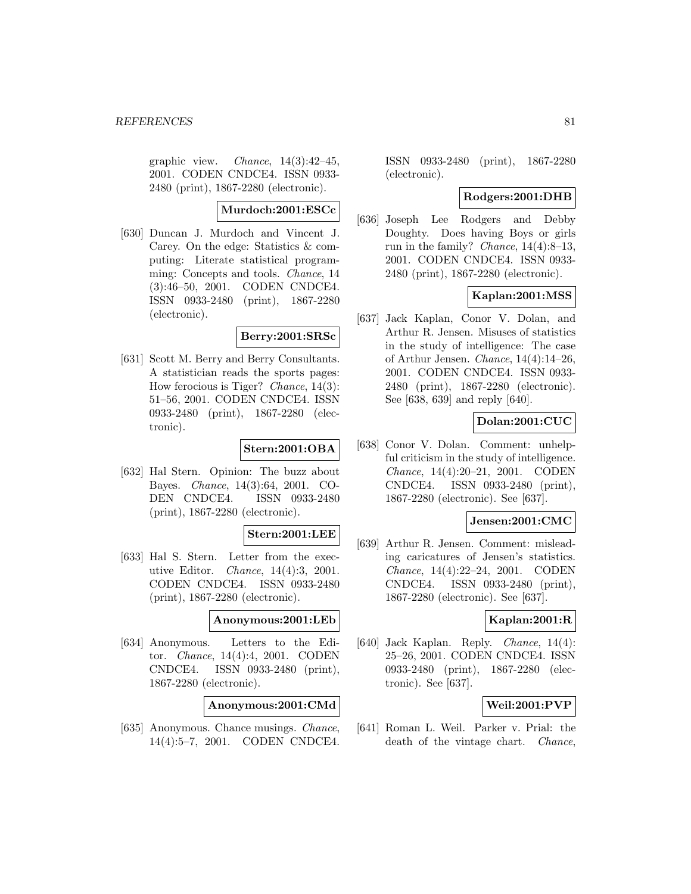graphic view. *Chance*, 14(3):42–45, 2001. CODEN CNDCE4. ISSN 0933-2480 (print), 1867-2280 (electronic).

**Murdoch:2001:ESCc**

[630] Duncan J. Murdoch and Vincent J. Carey. On the edge: Statistics & computing: Literate statistical programming: Concepts and tools. *Chance*, 14 (3):46–50, 2001. CODEN CNDCE4. ISSN 0933-2480 (print), 1867-2280 (electronic).

**Berry:2001:SRSc**

[631] Scott M. Berry and Berry Consultants. A statistician reads the sports pages: How ferocious is Tiger? *Chance*, 14(3): 51–56, 2001. CODEN CNDCE4. ISSN 0933-2480 (print), 1867-2280 (electronic).

**Stern:2001:OBA**

[632] Hal Stern. Opinion: The buzz about Bayes. *Chance*, 14(3):64, 2001. CODEN CNDCE4. ISSN 0933-2480 (print), 1867-2280 (electronic).

**Stern:2001:LEE**

[633] Hal S. Stern. Letter from the executive Editor. *Chance*, 14(4):3, 2001. CODEN CNDCE4. ISSN 0933-2480 (print), 1867-2280 (electronic).

**Anonymous:2001:LEb**

[634] Anonymous. Letters to the Editor. *Chance*, 14(4):4, 2001. CODEN CNDCE4. ISSN 0933-2480 (print), 1867-2280 (electronic).

**Anonymous:2001:CMd**

[635] Anonymous. Chance musings. *Chance*, 14(4):5–7, 2001. CODEN CNDCE4. ISSN 0933-2480 (print), 1867-2280 (electronic).

**Rodgers:2001:DHB**

[636] Joseph Lee Rodgers and Debby Doughty. Does having Boys or girls run in the family? *Chance*, 14(4):8–13, 2001. CODEN CNDCE4. ISSN 0933-2480 (print), 1867-2280 (electronic).

**Kaplan:2001:MSS**

[637] Jack Kaplan, Conor V. Dolan, and Arthur R. Jensen. Misuses of statistics in the study of intelligence: The case of Arthur Jensen. *Chance*, 14(4):14–26, 2001. CODEN CNDCE4. ISSN 0933-2480 (print), 1867-2280 (electronic). See [638, 639] and reply [640].

**Dolan:2001:CUC**

[638] Conor V. Dolan. Comment: unhelpful criticism in the study of intelligence. *Chance*, 14(4):20–21, 2001. CODEN CNDCE4. ISSN 0933-2480 (print), 1867-2280 (electronic). See [637].

**Jensen:2001:CMC**

[639] Arthur R. Jensen. Comment: misleading caricatures of Jensen's statistics. *Chance*, 14(4):22–24, 2001. CODEN CNDCE4. ISSN 0933-2480 (print), 1867-2280 (electronic). See [637].

**Kaplan:2001:R**

[640] Jack Kaplan. Reply. *Chance*, 14(4): 25–26, 2001. CODEN CNDCE4. ISSN 0933-2480 (print), 1867-2280 (electronic). See [637].

**Weil:2001:PVP**

[641] Roman L. Weil. Parker v. Prial: the death of the vintage chart. *Chance*,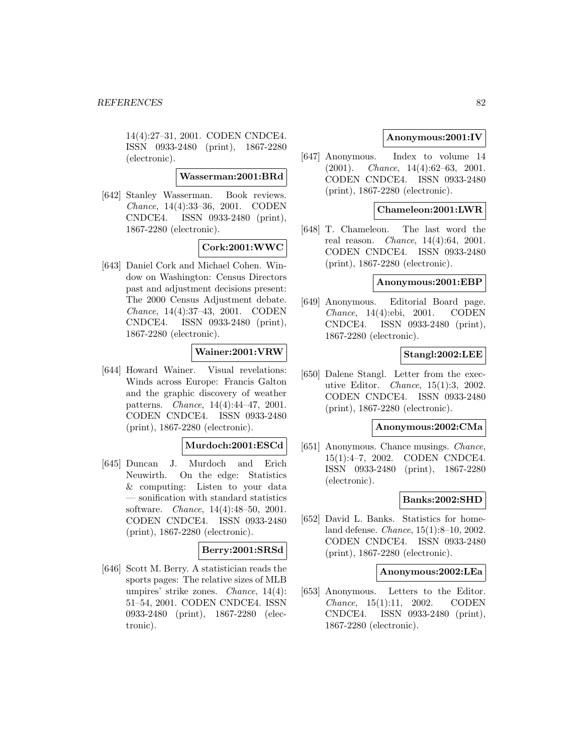14(4):27–31, 2001. CODEN CNDCE4. ISSN 0933-2480 (print), 1867-2280 (electronic).

**Wasserman:2001:BRd**

[642] Stanley Wasserman. Book reviews. *Chance*, 14(4):33–36, 2001. CODEN CNDCE4. ISSN 0933-2480 (print), 1867-2280 (electronic).

**Cork:2001:WWC**

[643] Daniel Cork and Michael Cohen. Window on Washington: Census Directors past and adjustment decisions present: The 2000 Census Adjustment debate. *Chance*, 14(4):37–43, 2001. CODEN CNDCE4. ISSN 0933-2480 (print), 1867-2280 (electronic).

**Wainer:2001:VRW**

[644] Howard Wainer. Visual revelations: Winds across Europe: Francis Galton and the graphic discovery of weather patterns. *Chance*, 14(4):44–47, 2001. CODEN CNDCE4. ISSN 0933-2480 (print), 1867-2280 (electronic).

**Murdoch:2001:ESCd**

[645] Duncan J. Murdoch and Erich Neuwirth. On the edge: Statistics & computing: Listen to your data — sonification with standard statistics software. *Chance*, 14(4):48–50, 2001. CODEN CNDCE4. ISSN 0933-2480 (print), 1867-2280 (electronic).

**Berry:2001:SRSd**

[646] Scott M. Berry. A statistician reads the sports pages: The relative sizes of MLB umpires' strike zones. *Chance*, 14(4): 51–54, 2001. CODEN CNDCE4. ISSN 0933-2480 (print), 1867-2280 (electronic).

**Anonymous:2001:IV**

[647] Anonymous. Index to volume 14 (2001). *Chance*, 14(4):62–63, 2001. CODEN CNDCE4. ISSN 0933-2480 (print), 1867-2280 (electronic).

**Chameleon:2001:LWR**

[648] T. Chameleon. The last word the real reason. *Chance*, 14(4):64, 2001. CODEN CNDCE4. ISSN 0933-2480 (print), 1867-2280 (electronic).

**Anonymous:2001:EBP**

[649] Anonymous. Editorial Board page. *Chance*, 14(4):ebi, 2001. CODEN CNDCE4. ISSN 0933-2480 (print), 1867-2280 (electronic).

**Stangl:2002:LEE**

[650] Dalene Stangl. Letter from the executive Editor. *Chance*, 15(1):3, 2002. CODEN CNDCE4. ISSN 0933-2480 (print), 1867-2280 (electronic).

**Anonymous:2002:CMa**

[651] Anonymous. Chance musings. *Chance*, 15(1):4–7, 2002. CODEN CNDCE4. ISSN 0933-2480 (print), 1867-2280 (electronic).

**Banks:2002:SHD**

[652] David L. Banks. Statistics for homeland defense. *Chance*, 15(1):8–10, 2002. CODEN CNDCE4. ISSN 0933-2480 (print), 1867-2280 (electronic).

**Anonymous:2002:LEa**

[653] Anonymous. Letters to the Editor. *Chance*, 15(1):11, 2002. CODEN CNDCE4. ISSN 0933-2480 (print), 1867-2280 (electronic).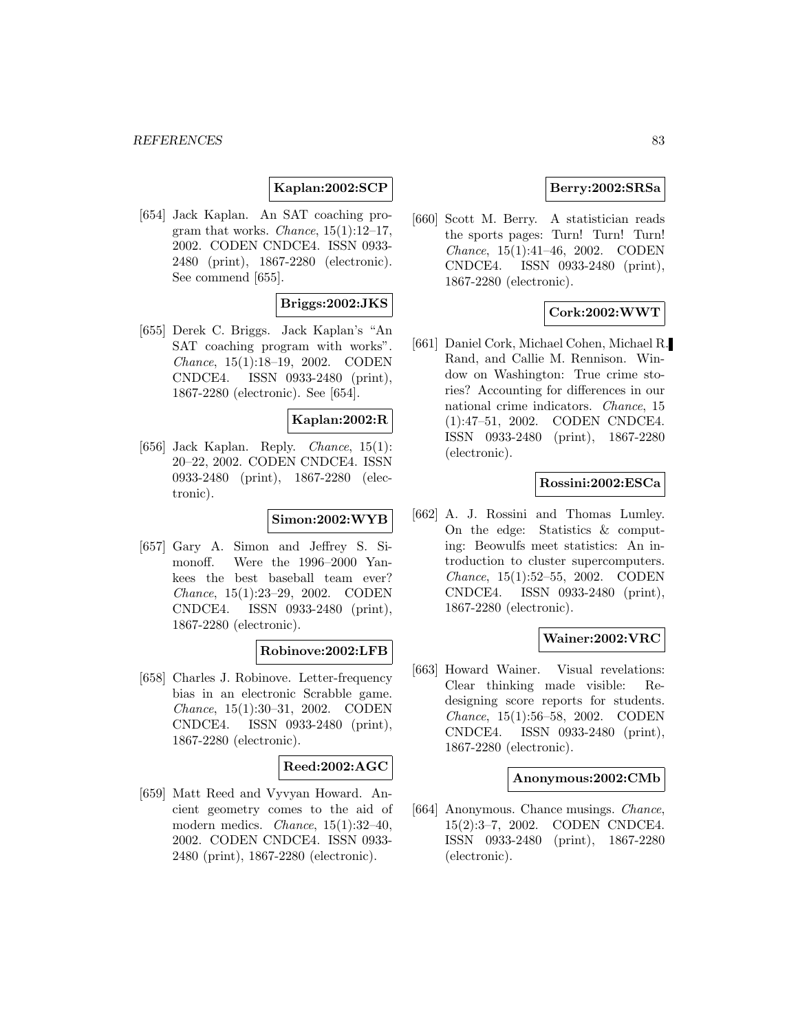**Kaplan:2002:SCP**

[654] Jack Kaplan. An SAT coaching program that works. *Chance*, 15(1):12–17, 2002. CODEN CNDCE4. ISSN 0933-2480 (print), 1867-2280 (electronic). See commend [655].

**Briggs:2002:JKS**

[655] Derek C. Briggs. Jack Kaplan's "An SAT coaching program with works". *Chance*, 15(1):18–19, 2002. CODEN CNDCE4. ISSN 0933-2480 (print), 1867-2280 (electronic). See [654].

**Kaplan:2002:R**

[656] Jack Kaplan. Reply. *Chance*, 15(1): 20–22, 2002. CODEN CNDCE4. ISSN 0933-2480 (print), 1867-2280 (electronic).

**Simon:2002:WYB**

[657] Gary A. Simon and Jeffrey S. Simonoff. Were the 1996–2000 Yankees the best baseball team ever? *Chance*, 15(1):23–29, 2002. CODEN CNDCE4. ISSN 0933-2480 (print), 1867-2280 (electronic).

**Robinove:2002:LFB**

[658] Charles J. Robinove. Letter-frequency bias in an electronic Scrabble game. *Chance*, 15(1):30–31, 2002. CODEN CNDCE4. ISSN 0933-2480 (print), 1867-2280 (electronic).

**Reed:2002:AGC**

[659] Matt Reed and Vyvyan Howard. Ancient geometry comes to the aid of modern medics. *Chance*, 15(1):32–40, 2002. CODEN CNDCE4. ISSN 0933-2480 (print), 1867-2280 (electronic).

**Berry:2002:SRSa**

[660] Scott M. Berry. A statistician reads the sports pages: Turn! Turn! Turn! *Chance*, 15(1):41–46, 2002. CODEN CNDCE4. ISSN 0933-2480 (print), 1867-2280 (electronic).

**Cork:2002:WWT**

[661] Daniel Cork, Michael Cohen, Michael R. Rand, and Callie M. Rennison. Window on Washington: True crime stories? Accounting for differences in our national crime indicators. *Chance*, 15 (1):47–51, 2002. CODEN CNDCE4. ISSN 0933-2480 (print), 1867-2280 (electronic).

**Rossini:2002:ESCa**

[662] A. J. Rossini and Thomas Lumley. On the edge: Statistics & computing: Beowulfs meet statistics: An introduction to cluster supercomputers. *Chance*, 15(1):52–55, 2002. CODEN CNDCE4. ISSN 0933-2480 (print), 1867-2280 (electronic).

**Wainer:2002:VRC**

[663] Howard Wainer. Visual revelations: Clear thinking made visible: Redesigning score reports for students. *Chance*, 15(1):56–58, 2002. CODEN CNDCE4. ISSN 0933-2480 (print), 1867-2280 (electronic).

**Anonymous:2002:CMb**

[664] Anonymous. Chance musings. *Chance*, 15(2):3–7, 2002. CODEN CNDCE4. ISSN 0933-2480 (print), 1867-2280 (electronic).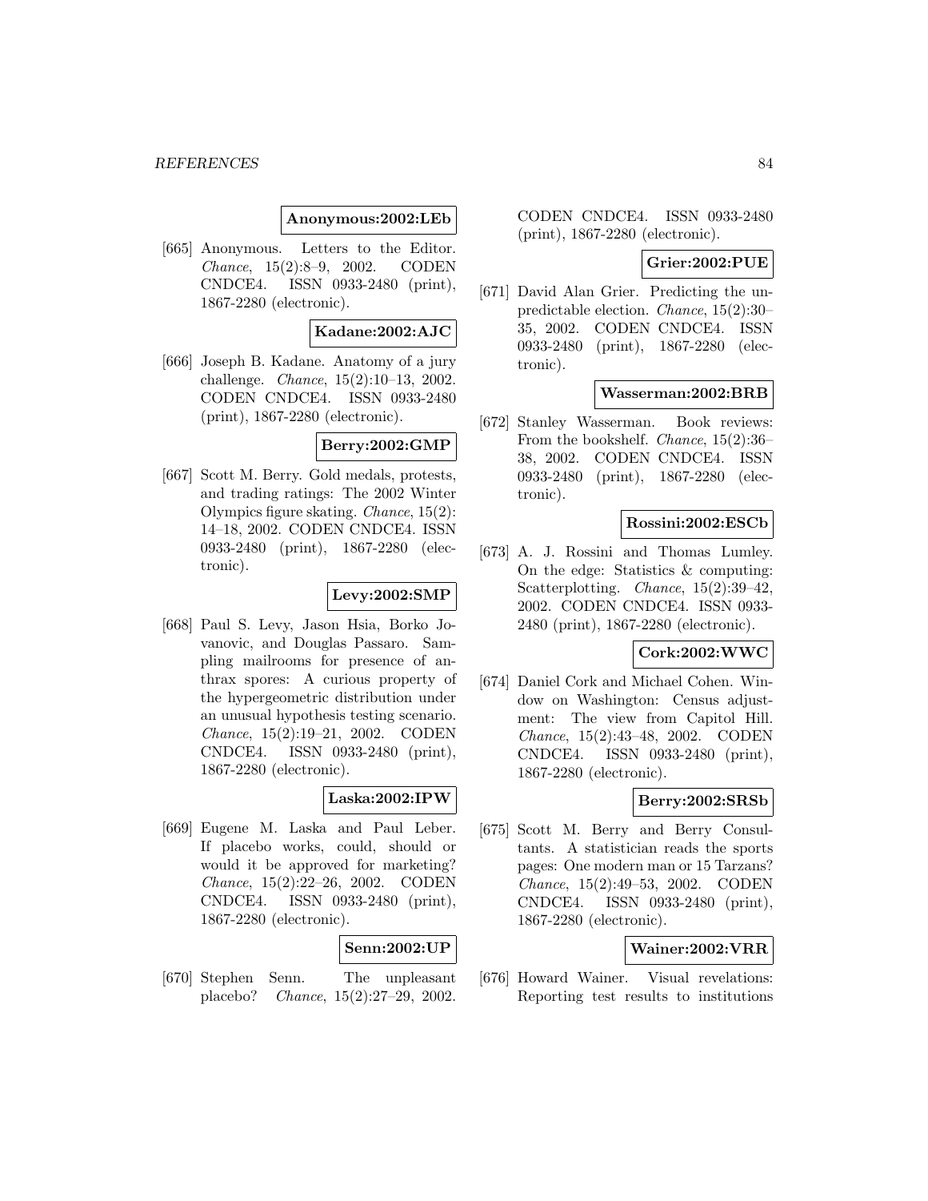**Anonymous:2002:LEb**

[665] Anonymous. Letters to the Editor. *Chance*, 15(2):8–9, 2002. CODEN CNDCE4. ISSN 0933-2480 (print), 1867-2280 (electronic).

**Kadane:2002:AJC**

[666] Joseph B. Kadane. Anatomy of a jury challenge. *Chance*, 15(2):10–13, 2002. CODEN CNDCE4. ISSN 0933-2480 (print), 1867-2280 (electronic).

**Berry:2002:GMP**

[667] Scott M. Berry. Gold medals, protests, and trading ratings: The 2002 Winter Olympics figure skating. *Chance*, 15(2): 14–18, 2002. CODEN CNDCE4. ISSN 0933-2480 (print), 1867-2280 (electronic).

**Levy:2002:SMP**

[668] Paul S. Levy, Jason Hsia, Borko Jovanovic, and Douglas Passaro. Sampling mailrooms for presence of anthrax spores: A curious property of the hypergeometric distribution under an unusual hypothesis testing scenario. *Chance*, 15(2):19–21, 2002. CODEN CNDCE4. ISSN 0933-2480 (print), 1867-2280 (electronic).

**Laska:2002:IPW**

[669] Eugene M. Laska and Paul Leber. If placebo works, could, should or would it be approved for marketing? *Chance*, 15(2):22–26, 2002. CODEN CNDCE4. ISSN 0933-2480 (print), 1867-2280 (electronic).

**Senn:2002:UP**

[670] Stephen Senn. The unpleasant placebo? *Chance*, 15(2):27–29, 2002. CODEN CNDCE4. ISSN 0933-2480 (print), 1867-2280 (electronic).

**Grier:2002:PUE**

[671] David Alan Grier. Predicting the unpredictable election. *Chance*, 15(2):30–35, 2002. CODEN CNDCE4. ISSN 0933-2480 (print), 1867-2280 (electronic).

**Wasserman:2002:BRB**

[672] Stanley Wasserman. Book reviews: From the bookshelf. *Chance*, 15(2):36–38, 2002. CODEN CNDCE4. ISSN 0933-2480 (print), 1867-2280 (electronic).

**Rossini:2002:ESCb**

[673] A. J. Rossini and Thomas Lumley. On the edge: Statistics & computing: Scatterplotting. *Chance*, 15(2):39–42, 2002. CODEN CNDCE4. ISSN 0933-2480 (print), 1867-2280 (electronic).

**Cork:2002:WWC**

[674] Daniel Cork and Michael Cohen. Window on Washington: Census adjustment: The view from Capitol Hill. *Chance*, 15(2):43–48, 2002. CODEN CNDCE4. ISSN 0933-2480 (print), 1867-2280 (electronic).

**Berry:2002:SRSb**

[675] Scott M. Berry and Berry Consultants. A statistician reads the sports pages: One modern man or 15 Tarzans? *Chance*, 15(2):49–53, 2002. CODEN CNDCE4. ISSN 0933-2480 (print), 1867-2280 (electronic).

**Wainer:2002:VRR**

[676] Howard Wainer. Visual revelations: Reporting test results to institutions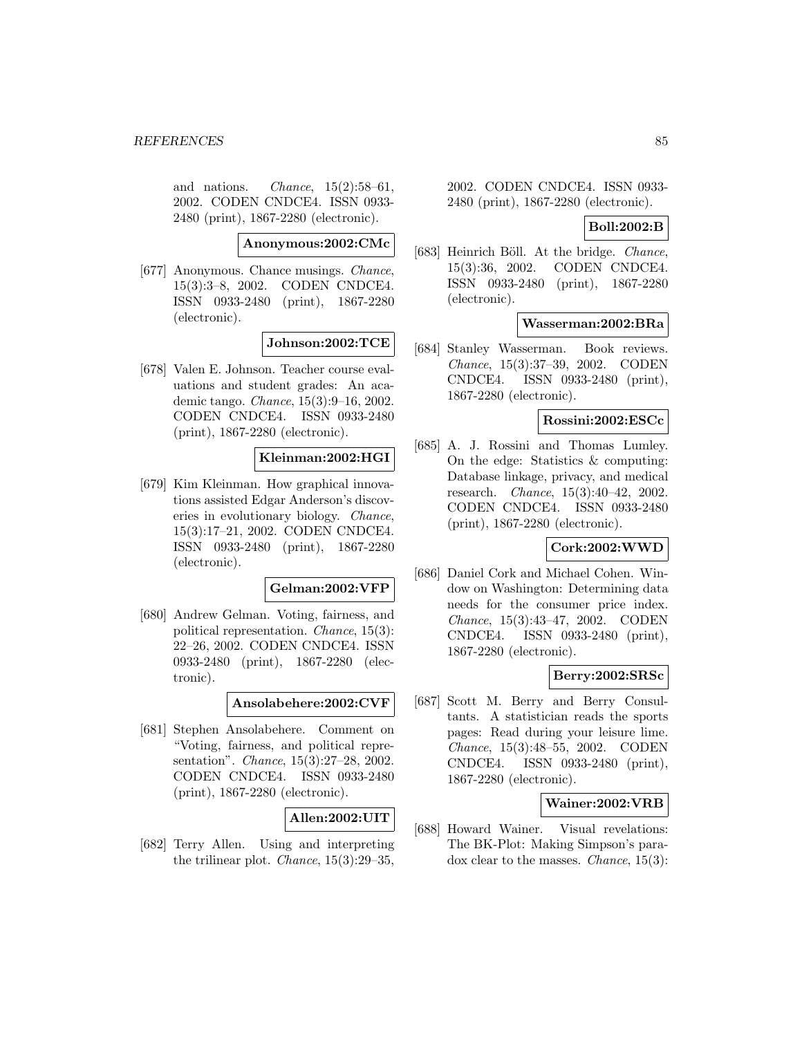and nations. *Chance*, 15(2):58–61, 2002. CODEN CNDCE4. ISSN 0933-2480 (print), 1867-2280 (electronic).

**Anonymous:2002:CMc**

[677] Anonymous. Chance musings. *Chance*, 15(3):3–8, 2002. CODEN CNDCE4. ISSN 0933-2480 (print), 1867-2280 (electronic).

**Johnson:2002:TCE**

[678] Valen E. Johnson. Teacher course evaluations and student grades: An academic tango. *Chance*, 15(3):9–16, 2002. CODEN CNDCE4. ISSN 0933-2480 (print), 1867-2280 (electronic).

**Kleinman:2002:HGI**

[679] Kim Kleinman. How graphical innovations assisted Edgar Anderson's discoveries in evolutionary biology. *Chance*, 15(3):17–21, 2002. CODEN CNDCE4. ISSN 0933-2480 (print), 1867-2280 (electronic).

**Gelman:2002:VFP**

[680] Andrew Gelman. Voting, fairness, and political representation. *Chance*, 15(3): 22–26, 2002. CODEN CNDCE4. ISSN 0933-2480 (print), 1867-2280 (electronic).

**Ansolabehere:2002:CVF**

[681] Stephen Ansolabehere. Comment on "Voting, fairness, and political representation". *Chance*, 15(3):27–28, 2002. CODEN CNDCE4. ISSN 0933-2480 (print), 1867-2280 (electronic).

**Allen:2002:UIT**

[682] Terry Allen. Using and interpreting the trilinear plot. *Chance*, 15(3):29–35, 2002. CODEN CNDCE4. ISSN 0933-2480 (print), 1867-2280 (electronic).

**Boll:2002:B**

[683] Heinrich Böll. At the bridge. *Chance*, 15(3):36, 2002. CODEN CNDCE4. ISSN 0933-2480 (print), 1867-2280 (electronic).

**Wasserman:2002:BRa**

[684] Stanley Wasserman. Book reviews. *Chance*, 15(3):37–39, 2002. CODEN CNDCE4. ISSN 0933-2480 (print), 1867-2280 (electronic).

**Rossini:2002:ESCc**

[685] A. J. Rossini and Thomas Lumley. On the edge: Statistics & computing: Database linkage, privacy, and medical research. *Chance*, 15(3):40–42, 2002. CODEN CNDCE4. ISSN 0933-2480 (print), 1867-2280 (electronic).

**Cork:2002:WWD**

[686] Daniel Cork and Michael Cohen. Window on Washington: Determining data needs for the consumer price index. *Chance*, 15(3):43–47, 2002. CODEN CNDCE4. ISSN 0933-2480 (print), 1867-2280 (electronic).

**Berry:2002:SRSc**

[687] Scott M. Berry and Berry Consultants. A statistician reads the sports pages: Read during your leisure lime. *Chance*, 15(3):48–55, 2002. CODEN CNDCE4. ISSN 0933-2480 (print), 1867-2280 (electronic).

**Wainer:2002:VRB**

[688] Howard Wainer. Visual revelations: The BK-Plot: Making Simpson's paradox clear to the masses. *Chance*, 15(3):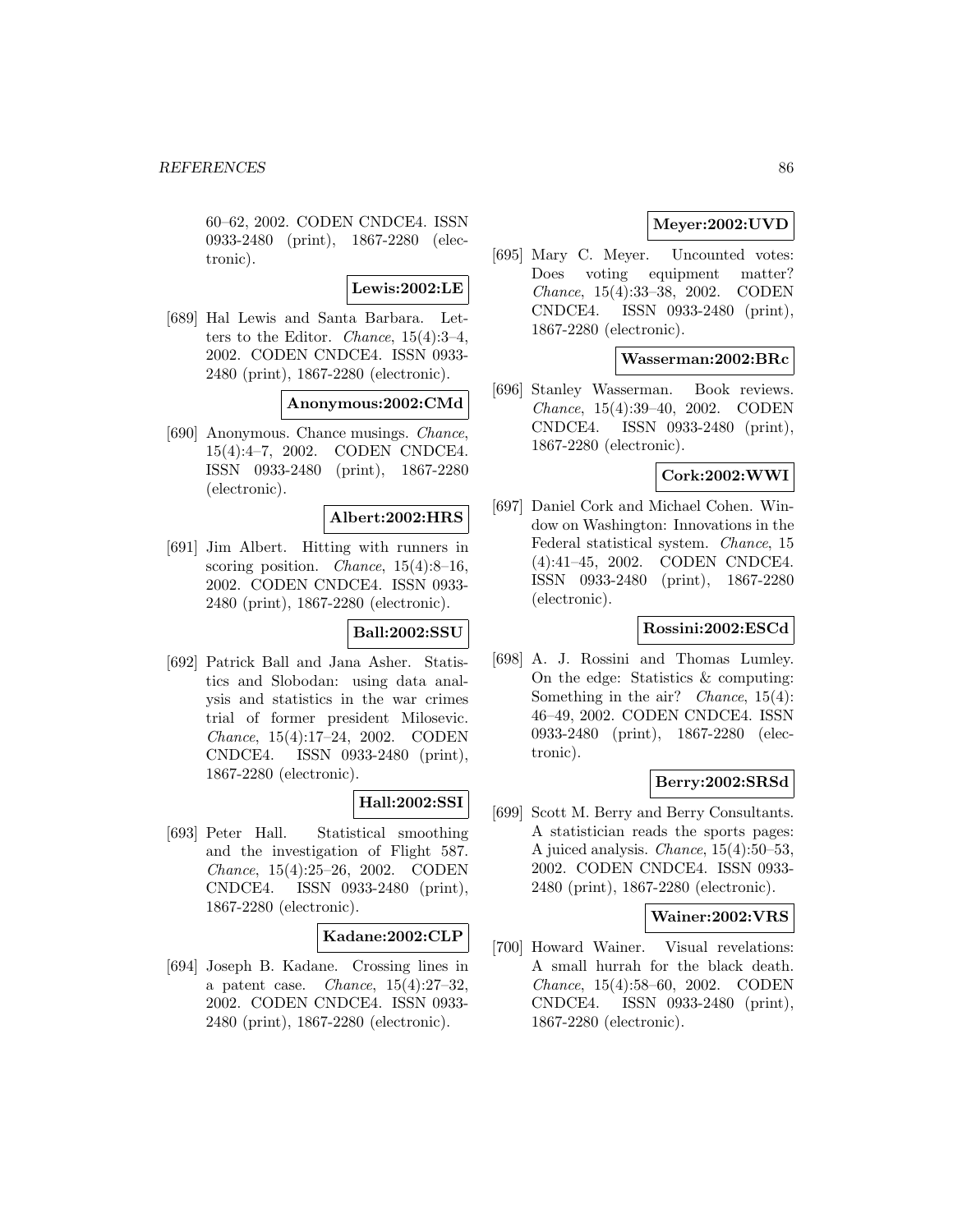60–62, 2002. CODEN CNDCE4. ISSN 0933-2480 (print), 1867-2280 (electronic).

**Lewis:2002:LE**

[689] Hal Lewis and Santa Barbara. Letters to the Editor. *Chance*, 15(4):3–4, 2002. CODEN CNDCE4. ISSN 0933-2480 (print), 1867-2280 (electronic).

**Anonymous:2002:CMd**

[690] Anonymous. Chance musings. *Chance*, 15(4):4–7, 2002. CODEN CNDCE4. ISSN 0933-2480 (print), 1867-2280 (electronic).

**Albert:2002:HRS**

[691] Jim Albert. Hitting with runners in scoring position. *Chance*, 15(4):8–16, 2002. CODEN CNDCE4. ISSN 0933-2480 (print), 1867-2280 (electronic).

**Ball:2002:SSU**

[692] Patrick Ball and Jana Asher. Statistics and Slobodan: using data analysis and statistics in the war crimes trial of former president Milosevic. *Chance*, 15(4):17–24, 2002. CODEN CNDCE4. ISSN 0933-2480 (print), 1867-2280 (electronic).

**Hall:2002:SSI**

[693] Peter Hall. Statistical smoothing and the investigation of Flight 587. *Chance*, 15(4):25–26, 2002. CODEN CNDCE4. ISSN 0933-2480 (print), 1867-2280 (electronic).

**Kadane:2002:CLP**

[694] Joseph B. Kadane. Crossing lines in a patent case. *Chance*, 15(4):27–32, 2002. CODEN CNDCE4. ISSN 0933-2480 (print), 1867-2280 (electronic).

**Meyer:2002:UVD**

[695] Mary C. Meyer. Uncounted votes: Does voting equipment matter? *Chance*, 15(4):33–38, 2002. CODEN CNDCE4. ISSN 0933-2480 (print), 1867-2280 (electronic).

**Wasserman:2002:BRc**

[696] Stanley Wasserman. Book reviews. *Chance*, 15(4):39–40, 2002. CODEN CNDCE4. ISSN 0933-2480 (print), 1867-2280 (electronic).

**Cork:2002:WWI**

[697] Daniel Cork and Michael Cohen. Window on Washington: Innovations in the Federal statistical system. *Chance*, 15 (4):41–45, 2002. CODEN CNDCE4. ISSN 0933-2480 (print), 1867-2280 (electronic).

**Rossini:2002:ESCd**

[698] A. J. Rossini and Thomas Lumley. On the edge: Statistics & computing: Something in the air? *Chance*, 15(4): 46–49, 2002. CODEN CNDCE4. ISSN 0933-2480 (print), 1867-2280 (electronic).

**Berry:2002:SRSd**

[699] Scott M. Berry and Berry Consultants. A statistician reads the sports pages: A juiced analysis. *Chance*, 15(4):50–53, 2002. CODEN CNDCE4. ISSN 0933-2480 (print), 1867-2280 (electronic).

**Wainer:2002:VRS**

[700] Howard Wainer. Visual revelations: A small hurrah for the black death. *Chance*, 15(4):58–60, 2002. CODEN CNDCE4. ISSN 0933-2480 (print), 1867-2280 (electronic).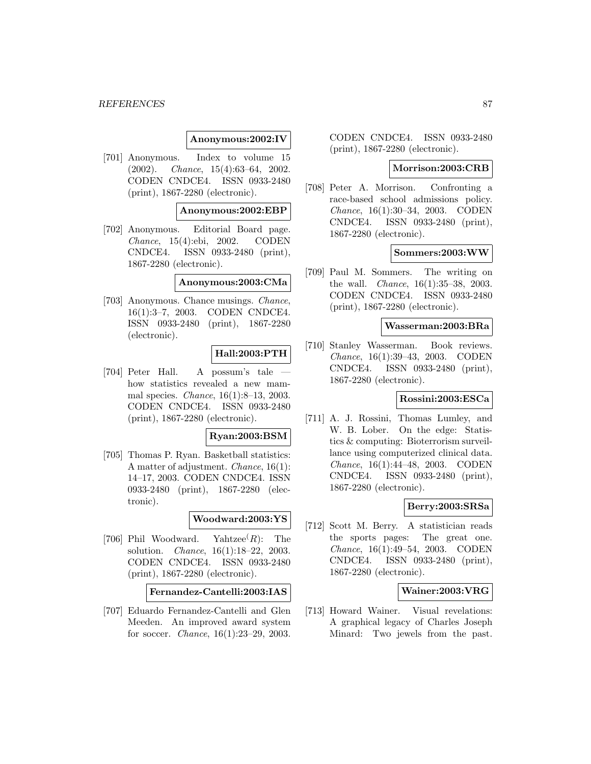**Anonymous:2002:IV**

[701] Anonymous. Index to volume 15 (2002). *Chance*, 15(4):63–64, 2002. CODEN CNDCE4. ISSN 0933-2480 (print), 1867-2280 (electronic).

**Anonymous:2002:EBP**

[702] Anonymous. Editorial Board page. *Chance*, 15(4):ebi, 2002. CODEN CNDCE4. ISSN 0933-2480 (print), 1867-2280 (electronic).

**Anonymous:2003:CMa**

[703] Anonymous. Chance musings. *Chance*, 16(1):3–7, 2003. CODEN CNDCE4. ISSN 0933-2480 (print), 1867-2280 (electronic).

**Hall:2003:PTH**

[704] Peter Hall. A possum's tale — how statistics revealed a new mammal species. *Chance*, 16(1):8–13, 2003. CODEN CNDCE4. ISSN 0933-2480 (print), 1867-2280 (electronic).

**Ryan:2003:BSM**

[705] Thomas P. Ryan. Basketball statistics: A matter of adjustment. *Chance*, 16(1): 14–17, 2003. CODEN CNDCE4. ISSN 0933-2480 (print), 1867-2280 (electronic).

**Woodward:2003:YS**

[706] Phil Woodward. Yahtzee$^{(R)}$: The solution. *Chance*, 16(1):18–22, 2003. CODEN CNDCE4. ISSN 0933-2480 (print), 1867-2280 (electronic).

**Fernandez-Cantelli:2003:IAS**

[707] Eduardo Fernandez-Cantelli and Glen Meeden. An improved award system for soccer. *Chance*, 16(1):23–29, 2003. CODEN CNDCE4. ISSN 0933-2480 (print), 1867-2280 (electronic).

**Morrison:2003:CRB**

[708] Peter A. Morrison. Confronting a race-based school admissions policy. *Chance*, 16(1):30–34, 2003. CODEN CNDCE4. ISSN 0933-2480 (print), 1867-2280 (electronic).

**Sommers:2003:WW**

[709] Paul M. Sommers. The writing on the wall. *Chance*, 16(1):35–38, 2003. CODEN CNDCE4. ISSN 0933-2480 (print), 1867-2280 (electronic).

**Wasserman:2003:BRa**

[710] Stanley Wasserman. Book reviews. *Chance*, 16(1):39–43, 2003. CODEN CNDCE4. ISSN 0933-2480 (print), 1867-2280 (electronic).

**Rossini:2003:ESCa**

[711] A. J. Rossini, Thomas Lumley, and W. B. Lober. On the edge: Statistics & computing: Bioterrorism surveillance using computerized clinical data. *Chance*, 16(1):44–48, 2003. CODEN CNDCE4. ISSN 0933-2480 (print), 1867-2280 (electronic).

**Berry:2003:SRSa**

[712] Scott M. Berry. A statistician reads the sports pages: The great one. *Chance*, 16(1):49–54, 2003. CODEN CNDCE4. ISSN 0933-2480 (print), 1867-2280 (electronic).

**Wainer:2003:VRG**

[713] Howard Wainer. Visual revelations: A graphical legacy of Charles Joseph Minard: Two jewels from the past.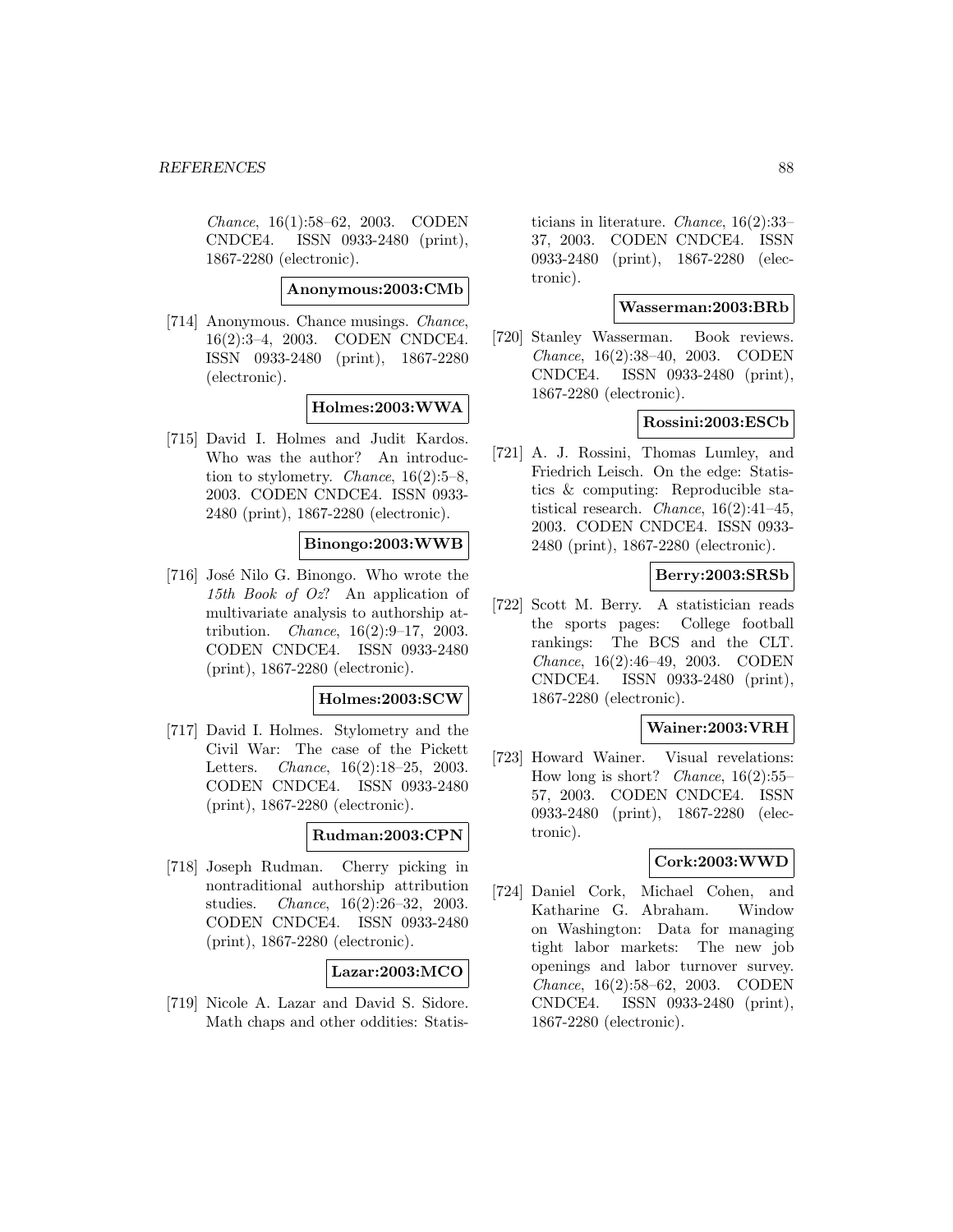*Chance*, 16(1):58–62, 2003. CODEN CNDCE4. ISSN 0933-2480 (print), 1867-2280 (electronic).

**Anonymous:2003:CMb**

[714] Anonymous. Chance musings. *Chance*, 16(2):3–4, 2003. CODEN CNDCE4. ISSN 0933-2480 (print), 1867-2280 (electronic).

**Holmes:2003:WWA**

[715] David I. Holmes and Judit Kardos. Who was the author? An introduction to stylometry. *Chance*, 16(2):5–8, 2003. CODEN CNDCE4. ISSN 0933-2480 (print), 1867-2280 (electronic).

**Binongo:2003:WWB**

[716] José Nilo G. Binongo. Who wrote the *15th Book of Oz*? An application of multivariate analysis to authorship attribution. *Chance*, 16(2):9–17, 2003. CODEN CNDCE4. ISSN 0933-2480 (print), 1867-2280 (electronic).

**Holmes:2003:SCW**

[717] David I. Holmes. Stylometry and the Civil War: The case of the Pickett Letters. *Chance*, 16(2):18–25, 2003. CODEN CNDCE4. ISSN 0933-2480 (print), 1867-2280 (electronic).

**Rudman:2003:CPN**

[718] Joseph Rudman. Cherry picking in nontraditional authorship attribution studies. *Chance*, 16(2):26–32, 2003. CODEN CNDCE4. ISSN 0933-2480 (print), 1867-2280 (electronic).

**Lazar:2003:MCO**

[719] Nicole A. Lazar and David S. Sidore. Math chaps and other oddities: Statisticians in literature. *Chance*, 16(2):33–37, 2003. CODEN CNDCE4. ISSN 0933-2480 (print), 1867-2280 (electronic).

**Wasserman:2003:BRb**

[720] Stanley Wasserman. Book reviews. *Chance*, 16(2):38–40, 2003. CODEN CNDCE4. ISSN 0933-2480 (print), 1867-2280 (electronic).

**Rossini:2003:ESCb**

[721] A. J. Rossini, Thomas Lumley, and Friedrich Leisch. On the edge: Statistics & computing: Reproducible statistical research. *Chance*, 16(2):41–45, 2003. CODEN CNDCE4. ISSN 0933-2480 (print), 1867-2280 (electronic).

**Berry:2003:SRSb**

[722] Scott M. Berry. A statistician reads the sports pages: College football rankings: The BCS and the CLT. *Chance*, 16(2):46–49, 2003. CODEN CNDCE4. ISSN 0933-2480 (print), 1867-2280 (electronic).

**Wainer:2003:VRH**

[723] Howard Wainer. Visual revelations: How long is short? *Chance*, 16(2):55–57, 2003. CODEN CNDCE4. ISSN 0933-2480 (print), 1867-2280 (electronic).

**Cork:2003:WWD**

[724] Daniel Cork, Michael Cohen, and Katharine G. Abraham. Window on Washington: Data for managing tight labor markets: The new job openings and labor turnover survey. *Chance*, 16(2):58–62, 2003. CODEN CNDCE4. ISSN 0933-2480 (print), 1867-2280 (electronic).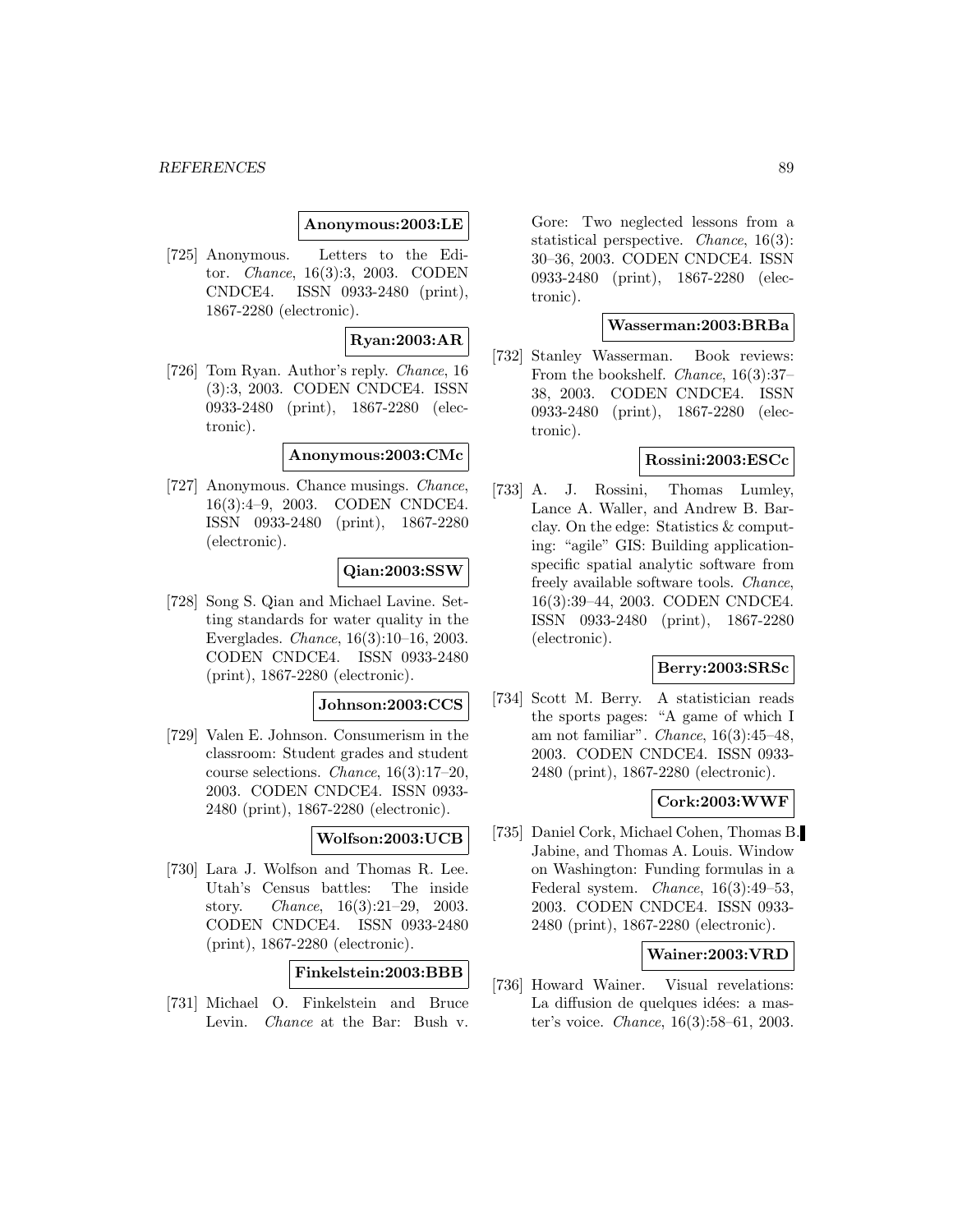**Anonymous:2003:LE**

[725] Anonymous. Letters to the Editor. *Chance*, 16(3):3, 2003. CODEN CNDCE4. ISSN 0933-2480 (print), 1867-2280 (electronic).

**Ryan:2003:AR**

[726] Tom Ryan. Author's reply. *Chance*, 16 (3):3, 2003. CODEN CNDCE4. ISSN 0933-2480 (print), 1867-2280 (electronic).

**Anonymous:2003:CMc**

[727] Anonymous. Chance musings. *Chance*, 16(3):4–9, 2003. CODEN CNDCE4. ISSN 0933-2480 (print), 1867-2280 (electronic).

**Qian:2003:SSW**

[728] Song S. Qian and Michael Lavine. Setting standards for water quality in the Everglades. *Chance*, 16(3):10–16, 2003. CODEN CNDCE4. ISSN 0933-2480 (print), 1867-2280 (electronic).

**Johnson:2003:CCS**

[729] Valen E. Johnson. Consumerism in the classroom: Student grades and student course selections. *Chance*, 16(3):17–20, 2003. CODEN CNDCE4. ISSN 0933-2480 (print), 1867-2280 (electronic).

**Wolfson:2003:UCB**

[730] Lara J. Wolfson and Thomas R. Lee. Utah's Census battles: The inside story. *Chance*, 16(3):21–29, 2003. CODEN CNDCE4. ISSN 0933-2480 (print), 1867-2280 (electronic).

**Finkelstein:2003:BBB**

[731] Michael O. Finkelstein and Bruce Levin. *Chance* at the Bar: Bush v. Gore: Two neglected lessons from a statistical perspective. *Chance*, 16(3): 30–36, 2003. CODEN CNDCE4. ISSN 0933-2480 (print), 1867-2280 (electronic).

**Wasserman:2003:BRBa**

[732] Stanley Wasserman. Book reviews: From the bookshelf. *Chance*, 16(3):37–38, 2003. CODEN CNDCE4. ISSN 0933-2480 (print), 1867-2280 (electronic).

**Rossini:2003:ESCc**

[733] A. J. Rossini, Thomas Lumley, Lance A. Waller, and Andrew B. Barclay. On the edge: Statistics & computing: "agile" GIS: Building application-specific spatial analytic software from freely available software tools. *Chance*, 16(3):39–44, 2003. CODEN CNDCE4. ISSN 0933-2480 (print), 1867-2280 (electronic).

**Berry:2003:SRSc**

[734] Scott M. Berry. A statistician reads the sports pages: "A game of which I am not familiar". *Chance*, 16(3):45–48, 2003. CODEN CNDCE4. ISSN 0933-2480 (print), 1867-2280 (electronic).

**Cork:2003:WWF**

[735] Daniel Cork, Michael Cohen, Thomas B. Jabine, and Thomas A. Louis. Window on Washington: Funding formulas in a Federal system. *Chance*, 16(3):49–53, 2003. CODEN CNDCE4. ISSN 0933-2480 (print), 1867-2280 (electronic).

**Wainer:2003:VRD**

[736] Howard Wainer. Visual revelations: La diffusion de quelques idées: a master's voice. *Chance*, 16(3):58–61, 2003.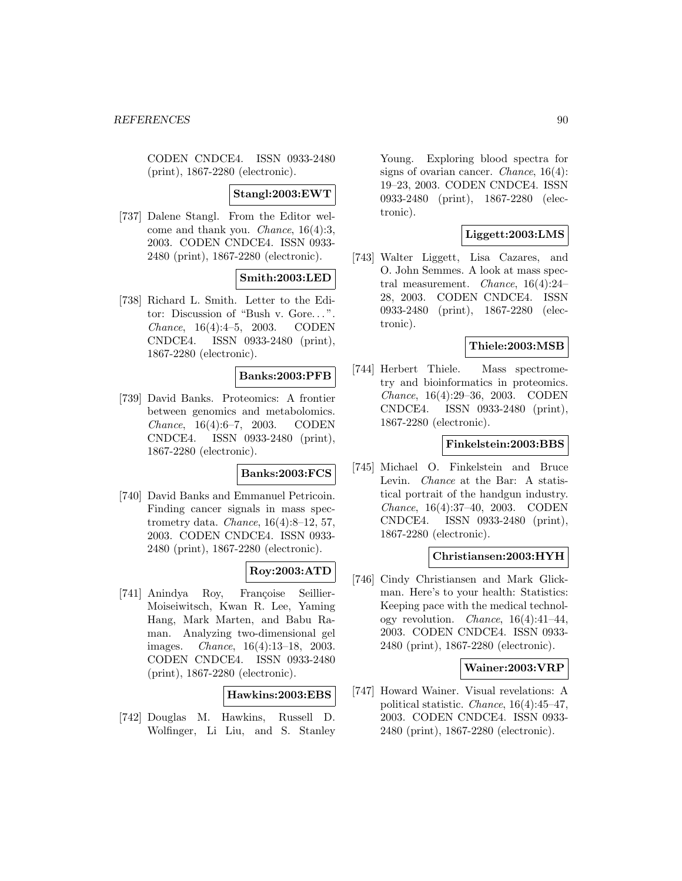CODEN CNDCE4. ISSN 0933-2480 (print), 1867-2280 (electronic).

**Stangl:2003:EWT**

[737] Dalene Stangl. From the Editor welcome and thank you. *Chance*, 16(4):3, 2003. CODEN CNDCE4. ISSN 0933-2480 (print), 1867-2280 (electronic).

**Smith:2003:LED**

[738] Richard L. Smith. Letter to the Editor: Discussion of "Bush v. Gore...". *Chance*, 16(4):4–5, 2003. CODEN CNDCE4. ISSN 0933-2480 (print), 1867-2280 (electronic).

**Banks:2003:PFB**

[739] David Banks. Proteomics: A frontier between genomics and metabolomics. *Chance*, 16(4):6–7, 2003. CODEN CNDCE4. ISSN 0933-2480 (print), 1867-2280 (electronic).

**Banks:2003:FCS**

[740] David Banks and Emmanuel Petricoin. Finding cancer signals in mass spectrometry data. *Chance*, 16(4):8–12, 57, 2003. CODEN CNDCE4. ISSN 0933-2480 (print), 1867-2280 (electronic).

**Roy:2003:ATD**

[741] Anindya Roy, Françoise Seillier-Moiseiwitsch, Kwan R. Lee, Yaming Hang, Mark Marten, and Babu Raman. Analyzing two-dimensional gel images. *Chance*, 16(4):13–18, 2003. CODEN CNDCE4. ISSN 0933-2480 (print), 1867-2280 (electronic).

**Hawkins:2003:EBS**

[742] Douglas M. Hawkins, Russell D. Wolfinger, Li Liu, and S. Stanley Young. Exploring blood spectra for signs of ovarian cancer. *Chance*, 16(4): 19–23, 2003. CODEN CNDCE4. ISSN 0933-2480 (print), 1867-2280 (electronic).

**Liggett:2003:LMS**

[743] Walter Liggett, Lisa Cazares, and O. John Semmes. A look at mass spectral measurement. *Chance*, 16(4):24–28, 2003. CODEN CNDCE4. ISSN 0933-2480 (print), 1867-2280 (electronic).

**Thiele:2003:MSB**

[744] Herbert Thiele. Mass spectrometry and bioinformatics in proteomics. *Chance*, 16(4):29–36, 2003. CODEN CNDCE4. ISSN 0933-2480 (print), 1867-2280 (electronic).

**Finkelstein:2003:BBS**

[745] Michael O. Finkelstein and Bruce Levin. *Chance* at the Bar: A statistical portrait of the handgun industry. *Chance*, 16(4):37–40, 2003. CODEN CNDCE4. ISSN 0933-2480 (print), 1867-2280 (electronic).

**Christiansen:2003:HYH**

[746] Cindy Christiansen and Mark Glickman. Here's to your health: Statistics: Keeping pace with the medical technology revolution. *Chance*, 16(4):41–44, 2003. CODEN CNDCE4. ISSN 0933-2480 (print), 1867-2280 (electronic).

**Wainer:2003:VRP**

[747] Howard Wainer. Visual revelations: A political statistic. *Chance*, 16(4):45–47, 2003. CODEN CNDCE4. ISSN 0933-2480 (print), 1867-2280 (electronic).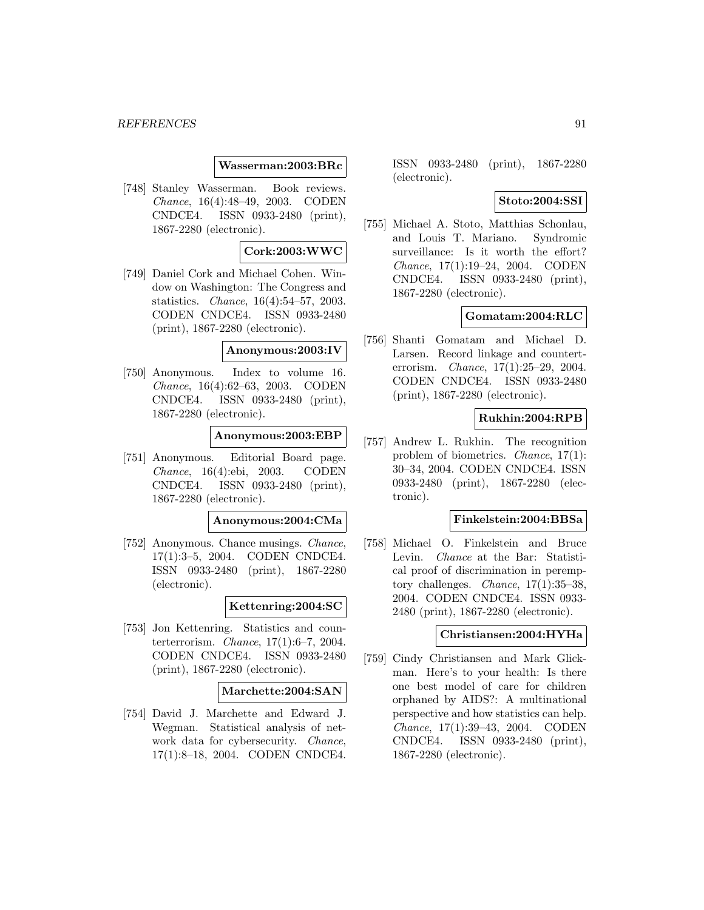**Wasserman:2003:BRc**

[748] Stanley Wasserman. Book reviews. *Chance*, 16(4):48–49, 2003. CODEN CNDCE4. ISSN 0933-2480 (print), 1867-2280 (electronic).

**Cork:2003:WWC**

[749] Daniel Cork and Michael Cohen. Window on Washington: The Congress and statistics. *Chance*, 16(4):54–57, 2003. CODEN CNDCE4. ISSN 0933-2480 (print), 1867-2280 (electronic).

**Anonymous:2003:IV**

[750] Anonymous. Index to volume 16. *Chance*, 16(4):62–63, 2003. CODEN CNDCE4. ISSN 0933-2480 (print), 1867-2280 (electronic).

**Anonymous:2003:EBP**

[751] Anonymous. Editorial Board page. *Chance*, 16(4):ebi, 2003. CODEN CNDCE4. ISSN 0933-2480 (print), 1867-2280 (electronic).

**Anonymous:2004:CMa**

[752] Anonymous. Chance musings. *Chance*, 17(1):3–5, 2004. CODEN CNDCE4. ISSN 0933-2480 (print), 1867-2280 (electronic).

**Kettenring:2004:SC**

[753] Jon Kettenring. Statistics and counterterrorism. *Chance*, 17(1):6–7, 2004. CODEN CNDCE4. ISSN 0933-2480 (print), 1867-2280 (electronic).

**Marchette:2004:SAN**

[754] David J. Marchette and Edward J. Wegman. Statistical analysis of network data for cybersecurity. *Chance*, 17(1):8–18, 2004. CODEN CNDCE4. ISSN 0933-2480 (print), 1867-2280 (electronic).

**Stoto:2004:SSI**

[755] Michael A. Stoto, Matthias Schonlau, and Louis T. Mariano. Syndromic surveillance: Is it worth the effort? *Chance*, 17(1):19–24, 2004. CODEN CNDCE4. ISSN 0933-2480 (print), 1867-2280 (electronic).

**Gomatam:2004:RLC**

[756] Shanti Gomatam and Michael D. Larsen. Record linkage and counterterrorism. *Chance*, 17(1):25–29, 2004. CODEN CNDCE4. ISSN 0933-2480 (print), 1867-2280 (electronic).

**Rukhin:2004:RPB**

[757] Andrew L. Rukhin. The recognition problem of biometrics. *Chance*, 17(1): 30–34, 2004. CODEN CNDCE4. ISSN 0933-2480 (print), 1867-2280 (electronic).

**Finkelstein:2004:BBSa**

[758] Michael O. Finkelstein and Bruce Levin. *Chance* at the Bar: Statistical proof of discrimination in peremptory challenges. *Chance*, 17(1):35–38, 2004. CODEN CNDCE4. ISSN 0933-2480 (print), 1867-2280 (electronic).

**Christiansen:2004:HYHa**

[759] Cindy Christiansen and Mark Glickman. Here's to your health: Is there one best model of care for children orphaned by AIDS?: A multinational perspective and how statistics can help. *Chance*, 17(1):39–43, 2004. CODEN CNDCE4. ISSN 0933-2480 (print), 1867-2280 (electronic).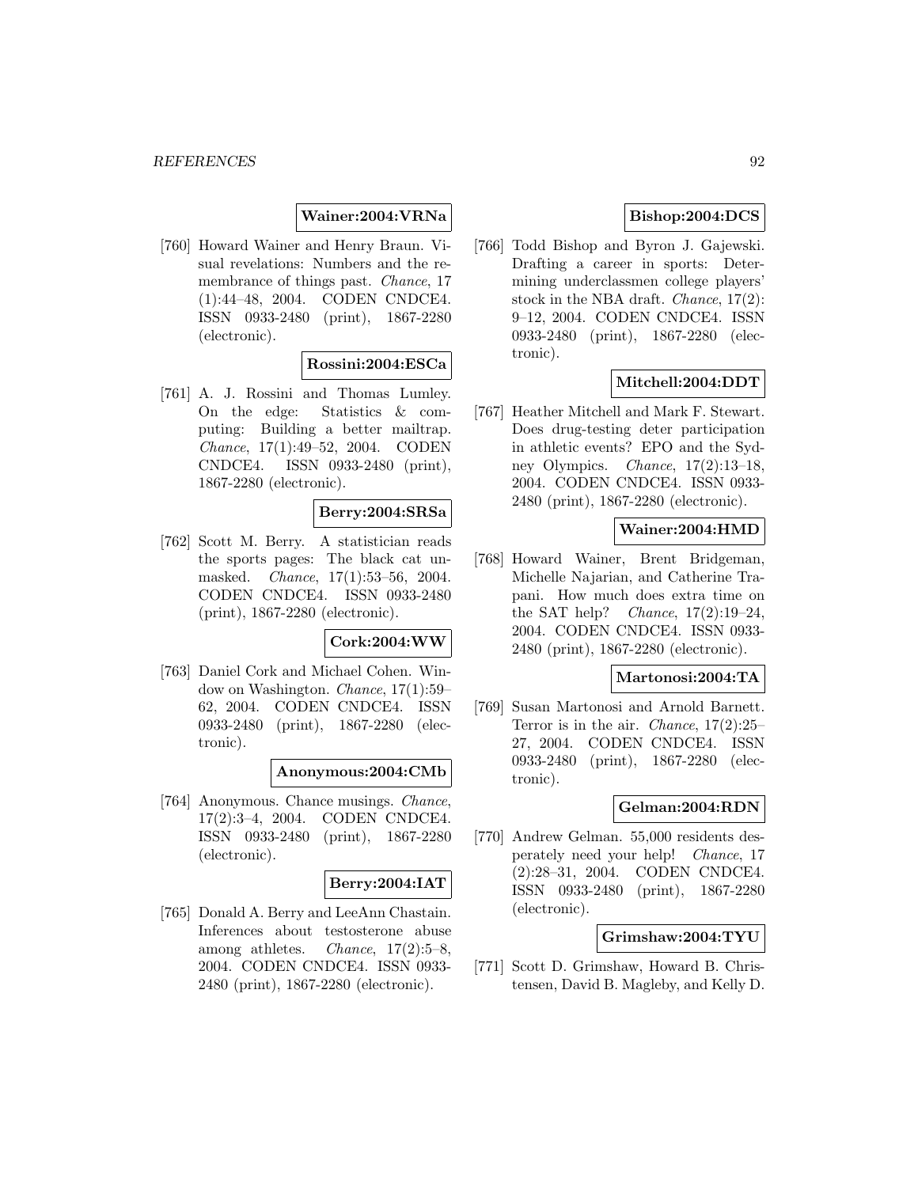**Wainer:2004:VRNa**

[760] Howard Wainer and Henry Braun. Visual revelations: Numbers and the remembrance of things past. *Chance*, 17 (1):44–48, 2004. CODEN CNDCE4. ISSN 0933-2480 (print), 1867-2280 (electronic).

**Rossini:2004:ESCa**

[761] A. J. Rossini and Thomas Lumley. On the edge: Statistics & computing: Building a better mailtrap. *Chance*, 17(1):49–52, 2004. CODEN CNDCE4. ISSN 0933-2480 (print), 1867-2280 (electronic).

**Berry:2004:SRSa**

[762] Scott M. Berry. A statistician reads the sports pages: The black cat unmasked. *Chance*, 17(1):53–56, 2004. CODEN CNDCE4. ISSN 0933-2480 (print), 1867-2280 (electronic).

**Cork:2004:WW**

[763] Daniel Cork and Michael Cohen. Window on Washington. *Chance*, 17(1):59–62, 2004. CODEN CNDCE4. ISSN 0933-2480 (print), 1867-2280 (electronic).

**Anonymous:2004:CMb**

[764] Anonymous. Chance musings. *Chance*, 17(2):3–4, 2004. CODEN CNDCE4. ISSN 0933-2480 (print), 1867-2280 (electronic).

**Berry:2004:IAT**

[765] Donald A. Berry and LeeAnn Chastain. Inferences about testosterone abuse among athletes. *Chance*, 17(2):5–8, 2004. CODEN CNDCE4. ISSN 0933-2480 (print), 1867-2280 (electronic).

**Bishop:2004:DCS**

[766] Todd Bishop and Byron J. Gajewski. Drafting a career in sports: Determining underclassmen college players' stock in the NBA draft. *Chance*, 17(2): 9–12, 2004. CODEN CNDCE4. ISSN 0933-2480 (print), 1867-2280 (electronic).

**Mitchell:2004:DDT**

[767] Heather Mitchell and Mark F. Stewart. Does drug-testing deter participation in athletic events? EPO and the Sydney Olympics. *Chance*, 17(2):13–18, 2004. CODEN CNDCE4. ISSN 0933-2480 (print), 1867-2280 (electronic).

**Wainer:2004:HMD**

[768] Howard Wainer, Brent Bridgeman, Michelle Najarian, and Catherine Trapani. How much does extra time on the SAT help? *Chance*, 17(2):19–24, 2004. CODEN CNDCE4. ISSN 0933-2480 (print), 1867-2280 (electronic).

**Martonosi:2004:TA**

[769] Susan Martonosi and Arnold Barnett. Terror is in the air. *Chance*, 17(2):25–27, 2004. CODEN CNDCE4. ISSN 0933-2480 (print), 1867-2280 (electronic).

**Gelman:2004:RDN**

[770] Andrew Gelman. 55,000 residents desperately need your help! *Chance*, 17 (2):28–31, 2004. CODEN CNDCE4. ISSN 0933-2480 (print), 1867-2280 (electronic).

**Grimshaw:2004:TYU**

[771] Scott D. Grimshaw, Howard B. Christensen, David B. Magleby, and Kelly D.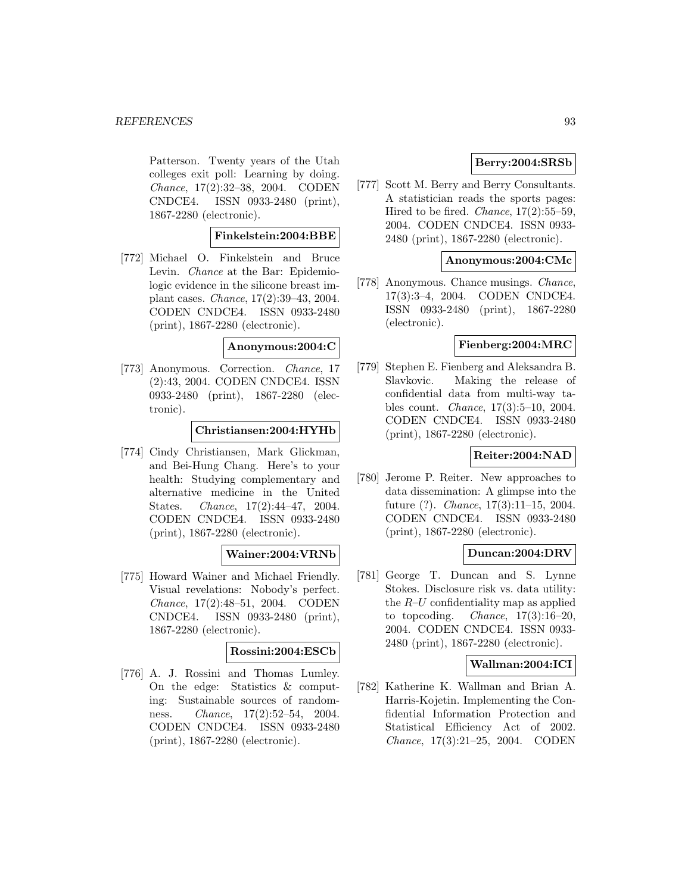Patterson. Twenty years of the Utah colleges exit poll: Learning by doing. *Chance*, 17(2):32–38, 2004. CODEN CNDCE4. ISSN 0933-2480 (print), 1867-2280 (electronic).

**Finkelstein:2004:BBE**

[772] Michael O. Finkelstein and Bruce Levin. *Chance* at the Bar: Epidemiologic evidence in the silicone breast implant cases. *Chance*, 17(2):39–43, 2004. CODEN CNDCE4. ISSN 0933-2480 (print), 1867-2280 (electronic).

**Anonymous:2004:C**

[773] Anonymous. Correction. *Chance*, 17 (2):43, 2004. CODEN CNDCE4. ISSN 0933-2480 (print), 1867-2280 (electronic).

**Christiansen:2004:HYHb**

[774] Cindy Christiansen, Mark Glickman, and Bei-Hung Chang. Here's to your health: Studying complementary and alternative medicine in the United States. *Chance*, 17(2):44–47, 2004. CODEN CNDCE4. ISSN 0933-2480 (print), 1867-2280 (electronic).

**Wainer:2004:VRNb**

[775] Howard Wainer and Michael Friendly. Visual revelations: Nobody's perfect. *Chance*, 17(2):48–51, 2004. CODEN CNDCE4. ISSN 0933-2480 (print), 1867-2280 (electronic).

**Rossini:2004:ESCb**

[776] A. J. Rossini and Thomas Lumley. On the edge: Statistics & computing: Sustainable sources of randomness. *Chance*, 17(2):52–54, 2004. CODEN CNDCE4. ISSN 0933-2480 (print), 1867-2280 (electronic).

**Berry:2004:SRSb**

[777] Scott M. Berry and Berry Consultants. A statistician reads the sports pages: Hired to be fired. *Chance*, 17(2):55–59, 2004. CODEN CNDCE4. ISSN 0933-2480 (print), 1867-2280 (electronic).

**Anonymous:2004:CMc**

[778] Anonymous. Chance musings. *Chance*, 17(3):3–4, 2004. CODEN CNDCE4. ISSN 0933-2480 (print), 1867-2280 (electronic).

**Fienberg:2004:MRC**

[779] Stephen E. Fienberg and Aleksandra B. Slavkovic. Making the release of confidential data from multi-way tables count. *Chance*, 17(3):5–10, 2004. CODEN CNDCE4. ISSN 0933-2480 (print), 1867-2280 (electronic).

**Reiter:2004:NAD**

[780] Jerome P. Reiter. New approaches to data dissemination: A glimpse into the future (?). *Chance*, 17(3):11–15, 2004. CODEN CNDCE4. ISSN 0933-2480 (print), 1867-2280 (electronic).

**Duncan:2004:DRV**

[781] George T. Duncan and S. Lynne Stokes. Disclosure risk vs. data utility: the $R$–$U$ confidentiality map as applied to topcoding. *Chance*, 17(3):16–20, 2004. CODEN CNDCE4. ISSN 0933-2480 (print), 1867-2280 (electronic).

**Wallman:2004:ICI**

[782] Katherine K. Wallman and Brian A. Harris-Kojetin. Implementing the Confidential Information Protection and Statistical Efficiency Act of 2002. *Chance*, 17(3):21–25, 2004. CODEN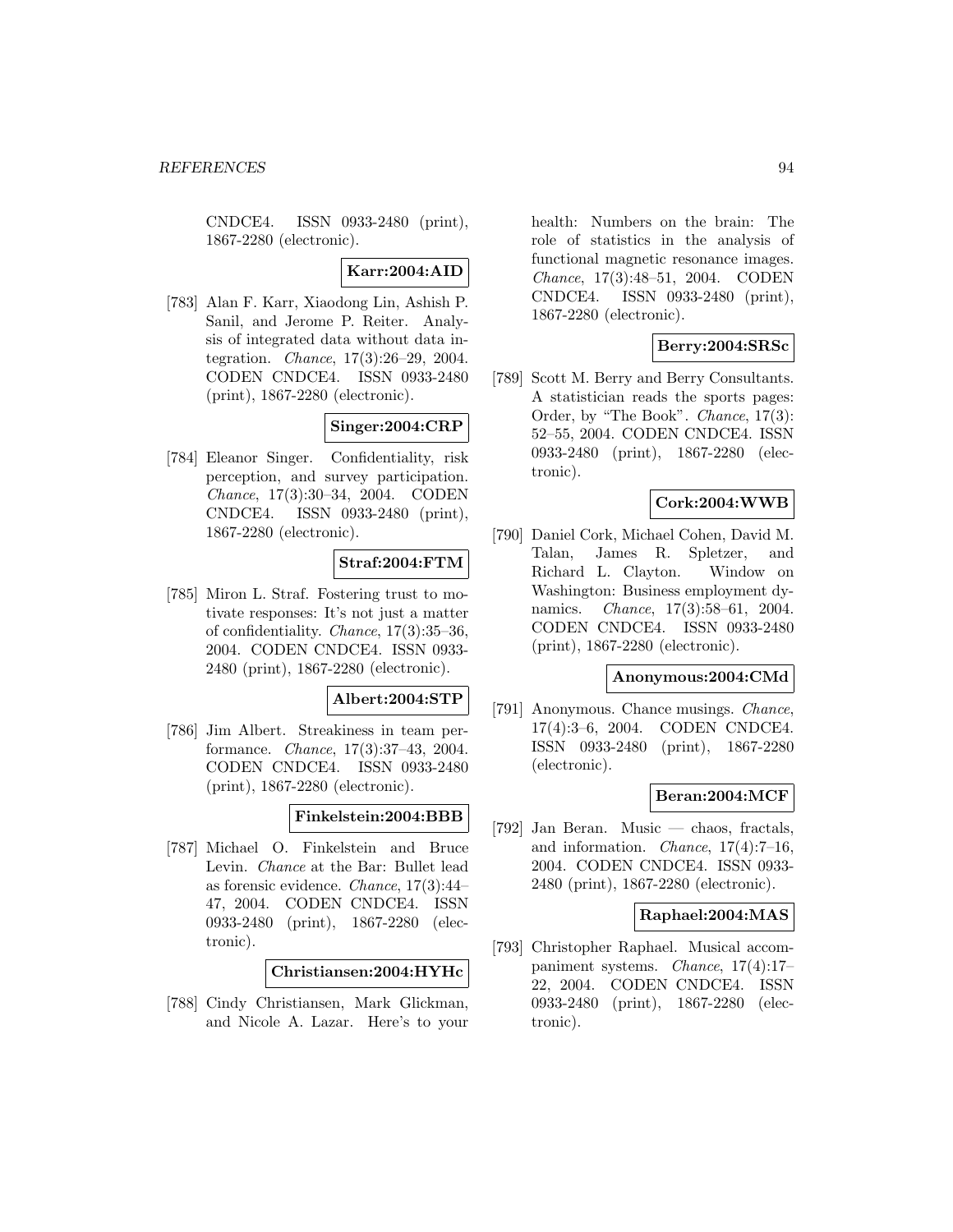CNDCE4. ISSN 0933-2480 (print), 1867-2280 (electronic).

**Karr:2004:AID**

[783] Alan F. Karr, Xiaodong Lin, Ashish P. Sanil, and Jerome P. Reiter. Analysis of integrated data without data integration. *Chance*, 17(3):26–29, 2004. CODEN CNDCE4. ISSN 0933-2480 (print), 1867-2280 (electronic).

**Singer:2004:CRP**

[784] Eleanor Singer. Confidentiality, risk perception, and survey participation. *Chance*, 17(3):30–34, 2004. CODEN CNDCE4. ISSN 0933-2480 (print), 1867-2280 (electronic).

**Straf:2004:FTM**

[785] Miron L. Straf. Fostering trust to motivate responses: It's not just a matter of confidentiality. *Chance*, 17(3):35–36, 2004. CODEN CNDCE4. ISSN 0933-2480 (print), 1867-2280 (electronic).

**Albert:2004:STP**

[786] Jim Albert. Streakiness in team performance. *Chance*, 17(3):37–43, 2004. CODEN CNDCE4. ISSN 0933-2480 (print), 1867-2280 (electronic).

**Finkelstein:2004:BBB**

[787] Michael O. Finkelstein and Bruce Levin. *Chance* at the Bar: Bullet lead as forensic evidence. *Chance*, 17(3):44–47, 2004. CODEN CNDCE4. ISSN 0933-2480 (print), 1867-2280 (electronic).

**Christiansen:2004:HYHc**

[788] Cindy Christiansen, Mark Glickman, and Nicole A. Lazar. Here's to your health: Numbers on the brain: The role of statistics in the analysis of functional magnetic resonance images. *Chance*, 17(3):48–51, 2004. CODEN CNDCE4. ISSN 0933-2480 (print), 1867-2280 (electronic).

**Berry:2004:SRSc**

[789] Scott M. Berry and Berry Consultants. A statistician reads the sports pages: Order, by "The Book". *Chance*, 17(3): 52–55, 2004. CODEN CNDCE4. ISSN 0933-2480 (print), 1867-2280 (electronic).

**Cork:2004:WWB**

[790] Daniel Cork, Michael Cohen, David M. Talan, James R. Spletzer, and Richard L. Clayton. Window on Washington: Business employment dynamics. *Chance*, 17(3):58–61, 2004. CODEN CNDCE4. ISSN 0933-2480 (print), 1867-2280 (electronic).

**Anonymous:2004:CMd**

[791] Anonymous. Chance musings. *Chance*, 17(4):3–6, 2004. CODEN CNDCE4. ISSN 0933-2480 (print), 1867-2280 (electronic).

**Beran:2004:MCF**

[792] Jan Beran. Music — chaos, fractals, and information. *Chance*, 17(4):7–16, 2004. CODEN CNDCE4. ISSN 0933-2480 (print), 1867-2280 (electronic).

**Raphael:2004:MAS**

[793] Christopher Raphael. Musical accompaniment systems. *Chance*, 17(4):17–22, 2004. CODEN CNDCE4. ISSN 0933-2480 (print), 1867-2280 (electronic).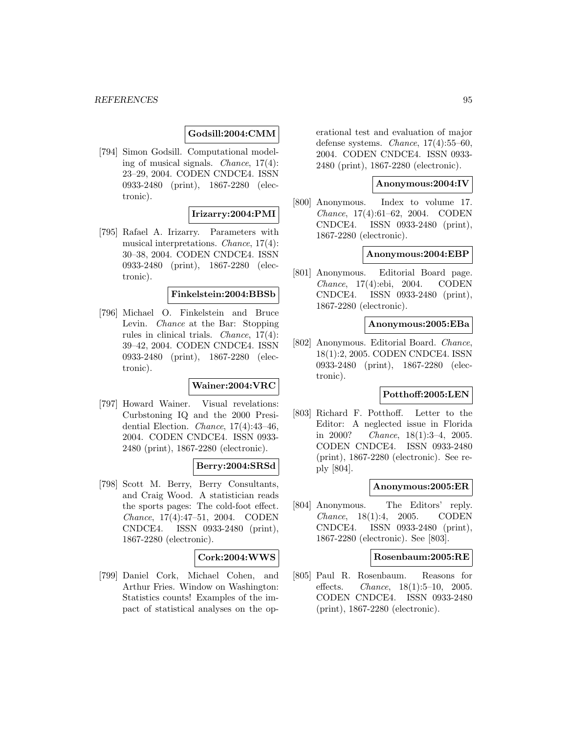**Godsill:2004:CMM**

[794] Simon Godsill. Computational modeling of musical signals. *Chance*, 17(4): 23–29, 2004. CODEN CNDCE4. ISSN 0933-2480 (print), 1867-2280 (electronic).

**Irizarry:2004:PMI**

[795] Rafael A. Irizarry. Parameters with musical interpretations. *Chance*, 17(4): 30–38, 2004. CODEN CNDCE4. ISSN 0933-2480 (print), 1867-2280 (electronic).

**Finkelstein:2004:BBSb**

[796] Michael O. Finkelstein and Bruce Levin. *Chance* at the Bar: Stopping rules in clinical trials. *Chance*, 17(4): 39–42, 2004. CODEN CNDCE4. ISSN 0933-2480 (print), 1867-2280 (electronic).

**Wainer:2004:VRC**

[797] Howard Wainer. Visual revelations: Curbstoning IQ and the 2000 Presidential Election. *Chance*, 17(4):43–46, 2004. CODEN CNDCE4. ISSN 0933-2480 (print), 1867-2280 (electronic).

**Berry:2004:SRSd**

[798] Scott M. Berry, Berry Consultants, and Craig Wood. A statistician reads the sports pages: The cold-foot effect. *Chance*, 17(4):47–51, 2004. CODEN CNDCE4. ISSN 0933-2480 (print), 1867-2280 (electronic).

**Cork:2004:WWS**

[799] Daniel Cork, Michael Cohen, and Arthur Fries. Window on Washington: Statistics counts! Examples of the impact of statistical analyses on the operational test and evaluation of major defense systems. *Chance*, 17(4):55–60, 2004. CODEN CNDCE4. ISSN 0933-2480 (print), 1867-2280 (electronic).

**Anonymous:2004:IV**

[800] Anonymous. Index to volume 17. *Chance*, 17(4):61–62, 2004. CODEN CNDCE4. ISSN 0933-2480 (print), 1867-2280 (electronic).

**Anonymous:2004:EBP**

[801] Anonymous. Editorial Board page. *Chance*, 17(4):ebi, 2004. CODEN CNDCE4. ISSN 0933-2480 (print), 1867-2280 (electronic).

**Anonymous:2005:EBa**

[802] Anonymous. Editorial Board. *Chance*, 18(1):2, 2005. CODEN CNDCE4. ISSN 0933-2480 (print), 1867-2280 (electronic).

**Potthoff:2005:LEN**

[803] Richard F. Potthoff. Letter to the Editor: A neglected issue in Florida in 2000? *Chance*, 18(1):3–4, 2005. CODEN CNDCE4. ISSN 0933-2480 (print), 1867-2280 (electronic). See reply [804].

**Anonymous:2005:ER**

[804] Anonymous. The Editors' reply. *Chance*, 18(1):4, 2005. CODEN CNDCE4. ISSN 0933-2480 (print), 1867-2280 (electronic). See [803].

**Rosenbaum:2005:RE**

[805] Paul R. Rosenbaum. Reasons for effects. *Chance*, 18(1):5–10, 2005. CODEN CNDCE4. ISSN 0933-2480 (print), 1867-2280 (electronic).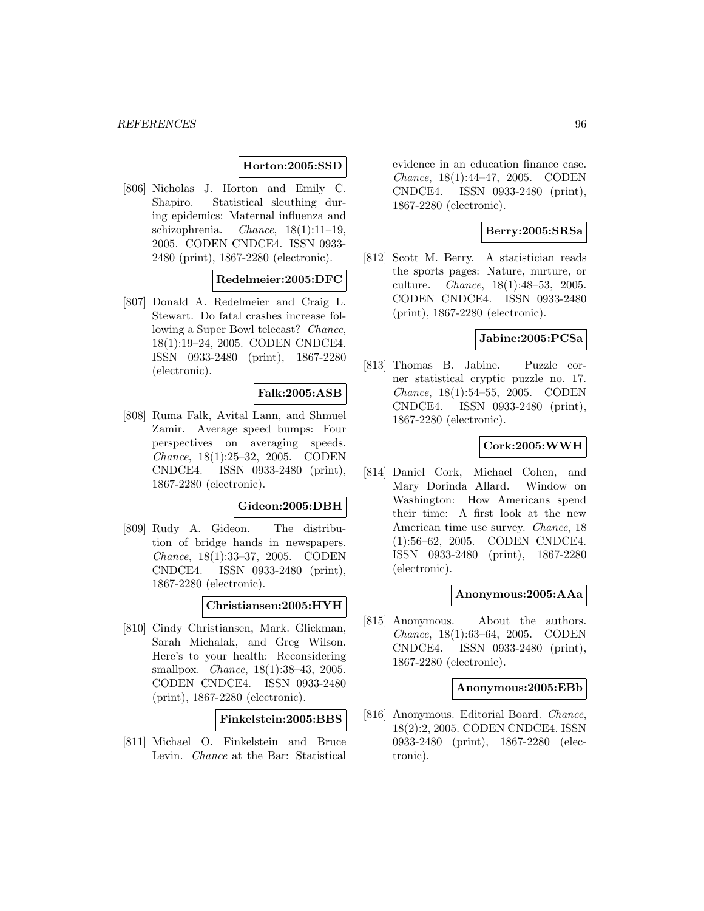**Horton:2005:SSD**

[806] Nicholas J. Horton and Emily C. Shapiro. Statistical sleuthing during epidemics: Maternal influenza and schizophrenia. *Chance*, 18(1):11–19, 2005. CODEN CNDCE4. ISSN 0933-2480 (print), 1867-2280 (electronic).

**Redelmeier:2005:DFC**

[807] Donald A. Redelmeier and Craig L. Stewart. Do fatal crashes increase following a Super Bowl telecast? *Chance*, 18(1):19–24, 2005. CODEN CNDCE4. ISSN 0933-2480 (print), 1867-2280 (electronic).

**Falk:2005:ASB**

[808] Ruma Falk, Avital Lann, and Shmuel Zamir. Average speed bumps: Four perspectives on averaging speeds. *Chance*, 18(1):25–32, 2005. CODEN CNDCE4. ISSN 0933-2480 (print), 1867-2280 (electronic).

**Gideon:2005:DBH**

[809] Rudy A. Gideon. The distribution of bridge hands in newspapers. *Chance*, 18(1):33–37, 2005. CODEN CNDCE4. ISSN 0933-2480 (print), 1867-2280 (electronic).

**Christiansen:2005:HYH**

[810] Cindy Christiansen, Mark. Glickman, Sarah Michalak, and Greg Wilson. Here's to your health: Reconsidering smallpox. *Chance*, 18(1):38–43, 2005. CODEN CNDCE4. ISSN 0933-2480 (print), 1867-2280 (electronic).

**Finkelstein:2005:BBS**

[811] Michael O. Finkelstein and Bruce Levin. *Chance* at the Bar: Statistical evidence in an education finance case. *Chance*, 18(1):44–47, 2005. CODEN CNDCE4. ISSN 0933-2480 (print), 1867-2280 (electronic).

**Berry:2005:SRSa**

[812] Scott M. Berry. A statistician reads the sports pages: Nature, nurture, or culture. *Chance*, 18(1):48–53, 2005. CODEN CNDCE4. ISSN 0933-2480 (print), 1867-2280 (electronic).

**Jabine:2005:PCSa**

[813] Thomas B. Jabine. Puzzle corner statistical cryptic puzzle no. 17. *Chance*, 18(1):54–55, 2005. CODEN CNDCE4. ISSN 0933-2480 (print), 1867-2280 (electronic).

**Cork:2005:WWH**

[814] Daniel Cork, Michael Cohen, and Mary Dorinda Allard. Window on Washington: How Americans spend their time: A first look at the new American time use survey. *Chance*, 18 (1):56–62, 2005. CODEN CNDCE4. ISSN 0933-2480 (print), 1867-2280 (electronic).

**Anonymous:2005:AAa**

[815] Anonymous. About the authors. *Chance*, 18(1):63–64, 2005. CODEN CNDCE4. ISSN 0933-2480 (print), 1867-2280 (electronic).

**Anonymous:2005:EBb**

[816] Anonymous. Editorial Board. *Chance*, 18(2):2, 2005. CODEN CNDCE4. ISSN 0933-2480 (print), 1867-2280 (electronic).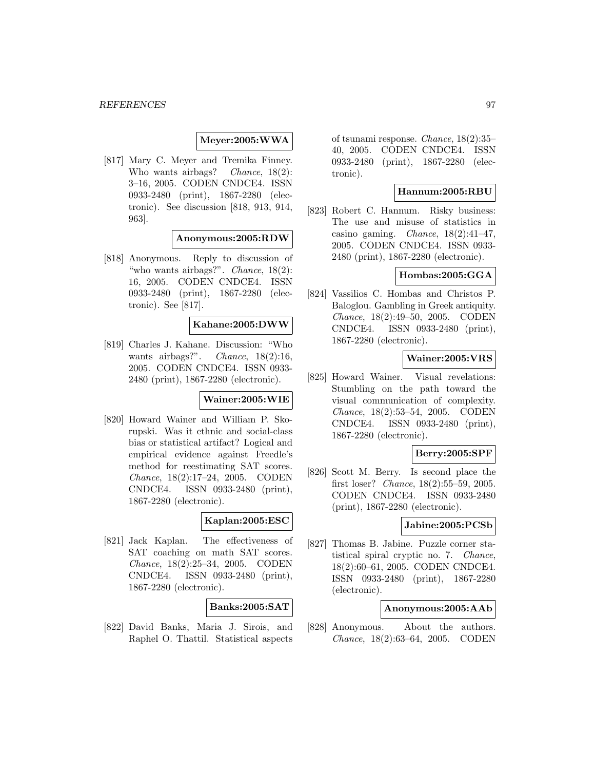**Meyer:2005:WWA**

[817] Mary C. Meyer and Tremika Finney. Who wants airbags? *Chance*, 18(2): 3–16, 2005. CODEN CNDCE4. ISSN 0933-2480 (print), 1867-2280 (electronic). See discussion [818, 913, 914, 963].

**Anonymous:2005:RDW**

[818] Anonymous. Reply to discussion of "who wants airbags?". *Chance*, 18(2): 16, 2005. CODEN CNDCE4. ISSN 0933-2480 (print), 1867-2280 (electronic). See [817].

**Kahane:2005:DWW**

[819] Charles J. Kahane. Discussion: "Who wants airbags?". *Chance*, 18(2):16, 2005. CODEN CNDCE4. ISSN 0933-2480 (print), 1867-2280 (electronic).

**Wainer:2005:WIE**

[820] Howard Wainer and William P. Skorupski. Was it ethnic and social-class bias or statistical artifact? Logical and empirical evidence against Freedle's method for reestimating SAT scores. *Chance*, 18(2):17–24, 2005. CODEN CNDCE4. ISSN 0933-2480 (print), 1867-2280 (electronic).

**Kaplan:2005:ESC**

[821] Jack Kaplan. The effectiveness of SAT coaching on math SAT scores. *Chance*, 18(2):25–34, 2005. CODEN CNDCE4. ISSN 0933-2480 (print), 1867-2280 (electronic).

**Banks:2005:SAT**

[822] David Banks, Maria J. Sirois, and Raphel O. Thattil. Statistical aspects of tsunami response. *Chance*, 18(2):35–40, 2005. CODEN CNDCE4. ISSN 0933-2480 (print), 1867-2280 (electronic).

**Hannum:2005:RBU**

[823] Robert C. Hannum. Risky business: The use and misuse of statistics in casino gaming. *Chance*, 18(2):41–47, 2005. CODEN CNDCE4. ISSN 0933-2480 (print), 1867-2280 (electronic).

**Hombas:2005:GGA**

[824] Vassilios C. Hombas and Christos P. Baloglou. Gambling in Greek antiquity. *Chance*, 18(2):49–50, 2005. CODEN CNDCE4. ISSN 0933-2480 (print), 1867-2280 (electronic).

**Wainer:2005:VRS**

[825] Howard Wainer. Visual revelations: Stumbling on the path toward the visual communication of complexity. *Chance*, 18(2):53–54, 2005. CODEN CNDCE4. ISSN 0933-2480 (print), 1867-2280 (electronic).

**Berry:2005:SPF**

[826] Scott M. Berry. Is second place the first loser? *Chance*, 18(2):55–59, 2005. CODEN CNDCE4. ISSN 0933-2480 (print), 1867-2280 (electronic).

**Jabine:2005:PCSb**

[827] Thomas B. Jabine. Puzzle corner statistical spiral cryptic no. 7. *Chance*, 18(2):60–61, 2005. CODEN CNDCE4. ISSN 0933-2480 (print), 1867-2280 (electronic).

**Anonymous:2005:AAb**

[828] Anonymous. About the authors. *Chance*, 18(2):63–64, 2005. CODEN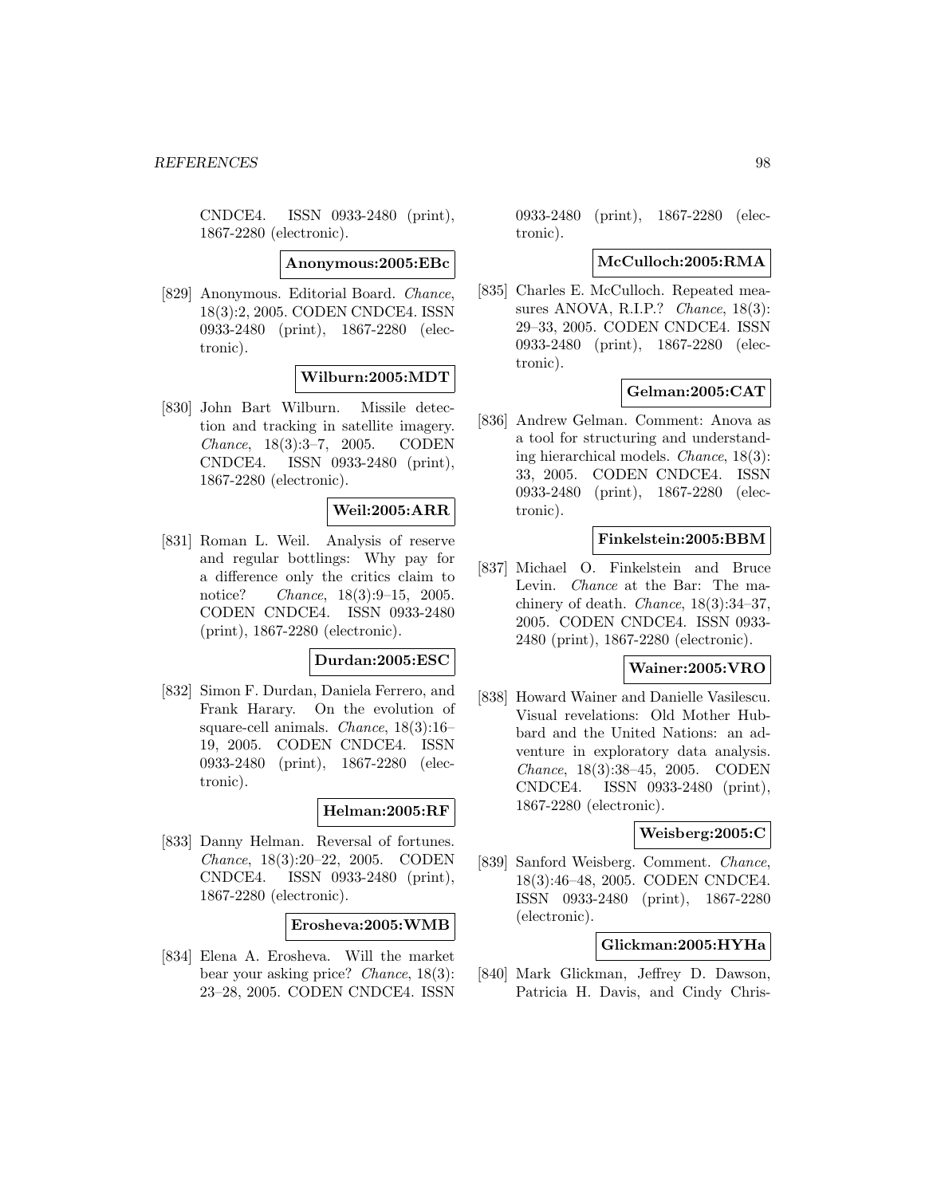CNDCE4. ISSN 0933-2480 (print), 1867-2280 (electronic).

**Anonymous:2005:EBc**

[829] Anonymous. Editorial Board. *Chance*, 18(3):2, 2005. CODEN CNDCE4. ISSN 0933-2480 (print), 1867-2280 (electronic).

**Wilburn:2005:MDT**

[830] John Bart Wilburn. Missile detection and tracking in satellite imagery. *Chance*, 18(3):3–7, 2005. CODEN CNDCE4. ISSN 0933-2480 (print), 1867-2280 (electronic).

**Weil:2005:ARR**

[831] Roman L. Weil. Analysis of reserve and regular bottlings: Why pay for a difference only the critics claim to notice? *Chance*, 18(3):9–15, 2005. CODEN CNDCE4. ISSN 0933-2480 (print), 1867-2280 (electronic).

**Durdan:2005:ESC**

[832] Simon F. Durdan, Daniela Ferrero, and Frank Harary. On the evolution of square-cell animals. *Chance*, 18(3):16–19, 2005. CODEN CNDCE4. ISSN 0933-2480 (print), 1867-2280 (electronic).

**Helman:2005:RF**

[833] Danny Helman. Reversal of fortunes. *Chance*, 18(3):20–22, 2005. CODEN CNDCE4. ISSN 0933-2480 (print), 1867-2280 (electronic).

**Erosheva:2005:WMB**

[834] Elena A. Erosheva. Will the market bear your asking price? *Chance*, 18(3):23–28, 2005. CODEN CNDCE4. ISSN 0933-2480 (print), 1867-2280 (electronic).

**McCulloch:2005:RMA**

[835] Charles E. McCulloch. Repeated measures ANOVA, R.I.P.? *Chance*, 18(3):29–33, 2005. CODEN CNDCE4. ISSN 0933-2480 (print), 1867-2280 (electronic).

**Gelman:2005:CAT**

[836] Andrew Gelman. Comment: Anova as a tool for structuring and understanding hierarchical models. *Chance*, 18(3):33, 2005. CODEN CNDCE4. ISSN 0933-2480 (print), 1867-2280 (electronic).

**Finkelstein:2005:BBM**

[837] Michael O. Finkelstein and Bruce Levin. *Chance* at the Bar: The machinery of death. *Chance*, 18(3):34–37, 2005. CODEN CNDCE4. ISSN 0933-2480 (print), 1867-2280 (electronic).

**Wainer:2005:VRO**

[838] Howard Wainer and Danielle Vasilescu. Visual revelations: Old Mother Hubbard and the United Nations: an adventure in exploratory data analysis. *Chance*, 18(3):38–45, 2005. CODEN CNDCE4. ISSN 0933-2480 (print), 1867-2280 (electronic).

**Weisberg:2005:C**

[839] Sanford Weisberg. Comment. *Chance*, 18(3):46–48, 2005. CODEN CNDCE4. ISSN 0933-2480 (print), 1867-2280 (electronic).

**Glickman:2005:HYHa**

[840] Mark Glickman, Jeffrey D. Dawson, Patricia H. Davis, and Cindy Chris-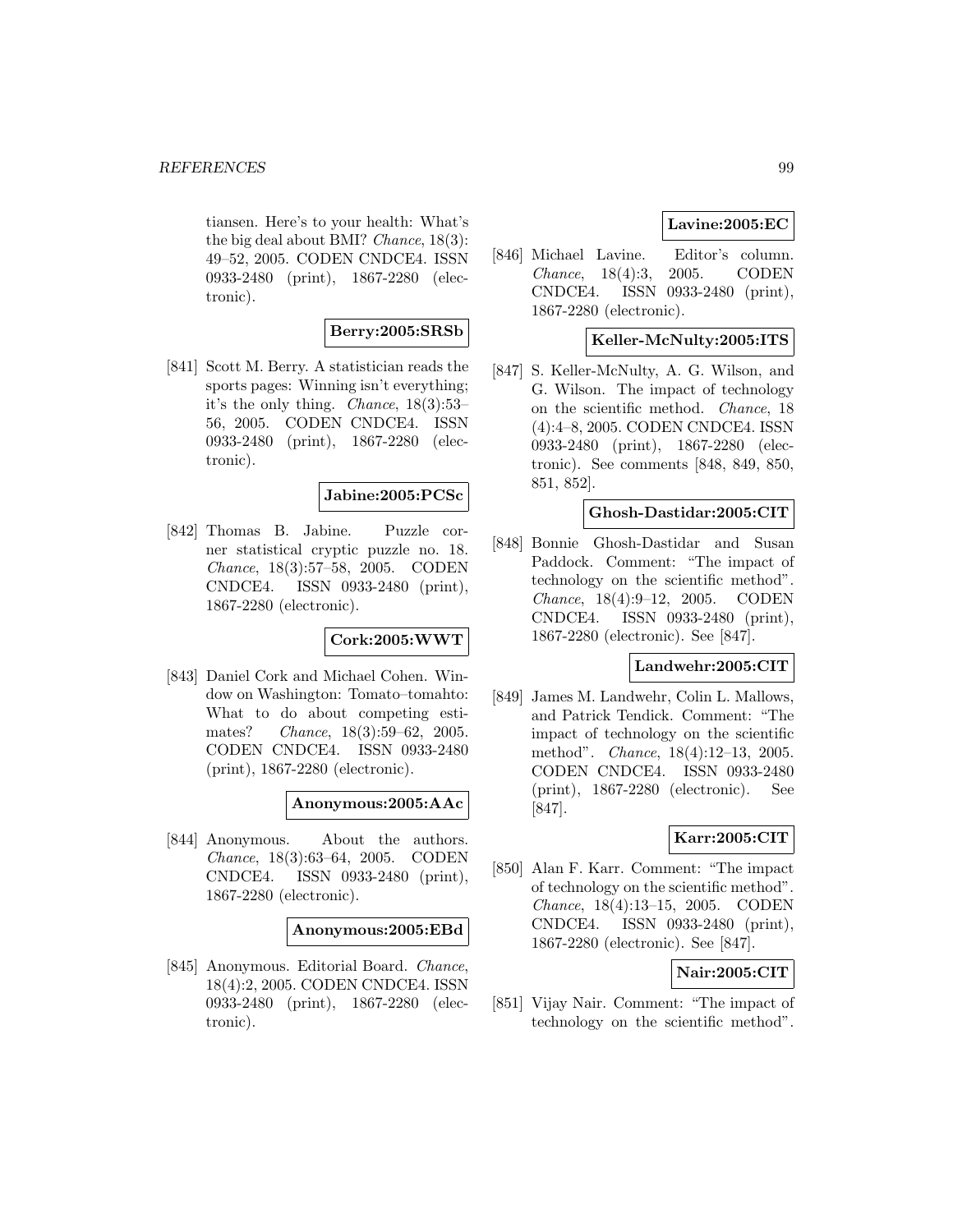tiansen. Here's to your health: What's the big deal about BMI? *Chance*, 18(3): 49–52, 2005. CODEN CNDCE4. ISSN 0933-2480 (print), 1867-2280 (electronic).

**Berry:2005:SRSb**

[841] Scott M. Berry. A statistician reads the sports pages: Winning isn't everything; it's the only thing. *Chance*, 18(3):53–56, 2005. CODEN CNDCE4. ISSN 0933-2480 (print), 1867-2280 (electronic).

**Jabine:2005:PCSc**

[842] Thomas B. Jabine. Puzzle corner statistical cryptic puzzle no. 18. *Chance*, 18(3):57–58, 2005. CODEN CNDCE4. ISSN 0933-2480 (print), 1867-2280 (electronic).

**Cork:2005:WWT**

[843] Daniel Cork and Michael Cohen. Window on Washington: Tomato–tomahto: What to do about competing estimates? *Chance*, 18(3):59–62, 2005. CODEN CNDCE4. ISSN 0933-2480 (print), 1867-2280 (electronic).

**Anonymous:2005:AAc**

[844] Anonymous. About the authors. *Chance*, 18(3):63–64, 2005. CODEN CNDCE4. ISSN 0933-2480 (print), 1867-2280 (electronic).

**Anonymous:2005:EBd**

[845] Anonymous. Editorial Board. *Chance*, 18(4):2, 2005. CODEN CNDCE4. ISSN 0933-2480 (print), 1867-2280 (electronic).

**Lavine:2005:EC**

[846] Michael Lavine. Editor's column. *Chance*, 18(4):3, 2005. CODEN CNDCE4. ISSN 0933-2480 (print), 1867-2280 (electronic).

**Keller-McNulty:2005:ITS**

[847] S. Keller-McNulty, A. G. Wilson, and G. Wilson. The impact of technology on the scientific method. *Chance*, 18 (4):4–8, 2005. CODEN CNDCE4. ISSN 0933-2480 (print), 1867-2280 (electronic). See comments [848, 849, 850, 851, 852].

**Ghosh-Dastidar:2005:CIT**

[848] Bonnie Ghosh-Dastidar and Susan Paddock. Comment: "The impact of technology on the scientific method". *Chance*, 18(4):9–12, 2005. CODEN CNDCE4. ISSN 0933-2480 (print), 1867-2280 (electronic). See [847].

**Landwehr:2005:CIT**

[849] James M. Landwehr, Colin L. Mallows, and Patrick Tendick. Comment: "The impact of technology on the scientific method". *Chance*, 18(4):12–13, 2005. CODEN CNDCE4. ISSN 0933-2480 (print), 1867-2280 (electronic). See [847].

**Karr:2005:CIT**

[850] Alan F. Karr. Comment: "The impact of technology on the scientific method". *Chance*, 18(4):13–15, 2005. CODEN CNDCE4. ISSN 0933-2480 (print), 1867-2280 (electronic). See [847].

**Nair:2005:CIT**

[851] Vijay Nair. Comment: "The impact of technology on the scientific method".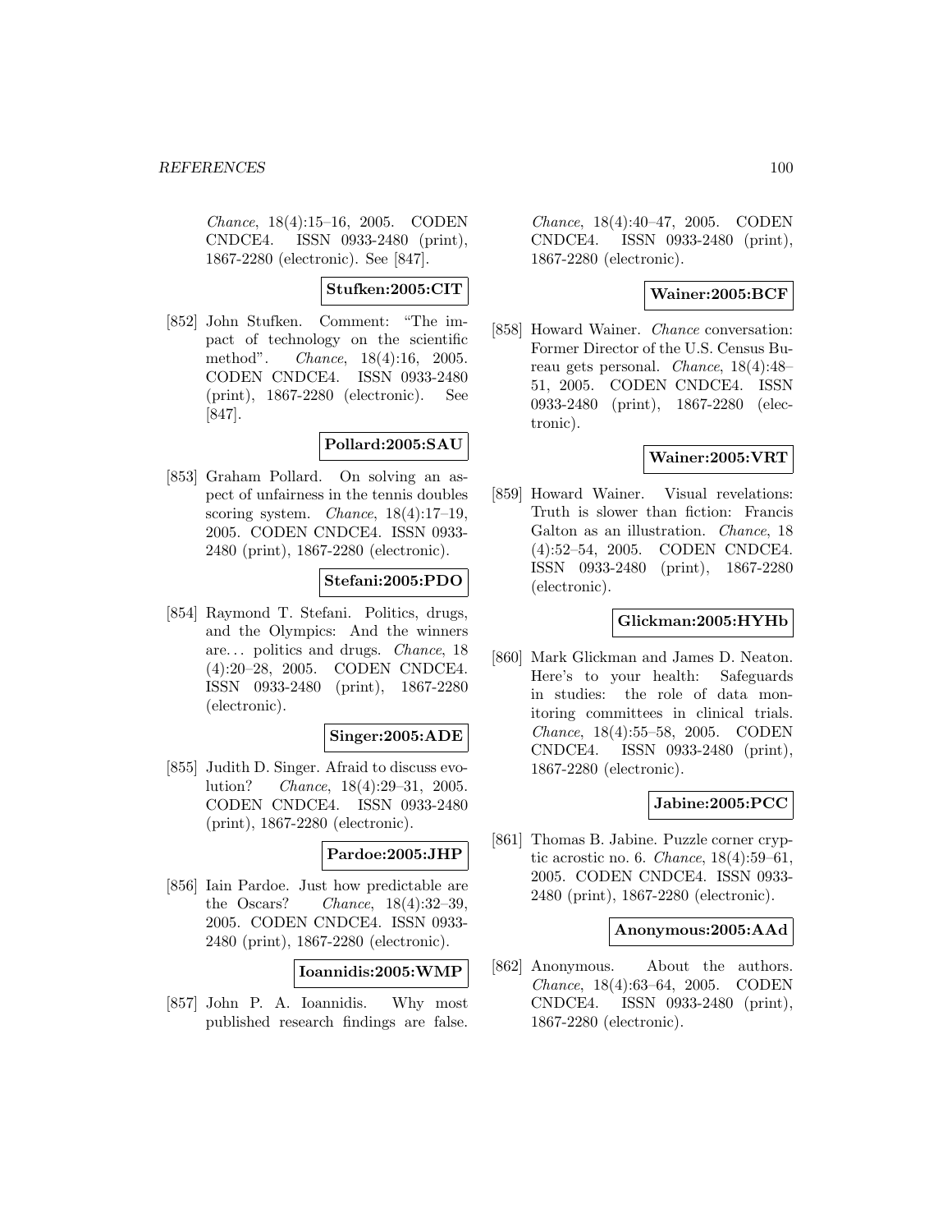*Chance*, 18(4):15–16, 2005. CODEN CNDCE4. ISSN 0933-2480 (print), 1867-2280 (electronic). See [847].

**Stufken:2005:CIT**

[852] John Stufken. Comment: "The impact of technology on the scientific method". *Chance*, 18(4):16, 2005. CODEN CNDCE4. ISSN 0933-2480 (print), 1867-2280 (electronic). See [847].

**Pollard:2005:SAU**

[853] Graham Pollard. On solving an aspect of unfairness in the tennis doubles scoring system. *Chance*, 18(4):17–19, 2005. CODEN CNDCE4. ISSN 0933-2480 (print), 1867-2280 (electronic).

**Stefani:2005:PDO**

[854] Raymond T. Stefani. Politics, drugs, and the Olympics: And the winners are... politics and drugs. *Chance*, 18 (4):20–28, 2005. CODEN CNDCE4. ISSN 0933-2480 (print), 1867-2280 (electronic).

**Singer:2005:ADE**

[855] Judith D. Singer. Afraid to discuss evolution? *Chance*, 18(4):29–31, 2005. CODEN CNDCE4. ISSN 0933-2480 (print), 1867-2280 (electronic).

**Pardoe:2005:JHP**

[856] Iain Pardoe. Just how predictable are the Oscars? *Chance*, 18(4):32–39, 2005. CODEN CNDCE4. ISSN 0933-2480 (print), 1867-2280 (electronic).

**Ioannidis:2005:WMP**

[857] John P. A. Ioannidis. Why most published research findings are false. *Chance*, 18(4):40–47, 2005. CODEN CNDCE4. ISSN 0933-2480 (print), 1867-2280 (electronic).

**Wainer:2005:BCF**

[858] Howard Wainer. *Chance* conversation: Former Director of the U.S. Census Bureau gets personal. *Chance*, 18(4):48–51, 2005. CODEN CNDCE4. ISSN 0933-2480 (print), 1867-2280 (electronic).

**Wainer:2005:VRT**

[859] Howard Wainer. Visual revelations: Truth is slower than fiction: Francis Galton as an illustration. *Chance*, 18 (4):52–54, 2005. CODEN CNDCE4. ISSN 0933-2480 (print), 1867-2280 (electronic).

**Glickman:2005:HYHb**

[860] Mark Glickman and James D. Neaton. Here's to your health: Safeguards in studies: the role of data monitoring committees in clinical trials. *Chance*, 18(4):55–58, 2005. CODEN CNDCE4. ISSN 0933-2480 (print), 1867-2280 (electronic).

**Jabine:2005:PCC**

[861] Thomas B. Jabine. Puzzle corner cryptic acrostic no. 6. *Chance*, 18(4):59–61, 2005. CODEN CNDCE4. ISSN 0933-2480 (print), 1867-2280 (electronic).

**Anonymous:2005:AAd**

[862] Anonymous. About the authors. *Chance*, 18(4):63–64, 2005. CODEN CNDCE4. ISSN 0933-2480 (print), 1867-2280 (electronic).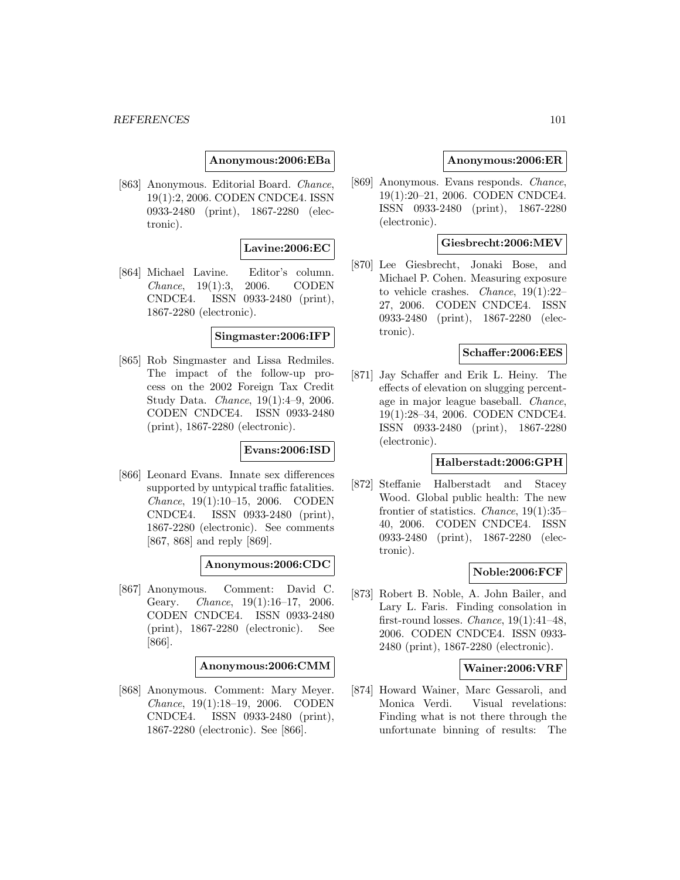**Anonymous:2006:EBa**

[863] Anonymous. Editorial Board. *Chance*, 19(1):2, 2006. CODEN CNDCE4. ISSN 0933-2480 (print), 1867-2280 (electronic).

**Lavine:2006:EC**

[864] Michael Lavine. Editor's column. *Chance*, 19(1):3, 2006. CODEN CNDCE4. ISSN 0933-2480 (print), 1867-2280 (electronic).

**Singmaster:2006:IFP**

[865] Rob Singmaster and Lissa Redmiles. The impact of the follow-up process on the 2002 Foreign Tax Credit Study Data. *Chance*, 19(1):4–9, 2006. CODEN CNDCE4. ISSN 0933-2480 (print), 1867-2280 (electronic).

**Evans:2006:ISD**

[866] Leonard Evans. Innate sex differences supported by untypical traffic fatalities. *Chance*, 19(1):10–15, 2006. CODEN CNDCE4. ISSN 0933-2480 (print), 1867-2280 (electronic). See comments [867, 868] and reply [869].

**Anonymous:2006:CDC**

[867] Anonymous. Comment: David C. Geary. *Chance*, 19(1):16–17, 2006. CODEN CNDCE4. ISSN 0933-2480 (print), 1867-2280 (electronic). See [866].

**Anonymous:2006:CMM**

[868] Anonymous. Comment: Mary Meyer. *Chance*, 19(1):18–19, 2006. CODEN CNDCE4. ISSN 0933-2480 (print), 1867-2280 (electronic). See [866].

**Anonymous:2006:ER**

[869] Anonymous. Evans responds. *Chance*, 19(1):20–21, 2006. CODEN CNDCE4. ISSN 0933-2480 (print), 1867-2280 (electronic).

**Giesbrecht:2006:MEV**

[870] Lee Giesbrecht, Jonaki Bose, and Michael P. Cohen. Measuring exposure to vehicle crashes. *Chance*, 19(1):22–27, 2006. CODEN CNDCE4. ISSN 0933-2480 (print), 1867-2280 (electronic).

**Schaffer:2006:EES**

[871] Jay Schaffer and Erik L. Heiny. The effects of elevation on slugging percentage in major league baseball. *Chance*, 19(1):28–34, 2006. CODEN CNDCE4. ISSN 0933-2480 (print), 1867-2280 (electronic).

**Halberstadt:2006:GPH**

[872] Steffanie Halberstadt and Stacey Wood. Global public health: The new frontier of statistics. *Chance*, 19(1):35–40, 2006. CODEN CNDCE4. ISSN 0933-2480 (print), 1867-2280 (electronic).

**Noble:2006:FCF**

[873] Robert B. Noble, A. John Bailer, and Lary L. Faris. Finding consolation in first-round losses. *Chance*, 19(1):41–48, 2006. CODEN CNDCE4. ISSN 0933-2480 (print), 1867-2280 (electronic).

**Wainer:2006:VRF**

[874] Howard Wainer, Marc Gessaroli, and Monica Verdi. Visual revelations: Finding what is not there through the unfortunate binning of results: The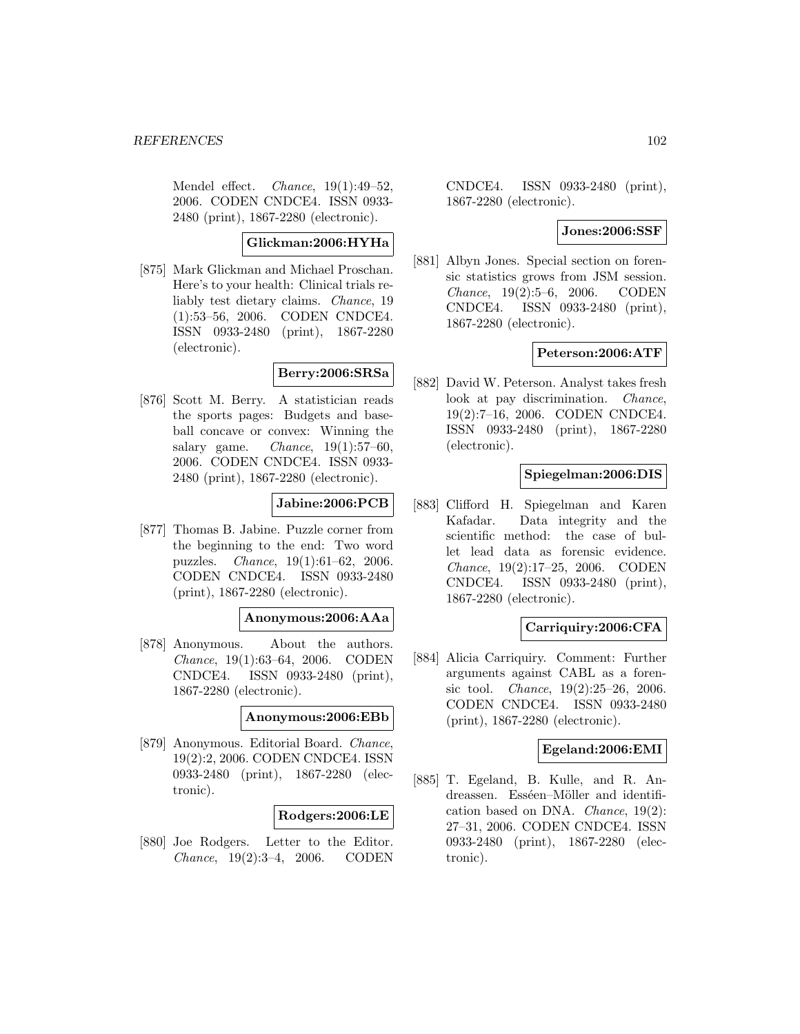Mendel effect. *Chance*, 19(1):49–52, 2006. CODEN CNDCE4. ISSN 0933-2480 (print), 1867-2280 (electronic).

**Glickman:2006:HYHa**

[875] Mark Glickman and Michael Proschan. Here's to your health: Clinical trials reliably test dietary claims. *Chance*, 19 (1):53–56, 2006. CODEN CNDCE4. ISSN 0933-2480 (print), 1867-2280 (electronic).

**Berry:2006:SRSa**

[876] Scott M. Berry. A statistician reads the sports pages: Budgets and baseball concave or convex: Winning the salary game. *Chance*, 19(1):57–60, 2006. CODEN CNDCE4. ISSN 0933-2480 (print), 1867-2280 (electronic).

**Jabine:2006:PCB**

[877] Thomas B. Jabine. Puzzle corner from the beginning to the end: Two word puzzles. *Chance*, 19(1):61–62, 2006. CODEN CNDCE4. ISSN 0933-2480 (print), 1867-2280 (electronic).

**Anonymous:2006:AAa**

[878] Anonymous. About the authors. *Chance*, 19(1):63–64, 2006. CODEN CNDCE4. ISSN 0933-2480 (print), 1867-2280 (electronic).

**Anonymous:2006:EBb**

[879] Anonymous. Editorial Board. *Chance*, 19(2):2, 2006. CODEN CNDCE4. ISSN 0933-2480 (print), 1867-2280 (electronic).

**Rodgers:2006:LE**

[880] Joe Rodgers. Letter to the Editor. *Chance*, 19(2):3–4, 2006. CODEN CNDCE4. ISSN 0933-2480 (print), 1867-2280 (electronic).

**Jones:2006:SSF**

[881] Albyn Jones. Special section on forensic statistics grows from JSM session. *Chance*, 19(2):5–6, 2006. CODEN CNDCE4. ISSN 0933-2480 (print), 1867-2280 (electronic).

**Peterson:2006:ATF**

[882] David W. Peterson. Analyst takes fresh look at pay discrimination. *Chance*, 19(2):7–16, 2006. CODEN CNDCE4. ISSN 0933-2480 (print), 1867-2280 (electronic).

**Spiegelman:2006:DIS**

[883] Clifford H. Spiegelman and Karen Kafadar. Data integrity and the scientific method: the case of bullet lead data as forensic evidence. *Chance*, 19(2):17–25, 2006. CODEN CNDCE4. ISSN 0933-2480 (print), 1867-2280 (electronic).

**Carriquiry:2006:CFA**

[884] Alicia Carriquiry. Comment: Further arguments against CABL as a forensic tool. *Chance*, 19(2):25–26, 2006. CODEN CNDCE4. ISSN 0933-2480 (print), 1867-2280 (electronic).

**Egeland:2006:EMI**

[885] T. Egeland, B. Kulle, and R. Andreassen. Esséen–Möller and identification based on DNA. *Chance*, 19(2): 27–31, 2006. CODEN CNDCE4. ISSN 0933-2480 (print), 1867-2280 (electronic).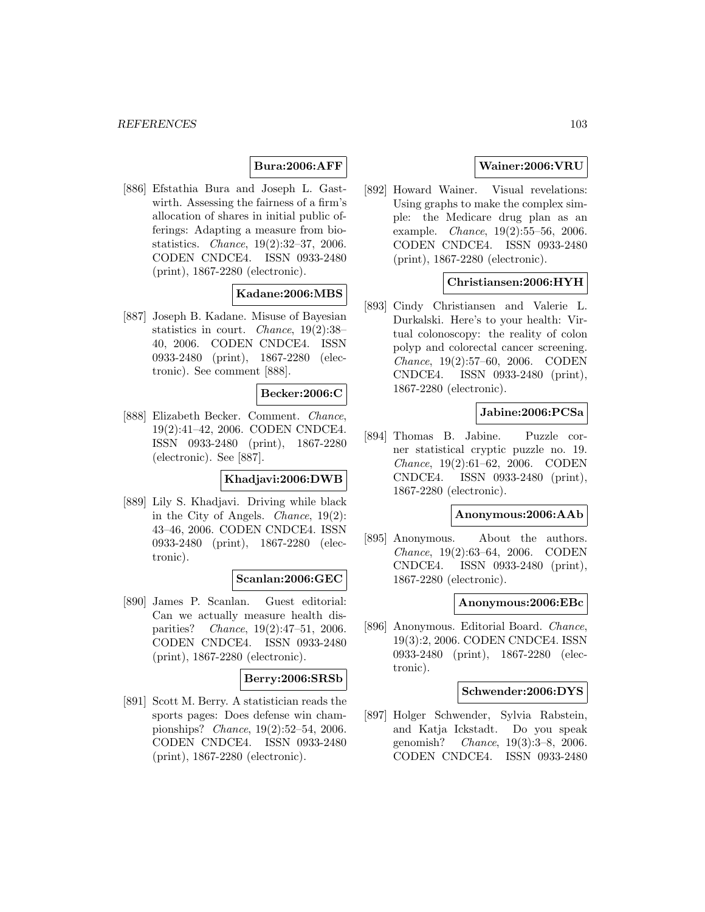**Bura:2006:AFF**

[886] Efstathia Bura and Joseph L. Gastwirth. Assessing the fairness of a firm's allocation of shares in initial public offerings: Adapting a measure from biostatistics. *Chance*, 19(2):32–37, 2006. CODEN CNDCE4. ISSN 0933-2480 (print), 1867-2280 (electronic).

**Kadane:2006:MBS**

[887] Joseph B. Kadane. Misuse of Bayesian statistics in court. *Chance*, 19(2):38–40, 2006. CODEN CNDCE4. ISSN 0933-2480 (print), 1867-2280 (electronic). See comment [888].

**Becker:2006:C**

[888] Elizabeth Becker. Comment. *Chance*, 19(2):41–42, 2006. CODEN CNDCE4. ISSN 0933-2480 (print), 1867-2280 (electronic). See [887].

**Khadjavi:2006:DWB**

[889] Lily S. Khadjavi. Driving while black in the City of Angels. *Chance*, 19(2): 43–46, 2006. CODEN CNDCE4. ISSN 0933-2480 (print), 1867-2280 (electronic).

**Scanlan:2006:GEC**

[890] James P. Scanlan. Guest editorial: Can we actually measure health disparities? *Chance*, 19(2):47–51, 2006. CODEN CNDCE4. ISSN 0933-2480 (print), 1867-2280 (electronic).

**Berry:2006:SRSb**

[891] Scott M. Berry. A statistician reads the sports pages: Does defense win championships? *Chance*, 19(2):52–54, 2006. CODEN CNDCE4. ISSN 0933-2480 (print), 1867-2280 (electronic).

**Wainer:2006:VRU**

[892] Howard Wainer. Visual revelations: Using graphs to make the complex simple: the Medicare drug plan as an example. *Chance*, 19(2):55–56, 2006. CODEN CNDCE4. ISSN 0933-2480 (print), 1867-2280 (electronic).

**Christiansen:2006:HYH**

[893] Cindy Christiansen and Valerie L. Durkalski. Here's to your health: Virtual colonoscopy: the reality of colon polyp and colorectal cancer screening. *Chance*, 19(2):57–60, 2006. CODEN CNDCE4. ISSN 0933-2480 (print), 1867-2280 (electronic).

**Jabine:2006:PCSa**

[894] Thomas B. Jabine. Puzzle corner statistical cryptic puzzle no. 19. *Chance*, 19(2):61–62, 2006. CODEN CNDCE4. ISSN 0933-2480 (print), 1867-2280 (electronic).

**Anonymous:2006:AAb**

[895] Anonymous. About the authors. *Chance*, 19(2):63–64, 2006. CODEN CNDCE4. ISSN 0933-2480 (print), 1867-2280 (electronic).

**Anonymous:2006:EBc**

[896] Anonymous. Editorial Board. *Chance*, 19(3):2, 2006. CODEN CNDCE4. ISSN 0933-2480 (print), 1867-2280 (electronic).

**Schwender:2006:DYS**

[897] Holger Schwender, Sylvia Rabstein, and Katja Ickstadt. Do you speak genomish? *Chance*, 19(3):3–8, 2006. CODEN CNDCE4. ISSN 0933-2480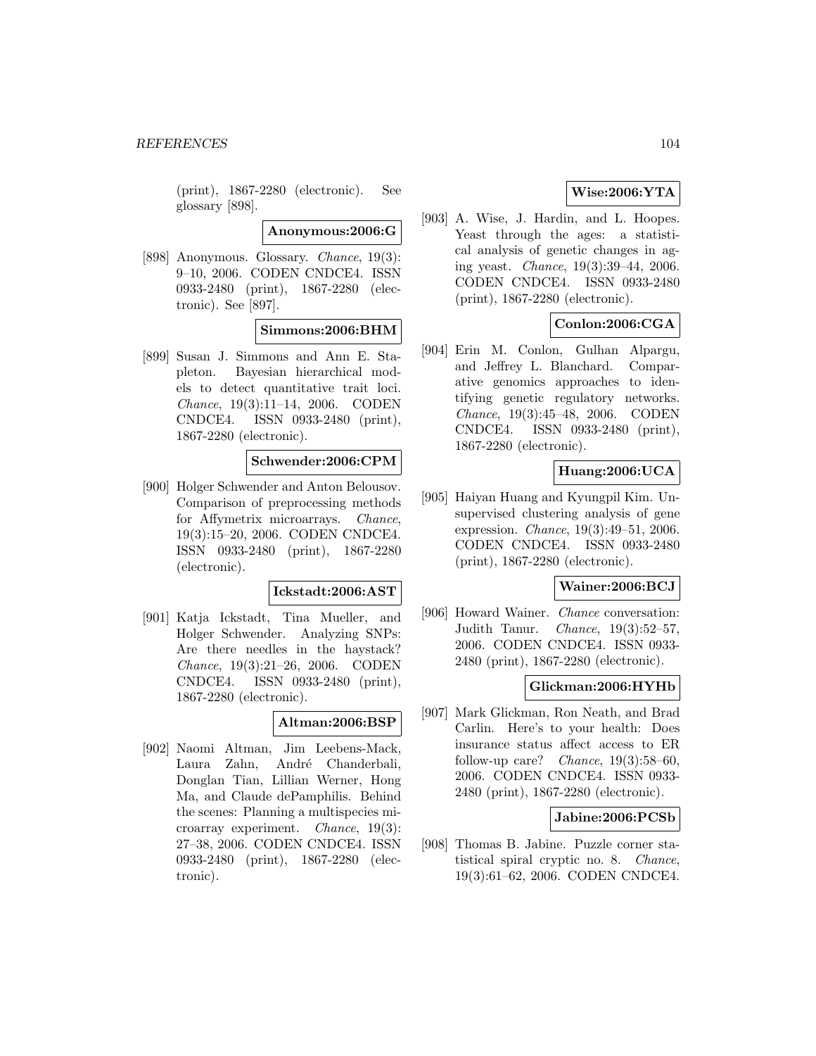(print), 1867-2280 (electronic). See glossary [898].

**Anonymous:2006:G**

[898] Anonymous. Glossary. *Chance*, 19(3): 9–10, 2006. CODEN CNDCE4. ISSN 0933-2480 (print), 1867-2280 (electronic). See [897].

**Simmons:2006:BHM**

[899] Susan J. Simmons and Ann E. Stapleton. Bayesian hierarchical models to detect quantitative trait loci. *Chance*, 19(3):11–14, 2006. CODEN CNDCE4. ISSN 0933-2480 (print), 1867-2280 (electronic).

**Schwender:2006:CPM**

[900] Holger Schwender and Anton Belousov. Comparison of preprocessing methods for Affymetrix microarrays. *Chance*, 19(3):15–20, 2006. CODEN CNDCE4. ISSN 0933-2480 (print), 1867-2280 (electronic).

**Ickstadt:2006:AST**

[901] Katja Ickstadt, Tina Mueller, and Holger Schwender. Analyzing SNPs: Are there needles in the haystack? *Chance*, 19(3):21–26, 2006. CODEN CNDCE4. ISSN 0933-2480 (print), 1867-2280 (electronic).

**Altman:2006:BSP**

[902] Naomi Altman, Jim Leebens-Mack, Laura Zahn, André Chanderbali, Donglan Tian, Lillian Werner, Hong Ma, and Claude dePamphilis. Behind the scenes: Planning a multispecies microarray experiment. *Chance*, 19(3): 27–38, 2006. CODEN CNDCE4. ISSN 0933-2480 (print), 1867-2280 (electronic).

**Wise:2006:YTA**

[903] A. Wise, J. Hardin, and L. Hoopes. Yeast through the ages: a statistical analysis of genetic changes in aging yeast. *Chance*, 19(3):39–44, 2006. CODEN CNDCE4. ISSN 0933-2480 (print), 1867-2280 (electronic).

**Conlon:2006:CGA**

[904] Erin M. Conlon, Gulhan Alpargu, and Jeffrey L. Blanchard. Comparative genomics approaches to identifying genetic regulatory networks. *Chance*, 19(3):45–48, 2006. CODEN CNDCE4. ISSN 0933-2480 (print), 1867-2280 (electronic).

**Huang:2006:UCA**

[905] Haiyan Huang and Kyungpil Kim. Unsupervised clustering analysis of gene expression. *Chance*, 19(3):49–51, 2006. CODEN CNDCE4. ISSN 0933-2480 (print), 1867-2280 (electronic).

**Wainer:2006:BCJ**

[906] Howard Wainer. *Chance* conversation: Judith Tanur. *Chance*, 19(3):52–57, 2006. CODEN CNDCE4. ISSN 0933-2480 (print), 1867-2280 (electronic).

**Glickman:2006:HYHb**

[907] Mark Glickman, Ron Neath, and Brad Carlin. Here's to your health: Does insurance status affect access to ER follow-up care? *Chance*, 19(3):58–60, 2006. CODEN CNDCE4. ISSN 0933-2480 (print), 1867-2280 (electronic).

**Jabine:2006:PCSb**

[908] Thomas B. Jabine. Puzzle corner statistical spiral cryptic no. 8. *Chance*, 19(3):61–62, 2006. CODEN CNDCE4.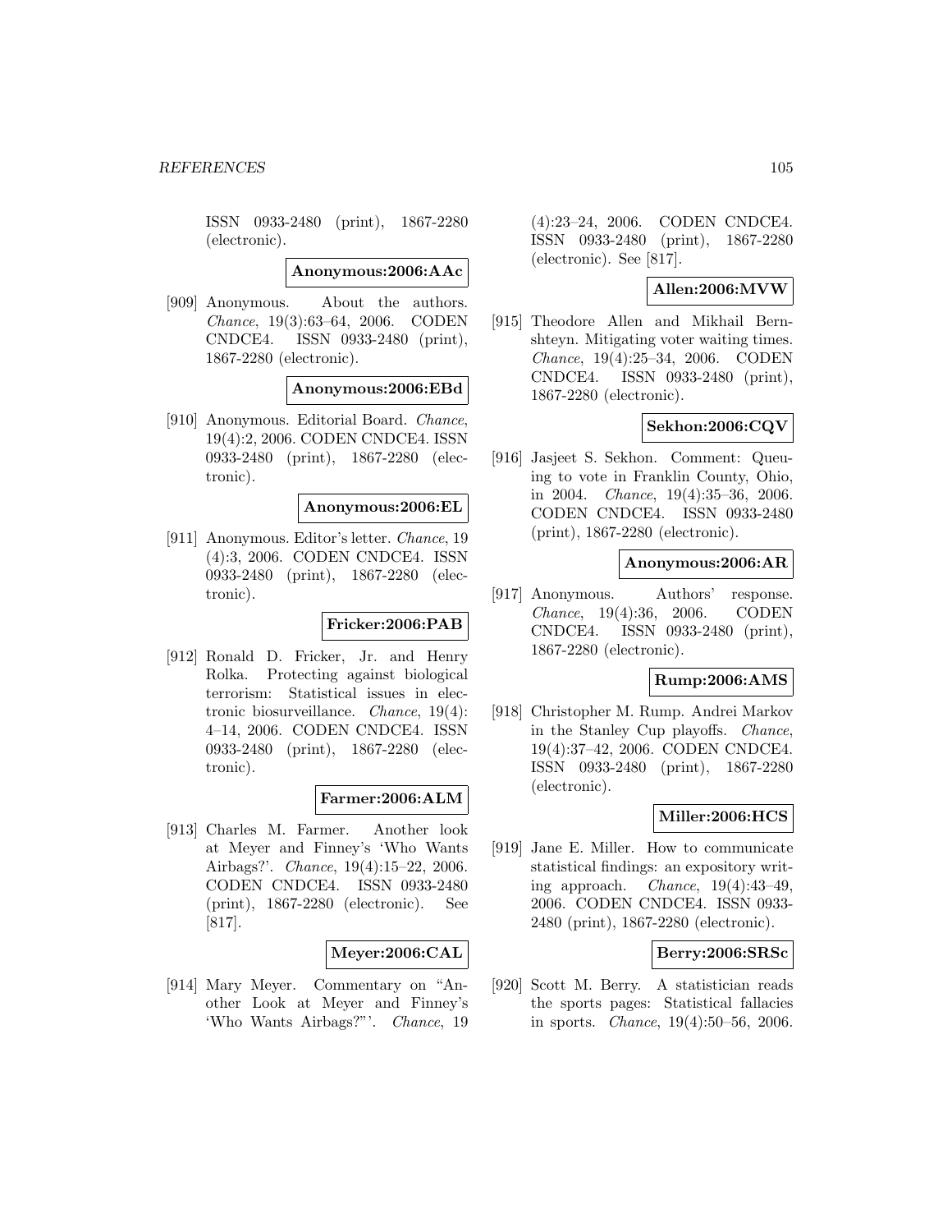ISSN 0933-2480 (print), 1867-2280 (electronic).

**Anonymous:2006:AAc**

[909] Anonymous. About the authors. *Chance*, 19(3):63–64, 2006. CODEN CNDCE4. ISSN 0933-2480 (print), 1867-2280 (electronic).

**Anonymous:2006:EBd**

[910] Anonymous. Editorial Board. *Chance*, 19(4):2, 2006. CODEN CNDCE4. ISSN 0933-2480 (print), 1867-2280 (electronic).

**Anonymous:2006:EL**

[911] Anonymous. Editor's letter. *Chance*, 19 (4):3, 2006. CODEN CNDCE4. ISSN 0933-2480 (print), 1867-2280 (electronic).

**Fricker:2006:PAB**

[912] Ronald D. Fricker, Jr. and Henry Rolka. Protecting against biological terrorism: Statistical issues in electronic biosurveillance. *Chance*, 19(4): 4–14, 2006. CODEN CNDCE4. ISSN 0933-2480 (print), 1867-2280 (electronic).

**Farmer:2006:ALM**

[913] Charles M. Farmer. Another look at Meyer and Finney's 'Who Wants Airbags?'. *Chance*, 19(4):15–22, 2006. CODEN CNDCE4. ISSN 0933-2480 (print), 1867-2280 (electronic). See [817].

**Meyer:2006:CAL**

[914] Mary Meyer. Commentary on "Another Look at Meyer and Finney's 'Who Wants Airbags?"'. *Chance*, 19 (4):23–24, 2006. CODEN CNDCE4. ISSN 0933-2480 (print), 1867-2280 (electronic). See [817].

**Allen:2006:MVW**

[915] Theodore Allen and Mikhail Bernshteyn. Mitigating voter waiting times. *Chance*, 19(4):25–34, 2006. CODEN CNDCE4. ISSN 0933-2480 (print), 1867-2280 (electronic).

**Sekhon:2006:CQV**

[916] Jasjeet S. Sekhon. Comment: Queuing to vote in Franklin County, Ohio, in 2004. *Chance*, 19(4):35–36, 2006. CODEN CNDCE4. ISSN 0933-2480 (print), 1867-2280 (electronic).

**Anonymous:2006:AR**

[917] Anonymous. Authors' response. *Chance*, 19(4):36, 2006. CODEN CNDCE4. ISSN 0933-2480 (print), 1867-2280 (electronic).

**Rump:2006:AMS**

[918] Christopher M. Rump. Andrei Markov in the Stanley Cup playoffs. *Chance*, 19(4):37–42, 2006. CODEN CNDCE4. ISSN 0933-2480 (print), 1867-2280 (electronic).

**Miller:2006:HCS**

[919] Jane E. Miller. How to communicate statistical findings: an expository writing approach. *Chance*, 19(4):43–49, 2006. CODEN CNDCE4. ISSN 0933-2480 (print), 1867-2280 (electronic).

**Berry:2006:SRSc**

[920] Scott M. Berry. A statistician reads the sports pages: Statistical fallacies in sports. *Chance*, 19(4):50–56, 2006.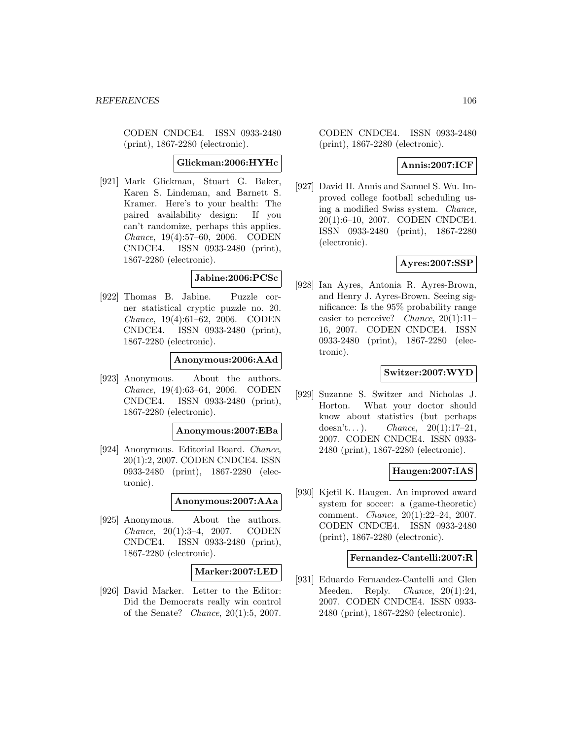CODEN CNDCE4. ISSN 0933-2480 (print), 1867-2280 (electronic).

**Glickman:2006:HYHc**

[921] Mark Glickman, Stuart G. Baker, Karen S. Lindeman, and Barnett S. Kramer. Here's to your health: The paired availability design: If you can't randomize, perhaps this applies. *Chance*, 19(4):57–60, 2006. CODEN CNDCE4. ISSN 0933-2480 (print), 1867-2280 (electronic).

**Jabine:2006:PCSc**

[922] Thomas B. Jabine. Puzzle corner statistical cryptic puzzle no. 20. *Chance*, 19(4):61–62, 2006. CODEN CNDCE4. ISSN 0933-2480 (print), 1867-2280 (electronic).

**Anonymous:2006:AAd**

[923] Anonymous. About the authors. *Chance*, 19(4):63–64, 2006. CODEN CNDCE4. ISSN 0933-2480 (print), 1867-2280 (electronic).

**Anonymous:2007:EBa**

[924] Anonymous. Editorial Board. *Chance*, 20(1):2, 2007. CODEN CNDCE4. ISSN 0933-2480 (print), 1867-2280 (electronic).

**Anonymous:2007:AAa**

[925] Anonymous. About the authors. *Chance*, 20(1):3–4, 2007. CODEN CNDCE4. ISSN 0933-2480 (print), 1867-2280 (electronic).

**Marker:2007:LED**

[926] David Marker. Letter to the Editor: Did the Democrats really win control of the Senate? *Chance*, 20(1):5, 2007. CODEN CNDCE4. ISSN 0933-2480 (print), 1867-2280 (electronic).

**Annis:2007:ICF**

[927] David H. Annis and Samuel S. Wu. Improved college football scheduling using a modified Swiss system. *Chance*, 20(1):6–10, 2007. CODEN CNDCE4. ISSN 0933-2480 (print), 1867-2280 (electronic).

**Ayres:2007:SSP**

[928] Ian Ayres, Antonia R. Ayres-Brown, and Henry J. Ayres-Brown. Seeing significance: Is the 95% probability range easier to perceive? *Chance*, 20(1):11–16, 2007. CODEN CNDCE4. ISSN 0933-2480 (print), 1867-2280 (electronic).

**Switzer:2007:WYD**

[929] Suzanne S. Switzer and Nicholas J. Horton. What your doctor should know about statistics (but perhaps doesn't...). *Chance*, 20(1):17–21, 2007. CODEN CNDCE4. ISSN 0933-2480 (print), 1867-2280 (electronic).

**Haugen:2007:IAS**

[930] Kjetil K. Haugen. An improved award system for soccer: a (game-theoretic) comment. *Chance*, 20(1):22–24, 2007. CODEN CNDCE4. ISSN 0933-2480 (print), 1867-2280 (electronic).

**Fernandez-Cantelli:2007:R**

[931] Eduardo Fernandez-Cantelli and Glen Meeden. Reply. *Chance*, 20(1):24, 2007. CODEN CNDCE4. ISSN 0933-2480 (print), 1867-2280 (electronic).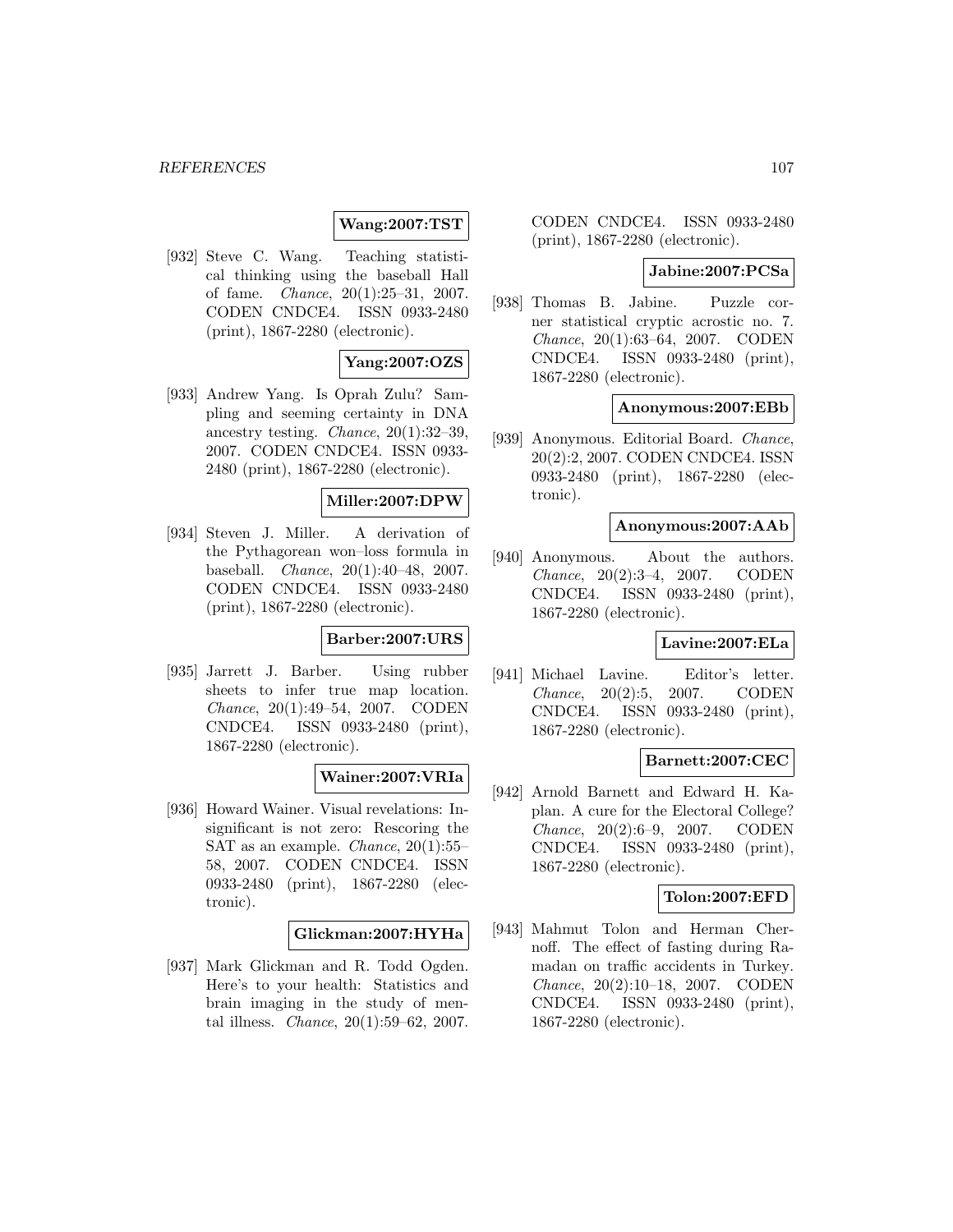**Wang:2007:TST**

[932] Steve C. Wang. Teaching statistical thinking using the baseball Hall of fame. *Chance*, 20(1):25–31, 2007. CODEN CNDCE4. ISSN 0933-2480 (print), 1867-2280 (electronic).

**Yang:2007:OZS**

[933] Andrew Yang. Is Oprah Zulu? Sampling and seeming certainty in DNA ancestry testing. *Chance*, 20(1):32–39, 2007. CODEN CNDCE4. ISSN 0933-2480 (print), 1867-2280 (electronic).

**Miller:2007:DPW**

[934] Steven J. Miller. A derivation of the Pythagorean won–loss formula in baseball. *Chance*, 20(1):40–48, 2007. CODEN CNDCE4. ISSN 0933-2480 (print), 1867-2280 (electronic).

**Barber:2007:URS**

[935] Jarrett J. Barber. Using rubber sheets to infer true map location. *Chance*, 20(1):49–54, 2007. CODEN CNDCE4. ISSN 0933-2480 (print), 1867-2280 (electronic).

**Wainer:2007:VRIa**

[936] Howard Wainer. Visual revelations: Insignificant is not zero: Rescoring the SAT as an example. *Chance*, 20(1):55–58, 2007. CODEN CNDCE4. ISSN 0933-2480 (print), 1867-2280 (electronic).

**Glickman:2007:HYHa**

[937] Mark Glickman and R. Todd Ogden. Here's to your health: Statistics and brain imaging in the study of mental illness. *Chance*, 20(1):59–62, 2007. CODEN CNDCE4. ISSN 0933-2480 (print), 1867-2280 (electronic).

**Jabine:2007:PCSa**

[938] Thomas B. Jabine. Puzzle corner statistical cryptic acrostic no. 7. *Chance*, 20(1):63–64, 2007. CODEN CNDCE4. ISSN 0933-2480 (print), 1867-2280 (electronic).

**Anonymous:2007:EBb**

[939] Anonymous. Editorial Board. *Chance*, 20(2):2, 2007. CODEN CNDCE4. ISSN 0933-2480 (print), 1867-2280 (electronic).

**Anonymous:2007:AAb**

[940] Anonymous. About the authors. *Chance*, 20(2):3–4, 2007. CODEN CNDCE4. ISSN 0933-2480 (print), 1867-2280 (electronic).

**Lavine:2007:ELa**

[941] Michael Lavine. Editor's letter. *Chance*, 20(2):5, 2007. CODEN CNDCE4. ISSN 0933-2480 (print), 1867-2280 (electronic).

**Barnett:2007:CEC**

[942] Arnold Barnett and Edward H. Kaplan. A cure for the Electoral College? *Chance*, 20(2):6–9, 2007. CODEN CNDCE4. ISSN 0933-2480 (print), 1867-2280 (electronic).

**Tolon:2007:EFD**

[943] Mahmut Tolon and Herman Chernoff. The effect of fasting during Ramadan on traffic accidents in Turkey. *Chance*, 20(2):10–18, 2007. CODEN CNDCE4. ISSN 0933-2480 (print), 1867-2280 (electronic).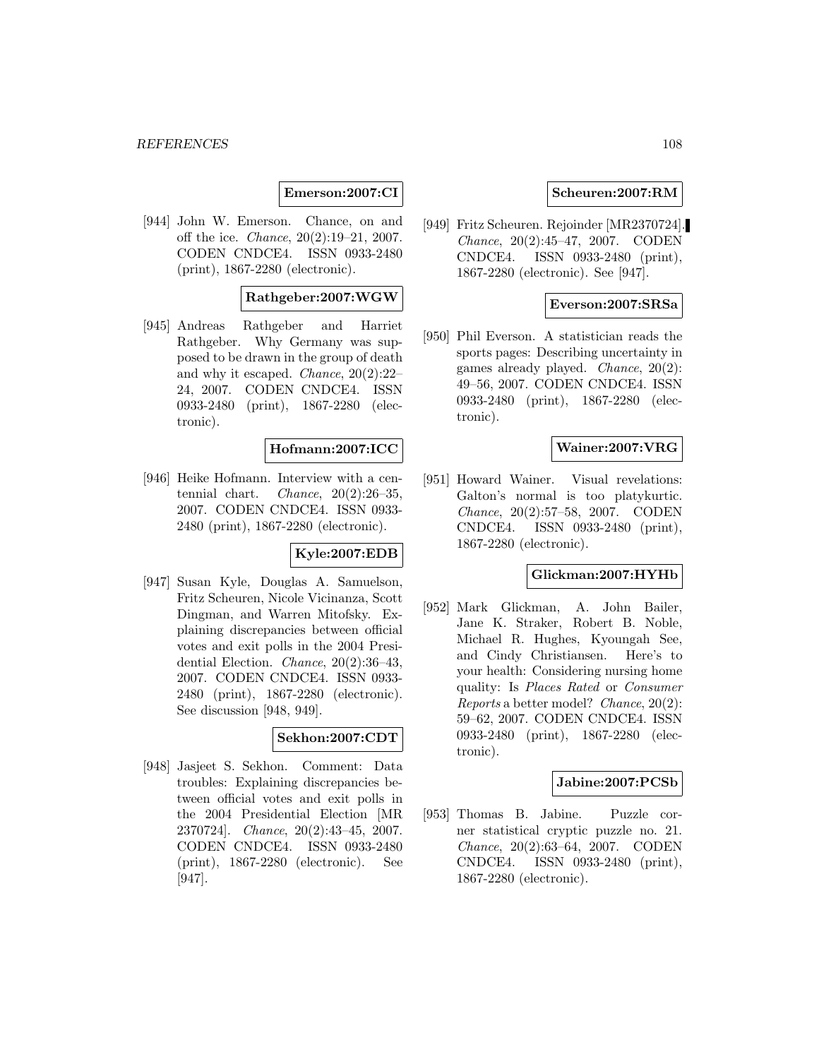**Emerson:2007:CI**

[944] John W. Emerson. Chance, on and off the ice. *Chance*, 20(2):19–21, 2007. CODEN CNDCE4. ISSN 0933-2480 (print), 1867-2280 (electronic).

**Rathgeber:2007:WGW**

[945] Andreas Rathgeber and Harriet Rathgeber. Why Germany was supposed to be drawn in the group of death and why it escaped. *Chance*, 20(2):22–24, 2007. CODEN CNDCE4. ISSN 0933-2480 (print), 1867-2280 (electronic).

**Hofmann:2007:ICC**

[946] Heike Hofmann. Interview with a centennial chart. *Chance*, 20(2):26–35, 2007. CODEN CNDCE4. ISSN 0933-2480 (print), 1867-2280 (electronic).

**Kyle:2007:EDB**

[947] Susan Kyle, Douglas A. Samuelson, Fritz Scheuren, Nicole Vicinanza, Scott Dingman, and Warren Mitofsky. Explaining discrepancies between official votes and exit polls in the 2004 Presidential Election. *Chance*, 20(2):36–43, 2007. CODEN CNDCE4. ISSN 0933-2480 (print), 1867-2280 (electronic). See discussion [948, 949].

**Sekhon:2007:CDT**

[948] Jasjeet S. Sekhon. Comment: Data troubles: Explaining discrepancies between official votes and exit polls in the 2004 Presidential Election [MR 2370724]. *Chance*, 20(2):43–45, 2007. CODEN CNDCE4. ISSN 0933-2480 (print), 1867-2280 (electronic). See [947].

**Scheuren:2007:RM**

[949] Fritz Scheuren. Rejoinder [MR2370724]. *Chance*, 20(2):45–47, 2007. CODEN CNDCE4. ISSN 0933-2480 (print), 1867-2280 (electronic). See [947].

**Everson:2007:SRSa**

[950] Phil Everson. A statistician reads the sports pages: Describing uncertainty in games already played. *Chance*, 20(2): 49–56, 2007. CODEN CNDCE4. ISSN 0933-2480 (print), 1867-2280 (electronic).

**Wainer:2007:VRG**

[951] Howard Wainer. Visual revelations: Galton's normal is too platykurtic. *Chance*, 20(2):57–58, 2007. CODEN CNDCE4. ISSN 0933-2480 (print), 1867-2280 (electronic).

**Glickman:2007:HYHb**

[952] Mark Glickman, A. John Bailer, Jane K. Straker, Robert B. Noble, Michael R. Hughes, Kyoungah See, and Cindy Christiansen. Here's to your health: Considering nursing home quality: Is *Places Rated* or *Consumer Reports* a better model? *Chance*, 20(2): 59–62, 2007. CODEN CNDCE4. ISSN 0933-2480 (print), 1867-2280 (electronic).

**Jabine:2007:PCSb**

[953] Thomas B. Jabine. Puzzle corner statistical cryptic puzzle no. 21. *Chance*, 20(2):63–64, 2007. CODEN CNDCE4. ISSN 0933-2480 (print), 1867-2280 (electronic).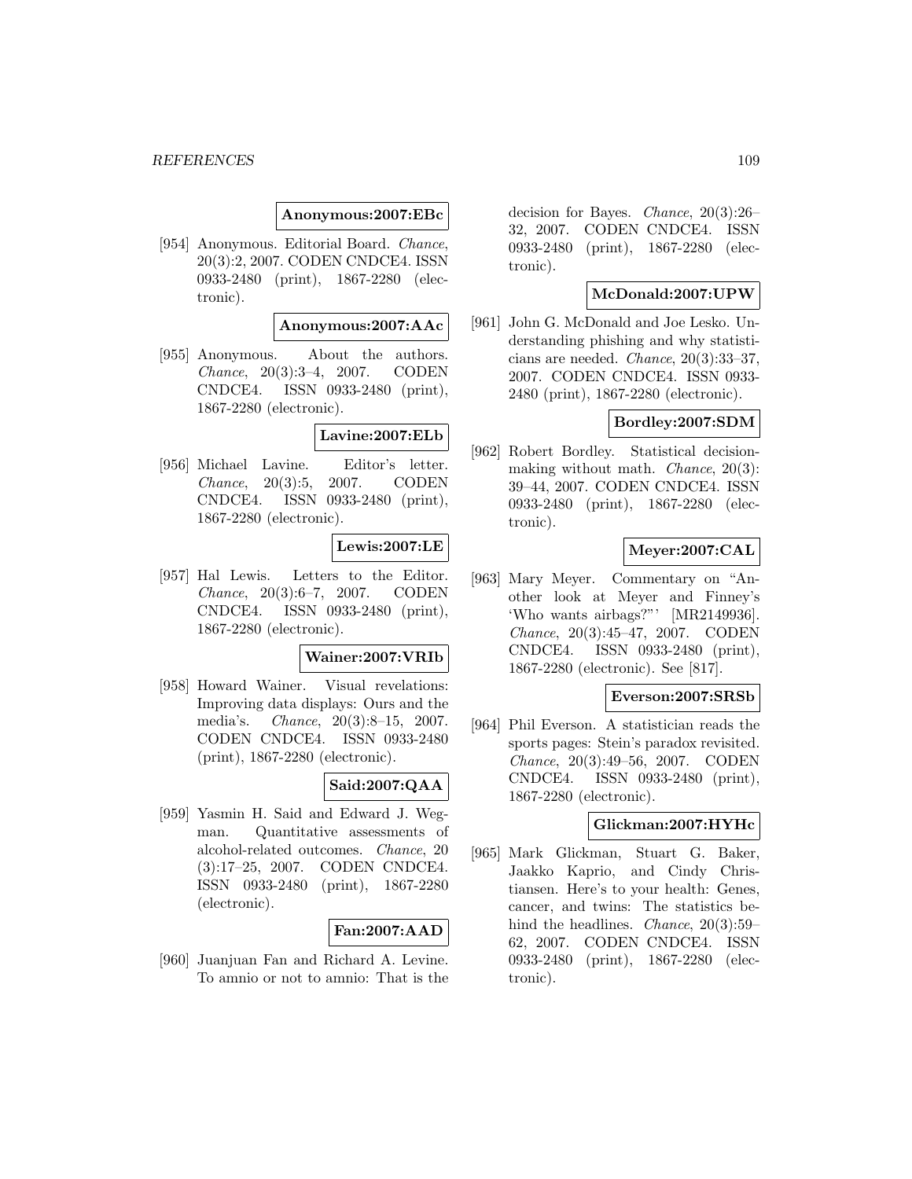**Anonymous:2007:EBc**

[954] Anonymous. Editorial Board. *Chance*, 20(3):2, 2007. CODEN CNDCE4. ISSN 0933-2480 (print), 1867-2280 (electronic).

**Anonymous:2007:AAc**

[955] Anonymous. About the authors. *Chance*, 20(3):3–4, 2007. CODEN CNDCE4. ISSN 0933-2480 (print), 1867-2280 (electronic).

**Lavine:2007:ELb**

[956] Michael Lavine. Editor's letter. *Chance*, 20(3):5, 2007. CODEN CNDCE4. ISSN 0933-2480 (print), 1867-2280 (electronic).

**Lewis:2007:LE**

[957] Hal Lewis. Letters to the Editor. *Chance*, 20(3):6–7, 2007. CODEN CNDCE4. ISSN 0933-2480 (print), 1867-2280 (electronic).

**Wainer:2007:VRIb**

[958] Howard Wainer. Visual revelations: Improving data displays: Ours and the media's. *Chance*, 20(3):8–15, 2007. CODEN CNDCE4. ISSN 0933-2480 (print), 1867-2280 (electronic).

**Said:2007:QAA**

[959] Yasmin H. Said and Edward J. Wegman. Quantitative assessments of alcohol-related outcomes. *Chance*, 20 (3):17–25, 2007. CODEN CNDCE4. ISSN 0933-2480 (print), 1867-2280 (electronic).

**Fan:2007:AAD**

[960] Juanjuan Fan and Richard A. Levine. To amnio or not to amnio: That is the decision for Bayes. *Chance*, 20(3):26–32, 2007. CODEN CNDCE4. ISSN 0933-2480 (print), 1867-2280 (electronic).

**McDonald:2007:UPW**

[961] John G. McDonald and Joe Lesko. Understanding phishing and why statisticians are needed. *Chance*, 20(3):33–37, 2007. CODEN CNDCE4. ISSN 0933-2480 (print), 1867-2280 (electronic).

**Bordley:2007:SDM**

[962] Robert Bordley. Statistical decision-making without math. *Chance*, 20(3): 39–44, 2007. CODEN CNDCE4. ISSN 0933-2480 (print), 1867-2280 (electronic).

**Meyer:2007:CAL**

[963] Mary Meyer. Commentary on "Another look at Meyer and Finney's 'Who wants airbags?"' [MR2149936]. *Chance*, 20(3):45–47, 2007. CODEN CNDCE4. ISSN 0933-2480 (print), 1867-2280 (electronic). See [817].

**Everson:2007:SRSb**

[964] Phil Everson. A statistician reads the sports pages: Stein's paradox revisited. *Chance*, 20(3):49–56, 2007. CODEN CNDCE4. ISSN 0933-2480 (print), 1867-2280 (electronic).

**Glickman:2007:HYHc**

[965] Mark Glickman, Stuart G. Baker, Jaakko Kaprio, and Cindy Christiansen. Here's to your health: Genes, cancer, and twins: The statistics behind the headlines. *Chance*, 20(3):59–62, 2007. CODEN CNDCE4. ISSN 0933-2480 (print), 1867-2280 (electronic).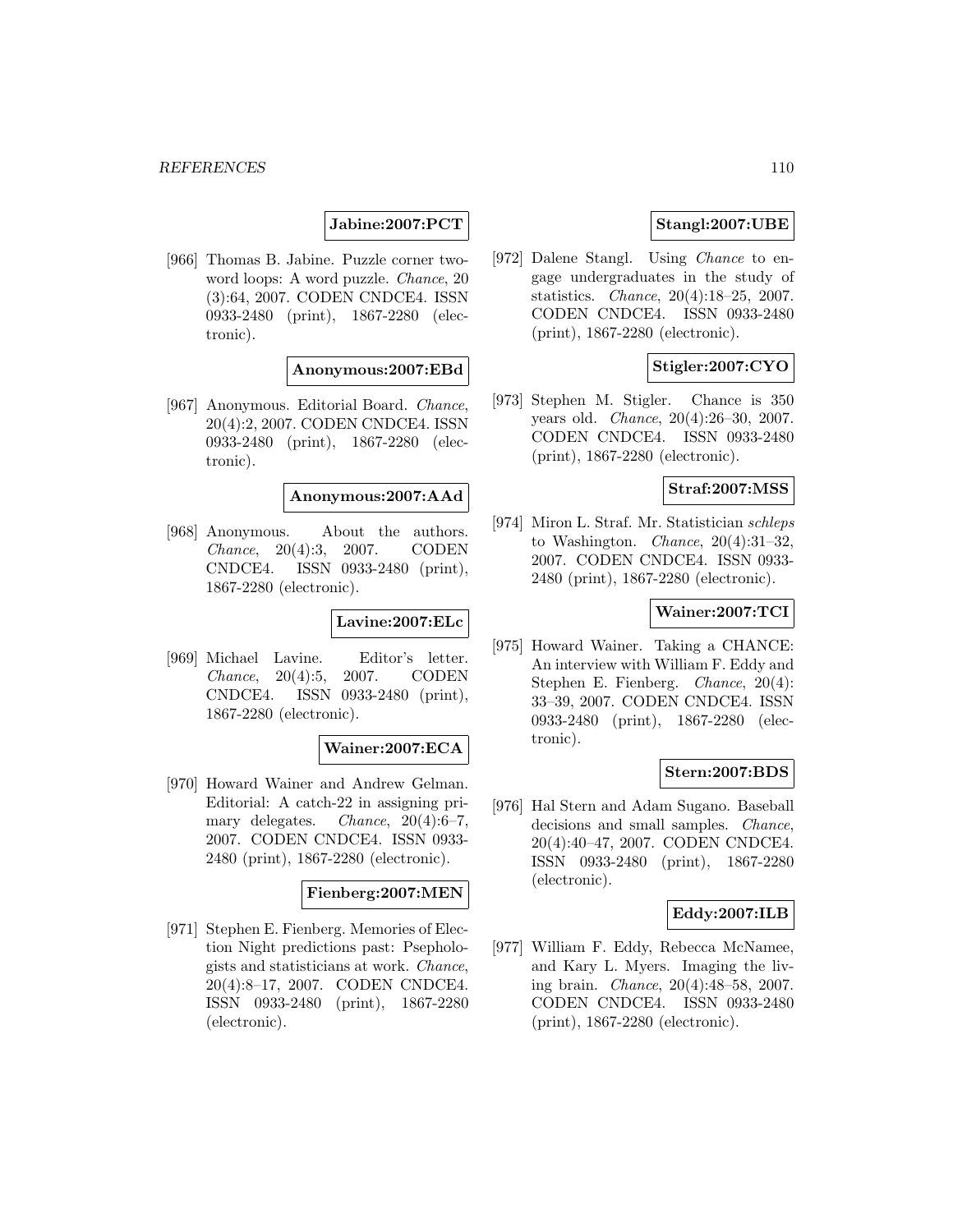**Jabine:2007:PCT**

[966] Thomas B. Jabine. Puzzle corner two-word loops: A word puzzle. *Chance*, 20 (3):64, 2007. CODEN CNDCE4. ISSN 0933-2480 (print), 1867-2280 (electronic).

**Anonymous:2007:EBd**

[967] Anonymous. Editorial Board. *Chance*, 20(4):2, 2007. CODEN CNDCE4. ISSN 0933-2480 (print), 1867-2280 (electronic).

**Anonymous:2007:AAd**

[968] Anonymous. About the authors. *Chance*, 20(4):3, 2007. CODEN CNDCE4. ISSN 0933-2480 (print), 1867-2280 (electronic).

**Lavine:2007:ELc**

[969] Michael Lavine. Editor's letter. *Chance*, 20(4):5, 2007. CODEN CNDCE4. ISSN 0933-2480 (print), 1867-2280 (electronic).

**Wainer:2007:ECA**

[970] Howard Wainer and Andrew Gelman. Editorial: A catch-22 in assigning primary delegates. *Chance*, 20(4):6–7, 2007. CODEN CNDCE4. ISSN 0933-2480 (print), 1867-2280 (electronic).

**Fienberg:2007:MEN**

[971] Stephen E. Fienberg. Memories of Election Night predictions past: Psephologists and statisticians at work. *Chance*, 20(4):8–17, 2007. CODEN CNDCE4. ISSN 0933-2480 (print), 1867-2280 (electronic).

**Stangl:2007:UBE**

[972] Dalene Stangl. Using *Chance* to engage undergraduates in the study of statistics. *Chance*, 20(4):18–25, 2007. CODEN CNDCE4. ISSN 0933-2480 (print), 1867-2280 (electronic).

**Stigler:2007:CYO**

[973] Stephen M. Stigler. Chance is 350 years old. *Chance*, 20(4):26–30, 2007. CODEN CNDCE4. ISSN 0933-2480 (print), 1867-2280 (electronic).

**Straf:2007:MSS**

[974] Miron L. Straf. Mr. Statistician *schleps* to Washington. *Chance*, 20(4):31–32, 2007. CODEN CNDCE4. ISSN 0933-2480 (print), 1867-2280 (electronic).

**Wainer:2007:TCI**

[975] Howard Wainer. Taking a CHANCE: An interview with William F. Eddy and Stephen E. Fienberg. *Chance*, 20(4): 33–39, 2007. CODEN CNDCE4. ISSN 0933-2480 (print), 1867-2280 (electronic).

**Stern:2007:BDS**

[976] Hal Stern and Adam Sugano. Baseball decisions and small samples. *Chance*, 20(4):40–47, 2007. CODEN CNDCE4. ISSN 0933-2480 (print), 1867-2280 (electronic).

**Eddy:2007:ILB**

[977] William F. Eddy, Rebecca McNamee, and Kary L. Myers. Imaging the living brain. *Chance*, 20(4):48–58, 2007. CODEN CNDCE4. ISSN 0933-2480 (print), 1867-2280 (electronic).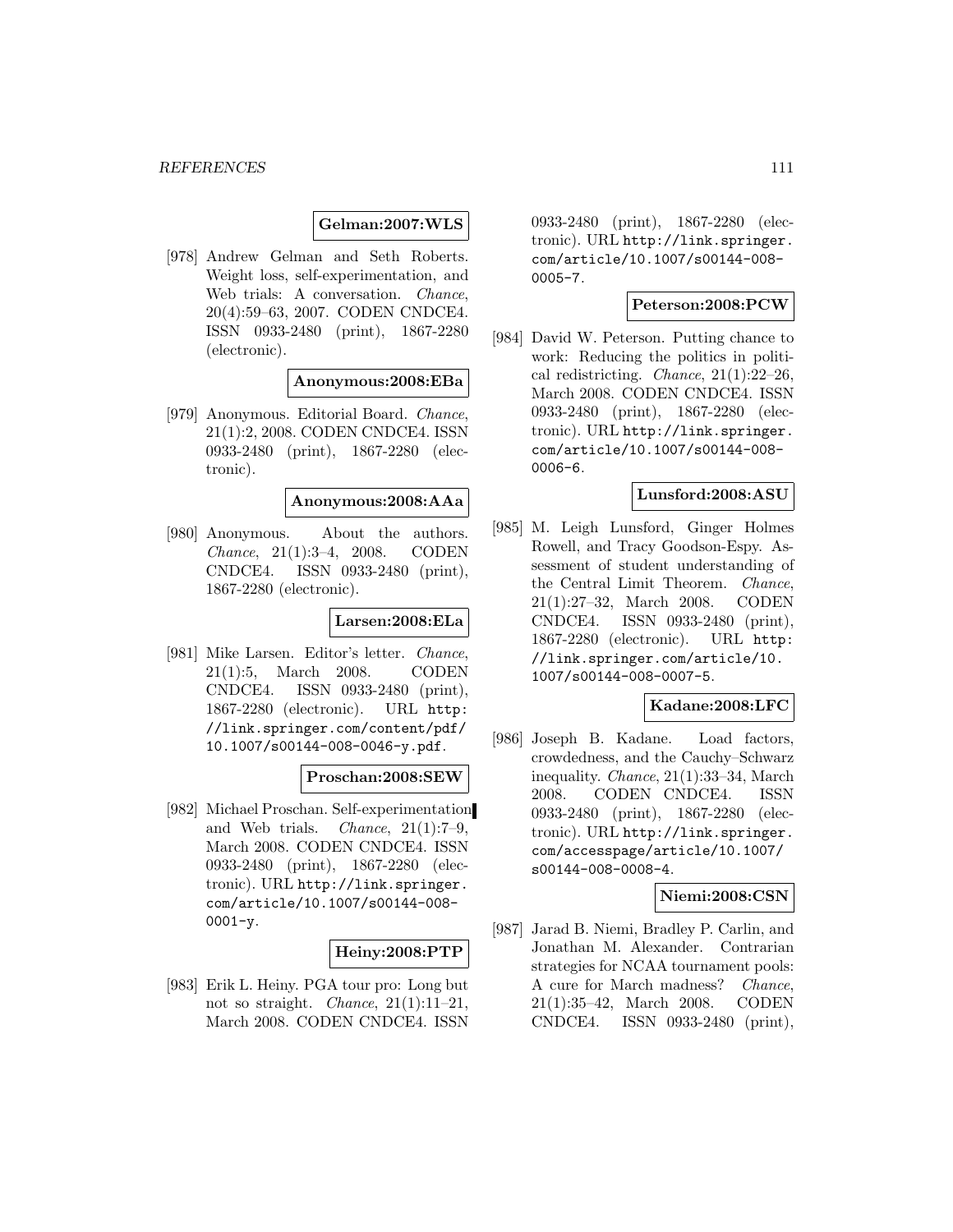**Gelman:2007:WLS**

[978] Andrew Gelman and Seth Roberts. Weight loss, self-experimentation, and Web trials: A conversation. *Chance*, 20(4):59–63, 2007. CODEN CNDCE4. ISSN 0933-2480 (print), 1867-2280 (electronic).

**Anonymous:2008:EBa**

[979] Anonymous. Editorial Board. *Chance*, 21(1):2, 2008. CODEN CNDCE4. ISSN 0933-2480 (print), 1867-2280 (electronic).

**Anonymous:2008:AAa**

[980] Anonymous. About the authors. *Chance*, 21(1):3–4, 2008. CODEN CNDCE4. ISSN 0933-2480 (print), 1867-2280 (electronic).

**Larsen:2008:ELa**

[981] Mike Larsen. Editor's letter. *Chance*, 21(1):5, March 2008. CODEN CNDCE4. ISSN 0933-2480 (print), 1867-2280 (electronic). URL http://link.springer.com/content/pdf/10.1007/s00144-008-0046-y.pdf.

**Proschan:2008:SEW**

[982] Michael Proschan. Self-experimentation and Web trials. *Chance*, 21(1):7–9, March 2008. CODEN CNDCE4. ISSN 0933-2480 (print), 1867-2280 (electronic). URL http://link.springer.com/article/10.1007/s00144-008-0001-y.

**Heiny:2008:PTP**

[983] Erik L. Heiny. PGA tour pro: Long but not so straight. *Chance*, 21(1):11–21, March 2008. CODEN CNDCE4. ISSN 0933-2480 (print), 1867-2280 (electronic). URL http://link.springer.com/article/10.1007/s00144-008-0005-7.

**Peterson:2008:PCW**

[984] David W. Peterson. Putting chance to work: Reducing the politics in political redistricting. *Chance*, 21(1):22–26, March 2008. CODEN CNDCE4. ISSN 0933-2480 (print), 1867-2280 (electronic). URL http://link.springer.com/article/10.1007/s00144-008-0006-6.

**Lunsford:2008:ASU**

[985] M. Leigh Lunsford, Ginger Holmes Rowell, and Tracy Goodson-Espy. Assessment of student understanding of the Central Limit Theorem. *Chance*, 21(1):27–32, March 2008. CODEN CNDCE4. ISSN 0933-2480 (print), 1867-2280 (electronic). URL http://link.springer.com/article/10.1007/s00144-008-0007-5.

**Kadane:2008:LFC**

[986] Joseph B. Kadane. Load factors, crowdedness, and the Cauchy–Schwarz inequality. *Chance*, 21(1):33–34, March 2008. CODEN CNDCE4. ISSN 0933-2480 (print), 1867-2280 (electronic). URL http://link.springer.com/accesspage/article/10.1007/s00144-008-0008-4.

**Niemi:2008:CSN**

[987] Jarad B. Niemi, Bradley P. Carlin, and Jonathan M. Alexander. Contrarian strategies for NCAA tournament pools: A cure for March madness? *Chance*, 21(1):35–42, March 2008. CODEN CNDCE4. ISSN 0933-2480 (print),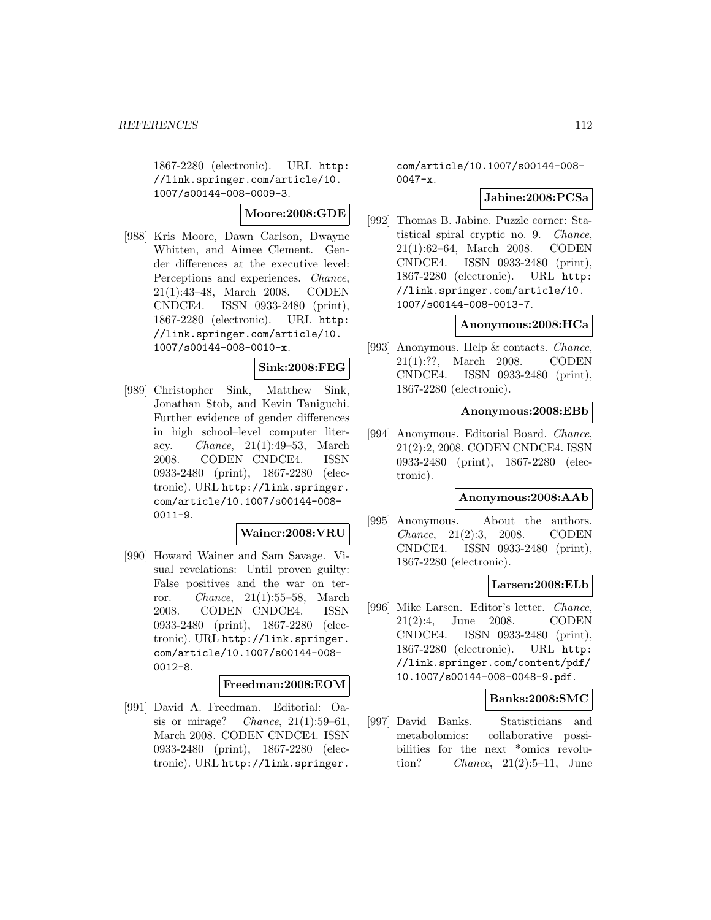1867-2280 (electronic). URL http://link.springer.com/article/10.1007/s00144-008-0009-3.

**Moore:2008:GDE**

[988] Kris Moore, Dawn Carlson, Dwayne Whitten, and Aimee Clement. Gender differences at the executive level: Perceptions and experiences. *Chance*, 21(1):43–48, March 2008. CODEN CNDCE4. ISSN 0933-2480 (print), 1867-2280 (electronic). URL http://link.springer.com/article/10.1007/s00144-008-0010-x.

**Sink:2008:FEG**

[989] Christopher Sink, Matthew Sink, Jonathan Stob, and Kevin Taniguchi. Further evidence of gender differences in high school–level computer literacy. *Chance*, 21(1):49–53, March 2008. CODEN CNDCE4. ISSN 0933-2480 (print), 1867-2280 (electronic). URL http://link.springer.com/article/10.1007/s00144-008-0011-9.

**Wainer:2008:VRU**

[990] Howard Wainer and Sam Savage. Visual revelations: Until proven guilty: False positives and the war on terror. *Chance*, 21(1):55–58, March 2008. CODEN CNDCE4. ISSN 0933-2480 (print), 1867-2280 (electronic). URL http://link.springer.com/article/10.1007/s00144-008-0012-8.

**Freedman:2008:EOM**

[991] David A. Freedman. Editorial: Oasis or mirage? *Chance*, 21(1):59–61, March 2008. CODEN CNDCE4. ISSN 0933-2480 (print), 1867-2280 (electronic). URL http://link.springer.com/article/10.1007/s00144-008-0047-x.

**Jabine:2008:PCSa**

[992] Thomas B. Jabine. Puzzle corner: Statistical spiral cryptic no. 9. *Chance*, 21(1):62–64, March 2008. CODEN CNDCE4. ISSN 0933-2480 (print), 1867-2280 (electronic). URL http://link.springer.com/article/10.1007/s00144-008-0013-7.

**Anonymous:2008:HCa**

[993] Anonymous. Help & contacts. *Chance*, 21(1):??, March 2008. CODEN CNDCE4. ISSN 0933-2480 (print), 1867-2280 (electronic).

**Anonymous:2008:EBb**

[994] Anonymous. Editorial Board. *Chance*, 21(2):2, 2008. CODEN CNDCE4. ISSN 0933-2480 (print), 1867-2280 (electronic).

**Anonymous:2008:AAb**

[995] Anonymous. About the authors. *Chance*, 21(2):3, 2008. CODEN CNDCE4. ISSN 0933-2480 (print), 1867-2280 (electronic).

**Larsen:2008:ELb**

[996] Mike Larsen. Editor's letter. *Chance*, 21(2):4, June 2008. CODEN CNDCE4. ISSN 0933-2480 (print), 1867-2280 (electronic). URL http://link.springer.com/content/pdf/10.1007/s00144-008-0048-9.pdf.

**Banks:2008:SMC**

[997] David Banks. Statisticians and metabolomics: collaborative possibilities for the next *omics revolution? *Chance*, 21(2):5–11, June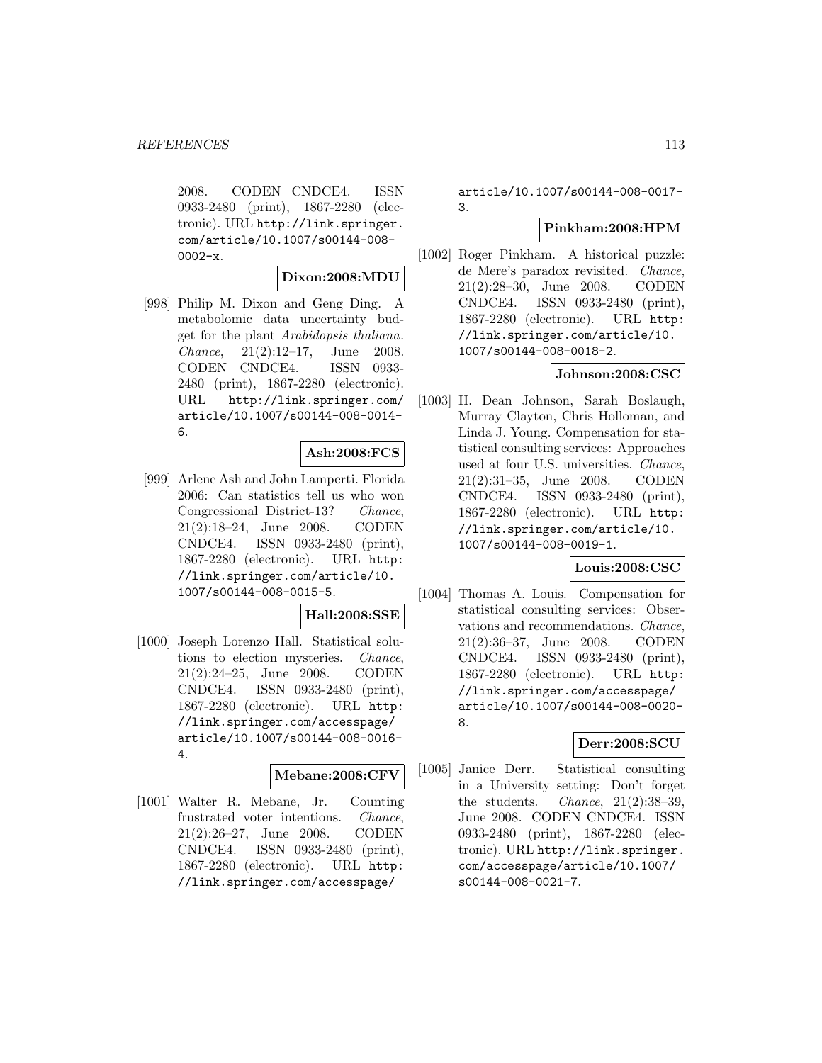2008. CODEN CNDCE4. ISSN 0933-2480 (print), 1867-2280 (electronic). URL http://link.springer.com/article/10.1007/s00144-008-0002-x.

**Dixon:2008:MDU**

[998] Philip M. Dixon and Geng Ding. A metabolomic data uncertainty budget for the plant *Arabidopsis thaliana*. *Chance*, 21(2):12–17, June 2008. CODEN CNDCE4. ISSN 0933-2480 (print), 1867-2280 (electronic). URL http://link.springer.com/article/10.1007/s00144-008-0014-6.

**Ash:2008:FCS**

[999] Arlene Ash and John Lamperti. Florida 2006: Can statistics tell us who won Congressional District-13? *Chance*, 21(2):18–24, June 2008. CODEN CNDCE4. ISSN 0933-2480 (print), 1867-2280 (electronic). URL http://link.springer.com/article/10.1007/s00144-008-0015-5.

**Hall:2008:SSE**

[1000] Joseph Lorenzo Hall. Statistical solutions to election mysteries. *Chance*, 21(2):24–25, June 2008. CODEN CNDCE4. ISSN 0933-2480 (print), 1867-2280 (electronic). URL http://link.springer.com/accesspage/article/10.1007/s00144-008-0016-4.

**Mebane:2008:CFV**

[1001] Walter R. Mebane, Jr. Counting frustrated voter intentions. *Chance*, 21(2):26–27, June 2008. CODEN CNDCE4. ISSN 0933-2480 (print), 1867-2280 (electronic). URL http://link.springer.com/accesspage/article/10.1007/s00144-008-0017-3.

**Pinkham:2008:HPM**

[1002] Roger Pinkham. A historical puzzle: de Mere's paradox revisited. *Chance*, 21(2):28–30, June 2008. CODEN CNDCE4. ISSN 0933-2480 (print), 1867-2280 (electronic). URL http://link.springer.com/article/10.1007/s00144-008-0018-2.

**Johnson:2008:CSC**

[1003] H. Dean Johnson, Sarah Boslaugh, Murray Clayton, Chris Holloman, and Linda J. Young. Compensation for statistical consulting services: Approaches used at four U.S. universities. *Chance*, 21(2):31–35, June 2008. CODEN CNDCE4. ISSN 0933-2480 (print), 1867-2280 (electronic). URL http://link.springer.com/article/10.1007/s00144-008-0019-1.

**Louis:2008:CSC**

[1004] Thomas A. Louis. Compensation for statistical consulting services: Observations and recommendations. *Chance*, 21(2):36–37, June 2008. CODEN CNDCE4. ISSN 0933-2480 (print), 1867-2280 (electronic). URL http://link.springer.com/accesspage/article/10.1007/s00144-008-0020-8.

**Derr:2008:SCU**

[1005] Janice Derr. Statistical consulting in a University setting: Don't forget the students. *Chance*, 21(2):38–39, June 2008. CODEN CNDCE4. ISSN 0933-2480 (print), 1867-2280 (electronic). URL http://link.springer.com/accesspage/article/10.1007/s00144-008-0021-7.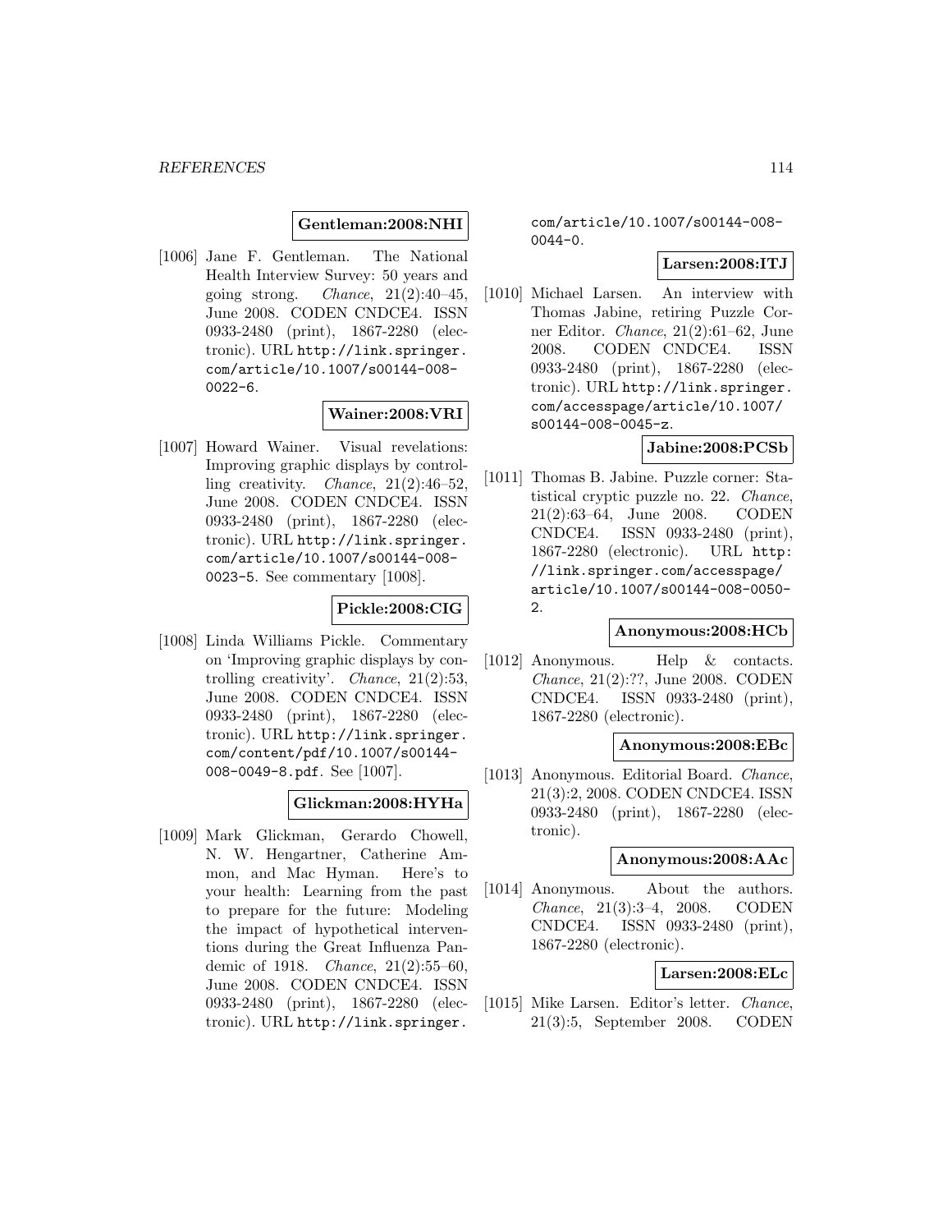**Gentleman:2008:NHI**

[1006] Jane F. Gentleman. The National Health Interview Survey: 50 years and going strong. *Chance*, 21(2):40–45, June 2008. CODEN CNDCE4. ISSN 0933-2480 (print), 1867-2280 (electronic). URL `http://link.springer.com/article/10.1007/s00144-008-0022-6`.

**Wainer:2008:VRI**

[1007] Howard Wainer. Visual revelations: Improving graphic displays by controlling creativity. *Chance*, 21(2):46–52, June 2008. CODEN CNDCE4. ISSN 0933-2480 (print), 1867-2280 (electronic). URL `http://link.springer.com/article/10.1007/s00144-008-0023-5`. See commentary [1008].

**Pickle:2008:CIG**

[1008] Linda Williams Pickle. Commentary on 'Improving graphic displays by controlling creativity'. *Chance*, 21(2):53, June 2008. CODEN CNDCE4. ISSN 0933-2480 (print), 1867-2280 (electronic). URL `http://link.springer.com/content/pdf/10.1007/s00144-008-0049-8.pdf`. See [1007].

**Glickman:2008:HYHa**

[1009] Mark Glickman, Gerardo Chowell, N. W. Hengartner, Catherine Ammon, and Mac Hyman. Here's to your health: Learning from the past to prepare for the future: Modeling the impact of hypothetical interventions during the Great Influenza Pandemic of 1918. *Chance*, 21(2):55–60, June 2008. CODEN CNDCE4. ISSN 0933-2480 (print), 1867-2280 (electronic). URL `http://link.springer.com/article/10.1007/s00144-008-0044-0`.

**Larsen:2008:ITJ**

[1010] Michael Larsen. An interview with Thomas Jabine, retiring Puzzle Corner Editor. *Chance*, 21(2):61–62, June 2008. CODEN CNDCE4. ISSN 0933-2480 (print), 1867-2280 (electronic). URL `http://link.springer.com/accesspage/article/10.1007/s00144-008-0045-z`.

**Jabine:2008:PCSb**

[1011] Thomas B. Jabine. Puzzle corner: Statistical cryptic puzzle no. 22. *Chance*, 21(2):63–64, June 2008. CODEN CNDCE4. ISSN 0933-2480 (print), 1867-2280 (electronic). URL `http://link.springer.com/accesspage/article/10.1007/s00144-008-0050-2`.

**Anonymous:2008:HCb**

[1012] Anonymous. Help & contacts. *Chance*, 21(2):??, June 2008. CODEN CNDCE4. ISSN 0933-2480 (print), 1867-2280 (electronic).

**Anonymous:2008:EBc**

[1013] Anonymous. Editorial Board. *Chance*, 21(3):2, 2008. CODEN CNDCE4. ISSN 0933-2480 (print), 1867-2280 (electronic).

**Anonymous:2008:AAc**

[1014] Anonymous. About the authors. *Chance*, 21(3):3–4, 2008. CODEN CNDCE4. ISSN 0933-2480 (print), 1867-2280 (electronic).

**Larsen:2008:ELc**

[1015] Mike Larsen. Editor's letter. *Chance*, 21(3):5, September 2008. CODEN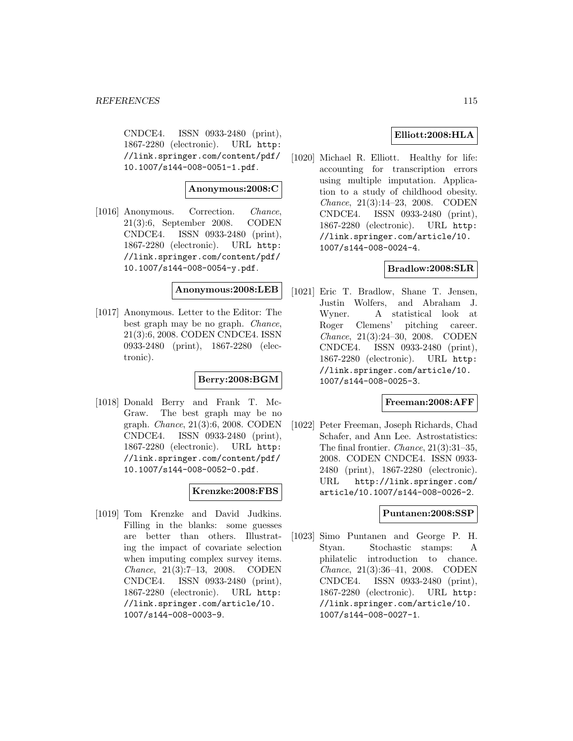CNDCE4. ISSN 0933-2480 (print), 1867-2280 (electronic). URL http://link.springer.com/content/pdf/10.1007/s144-008-0051-1.pdf.

**Anonymous:2008:C**

[1016] Anonymous. Correction. *Chance*, 21(3):6, September 2008. CODEN CNDCE4. ISSN 0933-2480 (print), 1867-2280 (electronic). URL http://link.springer.com/content/pdf/10.1007/s144-008-0054-y.pdf.

**Anonymous:2008:LEB**

[1017] Anonymous. Letter to the Editor: The best graph may be no graph. *Chance*, 21(3):6, 2008. CODEN CNDCE4. ISSN 0933-2480 (print), 1867-2280 (electronic).

**Berry:2008:BGM**

[1018] Donald Berry and Frank T. McGraw. The best graph may be no graph. *Chance*, 21(3):6, 2008. CODEN CNDCE4. ISSN 0933-2480 (print), 1867-2280 (electronic). URL http://link.springer.com/content/pdf/10.1007/s144-008-0052-0.pdf.

**Krenzke:2008:FBS**

[1019] Tom Krenzke and David Judkins. Filling in the blanks: some guesses are better than others. Illustrating the impact of covariate selection when imputing complex survey items. *Chance*, 21(3):7–13, 2008. CODEN CNDCE4. ISSN 0933-2480 (print), 1867-2280 (electronic). URL http://link.springer.com/article/10.1007/s144-008-0003-9.

**Elliott:2008:HLA**

[1020] Michael R. Elliott. Healthy for life: accounting for transcription errors using multiple imputation. Application to a study of childhood obesity. *Chance*, 21(3):14–23, 2008. CODEN CNDCE4. ISSN 0933-2480 (print), 1867-2280 (electronic). URL http://link.springer.com/article/10.1007/s144-008-0024-4.

**Bradlow:2008:SLR**

[1021] Eric T. Bradlow, Shane T. Jensen, Justin Wolfers, and Abraham J. Wyner. A statistical look at Roger Clemens' pitching career. *Chance*, 21(3):24–30, 2008. CODEN CNDCE4. ISSN 0933-2480 (print), 1867-2280 (electronic). URL http://link.springer.com/article/10.1007/s144-008-0025-3.

**Freeman:2008:AFF**

[1022] Peter Freeman, Joseph Richards, Chad Schafer, and Ann Lee. Astrostatistics: The final frontier. *Chance*, 21(3):31–35, 2008. CODEN CNDCE4. ISSN 0933-2480 (print), 1867-2280 (electronic). URL http://link.springer.com/article/10.1007/s144-008-0026-2.

**Puntanen:2008:SSP**

[1023] Simo Puntanen and George P. H. Styan. Stochastic stamps: A philatelic introduction to chance. *Chance*, 21(3):36–41, 2008. CODEN CNDCE4. ISSN 0933-2480 (print), 1867-2280 (electronic). URL http://link.springer.com/article/10.1007/s144-008-0027-1.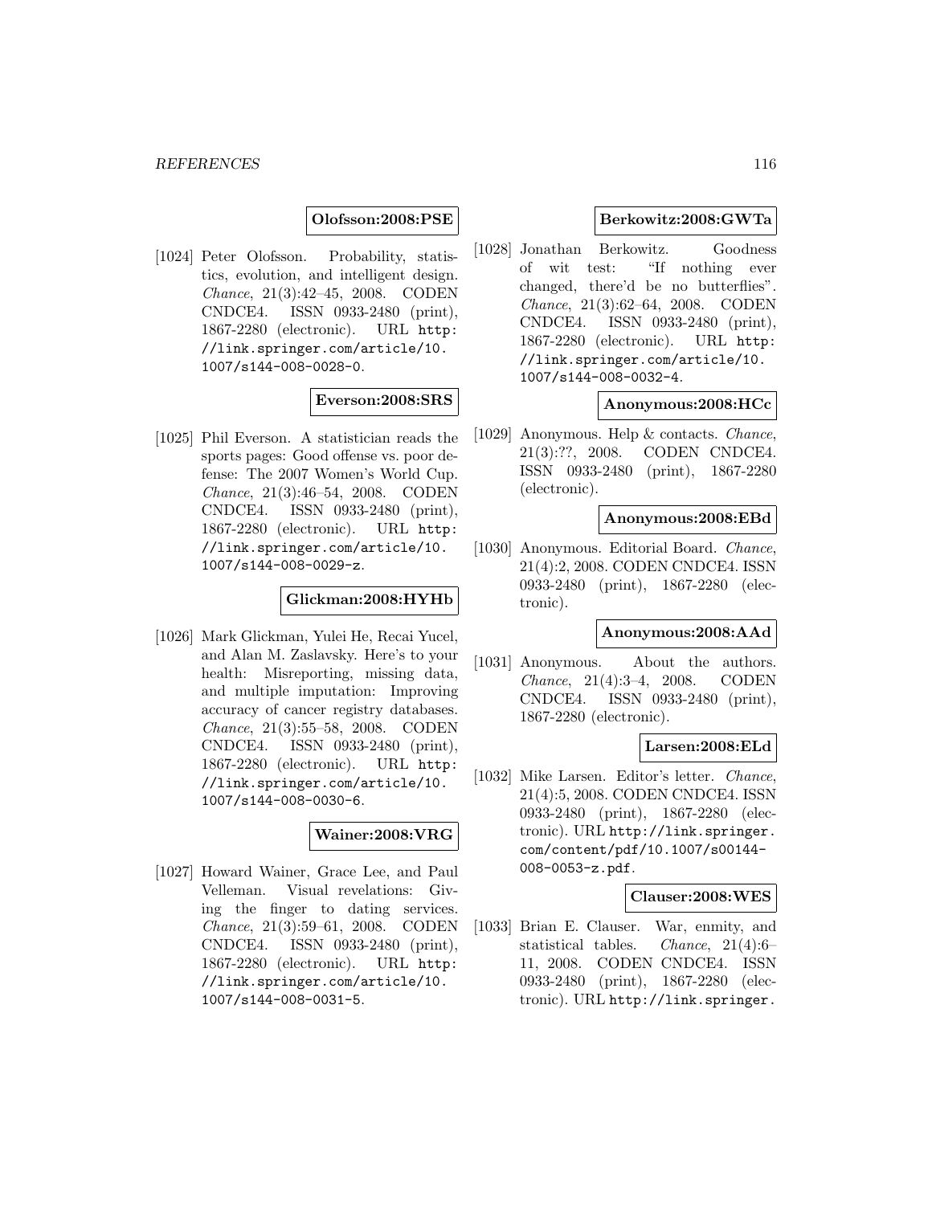**Olofsson:2008:PSE**

[1024] Peter Olofsson. Probability, statistics, evolution, and intelligent design. *Chance*, 21(3):42–45, 2008. CODEN CNDCE4. ISSN 0933-2480 (print), 1867-2280 (electronic). URL `http://link.springer.com/article/10.1007/s144-008-0028-0`.

**Everson:2008:SRS**

[1025] Phil Everson. A statistician reads the sports pages: Good offense vs. poor defense: The 2007 Women's World Cup. *Chance*, 21(3):46–54, 2008. CODEN CNDCE4. ISSN 0933-2480 (print), 1867-2280 (electronic). URL `http://link.springer.com/article/10.1007/s144-008-0029-z`.

**Glickman:2008:HYHb**

[1026] Mark Glickman, Yulei He, Recai Yucel, and Alan M. Zaslavsky. Here's to your health: Misreporting, missing data, and multiple imputation: Improving accuracy of cancer registry databases. *Chance*, 21(3):55–58, 2008. CODEN CNDCE4. ISSN 0933-2480 (print), 1867-2280 (electronic). URL `http://link.springer.com/article/10.1007/s144-008-0030-6`.

**Wainer:2008:VRG**

[1027] Howard Wainer, Grace Lee, and Paul Velleman. Visual revelations: Giving the finger to dating services. *Chance*, 21(3):59–61, 2008. CODEN CNDCE4. ISSN 0933-2480 (print), 1867-2280 (electronic). URL `http://link.springer.com/article/10.1007/s144-008-0031-5`.

**Berkowitz:2008:GWTa**

[1028] Jonathan Berkowitz. Goodness of wit test: "If nothing ever changed, there'd be no butterflies". *Chance*, 21(3):62–64, 2008. CODEN CNDCE4. ISSN 0933-2480 (print), 1867-2280 (electronic). URL `http://link.springer.com/article/10.1007/s144-008-0032-4`.

**Anonymous:2008:HCc**

[1029] Anonymous. Help & contacts. *Chance*, 21(3):??, 2008. CODEN CNDCE4. ISSN 0933-2480 (print), 1867-2280 (electronic).

**Anonymous:2008:EBd**

[1030] Anonymous. Editorial Board. *Chance*, 21(4):2, 2008. CODEN CNDCE4. ISSN 0933-2480 (print), 1867-2280 (electronic).

**Anonymous:2008:AAd**

[1031] Anonymous. About the authors. *Chance*, 21(4):3–4, 2008. CODEN CNDCE4. ISSN 0933-2480 (print), 1867-2280 (electronic).

**Larsen:2008:ELd**

[1032] Mike Larsen. Editor's letter. *Chance*, 21(4):5, 2008. CODEN CNDCE4. ISSN 0933-2480 (print), 1867-2280 (electronic). URL `http://link.springer.com/content/pdf/10.1007/s00144-008-0053-z.pdf`.

**Clauser:2008:WES**

[1033] Brian E. Clauser. War, enmity, and statistical tables. *Chance*, 21(4):6–11, 2008. CODEN CNDCE4. ISSN 0933-2480 (print), 1867-2280 (electronic). URL `http://link.springer.`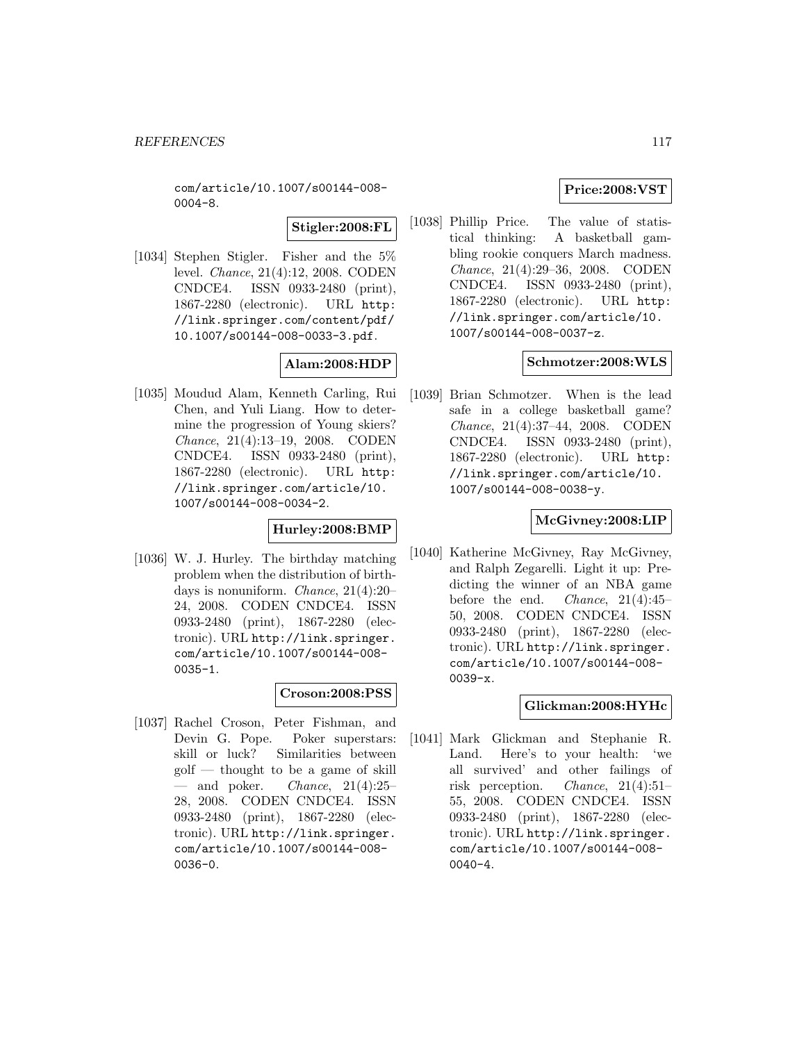com/article/10.1007/s00144-008-0004-8.

**Stigler:2008:FL**

[1034] Stephen Stigler. Fisher and the 5% level. *Chance*, 21(4):12, 2008. CODEN CNDCE4. ISSN 0933-2480 (print), 1867-2280 (electronic). URL http://link.springer.com/content/pdf/10.1007/s00144-008-0033-3.pdf.

**Alam:2008:HDP**

[1035] Moudud Alam, Kenneth Carling, Rui Chen, and Yuli Liang. How to determine the progression of Young skiers? *Chance*, 21(4):13–19, 2008. CODEN CNDCE4. ISSN 0933-2480 (print), 1867-2280 (electronic). URL http://link.springer.com/article/10.1007/s00144-008-0034-2.

**Hurley:2008:BMP**

[1036] W. J. Hurley. The birthday matching problem when the distribution of birthdays is nonuniform. *Chance*, 21(4):20–24, 2008. CODEN CNDCE4. ISSN 0933-2480 (print), 1867-2280 (electronic). URL http://link.springer.com/article/10.1007/s00144-008-0035-1.

**Croson:2008:PSS**

[1037] Rachel Croson, Peter Fishman, and Devin G. Pope. Poker superstars: skill or luck? Similarities between golf — thought to be a game of skill — and poker. *Chance*, 21(4):25–28, 2008. CODEN CNDCE4. ISSN 0933-2480 (print), 1867-2280 (electronic). URL http://link.springer.com/article/10.1007/s00144-008-0036-0.

**Price:2008:VST**

[1038] Phillip Price. The value of statistical thinking: A basketball gambling rookie conquers March madness. *Chance*, 21(4):29–36, 2008. CODEN CNDCE4. ISSN 0933-2480 (print), 1867-2280 (electronic). URL http://link.springer.com/article/10.1007/s00144-008-0037-z.

**Schmotzer:2008:WLS**

[1039] Brian Schmotzer. When is the lead safe in a college basketball game? *Chance*, 21(4):37–44, 2008. CODEN CNDCE4. ISSN 0933-2480 (print), 1867-2280 (electronic). URL http://link.springer.com/article/10.1007/s00144-008-0038-y.

**McGivney:2008:LIP**

[1040] Katherine McGivney, Ray McGivney, and Ralph Zegarelli. Light it up: Predicting the winner of an NBA game before the end. *Chance*, 21(4):45–50, 2008. CODEN CNDCE4. ISSN 0933-2480 (print), 1867-2280 (electronic). URL http://link.springer.com/article/10.1007/s00144-008-0039-x.

**Glickman:2008:HYHc**

[1041] Mark Glickman and Stephanie R. Land. Here's to your health: 'we all survived' and other failings of risk perception. *Chance*, 21(4):51–55, 2008. CODEN CNDCE4. ISSN 0933-2480 (print), 1867-2280 (electronic). URL http://link.springer.com/article/10.1007/s00144-008-0040-4.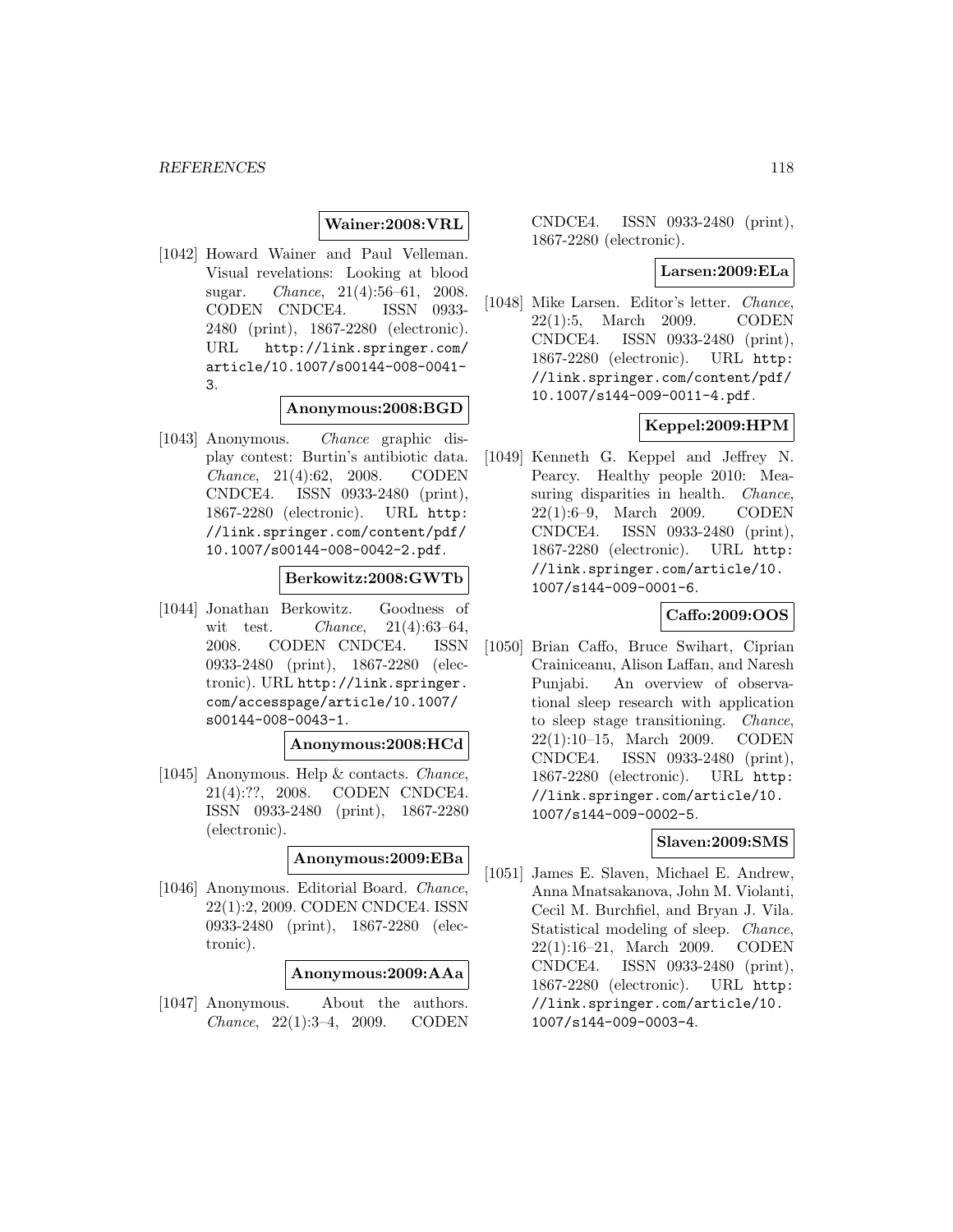**Wainer:2008:VRL**

[1042] Howard Wainer and Paul Velleman. Visual revelations: Looking at blood sugar. *Chance*, 21(4):56–61, 2008. CODEN CNDCE4. ISSN 0933-2480 (print), 1867-2280 (electronic). URL http://link.springer.com/article/10.1007/s00144-008-0041-3.

**Anonymous:2008:BGD**

[1043] Anonymous. *Chance* graphic display contest: Burtin's antibiotic data. *Chance*, 21(4):62, 2008. CODEN CNDCE4. ISSN 0933-2480 (print), 1867-2280 (electronic). URL http://link.springer.com/content/pdf/10.1007/s00144-008-0042-2.pdf.

**Berkowitz:2008:GWTb**

[1044] Jonathan Berkowitz. Goodness of wit test. *Chance*, 21(4):63–64, 2008. CODEN CNDCE4. ISSN 0933-2480 (print), 1867-2280 (electronic). URL http://link.springer.com/accesspage/article/10.1007/s00144-008-0043-1.

**Anonymous:2008:HCd**

[1045] Anonymous. Help & contacts. *Chance*, 21(4):??, 2008. CODEN CNDCE4. ISSN 0933-2480 (print), 1867-2280 (electronic).

**Anonymous:2009:EBa**

[1046] Anonymous. Editorial Board. *Chance*, 22(1):2, 2009. CODEN CNDCE4. ISSN 0933-2480 (print), 1867-2280 (electronic).

**Anonymous:2009:AAa**

[1047] Anonymous. About the authors. *Chance*, 22(1):3–4, 2009. CODEN CNDCE4. ISSN 0933-2480 (print), 1867-2280 (electronic).

**Larsen:2009:ELa**

[1048] Mike Larsen. Editor's letter. *Chance*, 22(1):5, March 2009. CODEN CNDCE4. ISSN 0933-2480 (print), 1867-2280 (electronic). URL http://link.springer.com/content/pdf/10.1007/s144-009-0011-4.pdf.

**Keppel:2009:HPM**

[1049] Kenneth G. Keppel and Jeffrey N. Pearcy. Healthy people 2010: Measuring disparities in health. *Chance*, 22(1):6–9, March 2009. CODEN CNDCE4. ISSN 0933-2480 (print), 1867-2280 (electronic). URL http://link.springer.com/article/10.1007/s144-009-0001-6.

**Caffo:2009:OOS**

[1050] Brian Caffo, Bruce Swihart, Ciprian Crainiceanu, Alison Laffan, and Naresh Punjabi. An overview of observational sleep research with application to sleep stage transitioning. *Chance*, 22(1):10–15, March 2009. CODEN CNDCE4. ISSN 0933-2480 (print), 1867-2280 (electronic). URL http://link.springer.com/article/10.1007/s144-009-0002-5.

**Slaven:2009:SMS**

[1051] James E. Slaven, Michael E. Andrew, Anna Mnatsakanova, John M. Violanti, Cecil M. Burchfiel, and Bryan J. Vila. Statistical modeling of sleep. *Chance*, 22(1):16–21, March 2009. CODEN CNDCE4. ISSN 0933-2480 (print), 1867-2280 (electronic). URL http://link.springer.com/article/10.1007/s144-009-0003-4.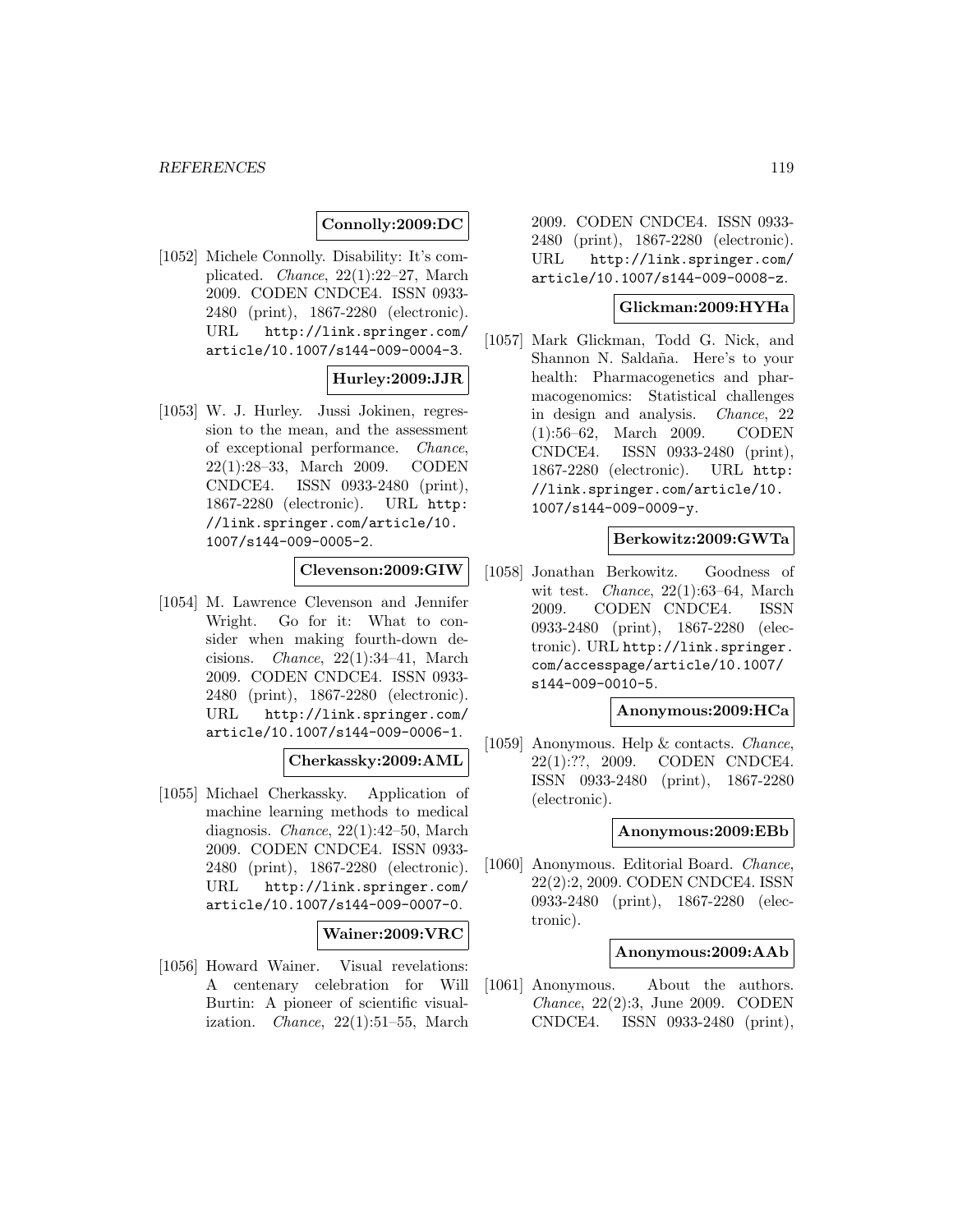**Connolly:2009:DC**

[1052] Michele Connolly. Disability: It's complicated. *Chance*, 22(1):22–27, March 2009. CODEN CNDCE4. ISSN 0933-2480 (print), 1867-2280 (electronic). URL http://link.springer.com/article/10.1007/s144-009-0004-3.

**Hurley:2009:JJR**

[1053] W. J. Hurley. Jussi Jokinen, regression to the mean, and the assessment of exceptional performance. *Chance*, 22(1):28–33, March 2009. CODEN CNDCE4. ISSN 0933-2480 (print), 1867-2280 (electronic). URL http://link.springer.com/article/10.1007/s144-009-0005-2.

**Clevenson:2009:GIW**

[1054] M. Lawrence Clevenson and Jennifer Wright. Go for it: What to consider when making fourth-down decisions. *Chance*, 22(1):34–41, March 2009. CODEN CNDCE4. ISSN 0933-2480 (print), 1867-2280 (electronic). URL http://link.springer.com/article/10.1007/s144-009-0006-1.

**Cherkassky:2009:AML**

[1055] Michael Cherkassky. Application of machine learning methods to medical diagnosis. *Chance*, 22(1):42–50, March 2009. CODEN CNDCE4. ISSN 0933-2480 (print), 1867-2280 (electronic). URL http://link.springer.com/article/10.1007/s144-009-0007-0.

**Wainer:2009:VRC**

[1056] Howard Wainer. Visual revelations: A centenary celebration for Will Burtin: A pioneer of scientific visualization. *Chance*, 22(1):51–55, March 2009. CODEN CNDCE4. ISSN 0933-2480 (print), 1867-2280 (electronic). URL http://link.springer.com/article/10.1007/s144-009-0008-z.

**Glickman:2009:HYHa**

[1057] Mark Glickman, Todd G. Nick, and Shannon N. Saldaña. Here's to your health: Pharmacogenetics and pharmacogenomics: Statistical challenges in design and analysis. *Chance*, 22 (1):56–62, March 2009. CODEN CNDCE4. ISSN 0933-2480 (print), 1867-2280 (electronic). URL http://link.springer.com/article/10.1007/s144-009-0009-y.

**Berkowitz:2009:GWTa**

[1058] Jonathan Berkowitz. Goodness of wit test. *Chance*, 22(1):63–64, March 2009. CODEN CNDCE4. ISSN 0933-2480 (print), 1867-2280 (electronic). URL http://link.springer.com/accesspage/article/10.1007/s144-009-0010-5.

**Anonymous:2009:HCa**

[1059] Anonymous. Help & contacts. *Chance*, 22(1):??, 2009. CODEN CNDCE4. ISSN 0933-2480 (print), 1867-2280 (electronic).

**Anonymous:2009:EBb**

[1060] Anonymous. Editorial Board. *Chance*, 22(2):2, 2009. CODEN CNDCE4. ISSN 0933-2480 (print), 1867-2280 (electronic).

**Anonymous:2009:AAb**

[1061] Anonymous. About the authors. *Chance*, 22(2):3, June 2009. CODEN CNDCE4. ISSN 0933-2480 (print),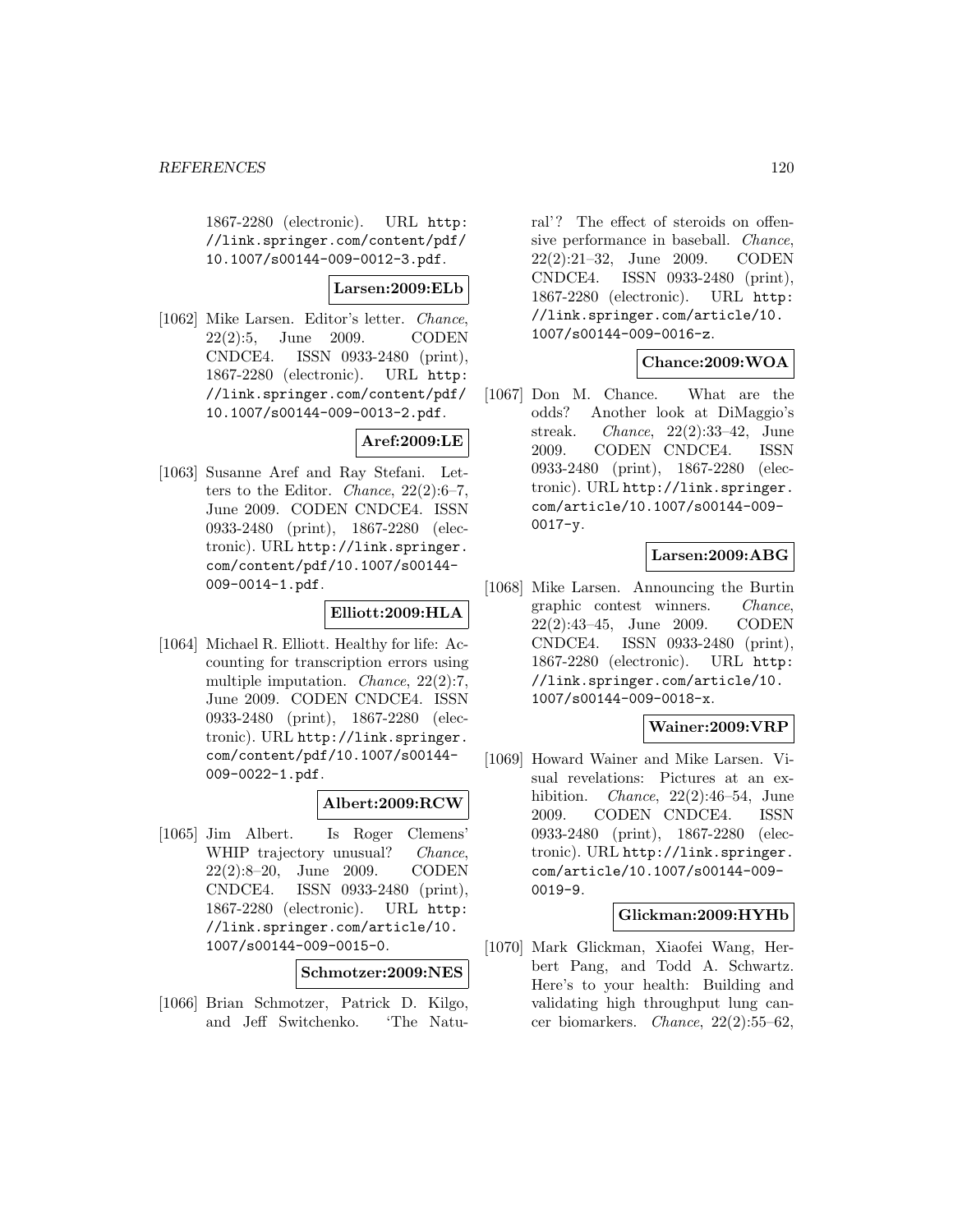1867-2280 (electronic). URL http://link.springer.com/content/pdf/10.1007/s00144-009-0012-3.pdf.

**Larsen:2009:ELb**

[1062] Mike Larsen. Editor's letter. *Chance*, 22(2):5, June 2009. CODEN CNDCE4. ISSN 0933-2480 (print), 1867-2280 (electronic). URL http://link.springer.com/content/pdf/10.1007/s00144-009-0013-2.pdf.

**Aref:2009:LE**

[1063] Susanne Aref and Ray Stefani. Letters to the Editor. *Chance*, 22(2):6–7, June 2009. CODEN CNDCE4. ISSN 0933-2480 (print), 1867-2280 (electronic). URL http://link.springer.com/content/pdf/10.1007/s00144-009-0014-1.pdf.

**Elliott:2009:HLA**

[1064] Michael R. Elliott. Healthy for life: Accounting for transcription errors using multiple imputation. *Chance*, 22(2):7, June 2009. CODEN CNDCE4. ISSN 0933-2480 (print), 1867-2280 (electronic). URL http://link.springer.com/content/pdf/10.1007/s00144-009-0022-1.pdf.

**Albert:2009:RCW**

[1065] Jim Albert. Is Roger Clemens' WHIP trajectory unusual? *Chance*, 22(2):8–20, June 2009. CODEN CNDCE4. ISSN 0933-2480 (print), 1867-2280 (electronic). URL http://link.springer.com/article/10.1007/s00144-009-0015-0.

**Schmotzer:2009:NES**

[1066] Brian Schmotzer, Patrick D. Kilgo, and Jeff Switchenko. 'The Natural'? The effect of steroids on offensive performance in baseball. *Chance*, 22(2):21–32, June 2009. CODEN CNDCE4. ISSN 0933-2480 (print), 1867-2280 (electronic). URL http://link.springer.com/article/10.1007/s00144-009-0016-z.

**Chance:2009:WOA**

[1067] Don M. Chance. What are the odds? Another look at DiMaggio's streak. *Chance*, 22(2):33–42, June 2009. CODEN CNDCE4. ISSN 0933-2480 (print), 1867-2280 (electronic). URL http://link.springer.com/article/10.1007/s00144-009-0017-y.

**Larsen:2009:ABG**

[1068] Mike Larsen. Announcing the Burtin graphic contest winners. *Chance*, 22(2):43–45, June 2009. CODEN CNDCE4. ISSN 0933-2480 (print), 1867-2280 (electronic). URL http://link.springer.com/article/10.1007/s00144-009-0018-x.

**Wainer:2009:VRP**

[1069] Howard Wainer and Mike Larsen. Visual revelations: Pictures at an exhibition. *Chance*, 22(2):46–54, June 2009. CODEN CNDCE4. ISSN 0933-2480 (print), 1867-2280 (electronic). URL http://link.springer.com/article/10.1007/s00144-009-0019-9.

**Glickman:2009:HYHb**

[1070] Mark Glickman, Xiaofei Wang, Herbert Pang, and Todd A. Schwartz. Here's to your health: Building and validating high throughput lung cancer biomarkers. *Chance*, 22(2):55–62,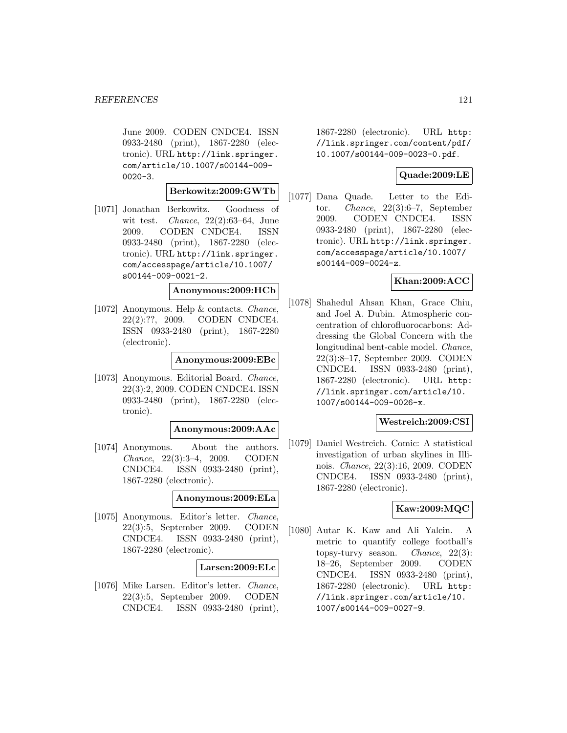June 2009. CODEN CNDCE4. ISSN 0933-2480 (print), 1867-2280 (electronic). URL http://link.springer.com/article/10.1007/s00144-009-0020-3.

**Berkowitz:2009:GWTb**

[1071] Jonathan Berkowitz. Goodness of wit test. *Chance*, 22(2):63–64, June 2009. CODEN CNDCE4. ISSN 0933-2480 (print), 1867-2280 (electronic). URL http://link.springer.com/accesspage/article/10.1007/s00144-009-0021-2.

**Anonymous:2009:HCb**

[1072] Anonymous. Help & contacts. *Chance*, 22(2):??, 2009. CODEN CNDCE4. ISSN 0933-2480 (print), 1867-2280 (electronic).

**Anonymous:2009:EBc**

[1073] Anonymous. Editorial Board. *Chance*, 22(3):2, 2009. CODEN CNDCE4. ISSN 0933-2480 (print), 1867-2280 (electronic).

**Anonymous:2009:AAc**

[1074] Anonymous. About the authors. *Chance*, 22(3):3–4, 2009. CODEN CNDCE4. ISSN 0933-2480 (print), 1867-2280 (electronic).

**Anonymous:2009:ELa**

[1075] Anonymous. Editor's letter. *Chance*, 22(3):5, September 2009. CODEN CNDCE4. ISSN 0933-2480 (print), 1867-2280 (electronic).

**Larsen:2009:ELc**

[1076] Mike Larsen. Editor's letter. *Chance*, 22(3):5, September 2009. CODEN CNDCE4. ISSN 0933-2480 (print), 1867-2280 (electronic). URL http://link.springer.com/content/pdf/10.1007/s00144-009-0023-0.pdf.

**Quade:2009:LE**

[1077] Dana Quade. Letter to the Editor. *Chance*, 22(3):6–7, September 2009. CODEN CNDCE4. ISSN 0933-2480 (print), 1867-2280 (electronic). URL http://link.springer.com/accesspage/article/10.1007/s00144-009-0024-z.

**Khan:2009:ACC**

[1078] Shahedul Ahsan Khan, Grace Chiu, and Joel A. Dubin. Atmospheric concentration of chlorofluorocarbons: Addressing the Global Concern with the longitudinal bent-cable model. *Chance*, 22(3):8–17, September 2009. CODEN CNDCE4. ISSN 0933-2480 (print), 1867-2280 (electronic). URL http://link.springer.com/article/10.1007/s00144-009-0026-x.

**Westreich:2009:CSI**

[1079] Daniel Westreich. Comic: A statistical investigation of urban skylines in Illinois. *Chance*, 22(3):16, 2009. CODEN CNDCE4. ISSN 0933-2480 (print), 1867-2280 (electronic).

**Kaw:2009:MQC**

[1080] Autar K. Kaw and Ali Yalcin. A metric to quantify college football's topsy-turvy season. *Chance*, 22(3): 18–26, September 2009. CODEN CNDCE4. ISSN 0933-2480 (print), 1867-2280 (electronic). URL http://link.springer.com/article/10.1007/s00144-009-0027-9.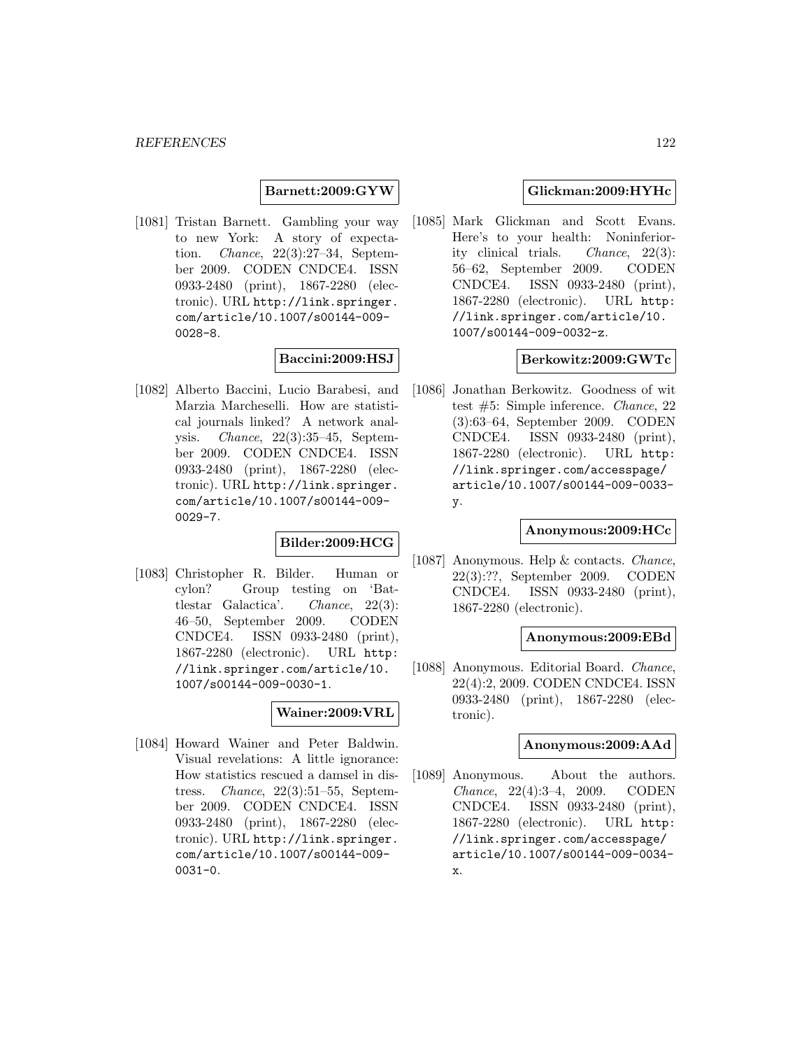**Barnett:2009:GYW**

[1081] Tristan Barnett. Gambling your way to new York: A story of expectation. *Chance*, 22(3):27–34, September 2009. CODEN CNDCE4. ISSN 0933-2480 (print), 1867-2280 (electronic). URL http://link.springer.com/article/10.1007/s00144-009-0028-8.

**Baccini:2009:HSJ**

[1082] Alberto Baccini, Lucio Barabesi, and Marzia Marcheselli. How are statistical journals linked? A network analysis. *Chance*, 22(3):35–45, September 2009. CODEN CNDCE4. ISSN 0933-2480 (print), 1867-2280 (electronic). URL http://link.springer.com/article/10.1007/s00144-009-0029-7.

**Bilder:2009:HCG**

[1083] Christopher R. Bilder. Human or cylon? Group testing on 'Battlestar Galactica'. *Chance*, 22(3):46–50, September 2009. CODEN CNDCE4. ISSN 0933-2480 (print), 1867-2280 (electronic). URL http://link.springer.com/article/10.1007/s00144-009-0030-1.

**Wainer:2009:VRL**

[1084] Howard Wainer and Peter Baldwin. Visual revelations: A little ignorance: How statistics rescued a damsel in distress. *Chance*, 22(3):51–55, September 2009. CODEN CNDCE4. ISSN 0933-2480 (print), 1867-2280 (electronic). URL http://link.springer.com/article/10.1007/s00144-009-0031-0.

**Glickman:2009:HYHc**

[1085] Mark Glickman and Scott Evans. Here's to your health: Noninferiority clinical trials. *Chance*, 22(3):56–62, September 2009. CODEN CNDCE4. ISSN 0933-2480 (print), 1867-2280 (electronic). URL http://link.springer.com/article/10.1007/s00144-009-0032-z.

**Berkowitz:2009:GWTc**

[1086] Jonathan Berkowitz. Goodness of wit test #5: Simple inference. *Chance*, 22(3):63–64, September 2009. CODEN CNDCE4. ISSN 0933-2480 (print), 1867-2280 (electronic). URL http://link.springer.com/accesspage/article/10.1007/s00144-009-0033-y.

**Anonymous:2009:HCc**

[1087] Anonymous. Help & contacts. *Chance*, 22(3):??, September 2009. CODEN CNDCE4. ISSN 0933-2480 (print), 1867-2280 (electronic).

**Anonymous:2009:EBd**

[1088] Anonymous. Editorial Board. *Chance*, 22(4):2, 2009. CODEN CNDCE4. ISSN 0933-2480 (print), 1867-2280 (electronic).

**Anonymous:2009:AAd**

[1089] Anonymous. About the authors. *Chance*, 22(4):3–4, 2009. CODEN CNDCE4. ISSN 0933-2480 (print), 1867-2280 (electronic). URL http://link.springer.com/accesspage/article/10.1007/s00144-009-0034-x.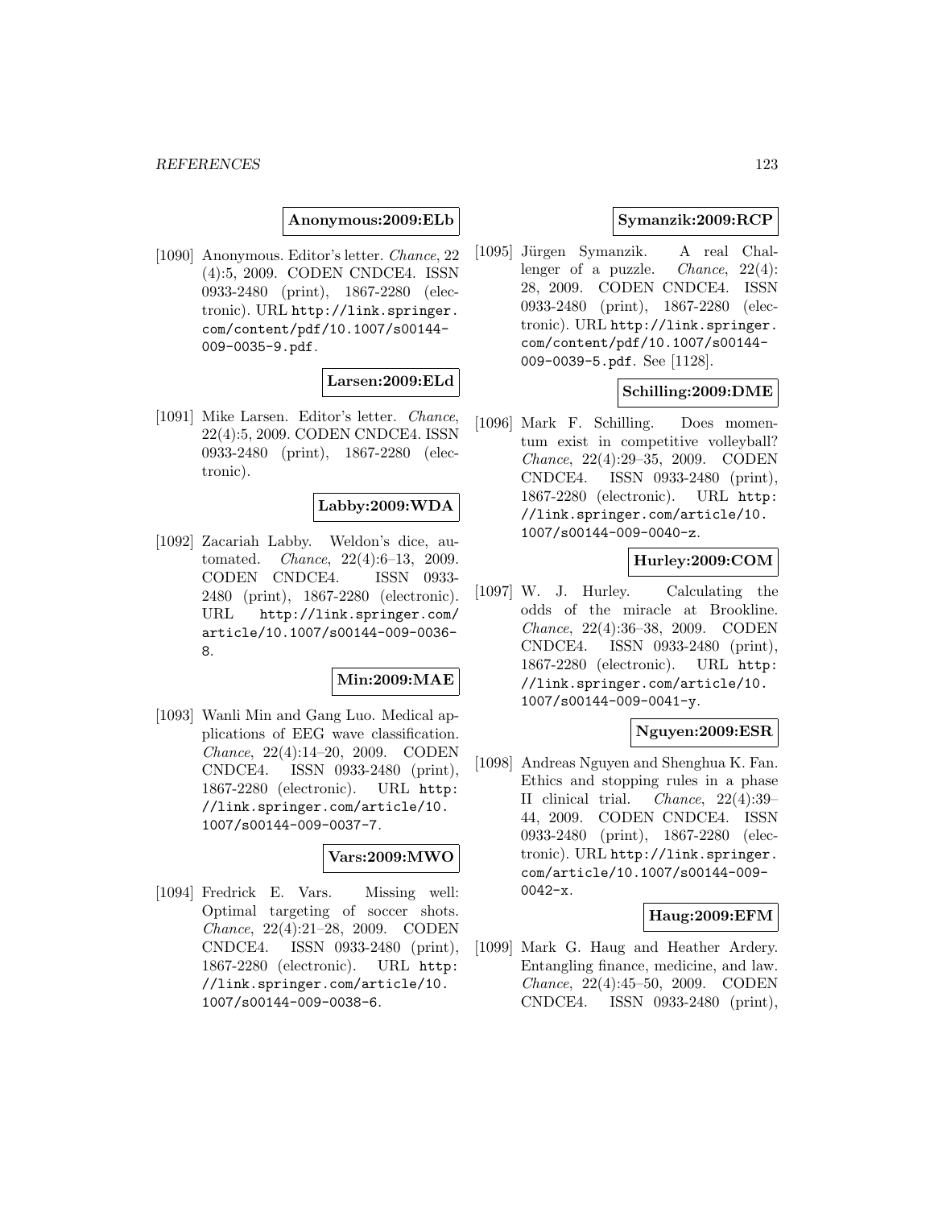**Anonymous:2009:ELb**

[1090] Anonymous. Editor's letter. *Chance*, 22 (4):5, 2009. CODEN CNDCE4. ISSN 0933-2480 (print), 1867-2280 (electronic). URL http://link.springer.com/content/pdf/10.1007/s00144-009-0035-9.pdf.

**Larsen:2009:ELd**

[1091] Mike Larsen. Editor's letter. *Chance*, 22(4):5, 2009. CODEN CNDCE4. ISSN 0933-2480 (print), 1867-2280 (electronic).

**Labby:2009:WDA**

[1092] Zacariah Labby. Weldon's dice, automated. *Chance*, 22(4):6–13, 2009. CODEN CNDCE4. ISSN 0933-2480 (print), 1867-2280 (electronic). URL http://link.springer.com/article/10.1007/s00144-009-0036-8.

**Min:2009:MAE**

[1093] Wanli Min and Gang Luo. Medical applications of EEG wave classification. *Chance*, 22(4):14–20, 2009. CODEN CNDCE4. ISSN 0933-2480 (print), 1867-2280 (electronic). URL http://link.springer.com/article/10.1007/s00144-009-0037-7.

**Vars:2009:MWO**

[1094] Fredrick E. Vars. Missing well: Optimal targeting of soccer shots. *Chance*, 22(4):21–28, 2009. CODEN CNDCE4. ISSN 0933-2480 (print), 1867-2280 (electronic). URL http://link.springer.com/article/10.1007/s00144-009-0038-6.

**Symanzik:2009:RCP**

[1095] Jürgen Symanzik. A real Challenger of a puzzle. *Chance*, 22(4): 28, 2009. CODEN CNDCE4. ISSN 0933-2480 (print), 1867-2280 (electronic). URL http://link.springer.com/content/pdf/10.1007/s00144-009-0039-5.pdf. See [1128].

**Schilling:2009:DME**

[1096] Mark F. Schilling. Does momentum exist in competitive volleyball? *Chance*, 22(4):29–35, 2009. CODEN CNDCE4. ISSN 0933-2480 (print), 1867-2280 (electronic). URL http://link.springer.com/article/10.1007/s00144-009-0040-z.

**Hurley:2009:COM**

[1097] W. J. Hurley. Calculating the odds of the miracle at Brookline. *Chance*, 22(4):36–38, 2009. CODEN CNDCE4. ISSN 0933-2480 (print), 1867-2280 (electronic). URL http://link.springer.com/article/10.1007/s00144-009-0041-y.

**Nguyen:2009:ESR**

[1098] Andreas Nguyen and Shenghua K. Fan. Ethics and stopping rules in a phase II clinical trial. *Chance*, 22(4):39–44, 2009. CODEN CNDCE4. ISSN 0933-2480 (print), 1867-2280 (electronic). URL http://link.springer.com/article/10.1007/s00144-009-0042-x.

**Haug:2009:EFM**

[1099] Mark G. Haug and Heather Ardery. Entangling finance, medicine, and law. *Chance*, 22(4):45–50, 2009. CODEN CNDCE4. ISSN 0933-2480 (print),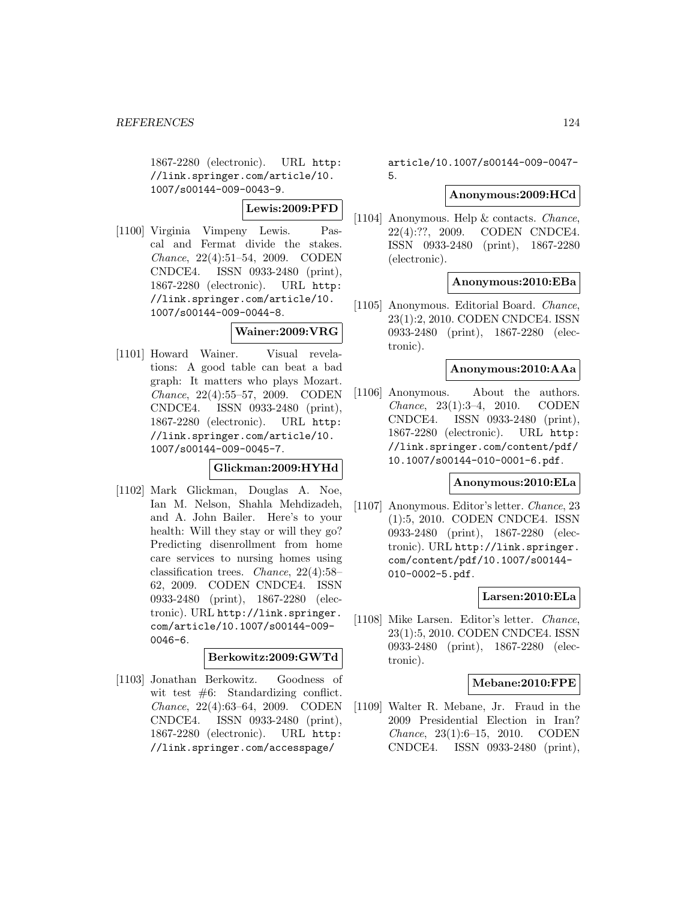1867-2280 (electronic). URL http://link.springer.com/article/10.1007/s00144-009-0043-9.

**Lewis:2009:PFD**

[1100] Virginia Vimpeny Lewis. Pascal and Fermat divide the stakes. *Chance*, 22(4):51–54, 2009. CODEN CNDCE4. ISSN 0933-2480 (print), 1867-2280 (electronic). URL http://link.springer.com/article/10.1007/s00144-009-0044-8.

**Wainer:2009:VRG**

[1101] Howard Wainer. Visual revelations: A good table can beat a bad graph: It matters who plays Mozart. *Chance*, 22(4):55–57, 2009. CODEN CNDCE4. ISSN 0933-2480 (print), 1867-2280 (electronic). URL http://link.springer.com/article/10.1007/s00144-009-0045-7.

**Glickman:2009:HYHd**

[1102] Mark Glickman, Douglas A. Noe, Ian M. Nelson, Shahla Mehdizadeh, and A. John Bailer. Here's to your health: Will they stay or will they go? Predicting disenrollment from home care services to nursing homes using classification trees. *Chance*, 22(4):58–62, 2009. CODEN CNDCE4. ISSN 0933-2480 (print), 1867-2280 (electronic). URL http://link.springer.com/article/10.1007/s00144-009-0046-6.

**Berkowitz:2009:GWTd**

[1103] Jonathan Berkowitz. Goodness of wit test #6: Standardizing conflict. *Chance*, 22(4):63–64, 2009. CODEN CNDCE4. ISSN 0933-2480 (print), 1867-2280 (electronic). URL http://link.springer.com/accesspage/article/10.1007/s00144-009-0047-5.

**Anonymous:2009:HCd**

[1104] Anonymous. Help & contacts. *Chance*, 22(4):??, 2009. CODEN CNDCE4. ISSN 0933-2480 (print), 1867-2280 (electronic).

**Anonymous:2010:EBa**

[1105] Anonymous. Editorial Board. *Chance*, 23(1):2, 2010. CODEN CNDCE4. ISSN 0933-2480 (print), 1867-2280 (electronic).

**Anonymous:2010:AAa**

[1106] Anonymous. About the authors. *Chance*, 23(1):3–4, 2010. CODEN CNDCE4. ISSN 0933-2480 (print), 1867-2280 (electronic). URL http://link.springer.com/content/pdf/10.1007/s00144-010-0001-6.pdf.

**Anonymous:2010:ELa**

[1107] Anonymous. Editor's letter. *Chance*, 23 (1):5, 2010. CODEN CNDCE4. ISSN 0933-2480 (print), 1867-2280 (electronic). URL http://link.springer.com/content/pdf/10.1007/s00144-010-0002-5.pdf.

**Larsen:2010:ELa**

[1108] Mike Larsen. Editor's letter. *Chance*, 23(1):5, 2010. CODEN CNDCE4. ISSN 0933-2480 (print), 1867-2280 (electronic).

**Mebane:2010:FPE**

[1109] Walter R. Mebane, Jr. Fraud in the 2009 Presidential Election in Iran? *Chance*, 23(1):6–15, 2010. CODEN CNDCE4. ISSN 0933-2480 (print),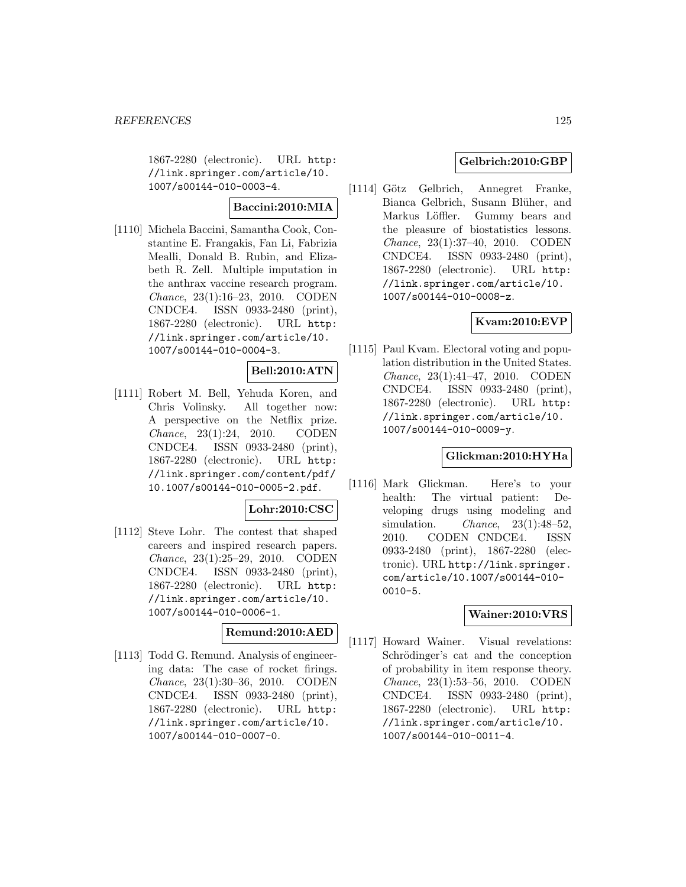1867-2280 (electronic). URL http://link.springer.com/article/10.1007/s00144-010-0003-4.

**Baccini:2010:MIA**

[1110] Michela Baccini, Samantha Cook, Constantine E. Frangakis, Fan Li, Fabrizia Mealli, Donald B. Rubin, and Elizabeth R. Zell. Multiple imputation in the anthrax vaccine research program. *Chance*, 23(1):16–23, 2010. CODEN CNDCE4. ISSN 0933-2480 (print), 1867-2280 (electronic). URL http://link.springer.com/article/10.1007/s00144-010-0004-3.

**Bell:2010:ATN**

[1111] Robert M. Bell, Yehuda Koren, and Chris Volinsky. All together now: A perspective on the Netflix prize. *Chance*, 23(1):24, 2010. CODEN CNDCE4. ISSN 0933-2480 (print), 1867-2280 (electronic). URL http://link.springer.com/content/pdf/10.1007/s00144-010-0005-2.pdf.

**Lohr:2010:CSC**

[1112] Steve Lohr. The contest that shaped careers and inspired research papers. *Chance*, 23(1):25–29, 2010. CODEN CNDCE4. ISSN 0933-2480 (print), 1867-2280 (electronic). URL http://link.springer.com/article/10.1007/s00144-010-0006-1.

**Remund:2010:AED**

[1113] Todd G. Remund. Analysis of engineering data: The case of rocket firings. *Chance*, 23(1):30–36, 2010. CODEN CNDCE4. ISSN 0933-2480 (print), 1867-2280 (electronic). URL http://link.springer.com/article/10.1007/s00144-010-0007-0.

**Gelbrich:2010:GBP**

[1114] Götz Gelbrich, Annegret Franke, Bianca Gelbrich, Susann Blüher, and Markus Löffler. Gummy bears and the pleasure of biostatistics lessons. *Chance*, 23(1):37–40, 2010. CODEN CNDCE4. ISSN 0933-2480 (print), 1867-2280 (electronic). URL http://link.springer.com/article/10.1007/s00144-010-0008-z.

**Kvam:2010:EVP**

[1115] Paul Kvam. Electoral voting and population distribution in the United States. *Chance*, 23(1):41–47, 2010. CODEN CNDCE4. ISSN 0933-2480 (print), 1867-2280 (electronic). URL http://link.springer.com/article/10.1007/s00144-010-0009-y.

**Glickman:2010:HYHa**

[1116] Mark Glickman. Here's to your health: The virtual patient: Developing drugs using modeling and simulation. *Chance*, 23(1):48–52, 2010. CODEN CNDCE4. ISSN 0933-2480 (print), 1867-2280 (electronic). URL http://link.springer.com/article/10.1007/s00144-010-0010-5.

**Wainer:2010:VRS**

[1117] Howard Wainer. Visual revelations: Schrödinger's cat and the conception of probability in item response theory. *Chance*, 23(1):53–56, 2010. CODEN CNDCE4. ISSN 0933-2480 (print), 1867-2280 (electronic). URL http://link.springer.com/article/10.1007/s00144-010-0011-4.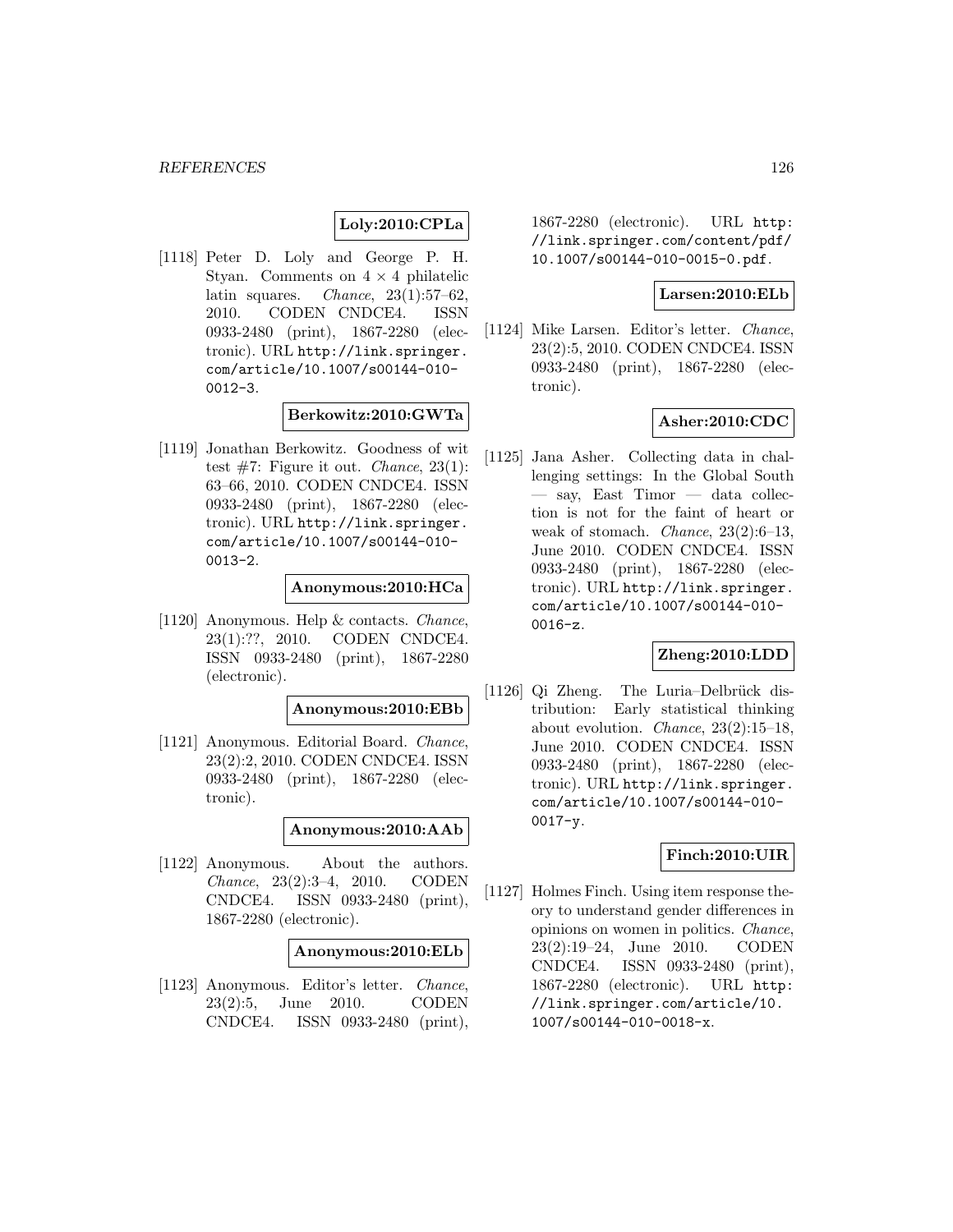**Loly:2010:CPLa**

[1118] Peter D. Loly and George P. H. Styan. Comments on $4 \times 4$ philatelic latin squares. *Chance*, 23(1):57–62, 2010. CODEN CNDCE4. ISSN 0933-2480 (print), 1867-2280 (electronic). URL http://link.springer.com/article/10.1007/s00144-010-0012-3.

**Berkowitz:2010:GWTa**

[1119] Jonathan Berkowitz. Goodness of wit test #7: Figure it out. *Chance*, 23(1): 63–66, 2010. CODEN CNDCE4. ISSN 0933-2480 (print), 1867-2280 (electronic). URL http://link.springer.com/article/10.1007/s00144-010-0013-2.

**Anonymous:2010:HCa**

[1120] Anonymous. Help & contacts. *Chance*, 23(1):??, 2010. CODEN CNDCE4. ISSN 0933-2480 (print), 1867-2280 (electronic).

**Anonymous:2010:EBb**

[1121] Anonymous. Editorial Board. *Chance*, 23(2):2, 2010. CODEN CNDCE4. ISSN 0933-2480 (print), 1867-2280 (electronic).

**Anonymous:2010:AAb**

[1122] Anonymous. About the authors. *Chance*, 23(2):3–4, 2010. CODEN CNDCE4. ISSN 0933-2480 (print), 1867-2280 (electronic).

**Anonymous:2010:ELb**

[1123] Anonymous. Editor's letter. *Chance*, 23(2):5, June 2010. CODEN CNDCE4. ISSN 0933-2480 (print), 1867-2280 (electronic). URL http://link.springer.com/content/pdf/10.1007/s00144-010-0015-0.pdf.

**Larsen:2010:ELb**

[1124] Mike Larsen. Editor's letter. *Chance*, 23(2):5, 2010. CODEN CNDCE4. ISSN 0933-2480 (print), 1867-2280 (electronic).

**Asher:2010:CDC**

[1125] Jana Asher. Collecting data in challenging settings: In the Global South — say, East Timor — data collection is not for the faint of heart or weak of stomach. *Chance*, 23(2):6–13, June 2010. CODEN CNDCE4. ISSN 0933-2480 (print), 1867-2280 (electronic). URL http://link.springer.com/article/10.1007/s00144-010-0016-z.

**Zheng:2010:LDD**

[1126] Qi Zheng. The Luria–Delbrück distribution: Early statistical thinking about evolution. *Chance*, 23(2):15–18, June 2010. CODEN CNDCE4. ISSN 0933-2480 (print), 1867-2280 (electronic). URL http://link.springer.com/article/10.1007/s00144-010-0017-y.

**Finch:2010:UIR**

[1127] Holmes Finch. Using item response theory to understand gender differences in opinions on women in politics. *Chance*, 23(2):19–24, June 2010. CODEN CNDCE4. ISSN 0933-2480 (print), 1867-2280 (electronic). URL http://link.springer.com/article/10.1007/s00144-010-0018-x.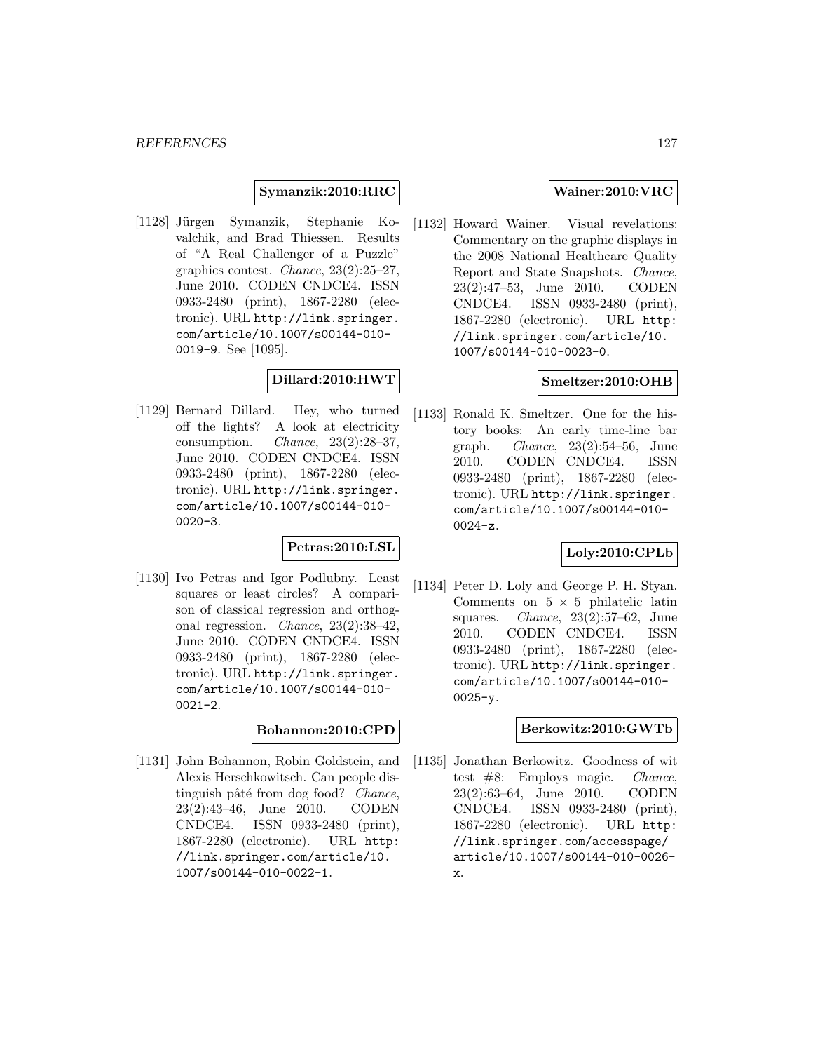**Symanzik:2010:RRC**

[1128] Jürgen Symanzik, Stephanie Kovalchik, and Brad Thiessen. Results of "A Real Challenger of a Puzzle" graphics contest. *Chance*, 23(2):25–27, June 2010. CODEN CNDCE4. ISSN 0933-2480 (print), 1867-2280 (electronic). URL http://link.springer.com/article/10.1007/s00144-010-0019-9. See [1095].

**Dillard:2010:HWT**

[1129] Bernard Dillard. Hey, who turned off the lights? A look at electricity consumption. *Chance*, 23(2):28–37, June 2010. CODEN CNDCE4. ISSN 0933-2480 (print), 1867-2280 (electronic). URL http://link.springer.com/article/10.1007/s00144-010-0020-3.

**Petras:2010:LSL**

[1130] Ivo Petras and Igor Podlubny. Least squares or least circles? A comparison of classical regression and orthogonal regression. *Chance*, 23(2):38–42, June 2010. CODEN CNDCE4. ISSN 0933-2480 (print), 1867-2280 (electronic). URL http://link.springer.com/article/10.1007/s00144-010-0021-2.

**Bohannon:2010:CPD**

[1131] John Bohannon, Robin Goldstein, and Alexis Herschkowitsch. Can people distinguish pâté from dog food? *Chance*, 23(2):43–46, June 2010. CODEN CNDCE4. ISSN 0933-2480 (print), 1867-2280 (electronic). URL http://link.springer.com/article/10.1007/s00144-010-0022-1.

**Wainer:2010:VRC**

[1132] Howard Wainer. Visual revelations: Commentary on the graphic displays in the 2008 National Healthcare Quality Report and State Snapshots. *Chance*, 23(2):47–53, June 2010. CODEN CNDCE4. ISSN 0933-2480 (print), 1867-2280 (electronic). URL http://link.springer.com/article/10.1007/s00144-010-0023-0.

**Smeltzer:2010:OHB**

[1133] Ronald K. Smeltzer. One for the history books: An early time-line bar graph. *Chance*, 23(2):54–56, June 2010. CODEN CNDCE4. ISSN 0933-2480 (print), 1867-2280 (electronic). URL http://link.springer.com/article/10.1007/s00144-010-0024-z.

**Loly:2010:CPLb**

[1134] Peter D. Loly and George P. H. Styan. Comments on $5 \times 5$ philatelic latin squares. *Chance*, 23(2):57–62, June 2010. CODEN CNDCE4. ISSN 0933-2480 (print), 1867-2280 (electronic). URL http://link.springer.com/article/10.1007/s00144-010-0025-y.

**Berkowitz:2010:GWTb**

[1135] Jonathan Berkowitz. Goodness of wit test #8: Employs magic. *Chance*, 23(2):63–64, June 2010. CODEN CNDCE4. ISSN 0933-2480 (print), 1867-2280 (electronic). URL http://link.springer.com/accesspage/article/10.1007/s00144-010-0026-x.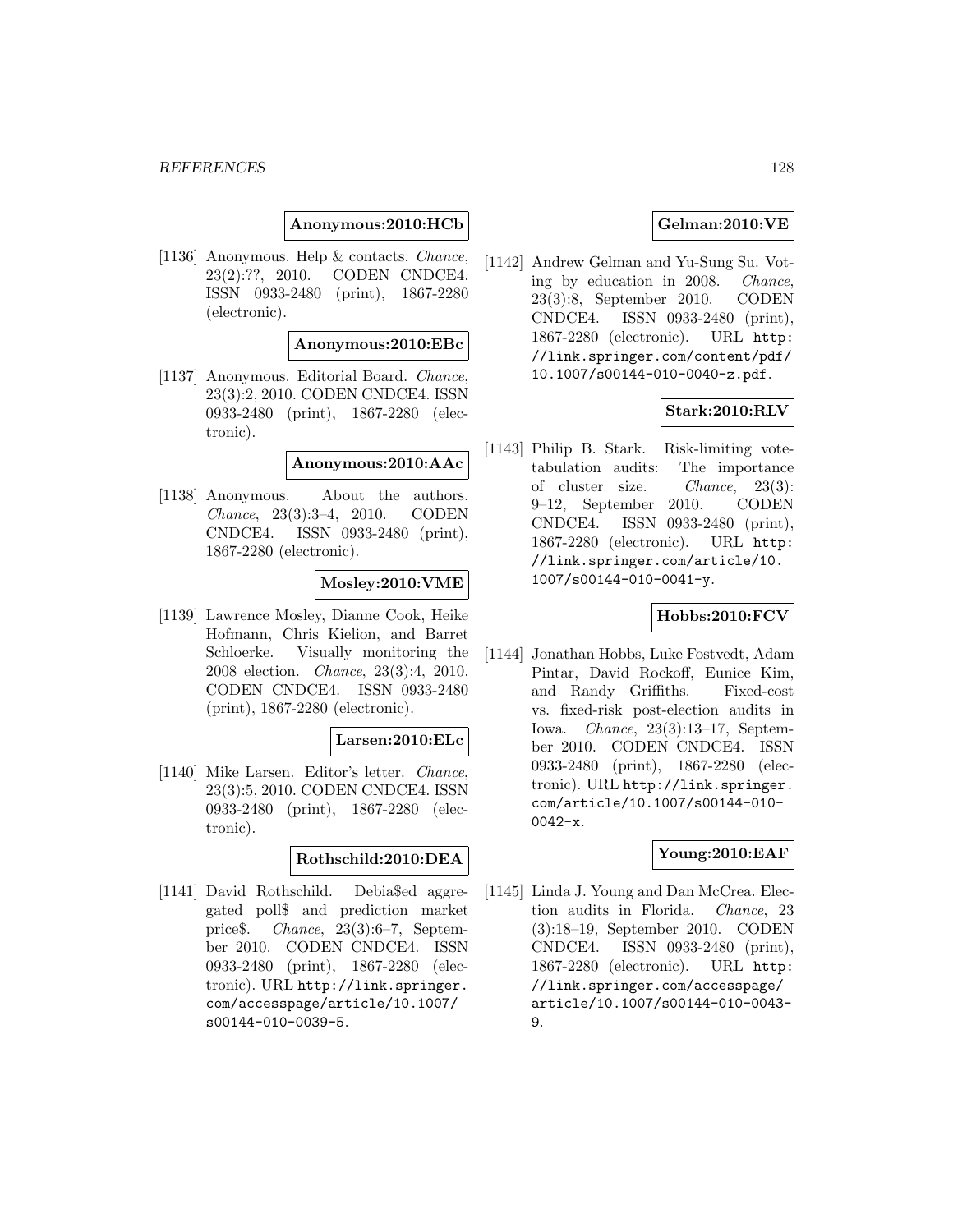**Anonymous:2010:HCb**

[1136] Anonymous. Help & contacts. *Chance*, 23(2):??, 2010. CODEN CNDCE4. ISSN 0933-2480 (print), 1867-2280 (electronic).

**Anonymous:2010:EBc**

[1137] Anonymous. Editorial Board. *Chance*, 23(3):2, 2010. CODEN CNDCE4. ISSN 0933-2480 (print), 1867-2280 (electronic).

**Anonymous:2010:AAc**

[1138] Anonymous. About the authors. *Chance*, 23(3):3–4, 2010. CODEN CNDCE4. ISSN 0933-2480 (print), 1867-2280 (electronic).

**Mosley:2010:VME**

[1139] Lawrence Mosley, Dianne Cook, Heike Hofmann, Chris Kielion, and Barret Schloerke. Visually monitoring the 2008 election. *Chance*, 23(3):4, 2010. CODEN CNDCE4. ISSN 0933-2480 (print), 1867-2280 (electronic).

**Larsen:2010:ELc**

[1140] Mike Larsen. Editor's letter. *Chance*, 23(3):5, 2010. CODEN CNDCE4. ISSN 0933-2480 (print), 1867-2280 (electronic).

**Rothschild:2010:DEA**

[1141] David Rothschild. Debia$ed aggregated poll$ and prediction market price$. *Chance*, 23(3):6–7, September 2010. CODEN CNDCE4. ISSN 0933-2480 (print), 1867-2280 (electronic). URL http://link.springer.com/accesspage/article/10.1007/s00144-010-0039-5.

**Gelman:2010:VE**

[1142] Andrew Gelman and Yu-Sung Su. Voting by education in 2008. *Chance*, 23(3):8, September 2010. CODEN CNDCE4. ISSN 0933-2480 (print), 1867-2280 (electronic). URL http://link.springer.com/content/pdf/10.1007/s00144-010-0040-z.pdf.

**Stark:2010:RLV**

[1143] Philip B. Stark. Risk-limiting vote-tabulation audits: The importance of cluster size. *Chance*, 23(3): 9–12, September 2010. CODEN CNDCE4. ISSN 0933-2480 (print), 1867-2280 (electronic). URL http://link.springer.com/article/10.1007/s00144-010-0041-y.

**Hobbs:2010:FCV**

[1144] Jonathan Hobbs, Luke Fostvedt, Adam Pintar, David Rockoff, Eunice Kim, and Randy Griffiths. Fixed-cost vs. fixed-risk post-election audits in Iowa. *Chance*, 23(3):13–17, September 2010. CODEN CNDCE4. ISSN 0933-2480 (print), 1867-2280 (electronic). URL http://link.springer.com/article/10.1007/s00144-010-0042-x.

**Young:2010:EAF**

[1145] Linda J. Young and Dan McCrea. Election audits in Florida. *Chance*, 23 (3):18–19, September 2010. CODEN CNDCE4. ISSN 0933-2480 (print), 1867-2280 (electronic). URL http://link.springer.com/accesspage/article/10.1007/s00144-010-0043-9.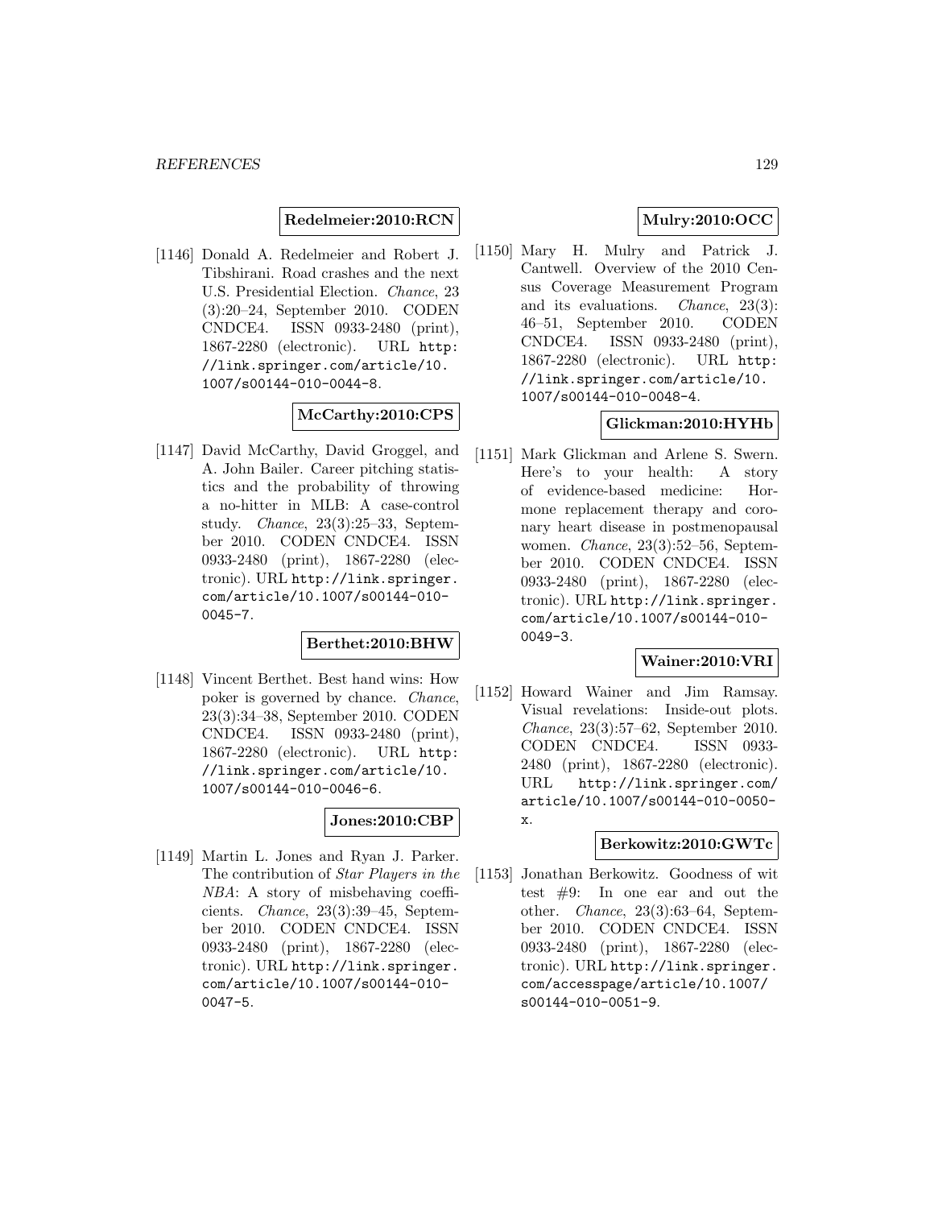**Redelmeier:2010:RCN**

[1146] Donald A. Redelmeier and Robert J. Tibshirani. Road crashes and the next U.S. Presidential Election. *Chance*, 23 (3):20–24, September 2010. CODEN CNDCE4. ISSN 0933-2480 (print), 1867-2280 (electronic). URL http://link.springer.com/article/10.1007/s00144-010-0044-8.

**McCarthy:2010:CPS**

[1147] David McCarthy, David Groggel, and A. John Bailer. Career pitching statistics and the probability of throwing a no-hitter in MLB: A case-control study. *Chance*, 23(3):25–33, September 2010. CODEN CNDCE4. ISSN 0933-2480 (print), 1867-2280 (electronic). URL http://link.springer.com/article/10.1007/s00144-010-0045-7.

**Berthet:2010:BHW**

[1148] Vincent Berthet. Best hand wins: How poker is governed by chance. *Chance*, 23(3):34–38, September 2010. CODEN CNDCE4. ISSN 0933-2480 (print), 1867-2280 (electronic). URL http://link.springer.com/article/10.1007/s00144-010-0046-6.

**Jones:2010:CBP**

[1149] Martin L. Jones and Ryan J. Parker. The contribution of *Star Players in the NBA*: A story of misbehaving coefficients. *Chance*, 23(3):39–45, September 2010. CODEN CNDCE4. ISSN 0933-2480 (print), 1867-2280 (electronic). URL http://link.springer.com/article/10.1007/s00144-010-0047-5.

**Mulry:2010:OCC**

[1150] Mary H. Mulry and Patrick J. Cantwell. Overview of the 2010 Census Coverage Measurement Program and its evaluations. *Chance*, 23(3): 46–51, September 2010. CODEN CNDCE4. ISSN 0933-2480 (print), 1867-2280 (electronic). URL http://link.springer.com/article/10.1007/s00144-010-0048-4.

**Glickman:2010:HYHb**

[1151] Mark Glickman and Arlene S. Swern. Here's to your health: A story of evidence-based medicine: Hormone replacement therapy and coronary heart disease in postmenopausal women. *Chance*, 23(3):52–56, September 2010. CODEN CNDCE4. ISSN 0933-2480 (print), 1867-2280 (electronic). URL http://link.springer.com/article/10.1007/s00144-010-0049-3.

**Wainer:2010:VRI**

[1152] Howard Wainer and Jim Ramsay. Visual revelations: Inside-out plots. *Chance*, 23(3):57–62, September 2010. CODEN CNDCE4. ISSN 0933-2480 (print), 1867-2280 (electronic). URL http://link.springer.com/article/10.1007/s00144-010-0050-x.

**Berkowitz:2010:GWTc**

[1153] Jonathan Berkowitz. Goodness of wit test #9: In one ear and out the other. *Chance*, 23(3):63–64, September 2010. CODEN CNDCE4. ISSN 0933-2480 (print), 1867-2280 (electronic). URL http://link.springer.com/accesspage/article/10.1007/s00144-010-0051-9.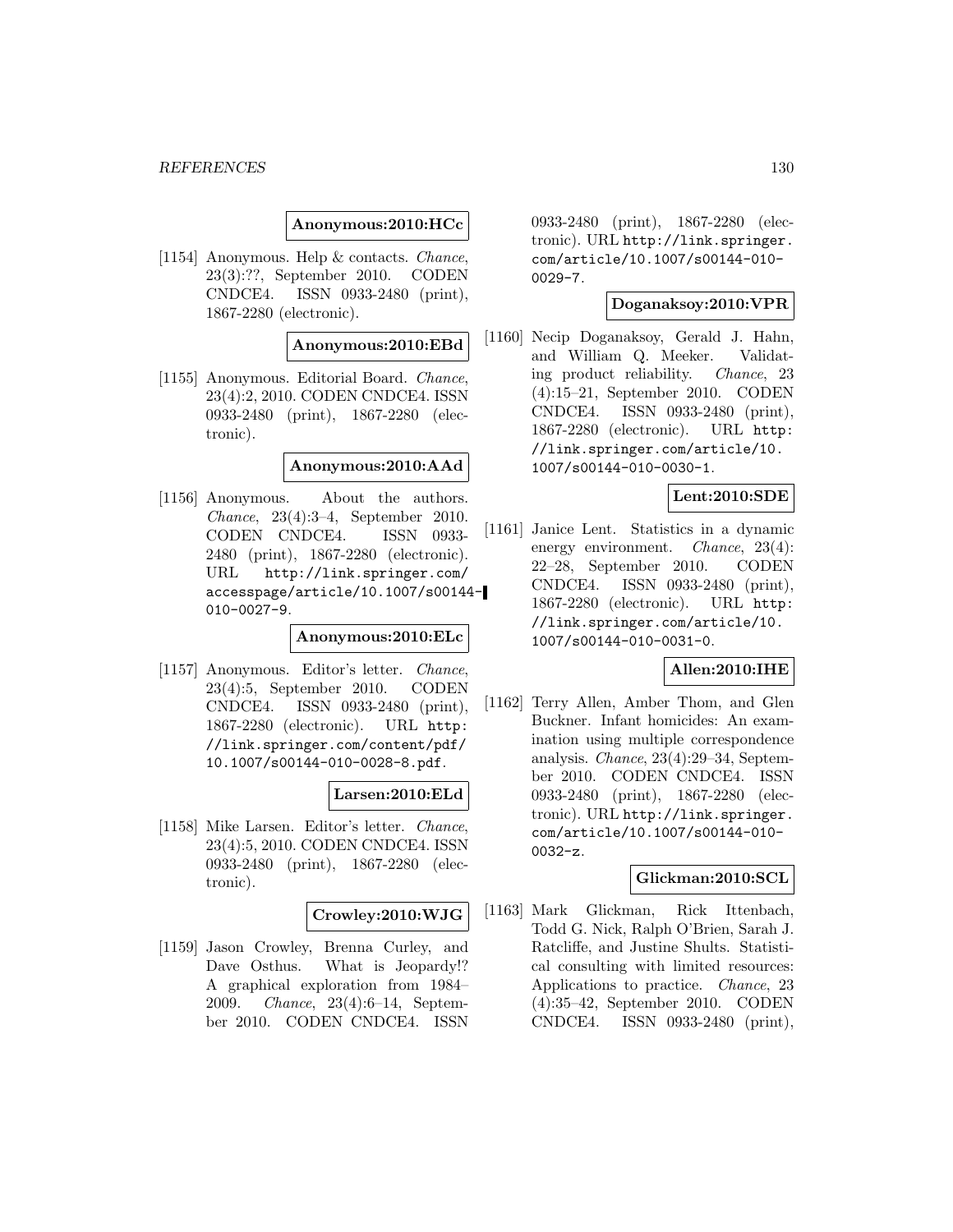**Anonymous:2010:HCc**

[1154] Anonymous. Help & contacts. *Chance*, 23(3):??, September 2010. CODEN CNDCE4. ISSN 0933-2480 (print), 1867-2280 (electronic).

**Anonymous:2010:EBd**

[1155] Anonymous. Editorial Board. *Chance*, 23(4):2, 2010. CODEN CNDCE4. ISSN 0933-2480 (print), 1867-2280 (electronic).

**Anonymous:2010:AAd**

[1156] Anonymous. About the authors. *Chance*, 23(4):3–4, September 2010. CODEN CNDCE4. ISSN 0933-2480 (print), 1867-2280 (electronic). URL http://link.springer.com/accesspage/article/10.1007/s00144-010-0027-9.

**Anonymous:2010:ELc**

[1157] Anonymous. Editor's letter. *Chance*, 23(4):5, September 2010. CODEN CNDCE4. ISSN 0933-2480 (print), 1867-2280 (electronic). URL http://link.springer.com/content/pdf/10.1007/s00144-010-0028-8.pdf.

**Larsen:2010:ELd**

[1158] Mike Larsen. Editor's letter. *Chance*, 23(4):5, 2010. CODEN CNDCE4. ISSN 0933-2480 (print), 1867-2280 (electronic).

**Crowley:2010:WJG**

[1159] Jason Crowley, Brenna Curley, and Dave Osthus. What is Jeopardy!? A graphical exploration from 1984–2009. *Chance*, 23(4):6–14, September 2010. CODEN CNDCE4. ISSN 0933-2480 (print), 1867-2280 (electronic). URL http://link.springer.com/article/10.1007/s00144-010-0029-7.

**Doganaksoy:2010:VPR**

[1160] Necip Doganaksoy, Gerald J. Hahn, and William Q. Meeker. Validating product reliability. *Chance*, 23 (4):15–21, September 2010. CODEN CNDCE4. ISSN 0933-2480 (print), 1867-2280 (electronic). URL http://link.springer.com/article/10.1007/s00144-010-0030-1.

**Lent:2010:SDE**

[1161] Janice Lent. Statistics in a dynamic energy environment. *Chance*, 23(4): 22–28, September 2010. CODEN CNDCE4. ISSN 0933-2480 (print), 1867-2280 (electronic). URL http://link.springer.com/article/10.1007/s00144-010-0031-0.

**Allen:2010:IHE**

[1162] Terry Allen, Amber Thom, and Glen Buckner. Infant homicides: An examination using multiple correspondence analysis. *Chance*, 23(4):29–34, September 2010. CODEN CNDCE4. ISSN 0933-2480 (print), 1867-2280 (electronic). URL http://link.springer.com/article/10.1007/s00144-010-0032-z.

**Glickman:2010:SCL**

[1163] Mark Glickman, Rick Ittenbach, Todd G. Nick, Ralph O'Brien, Sarah J. Ratcliffe, and Justine Shults. Statistical consulting with limited resources: Applications to practice. *Chance*, 23 (4):35–42, September 2010. CODEN CNDCE4. ISSN 0933-2480 (print),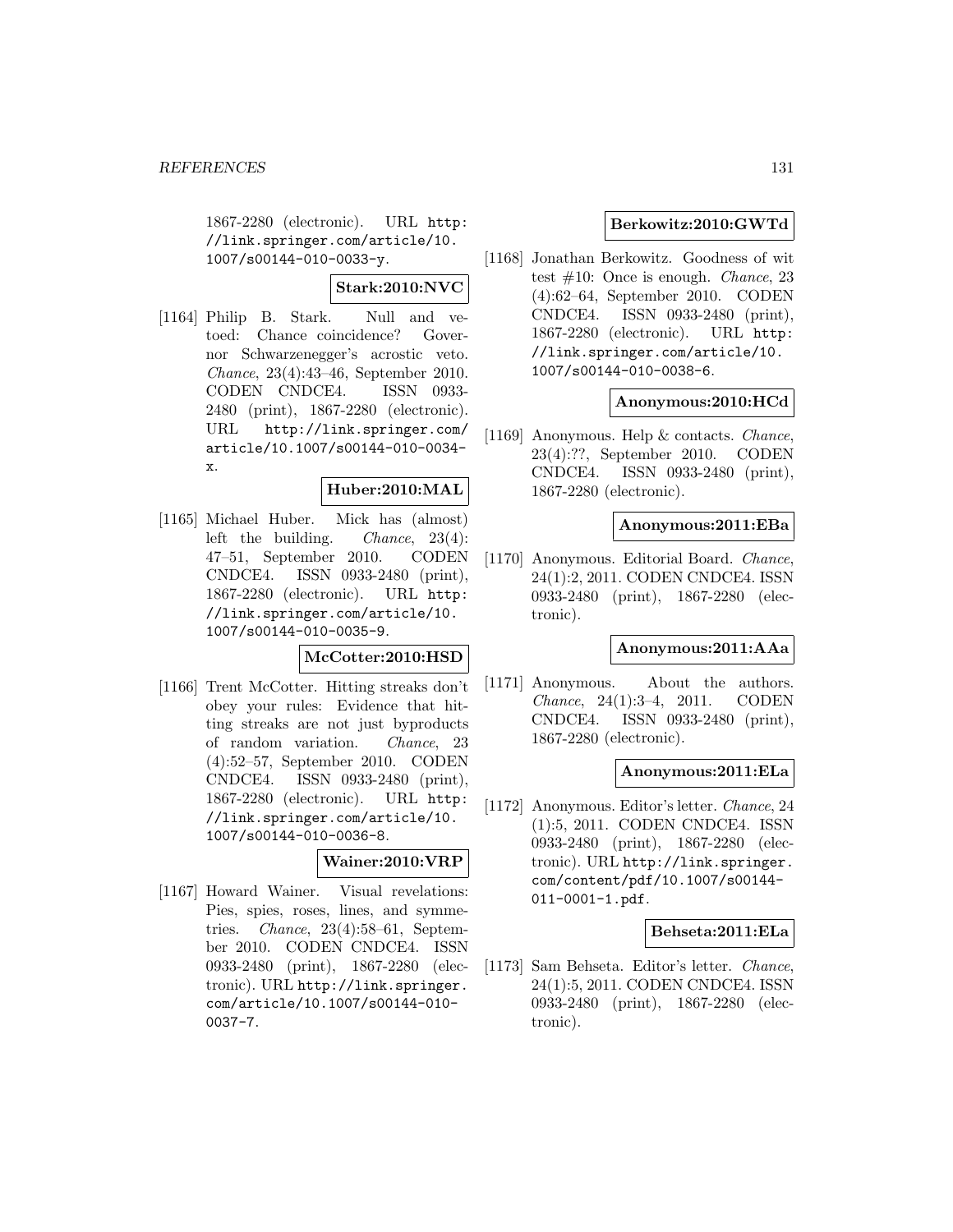1867-2280 (electronic). URL http://link.springer.com/article/10.1007/s00144-010-0033-y.

**Stark:2010:NVC**

[1164] Philip B. Stark. Null and vetoed: Chance coincidence? Governor Schwarzenegger's acrostic veto. *Chance*, 23(4):43–46, September 2010. CODEN CNDCE4. ISSN 0933-2480 (print), 1867-2280 (electronic). URL http://link.springer.com/article/10.1007/s00144-010-0034-x.

**Huber:2010:MAL**

[1165] Michael Huber. Mick has (almost) left the building. *Chance*, 23(4):47–51, September 2010. CODEN CNDCE4. ISSN 0933-2480 (print), 1867-2280 (electronic). URL http://link.springer.com/article/10.1007/s00144-010-0035-9.

**McCotter:2010:HSD**

[1166] Trent McCotter. Hitting streaks don't obey your rules: Evidence that hitting streaks are not just byproducts of random variation. *Chance*, 23(4):52–57, September 2010. CODEN CNDCE4. ISSN 0933-2480 (print), 1867-2280 (electronic). URL http://link.springer.com/article/10.1007/s00144-010-0036-8.

**Wainer:2010:VRP**

[1167] Howard Wainer. Visual revelations: Pies, spies, roses, lines, and symmetries. *Chance*, 23(4):58–61, September 2010. CODEN CNDCE4. ISSN 0933-2480 (print), 1867-2280 (electronic). URL http://link.springer.com/article/10.1007/s00144-010-0037-7.

**Berkowitz:2010:GWTd**

[1168] Jonathan Berkowitz. Goodness of wit test #10: Once is enough. *Chance*, 23(4):62–64, September 2010. CODEN CNDCE4. ISSN 0933-2480 (print), 1867-2280 (electronic). URL http://link.springer.com/article/10.1007/s00144-010-0038-6.

**Anonymous:2010:HCd**

[1169] Anonymous. Help & contacts. *Chance*, 23(4):??, September 2010. CODEN CNDCE4. ISSN 0933-2480 (print), 1867-2280 (electronic).

**Anonymous:2011:EBa**

[1170] Anonymous. Editorial Board. *Chance*, 24(1):2, 2011. CODEN CNDCE4. ISSN 0933-2480 (print), 1867-2280 (electronic).

**Anonymous:2011:AAa**

[1171] Anonymous. About the authors. *Chance*, 24(1):3–4, 2011. CODEN CNDCE4. ISSN 0933-2480 (print), 1867-2280 (electronic).

**Anonymous:2011:ELa**

[1172] Anonymous. Editor's letter. *Chance*, 24(1):5, 2011. CODEN CNDCE4. ISSN 0933-2480 (print), 1867-2280 (electronic). URL http://link.springer.com/content/pdf/10.1007/s00144-011-0001-1.pdf.

**Behseta:2011:ELa**

[1173] Sam Behseta. Editor's letter. *Chance*, 24(1):5, 2011. CODEN CNDCE4. ISSN 0933-2480 (print), 1867-2280 (electronic).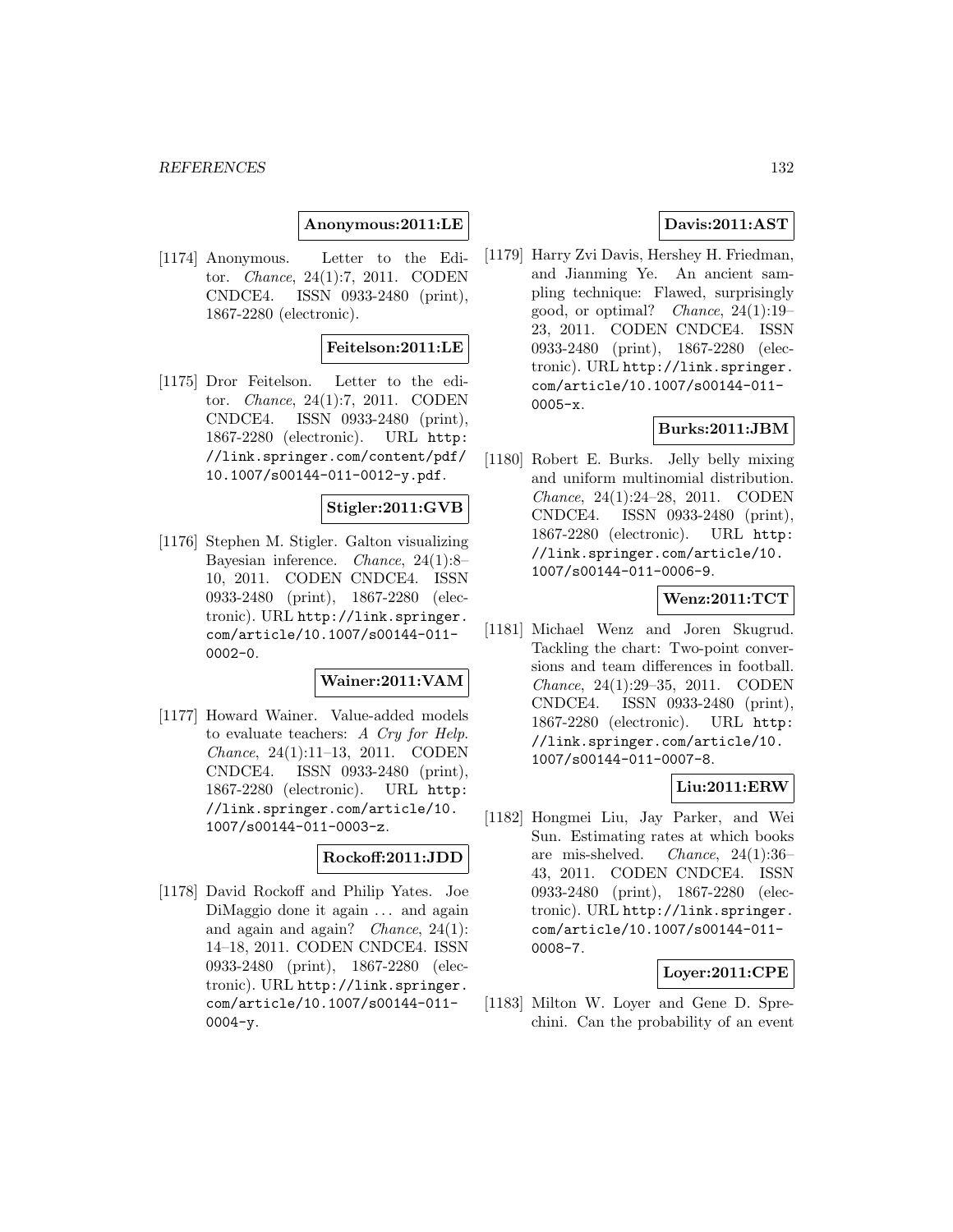**Anonymous:2011:LE**

[1174] Anonymous. Letter to the Editor. *Chance*, 24(1):7, 2011. CODEN CNDCE4. ISSN 0933-2480 (print), 1867-2280 (electronic).

**Feitelson:2011:LE**

[1175] Dror Feitelson. Letter to the editor. *Chance*, 24(1):7, 2011. CODEN CNDCE4. ISSN 0933-2480 (print), 1867-2280 (electronic). URL http://link.springer.com/content/pdf/10.1007/s00144-011-0012-y.pdf.

**Stigler:2011:GVB**

[1176] Stephen M. Stigler. Galton visualizing Bayesian inference. *Chance*, 24(1):8–10, 2011. CODEN CNDCE4. ISSN 0933-2480 (print), 1867-2280 (electronic). URL http://link.springer.com/article/10.1007/s00144-011-0002-0.

**Wainer:2011:VAM**

[1177] Howard Wainer. Value-added models to evaluate teachers: *A Cry for Help*. *Chance*, 24(1):11–13, 2011. CODEN CNDCE4. ISSN 0933-2480 (print), 1867-2280 (electronic). URL http://link.springer.com/article/10.1007/s00144-011-0003-z.

**Rockoff:2011:JDD**

[1178] David Rockoff and Philip Yates. Joe DiMaggio done it again ... and again and again and again? *Chance*, 24(1): 14–18, 2011. CODEN CNDCE4. ISSN 0933-2480 (print), 1867-2280 (electronic). URL http://link.springer.com/article/10.1007/s00144-011-0004-y.

**Davis:2011:AST**

[1179] Harry Zvi Davis, Hershey H. Friedman, and Jianming Ye. An ancient sampling technique: Flawed, surprisingly good, or optimal? *Chance*, 24(1):19–23, 2011. CODEN CNDCE4. ISSN 0933-2480 (print), 1867-2280 (electronic). URL http://link.springer.com/article/10.1007/s00144-011-0005-x.

**Burks:2011:JBM**

[1180] Robert E. Burks. Jelly belly mixing and uniform multinomial distribution. *Chance*, 24(1):24–28, 2011. CODEN CNDCE4. ISSN 0933-2480 (print), 1867-2280 (electronic). URL http://link.springer.com/article/10.1007/s00144-011-0006-9.

**Wenz:2011:TCT**

[1181] Michael Wenz and Joren Skugrud. Tackling the chart: Two-point conversions and team differences in football. *Chance*, 24(1):29–35, 2011. CODEN CNDCE4. ISSN 0933-2480 (print), 1867-2280 (electronic). URL http://link.springer.com/article/10.1007/s00144-011-0007-8.

**Liu:2011:ERW**

[1182] Hongmei Liu, Jay Parker, and Wei Sun. Estimating rates at which books are mis-shelved. *Chance*, 24(1):36–43, 2011. CODEN CNDCE4. ISSN 0933-2480 (print), 1867-2280 (electronic). URL http://link.springer.com/article/10.1007/s00144-011-0008-7.

**Loyer:2011:CPE**

[1183] Milton W. Loyer and Gene D. Sprechini. Can the probability of an event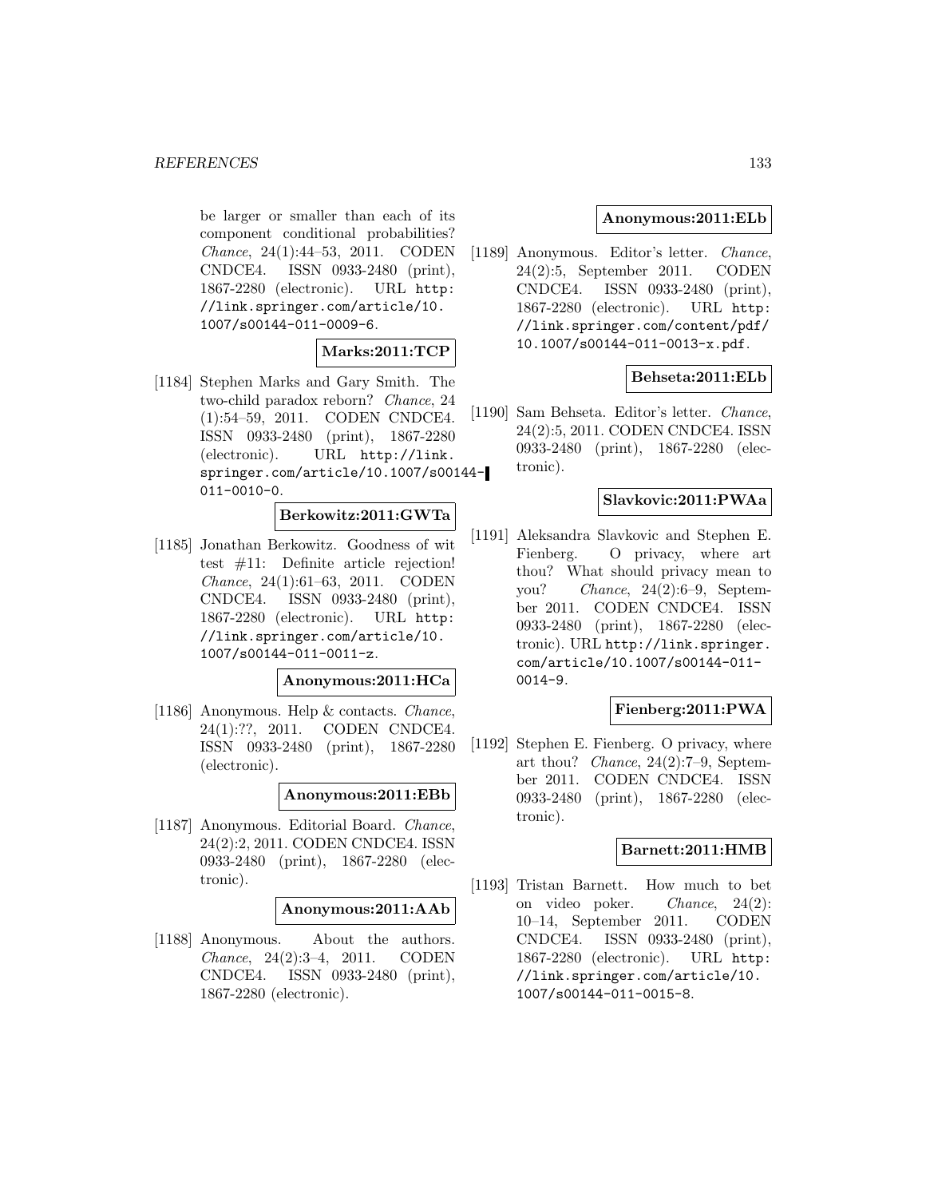be larger or smaller than each of its component conditional probabilities? *Chance*, 24(1):44–53, 2011. CODEN CNDCE4. ISSN 0933-2480 (print), 1867-2280 (electronic). URL http://link.springer.com/article/10.1007/s00144-011-0009-6.

**Marks:2011:TCP**

[1184] Stephen Marks and Gary Smith. The two-child paradox reborn? *Chance*, 24 (1):54–59, 2011. CODEN CNDCE4. ISSN 0933-2480 (print), 1867-2280 (electronic). URL http://link.springer.com/article/10.1007/s00144-011-0010-0.

**Berkowitz:2011:GWTa**

[1185] Jonathan Berkowitz. Goodness of wit test #11: Definite article rejection! *Chance*, 24(1):61–63, 2011. CODEN CNDCE4. ISSN 0933-2480 (print), 1867-2280 (electronic). URL http://link.springer.com/article/10.1007/s00144-011-0011-z.

**Anonymous:2011:HCa**

[1186] Anonymous. Help & contacts. *Chance*, 24(1):??, 2011. CODEN CNDCE4. ISSN 0933-2480 (print), 1867-2280 (electronic).

**Anonymous:2011:EBb**

[1187] Anonymous. Editorial Board. *Chance*, 24(2):2, 2011. CODEN CNDCE4. ISSN 0933-2480 (print), 1867-2280 (electronic).

**Anonymous:2011:AAb**

[1188] Anonymous. About the authors. *Chance*, 24(2):3–4, 2011. CODEN CNDCE4. ISSN 0933-2480 (print), 1867-2280 (electronic).

**Anonymous:2011:ELb**

[1189] Anonymous. Editor's letter. *Chance*, 24(2):5, September 2011. CODEN CNDCE4. ISSN 0933-2480 (print), 1867-2280 (electronic). URL http://link.springer.com/content/pdf/10.1007/s00144-011-0013-x.pdf.

**Behseta:2011:ELb**

[1190] Sam Behseta. Editor's letter. *Chance*, 24(2):5, 2011. CODEN CNDCE4. ISSN 0933-2480 (print), 1867-2280 (electronic).

**Slavkovic:2011:PWAa**

[1191] Aleksandra Slavkovic and Stephen E. Fienberg. O privacy, where art thou? What should privacy mean to you? *Chance*, 24(2):6–9, September 2011. CODEN CNDCE4. ISSN 0933-2480 (print), 1867-2280 (electronic). URL http://link.springer.com/article/10.1007/s00144-011-0014-9.

**Fienberg:2011:PWA**

[1192] Stephen E. Fienberg. O privacy, where art thou? *Chance*, 24(2):7–9, September 2011. CODEN CNDCE4. ISSN 0933-2480 (print), 1867-2280 (electronic).

**Barnett:2011:HMB**

[1193] Tristan Barnett. How much to bet on video poker. *Chance*, 24(2): 10–14, September 2011. CODEN CNDCE4. ISSN 0933-2480 (print), 1867-2280 (electronic). URL http://link.springer.com/article/10.1007/s00144-011-0015-8.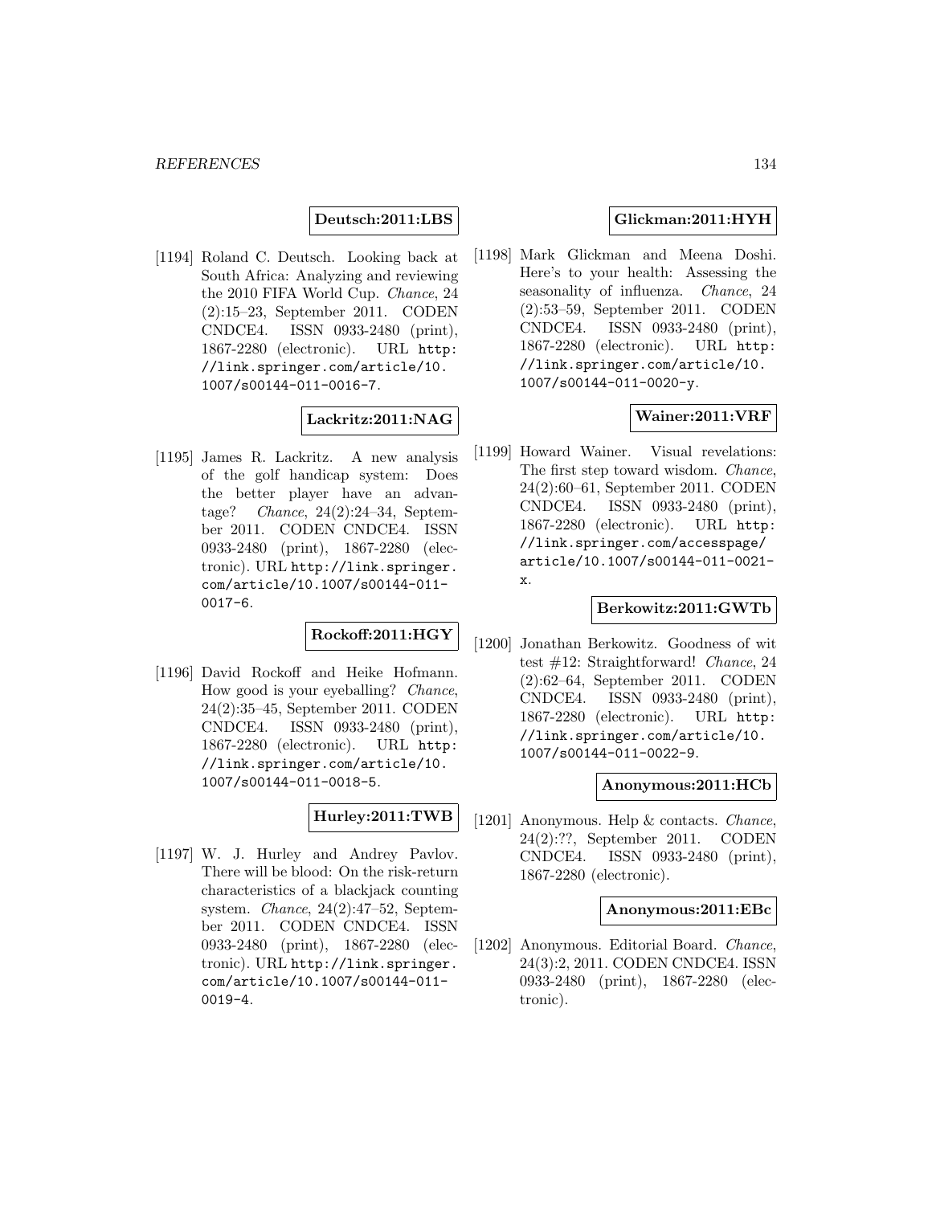**Deutsch:2011:LBS**

[1194] Roland C. Deutsch. Looking back at South Africa: Analyzing and reviewing the 2010 FIFA World Cup. *Chance*, 24 (2):15–23, September 2011. CODEN CNDCE4. ISSN 0933-2480 (print), 1867-2280 (electronic). URL http://link.springer.com/article/10.1007/s00144-011-0016-7.

**Lackritz:2011:NAG**

[1195] James R. Lackritz. A new analysis of the golf handicap system: Does the better player have an advantage? *Chance*, 24(2):24–34, September 2011. CODEN CNDCE4. ISSN 0933-2480 (print), 1867-2280 (electronic). URL http://link.springer.com/article/10.1007/s00144-011-0017-6.

**Rockoff:2011:HGY**

[1196] David Rockoff and Heike Hofmann. How good is your eyeballing? *Chance*, 24(2):35–45, September 2011. CODEN CNDCE4. ISSN 0933-2480 (print), 1867-2280 (electronic). URL http://link.springer.com/article/10.1007/s00144-011-0018-5.

**Hurley:2011:TWB**

[1197] W. J. Hurley and Andrey Pavlov. There will be blood: On the risk-return characteristics of a blackjack counting system. *Chance*, 24(2):47–52, September 2011. CODEN CNDCE4. ISSN 0933-2480 (print), 1867-2280 (electronic). URL http://link.springer.com/article/10.1007/s00144-011-0019-4.

**Glickman:2011:HYH**

[1198] Mark Glickman and Meena Doshi. Here's to your health: Assessing the seasonality of influenza. *Chance*, 24 (2):53–59, September 2011. CODEN CNDCE4. ISSN 0933-2480 (print), 1867-2280 (electronic). URL http://link.springer.com/article/10.1007/s00144-011-0020-y.

**Wainer:2011:VRF**

[1199] Howard Wainer. Visual revelations: The first step toward wisdom. *Chance*, 24(2):60–61, September 2011. CODEN CNDCE4. ISSN 0933-2480 (print), 1867-2280 (electronic). URL http://link.springer.com/accesspage/article/10.1007/s00144-011-0021-x.

**Berkowitz:2011:GWTb**

[1200] Jonathan Berkowitz. Goodness of wit test #12: Straightforward! *Chance*, 24 (2):62–64, September 2011. CODEN CNDCE4. ISSN 0933-2480 (print), 1867-2280 (electronic). URL http://link.springer.com/article/10.1007/s00144-011-0022-9.

**Anonymous:2011:HCb**

[1201] Anonymous. Help & contacts. *Chance*, 24(2):??, September 2011. CODEN CNDCE4. ISSN 0933-2480 (print), 1867-2280 (electronic).

**Anonymous:2011:EBc**

[1202] Anonymous. Editorial Board. *Chance*, 24(3):2, 2011. CODEN CNDCE4. ISSN 0933-2480 (print), 1867-2280 (electronic).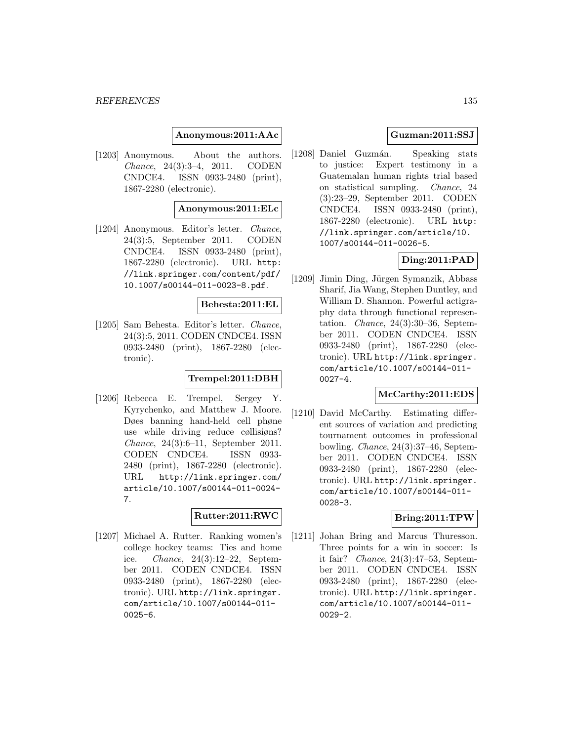**Anonymous:2011:AAc**

[1203] Anonymous. About the authors. *Chance*, 24(3):3–4, 2011. CODEN CNDCE4. ISSN 0933-2480 (print), 1867-2280 (electronic).

**Anonymous:2011:ELc**

[1204] Anonymous. Editor's letter. *Chance*, 24(3):5, September 2011. CODEN CNDCE4. ISSN 0933-2480 (print), 1867-2280 (electronic). URL `http://link.springer.com/content/pdf/10.1007/s00144-011-0023-8.pdf`.

**Behesta:2011:EL**

[1205] Sam Behesta. Editor's letter. *Chance*, 24(3):5, 2011. CODEN CNDCE4. ISSN 0933-2480 (print), 1867-2280 (electronic).

**Trempel:2011:DBH**

[1206] Rebecca E. Trempel, Sergey Y. Kyrychenko, and Matthew J. Moore. Døes banning hand-held cell phøne use while driving reduce cøllisiøns? *Chance*, 24(3):6–11, September 2011. CODEN CNDCE4. ISSN 0933-2480 (print), 1867-2280 (electronic). URL `http://link.springer.com/article/10.1007/s00144-011-0024-7`.

**Rutter:2011:RWC**

[1207] Michael A. Rutter. Ranking women's college hockey teams: Ties and home ice. *Chance*, 24(3):12–22, September 2011. CODEN CNDCE4. ISSN 0933-2480 (print), 1867-2280 (electronic). URL `http://link.springer.com/article/10.1007/s00144-011-0025-6`.

**Guzman:2011:SSJ**

[1208] Daniel Guzmán. Speaking stats to justice: Expert testimony in a Guatemalan human rights trial based on statistical sampling. *Chance*, 24 (3):23–29, September 2011. CODEN CNDCE4. ISSN 0933-2480 (print), 1867-2280 (electronic). URL `http://link.springer.com/article/10.1007/s00144-011-0026-5`.

**Ding:2011:PAD**

[1209] Jimin Ding, Jürgen Symanzik, Abbass Sharif, Jia Wang, Stephen Duntley, and William D. Shannon. Powerful actigraphy data through functional representation. *Chance*, 24(3):30–36, September 2011. CODEN CNDCE4. ISSN 0933-2480 (print), 1867-2280 (electronic). URL `http://link.springer.com/article/10.1007/s00144-011-0027-4`.

**McCarthy:2011:EDS**

[1210] David McCarthy. Estimating different sources of variation and predicting tournament outcomes in professional bowling. *Chance*, 24(3):37–46, September 2011. CODEN CNDCE4. ISSN 0933-2480 (print), 1867-2280 (electronic). URL `http://link.springer.com/article/10.1007/s00144-011-0028-3`.

**Bring:2011:TPW**

[1211] Johan Bring and Marcus Thuresson. Three points for a win in soccer: Is it fair? *Chance*, 24(3):47–53, September 2011. CODEN CNDCE4. ISSN 0933-2480 (print), 1867-2280 (electronic). URL `http://link.springer.com/article/10.1007/s00144-011-0029-2`.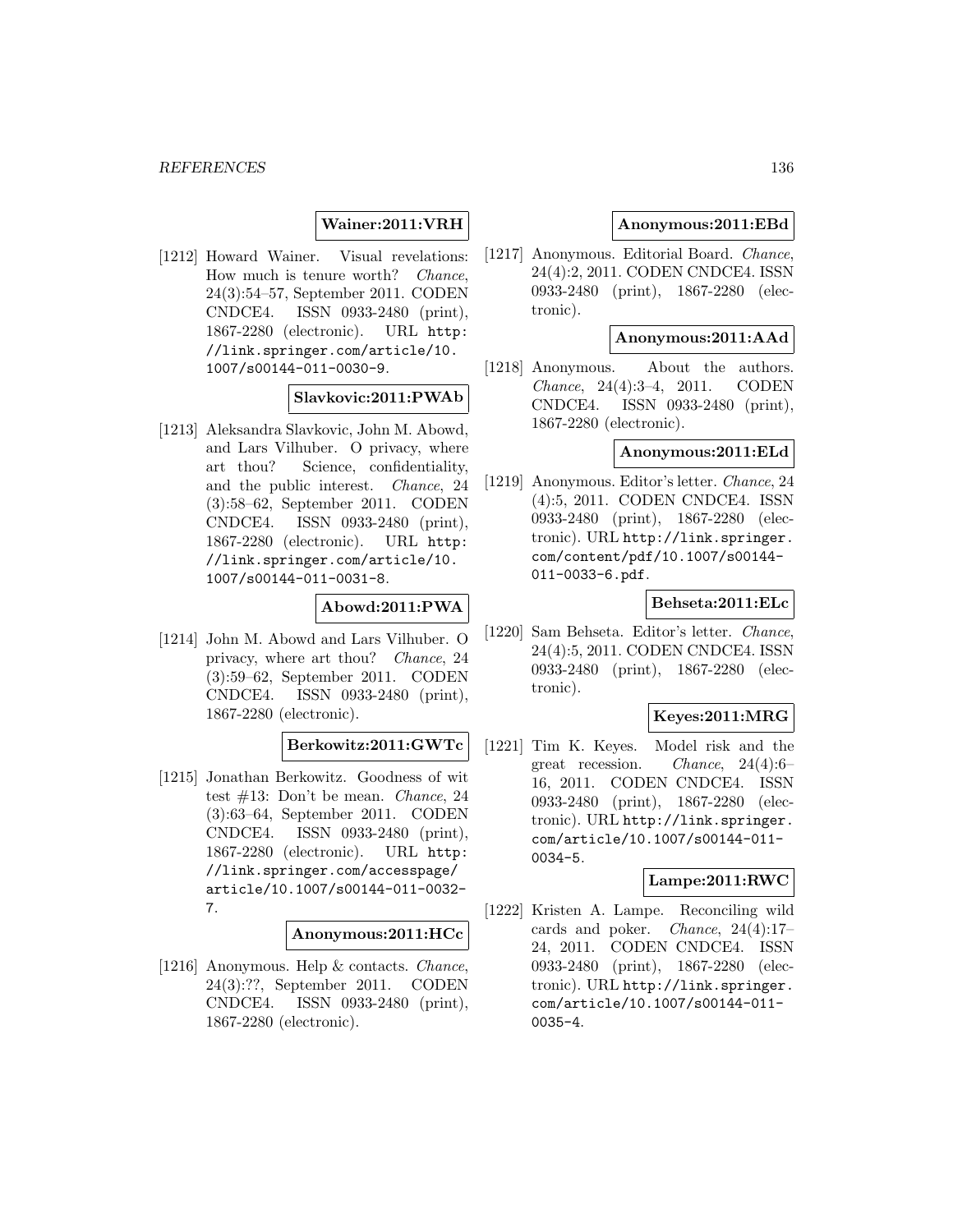**Wainer:2011:VRH**

[1212] Howard Wainer. Visual revelations: How much is tenure worth? *Chance*, 24(3):54–57, September 2011. CODEN CNDCE4. ISSN 0933-2480 (print), 1867-2280 (electronic). URL http://link.springer.com/article/10.1007/s00144-011-0030-9.

**Slavkovic:2011:PWAb**

[1213] Aleksandra Slavkovic, John M. Abowd, and Lars Vilhuber. O privacy, where art thou? Science, confidentiality, and the public interest. *Chance*, 24 (3):58–62, September 2011. CODEN CNDCE4. ISSN 0933-2480 (print), 1867-2280 (electronic). URL http://link.springer.com/article/10.1007/s00144-011-0031-8.

**Abowd:2011:PWA**

[1214] John M. Abowd and Lars Vilhuber. O privacy, where art thou? *Chance*, 24 (3):59–62, September 2011. CODEN CNDCE4. ISSN 0933-2480 (print), 1867-2280 (electronic).

**Berkowitz:2011:GWTc**

[1215] Jonathan Berkowitz. Goodness of wit test #13: Don't be mean. *Chance*, 24 (3):63–64, September 2011. CODEN CNDCE4. ISSN 0933-2480 (print), 1867-2280 (electronic). URL http://link.springer.com/accesspage/article/10.1007/s00144-011-0032-7.

**Anonymous:2011:HCc**

[1216] Anonymous. Help & contacts. *Chance*, 24(3):??, September 2011. CODEN CNDCE4. ISSN 0933-2480 (print), 1867-2280 (electronic).

**Anonymous:2011:EBd**

[1217] Anonymous. Editorial Board. *Chance*, 24(4):2, 2011. CODEN CNDCE4. ISSN 0933-2480 (print), 1867-2280 (electronic).

**Anonymous:2011:AAd**

[1218] Anonymous. About the authors. *Chance*, 24(4):3–4, 2011. CODEN CNDCE4. ISSN 0933-2480 (print), 1867-2280 (electronic).

**Anonymous:2011:ELd**

[1219] Anonymous. Editor's letter. *Chance*, 24 (4):5, 2011. CODEN CNDCE4. ISSN 0933-2480 (print), 1867-2280 (electronic). URL http://link.springer.com/content/pdf/10.1007/s00144-011-0033-6.pdf.

**Behseta:2011:ELc**

[1220] Sam Behseta. Editor's letter. *Chance*, 24(4):5, 2011. CODEN CNDCE4. ISSN 0933-2480 (print), 1867-2280 (electronic).

**Keyes:2011:MRG**

[1221] Tim K. Keyes. Model risk and the great recession. *Chance*, 24(4):6–16, 2011. CODEN CNDCE4. ISSN 0933-2480 (print), 1867-2280 (electronic). URL http://link.springer.com/article/10.1007/s00144-011-0034-5.

**Lampe:2011:RWC**

[1222] Kristen A. Lampe. Reconciling wild cards and poker. *Chance*, 24(4):17–24, 2011. CODEN CNDCE4. ISSN 0933-2480 (print), 1867-2280 (electronic). URL http://link.springer.com/article/10.1007/s00144-011-0035-4.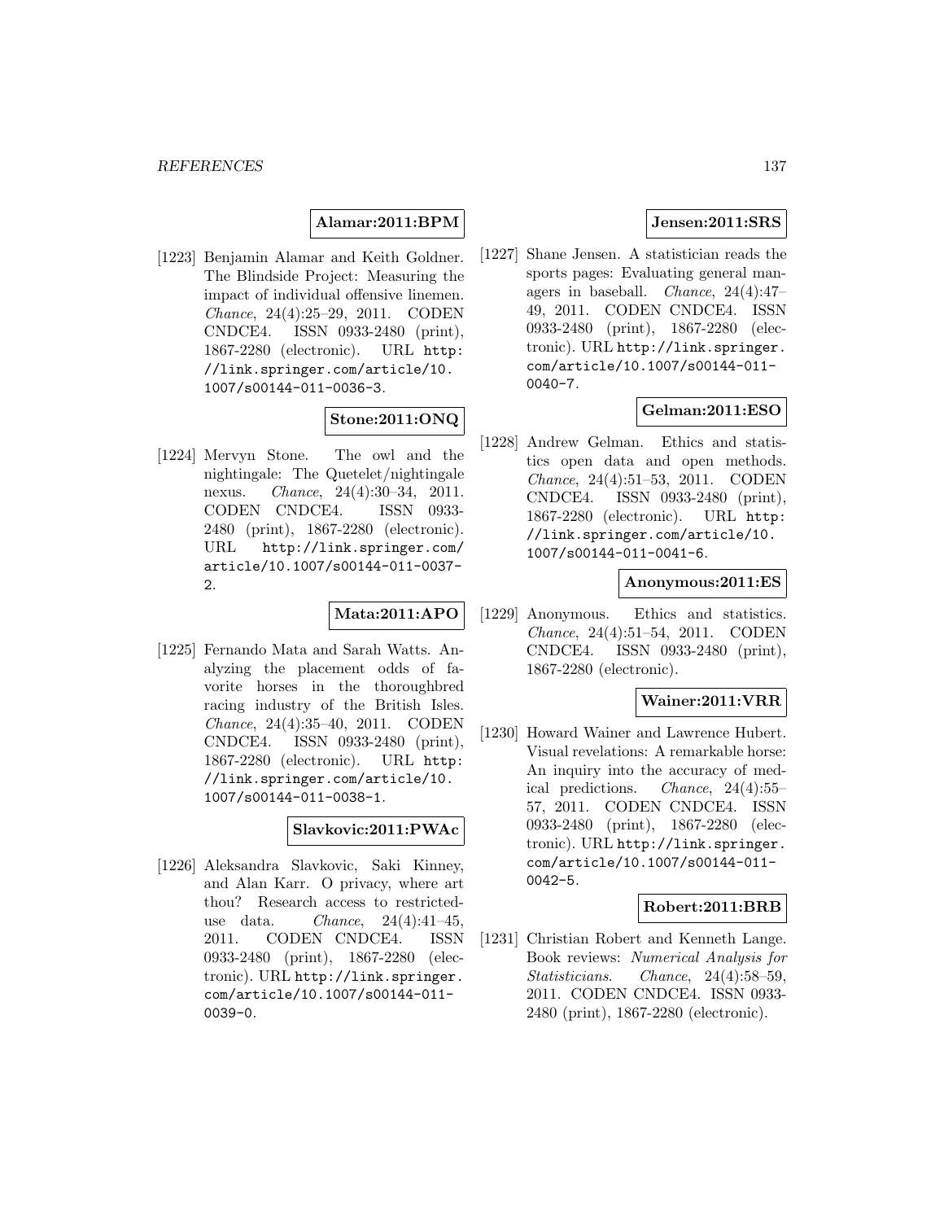**Alamar:2011:BPM**

[1223] Benjamin Alamar and Keith Goldner. The Blindside Project: Measuring the impact of individual offensive linemen. *Chance*, 24(4):25–29, 2011. CODEN CNDCE4. ISSN 0933-2480 (print), 1867-2280 (electronic). URL http://link.springer.com/article/10.1007/s00144-011-0036-3.

**Stone:2011:ONQ**

[1224] Mervyn Stone. The owl and the nightingale: The Quetelet/nightingale nexus. *Chance*, 24(4):30–34, 2011. CODEN CNDCE4. ISSN 0933-2480 (print), 1867-2280 (electronic). URL http://link.springer.com/article/10.1007/s00144-011-0037-2.

**Mata:2011:APO**

[1225] Fernando Mata and Sarah Watts. Analyzing the placement odds of favorite horses in the thoroughbred racing industry of the British Isles. *Chance*, 24(4):35–40, 2011. CODEN CNDCE4. ISSN 0933-2480 (print), 1867-2280 (electronic). URL http://link.springer.com/article/10.1007/s00144-011-0038-1.

**Slavkovic:2011:PWAc**

[1226] Aleksandra Slavkovic, Saki Kinney, and Alan Karr. O privacy, where art thou? Research access to restricted-use data. *Chance*, 24(4):41–45, 2011. CODEN CNDCE4. ISSN 0933-2480 (print), 1867-2280 (electronic). URL http://link.springer.com/article/10.1007/s00144-011-0039-0.

**Jensen:2011:SRS**

[1227] Shane Jensen. A statistician reads the sports pages: Evaluating general managers in baseball. *Chance*, 24(4):47–49, 2011. CODEN CNDCE4. ISSN 0933-2480 (print), 1867-2280 (electronic). URL http://link.springer.com/article/10.1007/s00144-011-0040-7.

**Gelman:2011:ESO**

[1228] Andrew Gelman. Ethics and statistics open data and open methods. *Chance*, 24(4):51–53, 2011. CODEN CNDCE4. ISSN 0933-2480 (print), 1867-2280 (electronic). URL http://link.springer.com/article/10.1007/s00144-011-0041-6.

**Anonymous:2011:ES**

[1229] Anonymous. Ethics and statistics. *Chance*, 24(4):51–54, 2011. CODEN CNDCE4. ISSN 0933-2480 (print), 1867-2280 (electronic).

**Wainer:2011:VRR**

[1230] Howard Wainer and Lawrence Hubert. Visual revelations: A remarkable horse: An inquiry into the accuracy of medical predictions. *Chance*, 24(4):55–57, 2011. CODEN CNDCE4. ISSN 0933-2480 (print), 1867-2280 (electronic). URL http://link.springer.com/article/10.1007/s00144-011-0042-5.

**Robert:2011:BRB**

[1231] Christian Robert and Kenneth Lange. Book reviews: *Numerical Analysis for Statisticians*. *Chance*, 24(4):58–59, 2011. CODEN CNDCE4. ISSN 0933-2480 (print), 1867-2280 (electronic).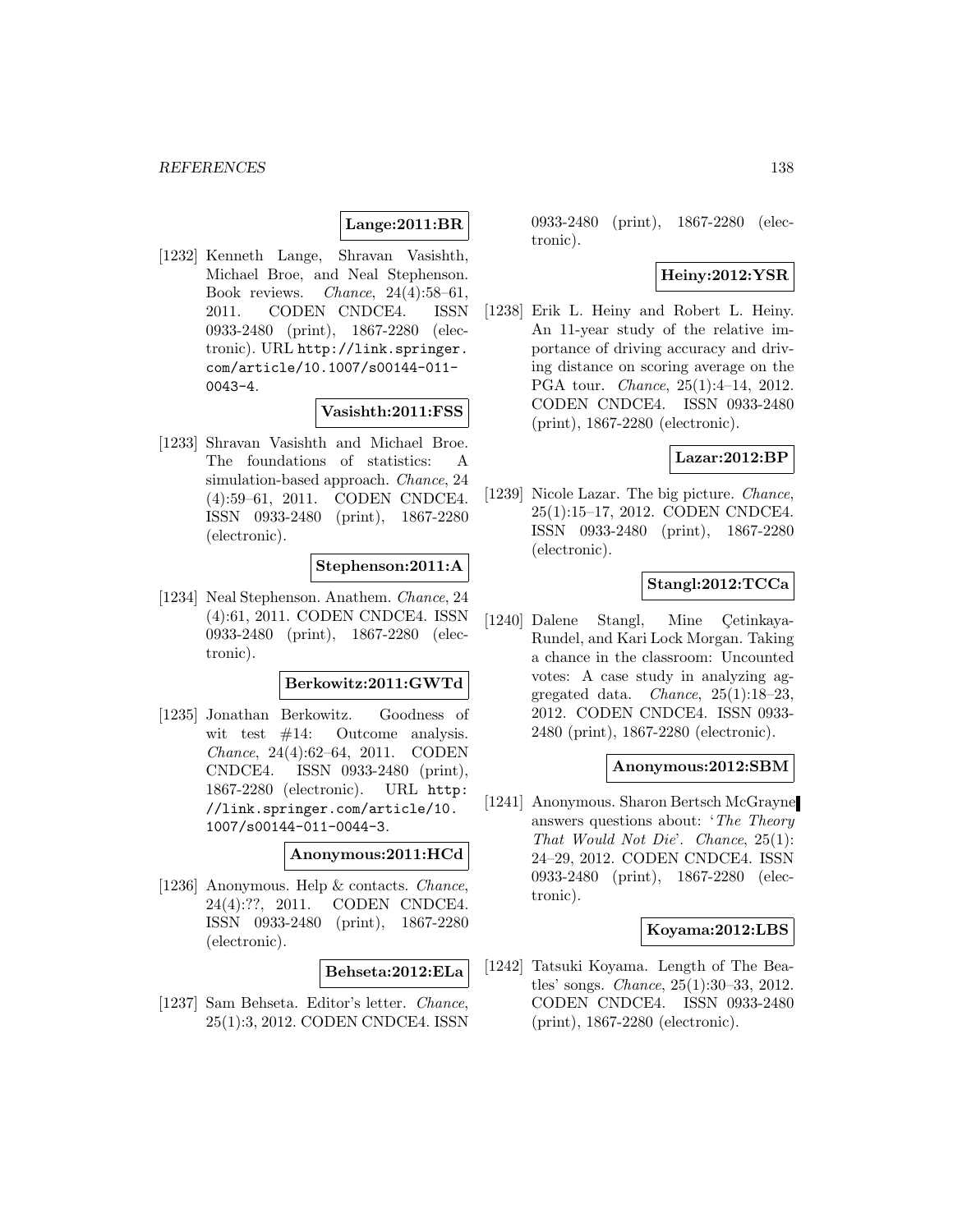**Lange:2011:BR**

[1232] Kenneth Lange, Shravan Vasishth, Michael Broe, and Neal Stephenson. Book reviews. *Chance*, 24(4):58–61, 2011. CODEN CNDCE4. ISSN 0933-2480 (print), 1867-2280 (electronic). URL http://link.springer.com/article/10.1007/s00144-011-0043-4.

**Vasishth:2011:FSS**

[1233] Shravan Vasishth and Michael Broe. The foundations of statistics: A simulation-based approach. *Chance*, 24 (4):59–61, 2011. CODEN CNDCE4. ISSN 0933-2480 (print), 1867-2280 (electronic).

**Stephenson:2011:A**

[1234] Neal Stephenson. Anathem. *Chance*, 24 (4):61, 2011. CODEN CNDCE4. ISSN 0933-2480 (print), 1867-2280 (electronic).

**Berkowitz:2011:GWTd**

[1235] Jonathan Berkowitz. Goodness of wit test #14: Outcome analysis. *Chance*, 24(4):62–64, 2011. CODEN CNDCE4. ISSN 0933-2480 (print), 1867-2280 (electronic). URL http://link.springer.com/article/10.1007/s00144-011-0044-3.

**Anonymous:2011:HCd**

[1236] Anonymous. Help & contacts. *Chance*, 24(4):??, 2011. CODEN CNDCE4. ISSN 0933-2480 (print), 1867-2280 (electronic).

**Behseta:2012:ELa**

[1237] Sam Behseta. Editor's letter. *Chance*, 25(1):3, 2012. CODEN CNDCE4. ISSN 0933-2480 (print), 1867-2280 (electronic).

**Heiny:2012:YSR**

[1238] Erik L. Heiny and Robert L. Heiny. An 11-year study of the relative importance of driving accuracy and driving distance on scoring average on the PGA tour. *Chance*, 25(1):4–14, 2012. CODEN CNDCE4. ISSN 0933-2480 (print), 1867-2280 (electronic).

**Lazar:2012:BP**

[1239] Nicole Lazar. The big picture. *Chance*, 25(1):15–17, 2012. CODEN CNDCE4. ISSN 0933-2480 (print), 1867-2280 (electronic).

**Stangl:2012:TCCa**

[1240] Dalene Stangl, Mine Çetinkaya-Rundel, and Kari Lock Morgan. Taking a chance in the classroom: Uncounted votes: A case study in analyzing aggregated data. *Chance*, 25(1):18–23, 2012. CODEN CNDCE4. ISSN 0933-2480 (print), 1867-2280 (electronic).

**Anonymous:2012:SBM**

[1241] Anonymous. Sharon Bertsch McGrayne answers questions about: '*The Theory That Would Not Die*'. *Chance*, 25(1): 24–29, 2012. CODEN CNDCE4. ISSN 0933-2480 (print), 1867-2280 (electronic).

**Koyama:2012:LBS**

[1242] Tatsuki Koyama. Length of The Beatles' songs. *Chance*, 25(1):30–33, 2012. CODEN CNDCE4. ISSN 0933-2480 (print), 1867-2280 (electronic).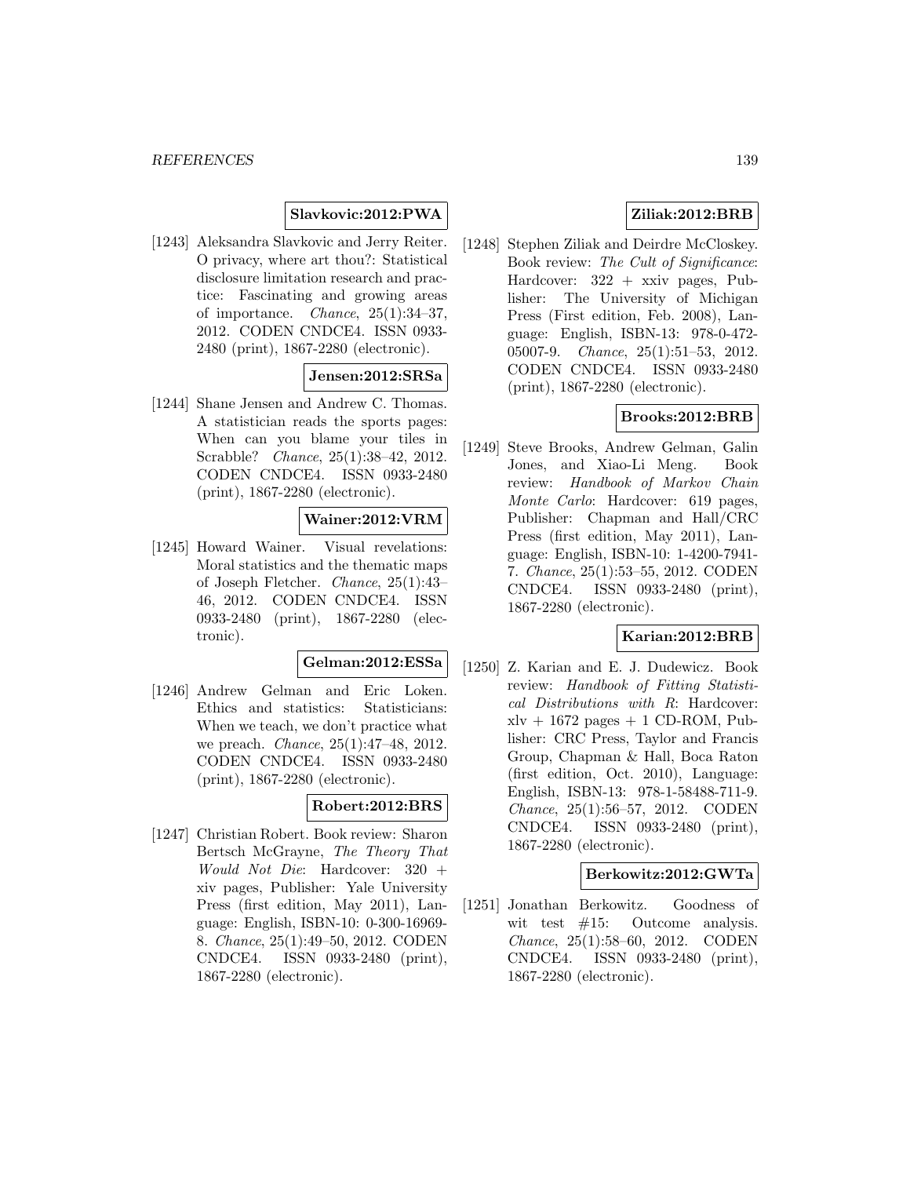**Slavkovic:2012:PWA**

[1243] Aleksandra Slavkovic and Jerry Reiter. O privacy, where art thou?: Statistical disclosure limitation research and practice: Fascinating and growing areas of importance. *Chance*, 25(1):34–37, 2012. CODEN CNDCE4. ISSN 0933-2480 (print), 1867-2280 (electronic).

**Jensen:2012:SRSa**

[1244] Shane Jensen and Andrew C. Thomas. A statistician reads the sports pages: When can you blame your tiles in Scrabble? *Chance*, 25(1):38–42, 2012. CODEN CNDCE4. ISSN 0933-2480 (print), 1867-2280 (electronic).

**Wainer:2012:VRM**

[1245] Howard Wainer. Visual revelations: Moral statistics and the thematic maps of Joseph Fletcher. *Chance*, 25(1):43–46, 2012. CODEN CNDCE4. ISSN 0933-2480 (print), 1867-2280 (electronic).

**Gelman:2012:ESSa**

[1246] Andrew Gelman and Eric Loken. Ethics and statistics: Statisticians: When we teach, we don't practice what we preach. *Chance*, 25(1):47–48, 2012. CODEN CNDCE4. ISSN 0933-2480 (print), 1867-2280 (electronic).

**Robert:2012:BRS**

[1247] Christian Robert. Book review: Sharon Bertsch McGrayne, *The Theory That Would Not Die*: Hardcover: 320 + xiv pages, Publisher: Yale University Press (first edition, May 2011), Language: English, ISBN-10: 0-300-16969-8. *Chance*, 25(1):49–50, 2012. CODEN CNDCE4. ISSN 0933-2480 (print), 1867-2280 (electronic).

**Ziliak:2012:BRB**

[1248] Stephen Ziliak and Deirdre McCloskey. Book review: *The Cult of Significance*: Hardcover: 322 + xxiv pages, Publisher: The University of Michigan Press (First edition, Feb. 2008), Language: English, ISBN-13: 978-0-472-05007-9. *Chance*, 25(1):51–53, 2012. CODEN CNDCE4. ISSN 0933-2480 (print), 1867-2280 (electronic).

**Brooks:2012:BRB**

[1249] Steve Brooks, Andrew Gelman, Galin Jones, and Xiao-Li Meng. Book review: *Handbook of Markov Chain Monte Carlo*: Hardcover: 619 pages, Publisher: Chapman and Hall/CRC Press (first edition, May 2011), Language: English, ISBN-10: 1-4200-7941-7. *Chance*, 25(1):53–55, 2012. CODEN CNDCE4. ISSN 0933-2480 (print), 1867-2280 (electronic).

**Karian:2012:BRB**

[1250] Z. Karian and E. J. Dudewicz. Book review: *Handbook of Fitting Statistical Distributions with R*: Hardcover: xlv + 1672 pages + 1 CD-ROM, Publisher: CRC Press, Taylor and Francis Group, Chapman & Hall, Boca Raton (first edition, Oct. 2010), Language: English, ISBN-13: 978-1-58488-711-9. *Chance*, 25(1):56–57, 2012. CODEN CNDCE4. ISSN 0933-2480 (print), 1867-2280 (electronic).

**Berkowitz:2012:GWTa**

[1251] Jonathan Berkowitz. Goodness of wit test #15: Outcome analysis. *Chance*, 25(1):58–60, 2012. CODEN CNDCE4. ISSN 0933-2480 (print), 1867-2280 (electronic).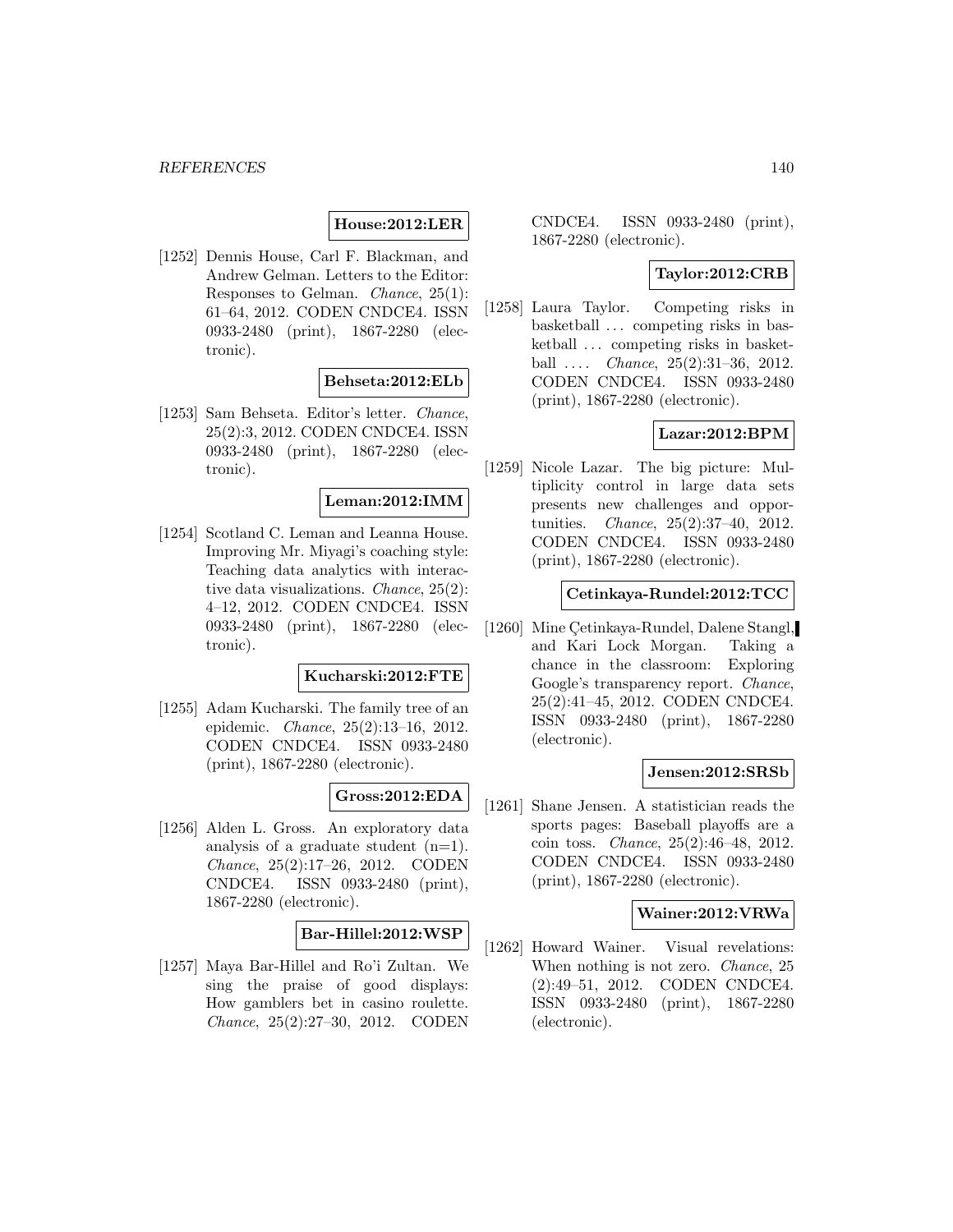**House:2012:LER**

[1252] Dennis House, Carl F. Blackman, and Andrew Gelman. Letters to the Editor: Responses to Gelman. *Chance*, 25(1): 61–64, 2012. CODEN CNDCE4. ISSN 0933-2480 (print), 1867-2280 (electronic).

**Behseta:2012:ELb**

[1253] Sam Behseta. Editor's letter. *Chance*, 25(2):3, 2012. CODEN CNDCE4. ISSN 0933-2480 (print), 1867-2280 (electronic).

**Leman:2012:IMM**

[1254] Scotland C. Leman and Leanna House. Improving Mr. Miyagi's coaching style: Teaching data analytics with interactive data visualizations. *Chance*, 25(2): 4–12, 2012. CODEN CNDCE4. ISSN 0933-2480 (print), 1867-2280 (electronic).

**Kucharski:2012:FTE**

[1255] Adam Kucharski. The family tree of an epidemic. *Chance*, 25(2):13–16, 2012. CODEN CNDCE4. ISSN 0933-2480 (print), 1867-2280 (electronic).

**Gross:2012:EDA**

[1256] Alden L. Gross. An exploratory data analysis of a graduate student (n=1). *Chance*, 25(2):17–26, 2012. CODEN CNDCE4. ISSN 0933-2480 (print), 1867-2280 (electronic).

**Bar-Hillel:2012:WSP**

[1257] Maya Bar-Hillel and Ro'i Zultan. We sing the praise of good displays: How gamblers bet in casino roulette. *Chance*, 25(2):27–30, 2012. CODEN CNDCE4. ISSN 0933-2480 (print), 1867-2280 (electronic).

**Taylor:2012:CRB**

[1258] Laura Taylor. Competing risks in basketball ... competing risks in basketball ... competing risks in basketball .... *Chance*, 25(2):31–36, 2012. CODEN CNDCE4. ISSN 0933-2480 (print), 1867-2280 (electronic).

**Lazar:2012:BPM**

[1259] Nicole Lazar. The big picture: Multiplicity control in large data sets presents new challenges and opportunities. *Chance*, 25(2):37–40, 2012. CODEN CNDCE4. ISSN 0933-2480 (print), 1867-2280 (electronic).

**Cetinkaya-Rundel:2012:TCC**

[1260] Mine Çetinkaya-Rundel, Dalene Stangl, and Kari Lock Morgan. Taking a chance in the classroom: Exploring Google's transparency report. *Chance*, 25(2):41–45, 2012. CODEN CNDCE4. ISSN 0933-2480 (print), 1867-2280 (electronic).

**Jensen:2012:SRSb**

[1261] Shane Jensen. A statistician reads the sports pages: Baseball playoffs are a coin toss. *Chance*, 25(2):46–48, 2012. CODEN CNDCE4. ISSN 0933-2480 (print), 1867-2280 (electronic).

**Wainer:2012:VRWa**

[1262] Howard Wainer. Visual revelations: When nothing is not zero. *Chance*, 25 (2):49–51, 2012. CODEN CNDCE4. ISSN 0933-2480 (print), 1867-2280 (electronic).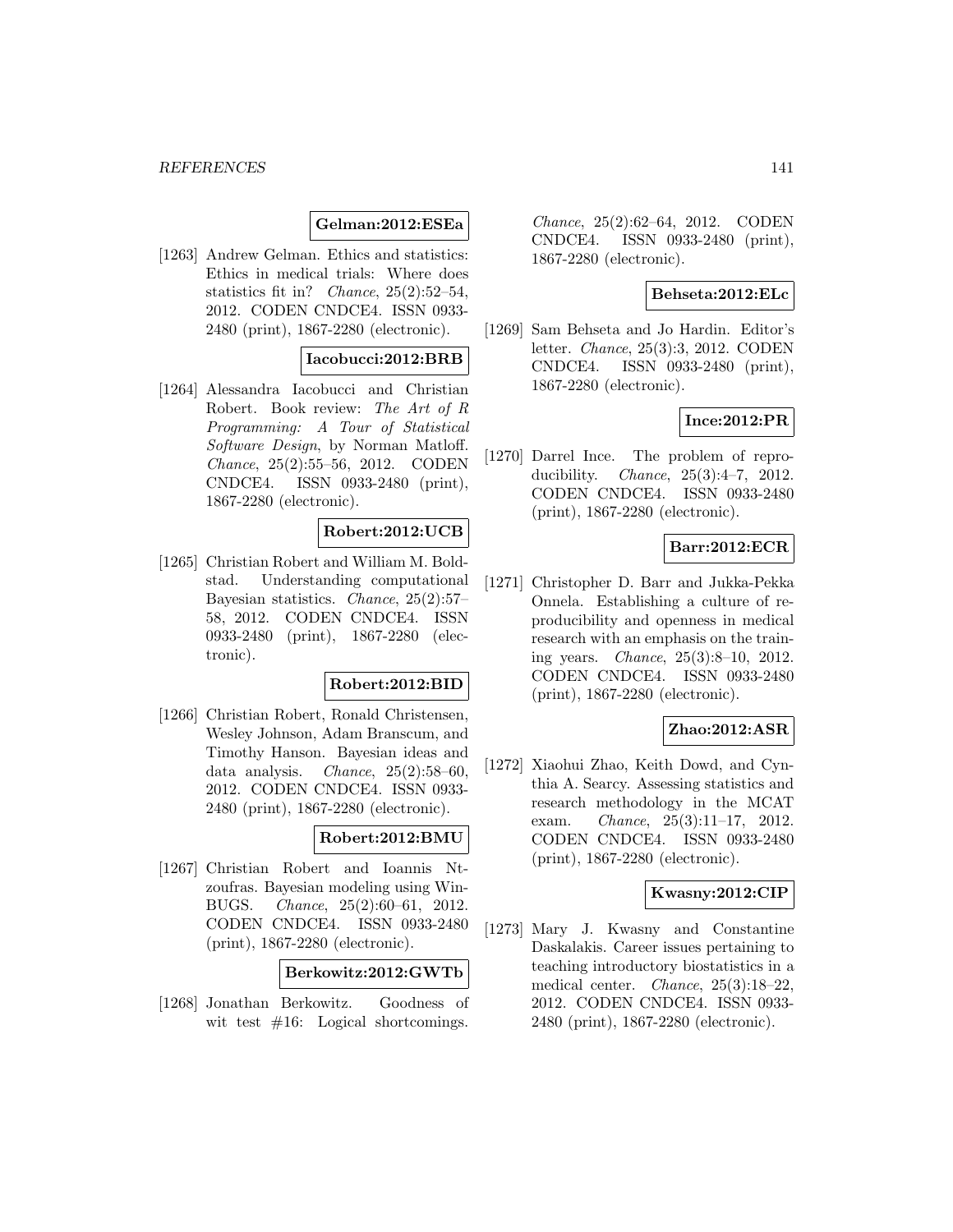**Gelman:2012:ESEa**

[1263] Andrew Gelman. Ethics and statistics: Ethics in medical trials: Where does statistics fit in? *Chance*, 25(2):52–54, 2012. CODEN CNDCE4. ISSN 0933-2480 (print), 1867-2280 (electronic).

**Iacobucci:2012:BRB**

[1264] Alessandra Iacobucci and Christian Robert. Book review: *The Art of R Programming: A Tour of Statistical Software Design*, by Norman Matloff. *Chance*, 25(2):55–56, 2012. CODEN CNDCE4. ISSN 0933-2480 (print), 1867-2280 (electronic).

**Robert:2012:UCB**

[1265] Christian Robert and William M. Boldstad. Understanding computational Bayesian statistics. *Chance*, 25(2):57–58, 2012. CODEN CNDCE4. ISSN 0933-2480 (print), 1867-2280 (electronic).

**Robert:2012:BID**

[1266] Christian Robert, Ronald Christensen, Wesley Johnson, Adam Branscum, and Timothy Hanson. Bayesian ideas and data analysis. *Chance*, 25(2):58–60, 2012. CODEN CNDCE4. ISSN 0933-2480 (print), 1867-2280 (electronic).

**Robert:2012:BMU**

[1267] Christian Robert and Ioannis Ntzoufras. Bayesian modeling using WinBUGS. *Chance*, 25(2):60–61, 2012. CODEN CNDCE4. ISSN 0933-2480 (print), 1867-2280 (electronic).

**Berkowitz:2012:GWTb**

[1268] Jonathan Berkowitz. Goodness of wit test #16: Logical shortcomings. *Chance*, 25(2):62–64, 2012. CODEN CNDCE4. ISSN 0933-2480 (print), 1867-2280 (electronic).

**Behseta:2012:ELc**

[1269] Sam Behseta and Jo Hardin. Editor's letter. *Chance*, 25(3):3, 2012. CODEN CNDCE4. ISSN 0933-2480 (print), 1867-2280 (electronic).

**Ince:2012:PR**

[1270] Darrel Ince. The problem of reproducibility. *Chance*, 25(3):4–7, 2012. CODEN CNDCE4. ISSN 0933-2480 (print), 1867-2280 (electronic).

**Barr:2012:ECR**

[1271] Christopher D. Barr and Jukka-Pekka Onnela. Establishing a culture of reproducibility and openness in medical research with an emphasis on the training years. *Chance*, 25(3):8–10, 2012. CODEN CNDCE4. ISSN 0933-2480 (print), 1867-2280 (electronic).

**Zhao:2012:ASR**

[1272] Xiaohui Zhao, Keith Dowd, and Cynthia A. Searcy. Assessing statistics and research methodology in the MCAT exam. *Chance*, 25(3):11–17, 2012. CODEN CNDCE4. ISSN 0933-2480 (print), 1867-2280 (electronic).

**Kwasny:2012:CIP**

[1273] Mary J. Kwasny and Constantine Daskalakis. Career issues pertaining to teaching introductory biostatistics in a medical center. *Chance*, 25(3):18–22, 2012. CODEN CNDCE4. ISSN 0933-2480 (print), 1867-2280 (electronic).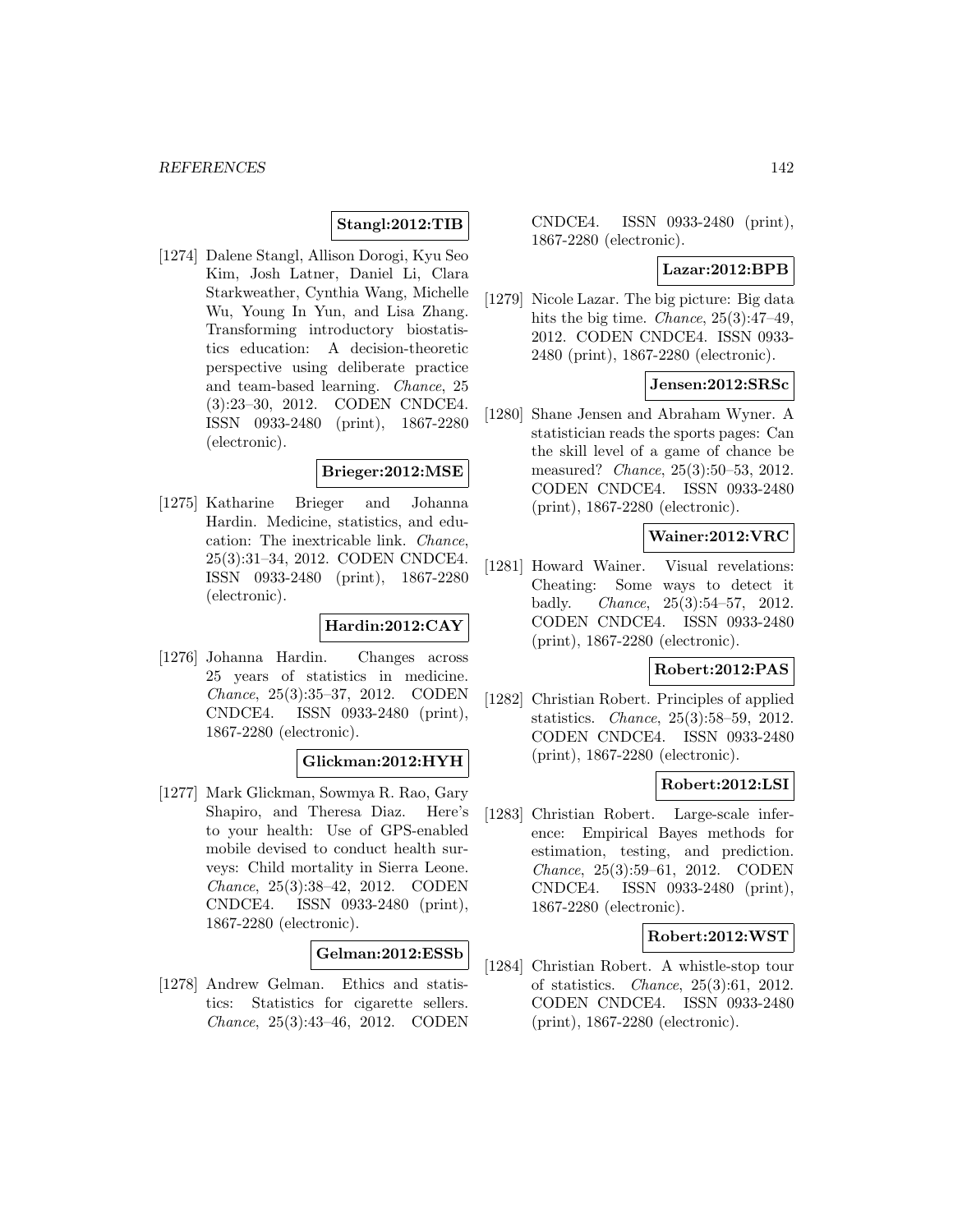**Stangl:2012:TIB**

[1274] Dalene Stangl, Allison Dorogi, Kyu Seo Kim, Josh Latner, Daniel Li, Clara Starkweather, Cynthia Wang, Michelle Wu, Young In Yun, and Lisa Zhang. Transforming introductory biostatistics education: A decision-theoretic perspective using deliberate practice and team-based learning. *Chance*, 25 (3):23–30, 2012. CODEN CNDCE4. ISSN 0933-2480 (print), 1867-2280 (electronic).

**Brieger:2012:MSE**

[1275] Katharine Brieger and Johanna Hardin. Medicine, statistics, and education: The inextricable link. *Chance*, 25(3):31–34, 2012. CODEN CNDCE4. ISSN 0933-2480 (print), 1867-2280 (electronic).

**Hardin:2012:CAY**

[1276] Johanna Hardin. Changes across 25 years of statistics in medicine. *Chance*, 25(3):35–37, 2012. CODEN CNDCE4. ISSN 0933-2480 (print), 1867-2280 (electronic).

**Glickman:2012:HYH**

[1277] Mark Glickman, Sowmya R. Rao, Gary Shapiro, and Theresa Diaz. Here's to your health: Use of GPS-enabled mobile devised to conduct health surveys: Child mortality in Sierra Leone. *Chance*, 25(3):38–42, 2012. CODEN CNDCE4. ISSN 0933-2480 (print), 1867-2280 (electronic).

**Gelman:2012:ESSb**

[1278] Andrew Gelman. Ethics and statistics: Statistics for cigarette sellers. *Chance*, 25(3):43–46, 2012. CODEN CNDCE4. ISSN 0933-2480 (print), 1867-2280 (electronic).

**Lazar:2012:BPB**

[1279] Nicole Lazar. The big picture: Big data hits the big time. *Chance*, 25(3):47–49, 2012. CODEN CNDCE4. ISSN 0933-2480 (print), 1867-2280 (electronic).

**Jensen:2012:SRSc**

[1280] Shane Jensen and Abraham Wyner. A statistician reads the sports pages: Can the skill level of a game of chance be measured? *Chance*, 25(3):50–53, 2012. CODEN CNDCE4. ISSN 0933-2480 (print), 1867-2280 (electronic).

**Wainer:2012:VRC**

[1281] Howard Wainer. Visual revelations: Cheating: Some ways to detect it badly. *Chance*, 25(3):54–57, 2012. CODEN CNDCE4. ISSN 0933-2480 (print), 1867-2280 (electronic).

**Robert:2012:PAS**

[1282] Christian Robert. Principles of applied statistics. *Chance*, 25(3):58–59, 2012. CODEN CNDCE4. ISSN 0933-2480 (print), 1867-2280 (electronic).

**Robert:2012:LSI**

[1283] Christian Robert. Large-scale inference: Empirical Bayes methods for estimation, testing, and prediction. *Chance*, 25(3):59–61, 2012. CODEN CNDCE4. ISSN 0933-2480 (print), 1867-2280 (electronic).

**Robert:2012:WST**

[1284] Christian Robert. A whistle-stop tour of statistics. *Chance*, 25(3):61, 2012. CODEN CNDCE4. ISSN 0933-2480 (print), 1867-2280 (electronic).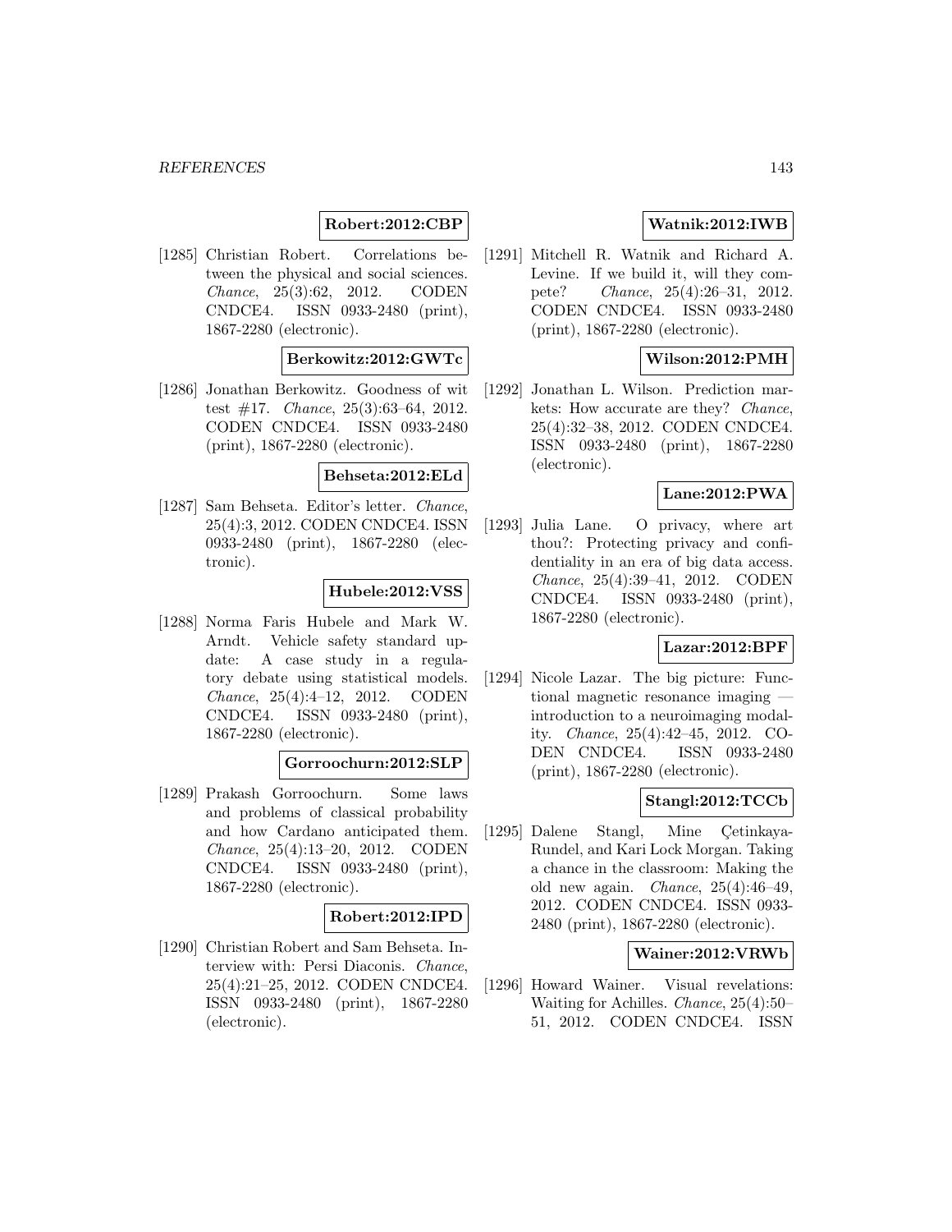**Robert:2012:CBP**

[1285] Christian Robert. Correlations between the physical and social sciences. *Chance*, 25(3):62, 2012. CODEN CNDCE4. ISSN 0933-2480 (print), 1867-2280 (electronic).

**Berkowitz:2012:GWTc**

[1286] Jonathan Berkowitz. Goodness of wit test #17. *Chance*, 25(3):63–64, 2012. CODEN CNDCE4. ISSN 0933-2480 (print), 1867-2280 (electronic).

**Behseta:2012:ELd**

[1287] Sam Behseta. Editor's letter. *Chance*, 25(4):3, 2012. CODEN CNDCE4. ISSN 0933-2480 (print), 1867-2280 (electronic).

**Hubele:2012:VSS**

[1288] Norma Faris Hubele and Mark W. Arndt. Vehicle safety standard update: A case study in a regulatory debate using statistical models. *Chance*, 25(4):4–12, 2012. CODEN CNDCE4. ISSN 0933-2480 (print), 1867-2280 (electronic).

**Gorroochurn:2012:SLP**

[1289] Prakash Gorroochurn. Some laws and problems of classical probability and how Cardano anticipated them. *Chance*, 25(4):13–20, 2012. CODEN CNDCE4. ISSN 0933-2480 (print), 1867-2280 (electronic).

**Robert:2012:IPD**

[1290] Christian Robert and Sam Behseta. Interview with: Persi Diaconis. *Chance*, 25(4):21–25, 2012. CODEN CNDCE4. ISSN 0933-2480 (print), 1867-2280 (electronic).

**Watnik:2012:IWB**

[1291] Mitchell R. Watnik and Richard A. Levine. If we build it, will they compete? *Chance*, 25(4):26–31, 2012. CODEN CNDCE4. ISSN 0933-2480 (print), 1867-2280 (electronic).

**Wilson:2012:PMH**

[1292] Jonathan L. Wilson. Prediction markets: How accurate are they? *Chance*, 25(4):32–38, 2012. CODEN CNDCE4. ISSN 0933-2480 (print), 1867-2280 (electronic).

**Lane:2012:PWA**

[1293] Julia Lane. O privacy, where art thou?: Protecting privacy and confidentiality in an era of big data access. *Chance*, 25(4):39–41, 2012. CODEN CNDCE4. ISSN 0933-2480 (print), 1867-2280 (electronic).

**Lazar:2012:BPF**

[1294] Nicole Lazar. The big picture: Functional magnetic resonance imaging — introduction to a neuroimaging modality. *Chance*, 25(4):42–45, 2012. CODEN CNDCE4. ISSN 0933-2480 (print), 1867-2280 (electronic).

**Stangl:2012:TCCb**

[1295] Dalene Stangl, Mine Çetinkaya-Rundel, and Kari Lock Morgan. Taking a chance in the classroom: Making the old new again. *Chance*, 25(4):46–49, 2012. CODEN CNDCE4. ISSN 0933-2480 (print), 1867-2280 (electronic).

**Wainer:2012:VRWb**

[1296] Howard Wainer. Visual revelations: Waiting for Achilles. *Chance*, 25(4):50–51, 2012. CODEN CNDCE4. ISSN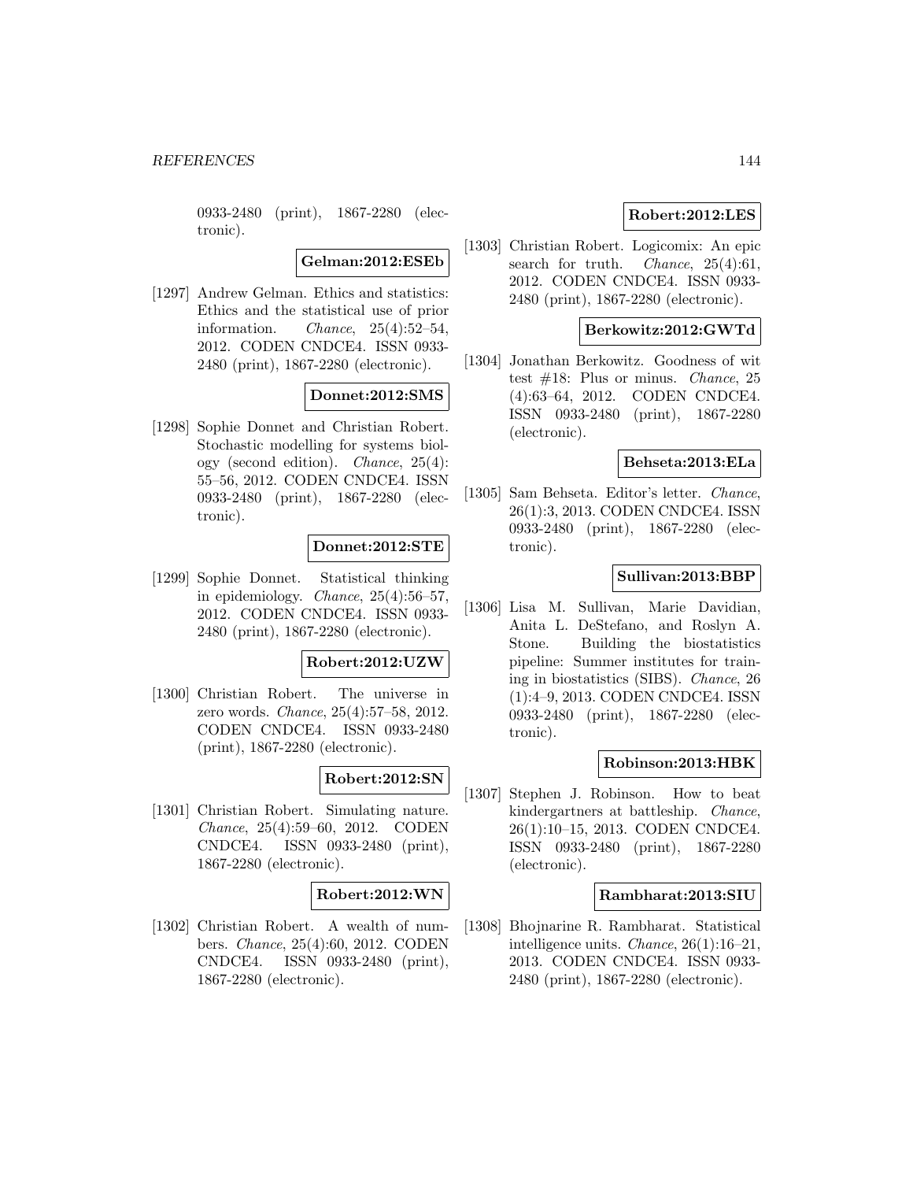0933-2480 (print), 1867-2280 (electronic).

**Gelman:2012:ESEb**

[1297] Andrew Gelman. Ethics and statistics: Ethics and the statistical use of prior information. *Chance*, 25(4):52–54, 2012. CODEN CNDCE4. ISSN 0933-2480 (print), 1867-2280 (electronic).

**Donnet:2012:SMS**

[1298] Sophie Donnet and Christian Robert. Stochastic modelling for systems biology (second edition). *Chance*, 25(4): 55–56, 2012. CODEN CNDCE4. ISSN 0933-2480 (print), 1867-2280 (electronic).

**Donnet:2012:STE**

[1299] Sophie Donnet. Statistical thinking in epidemiology. *Chance*, 25(4):56–57, 2012. CODEN CNDCE4. ISSN 0933-2480 (print), 1867-2280 (electronic).

**Robert:2012:UZW**

[1300] Christian Robert. The universe in zero words. *Chance*, 25(4):57–58, 2012. CODEN CNDCE4. ISSN 0933-2480 (print), 1867-2280 (electronic).

**Robert:2012:SN**

[1301] Christian Robert. Simulating nature. *Chance*, 25(4):59–60, 2012. CODEN CNDCE4. ISSN 0933-2480 (print), 1867-2280 (electronic).

**Robert:2012:WN**

[1302] Christian Robert. A wealth of numbers. *Chance*, 25(4):60, 2012. CODEN CNDCE4. ISSN 0933-2480 (print), 1867-2280 (electronic).

**Robert:2012:LES**

[1303] Christian Robert. Logicomix: An epic search for truth. *Chance*, 25(4):61, 2012. CODEN CNDCE4. ISSN 0933-2480 (print), 1867-2280 (electronic).

**Berkowitz:2012:GWTd**

[1304] Jonathan Berkowitz. Goodness of wit test #18: Plus or minus. *Chance*, 25 (4):63–64, 2012. CODEN CNDCE4. ISSN 0933-2480 (print), 1867-2280 (electronic).

**Behseta:2013:ELa**

[1305] Sam Behseta. Editor's letter. *Chance*, 26(1):3, 2013. CODEN CNDCE4. ISSN 0933-2480 (print), 1867-2280 (electronic).

**Sullivan:2013:BBP**

[1306] Lisa M. Sullivan, Marie Davidian, Anita L. DeStefano, and Roslyn A. Stone. Building the biostatistics pipeline: Summer institutes for training in biostatistics (SIBS). *Chance*, 26 (1):4–9, 2013. CODEN CNDCE4. ISSN 0933-2480 (print), 1867-2280 (electronic).

**Robinson:2013:HBK**

[1307] Stephen J. Robinson. How to beat kindergartners at battleship. *Chance*, 26(1):10–15, 2013. CODEN CNDCE4. ISSN 0933-2480 (print), 1867-2280 (electronic).

**Rambharat:2013:SIU**

[1308] Bhojnarine R. Rambharat. Statistical intelligence units. *Chance*, 26(1):16–21, 2013. CODEN CNDCE4. ISSN 0933-2480 (print), 1867-2280 (electronic).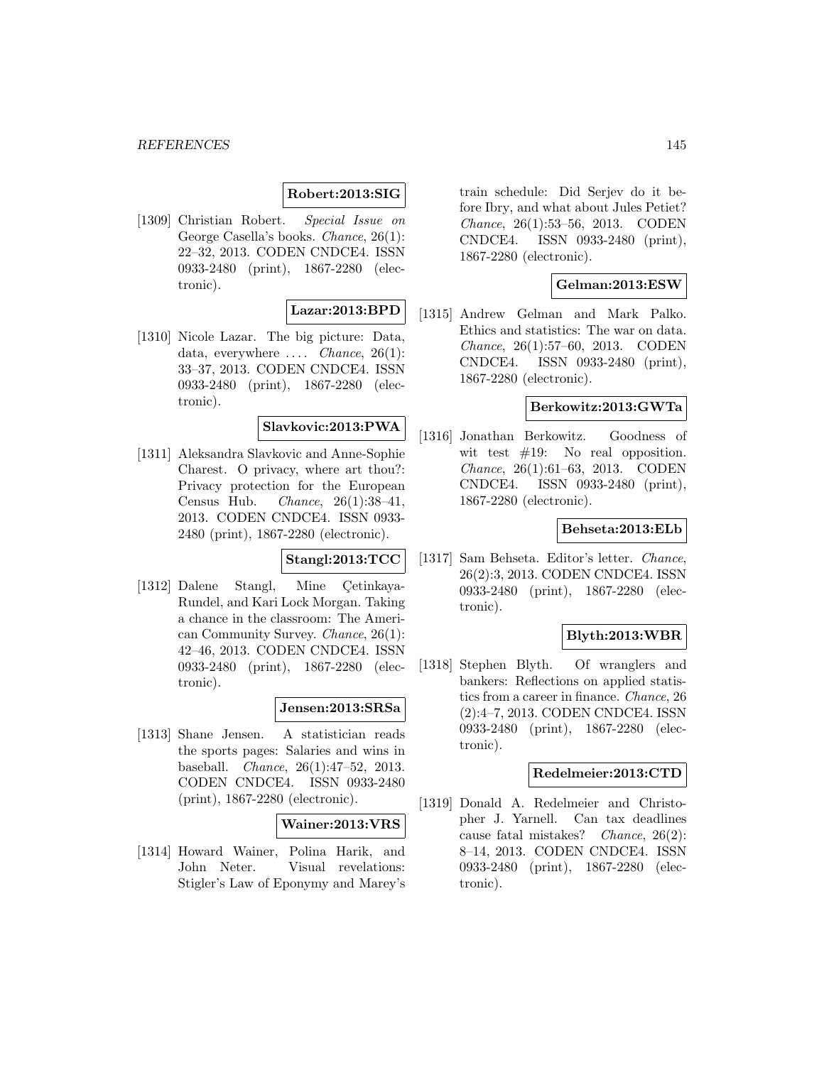**Robert:2013:SIG**

[1309] Christian Robert. *Special Issue on* George Casella's books. *Chance*, 26(1): 22–32, 2013. CODEN CNDCE4. ISSN 0933-2480 (print), 1867-2280 (electronic).

**Lazar:2013:BPD**

[1310] Nicole Lazar. The big picture: Data, data, everywhere .... *Chance*, 26(1): 33–37, 2013. CODEN CNDCE4. ISSN 0933-2480 (print), 1867-2280 (electronic).

**Slavkovic:2013:PWA**

[1311] Aleksandra Slavkovic and Anne-Sophie Charest. O privacy, where art thou?: Privacy protection for the European Census Hub. *Chance*, 26(1):38–41, 2013. CODEN CNDCE4. ISSN 0933-2480 (print), 1867-2280 (electronic).

**Stangl:2013:TCC**

[1312] Dalene Stangl, Mine Çetinkaya-Rundel, and Kari Lock Morgan. Taking a chance in the classroom: The American Community Survey. *Chance*, 26(1): 42–46, 2013. CODEN CNDCE4. ISSN 0933-2480 (print), 1867-2280 (electronic).

**Jensen:2013:SRSa**

[1313] Shane Jensen. A statistician reads the sports pages: Salaries and wins in baseball. *Chance*, 26(1):47–52, 2013. CODEN CNDCE4. ISSN 0933-2480 (print), 1867-2280 (electronic).

**Wainer:2013:VRS**

[1314] Howard Wainer, Polina Harik, and John Neter. Visual revelations: Stigler's Law of Eponymy and Marey's train schedule: Did Serjev do it before Ibry, and what about Jules Petiet? *Chance*, 26(1):53–56, 2013. CODEN CNDCE4. ISSN 0933-2480 (print), 1867-2280 (electronic).

**Gelman:2013:ESW**

[1315] Andrew Gelman and Mark Palko. Ethics and statistics: The war on data. *Chance*, 26(1):57–60, 2013. CODEN CNDCE4. ISSN 0933-2480 (print), 1867-2280 (electronic).

**Berkowitz:2013:GWTa**

[1316] Jonathan Berkowitz. Goodness of wit test #19: No real opposition. *Chance*, 26(1):61–63, 2013. CODEN CNDCE4. ISSN 0933-2480 (print), 1867-2280 (electronic).

**Behseta:2013:ELb**

[1317] Sam Behseta. Editor's letter. *Chance*, 26(2):3, 2013. CODEN CNDCE4. ISSN 0933-2480 (print), 1867-2280 (electronic).

**Blyth:2013:WBR**

[1318] Stephen Blyth. Of wranglers and bankers: Reflections on applied statistics from a career in finance. *Chance*, 26 (2):4–7, 2013. CODEN CNDCE4. ISSN 0933-2480 (print), 1867-2280 (electronic).

**Redelmeier:2013:CTD**

[1319] Donald A. Redelmeier and Christopher J. Yarnell. Can tax deadlines cause fatal mistakes? *Chance*, 26(2): 8–14, 2013. CODEN CNDCE4. ISSN 0933-2480 (print), 1867-2280 (electronic).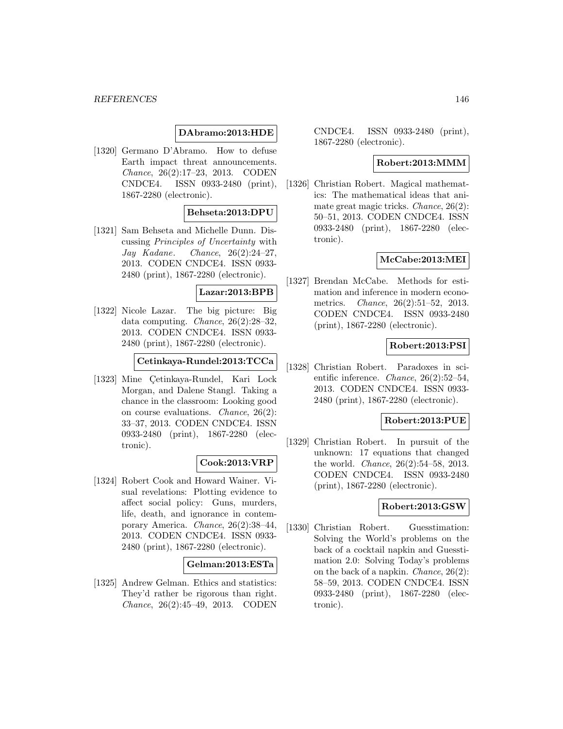**DAbramo:2013:HDE**

[1320] Germano D'Abramo. How to defuse Earth impact threat announcements. *Chance*, 26(2):17–23, 2013. CODEN CNDCE4. ISSN 0933-2480 (print), 1867-2280 (electronic).

**Behseta:2013:DPU**

[1321] Sam Behseta and Michelle Dunn. Discussing *Principles of Uncertainty* with *Jay Kadane*. *Chance*, 26(2):24–27, 2013. CODEN CNDCE4. ISSN 0933-2480 (print), 1867-2280 (electronic).

**Lazar:2013:BPB**

[1322] Nicole Lazar. The big picture: Big data computing. *Chance*, 26(2):28–32, 2013. CODEN CNDCE4. ISSN 0933-2480 (print), 1867-2280 (electronic).

**Cetinkaya-Rundel:2013:TCCa**

[1323] Mine Çetinkaya-Rundel, Kari Lock Morgan, and Dalene Stangl. Taking a chance in the classroom: Looking good on course evaluations. *Chance*, 26(2): 33–37, 2013. CODEN CNDCE4. ISSN 0933-2480 (print), 1867-2280 (electronic).

**Cook:2013:VRP**

[1324] Robert Cook and Howard Wainer. Visual revelations: Plotting evidence to affect social policy: Guns, murders, life, death, and ignorance in contemporary America. *Chance*, 26(2):38–44, 2013. CODEN CNDCE4. ISSN 0933-2480 (print), 1867-2280 (electronic).

**Gelman:2013:ESTa**

[1325] Andrew Gelman. Ethics and statistics: They'd rather be rigorous than right. *Chance*, 26(2):45–49, 2013. CODEN CNDCE4. ISSN 0933-2480 (print), 1867-2280 (electronic).

**Robert:2013:MMM**

[1326] Christian Robert. Magical mathematics: The mathematical ideas that animate great magic tricks. *Chance*, 26(2): 50–51, 2013. CODEN CNDCE4. ISSN 0933-2480 (print), 1867-2280 (electronic).

**McCabe:2013:MEI**

[1327] Brendan McCabe. Methods for estimation and inference in modern econometrics. *Chance*, 26(2):51–52, 2013. CODEN CNDCE4. ISSN 0933-2480 (print), 1867-2280 (electronic).

**Robert:2013:PSI**

[1328] Christian Robert. Paradoxes in scientific inference. *Chance*, 26(2):52–54, 2013. CODEN CNDCE4. ISSN 0933-2480 (print), 1867-2280 (electronic).

**Robert:2013:PUE**

[1329] Christian Robert. In pursuit of the unknown: 17 equations that changed the world. *Chance*, 26(2):54–58, 2013. CODEN CNDCE4. ISSN 0933-2480 (print), 1867-2280 (electronic).

**Robert:2013:GSW**

[1330] Christian Robert. Guesstimation: Solving the World's problems on the back of a cocktail napkin and Guesstimation 2.0: Solving Today's problems on the back of a napkin. *Chance*, 26(2): 58–59, 2013. CODEN CNDCE4. ISSN 0933-2480 (print), 1867-2280 (electronic).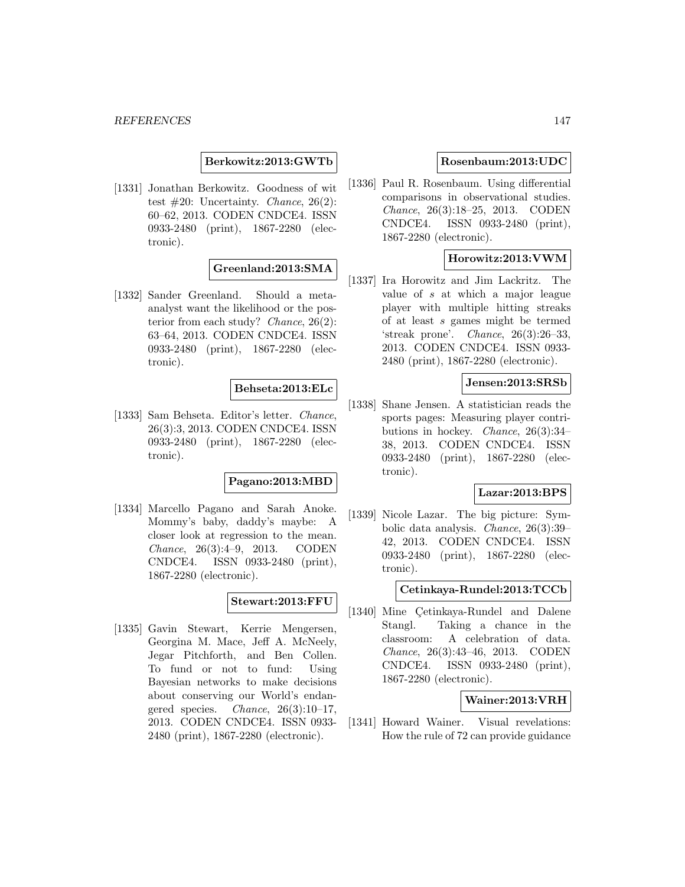**Berkowitz:2013:GWTb**

[1331] Jonathan Berkowitz. Goodness of wit test #20: Uncertainty. *Chance*, 26(2): 60–62, 2013. CODEN CNDCE4. ISSN 0933-2480 (print), 1867-2280 (electronic).

**Greenland:2013:SMA**

[1332] Sander Greenland. Should a meta-analyst want the likelihood or the posterior from each study? *Chance*, 26(2): 63–64, 2013. CODEN CNDCE4. ISSN 0933-2480 (print), 1867-2280 (electronic).

**Behseta:2013:ELc**

[1333] Sam Behseta. Editor's letter. *Chance*, 26(3):3, 2013. CODEN CNDCE4. ISSN 0933-2480 (print), 1867-2280 (electronic).

**Pagano:2013:MBD**

[1334] Marcello Pagano and Sarah Anoke. Mommy's baby, daddy's maybe: A closer look at regression to the mean. *Chance*, 26(3):4–9, 2013. CODEN CNDCE4. ISSN 0933-2480 (print), 1867-2280 (electronic).

**Stewart:2013:FFU**

[1335] Gavin Stewart, Kerrie Mengersen, Georgina M. Mace, Jeff A. McNeely, Jegar Pitchforth, and Ben Collen. To fund or not to fund: Using Bayesian networks to make decisions about conserving our World's endangered species. *Chance*, 26(3):10–17, 2013. CODEN CNDCE4. ISSN 0933-2480 (print), 1867-2280 (electronic).

**Rosenbaum:2013:UDC**

[1336] Paul R. Rosenbaum. Using differential comparisons in observational studies. *Chance*, 26(3):18–25, 2013. CODEN CNDCE4. ISSN 0933-2480 (print), 1867-2280 (electronic).

**Horowitz:2013:VWM**

[1337] Ira Horowitz and Jim Lackritz. The value of $s$ at which a major league player with multiple hitting streaks of at least $s$ games might be termed 'streak prone'. *Chance*, 26(3):26–33, 2013. CODEN CNDCE4. ISSN 0933-2480 (print), 1867-2280 (electronic).

**Jensen:2013:SRSb**

[1338] Shane Jensen. A statistician reads the sports pages: Measuring player contributions in hockey. *Chance*, 26(3):34–38, 2013. CODEN CNDCE4. ISSN 0933-2480 (print), 1867-2280 (electronic).

**Lazar:2013:BPS**

[1339] Nicole Lazar. The big picture: Symbolic data analysis. *Chance*, 26(3):39–42, 2013. CODEN CNDCE4. ISSN 0933-2480 (print), 1867-2280 (electronic).

**Cetinkaya-Rundel:2013:TCCb**

[1340] Mine Çetinkaya-Rundel and Dalene Stangl. Taking a chance in the classroom: A celebration of data. *Chance*, 26(3):43–46, 2013. CODEN CNDCE4. ISSN 0933-2480 (print), 1867-2280 (electronic).

**Wainer:2013:VRH**

[1341] Howard Wainer. Visual revelations: How the rule of 72 can provide guidance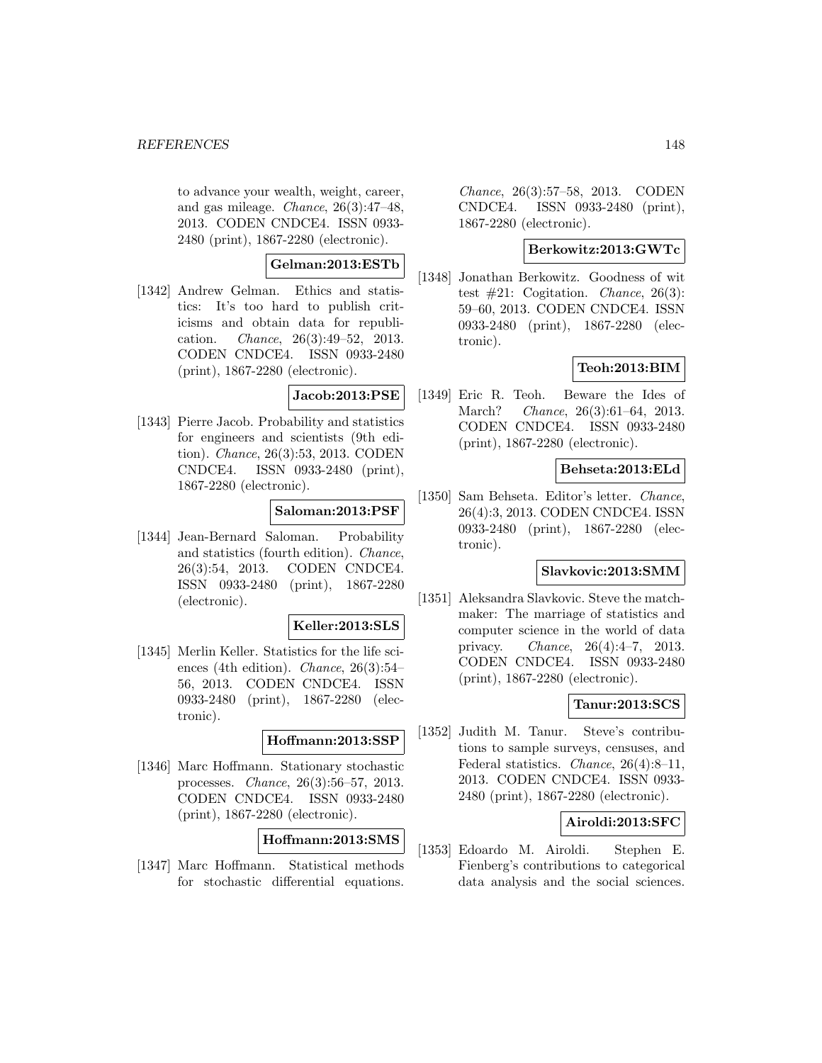to advance your wealth, weight, career, and gas mileage. *Chance*, 26(3):47–48, 2013. CODEN CNDCE4. ISSN 0933-2480 (print), 1867-2280 (electronic).

**Gelman:2013:ESTb**

[1342] Andrew Gelman. Ethics and statistics: It's too hard to publish criticisms and obtain data for republication. *Chance*, 26(3):49–52, 2013. CODEN CNDCE4. ISSN 0933-2480 (print), 1867-2280 (electronic).

**Jacob:2013:PSE**

[1343] Pierre Jacob. Probability and statistics for engineers and scientists (9th edition). *Chance*, 26(3):53, 2013. CODEN CNDCE4. ISSN 0933-2480 (print), 1867-2280 (electronic).

**Saloman:2013:PSF**

[1344] Jean-Bernard Saloman. Probability and statistics (fourth edition). *Chance*, 26(3):54, 2013. CODEN CNDCE4. ISSN 0933-2480 (print), 1867-2280 (electronic).

**Keller:2013:SLS**

[1345] Merlin Keller. Statistics for the life sciences (4th edition). *Chance*, 26(3):54–56, 2013. CODEN CNDCE4. ISSN 0933-2480 (print), 1867-2280 (electronic).

**Hoffmann:2013:SSP**

[1346] Marc Hoffmann. Stationary stochastic processes. *Chance*, 26(3):56–57, 2013. CODEN CNDCE4. ISSN 0933-2480 (print), 1867-2280 (electronic).

**Hoffmann:2013:SMS**

[1347] Marc Hoffmann. Statistical methods for stochastic differential equations. *Chance*, 26(3):57–58, 2013. CODEN CNDCE4. ISSN 0933-2480 (print), 1867-2280 (electronic).

**Berkowitz:2013:GWTc**

[1348] Jonathan Berkowitz. Goodness of wit test #21: Cogitation. *Chance*, 26(3): 59–60, 2013. CODEN CNDCE4. ISSN 0933-2480 (print), 1867-2280 (electronic).

**Teoh:2013:BIM**

[1349] Eric R. Teoh. Beware the Ides of March? *Chance*, 26(3):61–64, 2013. CODEN CNDCE4. ISSN 0933-2480 (print), 1867-2280 (electronic).

**Behseta:2013:ELd**

[1350] Sam Behseta. Editor's letter. *Chance*, 26(4):3, 2013. CODEN CNDCE4. ISSN 0933-2480 (print), 1867-2280 (electronic).

**Slavkovic:2013:SMM**

[1351] Aleksandra Slavkovic. Steve the matchmaker: The marriage of statistics and computer science in the world of data privacy. *Chance*, 26(4):4–7, 2013. CODEN CNDCE4. ISSN 0933-2480 (print), 1867-2280 (electronic).

**Tanur:2013:SCS**

[1352] Judith M. Tanur. Steve's contributions to sample surveys, censuses, and Federal statistics. *Chance*, 26(4):8–11, 2013. CODEN CNDCE4. ISSN 0933-2480 (print), 1867-2280 (electronic).

**Airoldi:2013:SFC**

[1353] Edoardo M. Airoldi. Stephen E. Fienberg's contributions to categorical data analysis and the social sciences.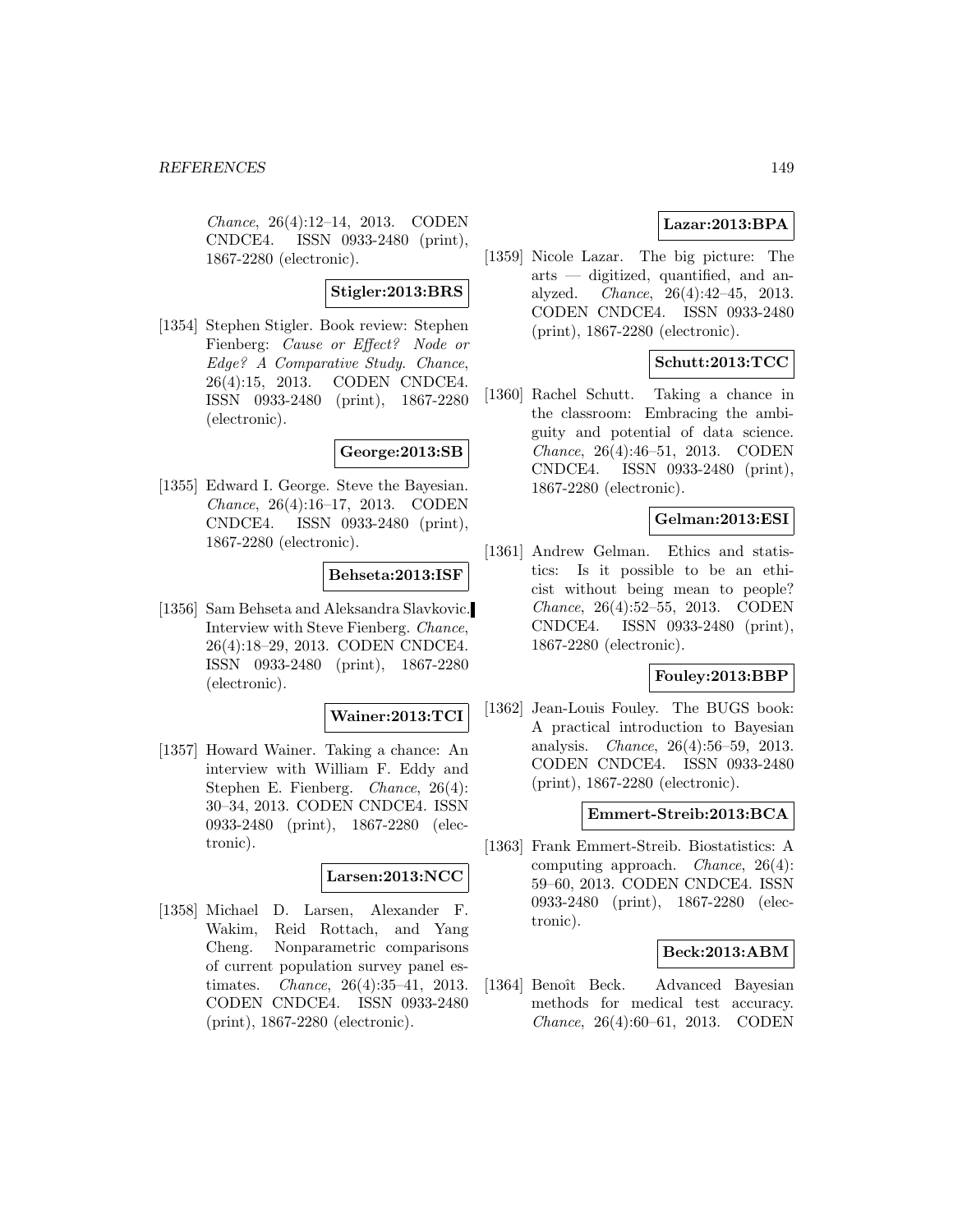*Chance*, 26(4):12–14, 2013. CODEN CNDCE4. ISSN 0933-2480 (print), 1867-2280 (electronic).

**Stigler:2013:BRS**

[1354] Stephen Stigler. Book review: Stephen Fienberg: *Cause or Effect? Node or Edge? A Comparative Study*. *Chance*, 26(4):15, 2013. CODEN CNDCE4. ISSN 0933-2480 (print), 1867-2280 (electronic).

**George:2013:SB**

[1355] Edward I. George. Steve the Bayesian. *Chance*, 26(4):16–17, 2013. CODEN CNDCE4. ISSN 0933-2480 (print), 1867-2280 (electronic).

**Behseta:2013:ISF**

[1356] Sam Behseta and Aleksandra Slavkovic. Interview with Steve Fienberg. *Chance*, 26(4):18–29, 2013. CODEN CNDCE4. ISSN 0933-2480 (print), 1867-2280 (electronic).

**Wainer:2013:TCI**

[1357] Howard Wainer. Taking a chance: An interview with William F. Eddy and Stephen E. Fienberg. *Chance*, 26(4): 30–34, 2013. CODEN CNDCE4. ISSN 0933-2480 (print), 1867-2280 (electronic).

**Larsen:2013:NCC**

[1358] Michael D. Larsen, Alexander F. Wakim, Reid Rottach, and Yang Cheng. Nonparametric comparisons of current population survey panel estimates. *Chance*, 26(4):35–41, 2013. CODEN CNDCE4. ISSN 0933-2480 (print), 1867-2280 (electronic).

**Lazar:2013:BPA**

[1359] Nicole Lazar. The big picture: The arts — digitized, quantified, and analyzed. *Chance*, 26(4):42–45, 2013. CODEN CNDCE4. ISSN 0933-2480 (print), 1867-2280 (electronic).

**Schutt:2013:TCC**

[1360] Rachel Schutt. Taking a chance in the classroom: Embracing the ambiguity and potential of data science. *Chance*, 26(4):46–51, 2013. CODEN CNDCE4. ISSN 0933-2480 (print), 1867-2280 (electronic).

**Gelman:2013:ESI**

[1361] Andrew Gelman. Ethics and statistics: Is it possible to be an ethicist without being mean to people? *Chance*, 26(4):52–55, 2013. CODEN CNDCE4. ISSN 0933-2480 (print), 1867-2280 (electronic).

**Fouley:2013:BBP**

[1362] Jean-Louis Fouley. The BUGS book: A practical introduction to Bayesian analysis. *Chance*, 26(4):56–59, 2013. CODEN CNDCE4. ISSN 0933-2480 (print), 1867-2280 (electronic).

**Emmert-Streib:2013:BCA**

[1363] Frank Emmert-Streib. Biostatistics: A computing approach. *Chance*, 26(4): 59–60, 2013. CODEN CNDCE4. ISSN 0933-2480 (print), 1867-2280 (electronic).

**Beck:2013:ABM**

[1364] Benoît Beck. Advanced Bayesian methods for medical test accuracy. *Chance*, 26(4):60–61, 2013. CODEN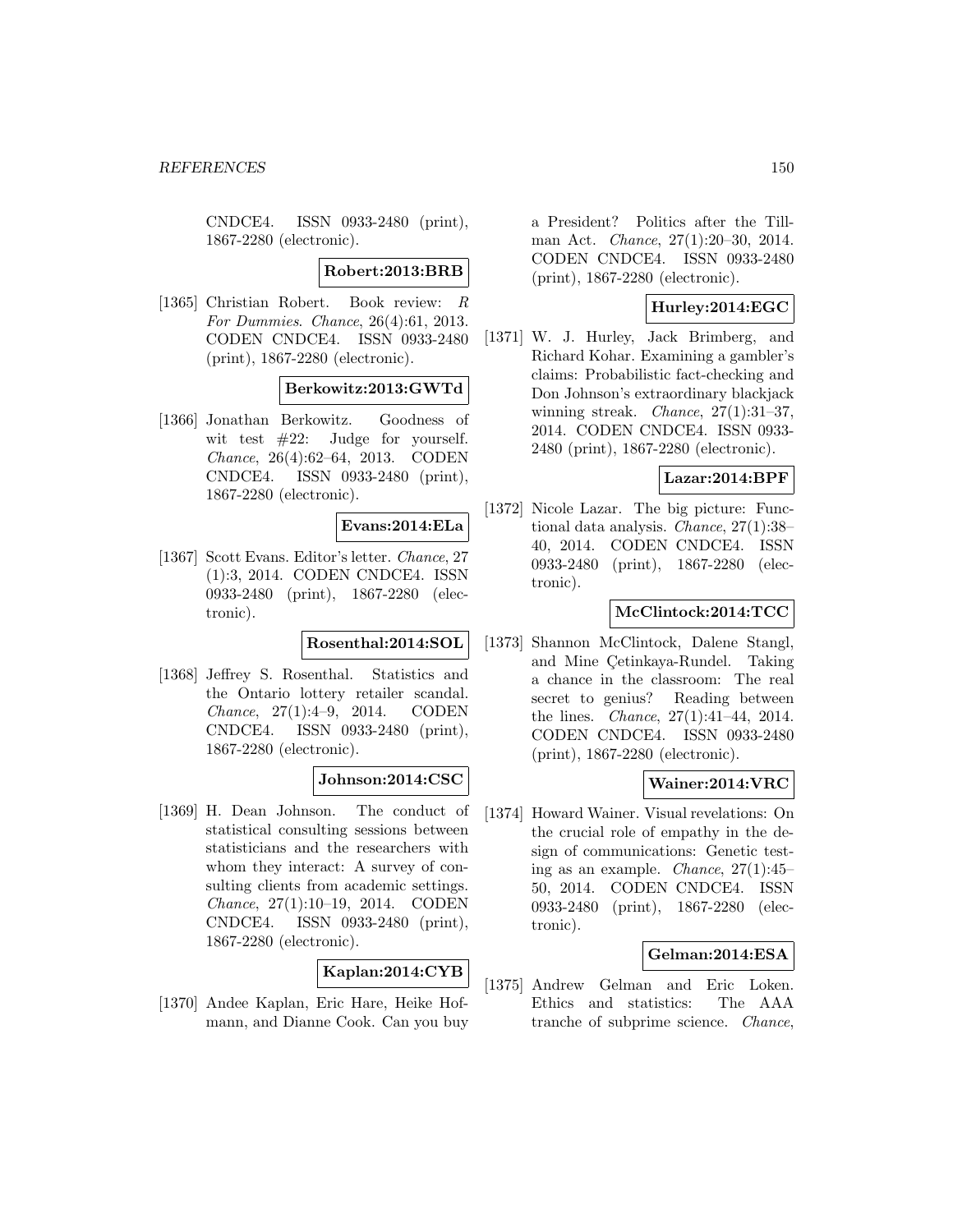CNDCE4. ISSN 0933-2480 (print), 1867-2280 (electronic).

**Robert:2013:BRB**

[1365] Christian Robert. Book review: *R For Dummies*. *Chance*, 26(4):61, 2013. CODEN CNDCE4. ISSN 0933-2480 (print), 1867-2280 (electronic).

**Berkowitz:2013:GWTd**

[1366] Jonathan Berkowitz. Goodness of wit test #22: Judge for yourself. *Chance*, 26(4):62–64, 2013. CODEN CNDCE4. ISSN 0933-2480 (print), 1867-2280 (electronic).

**Evans:2014:ELa**

[1367] Scott Evans. Editor's letter. *Chance*, 27 (1):3, 2014. CODEN CNDCE4. ISSN 0933-2480 (print), 1867-2280 (electronic).

**Rosenthal:2014:SOL**

[1368] Jeffrey S. Rosenthal. Statistics and the Ontario lottery retailer scandal. *Chance*, 27(1):4–9, 2014. CODEN CNDCE4. ISSN 0933-2480 (print), 1867-2280 (electronic).

**Johnson:2014:CSC**

[1369] H. Dean Johnson. The conduct of statistical consulting sessions between statisticians and the researchers with whom they interact: A survey of consulting clients from academic settings. *Chance*, 27(1):10–19, 2014. CODEN CNDCE4. ISSN 0933-2480 (print), 1867-2280 (electronic).

**Kaplan:2014:CYB**

[1370] Andee Kaplan, Eric Hare, Heike Hofmann, and Dianne Cook. Can you buy a President? Politics after the Tillman Act. *Chance*, 27(1):20–30, 2014. CODEN CNDCE4. ISSN 0933-2480 (print), 1867-2280 (electronic).

**Hurley:2014:EGC**

[1371] W. J. Hurley, Jack Brimberg, and Richard Kohar. Examining a gambler's claims: Probabilistic fact-checking and Don Johnson's extraordinary blackjack winning streak. *Chance*, 27(1):31–37, 2014. CODEN CNDCE4. ISSN 0933-2480 (print), 1867-2280 (electronic).

**Lazar:2014:BPF**

[1372] Nicole Lazar. The big picture: Functional data analysis. *Chance*, 27(1):38–40, 2014. CODEN CNDCE4. ISSN 0933-2480 (print), 1867-2280 (electronic).

**McClintock:2014:TCC**

[1373] Shannon McClintock, Dalene Stangl, and Mine Çetinkaya-Rundel. Taking a chance in the classroom: The real secret to genius? Reading between the lines. *Chance*, 27(1):41–44, 2014. CODEN CNDCE4. ISSN 0933-2480 (print), 1867-2280 (electronic).

**Wainer:2014:VRC**

[1374] Howard Wainer. Visual revelations: On the crucial role of empathy in the design of communications: Genetic testing as an example. *Chance*, 27(1):45–50, 2014. CODEN CNDCE4. ISSN 0933-2480 (print), 1867-2280 (electronic).

**Gelman:2014:ESA**

[1375] Andrew Gelman and Eric Loken. Ethics and statistics: The AAA tranche of subprime science. *Chance*,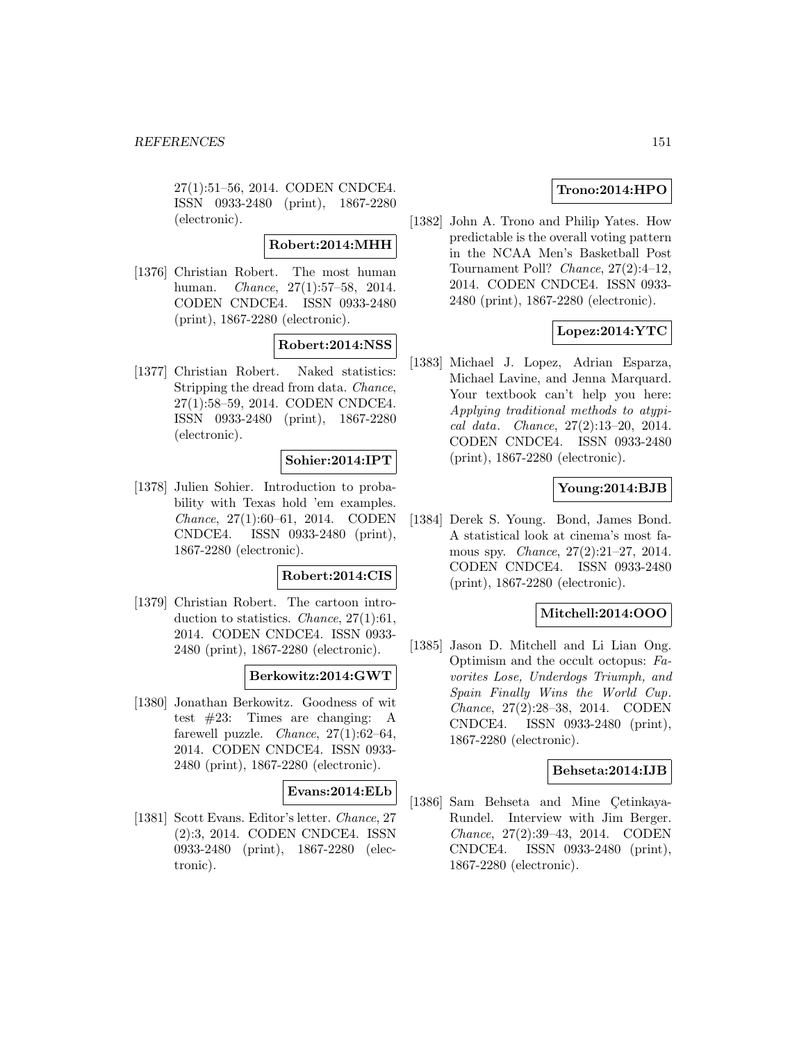27(1):51–56, 2014. CODEN CNDCE4. ISSN 0933-2480 (print), 1867-2280 (electronic).

**Robert:2014:MHH**

[1376] Christian Robert. The most human human. *Chance*, 27(1):57–58, 2014. CODEN CNDCE4. ISSN 0933-2480 (print), 1867-2280 (electronic).

**Robert:2014:NSS**

[1377] Christian Robert. Naked statistics: Stripping the dread from data. *Chance*, 27(1):58–59, 2014. CODEN CNDCE4. ISSN 0933-2480 (print), 1867-2280 (electronic).

**Sohier:2014:IPT**

[1378] Julien Sohier. Introduction to probability with Texas hold 'em examples. *Chance*, 27(1):60–61, 2014. CODEN CNDCE4. ISSN 0933-2480 (print), 1867-2280 (electronic).

**Robert:2014:CIS**

[1379] Christian Robert. The cartoon introduction to statistics. *Chance*, 27(1):61, 2014. CODEN CNDCE4. ISSN 0933-2480 (print), 1867-2280 (electronic).

**Berkowitz:2014:GWT**

[1380] Jonathan Berkowitz. Goodness of wit test #23: Times are changing: A farewell puzzle. *Chance*, 27(1):62–64, 2014. CODEN CNDCE4. ISSN 0933-2480 (print), 1867-2280 (electronic).

**Evans:2014:ELb**

[1381] Scott Evans. Editor's letter. *Chance*, 27 (2):3, 2014. CODEN CNDCE4. ISSN 0933-2480 (print), 1867-2280 (electronic).

**Trono:2014:HPO**

[1382] John A. Trono and Philip Yates. How predictable is the overall voting pattern in the NCAA Men's Basketball Post Tournament Poll? *Chance*, 27(2):4–12, 2014. CODEN CNDCE4. ISSN 0933-2480 (print), 1867-2280 (electronic).

**Lopez:2014:YTC**

[1383] Michael J. Lopez, Adrian Esparza, Michael Lavine, and Jenna Marquard. Your textbook can't help you here: *Applying traditional methods to atypical data*. *Chance*, 27(2):13–20, 2014. CODEN CNDCE4. ISSN 0933-2480 (print), 1867-2280 (electronic).

**Young:2014:BJB**

[1384] Derek S. Young. Bond, James Bond. A statistical look at cinema's most famous spy. *Chance*, 27(2):21–27, 2014. CODEN CNDCE4. ISSN 0933-2480 (print), 1867-2280 (electronic).

**Mitchell:2014:OOO**

[1385] Jason D. Mitchell and Li Lian Ong. Optimism and the occult octopus: *Favorites Lose, Underdogs Triumph, and Spain Finally Wins the World Cup*. *Chance*, 27(2):28–38, 2014. CODEN CNDCE4. ISSN 0933-2480 (print), 1867-2280 (electronic).

**Behseta:2014:IJB**

[1386] Sam Behseta and Mine Çetinkaya-Rundel. Interview with Jim Berger. *Chance*, 27(2):39–43, 2014. CODEN CNDCE4. ISSN 0933-2480 (print), 1867-2280 (electronic).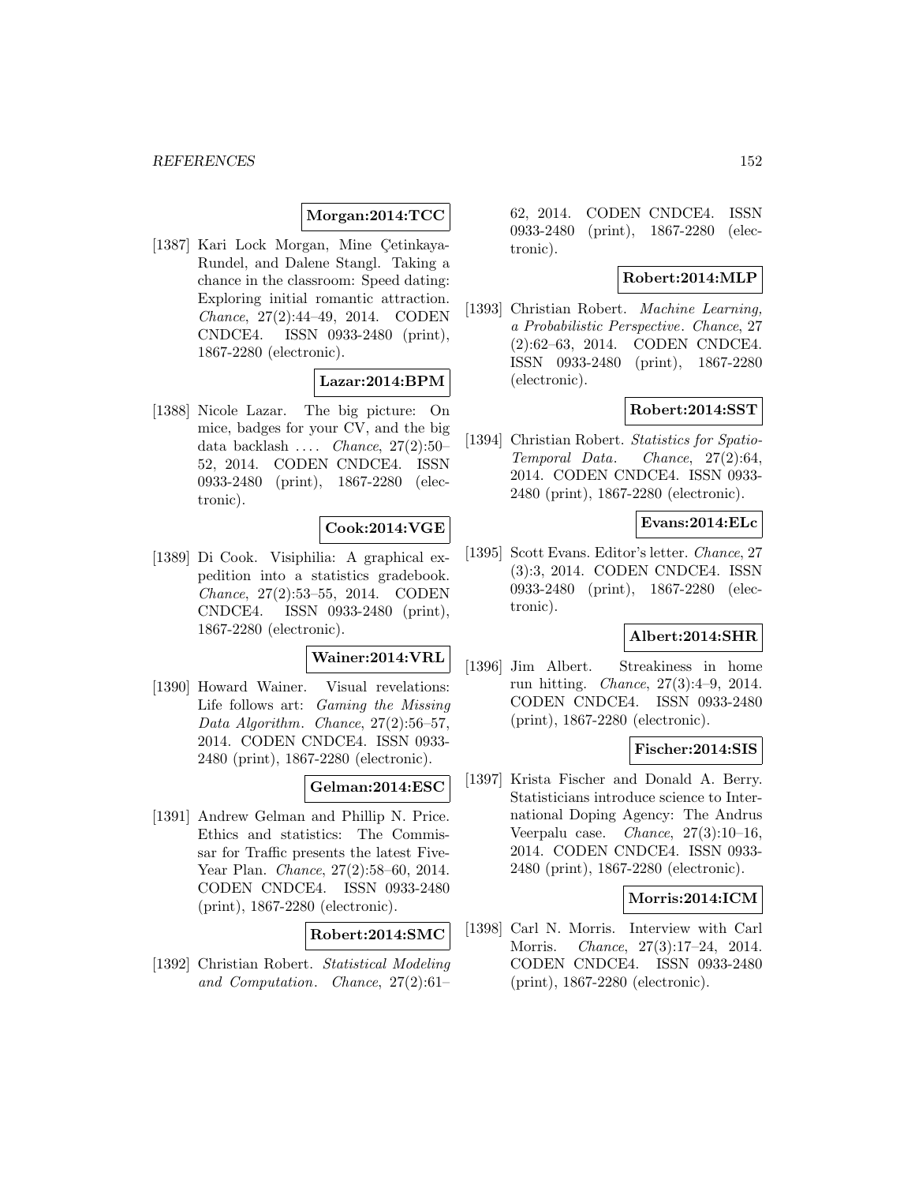**Morgan:2014:TCC**

[1387] Kari Lock Morgan, Mine Çetinkaya-Rundel, and Dalene Stangl. Taking a chance in the classroom: Speed dating: Exploring initial romantic attraction. *Chance*, 27(2):44–49, 2014. CODEN CNDCE4. ISSN 0933-2480 (print), 1867-2280 (electronic).

**Lazar:2014:BPM**

[1388] Nicole Lazar. The big picture: On mice, badges for your CV, and the big data backlash .... *Chance*, 27(2):50–52, 2014. CODEN CNDCE4. ISSN 0933-2480 (print), 1867-2280 (electronic).

**Cook:2014:VGE**

[1389] Di Cook. Visiphilia: A graphical expedition into a statistics gradebook. *Chance*, 27(2):53–55, 2014. CODEN CNDCE4. ISSN 0933-2480 (print), 1867-2280 (electronic).

**Wainer:2014:VRL**

[1390] Howard Wainer. Visual revelations: Life follows art: *Gaming the Missing Data Algorithm*. *Chance*, 27(2):56–57, 2014. CODEN CNDCE4. ISSN 0933-2480 (print), 1867-2280 (electronic).

**Gelman:2014:ESC**

[1391] Andrew Gelman and Phillip N. Price. Ethics and statistics: The Commissar for Traffic presents the latest Five-Year Plan. *Chance*, 27(2):58–60, 2014. CODEN CNDCE4. ISSN 0933-2480 (print), 1867-2280 (electronic).

**Robert:2014:SMC**

[1392] Christian Robert. *Statistical Modeling and Computation*. *Chance*, 27(2):61–62, 2014. CODEN CNDCE4. ISSN 0933-2480 (print), 1867-2280 (electronic).

**Robert:2014:MLP**

[1393] Christian Robert. *Machine Learning, a Probabilistic Perspective*. *Chance*, 27(2):62–63, 2014. CODEN CNDCE4. ISSN 0933-2480 (print), 1867-2280 (electronic).

**Robert:2014:SST**

[1394] Christian Robert. *Statistics for Spatio-Temporal Data*. *Chance*, 27(2):64, 2014. CODEN CNDCE4. ISSN 0933-2480 (print), 1867-2280 (electronic).

**Evans:2014:ELc**

[1395] Scott Evans. Editor's letter. *Chance*, 27(3):3, 2014. CODEN CNDCE4. ISSN 0933-2480 (print), 1867-2280 (electronic).

**Albert:2014:SHR**

[1396] Jim Albert. Streakiness in home run hitting. *Chance*, 27(3):4–9, 2014. CODEN CNDCE4. ISSN 0933-2480 (print), 1867-2280 (electronic).

**Fischer:2014:SIS**

[1397] Krista Fischer and Donald A. Berry. Statisticians introduce science to International Doping Agency: The Andrus Veerpalu case. *Chance*, 27(3):10–16, 2014. CODEN CNDCE4. ISSN 0933-2480 (print), 1867-2280 (electronic).

**Morris:2014:ICM**

[1398] Carl N. Morris. Interview with Carl Morris. *Chance*, 27(3):17–24, 2014. CODEN CNDCE4. ISSN 0933-2480 (print), 1867-2280 (electronic).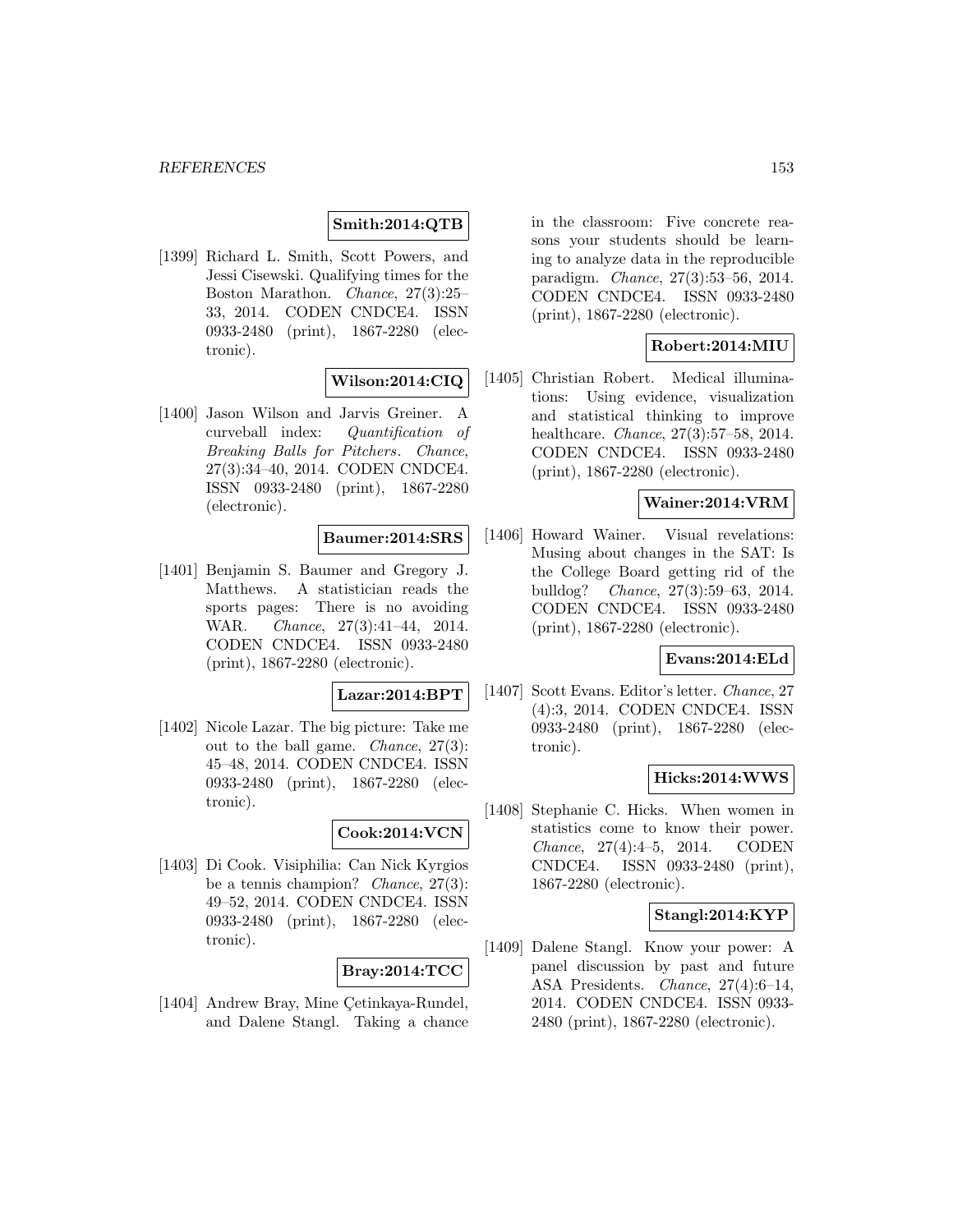**Smith:2014:QTB**

[1399] Richard L. Smith, Scott Powers, and Jessi Cisewski. Qualifying times for the Boston Marathon. *Chance*, 27(3):25–33, 2014. CODEN CNDCE4. ISSN 0933-2480 (print), 1867-2280 (electronic).

**Wilson:2014:CIQ**

[1400] Jason Wilson and Jarvis Greiner. A curveball index: *Quantification of Breaking Balls for Pitchers*. *Chance*, 27(3):34–40, 2014. CODEN CNDCE4. ISSN 0933-2480 (print), 1867-2280 (electronic).

**Baumer:2014:SRS**

[1401] Benjamin S. Baumer and Gregory J. Matthews. A statistician reads the sports pages: There is no avoiding WAR. *Chance*, 27(3):41–44, 2014. CODEN CNDCE4. ISSN 0933-2480 (print), 1867-2280 (electronic).

**Lazar:2014:BPT**

[1402] Nicole Lazar. The big picture: Take me out to the ball game. *Chance*, 27(3): 45–48, 2014. CODEN CNDCE4. ISSN 0933-2480 (print), 1867-2280 (electronic).

**Cook:2014:VCN**

[1403] Di Cook. Visiphilia: Can Nick Kyrgios be a tennis champion? *Chance*, 27(3): 49–52, 2014. CODEN CNDCE4. ISSN 0933-2480 (print), 1867-2280 (electronic).

**Bray:2014:TCC**

[1404] Andrew Bray, Mine Çetinkaya-Rundel, and Dalene Stangl. Taking a chance in the classroom: Five concrete reasons your students should be learning to analyze data in the reproducible paradigm. *Chance*, 27(3):53–56, 2014. CODEN CNDCE4. ISSN 0933-2480 (print), 1867-2280 (electronic).

**Robert:2014:MIU**

[1405] Christian Robert. Medical illuminations: Using evidence, visualization and statistical thinking to improve healthcare. *Chance*, 27(3):57–58, 2014. CODEN CNDCE4. ISSN 0933-2480 (print), 1867-2280 (electronic).

**Wainer:2014:VRM**

[1406] Howard Wainer. Visual revelations: Musing about changes in the SAT: Is the College Board getting rid of the bulldog? *Chance*, 27(3):59–63, 2014. CODEN CNDCE4. ISSN 0933-2480 (print), 1867-2280 (electronic).

**Evans:2014:ELd**

[1407] Scott Evans. Editor's letter. *Chance*, 27 (4):3, 2014. CODEN CNDCE4. ISSN 0933-2480 (print), 1867-2280 (electronic).

**Hicks:2014:WWS**

[1408] Stephanie C. Hicks. When women in statistics come to know their power. *Chance*, 27(4):4–5, 2014. CODEN CNDCE4. ISSN 0933-2480 (print), 1867-2280 (electronic).

**Stangl:2014:KYP**

[1409] Dalene Stangl. Know your power: A panel discussion by past and future ASA Presidents. *Chance*, 27(4):6–14, 2014. CODEN CNDCE4. ISSN 0933-2480 (print), 1867-2280 (electronic).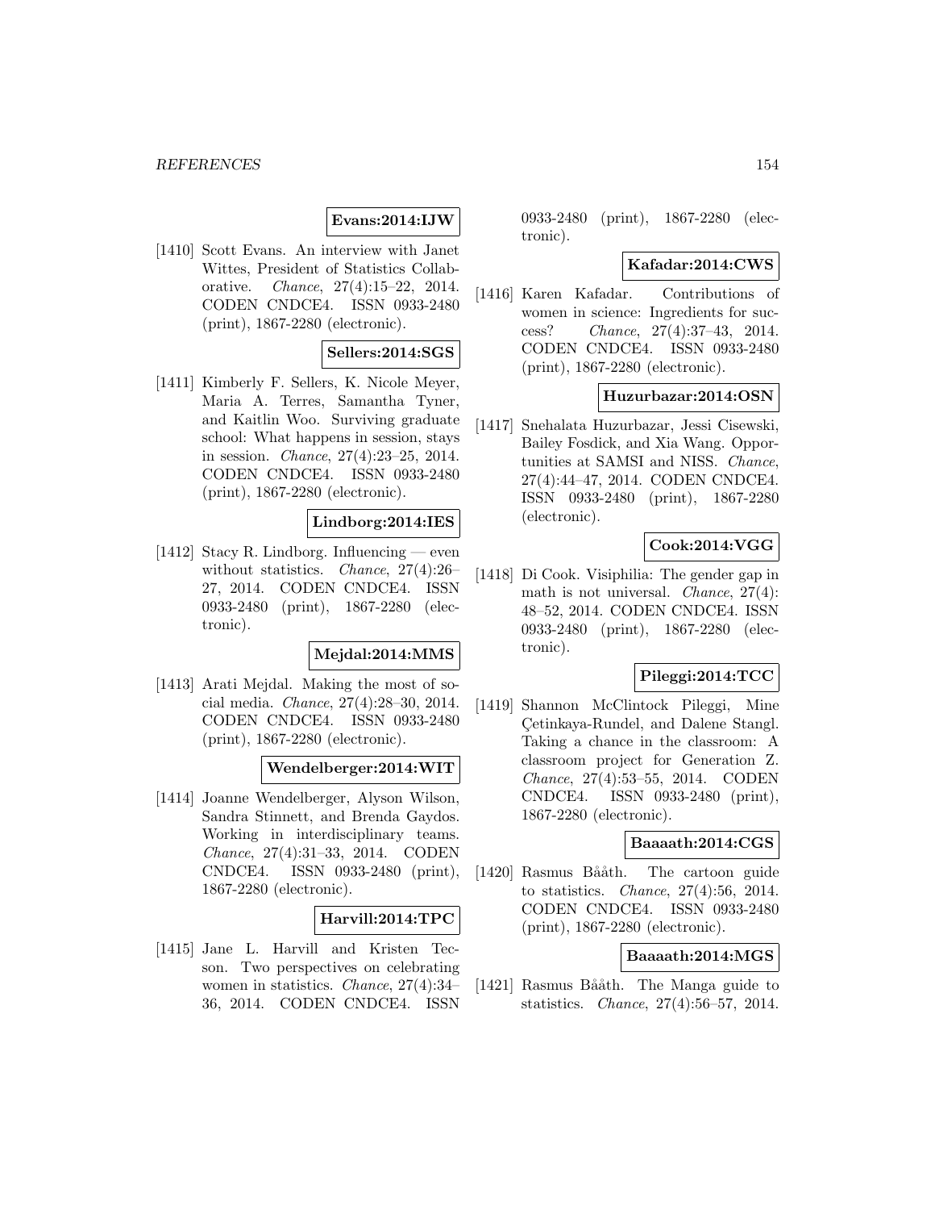**Evans:2014:IJW**

[1410] Scott Evans. An interview with Janet Wittes, President of Statistics Collaborative. *Chance*, 27(4):15–22, 2014. CODEN CNDCE4. ISSN 0933-2480 (print), 1867-2280 (electronic).

**Sellers:2014:SGS**

[1411] Kimberly F. Sellers, K. Nicole Meyer, Maria A. Terres, Samantha Tyner, and Kaitlin Woo. Surviving graduate school: What happens in session, stays in session. *Chance*, 27(4):23–25, 2014. CODEN CNDCE4. ISSN 0933-2480 (print), 1867-2280 (electronic).

**Lindborg:2014:IES**

[1412] Stacy R. Lindborg. Influencing — even without statistics. *Chance*, 27(4):26–27, 2014. CODEN CNDCE4. ISSN 0933-2480 (print), 1867-2280 (electronic).

**Mejdal:2014:MMS**

[1413] Arati Mejdal. Making the most of social media. *Chance*, 27(4):28–30, 2014. CODEN CNDCE4. ISSN 0933-2480 (print), 1867-2280 (electronic).

**Wendelberger:2014:WIT**

[1414] Joanne Wendelberger, Alyson Wilson, Sandra Stinnett, and Brenda Gaydos. Working in interdisciplinary teams. *Chance*, 27(4):31–33, 2014. CODEN CNDCE4. ISSN 0933-2480 (print), 1867-2280 (electronic).

**Harvill:2014:TPC**

[1415] Jane L. Harvill and Kristen Tecson. Two perspectives on celebrating women in statistics. *Chance*, 27(4):34–36, 2014. CODEN CNDCE4. ISSN 0933-2480 (print), 1867-2280 (electronic).

**Kafadar:2014:CWS**

[1416] Karen Kafadar. Contributions of women in science: Ingredients for success? *Chance*, 27(4):37–43, 2014. CODEN CNDCE4. ISSN 0933-2480 (print), 1867-2280 (electronic).

**Huzurbazar:2014:OSN**

[1417] Snehalata Huzurbazar, Jessi Cisewski, Bailey Fosdick, and Xia Wang. Opportunities at SAMSI and NISS. *Chance*, 27(4):44–47, 2014. CODEN CNDCE4. ISSN 0933-2480 (print), 1867-2280 (electronic).

**Cook:2014:VGG**

[1418] Di Cook. Visiphilia: The gender gap in math is not universal. *Chance*, 27(4):48–52, 2014. CODEN CNDCE4. ISSN 0933-2480 (print), 1867-2280 (electronic).

**Pileggi:2014:TCC**

[1419] Shannon McClintock Pileggi, Mine Çetinkaya-Rundel, and Dalene Stangl. Taking a chance in the classroom: A classroom project for Generation Z. *Chance*, 27(4):53–55, 2014. CODEN CNDCE4. ISSN 0933-2480 (print), 1867-2280 (electronic).

**Baaaath:2014:CGS**

[1420] Rasmus Bååth. The cartoon guide to statistics. *Chance*, 27(4):56, 2014. CODEN CNDCE4. ISSN 0933-2480 (print), 1867-2280 (electronic).

**Baaaath:2014:MGS**

[1421] Rasmus Bååth. The Manga guide to statistics. *Chance*, 27(4):56–57, 2014.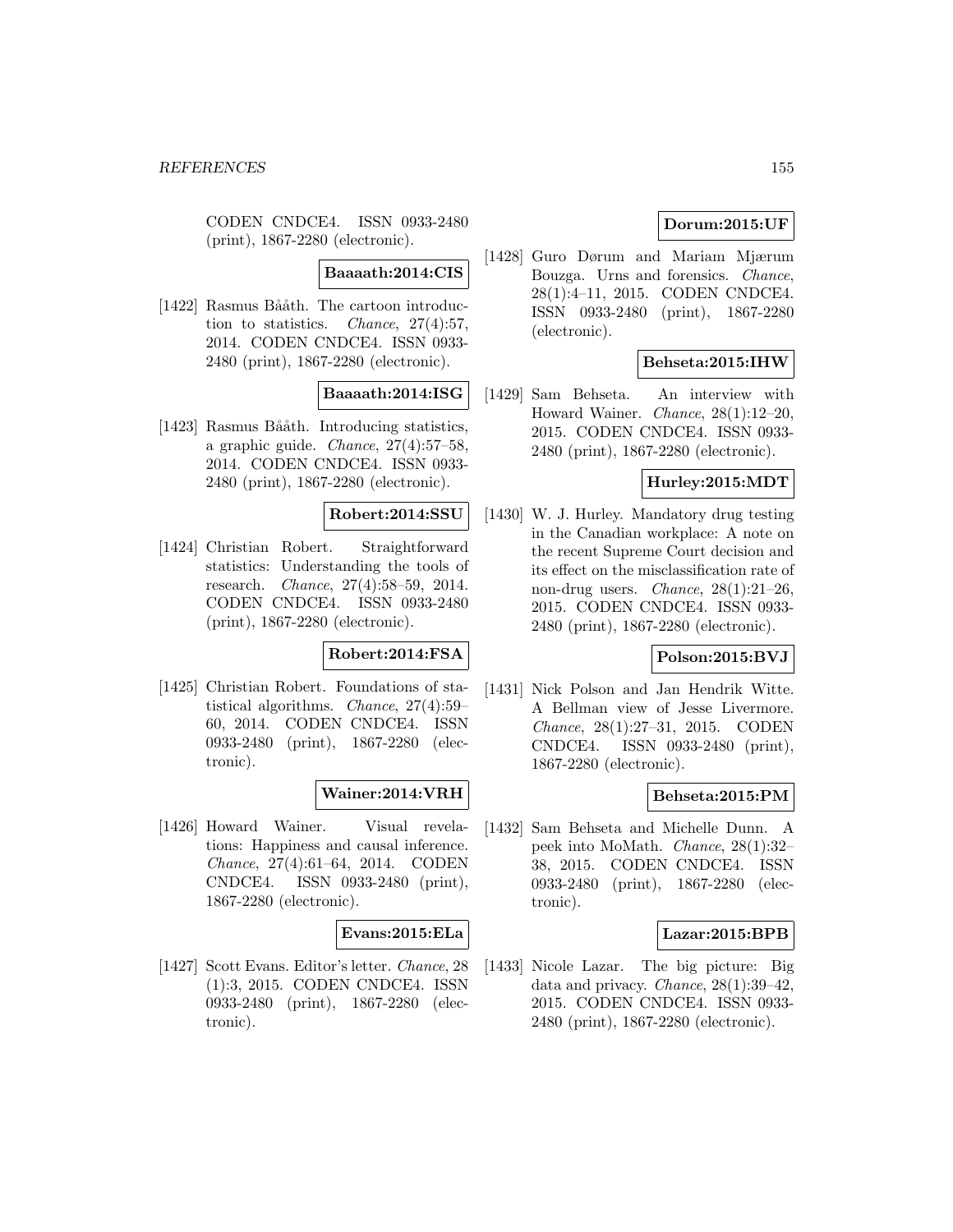CODEN CNDCE4. ISSN 0933-2480 (print), 1867-2280 (electronic).

**Baaaath:2014:CIS**

[1422] Rasmus Bååth. The cartoon introduction to statistics. *Chance*, 27(4):57, 2014. CODEN CNDCE4. ISSN 0933-2480 (print), 1867-2280 (electronic).

**Baaaath:2014:ISG**

[1423] Rasmus Bååth. Introducing statistics, a graphic guide. *Chance*, 27(4):57–58, 2014. CODEN CNDCE4. ISSN 0933-2480 (print), 1867-2280 (electronic).

**Robert:2014:SSU**

[1424] Christian Robert. Straightforward statistics: Understanding the tools of research. *Chance*, 27(4):58–59, 2014. CODEN CNDCE4. ISSN 0933-2480 (print), 1867-2280 (electronic).

**Robert:2014:FSA**

[1425] Christian Robert. Foundations of statistical algorithms. *Chance*, 27(4):59–60, 2014. CODEN CNDCE4. ISSN 0933-2480 (print), 1867-2280 (electronic).

**Wainer:2014:VRH**

[1426] Howard Wainer. Visual revelations: Happiness and causal inference. *Chance*, 27(4):61–64, 2014. CODEN CNDCE4. ISSN 0933-2480 (print), 1867-2280 (electronic).

**Evans:2015:ELa**

[1427] Scott Evans. Editor's letter. *Chance*, 28 (1):3, 2015. CODEN CNDCE4. ISSN 0933-2480 (print), 1867-2280 (electronic).

**Dorum:2015:UF**

[1428] Guro Dørum and Mariam Mjærum Bouzga. Urns and forensics. *Chance*, 28(1):4–11, 2015. CODEN CNDCE4. ISSN 0933-2480 (print), 1867-2280 (electronic).

**Behseta:2015:IHW**

[1429] Sam Behseta. An interview with Howard Wainer. *Chance*, 28(1):12–20, 2015. CODEN CNDCE4. ISSN 0933-2480 (print), 1867-2280 (electronic).

**Hurley:2015:MDT**

[1430] W. J. Hurley. Mandatory drug testing in the Canadian workplace: A note on the recent Supreme Court decision and its effect on the misclassification rate of non-drug users. *Chance*, 28(1):21–26, 2015. CODEN CNDCE4. ISSN 0933-2480 (print), 1867-2280 (electronic).

**Polson:2015:BVJ**

[1431] Nick Polson and Jan Hendrik Witte. A Bellman view of Jesse Livermore. *Chance*, 28(1):27–31, 2015. CODEN CNDCE4. ISSN 0933-2480 (print), 1867-2280 (electronic).

**Behseta:2015:PM**

[1432] Sam Behseta and Michelle Dunn. A peek into MoMath. *Chance*, 28(1):32–38, 2015. CODEN CNDCE4. ISSN 0933-2480 (print), 1867-2280 (electronic).

**Lazar:2015:BPB**

[1433] Nicole Lazar. The big picture: Big data and privacy. *Chance*, 28(1):39–42, 2015. CODEN CNDCE4. ISSN 0933-2480 (print), 1867-2280 (electronic).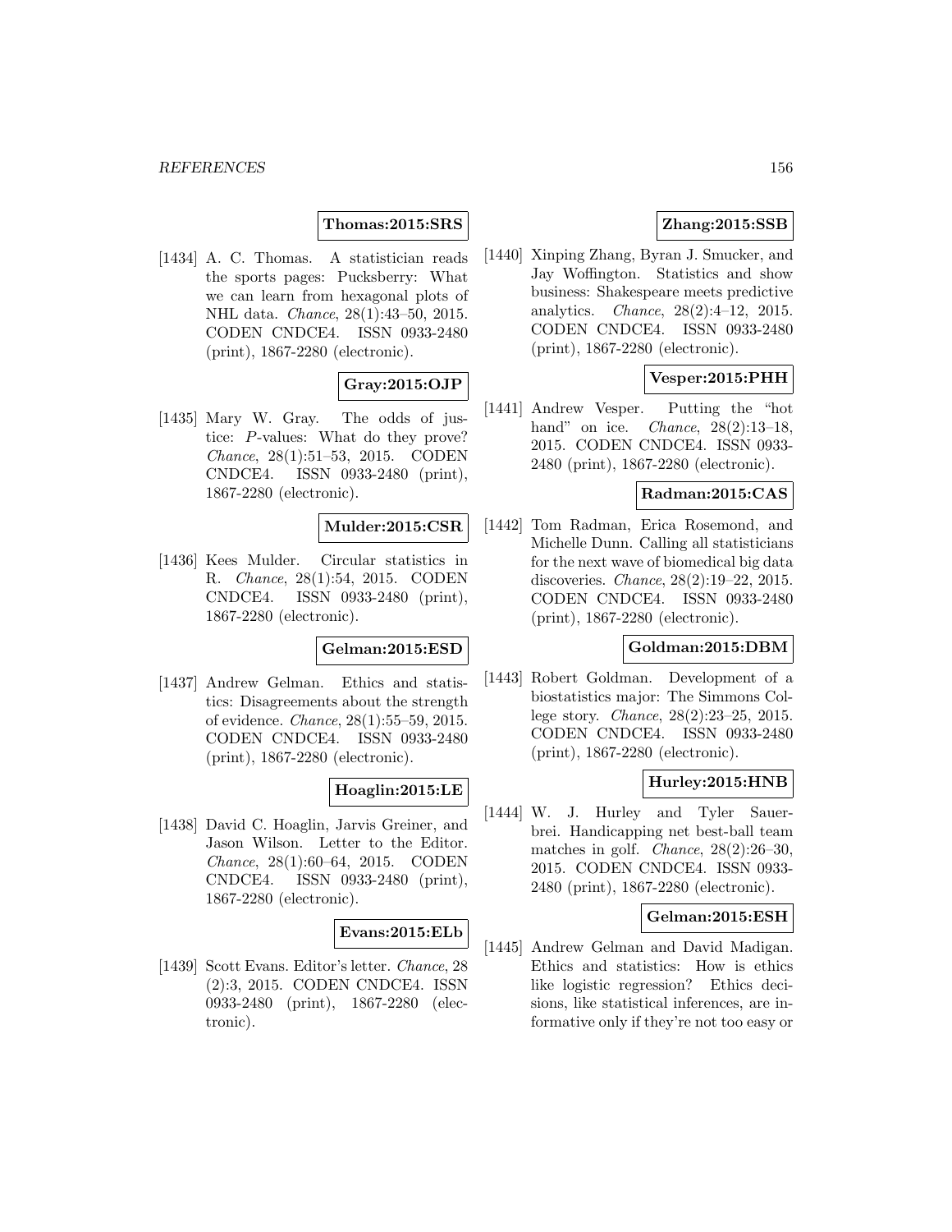**Thomas:2015:SRS**

[1434] A. C. Thomas. A statistician reads the sports pages: Pucksberry: What we can learn from hexagonal plots of NHL data. *Chance*, 28(1):43–50, 2015. CODEN CNDCE4. ISSN 0933-2480 (print), 1867-2280 (electronic).

**Gray:2015:OJP**

[1435] Mary W. Gray. The odds of justice: *P*-values: What do they prove? *Chance*, 28(1):51–53, 2015. CODEN CNDCE4. ISSN 0933-2480 (print), 1867-2280 (electronic).

**Mulder:2015:CSR**

[1436] Kees Mulder. Circular statistics in R. *Chance*, 28(1):54, 2015. CODEN CNDCE4. ISSN 0933-2480 (print), 1867-2280 (electronic).

**Gelman:2015:ESD**

[1437] Andrew Gelman. Ethics and statistics: Disagreements about the strength of evidence. *Chance*, 28(1):55–59, 2015. CODEN CNDCE4. ISSN 0933-2480 (print), 1867-2280 (electronic).

**Hoaglin:2015:LE**

[1438] David C. Hoaglin, Jarvis Greiner, and Jason Wilson. Letter to the Editor. *Chance*, 28(1):60–64, 2015. CODEN CNDCE4. ISSN 0933-2480 (print), 1867-2280 (electronic).

**Evans:2015:ELb**

[1439] Scott Evans. Editor's letter. *Chance*, 28 (2):3, 2015. CODEN CNDCE4. ISSN 0933-2480 (print), 1867-2280 (electronic).

**Zhang:2015:SSB**

[1440] Xinping Zhang, Byran J. Smucker, and Jay Woffington. Statistics and show business: Shakespeare meets predictive analytics. *Chance*, 28(2):4–12, 2015. CODEN CNDCE4. ISSN 0933-2480 (print), 1867-2280 (electronic).

**Vesper:2015:PHH**

[1441] Andrew Vesper. Putting the "hot hand" on ice. *Chance*, 28(2):13–18, 2015. CODEN CNDCE4. ISSN 0933-2480 (print), 1867-2280 (electronic).

**Radman:2015:CAS**

[1442] Tom Radman, Erica Rosemond, and Michelle Dunn. Calling all statisticians for the next wave of biomedical big data discoveries. *Chance*, 28(2):19–22, 2015. CODEN CNDCE4. ISSN 0933-2480 (print), 1867-2280 (electronic).

**Goldman:2015:DBM**

[1443] Robert Goldman. Development of a biostatistics major: The Simmons College story. *Chance*, 28(2):23–25, 2015. CODEN CNDCE4. ISSN 0933-2480 (print), 1867-2280 (electronic).

**Hurley:2015:HNB**

[1444] W. J. Hurley and Tyler Sauerbrei. Handicapping net best-ball team matches in golf. *Chance*, 28(2):26–30, 2015. CODEN CNDCE4. ISSN 0933-2480 (print), 1867-2280 (electronic).

**Gelman:2015:ESH**

[1445] Andrew Gelman and David Madigan. Ethics and statistics: How is ethics like logistic regression? Ethics decisions, like statistical inferences, are informative only if they're not too easy or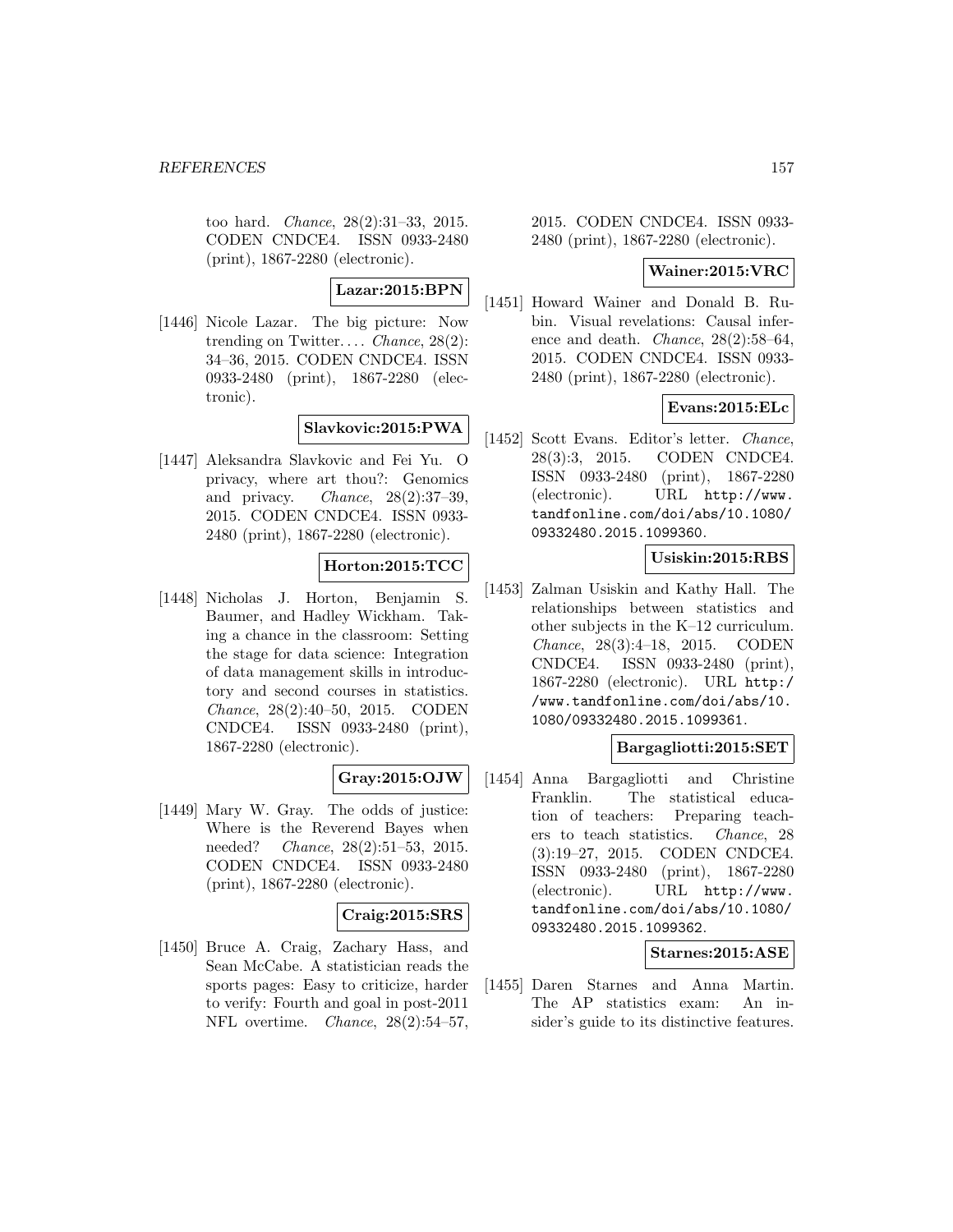too hard. *Chance*, 28(2):31–33, 2015. CODEN CNDCE4. ISSN 0933-2480 (print), 1867-2280 (electronic).

**Lazar:2015:BPN**

[1446] Nicole Lazar. The big picture: Now trending on Twitter.... *Chance*, 28(2): 34–36, 2015. CODEN CNDCE4. ISSN 0933-2480 (print), 1867-2280 (electronic).

**Slavkovic:2015:PWA**

[1447] Aleksandra Slavkovic and Fei Yu. O privacy, where art thou?: Genomics and privacy. *Chance*, 28(2):37–39, 2015. CODEN CNDCE4. ISSN 0933-2480 (print), 1867-2280 (electronic).

**Horton:2015:TCC**

[1448] Nicholas J. Horton, Benjamin S. Baumer, and Hadley Wickham. Taking a chance in the classroom: Setting the stage for data science: Integration of data management skills in introductory and second courses in statistics. *Chance*, 28(2):40–50, 2015. CODEN CNDCE4. ISSN 0933-2480 (print), 1867-2280 (electronic).

**Gray:2015:OJW**

[1449] Mary W. Gray. The odds of justice: Where is the Reverend Bayes when needed? *Chance*, 28(2):51–53, 2015. CODEN CNDCE4. ISSN 0933-2480 (print), 1867-2280 (electronic).

**Craig:2015:SRS**

[1450] Bruce A. Craig, Zachary Hass, and Sean McCabe. A statistician reads the sports pages: Easy to criticize, harder to verify: Fourth and goal in post-2011 NFL overtime. *Chance*, 28(2):54–57, 2015. CODEN CNDCE4. ISSN 0933-2480 (print), 1867-2280 (electronic).

**Wainer:2015:VRC**

[1451] Howard Wainer and Donald B. Rubin. Visual revelations: Causal inference and death. *Chance*, 28(2):58–64, 2015. CODEN CNDCE4. ISSN 0933-2480 (print), 1867-2280 (electronic).

**Evans:2015:ELc**

[1452] Scott Evans. Editor's letter. *Chance*, 28(3):3, 2015. CODEN CNDCE4. ISSN 0933-2480 (print), 1867-2280 (electronic). URL http://www.tandfonline.com/doi/abs/10.1080/09332480.2015.1099360.

**Usiskin:2015:RBS**

[1453] Zalman Usiskin and Kathy Hall. The relationships between statistics and other subjects in the K–12 curriculum. *Chance*, 28(3):4–18, 2015. CODEN CNDCE4. ISSN 0933-2480 (print), 1867-2280 (electronic). URL http://www.tandfonline.com/doi/abs/10.1080/09332480.2015.1099361.

**Bargagliotti:2015:SET**

[1454] Anna Bargagliotti and Christine Franklin. The statistical education of teachers: Preparing teachers to teach statistics. *Chance*, 28 (3):19–27, 2015. CODEN CNDCE4. ISSN 0933-2480 (print), 1867-2280 (electronic). URL http://www.tandfonline.com/doi/abs/10.1080/09332480.2015.1099362.

**Starnes:2015:ASE**

[1455] Daren Starnes and Anna Martin. The AP statistics exam: An insider's guide to its distinctive features.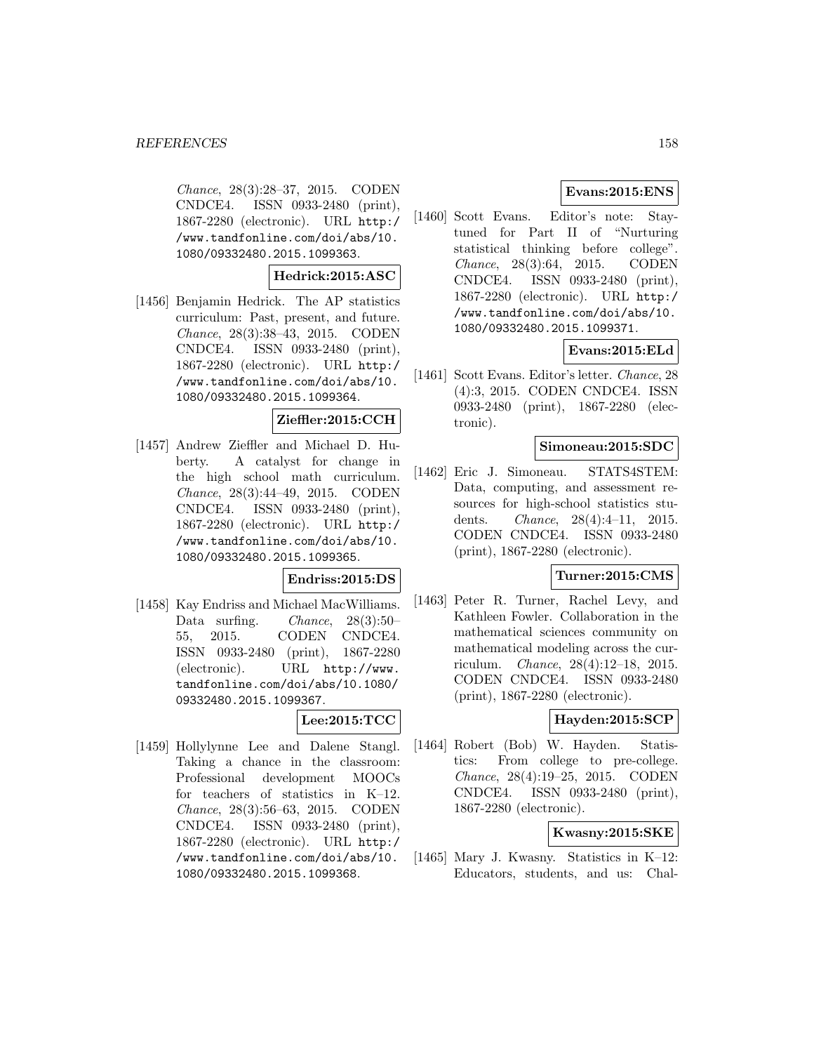*Chance*, 28(3):28–37, 2015. CODEN CNDCE4. ISSN 0933-2480 (print), 1867-2280 (electronic). URL http://www.tandfonline.com/doi/abs/10.1080/09332480.2015.1099363.

**Hedrick:2015:ASC**

[1456] Benjamin Hedrick. The AP statistics curriculum: Past, present, and future. *Chance*, 28(3):38–43, 2015. CODEN CNDCE4. ISSN 0933-2480 (print), 1867-2280 (electronic). URL http://www.tandfonline.com/doi/abs/10.1080/09332480.2015.1099364.

**Zieffler:2015:CCH**

[1457] Andrew Zieffler and Michael D. Huberty. A catalyst for change in the high school math curriculum. *Chance*, 28(3):44–49, 2015. CODEN CNDCE4. ISSN 0933-2480 (print), 1867-2280 (electronic). URL http://www.tandfonline.com/doi/abs/10.1080/09332480.2015.1099365.

**Endriss:2015:DS**

[1458] Kay Endriss and Michael MacWilliams. Data surfing. *Chance*, 28(3):50–55, 2015. CODEN CNDCE4. ISSN 0933-2480 (print), 1867-2280 (electronic). URL http://www.tandfonline.com/doi/abs/10.1080/09332480.2015.1099367.

**Lee:2015:TCC**

[1459] Hollylynne Lee and Dalene Stangl. Taking a chance in the classroom: Professional development MOOCs for teachers of statistics in K–12. *Chance*, 28(3):56–63, 2015. CODEN CNDCE4. ISSN 0933-2480 (print), 1867-2280 (electronic). URL http://www.tandfonline.com/doi/abs/10.1080/09332480.2015.1099368.

**Evans:2015:ENS**

[1460] Scott Evans. Editor's note: Stay-tuned for Part II of "Nurturing statistical thinking before college". *Chance*, 28(3):64, 2015. CODEN CNDCE4. ISSN 0933-2480 (print), 1867-2280 (electronic). URL http://www.tandfonline.com/doi/abs/10.1080/09332480.2015.1099371.

**Evans:2015:ELd**

[1461] Scott Evans. Editor's letter. *Chance*, 28(4):3, 2015. CODEN CNDCE4. ISSN 0933-2480 (print), 1867-2280 (electronic).

**Simoneau:2015:SDC**

[1462] Eric J. Simoneau. STATS4STEM: Data, computing, and assessment resources for high-school statistics students. *Chance*, 28(4):4–11, 2015. CODEN CNDCE4. ISSN 0933-2480 (print), 1867-2280 (electronic).

**Turner:2015:CMS**

[1463] Peter R. Turner, Rachel Levy, and Kathleen Fowler. Collaboration in the mathematical sciences community on mathematical modeling across the curriculum. *Chance*, 28(4):12–18, 2015. CODEN CNDCE4. ISSN 0933-2480 (print), 1867-2280 (electronic).

**Hayden:2015:SCP**

[1464] Robert (Bob) W. Hayden. Statistics: From college to pre-college. *Chance*, 28(4):19–25, 2015. CODEN CNDCE4. ISSN 0933-2480 (print), 1867-2280 (electronic).

**Kwasny:2015:SKE**

[1465] Mary J. Kwasny. Statistics in K–12: Educators, students, and us: Chal-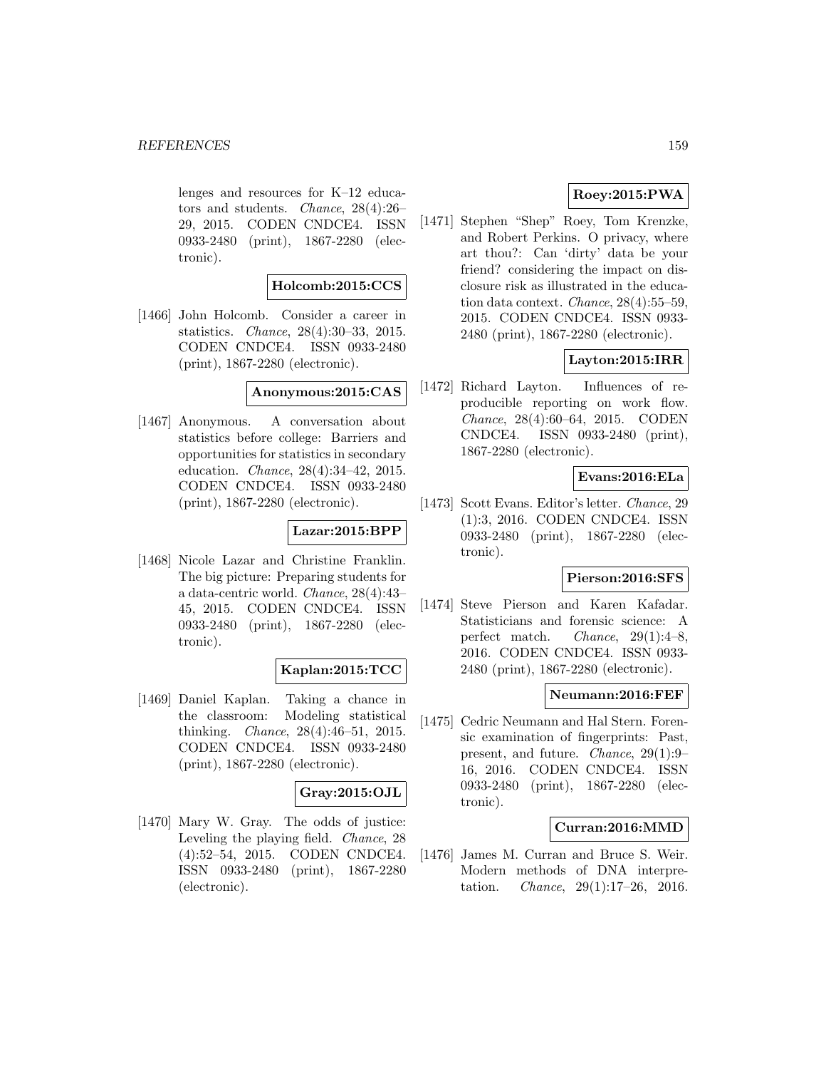lenges and resources for K–12 educators and students. *Chance*, 28(4):26–29, 2015. CODEN CNDCE4. ISSN 0933-2480 (print), 1867-2280 (electronic).

**Holcomb:2015:CCS**

[1466] John Holcomb. Consider a career in statistics. *Chance*, 28(4):30–33, 2015. CODEN CNDCE4. ISSN 0933-2480 (print), 1867-2280 (electronic).

**Anonymous:2015:CAS**

[1467] Anonymous. A conversation about statistics before college: Barriers and opportunities for statistics in secondary education. *Chance*, 28(4):34–42, 2015. CODEN CNDCE4. ISSN 0933-2480 (print), 1867-2280 (electronic).

**Lazar:2015:BPP**

[1468] Nicole Lazar and Christine Franklin. The big picture: Preparing students for a data-centric world. *Chance*, 28(4):43–45, 2015. CODEN CNDCE4. ISSN 0933-2480 (print), 1867-2280 (electronic).

**Kaplan:2015:TCC**

[1469] Daniel Kaplan. Taking a chance in the classroom: Modeling statistical thinking. *Chance*, 28(4):46–51, 2015. CODEN CNDCE4. ISSN 0933-2480 (print), 1867-2280 (electronic).

**Gray:2015:OJL**

[1470] Mary W. Gray. The odds of justice: Leveling the playing field. *Chance*, 28 (4):52–54, 2015. CODEN CNDCE4. ISSN 0933-2480 (print), 1867-2280 (electronic).

**Roey:2015:PWA**

[1471] Stephen "Shep" Roey, Tom Krenzke, and Robert Perkins. O privacy, where art thou?: Can 'dirty' data be your friend? considering the impact on disclosure risk as illustrated in the education data context. *Chance*, 28(4):55–59, 2015. CODEN CNDCE4. ISSN 0933-2480 (print), 1867-2280 (electronic).

**Layton:2015:IRR**

[1472] Richard Layton. Influences of reproducible reporting on work flow. *Chance*, 28(4):60–64, 2015. CODEN CNDCE4. ISSN 0933-2480 (print), 1867-2280 (electronic).

**Evans:2016:ELa**

[1473] Scott Evans. Editor's letter. *Chance*, 29 (1):3, 2016. CODEN CNDCE4. ISSN 0933-2480 (print), 1867-2280 (electronic).

**Pierson:2016:SFS**

[1474] Steve Pierson and Karen Kafadar. Statisticians and forensic science: A perfect match. *Chance*, 29(1):4–8, 2016. CODEN CNDCE4. ISSN 0933-2480 (print), 1867-2280 (electronic).

**Neumann:2016:FEF**

[1475] Cedric Neumann and Hal Stern. Forensic examination of fingerprints: Past, present, and future. *Chance*, 29(1):9–16, 2016. CODEN CNDCE4. ISSN 0933-2480 (print), 1867-2280 (electronic).

**Curran:2016:MMD**

[1476] James M. Curran and Bruce S. Weir. Modern methods of DNA interpretation. *Chance*, 29(1):17–26, 2016.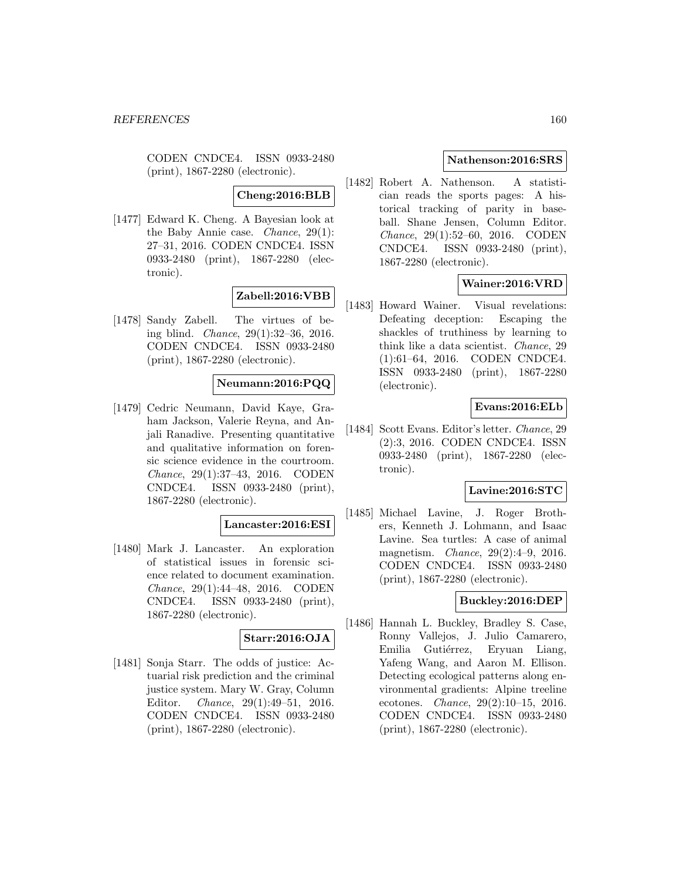CODEN CNDCE4. ISSN 0933-2480 (print), 1867-2280 (electronic).

**Cheng:2016:BLB**

[1477] Edward K. Cheng. A Bayesian look at the Baby Annie case. *Chance*, 29(1): 27–31, 2016. CODEN CNDCE4. ISSN 0933-2480 (print), 1867-2280 (electronic).

**Zabell:2016:VBB**

[1478] Sandy Zabell. The virtues of being blind. *Chance*, 29(1):32–36, 2016. CODEN CNDCE4. ISSN 0933-2480 (print), 1867-2280 (electronic).

**Neumann:2016:PQQ**

[1479] Cedric Neumann, David Kaye, Graham Jackson, Valerie Reyna, and Anjali Ranadive. Presenting quantitative and qualitative information on forensic science evidence in the courtroom. *Chance*, 29(1):37–43, 2016. CODEN CNDCE4. ISSN 0933-2480 (print), 1867-2280 (electronic).

**Lancaster:2016:ESI**

[1480] Mark J. Lancaster. An exploration of statistical issues in forensic science related to document examination. *Chance*, 29(1):44–48, 2016. CODEN CNDCE4. ISSN 0933-2480 (print), 1867-2280 (electronic).

**Starr:2016:OJA**

[1481] Sonja Starr. The odds of justice: Actuarial risk prediction and the criminal justice system. Mary W. Gray, Column Editor. *Chance*, 29(1):49–51, 2016. CODEN CNDCE4. ISSN 0933-2480 (print), 1867-2280 (electronic).

**Nathenson:2016:SRS**

[1482] Robert A. Nathenson. A statistician reads the sports pages: A historical tracking of parity in baseball. Shane Jensen, Column Editor. *Chance*, 29(1):52–60, 2016. CODEN CNDCE4. ISSN 0933-2480 (print), 1867-2280 (electronic).

**Wainer:2016:VRD**

[1483] Howard Wainer. Visual revelations: Defeating deception: Escaping the shackles of truthiness by learning to think like a data scientist. *Chance*, 29 (1):61–64, 2016. CODEN CNDCE4. ISSN 0933-2480 (print), 1867-2280 (electronic).

**Evans:2016:ELb**

[1484] Scott Evans. Editor's letter. *Chance*, 29 (2):3, 2016. CODEN CNDCE4. ISSN 0933-2480 (print), 1867-2280 (electronic).

**Lavine:2016:STC**

[1485] Michael Lavine, J. Roger Brothers, Kenneth J. Lohmann, and Isaac Lavine. Sea turtles: A case of animal magnetism. *Chance*, 29(2):4–9, 2016. CODEN CNDCE4. ISSN 0933-2480 (print), 1867-2280 (electronic).

**Buckley:2016:DEP**

[1486] Hannah L. Buckley, Bradley S. Case, Ronny Vallejos, J. Julio Camarero, Emilia Gutiérrez, Eryuan Liang, Yafeng Wang, and Aaron M. Ellison. Detecting ecological patterns along environmental gradients: Alpine treeline ecotones. *Chance*, 29(2):10–15, 2016. CODEN CNDCE4. ISSN 0933-2480 (print), 1867-2280 (electronic).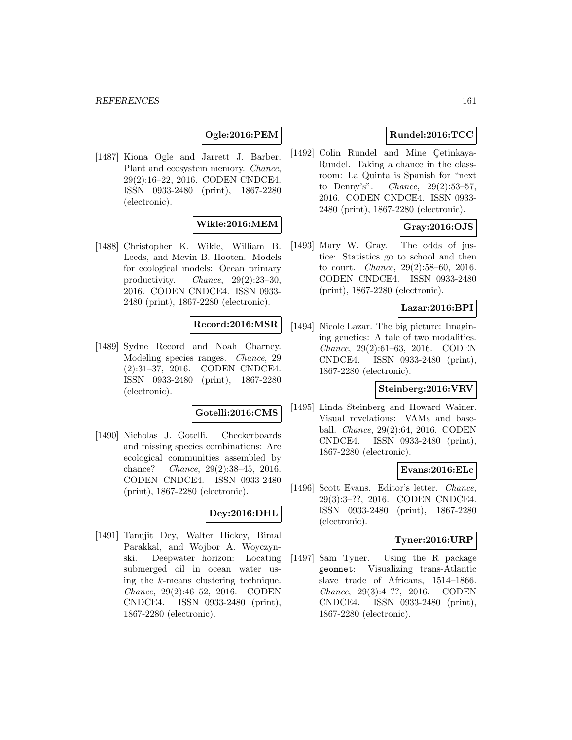**Ogle:2016:PEM**

[1487] Kiona Ogle and Jarrett J. Barber. Plant and ecosystem memory. *Chance*, 29(2):16–22, 2016. CODEN CNDCE4. ISSN 0933-2480 (print), 1867-2280 (electronic).

**Wikle:2016:MEM**

[1488] Christopher K. Wikle, William B. Leeds, and Mevin B. Hooten. Models for ecological models: Ocean primary productivity. *Chance*, 29(2):23–30, 2016. CODEN CNDCE4. ISSN 0933-2480 (print), 1867-2280 (electronic).

**Record:2016:MSR**

[1489] Sydne Record and Noah Charney. Modeling species ranges. *Chance*, 29 (2):31–37, 2016. CODEN CNDCE4. ISSN 0933-2480 (print), 1867-2280 (electronic).

**Gotelli:2016:CMS**

[1490] Nicholas J. Gotelli. Checkerboards and missing species combinations: Are ecological communities assembled by chance? *Chance*, 29(2):38–45, 2016. CODEN CNDCE4. ISSN 0933-2480 (print), 1867-2280 (electronic).

**Dey:2016:DHL**

[1491] Tanujit Dey, Walter Hickey, Bimal Parakkal, and Wojbor A. Woyczynski. Deepwater horizon: Locating submerged oil in ocean water using the $k$-means clustering technique. *Chance*, 29(2):46–52, 2016. CODEN CNDCE4. ISSN 0933-2480 (print), 1867-2280 (electronic).

**Rundel:2016:TCC**

[1492] Colin Rundel and Mine Çetinkaya-Rundel. Taking a chance in the classroom: La Quinta is Spanish for "next to Denny's". *Chance*, 29(2):53–57, 2016. CODEN CNDCE4. ISSN 0933-2480 (print), 1867-2280 (electronic).

**Gray:2016:OJS**

[1493] Mary W. Gray. The odds of justice: Statistics go to school and then to court. *Chance*, 29(2):58–60, 2016. CODEN CNDCE4. ISSN 0933-2480 (print), 1867-2280 (electronic).

**Lazar:2016:BPI**

[1494] Nicole Lazar. The big picture: Imagining genetics: A tale of two modalities. *Chance*, 29(2):61–63, 2016. CODEN CNDCE4. ISSN 0933-2480 (print), 1867-2280 (electronic).

**Steinberg:2016:VRV**

[1495] Linda Steinberg and Howard Wainer. Visual revelations: VAMs and baseball. *Chance*, 29(2):64, 2016. CODEN CNDCE4. ISSN 0933-2480 (print), 1867-2280 (electronic).

**Evans:2016:ELc**

[1496] Scott Evans. Editor's letter. *Chance*, 29(3):3–??, 2016. CODEN CNDCE4. ISSN 0933-2480 (print), 1867-2280 (electronic).

**Tyner:2016:URP**

[1497] Sam Tyner. Using the R package `geomnet`: Visualizing trans-Atlantic slave trade of Africans, 1514–1866. *Chance*, 29(3):4–??, 2016. CODEN CNDCE4. ISSN 0933-2480 (print), 1867-2280 (electronic).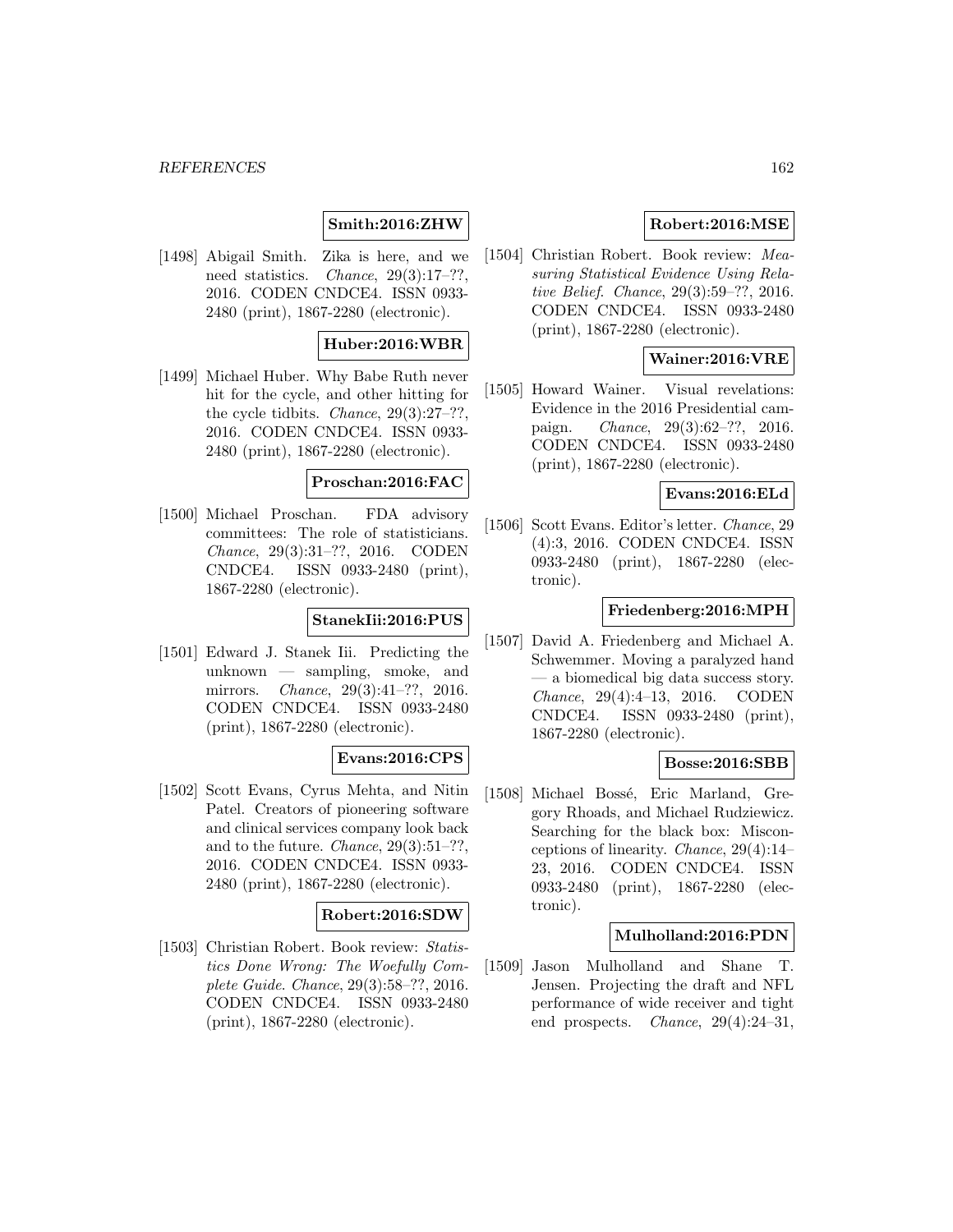**Smith:2016:ZHW**

[1498] Abigail Smith. Zika is here, and we need statistics. *Chance*, 29(3):17–??, 2016. CODEN CNDCE4. ISSN 0933-2480 (print), 1867-2280 (electronic).

**Huber:2016:WBR**

[1499] Michael Huber. Why Babe Ruth never hit for the cycle, and other hitting for the cycle tidbits. *Chance*, 29(3):27–??, 2016. CODEN CNDCE4. ISSN 0933-2480 (print), 1867-2280 (electronic).

**Proschan:2016:FAC**

[1500] Michael Proschan. FDA advisory committees: The role of statisticians. *Chance*, 29(3):31–??, 2016. CODEN CNDCE4. ISSN 0933-2480 (print), 1867-2280 (electronic).

**StanekIii:2016:PUS**

[1501] Edward J. Stanek Iii. Predicting the unknown — sampling, smoke, and mirrors. *Chance*, 29(3):41–??, 2016. CODEN CNDCE4. ISSN 0933-2480 (print), 1867-2280 (electronic).

**Evans:2016:CPS**

[1502] Scott Evans, Cyrus Mehta, and Nitin Patel. Creators of pioneering software and clinical services company look back and to the future. *Chance*, 29(3):51–??, 2016. CODEN CNDCE4. ISSN 0933-2480 (print), 1867-2280 (electronic).

**Robert:2016:SDW**

[1503] Christian Robert. Book review: *Statistics Done Wrong: The Woefully Complete Guide*. *Chance*, 29(3):58–??, 2016. CODEN CNDCE4. ISSN 0933-2480 (print), 1867-2280 (electronic).

**Robert:2016:MSE**

[1504] Christian Robert. Book review: *Measuring Statistical Evidence Using Relative Belief*. *Chance*, 29(3):59–??, 2016. CODEN CNDCE4. ISSN 0933-2480 (print), 1867-2280 (electronic).

**Wainer:2016:VRE**

[1505] Howard Wainer. Visual revelations: Evidence in the 2016 Presidential campaign. *Chance*, 29(3):62–??, 2016. CODEN CNDCE4. ISSN 0933-2480 (print), 1867-2280 (electronic).

**Evans:2016:ELd**

[1506] Scott Evans. Editor's letter. *Chance*, 29 (4):3, 2016. CODEN CNDCE4. ISSN 0933-2480 (print), 1867-2280 (electronic).

**Friedenberg:2016:MPH**

[1507] David A. Friedenberg and Michael A. Schwemmer. Moving a paralyzed hand — a biomedical big data success story. *Chance*, 29(4):4–13, 2016. CODEN CNDCE4. ISSN 0933-2480 (print), 1867-2280 (electronic).

**Bosse:2016:SBB**

[1508] Michael Bossé, Eric Marland, Gregory Rhoads, and Michael Rudziewicz. Searching for the black box: Misconceptions of linearity. *Chance*, 29(4):14–23, 2016. CODEN CNDCE4. ISSN 0933-2480 (print), 1867-2280 (electronic).

**Mulholland:2016:PDN**

[1509] Jason Mulholland and Shane T. Jensen. Projecting the draft and NFL performance of wide receiver and tight end prospects. *Chance*, 29(4):24–31,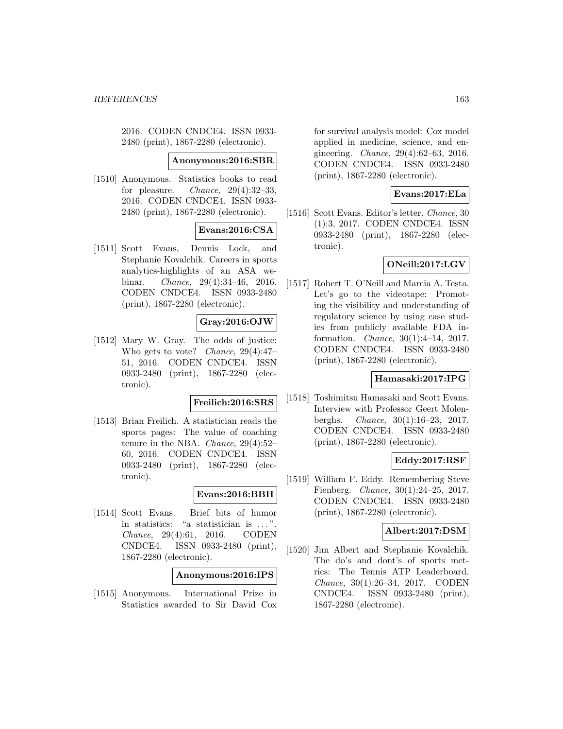2016. CODEN CNDCE4. ISSN 0933-2480 (print), 1867-2280 (electronic).

**Anonymous:2016:SBR**

[1510] Anonymous. Statistics books to read for pleasure. *Chance*, 29(4):32–33, 2016. CODEN CNDCE4. ISSN 0933-2480 (print), 1867-2280 (electronic).

**Evans:2016:CSA**

[1511] Scott Evans, Dennis Lock, and Stephanie Kovalchik. Careers in sports analytics-highlights of an ASA webinar. *Chance*, 29(4):34–46, 2016. CODEN CNDCE4. ISSN 0933-2480 (print), 1867-2280 (electronic).

**Gray:2016:OJW**

[1512] Mary W. Gray. The odds of justice: Who gets to vote? *Chance*, 29(4):47–51, 2016. CODEN CNDCE4. ISSN 0933-2480 (print), 1867-2280 (electronic).

**Freilich:2016:SRS**

[1513] Brian Freilich. A statistician reads the sports pages: The value of coaching tenure in the NBA. *Chance*, 29(4):52–60, 2016. CODEN CNDCE4. ISSN 0933-2480 (print), 1867-2280 (electronic).

**Evans:2016:BBH**

[1514] Scott Evans. Brief bits of humor in statistics: "a statistician is . . . ". *Chance*, 29(4):61, 2016. CODEN CNDCE4. ISSN 0933-2480 (print), 1867-2280 (electronic).

**Anonymous:2016:IPS**

[1515] Anonymous. International Prize in Statistics awarded to Sir David Cox for survival analysis model: Cox model applied in medicine, science, and engineering. *Chance*, 29(4):62–63, 2016. CODEN CNDCE4. ISSN 0933-2480 (print), 1867-2280 (electronic).

**Evans:2017:ELa**

[1516] Scott Evans. Editor's letter. *Chance*, 30 (1):3, 2017. CODEN CNDCE4. ISSN 0933-2480 (print), 1867-2280 (electronic).

**ONeill:2017:LGV**

[1517] Robert T. O'Neill and Marcia A. Testa. Let's go to the videotape: Promoting the visibility and understanding of regulatory science by using case studies from publicly available FDA information. *Chance*, 30(1):4–14, 2017. CODEN CNDCE4. ISSN 0933-2480 (print), 1867-2280 (electronic).

**Hamasaki:2017:IPG**

[1518] Toshimitsu Hamasaki and Scott Evans. Interview with Professor Geert Molenberghs. *Chance*, 30(1):16–23, 2017. CODEN CNDCE4. ISSN 0933-2480 (print), 1867-2280 (electronic).

**Eddy:2017:RSF**

[1519] William F. Eddy. Remembering Steve Fienberg. *Chance*, 30(1):24–25, 2017. CODEN CNDCE4. ISSN 0933-2480 (print), 1867-2280 (electronic).

**Albert:2017:DSM**

[1520] Jim Albert and Stephanie Kovalchik. The do's and dont's of sports metrics: The Tennis ATP Leaderboard. *Chance*, 30(1):26–34, 2017. CODEN CNDCE4. ISSN 0933-2480 (print), 1867-2280 (electronic).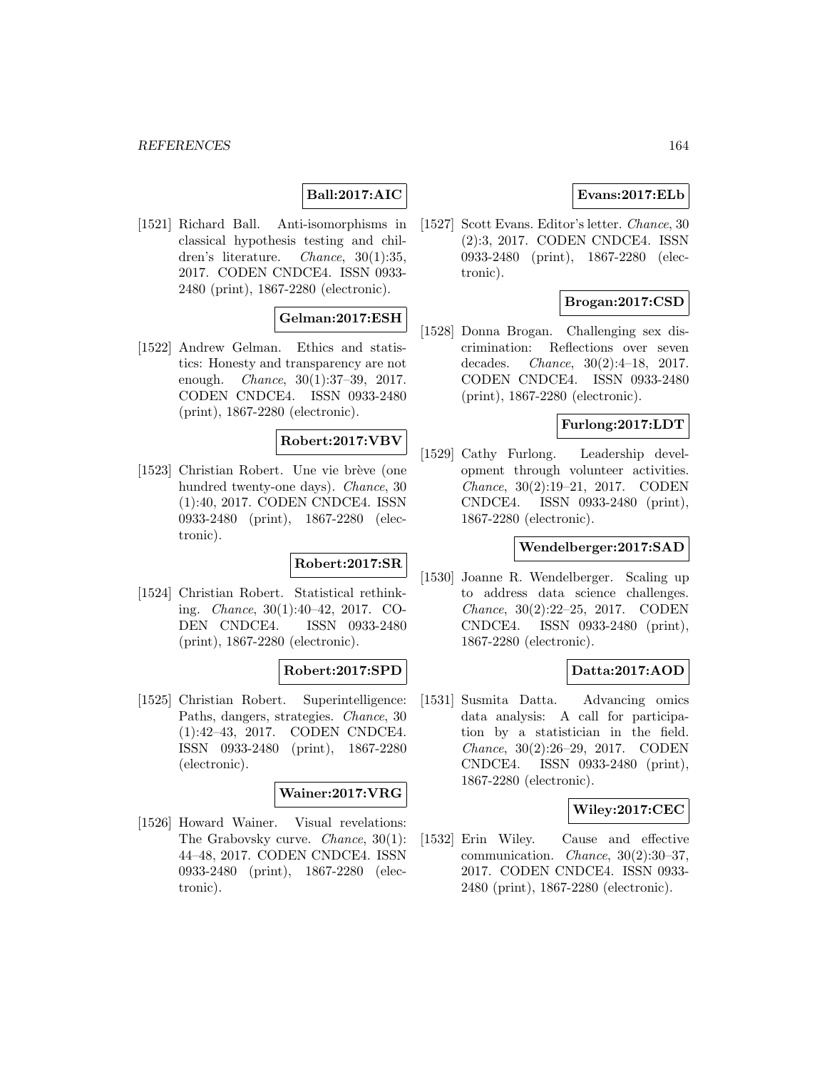**Ball:2017:AIC**

[1521] Richard Ball. Anti-isomorphisms in classical hypothesis testing and children's literature. *Chance*, 30(1):35, 2017. CODEN CNDCE4. ISSN 0933-2480 (print), 1867-2280 (electronic).

**Gelman:2017:ESH**

[1522] Andrew Gelman. Ethics and statistics: Honesty and transparency are not enough. *Chance*, 30(1):37–39, 2017. CODEN CNDCE4. ISSN 0933-2480 (print), 1867-2280 (electronic).

**Robert:2017:VBV**

[1523] Christian Robert. Une vie brève (one hundred twenty-one days). *Chance*, 30 (1):40, 2017. CODEN CNDCE4. ISSN 0933-2480 (print), 1867-2280 (electronic).

**Robert:2017:SR**

[1524] Christian Robert. Statistical rethinking. *Chance*, 30(1):40–42, 2017. CODEN CNDCE4. ISSN 0933-2480 (print), 1867-2280 (electronic).

**Robert:2017:SPD**

[1525] Christian Robert. Superintelligence: Paths, dangers, strategies. *Chance*, 30 (1):42–43, 2017. CODEN CNDCE4. ISSN 0933-2480 (print), 1867-2280 (electronic).

**Wainer:2017:VRG**

[1526] Howard Wainer. Visual revelations: The Grabovsky curve. *Chance*, 30(1): 44–48, 2017. CODEN CNDCE4. ISSN 0933-2480 (print), 1867-2280 (electronic).

**Evans:2017:ELb**

[1527] Scott Evans. Editor's letter. *Chance*, 30 (2):3, 2017. CODEN CNDCE4. ISSN 0933-2480 (print), 1867-2280 (electronic).

**Brogan:2017:CSD**

[1528] Donna Brogan. Challenging sex discrimination: Reflections over seven decades. *Chance*, 30(2):4–18, 2017. CODEN CNDCE4. ISSN 0933-2480 (print), 1867-2280 (electronic).

**Furlong:2017:LDT**

[1529] Cathy Furlong. Leadership development through volunteer activities. *Chance*, 30(2):19–21, 2017. CODEN CNDCE4. ISSN 0933-2480 (print), 1867-2280 (electronic).

**Wendelberger:2017:SAD**

[1530] Joanne R. Wendelberger. Scaling up to address data science challenges. *Chance*, 30(2):22–25, 2017. CODEN CNDCE4. ISSN 0933-2480 (print), 1867-2280 (electronic).

**Datta:2017:AOD**

[1531] Susmita Datta. Advancing omics data analysis: A call for participation by a statistician in the field. *Chance*, 30(2):26–29, 2017. CODEN CNDCE4. ISSN 0933-2480 (print), 1867-2280 (electronic).

**Wiley:2017:CEC**

[1532] Erin Wiley. Cause and effective communication. *Chance*, 30(2):30–37, 2017. CODEN CNDCE4. ISSN 0933-2480 (print), 1867-2280 (electronic).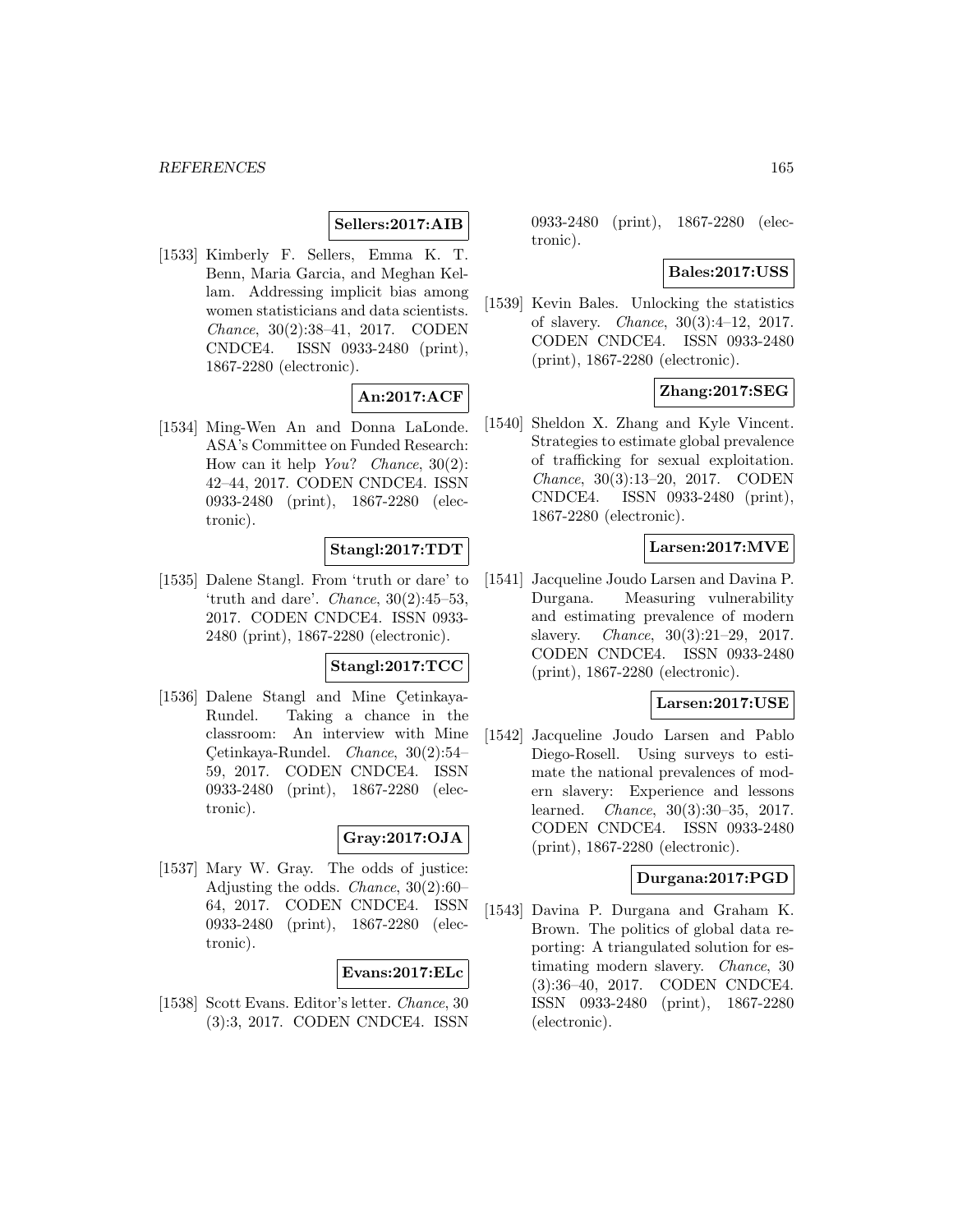**Sellers:2017:AIB**

[1533] Kimberly F. Sellers, Emma K. T. Benn, Maria Garcia, and Meghan Kellam. Addressing implicit bias among women statisticians and data scientists. *Chance*, 30(2):38–41, 2017. CODEN CNDCE4. ISSN 0933-2480 (print), 1867-2280 (electronic).

**An:2017:ACF**

[1534] Ming-Wen An and Donna LaLonde. ASA's Committee on Funded Research: How can it help *You*? *Chance*, 30(2): 42–44, 2017. CODEN CNDCE4. ISSN 0933-2480 (print), 1867-2280 (electronic).

**Stangl:2017:TDT**

[1535] Dalene Stangl. From 'truth or dare' to 'truth and dare'. *Chance*, 30(2):45–53, 2017. CODEN CNDCE4. ISSN 0933-2480 (print), 1867-2280 (electronic).

**Stangl:2017:TCC**

[1536] Dalene Stangl and Mine Çetinkaya-Rundel. Taking a chance in the classroom: An interview with Mine Çetinkaya-Rundel. *Chance*, 30(2):54–59, 2017. CODEN CNDCE4. ISSN 0933-2480 (print), 1867-2280 (electronic).

**Gray:2017:OJA**

[1537] Mary W. Gray. The odds of justice: Adjusting the odds. *Chance*, 30(2):60–64, 2017. CODEN CNDCE4. ISSN 0933-2480 (print), 1867-2280 (electronic).

**Evans:2017:ELc**

[1538] Scott Evans. Editor's letter. *Chance*, 30 (3):3, 2017. CODEN CNDCE4. ISSN 0933-2480 (print), 1867-2280 (electronic).

**Bales:2017:USS**

[1539] Kevin Bales. Unlocking the statistics of slavery. *Chance*, 30(3):4–12, 2017. CODEN CNDCE4. ISSN 0933-2480 (print), 1867-2280 (electronic).

**Zhang:2017:SEG**

[1540] Sheldon X. Zhang and Kyle Vincent. Strategies to estimate global prevalence of trafficking for sexual exploitation. *Chance*, 30(3):13–20, 2017. CODEN CNDCE4. ISSN 0933-2480 (print), 1867-2280 (electronic).

**Larsen:2017:MVE**

[1541] Jacqueline Joudo Larsen and Davina P. Durgana. Measuring vulnerability and estimating prevalence of modern slavery. *Chance*, 30(3):21–29, 2017. CODEN CNDCE4. ISSN 0933-2480 (print), 1867-2280 (electronic).

**Larsen:2017:USE**

[1542] Jacqueline Joudo Larsen and Pablo Diego-Rosell. Using surveys to estimate the national prevalences of modern slavery: Experience and lessons learned. *Chance*, 30(3):30–35, 2017. CODEN CNDCE4. ISSN 0933-2480 (print), 1867-2280 (electronic).

**Durgana:2017:PGD**

[1543] Davina P. Durgana and Graham K. Brown. The politics of global data reporting: A triangulated solution for estimating modern slavery. *Chance*, 30 (3):36–40, 2017. CODEN CNDCE4. ISSN 0933-2480 (print), 1867-2280 (electronic).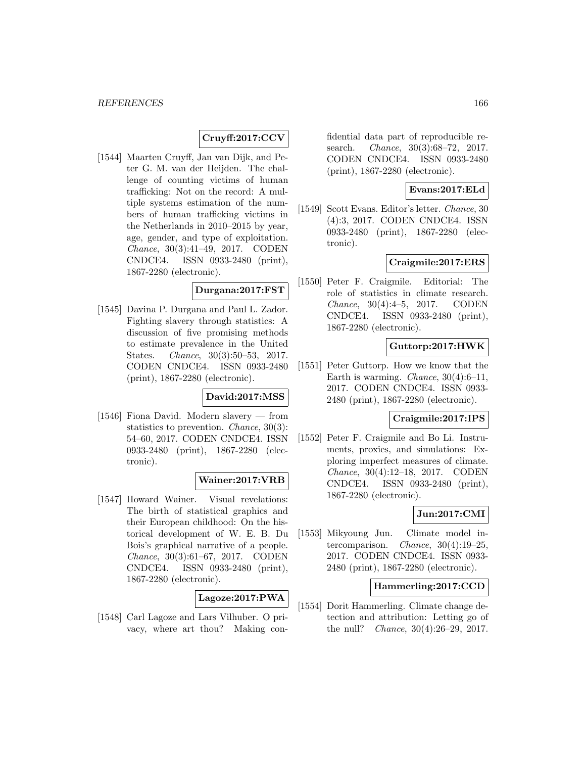**Cruyff:2017:CCV**

[1544] Maarten Cruyff, Jan van Dijk, and Peter G. M. van der Heijden. The challenge of counting victims of human trafficking: Not on the record: A multiple systems estimation of the numbers of human trafficking victims in the Netherlands in 2010–2015 by year, age, gender, and type of exploitation. *Chance*, 30(3):41–49, 2017. CODEN CNDCE4. ISSN 0933-2480 (print), 1867-2280 (electronic).

**Durgana:2017:FST**

[1545] Davina P. Durgana and Paul L. Zador. Fighting slavery through statistics: A discussion of five promising methods to estimate prevalence in the United States. *Chance*, 30(3):50–53, 2017. CODEN CNDCE4. ISSN 0933-2480 (print), 1867-2280 (electronic).

**David:2017:MSS**

[1546] Fiona David. Modern slavery — from statistics to prevention. *Chance*, 30(3): 54–60, 2017. CODEN CNDCE4. ISSN 0933-2480 (print), 1867-2280 (electronic).

**Wainer:2017:VRB**

[1547] Howard Wainer. Visual revelations: The birth of statistical graphics and their European childhood: On the historical development of W. E. B. Du Bois's graphical narrative of a people. *Chance*, 30(3):61–67, 2017. CODEN CNDCE4. ISSN 0933-2480 (print), 1867-2280 (electronic).

**Lagoze:2017:PWA**

[1548] Carl Lagoze and Lars Vilhuber. O privacy, where art thou? Making confidential data part of reproducible research. *Chance*, 30(3):68–72, 2017. CODEN CNDCE4. ISSN 0933-2480 (print), 1867-2280 (electronic).

**Evans:2017:ELd**

[1549] Scott Evans. Editor's letter. *Chance*, 30 (4):3, 2017. CODEN CNDCE4. ISSN 0933-2480 (print), 1867-2280 (electronic).

**Craigmile:2017:ERS**

[1550] Peter F. Craigmile. Editorial: The role of statistics in climate research. *Chance*, 30(4):4–5, 2017. CODEN CNDCE4. ISSN 0933-2480 (print), 1867-2280 (electronic).

**Guttorp:2017:HWK**

[1551] Peter Guttorp. How we know that the Earth is warming. *Chance*, 30(4):6–11, 2017. CODEN CNDCE4. ISSN 0933-2480 (print), 1867-2280 (electronic).

**Craigmile:2017:IPS**

[1552] Peter F. Craigmile and Bo Li. Instruments, proxies, and simulations: Exploring imperfect measures of climate. *Chance*, 30(4):12–18, 2017. CODEN CNDCE4. ISSN 0933-2480 (print), 1867-2280 (electronic).

**Jun:2017:CMI**

[1553] Mikyoung Jun. Climate model intercomparison. *Chance*, 30(4):19–25, 2017. CODEN CNDCE4. ISSN 0933-2480 (print), 1867-2280 (electronic).

**Hammerling:2017:CCD**

[1554] Dorit Hammerling. Climate change detection and attribution: Letting go of the null? *Chance*, 30(4):26–29, 2017.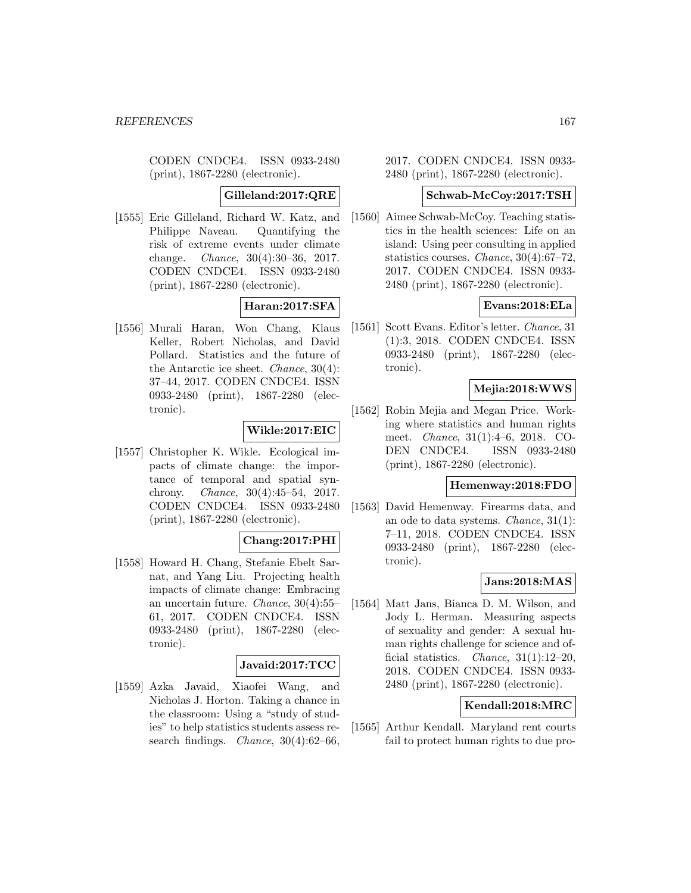CODEN CNDCE4. ISSN 0933-2480 (print), 1867-2280 (electronic).

**Gilleland:2017:QRE**

[1555] Eric Gilleland, Richard W. Katz, and Philippe Naveau. Quantifying the risk of extreme events under climate change. *Chance*, 30(4):30–36, 2017. CODEN CNDCE4. ISSN 0933-2480 (print), 1867-2280 (electronic).

**Haran:2017:SFA**

[1556] Murali Haran, Won Chang, Klaus Keller, Robert Nicholas, and David Pollard. Statistics and the future of the Antarctic ice sheet. *Chance*, 30(4): 37–44, 2017. CODEN CNDCE4. ISSN 0933-2480 (print), 1867-2280 (electronic).

**Wikle:2017:EIC**

[1557] Christopher K. Wikle. Ecological impacts of climate change: the importance of temporal and spatial synchrony. *Chance*, 30(4):45–54, 2017. CODEN CNDCE4. ISSN 0933-2480 (print), 1867-2280 (electronic).

**Chang:2017:PHI**

[1558] Howard H. Chang, Stefanie Ebelt Sarnat, and Yang Liu. Projecting health impacts of climate change: Embracing an uncertain future. *Chance*, 30(4):55–61, 2017. CODEN CNDCE4. ISSN 0933-2480 (print), 1867-2280 (electronic).

**Javaid:2017:TCC**

[1559] Azka Javaid, Xiaofei Wang, and Nicholas J. Horton. Taking a chance in the classroom: Using a "study of studies" to help statistics students assess research findings. *Chance*, 30(4):62–66, 2017. CODEN CNDCE4. ISSN 0933-2480 (print), 1867-2280 (electronic).

**Schwab-McCoy:2017:TSH**

[1560] Aimee Schwab-McCoy. Teaching statistics in the health sciences: Life on an island: Using peer consulting in applied statistics courses. *Chance*, 30(4):67–72, 2017. CODEN CNDCE4. ISSN 0933-2480 (print), 1867-2280 (electronic).

**Evans:2018:ELa**

[1561] Scott Evans. Editor's letter. *Chance*, 31 (1):3, 2018. CODEN CNDCE4. ISSN 0933-2480 (print), 1867-2280 (electronic).

**Mejia:2018:WWS**

[1562] Robin Mejia and Megan Price. Working where statistics and human rights meet. *Chance*, 31(1):4–6, 2018. CODEN CNDCE4. ISSN 0933-2480 (print), 1867-2280 (electronic).

**Hemenway:2018:FDO**

[1563] David Hemenway. Firearms data, and an ode to data systems. *Chance*, 31(1): 7–11, 2018. CODEN CNDCE4. ISSN 0933-2480 (print), 1867-2280 (electronic).

**Jans:2018:MAS**

[1564] Matt Jans, Bianca D. M. Wilson, and Jody L. Herman. Measuring aspects of sexuality and gender: A sexual human rights challenge for science and official statistics. *Chance*, 31(1):12–20, 2018. CODEN CNDCE4. ISSN 0933-2480 (print), 1867-2280 (electronic).

**Kendall:2018:MRC**

[1565] Arthur Kendall. Maryland rent courts fail to protect human rights to due pro-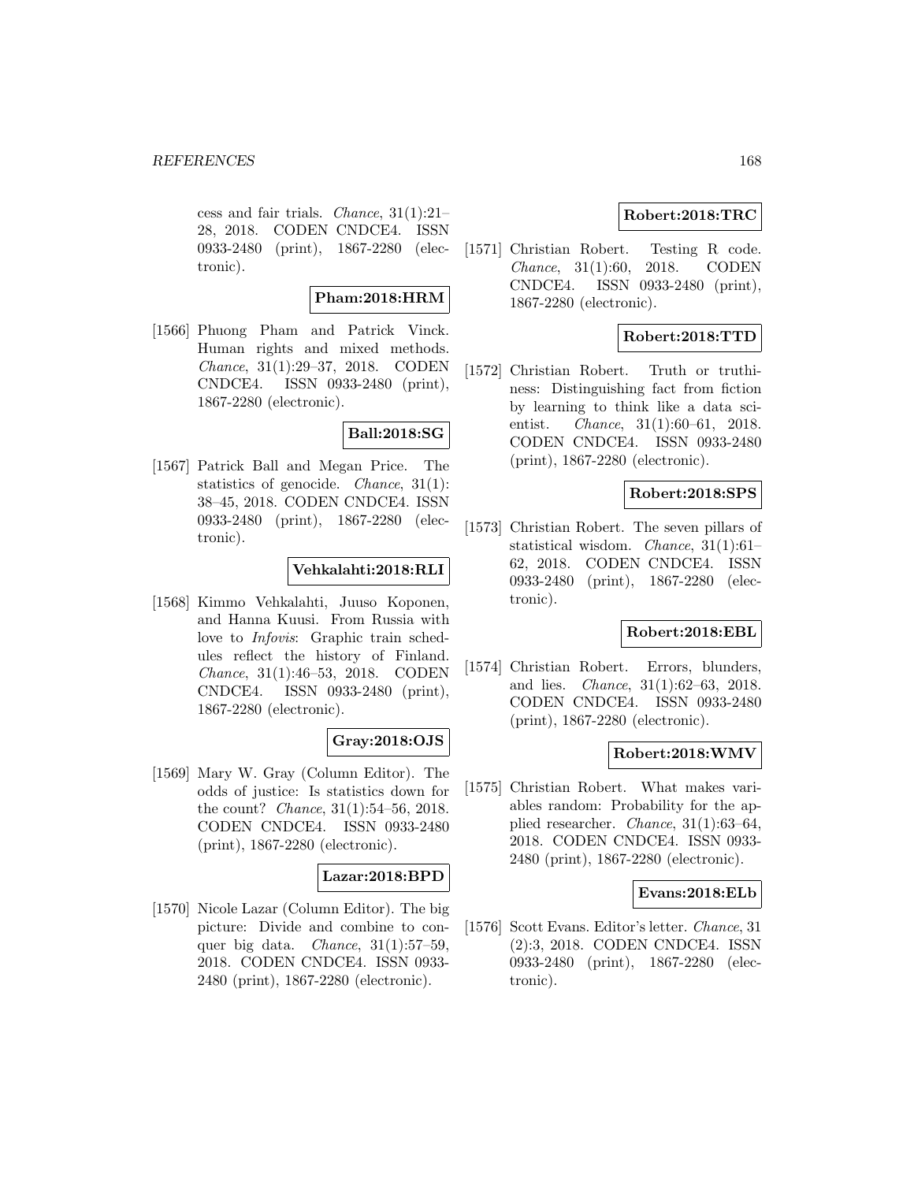cess and fair trials. *Chance*, 31(1):21–28, 2018. CODEN CNDCE4. ISSN 0933-2480 (print), 1867-2280 (electronic).

**Pham:2018:HRM**

[1566] Phuong Pham and Patrick Vinck. Human rights and mixed methods. *Chance*, 31(1):29–37, 2018. CODEN CNDCE4. ISSN 0933-2480 (print), 1867-2280 (electronic).

**Ball:2018:SG**

[1567] Patrick Ball and Megan Price. The statistics of genocide. *Chance*, 31(1): 38–45, 2018. CODEN CNDCE4. ISSN 0933-2480 (print), 1867-2280 (electronic).

**Vehkalahti:2018:RLI**

[1568] Kimmo Vehkalahti, Juuso Koponen, and Hanna Kuusi. From Russia with love to *Infovis*: Graphic train schedules reflect the history of Finland. *Chance*, 31(1):46–53, 2018. CODEN CNDCE4. ISSN 0933-2480 (print), 1867-2280 (electronic).

**Gray:2018:OJS**

[1569] Mary W. Gray (Column Editor). The odds of justice: Is statistics down for the count? *Chance*, 31(1):54–56, 2018. CODEN CNDCE4. ISSN 0933-2480 (print), 1867-2280 (electronic).

**Lazar:2018:BPD**

[1570] Nicole Lazar (Column Editor). The big picture: Divide and combine to conquer big data. *Chance*, 31(1):57–59, 2018. CODEN CNDCE4. ISSN 0933-2480 (print), 1867-2280 (electronic).

**Robert:2018:TRC**

[1571] Christian Robert. Testing R code. *Chance*, 31(1):60, 2018. CODEN CNDCE4. ISSN 0933-2480 (print), 1867-2280 (electronic).

**Robert:2018:TTD**

[1572] Christian Robert. Truth or truthiness: Distinguishing fact from fiction by learning to think like a data scientist. *Chance*, 31(1):60–61, 2018. CODEN CNDCE4. ISSN 0933-2480 (print), 1867-2280 (electronic).

**Robert:2018:SPS**

[1573] Christian Robert. The seven pillars of statistical wisdom. *Chance*, 31(1):61–62, 2018. CODEN CNDCE4. ISSN 0933-2480 (print), 1867-2280 (electronic).

**Robert:2018:EBL**

[1574] Christian Robert. Errors, blunders, and lies. *Chance*, 31(1):62–63, 2018. CODEN CNDCE4. ISSN 0933-2480 (print), 1867-2280 (electronic).

**Robert:2018:WMV**

[1575] Christian Robert. What makes variables random: Probability for the applied researcher. *Chance*, 31(1):63–64, 2018. CODEN CNDCE4. ISSN 0933-2480 (print), 1867-2280 (electronic).

**Evans:2018:ELb**

[1576] Scott Evans. Editor's letter. *Chance*, 31 (2):3, 2018. CODEN CNDCE4. ISSN 0933-2480 (print), 1867-2280 (electronic).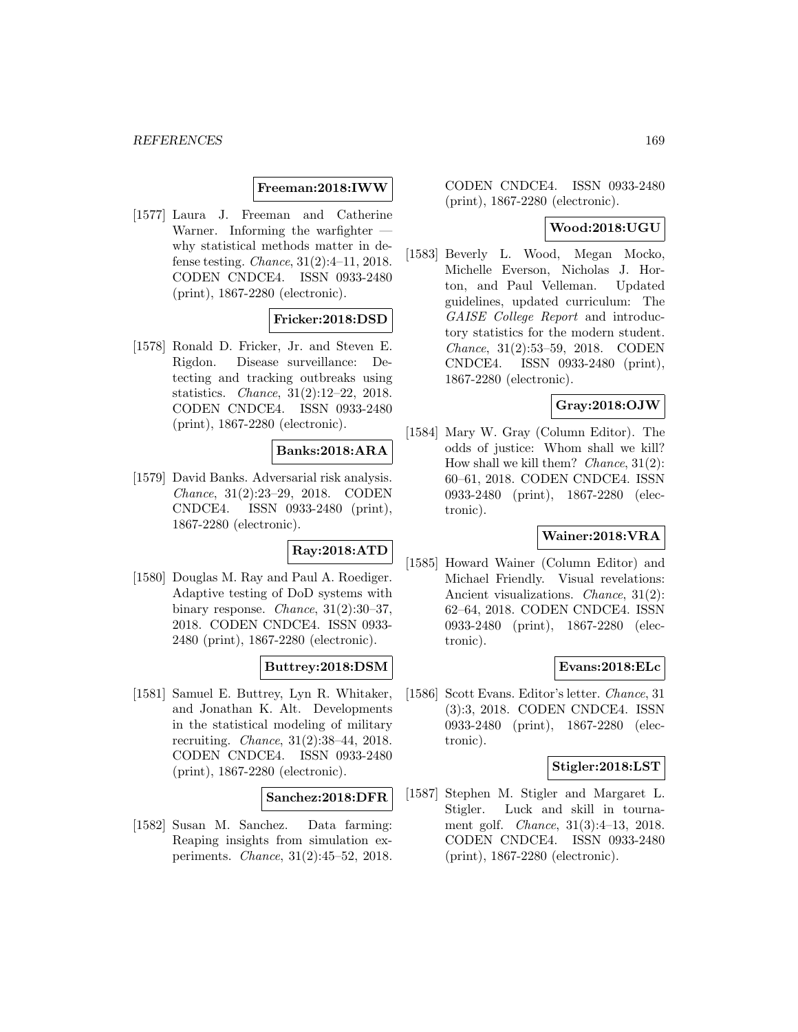**Freeman:2018:IWW**

[1577] Laura J. Freeman and Catherine Warner. Informing the warfighter — why statistical methods matter in defense testing. *Chance*, 31(2):4–11, 2018. CODEN CNDCE4. ISSN 0933-2480 (print), 1867-2280 (electronic).

**Fricker:2018:DSD**

[1578] Ronald D. Fricker, Jr. and Steven E. Rigdon. Disease surveillance: Detecting and tracking outbreaks using statistics. *Chance*, 31(2):12–22, 2018. CODEN CNDCE4. ISSN 0933-2480 (print), 1867-2280 (electronic).

**Banks:2018:ARA**

[1579] David Banks. Adversarial risk analysis. *Chance*, 31(2):23–29, 2018. CODEN CNDCE4. ISSN 0933-2480 (print), 1867-2280 (electronic).

**Ray:2018:ATD**

[1580] Douglas M. Ray and Paul A. Roediger. Adaptive testing of DoD systems with binary response. *Chance*, 31(2):30–37, 2018. CODEN CNDCE4. ISSN 0933-2480 (print), 1867-2280 (electronic).

**Buttrey:2018:DSM**

[1581] Samuel E. Buttrey, Lyn R. Whitaker, and Jonathan K. Alt. Developments in the statistical modeling of military recruiting. *Chance*, 31(2):38–44, 2018. CODEN CNDCE4. ISSN 0933-2480 (print), 1867-2280 (electronic).

**Sanchez:2018:DFR**

[1582] Susan M. Sanchez. Data farming: Reaping insights from simulation experiments. *Chance*, 31(2):45–52, 2018. CODEN CNDCE4. ISSN 0933-2480 (print), 1867-2280 (electronic).

**Wood:2018:UGU**

[1583] Beverly L. Wood, Megan Mocko, Michelle Everson, Nicholas J. Horton, and Paul Velleman. Updated guidelines, updated curriculum: The *GAISE College Report* and introductory statistics for the modern student. *Chance*, 31(2):53–59, 2018. CODEN CNDCE4. ISSN 0933-2480 (print), 1867-2280 (electronic).

**Gray:2018:OJW**

[1584] Mary W. Gray (Column Editor). The odds of justice: Whom shall we kill? How shall we kill them? *Chance*, 31(2): 60–61, 2018. CODEN CNDCE4. ISSN 0933-2480 (print), 1867-2280 (electronic).

**Wainer:2018:VRA**

[1585] Howard Wainer (Column Editor) and Michael Friendly. Visual revelations: Ancient visualizations. *Chance*, 31(2): 62–64, 2018. CODEN CNDCE4. ISSN 0933-2480 (print), 1867-2280 (electronic).

**Evans:2018:ELc**

[1586] Scott Evans. Editor's letter. *Chance*, 31 (3):3, 2018. CODEN CNDCE4. ISSN 0933-2480 (print), 1867-2280 (electronic).

**Stigler:2018:LST**

[1587] Stephen M. Stigler and Margaret L. Stigler. Luck and skill in tournament golf. *Chance*, 31(3):4–13, 2018. CODEN CNDCE4. ISSN 0933-2480 (print), 1867-2280 (electronic).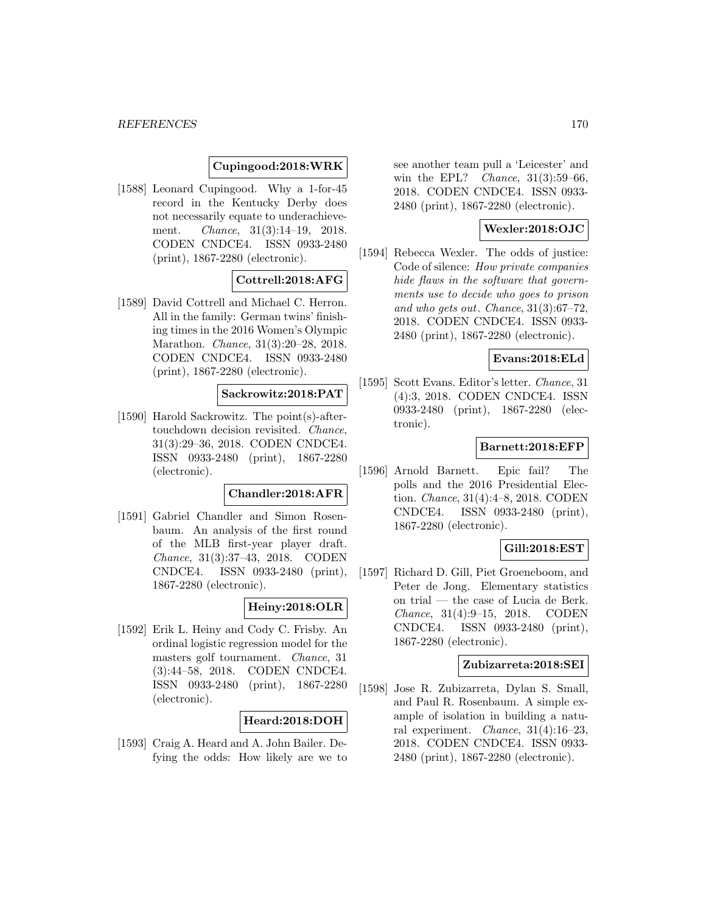**Cupingood:2018:WRK**

[1588] Leonard Cupingood. Why a 1-for-45 record in the Kentucky Derby does not necessarily equate to underachievement. *Chance*, 31(3):14–19, 2018. CODEN CNDCE4. ISSN 0933-2480 (print), 1867-2280 (electronic).

**Cottrell:2018:AFG**

[1589] David Cottrell and Michael C. Herron. All in the family: German twins' finishing times in the 2016 Women's Olympic Marathon. *Chance*, 31(3):20–28, 2018. CODEN CNDCE4. ISSN 0933-2480 (print), 1867-2280 (electronic).

**Sackrowitz:2018:PAT**

[1590] Harold Sackrowitz. The point(s)-after-touchdown decision revisited. *Chance*, 31(3):29–36, 2018. CODEN CNDCE4. ISSN 0933-2480 (print), 1867-2280 (electronic).

**Chandler:2018:AFR**

[1591] Gabriel Chandler and Simon Rosenbaum. An analysis of the first round of the MLB first-year player draft. *Chance*, 31(3):37–43, 2018. CODEN CNDCE4. ISSN 0933-2480 (print), 1867-2280 (electronic).

**Heiny:2018:OLR**

[1592] Erik L. Heiny and Cody C. Frisby. An ordinal logistic regression model for the masters golf tournament. *Chance*, 31 (3):44–58, 2018. CODEN CNDCE4. ISSN 0933-2480 (print), 1867-2280 (electronic).

**Heard:2018:DOH**

[1593] Craig A. Heard and A. John Bailer. Defying the odds: How likely are we to see another team pull a 'Leicester' and win the EPL? *Chance*, 31(3):59–66, 2018. CODEN CNDCE4. ISSN 0933-2480 (print), 1867-2280 (electronic).

**Wexler:2018:OJC**

[1594] Rebecca Wexler. The odds of justice: Code of silence: *How private companies hide flaws in the software that governments use to decide who goes to prison and who gets out*. *Chance*, 31(3):67–72, 2018. CODEN CNDCE4. ISSN 0933-2480 (print), 1867-2280 (electronic).

**Evans:2018:ELd**

[1595] Scott Evans. Editor's letter. *Chance*, 31 (4):3, 2018. CODEN CNDCE4. ISSN 0933-2480 (print), 1867-2280 (electronic).

**Barnett:2018:EFP**

[1596] Arnold Barnett. Epic fail? The polls and the 2016 Presidential Election. *Chance*, 31(4):4–8, 2018. CODEN CNDCE4. ISSN 0933-2480 (print), 1867-2280 (electronic).

**Gill:2018:EST**

[1597] Richard D. Gill, Piet Groeneboom, and Peter de Jong. Elementary statistics on trial — the case of Lucia de Berk. *Chance*, 31(4):9–15, 2018. CODEN CNDCE4. ISSN 0933-2480 (print), 1867-2280 (electronic).

**Zubizarreta:2018:SEI**

[1598] Jose R. Zubizarreta, Dylan S. Small, and Paul R. Rosenbaum. A simple example of isolation in building a natural experiment. *Chance*, 31(4):16–23, 2018. CODEN CNDCE4. ISSN 0933-2480 (print), 1867-2280 (electronic).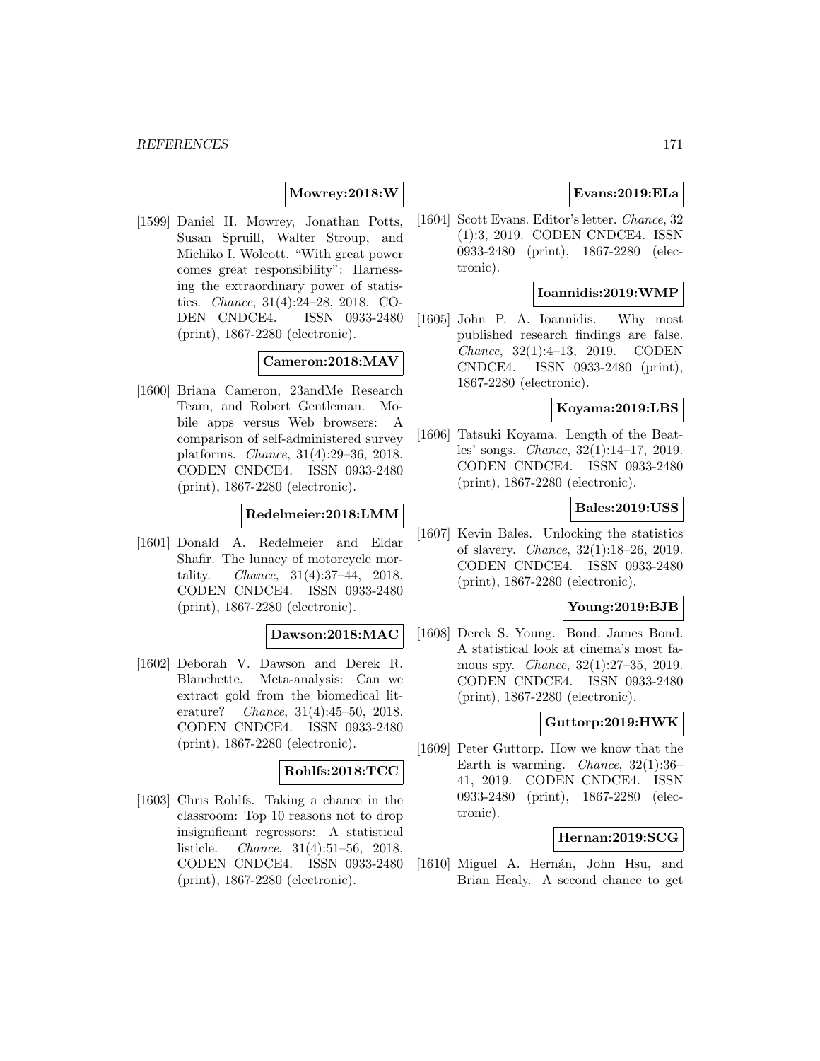**Mowrey:2018:W**

[1599] Daniel H. Mowrey, Jonathan Potts, Susan Spruill, Walter Stroup, and Michiko I. Wolcott. "With great power comes great responsibility": Harnessing the extraordinary power of statistics. *Chance*, 31(4):24–28, 2018. CODEN CNDCE4. ISSN 0933-2480 (print), 1867-2280 (electronic).

**Cameron:2018:MAV**

[1600] Briana Cameron, 23andMe Research Team, and Robert Gentleman. Mobile apps versus Web browsers: A comparison of self-administered survey platforms. *Chance*, 31(4):29–36, 2018. CODEN CNDCE4. ISSN 0933-2480 (print), 1867-2280 (electronic).

**Redelmeier:2018:LMM**

[1601] Donald A. Redelmeier and Eldar Shafir. The lunacy of motorcycle mortality. *Chance*, 31(4):37–44, 2018. CODEN CNDCE4. ISSN 0933-2480 (print), 1867-2280 (electronic).

**Dawson:2018:MAC**

[1602] Deborah V. Dawson and Derek R. Blanchette. Meta-analysis: Can we extract gold from the biomedical literature? *Chance*, 31(4):45–50, 2018. CODEN CNDCE4. ISSN 0933-2480 (print), 1867-2280 (electronic).

**Rohlfs:2018:TCC**

[1603] Chris Rohlfs. Taking a chance in the classroom: Top 10 reasons not to drop insignificant regressors: A statistical listicle. *Chance*, 31(4):51–56, 2018. CODEN CNDCE4. ISSN 0933-2480 (print), 1867-2280 (electronic).

**Evans:2019:ELa**

[1604] Scott Evans. Editor's letter. *Chance*, 32 (1):3, 2019. CODEN CNDCE4. ISSN 0933-2480 (print), 1867-2280 (electronic).

**Ioannidis:2019:WMP**

[1605] John P. A. Ioannidis. Why most published research findings are false. *Chance*, 32(1):4–13, 2019. CODEN CNDCE4. ISSN 0933-2480 (print), 1867-2280 (electronic).

**Koyama:2019:LBS**

[1606] Tatsuki Koyama. Length of the Beatles' songs. *Chance*, 32(1):14–17, 2019. CODEN CNDCE4. ISSN 0933-2480 (print), 1867-2280 (electronic).

**Bales:2019:USS**

[1607] Kevin Bales. Unlocking the statistics of slavery. *Chance*, 32(1):18–26, 2019. CODEN CNDCE4. ISSN 0933-2480 (print), 1867-2280 (electronic).

**Young:2019:BJB**

[1608] Derek S. Young. Bond. James Bond. A statistical look at cinema's most famous spy. *Chance*, 32(1):27–35, 2019. CODEN CNDCE4. ISSN 0933-2480 (print), 1867-2280 (electronic).

**Guttorp:2019:HWK**

[1609] Peter Guttorp. How we know that the Earth is warming. *Chance*, 32(1):36–41, 2019. CODEN CNDCE4. ISSN 0933-2480 (print), 1867-2280 (electronic).

**Hernan:2019:SCG**

[1610] Miguel A. Hernán, John Hsu, and Brian Healy. A second chance to get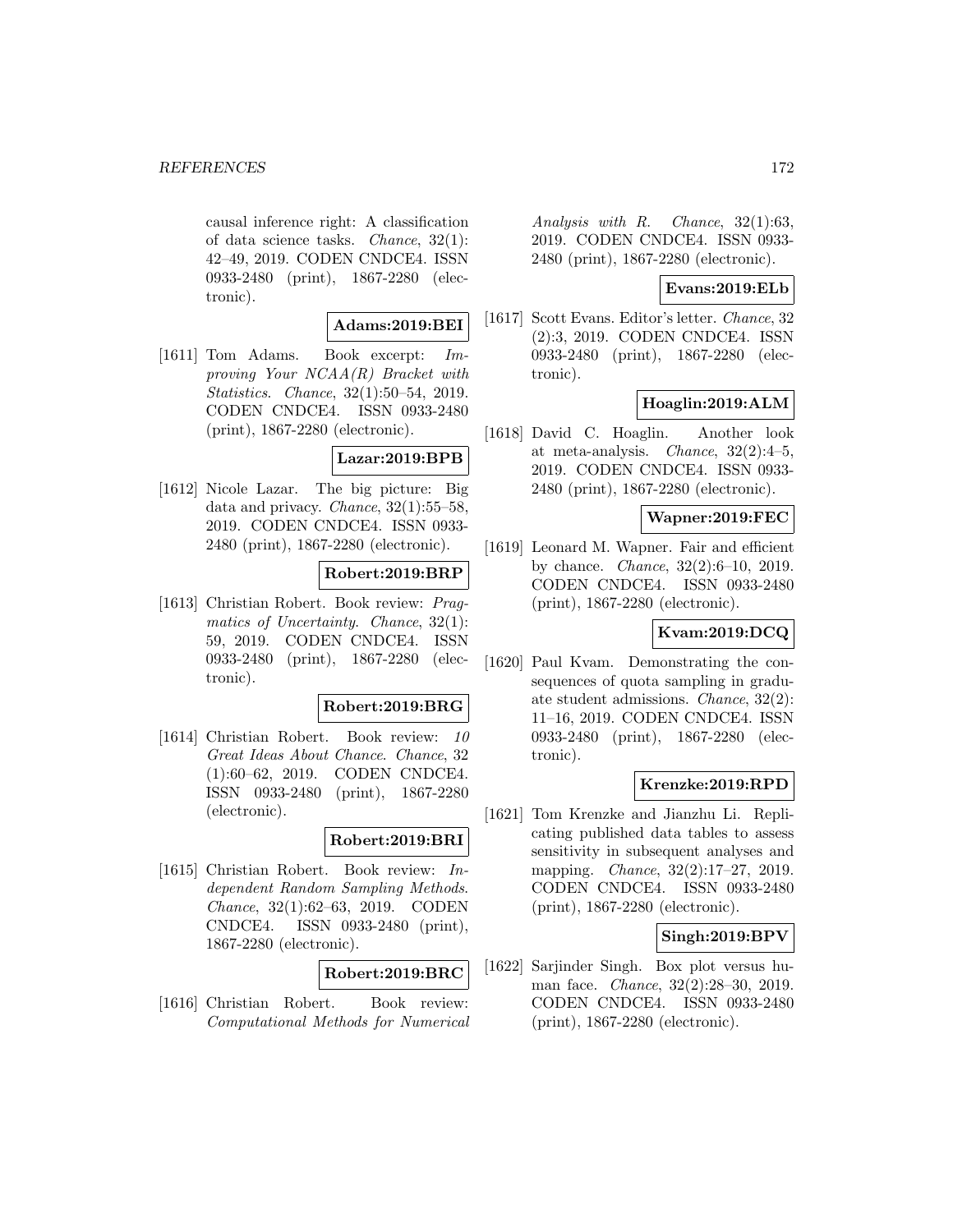causal inference right: A classification of data science tasks. *Chance*, 32(1): 42–49, 2019. CODEN CNDCE4. ISSN 0933-2480 (print), 1867-2280 (electronic).

**Adams:2019:BEI**

[1611] Tom Adams. Book excerpt: *Improving Your NCAA(R) Bracket with Statistics*. *Chance*, 32(1):50–54, 2019. CODEN CNDCE4. ISSN 0933-2480 (print), 1867-2280 (electronic).

**Lazar:2019:BPB**

[1612] Nicole Lazar. The big picture: Big data and privacy. *Chance*, 32(1):55–58, 2019. CODEN CNDCE4. ISSN 0933-2480 (print), 1867-2280 (electronic).

**Robert:2019:BRP**

[1613] Christian Robert. Book review: *Pragmatics of Uncertainty*. *Chance*, 32(1): 59, 2019. CODEN CNDCE4. ISSN 0933-2480 (print), 1867-2280 (electronic).

**Robert:2019:BRG**

[1614] Christian Robert. Book review: *10 Great Ideas About Chance*. *Chance*, 32 (1):60–62, 2019. CODEN CNDCE4. ISSN 0933-2480 (print), 1867-2280 (electronic).

**Robert:2019:BRI**

[1615] Christian Robert. Book review: *Independent Random Sampling Methods*. *Chance*, 32(1):62–63, 2019. CODEN CNDCE4. ISSN 0933-2480 (print), 1867-2280 (electronic).

**Robert:2019:BRC**

[1616] Christian Robert. Book review: *Computational Methods for Numerical Analysis with R*. *Chance*, 32(1):63, 2019. CODEN CNDCE4. ISSN 0933-2480 (print), 1867-2280 (electronic).

**Evans:2019:ELb**

[1617] Scott Evans. Editor's letter. *Chance*, 32 (2):3, 2019. CODEN CNDCE4. ISSN 0933-2480 (print), 1867-2280 (electronic).

**Hoaglin:2019:ALM**

[1618] David C. Hoaglin. Another look at meta-analysis. *Chance*, 32(2):4–5, 2019. CODEN CNDCE4. ISSN 0933-2480 (print), 1867-2280 (electronic).

**Wapner:2019:FEC**

[1619] Leonard M. Wapner. Fair and efficient by chance. *Chance*, 32(2):6–10, 2019. CODEN CNDCE4. ISSN 0933-2480 (print), 1867-2280 (electronic).

**Kvam:2019:DCQ**

[1620] Paul Kvam. Demonstrating the consequences of quota sampling in graduate student admissions. *Chance*, 32(2): 11–16, 2019. CODEN CNDCE4. ISSN 0933-2480 (print), 1867-2280 (electronic).

**Krenzke:2019:RPD**

[1621] Tom Krenzke and Jianzhu Li. Replicating published data tables to assess sensitivity in subsequent analyses and mapping. *Chance*, 32(2):17–27, 2019. CODEN CNDCE4. ISSN 0933-2480 (print), 1867-2280 (electronic).

**Singh:2019:BPV**

[1622] Sarjinder Singh. Box plot versus human face. *Chance*, 32(2):28–30, 2019. CODEN CNDCE4. ISSN 0933-2480 (print), 1867-2280 (electronic).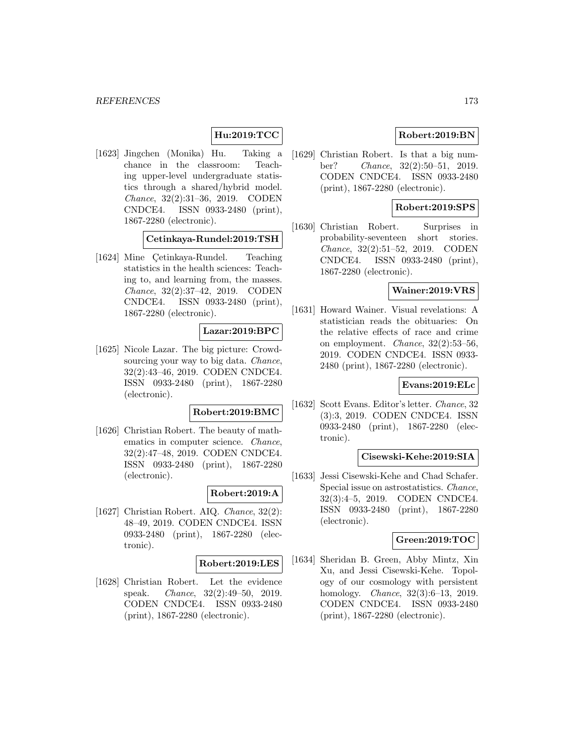**Hu:2019:TCC**

[1623] Jingchen (Monika) Hu. Taking a chance in the classroom: Teaching upper-level undergraduate statistics through a shared/hybrid model. *Chance*, 32(2):31–36, 2019. CODEN CNDCE4. ISSN 0933-2480 (print), 1867-2280 (electronic).

**Cetinkaya-Rundel:2019:TSH**

[1624] Mine Çetinkaya-Rundel. Teaching statistics in the health sciences: Teaching to, and learning from, the masses. *Chance*, 32(2):37–42, 2019. CODEN CNDCE4. ISSN 0933-2480 (print), 1867-2280 (electronic).

**Lazar:2019:BPC**

[1625] Nicole Lazar. The big picture: Crowdsourcing your way to big data. *Chance*, 32(2):43–46, 2019. CODEN CNDCE4. ISSN 0933-2480 (print), 1867-2280 (electronic).

**Robert:2019:BMC**

[1626] Christian Robert. The beauty of mathematics in computer science. *Chance*, 32(2):47–48, 2019. CODEN CNDCE4. ISSN 0933-2480 (print), 1867-2280 (electronic).

**Robert:2019:A**

[1627] Christian Robert. AIQ. *Chance*, 32(2): 48–49, 2019. CODEN CNDCE4. ISSN 0933-2480 (print), 1867-2280 (electronic).

**Robert:2019:LES**

[1628] Christian Robert. Let the evidence speak. *Chance*, 32(2):49–50, 2019. CODEN CNDCE4. ISSN 0933-2480 (print), 1867-2280 (electronic).

**Robert:2019:BN**

[1629] Christian Robert. Is that a big number? *Chance*, 32(2):50–51, 2019. CODEN CNDCE4. ISSN 0933-2480 (print), 1867-2280 (electronic).

**Robert:2019:SPS**

[1630] Christian Robert. Surprises in probability-seventeen short stories. *Chance*, 32(2):51–52, 2019. CODEN CNDCE4. ISSN 0933-2480 (print), 1867-2280 (electronic).

**Wainer:2019:VRS**

[1631] Howard Wainer. Visual revelations: A statistician reads the obituaries: On the relative effects of race and crime on employment. *Chance*, 32(2):53–56, 2019. CODEN CNDCE4. ISSN 0933-2480 (print), 1867-2280 (electronic).

**Evans:2019:ELc**

[1632] Scott Evans. Editor's letter. *Chance*, 32 (3):3, 2019. CODEN CNDCE4. ISSN 0933-2480 (print), 1867-2280 (electronic).

**Cisewski-Kehe:2019:SIA**

[1633] Jessi Cisewski-Kehe and Chad Schafer. Special issue on astrostatistics. *Chance*, 32(3):4–5, 2019. CODEN CNDCE4. ISSN 0933-2480 (print), 1867-2280 (electronic).

**Green:2019:TOC**

[1634] Sheridan B. Green, Abby Mintz, Xin Xu, and Jessi Cisewski-Kehe. Topology of our cosmology with persistent homology. *Chance*, 32(3):6–13, 2019. CODEN CNDCE4. ISSN 0933-2480 (print), 1867-2280 (electronic).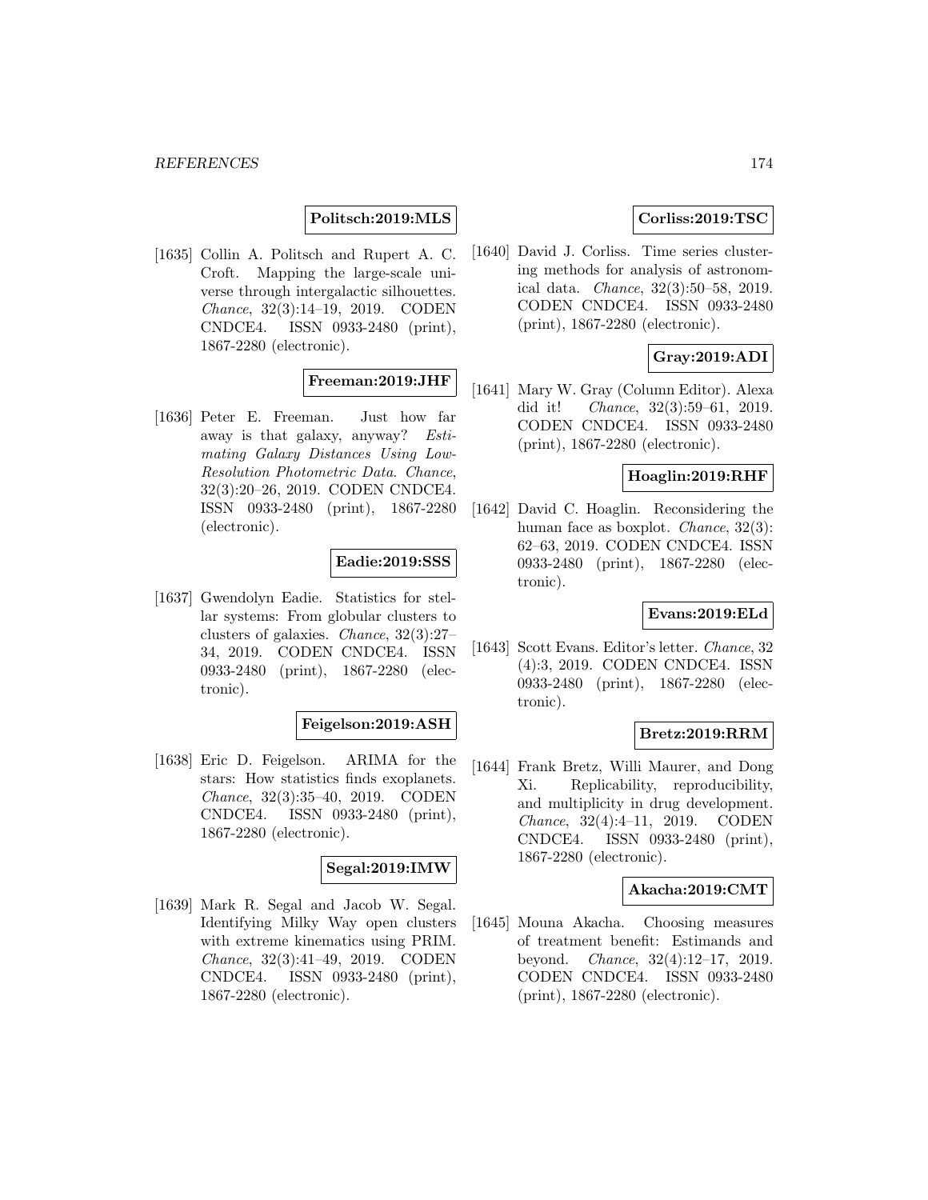**Politsch:2019:MLS**

[1635] Collin A. Politsch and Rupert A. C. Croft. Mapping the large-scale universe through intergalactic silhouettes. *Chance*, 32(3):14–19, 2019. CODEN CNDCE4. ISSN 0933-2480 (print), 1867-2280 (electronic).

**Freeman:2019:JHF**

[1636] Peter E. Freeman. Just how far away is that galaxy, anyway? *Estimating Galaxy Distances Using Low-Resolution Photometric Data*. *Chance*, 32(3):20–26, 2019. CODEN CNDCE4. ISSN 0933-2480 (print), 1867-2280 (electronic).

**Eadie:2019:SSS**

[1637] Gwendolyn Eadie. Statistics for stellar systems: From globular clusters to clusters of galaxies. *Chance*, 32(3):27–34, 2019. CODEN CNDCE4. ISSN 0933-2480 (print), 1867-2280 (electronic).

**Feigelson:2019:ASH**

[1638] Eric D. Feigelson. ARIMA for the stars: How statistics finds exoplanets. *Chance*, 32(3):35–40, 2019. CODEN CNDCE4. ISSN 0933-2480 (print), 1867-2280 (electronic).

**Segal:2019:IMW**

[1639] Mark R. Segal and Jacob W. Segal. Identifying Milky Way open clusters with extreme kinematics using PRIM. *Chance*, 32(3):41–49, 2019. CODEN CNDCE4. ISSN 0933-2480 (print), 1867-2280 (electronic).

**Corliss:2019:TSC**

[1640] David J. Corliss. Time series clustering methods for analysis of astronomical data. *Chance*, 32(3):50–58, 2019. CODEN CNDCE4. ISSN 0933-2480 (print), 1867-2280 (electronic).

**Gray:2019:ADI**

[1641] Mary W. Gray (Column Editor). Alexa did it! *Chance*, 32(3):59–61, 2019. CODEN CNDCE4. ISSN 0933-2480 (print), 1867-2280 (electronic).

**Hoaglin:2019:RHF**

[1642] David C. Hoaglin. Reconsidering the human face as boxplot. *Chance*, 32(3): 62–63, 2019. CODEN CNDCE4. ISSN 0933-2480 (print), 1867-2280 (electronic).

**Evans:2019:ELd**

[1643] Scott Evans. Editor's letter. *Chance*, 32 (4):3, 2019. CODEN CNDCE4. ISSN 0933-2480 (print), 1867-2280 (electronic).

**Bretz:2019:RRM**

[1644] Frank Bretz, Willi Maurer, and Dong Xi. Replicability, reproducibility, and multiplicity in drug development. *Chance*, 32(4):4–11, 2019. CODEN CNDCE4. ISSN 0933-2480 (print), 1867-2280 (electronic).

**Akacha:2019:CMT**

[1645] Mouna Akacha. Choosing measures of treatment benefit: Estimands and beyond. *Chance*, 32(4):12–17, 2019. CODEN CNDCE4. ISSN 0933-2480 (print), 1867-2280 (electronic).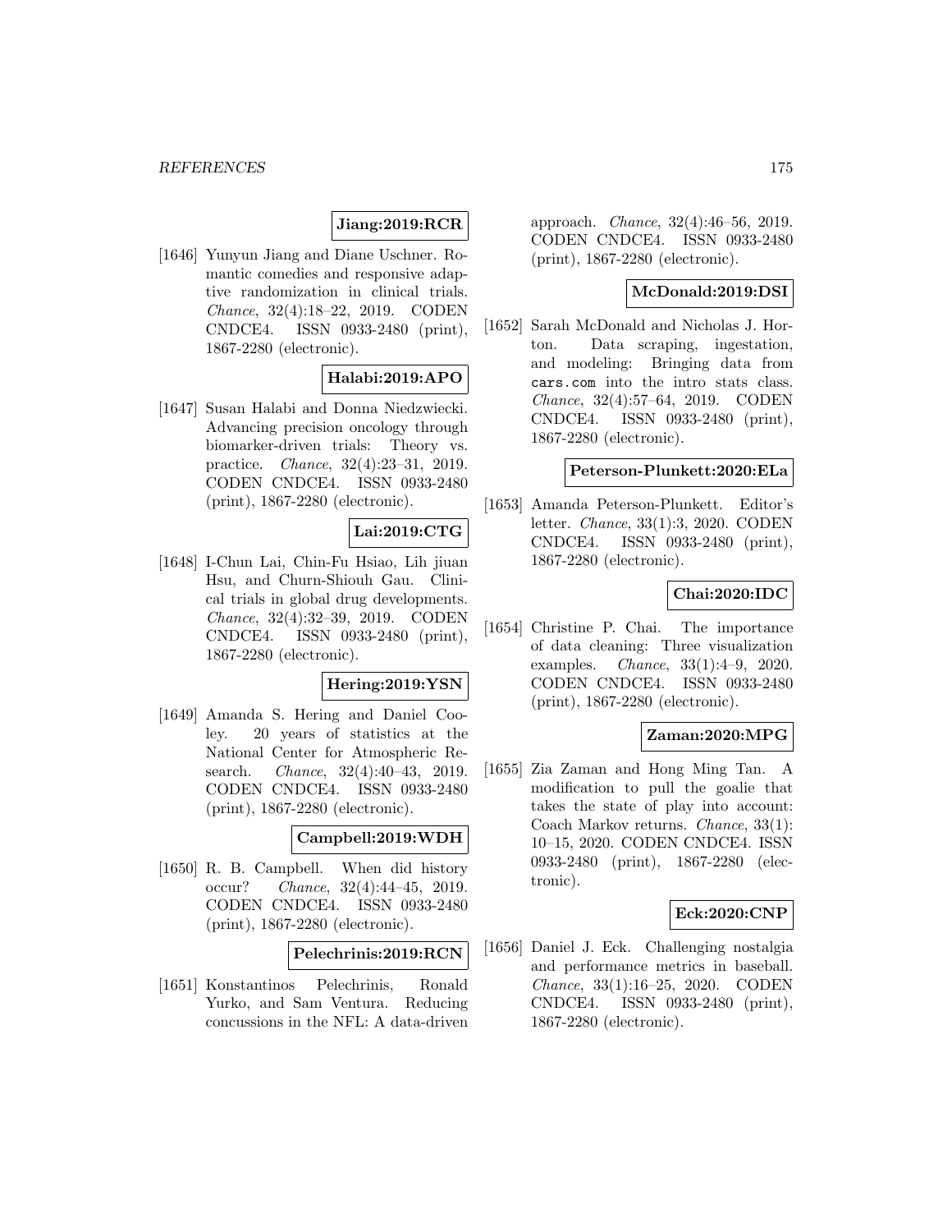**Jiang:2019:RCR**

[1646] Yunyun Jiang and Diane Uschner. Romantic comedies and responsive adaptive randomization in clinical trials. *Chance*, 32(4):18–22, 2019. CODEN CNDCE4. ISSN 0933-2480 (print), 1867-2280 (electronic).

**Halabi:2019:APO**

[1647] Susan Halabi and Donna Niedzwiecki. Advancing precision oncology through biomarker-driven trials: Theory vs. practice. *Chance*, 32(4):23–31, 2019. CODEN CNDCE4. ISSN 0933-2480 (print), 1867-2280 (electronic).

**Lai:2019:CTG**

[1648] I-Chun Lai, Chin-Fu Hsiao, Lih jiuan Hsu, and Churn-Shiouh Gau. Clinical trials in global drug developments. *Chance*, 32(4):32–39, 2019. CODEN CNDCE4. ISSN 0933-2480 (print), 1867-2280 (electronic).

**Hering:2019:YSN**

[1649] Amanda S. Hering and Daniel Cooley. 20 years of statistics at the National Center for Atmospheric Research. *Chance*, 32(4):40–43, 2019. CODEN CNDCE4. ISSN 0933-2480 (print), 1867-2280 (electronic).

**Campbell:2019:WDH**

[1650] R. B. Campbell. When did history occur? *Chance*, 32(4):44–45, 2019. CODEN CNDCE4. ISSN 0933-2480 (print), 1867-2280 (electronic).

**Pelechrinis:2019:RCN**

[1651] Konstantinos Pelechrinis, Ronald Yurko, and Sam Ventura. Reducing concussions in the NFL: A data-driven approach. *Chance*, 32(4):46–56, 2019. CODEN CNDCE4. ISSN 0933-2480 (print), 1867-2280 (electronic).

**McDonald:2019:DSI**

[1652] Sarah McDonald and Nicholas J. Horton. Data scraping, ingestation, and modeling: Bringing data from `cars.com` into the intro stats class. *Chance*, 32(4):57–64, 2019. CODEN CNDCE4. ISSN 0933-2480 (print), 1867-2280 (electronic).

**Peterson-Plunkett:2020:ELa**

[1653] Amanda Peterson-Plunkett. Editor's letter. *Chance*, 33(1):3, 2020. CODEN CNDCE4. ISSN 0933-2480 (print), 1867-2280 (electronic).

**Chai:2020:IDC**

[1654] Christine P. Chai. The importance of data cleaning: Three visualization examples. *Chance*, 33(1):4–9, 2020. CODEN CNDCE4. ISSN 0933-2480 (print), 1867-2280 (electronic).

**Zaman:2020:MPG**

[1655] Zia Zaman and Hong Ming Tan. A modification to pull the goalie that takes the state of play into account: Coach Markov returns. *Chance*, 33(1): 10–15, 2020. CODEN CNDCE4. ISSN 0933-2480 (print), 1867-2280 (electronic).

**Eck:2020:CNP**

[1656] Daniel J. Eck. Challenging nostalgia and performance metrics in baseball. *Chance*, 33(1):16–25, 2020. CODEN CNDCE4. ISSN 0933-2480 (print), 1867-2280 (electronic).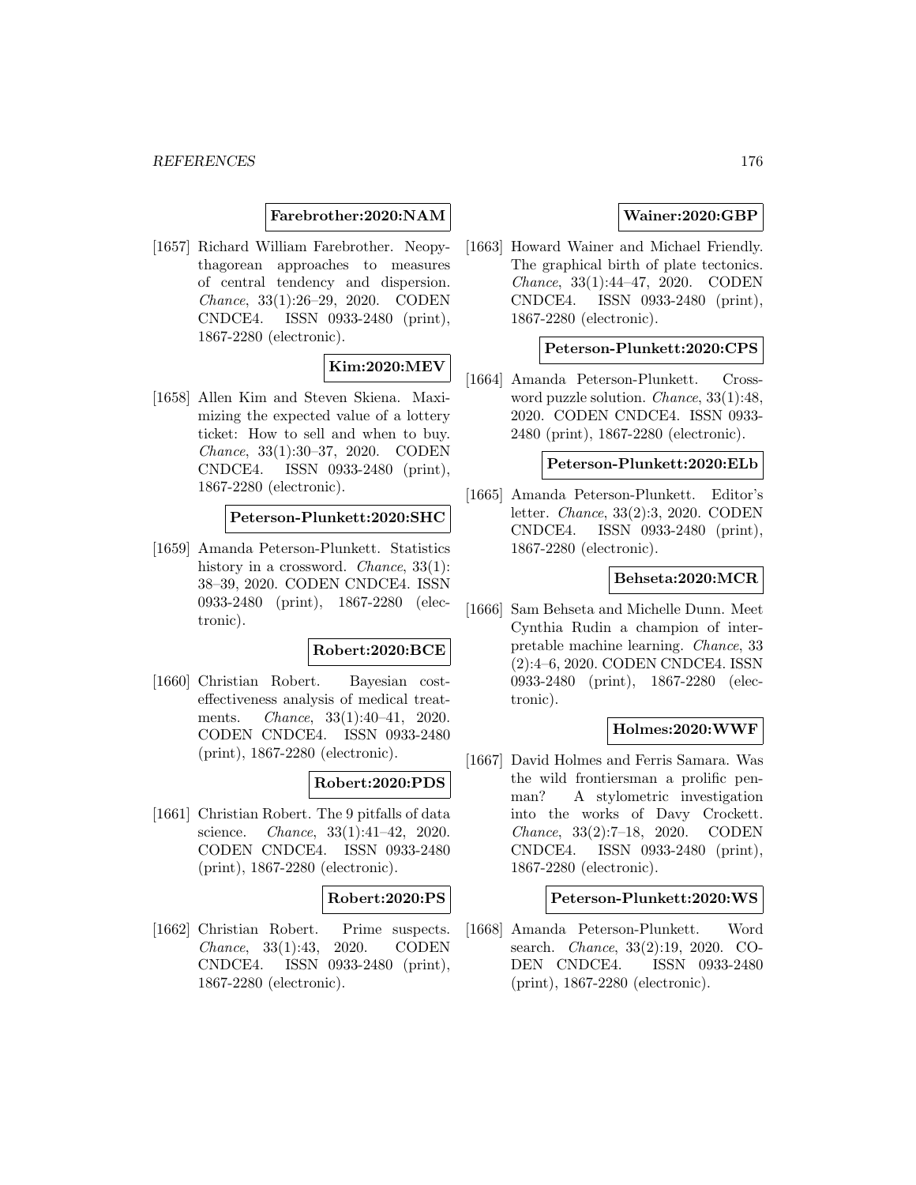**Farebrother:2020:NAM**

[1657] Richard William Farebrother. Neopythagorean approaches to measures of central tendency and dispersion. *Chance*, 33(1):26–29, 2020. CODEN CNDCE4. ISSN 0933-2480 (print), 1867-2280 (electronic).

**Kim:2020:MEV**

[1658] Allen Kim and Steven Skiena. Maximizing the expected value of a lottery ticket: How to sell and when to buy. *Chance*, 33(1):30–37, 2020. CODEN CNDCE4. ISSN 0933-2480 (print), 1867-2280 (electronic).

**Peterson-Plunkett:2020:SHC**

[1659] Amanda Peterson-Plunkett. Statistics history in a crossword. *Chance*, 33(1): 38–39, 2020. CODEN CNDCE4. ISSN 0933-2480 (print), 1867-2280 (electronic).

**Robert:2020:BCE**

[1660] Christian Robert. Bayesian cost-effectiveness analysis of medical treatments. *Chance*, 33(1):40–41, 2020. CODEN CNDCE4. ISSN 0933-2480 (print), 1867-2280 (electronic).

**Robert:2020:PDS**

[1661] Christian Robert. The 9 pitfalls of data science. *Chance*, 33(1):41–42, 2020. CODEN CNDCE4. ISSN 0933-2480 (print), 1867-2280 (electronic).

**Robert:2020:PS**

[1662] Christian Robert. Prime suspects. *Chance*, 33(1):43, 2020. CODEN CNDCE4. ISSN 0933-2480 (print), 1867-2280 (electronic).

**Wainer:2020:GBP**

[1663] Howard Wainer and Michael Friendly. The graphical birth of plate tectonics. *Chance*, 33(1):44–47, 2020. CODEN CNDCE4. ISSN 0933-2480 (print), 1867-2280 (electronic).

**Peterson-Plunkett:2020:CPS**

[1664] Amanda Peterson-Plunkett. Crossword puzzle solution. *Chance*, 33(1):48, 2020. CODEN CNDCE4. ISSN 0933-2480 (print), 1867-2280 (electronic).

**Peterson-Plunkett:2020:ELb**

[1665] Amanda Peterson-Plunkett. Editor's letter. *Chance*, 33(2):3, 2020. CODEN CNDCE4. ISSN 0933-2480 (print), 1867-2280 (electronic).

**Behseta:2020:MCR**

[1666] Sam Behseta and Michelle Dunn. Meet Cynthia Rudin a champion of interpretable machine learning. *Chance*, 33 (2):4–6, 2020. CODEN CNDCE4. ISSN 0933-2480 (print), 1867-2280 (electronic).

**Holmes:2020:WWF**

[1667] David Holmes and Ferris Samara. Was the wild frontiersman a prolific penman? A stylometric investigation into the works of Davy Crockett. *Chance*, 33(2):7–18, 2020. CODEN CNDCE4. ISSN 0933-2480 (print), 1867-2280 (electronic).

**Peterson-Plunkett:2020:WS**

[1668] Amanda Peterson-Plunkett. Word search. *Chance*, 33(2):19, 2020. CODEN CNDCE4. ISSN 0933-2480 (print), 1867-2280 (electronic).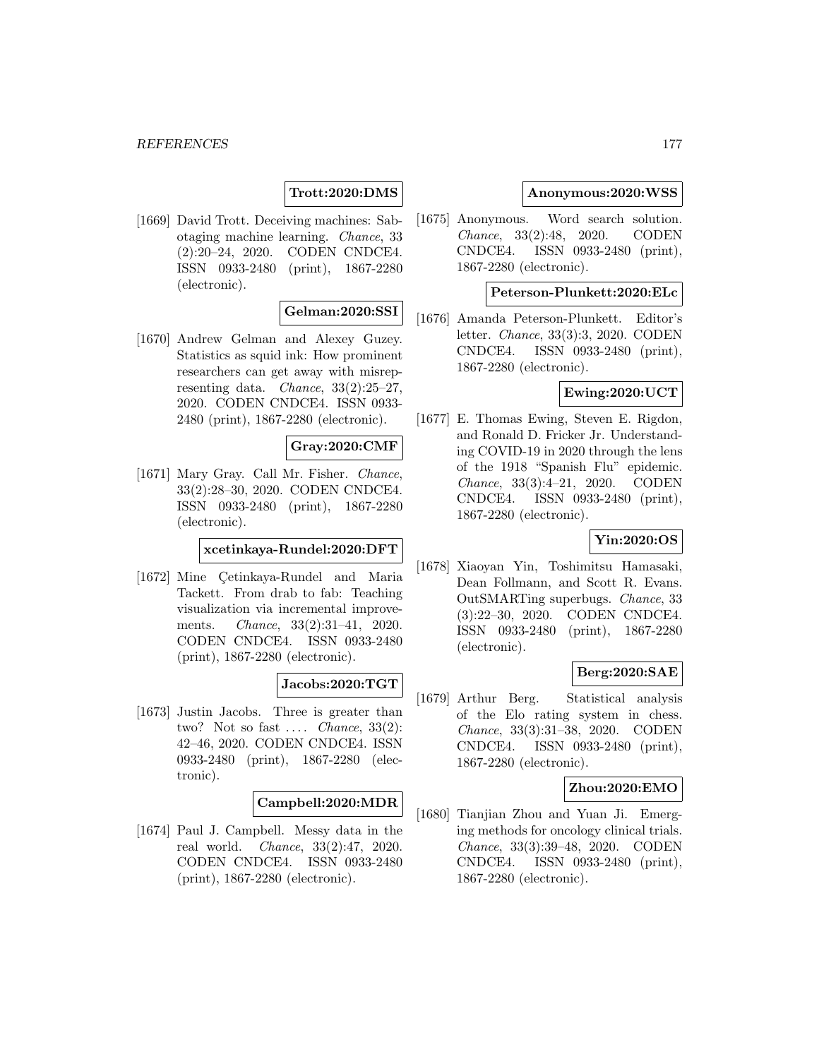**Trott:2020:DMS**

[1669] David Trott. Deceiving machines: Sabotaging machine learning. *Chance*, 33 (2):20–24, 2020. CODEN CNDCE4. ISSN 0933-2480 (print), 1867-2280 (electronic).

**Gelman:2020:SSI**

[1670] Andrew Gelman and Alexey Guzey. Statistics as squid ink: How prominent researchers can get away with misrepresenting data. *Chance*, 33(2):25–27, 2020. CODEN CNDCE4. ISSN 0933-2480 (print), 1867-2280 (electronic).

**Gray:2020:CMF**

[1671] Mary Gray. Call Mr. Fisher. *Chance*, 33(2):28–30, 2020. CODEN CNDCE4. ISSN 0933-2480 (print), 1867-2280 (electronic).

**xcetinkaya-Rundel:2020:DFT**

[1672] Mine Çetinkaya-Rundel and Maria Tackett. From drab to fab: Teaching visualization via incremental improvements. *Chance*, 33(2):31–41, 2020. CODEN CNDCE4. ISSN 0933-2480 (print), 1867-2280 (electronic).

**Jacobs:2020:TGT**

[1673] Justin Jacobs. Three is greater than two? Not so fast .... *Chance*, 33(2): 42–46, 2020. CODEN CNDCE4. ISSN 0933-2480 (print), 1867-2280 (electronic).

**Campbell:2020:MDR**

[1674] Paul J. Campbell. Messy data in the real world. *Chance*, 33(2):47, 2020. CODEN CNDCE4. ISSN 0933-2480 (print), 1867-2280 (electronic).

**Anonymous:2020:WSS**

[1675] Anonymous. Word search solution. *Chance*, 33(2):48, 2020. CODEN CNDCE4. ISSN 0933-2480 (print), 1867-2280 (electronic).

**Peterson-Plunkett:2020:ELc**

[1676] Amanda Peterson-Plunkett. Editor's letter. *Chance*, 33(3):3, 2020. CODEN CNDCE4. ISSN 0933-2480 (print), 1867-2280 (electronic).

**Ewing:2020:UCT**

[1677] E. Thomas Ewing, Steven E. Rigdon, and Ronald D. Fricker Jr. Understanding COVID-19 in 2020 through the lens of the 1918 "Spanish Flu" epidemic. *Chance*, 33(3):4–21, 2020. CODEN CNDCE4. ISSN 0933-2480 (print), 1867-2280 (electronic).

**Yin:2020:OS**

[1678] Xiaoyan Yin, Toshimitsu Hamasaki, Dean Follmann, and Scott R. Evans. OutSMARTing superbugs. *Chance*, 33 (3):22–30, 2020. CODEN CNDCE4. ISSN 0933-2480 (print), 1867-2280 (electronic).

**Berg:2020:SAE**

[1679] Arthur Berg. Statistical analysis of the Elo rating system in chess. *Chance*, 33(3):31–38, 2020. CODEN CNDCE4. ISSN 0933-2480 (print), 1867-2280 (electronic).

**Zhou:2020:EMO**

[1680] Tianjian Zhou and Yuan Ji. Emerging methods for oncology clinical trials. *Chance*, 33(3):39–48, 2020. CODEN CNDCE4. ISSN 0933-2480 (print), 1867-2280 (electronic).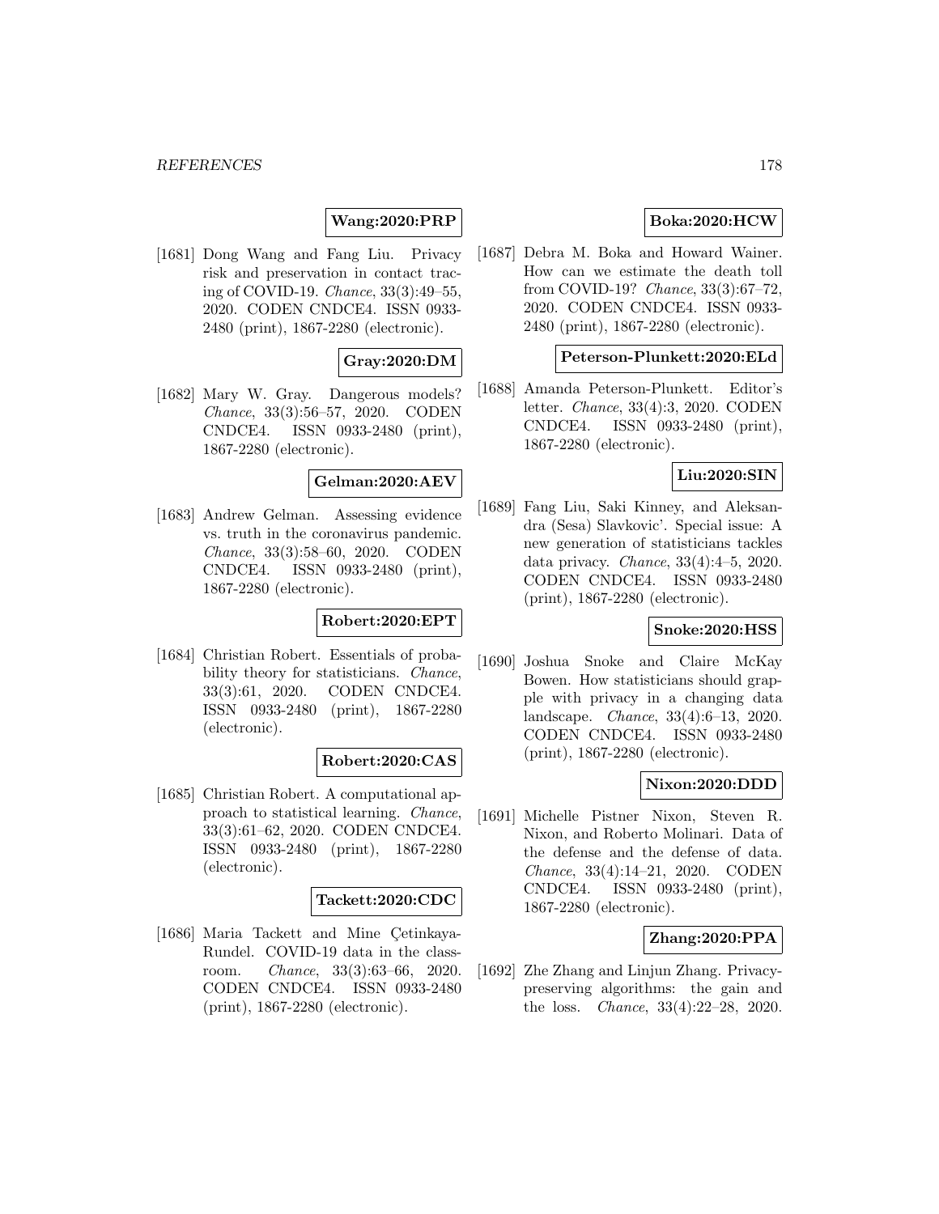**Wang:2020:PRP**

[1681] Dong Wang and Fang Liu. Privacy risk and preservation in contact tracing of COVID-19. *Chance*, 33(3):49–55, 2020. CODEN CNDCE4. ISSN 0933-2480 (print), 1867-2280 (electronic).

**Gray:2020:DM**

[1682] Mary W. Gray. Dangerous models? *Chance*, 33(3):56–57, 2020. CODEN CNDCE4. ISSN 0933-2480 (print), 1867-2280 (electronic).

**Gelman:2020:AEV**

[1683] Andrew Gelman. Assessing evidence vs. truth in the coronavirus pandemic. *Chance*, 33(3):58–60, 2020. CODEN CNDCE4. ISSN 0933-2480 (print), 1867-2280 (electronic).

**Robert:2020:EPT**

[1684] Christian Robert. Essentials of probability theory for statisticians. *Chance*, 33(3):61, 2020. CODEN CNDCE4. ISSN 0933-2480 (print), 1867-2280 (electronic).

**Robert:2020:CAS**

[1685] Christian Robert. A computational approach to statistical learning. *Chance*, 33(3):61–62, 2020. CODEN CNDCE4. ISSN 0933-2480 (print), 1867-2280 (electronic).

**Tackett:2020:CDC**

[1686] Maria Tackett and Mine Çetinkaya-Rundel. COVID-19 data in the classroom. *Chance*, 33(3):63–66, 2020. CODEN CNDCE4. ISSN 0933-2480 (print), 1867-2280 (electronic).

**Boka:2020:HCW**

[1687] Debra M. Boka and Howard Wainer. How can we estimate the death toll from COVID-19? *Chance*, 33(3):67–72, 2020. CODEN CNDCE4. ISSN 0933-2480 (print), 1867-2280 (electronic).

**Peterson-Plunkett:2020:ELd**

[1688] Amanda Peterson-Plunkett. Editor's letter. *Chance*, 33(4):3, 2020. CODEN CNDCE4. ISSN 0933-2480 (print), 1867-2280 (electronic).

**Liu:2020:SIN**

[1689] Fang Liu, Saki Kinney, and Aleksandra (Sesa) Slavkovic'. Special issue: A new generation of statisticians tackles data privacy. *Chance*, 33(4):4–5, 2020. CODEN CNDCE4. ISSN 0933-2480 (print), 1867-2280 (electronic).

**Snoke:2020:HSS**

[1690] Joshua Snoke and Claire McKay Bowen. How statisticians should grapple with privacy in a changing data landscape. *Chance*, 33(4):6–13, 2020. CODEN CNDCE4. ISSN 0933-2480 (print), 1867-2280 (electronic).

**Nixon:2020:DDD**

[1691] Michelle Pistner Nixon, Steven R. Nixon, and Roberto Molinari. Data of the defense and the defense of data. *Chance*, 33(4):14–21, 2020. CODEN CNDCE4. ISSN 0933-2480 (print), 1867-2280 (electronic).

**Zhang:2020:PPA**

[1692] Zhe Zhang and Linjun Zhang. Privacy-preserving algorithms: the gain and the loss. *Chance*, 33(4):22–28, 2020.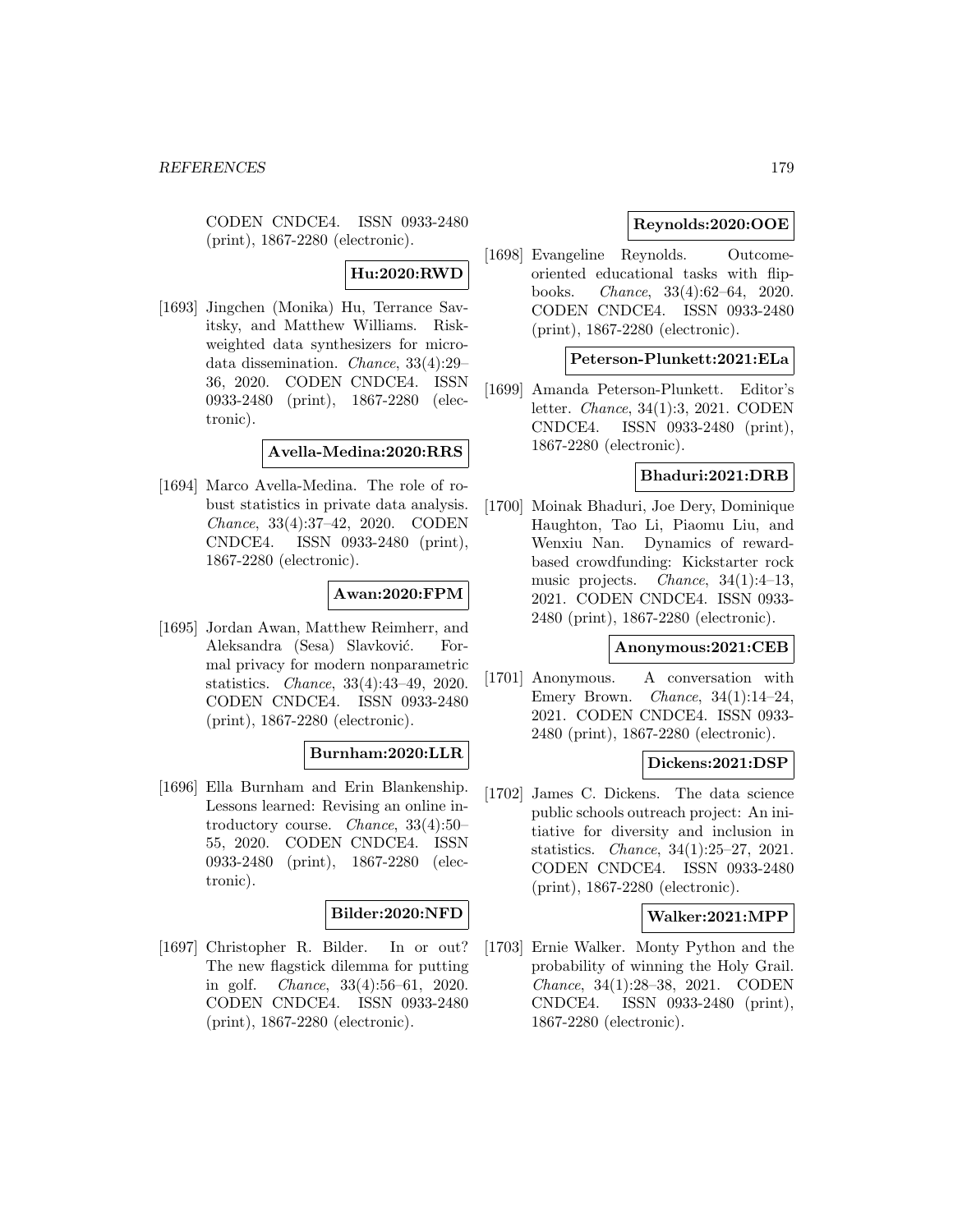CODEN CNDCE4. ISSN 0933-2480 (print), 1867-2280 (electronic).

**Hu:2020:RWD**

[1693] Jingchen (Monika) Hu, Terrance Savitsky, and Matthew Williams. Risk-weighted data synthesizers for microdata dissemination. *Chance*, 33(4):29–36, 2020. CODEN CNDCE4. ISSN 0933-2480 (print), 1867-2280 (electronic).

**Avella-Medina:2020:RRS**

[1694] Marco Avella-Medina. The role of robust statistics in private data analysis. *Chance*, 33(4):37–42, 2020. CODEN CNDCE4. ISSN 0933-2480 (print), 1867-2280 (electronic).

**Awan:2020:FPM**

[1695] Jordan Awan, Matthew Reimherr, and Aleksandra (Sesa) Slavković. Formal privacy for modern nonparametric statistics. *Chance*, 33(4):43–49, 2020. CODEN CNDCE4. ISSN 0933-2480 (print), 1867-2280 (electronic).

**Burnham:2020:LLR**

[1696] Ella Burnham and Erin Blankenship. Lessons learned: Revising an online introductory course. *Chance*, 33(4):50–55, 2020. CODEN CNDCE4. ISSN 0933-2480 (print), 1867-2280 (electronic).

**Bilder:2020:NFD**

[1697] Christopher R. Bilder. In or out? The new flagstick dilemma for putting in golf. *Chance*, 33(4):56–61, 2020. CODEN CNDCE4. ISSN 0933-2480 (print), 1867-2280 (electronic).

**Reynolds:2020:OOE**

[1698] Evangeline Reynolds. Outcome-oriented educational tasks with flip-books. *Chance*, 33(4):62–64, 2020. CODEN CNDCE4. ISSN 0933-2480 (print), 1867-2280 (electronic).

**Peterson-Plunkett:2021:ELa**

[1699] Amanda Peterson-Plunkett. Editor's letter. *Chance*, 34(1):3, 2021. CODEN CNDCE4. ISSN 0933-2480 (print), 1867-2280 (electronic).

**Bhaduri:2021:DRB**

[1700] Moinak Bhaduri, Joe Dery, Dominique Haughton, Tao Li, Piaomu Liu, and Wenxiu Nan. Dynamics of reward-based crowdfunding: Kickstarter rock music projects. *Chance*, 34(1):4–13, 2021. CODEN CNDCE4. ISSN 0933-2480 (print), 1867-2280 (electronic).

**Anonymous:2021:CEB**

[1701] Anonymous. A conversation with Emery Brown. *Chance*, 34(1):14–24, 2021. CODEN CNDCE4. ISSN 0933-2480 (print), 1867-2280 (electronic).

**Dickens:2021:DSP**

[1702] James C. Dickens. The data science public schools outreach project: An initiative for diversity and inclusion in statistics. *Chance*, 34(1):25–27, 2021. CODEN CNDCE4. ISSN 0933-2480 (print), 1867-2280 (electronic).

**Walker:2021:MPP**

[1703] Ernie Walker. Monty Python and the probability of winning the Holy Grail. *Chance*, 34(1):28–38, 2021. CODEN CNDCE4. ISSN 0933-2480 (print), 1867-2280 (electronic).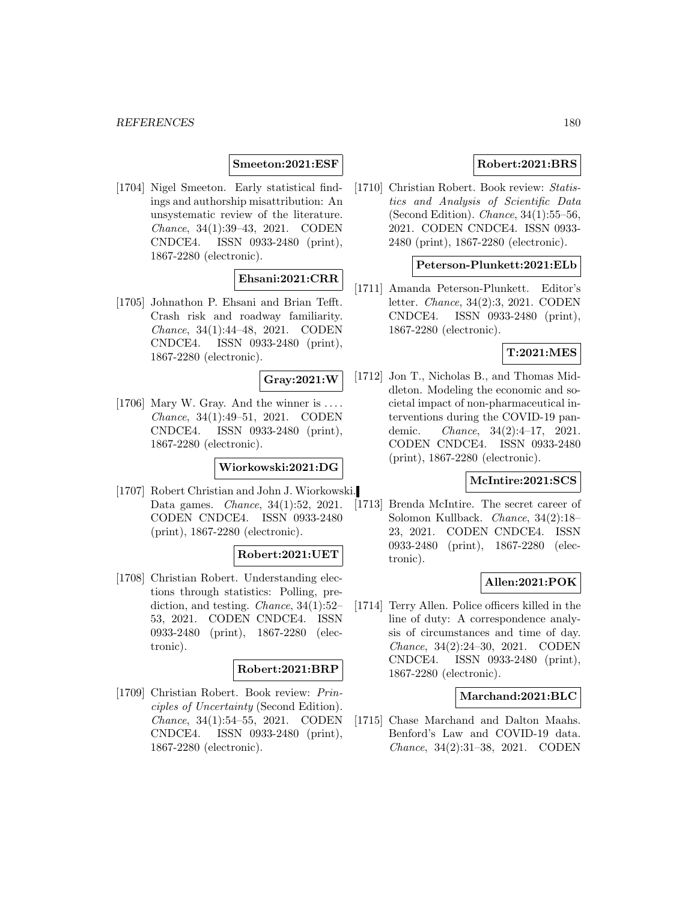**Smeeton:2021:ESF**

[1704] Nigel Smeeton. Early statistical findings and authorship misattribution: An unsystematic review of the literature. *Chance*, 34(1):39–43, 2021. CODEN CNDCE4. ISSN 0933-2480 (print), 1867-2280 (electronic).

**Ehsani:2021:CRR**

[1705] Johnathon P. Ehsani and Brian Tefft. Crash risk and roadway familiarity. *Chance*, 34(1):44–48, 2021. CODEN CNDCE4. ISSN 0933-2480 (print), 1867-2280 (electronic).

**Gray:2021:W**

[1706] Mary W. Gray. And the winner is .... *Chance*, 34(1):49–51, 2021. CODEN CNDCE4. ISSN 0933-2480 (print), 1867-2280 (electronic).

**Wiorkowski:2021:DG**

[1707] Robert Christian and John J. Wiorkowski. Data games. *Chance*, 34(1):52, 2021. CODEN CNDCE4. ISSN 0933-2480 (print), 1867-2280 (electronic).

**Robert:2021:UET**

[1708] Christian Robert. Understanding elections through statistics: Polling, prediction, and testing. *Chance*, 34(1):52–53, 2021. CODEN CNDCE4. ISSN 0933-2480 (print), 1867-2280 (electronic).

**Robert:2021:BRP**

[1709] Christian Robert. Book review: *Principles of Uncertainty* (Second Edition). *Chance*, 34(1):54–55, 2021. CODEN CNDCE4. ISSN 0933-2480 (print), 1867-2280 (electronic).

**Robert:2021:BRS**

[1710] Christian Robert. Book review: *Statistics and Analysis of Scientific Data* (Second Edition). *Chance*, 34(1):55–56, 2021. CODEN CNDCE4. ISSN 0933-2480 (print), 1867-2280 (electronic).

**Peterson-Plunkett:2021:ELb**

[1711] Amanda Peterson-Plunkett. Editor's letter. *Chance*, 34(2):3, 2021. CODEN CNDCE4. ISSN 0933-2480 (print), 1867-2280 (electronic).

**T:2021:MES**

[1712] Jon T., Nicholas B., and Thomas Middleton. Modeling the economic and societal impact of non-pharmaceutical interventions during the COVID-19 pandemic. *Chance*, 34(2):4–17, 2021. CODEN CNDCE4. ISSN 0933-2480 (print), 1867-2280 (electronic).

**McIntire:2021:SCS**

[1713] Brenda McIntire. The secret career of Solomon Kullback. *Chance*, 34(2):18–23, 2021. CODEN CNDCE4. ISSN 0933-2480 (print), 1867-2280 (electronic).

**Allen:2021:POK**

[1714] Terry Allen. Police officers killed in the line of duty: A correspondence analysis of circumstances and time of day. *Chance*, 34(2):24–30, 2021. CODEN CNDCE4. ISSN 0933-2480 (print), 1867-2280 (electronic).

**Marchand:2021:BLC**

[1715] Chase Marchand and Dalton Maahs. Benford's Law and COVID-19 data. *Chance*, 34(2):31–38, 2021. CODEN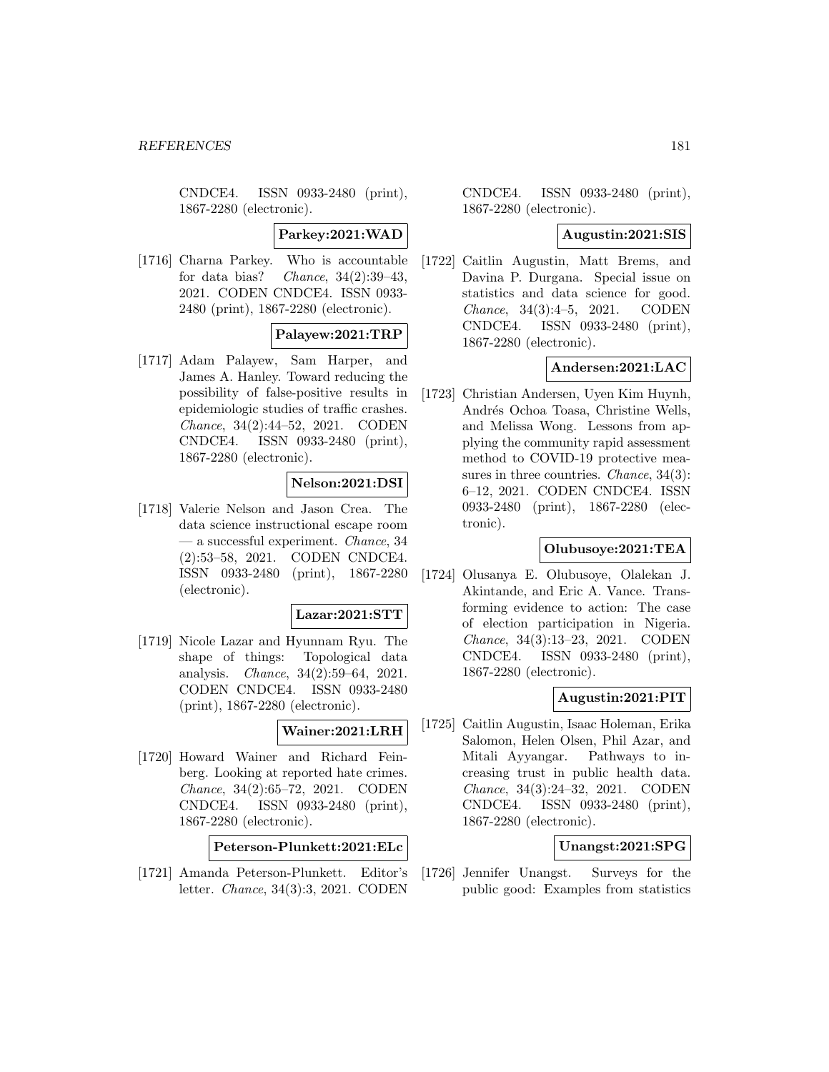CNDCE4. ISSN 0933-2480 (print), 1867-2280 (electronic).

**Parkey:2021:WAD**

[1716] Charna Parkey. Who is accountable for data bias? *Chance*, 34(2):39–43, 2021. CODEN CNDCE4. ISSN 0933-2480 (print), 1867-2280 (electronic).

**Palayew:2021:TRP**

[1717] Adam Palayew, Sam Harper, and James A. Hanley. Toward reducing the possibility of false-positive results in epidemiologic studies of traffic crashes. *Chance*, 34(2):44–52, 2021. CODEN CNDCE4. ISSN 0933-2480 (print), 1867-2280 (electronic).

**Nelson:2021:DSI**

[1718] Valerie Nelson and Jason Crea. The data science instructional escape room — a successful experiment. *Chance*, 34 (2):53–58, 2021. CODEN CNDCE4. ISSN 0933-2480 (print), 1867-2280 (electronic).

**Lazar:2021:STT**

[1719] Nicole Lazar and Hyunnam Ryu. The shape of things: Topological data analysis. *Chance*, 34(2):59–64, 2021. CODEN CNDCE4. ISSN 0933-2480 (print), 1867-2280 (electronic).

**Wainer:2021:LRH**

[1720] Howard Wainer and Richard Feinberg. Looking at reported hate crimes. *Chance*, 34(2):65–72, 2021. CODEN CNDCE4. ISSN 0933-2480 (print), 1867-2280 (electronic).

**Peterson-Plunkett:2021:ELc**

[1721] Amanda Peterson-Plunkett. Editor's letter. *Chance*, 34(3):3, 2021. CODEN CNDCE4. ISSN 0933-2480 (print), 1867-2280 (electronic).

**Augustin:2021:SIS**

[1722] Caitlin Augustin, Matt Brems, and Davina P. Durgana. Special issue on statistics and data science for good. *Chance*, 34(3):4–5, 2021. CODEN CNDCE4. ISSN 0933-2480 (print), 1867-2280 (electronic).

**Andersen:2021:LAC**

[1723] Christian Andersen, Uyen Kim Huynh, Andrés Ochoa Toasa, Christine Wells, and Melissa Wong. Lessons from applying the community rapid assessment method to COVID-19 protective measures in three countries. *Chance*, 34(3): 6–12, 2021. CODEN CNDCE4. ISSN 0933-2480 (print), 1867-2280 (electronic).

**Olubusoye:2021:TEA**

[1724] Olusanya E. Olubusoye, Olalekan J. Akintande, and Eric A. Vance. Transforming evidence to action: The case of election participation in Nigeria. *Chance*, 34(3):13–23, 2021. CODEN CNDCE4. ISSN 0933-2480 (print), 1867-2280 (electronic).

**Augustin:2021:PIT**

[1725] Caitlin Augustin, Isaac Holeman, Erika Salomon, Helen Olsen, Phil Azar, and Mitali Ayyangar. Pathways to increasing trust in public health data. *Chance*, 34(3):24–32, 2021. CODEN CNDCE4. ISSN 0933-2480 (print), 1867-2280 (electronic).

**Unangst:2021:SPG**

[1726] Jennifer Unangst. Surveys for the public good: Examples from statistics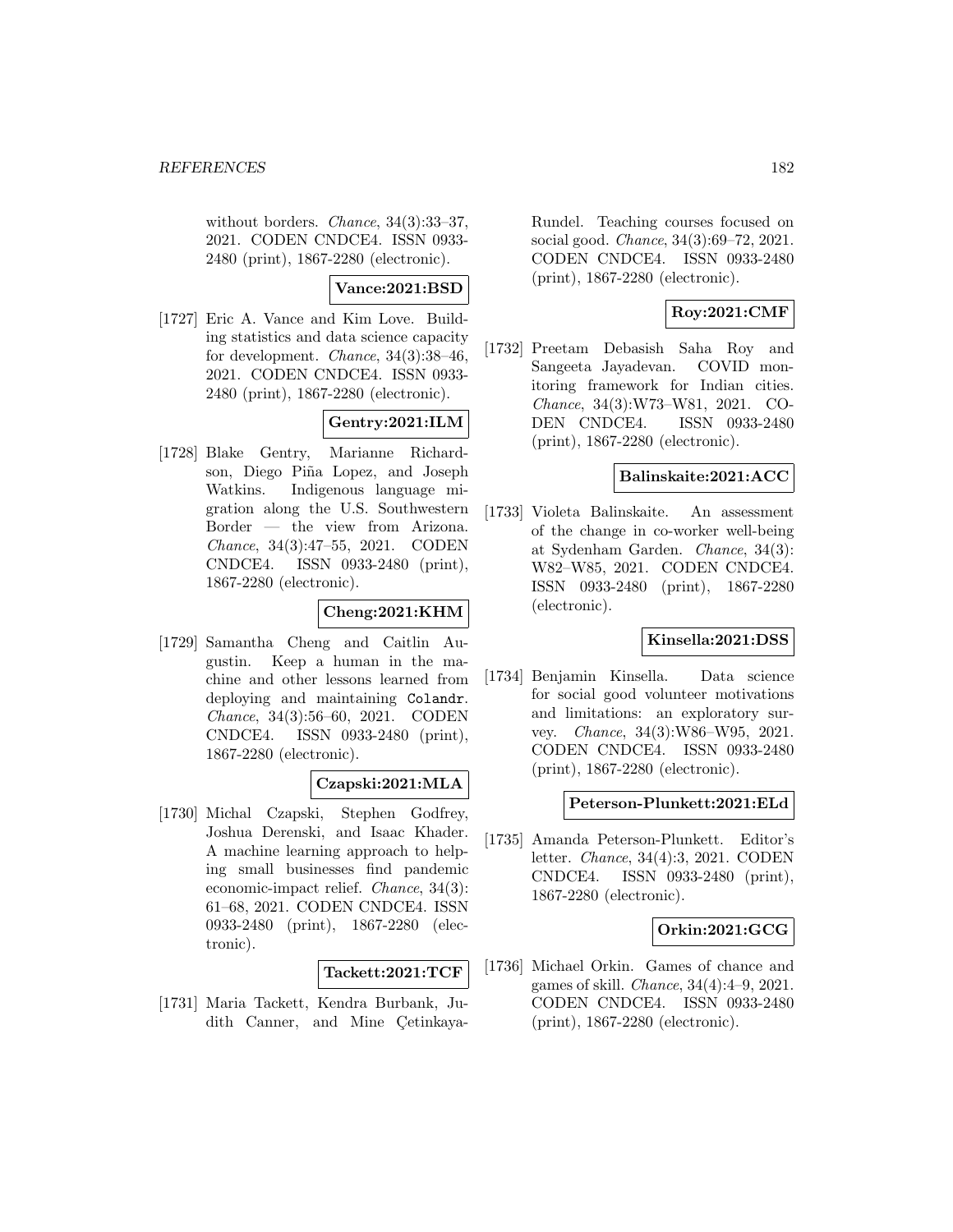without borders. *Chance*, 34(3):33–37, 2021. CODEN CNDCE4. ISSN 0933-2480 (print), 1867-2280 (electronic).

**Vance:2021:BSD**

[1727] Eric A. Vance and Kim Love. Building statistics and data science capacity for development. *Chance*, 34(3):38–46, 2021. CODEN CNDCE4. ISSN 0933-2480 (print), 1867-2280 (electronic).

**Gentry:2021:ILM**

[1728] Blake Gentry, Marianne Richardson, Diego Piña Lopez, and Joseph Watkins. Indigenous language migration along the U.S. Southwestern Border — the view from Arizona. *Chance*, 34(3):47–55, 2021. CODEN CNDCE4. ISSN 0933-2480 (print), 1867-2280 (electronic).

**Cheng:2021:KHM**

[1729] Samantha Cheng and Caitlin Augustin. Keep a human in the machine and other lessons learned from deploying and maintaining `Colandr`. *Chance*, 34(3):56–60, 2021. CODEN CNDCE4. ISSN 0933-2480 (print), 1867-2280 (electronic).

**Czapski:2021:MLA**

[1730] Michal Czapski, Stephen Godfrey, Joshua Derenski, and Isaac Khader. A machine learning approach to helping small businesses find pandemic economic-impact relief. *Chance*, 34(3):61–68, 2021. CODEN CNDCE4. ISSN 0933-2480 (print), 1867-2280 (electronic).

**Tackett:2021:TCF**

[1731] Maria Tackett, Kendra Burbank, Judith Canner, and Mine Çetinkaya-Rundel. Teaching courses focused on social good. *Chance*, 34(3):69–72, 2021. CODEN CNDCE4. ISSN 0933-2480 (print), 1867-2280 (electronic).

**Roy:2021:CMF**

[1732] Preetam Debasish Saha Roy and Sangeeta Jayadevan. COVID monitoring framework for Indian cities. *Chance*, 34(3):W73–W81, 2021. CODEN CNDCE4. ISSN 0933-2480 (print), 1867-2280 (electronic).

**Balinskaite:2021:ACC**

[1733] Violeta Balinskaite. An assessment of the change in co-worker well-being at Sydenham Garden. *Chance*, 34(3): W82–W85, 2021. CODEN CNDCE4. ISSN 0933-2480 (print), 1867-2280 (electronic).

**Kinsella:2021:DSS**

[1734] Benjamin Kinsella. Data science for social good volunteer motivations and limitations: an exploratory survey. *Chance*, 34(3):W86–W95, 2021. CODEN CNDCE4. ISSN 0933-2480 (print), 1867-2280 (electronic).

**Peterson-Plunkett:2021:ELd**

[1735] Amanda Peterson-Plunkett. Editor's letter. *Chance*, 34(4):3, 2021. CODEN CNDCE4. ISSN 0933-2480 (print), 1867-2280 (electronic).

**Orkin:2021:GCG**

[1736] Michael Orkin. Games of chance and games of skill. *Chance*, 34(4):4–9, 2021. CODEN CNDCE4. ISSN 0933-2480 (print), 1867-2280 (electronic).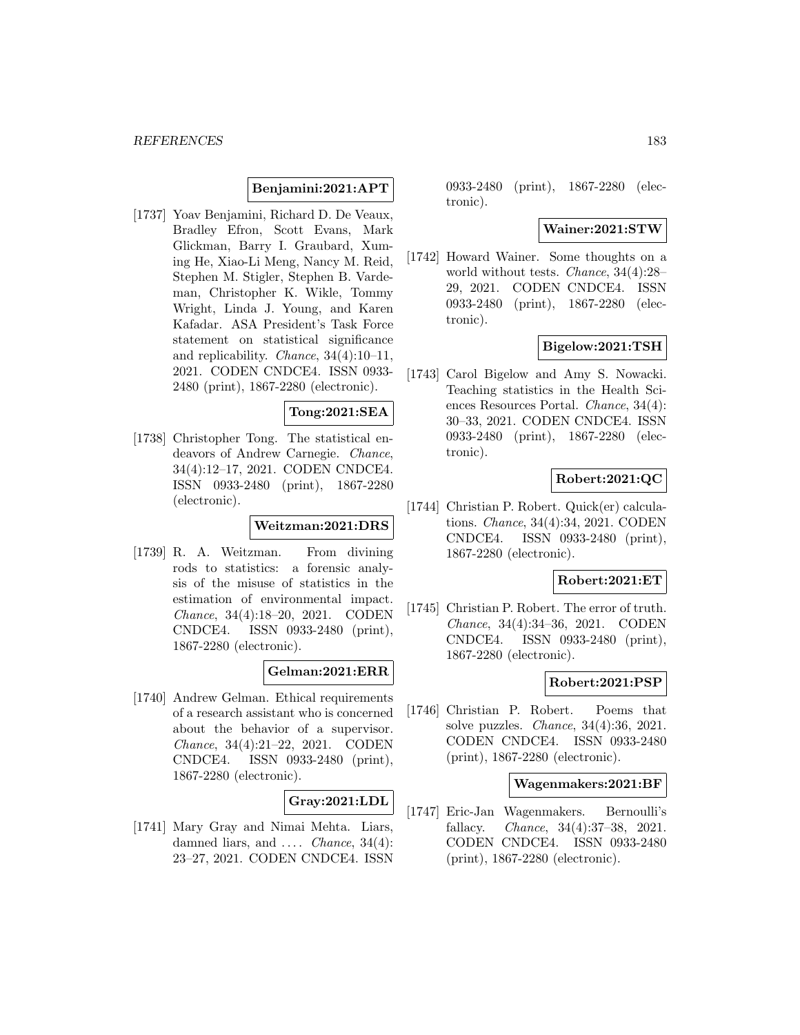**Benjamini:2021:APT**

[1737] Yoav Benjamini, Richard D. De Veaux, Bradley Efron, Scott Evans, Mark Glickman, Barry I. Graubard, Xuming He, Xiao-Li Meng, Nancy M. Reid, Stephen M. Stigler, Stephen B. Vardeman, Christopher K. Wikle, Tommy Wright, Linda J. Young, and Karen Kafadar. ASA President's Task Force statement on statistical significance and replicability. *Chance*, 34(4):10–11, 2021. CODEN CNDCE4. ISSN 0933-2480 (print), 1867-2280 (electronic).

**Tong:2021:SEA**

[1738] Christopher Tong. The statistical endeavors of Andrew Carnegie. *Chance*, 34(4):12–17, 2021. CODEN CNDCE4. ISSN 0933-2480 (print), 1867-2280 (electronic).

**Weitzman:2021:DRS**

[1739] R. A. Weitzman. From divining rods to statistics: a forensic analysis of the misuse of statistics in the estimation of environmental impact. *Chance*, 34(4):18–20, 2021. CODEN CNDCE4. ISSN 0933-2480 (print), 1867-2280 (electronic).

**Gelman:2021:ERR**

[1740] Andrew Gelman. Ethical requirements of a research assistant who is concerned about the behavior of a supervisor. *Chance*, 34(4):21–22, 2021. CODEN CNDCE4. ISSN 0933-2480 (print), 1867-2280 (electronic).

**Gray:2021:LDL**

[1741] Mary Gray and Nimai Mehta. Liars, damned liars, and .... *Chance*, 34(4): 23–27, 2021. CODEN CNDCE4. ISSN 0933-2480 (print), 1867-2280 (electronic).

**Wainer:2021:STW**

[1742] Howard Wainer. Some thoughts on a world without tests. *Chance*, 34(4):28–29, 2021. CODEN CNDCE4. ISSN 0933-2480 (print), 1867-2280 (electronic).

**Bigelow:2021:TSH**

[1743] Carol Bigelow and Amy S. Nowacki. Teaching statistics in the Health Sciences Resources Portal. *Chance*, 34(4): 30–33, 2021. CODEN CNDCE4. ISSN 0933-2480 (print), 1867-2280 (electronic).

**Robert:2021:QC**

[1744] Christian P. Robert. Quick(er) calculations. *Chance*, 34(4):34, 2021. CODEN CNDCE4. ISSN 0933-2480 (print), 1867-2280 (electronic).

**Robert:2021:ET**

[1745] Christian P. Robert. The error of truth. *Chance*, 34(4):34–36, 2021. CODEN CNDCE4. ISSN 0933-2480 (print), 1867-2280 (electronic).

**Robert:2021:PSP**

[1746] Christian P. Robert. Poems that solve puzzles. *Chance*, 34(4):36, 2021. CODEN CNDCE4. ISSN 0933-2480 (print), 1867-2280 (electronic).

**Wagenmakers:2021:BF**

[1747] Eric-Jan Wagenmakers. Bernoulli's fallacy. *Chance*, 34(4):37–38, 2021. CODEN CNDCE4. ISSN 0933-2480 (print), 1867-2280 (electronic).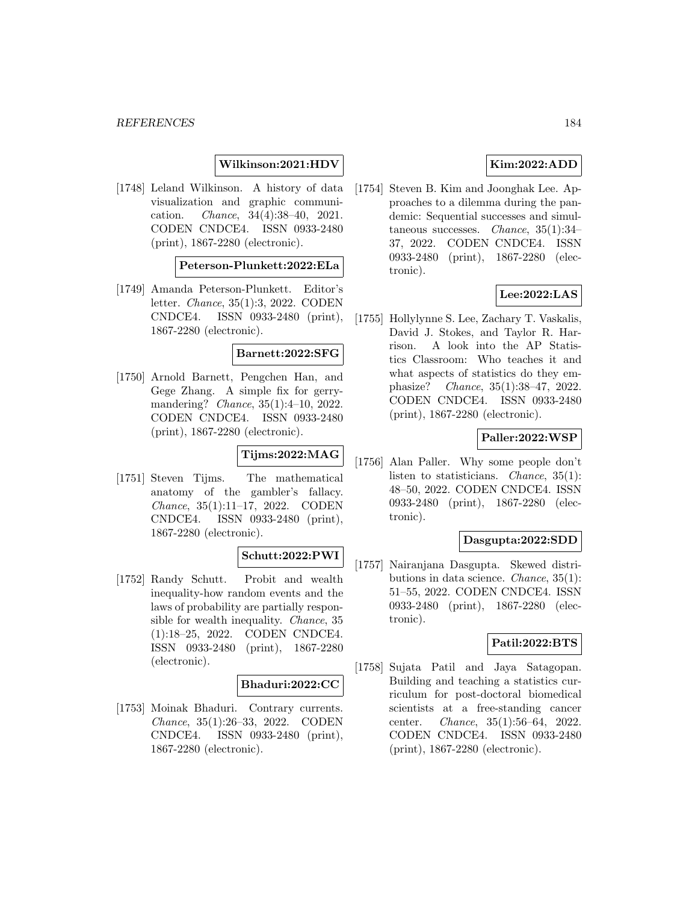**Wilkinson:2021:HDV**

[1748] Leland Wilkinson. A history of data visualization and graphic communication. *Chance*, 34(4):38–40, 2021. CODEN CNDCE4. ISSN 0933-2480 (print), 1867-2280 (electronic).

**Peterson-Plunkett:2022:ELa**

[1749] Amanda Peterson-Plunkett. Editor's letter. *Chance*, 35(1):3, 2022. CODEN CNDCE4. ISSN 0933-2480 (print), 1867-2280 (electronic).

**Barnett:2022:SFG**

[1750] Arnold Barnett, Pengchen Han, and Gege Zhang. A simple fix for gerrymandering? *Chance*, 35(1):4–10, 2022. CODEN CNDCE4. ISSN 0933-2480 (print), 1867-2280 (electronic).

**Tijms:2022:MAG**

[1751] Steven Tijms. The mathematical anatomy of the gambler's fallacy. *Chance*, 35(1):11–17, 2022. CODEN CNDCE4. ISSN 0933-2480 (print), 1867-2280 (electronic).

**Schutt:2022:PWI**

[1752] Randy Schutt. Probit and wealth inequality-how random events and the laws of probability are partially responsible for wealth inequality. *Chance*, 35 (1):18–25, 2022. CODEN CNDCE4. ISSN 0933-2480 (print), 1867-2280 (electronic).

**Bhaduri:2022:CC**

[1753] Moinak Bhaduri. Contrary currents. *Chance*, 35(1):26–33, 2022. CODEN CNDCE4. ISSN 0933-2480 (print), 1867-2280 (electronic).

**Kim:2022:ADD**

[1754] Steven B. Kim and Joonghak Lee. Approaches to a dilemma during the pandemic: Sequential successes and simultaneous successes. *Chance*, 35(1):34–37, 2022. CODEN CNDCE4. ISSN 0933-2480 (print), 1867-2280 (electronic).

**Lee:2022:LAS**

[1755] Hollylynne S. Lee, Zachary T. Vaskalis, David J. Stokes, and Taylor R. Harrison. A look into the AP Statistics Classroom: Who teaches it and what aspects of statistics do they emphasize? *Chance*, 35(1):38–47, 2022. CODEN CNDCE4. ISSN 0933-2480 (print), 1867-2280 (electronic).

**Paller:2022:WSP**

[1756] Alan Paller. Why some people don't listen to statisticians. *Chance*, 35(1): 48–50, 2022. CODEN CNDCE4. ISSN 0933-2480 (print), 1867-2280 (electronic).

**Dasgupta:2022:SDD**

[1757] Nairanjana Dasgupta. Skewed distributions in data science. *Chance*, 35(1): 51–55, 2022. CODEN CNDCE4. ISSN 0933-2480 (print), 1867-2280 (electronic).

**Patil:2022:BTS**

[1758] Sujata Patil and Jaya Satagopan. Building and teaching a statistics curriculum for post-doctoral biomedical scientists at a free-standing cancer center. *Chance*, 35(1):56–64, 2022. CODEN CNDCE4. ISSN 0933-2480 (print), 1867-2280 (electronic).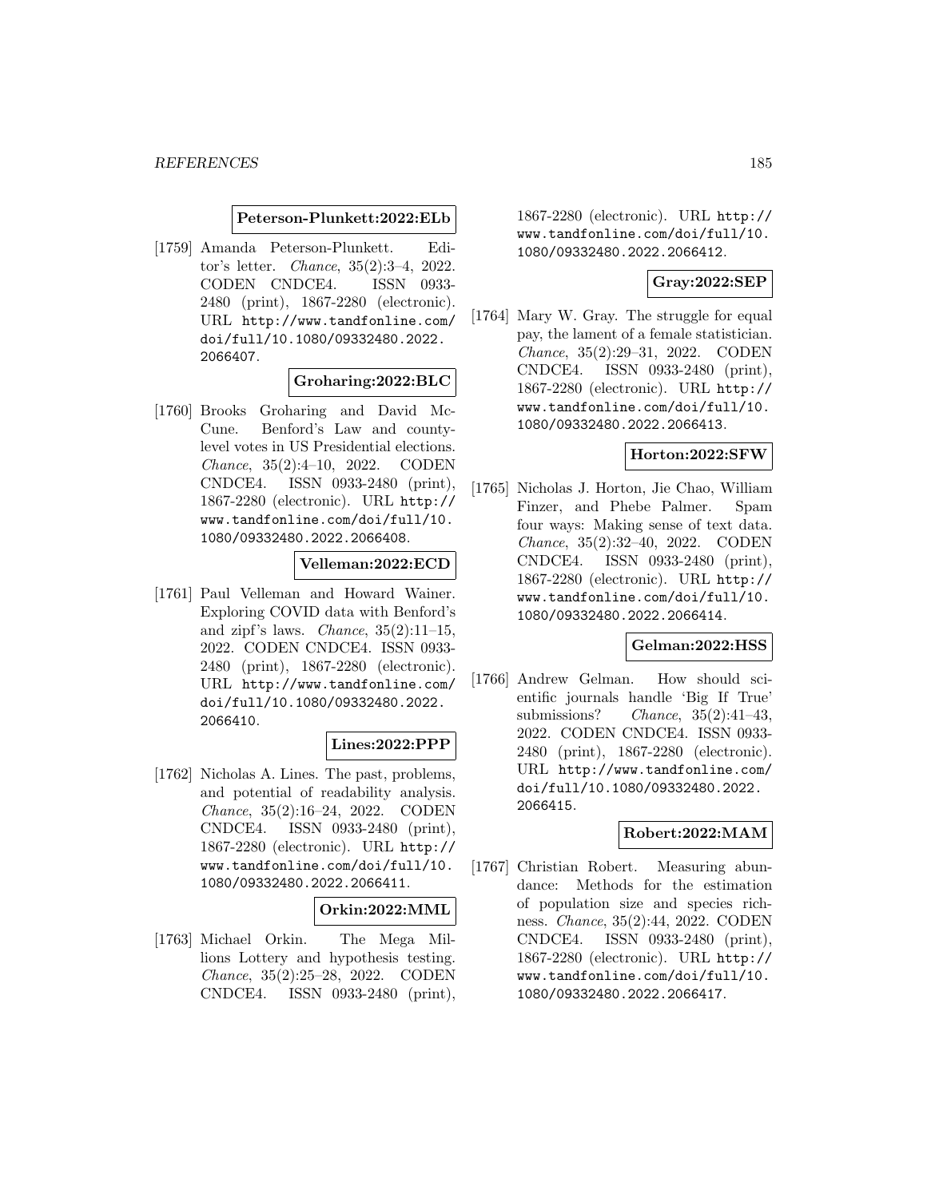**Peterson-Plunkett:2022:ELb**

[1759] Amanda Peterson-Plunkett. Editor's letter. *Chance*, 35(2):3–4, 2022. CODEN CNDCE4. ISSN 0933-2480 (print), 1867-2280 (electronic). URL http://www.tandfonline.com/doi/full/10.1080/09332480.2022.2066407.

**Groharing:2022:BLC**

[1760] Brooks Groharing and David McCune. Benford's Law and county-level votes in US Presidential elections. *Chance*, 35(2):4–10, 2022. CODEN CNDCE4. ISSN 0933-2480 (print), 1867-2280 (electronic). URL http://www.tandfonline.com/doi/full/10.1080/09332480.2022.2066408.

**Velleman:2022:ECD**

[1761] Paul Velleman and Howard Wainer. Exploring COVID data with Benford's and zipf's laws. *Chance*, 35(2):11–15, 2022. CODEN CNDCE4. ISSN 0933-2480 (print), 1867-2280 (electronic). URL http://www.tandfonline.com/doi/full/10.1080/09332480.2022.2066410.

**Lines:2022:PPP**

[1762] Nicholas A. Lines. The past, problems, and potential of readability analysis. *Chance*, 35(2):16–24, 2022. CODEN CNDCE4. ISSN 0933-2480 (print), 1867-2280 (electronic). URL http://www.tandfonline.com/doi/full/10.1080/09332480.2022.2066411.

**Orkin:2022:MML**

[1763] Michael Orkin. The Mega Millions Lottery and hypothesis testing. *Chance*, 35(2):25–28, 2022. CODEN CNDCE4. ISSN 0933-2480 (print), 1867-2280 (electronic). URL http://www.tandfonline.com/doi/full/10.1080/09332480.2022.2066412.

**Gray:2022:SEP**

[1764] Mary W. Gray. The struggle for equal pay, the lament of a female statistician. *Chance*, 35(2):29–31, 2022. CODEN CNDCE4. ISSN 0933-2480 (print), 1867-2280 (electronic). URL http://www.tandfonline.com/doi/full/10.1080/09332480.2022.2066413.

**Horton:2022:SFW**

[1765] Nicholas J. Horton, Jie Chao, William Finzer, and Phebe Palmer. Spam four ways: Making sense of text data. *Chance*, 35(2):32–40, 2022. CODEN CNDCE4. ISSN 0933-2480 (print), 1867-2280 (electronic). URL http://www.tandfonline.com/doi/full/10.1080/09332480.2022.2066414.

**Gelman:2022:HSS**

[1766] Andrew Gelman. How should scientific journals handle 'Big If True' submissions? *Chance*, 35(2):41–43, 2022. CODEN CNDCE4. ISSN 0933-2480 (print), 1867-2280 (electronic). URL http://www.tandfonline.com/doi/full/10.1080/09332480.2022.2066415.

**Robert:2022:MAM**

[1767] Christian Robert. Measuring abundance: Methods for the estimation of population size and species richness. *Chance*, 35(2):44, 2022. CODEN CNDCE4. ISSN 0933-2480 (print), 1867-2280 (electronic). URL http://www.tandfonline.com/doi/full/10.1080/09332480.2022.2066417.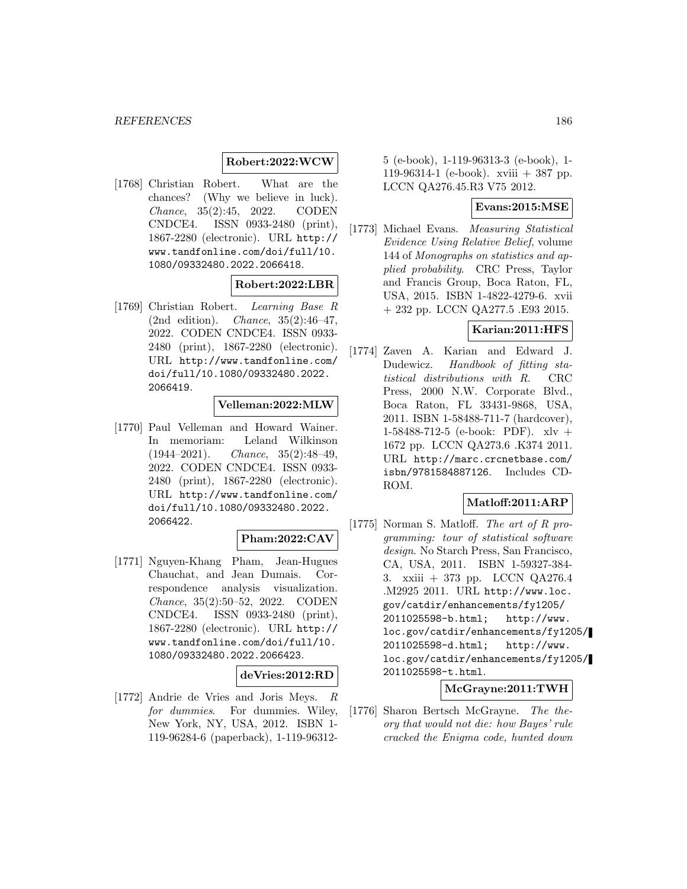**Robert:2022:WCW**

[1768] Christian Robert. What are the chances? (Why we believe in luck). *Chance*, 35(2):45, 2022. CODEN CNDCE4. ISSN 0933-2480 (print), 1867-2280 (electronic). URL http://www.tandfonline.com/doi/full/10.1080/09332480.2022.2066418.

**Robert:2022:LBR**

[1769] Christian Robert. *Learning Base R* (2nd edition). *Chance*, 35(2):46–47, 2022. CODEN CNDCE4. ISSN 0933-2480 (print), 1867-2280 (electronic). URL http://www.tandfonline.com/doi/full/10.1080/09332480.2022.2066419.

**Velleman:2022:MLW**

[1770] Paul Velleman and Howard Wainer. In memoriam: Leland Wilkinson (1944–2021). *Chance*, 35(2):48–49, 2022. CODEN CNDCE4. ISSN 0933-2480 (print), 1867-2280 (electronic). URL http://www.tandfonline.com/doi/full/10.1080/09332480.2022.2066422.

**Pham:2022:CAV**

[1771] Nguyen-Khang Pham, Jean-Hugues Chauchat, and Jean Dumais. Correspondence analysis visualization. *Chance*, 35(2):50–52, 2022. CODEN CNDCE4. ISSN 0933-2480 (print), 1867-2280 (electronic). URL http://www.tandfonline.com/doi/full/10.1080/09332480.2022.2066423.

**deVries:2012:RD**

[1772] Andrie de Vries and Joris Meys. *R for dummies*. For dummies. Wiley, New York, NY, USA, 2012. ISBN 1-119-96284-6 (paperback), 1-119-96312-5 (e-book), 1-119-96313-3 (e-book), 1-119-96314-1 (e-book). xviii + 387 pp. LCCN QA276.45.R3 V75 2012.

**Evans:2015:MSE**

[1773] Michael Evans. *Measuring Statistical Evidence Using Relative Belief*, volume 144 of *Monographs on statistics and applied probability*. CRC Press, Taylor and Francis Group, Boca Raton, FL, USA, 2015. ISBN 1-4822-4279-6. xvii + 232 pp. LCCN QA277.5 .E93 2015.

**Karian:2011:HFS**

[1774] Zaven A. Karian and Edward J. Dudewicz. *Handbook of fitting statistical distributions with R*. CRC Press, 2000 N.W. Corporate Blvd., Boca Raton, FL 33431-9868, USA, 2011. ISBN 1-58488-711-7 (hardcover), 1-58488-712-5 (e-book: PDF). xlv + 1672 pp. LCCN QA273.6 .K374 2011. URL http://marc.crcnetbase.com/isbn/9781584887126. Includes CD-ROM.

**Matloff:2011:ARP**

[1775] Norman S. Matloff. *The art of R programming: tour of statistical software design*. No Starch Press, San Francisco, CA, USA, 2011. ISBN 1-59327-384-3. xxiii + 373 pp. LCCN QA276.4 .M2925 2011. URL http://www.loc.gov/catdir/enhancements/fy1205/2011025598-b.html; http://www.loc.gov/catdir/enhancements/fy1205/2011025598-d.html; http://www.loc.gov/catdir/enhancements/fy1205/2011025598-t.html.

**McGrayne:2011:TWH**

[1776] Sharon Bertsch McGrayne. *The theory that would not die: how Bayes' rule cracked the Enigma code, hunted down*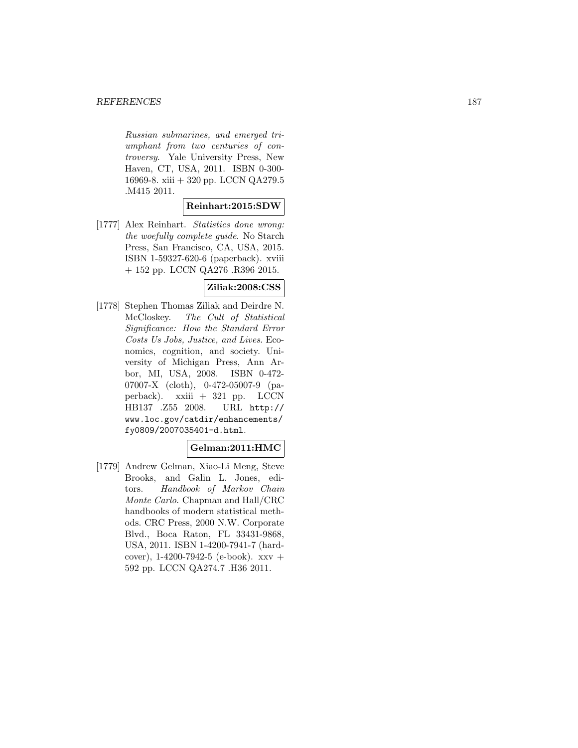*Russian submarines, and emerged triumphant from two centuries of controversy*. Yale University Press, New Haven, CT, USA, 2011. ISBN 0-300-16969-8. xiii + 320 pp. LCCN QA279.5 .M415 2011.

**Reinhart:2015:SDW**

[1777] Alex Reinhart. *Statistics done wrong: the woefully complete guide*. No Starch Press, San Francisco, CA, USA, 2015. ISBN 1-59327-620-6 (paperback). xviii + 152 pp. LCCN QA276 .R396 2015.

**Ziliak:2008:CSS**

[1778] Stephen Thomas Ziliak and Deirdre N. McCloskey. *The Cult of Statistical Significance: How the Standard Error Costs Us Jobs, Justice, and Lives*. Economics, cognition, and society. University of Michigan Press, Ann Arbor, MI, USA, 2008. ISBN 0-472-07007-X (cloth), 0-472-05007-9 (paperback). xxiii + 321 pp. LCCN HB137 .Z55 2008. URL `http://www.loc.gov/catdir/enhancements/fy0809/2007035401-d.html`.

**Gelman:2011:HMC**

[1779] Andrew Gelman, Xiao-Li Meng, Steve Brooks, and Galin L. Jones, editors. *Handbook of Markov Chain Monte Carlo*. Chapman and Hall/CRC handbooks of modern statistical methods. CRC Press, 2000 N.W. Corporate Blvd., Boca Raton, FL 33431-9868, USA, 2011. ISBN 1-4200-7941-7 (hardcover), 1-4200-7942-5 (e-book). xxv + 592 pp. LCCN QA274.7 .H36 2011.